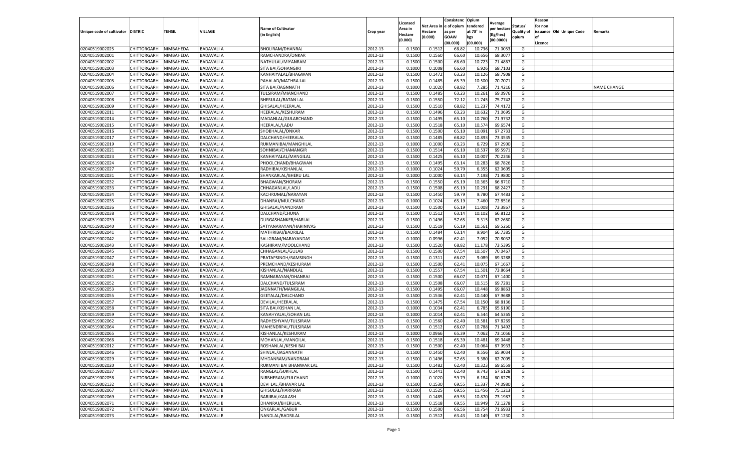| Unique code of cultivator | DISTRIC | TEHSIL | VILLAGE | Name of Cultivator (in English) | Crop year | Licensed Area in Hectare (0.000) | Net Area in Hectare (0.000) | Consistence of opium as per GOAW (00.000) | Opium tendered at 70° in kgs (00.000) | Average per hectare (Kg/hec) (00.0000) | Status/ Quality of opium | Reason for non issuance of Licence | Old Unique Code | Remarks |
|---|---|---|---|---|---|---|---|---|---|---|---|---|---|---|
| 02040519002025 | CHITTORGARH | NIMBAHEDA | BADAVALI A | BHOLIRAM/DHANRAJ | 2012-13 | 0.1500 | 0.1512 | 68.82 | 10.736 | 71.0053 | G | | | |
| 02040519002001 | CHITTORGARH | NIMBAHEDA | BADAVALI A | RAMCHANDRA/ONKAR | 2012-13 | 0.1500 | 0.1560 | 66.60 | 10.656 | 68.3077 | G | | | |
| 02040519002002 | CHITTORGARH | NIMBAHEDA | BADAVALI A | NATHULAL/MIYANRAM | 2012-13 | 0.1500 | 0.1500 | 66.60 | 10.723 | 71.4867 | G | | | |
| 02040519002003 | CHITTORGARH | NIMBAHEDA | BADAVALI A | SITA BAI/SOHANGIRI | 2012-13 | 0.1000 | 0.1008 | 66.60 | 6.926 | 68.7103 | G | | | |
| 02040519002004 | CHITTORGARH | NIMBAHEDA | BADAVALI A | KANHAIYALAL/BHAGWAN | 2012-13 | 0.1500 | 0.1472 | 63.23 | 10.126 | 68.7908 | G | | | |
| 02040519002005 | CHITTORGARH | NIMBAHEDA | BADAVALI A | PAHALAD/MATHRA LAL | 2012-13 | 0.1500 | 0.1485 | 65.39 | 10.500 | 70.7071 | G | | | |
| 02040519002006 | CHITTORGARH | NIMBAHEDA | BADAVALI A | SITA BAI/JAGNNATH | 2012-13 | 0.1000 | 0.1020 | 68.82 | 7.285 | 71.4216 | G | | | NAME CHANGE |
| 02040519002007 | CHITTORGARH | NIMBAHEDA | BADAVALI A | TULSIRAM/MIANCHAND | 2012-13 | 0.1500 | 0.1485 | 63.23 | 10.261 | 69.0976 | G | | | |
| 02040519002008 | CHITTORGARH | NIMBAHEDA | BADAVALI A | BHERULAL/RATAN LAL | 2012-13 | 0.1500 | 0.1550 | 72.12 | 11.745 | 75.7742 | G | | | |
| 02040519002009 | CHITTORGARH | NIMBAHEDA | BADAVALI A | GHISALAL/HEERALAL | 2012-13 | 0.1500 | 0.1510 | 68.82 | 11.237 | 74.4172 | G | | | |
| 02040519002011 | CHITTORGARH | NIMBAHEDA | BADAVALI A | HEERALAL/KESHURAM | 2012-13 | 0.1500 | 0.1496 | 63.23 | 10.632 | 71.0695 | G | | | |
| 02040519002014 | CHITTORGARH | NIMBAHEDA | BADAVALI A | MADANLAL/GULABCHAND | 2012-13 | 0.1500 | 0.1495 | 65.10 | 10.760 | 71.9732 | G | | | |
| 02040519002015 | CHITTORGARH | NIMBAHEDA | BADAVALI A | HEERALAL/LADU | 2012-13 | 0.1500 | 0.1518 | 65.10 | 10.574 | 69.6574 | G | | | |
| 02040519002016 | CHITTORGARH | NIMBAHEDA | BADAVALI A | SHOBHALAL/ONKAR | 2012-13 | 0.1500 | 0.1500 | 65.10 | 10.091 | 67.2733 | G | | | |
| 02040519002017 | CHITTORGARH | NIMBAHEDA | BADAVALI A | DALCHAND/HEERALAL | 2012-13 | 0.1500 | 0.1485 | 68.82 | 10.893 | 73.3535 | G | | | |
| 02040519002019 | CHITTORGARH | NIMBAHEDA | BADAVALI A | RUKMANIBAI/MANGHILAL | 2012-13 | 0.1000 | 0.1000 | 63.23 | 6.729 | 67.2900 | G | | | |
| 02040519002021 | CHITTORGARH | NIMBAHEDA | BADAVALI A | SOHNIBAI/CHAMANGIR | 2012-13 | 0.1500 | 0.1514 | 65.10 | 10.537 | 69.5971 | G | | | |
| 02040519002023 | CHITTORGARH | NIMBAHEDA | BADAVALI A | KANHAIYALAL/MANGILAL | 2012-13 | 0.1500 | 0.1425 | 65.10 | 10.007 | 70.2246 | G | | | |
| 02040519002024 | CHITTORGARH | NIMBAHEDA | BADAVALI A | PHOOLCHAND/BHAGWAN | 2012-13 | 0.1500 | 0.1495 | 63.14 | 10.283 | 68.7826 | G | | | |
| 02040519002027 | CHITTORGARH | NIMBAHEDA | BADAVALI A | RADHIBAI/KISHANLAL | 2012-13 | 0.1000 | 0.1024 | 59.79 | 6.355 | 62.0605 | G | | | |
| 02040519002031 | CHITTORGARH | NIMBAHEDA | BADAVALI A | SHANKARLAL/BHERU LAL | 2012-13 | 0.1000 | 0.1000 | 63.14 | 7.198 | 71.9800 | G | | | |
| 02040519002032 | CHITTORGARH | NIMBAHEDA | BADAVALI A | BHAGWAN/SHORAM | 2012-13 | 0.1500 | 0.1550 | 65.19 | 10.365 | 66.8710 | G | | | |
| 02040519002033 | CHITTORGARH | NIMBAHEDA | BADAVALI A | CHHAGANLAL/LADU | 2012-13 | 0.1500 | 0.1508 | 65.19 | 10.291 | 68.2427 | G | | | |
| 02040519002034 | CHITTORGARH | NIMBAHEDA | BADAVALI A | KACHRUMAL/NARAYAN | 2012-13 | 0.1500 | 0.1450 | 59.79 | 9.780 | 67.4483 | G | | | |
| 02040519002035 | CHITTORGARH | NIMBAHEDA | BADAVALI A | DHANRAJ/MULCHAND | 2012-13 | 0.1000 | 0.1024 | 65.19 | 7.460 | 72.8516 | G | | | |
| 02040519002036 | CHITTORGARH | NIMBAHEDA | BADAVALI A | GHISALAL/NANDRAM | 2012-13 | 0.1500 | 0.1500 | 65.19 | 11.008 | 73.3867 | G | | | |
| 02040519002038 | CHITTORGARH | NIMBAHEDA | BADAVALI A | DALCHAND/CHUNA | 2012-13 | 0.1500 | 0.1512 | 63.14 | 10.102 | 66.8122 | G | | | |
| 02040519002039 | CHITTORGARH | NIMBAHEDA | BADAVALI A | DURGASHANKER/HARLAL | 2012-13 | 0.1500 | 0.1496 | 57.65 | 9.315 | 62.2660 | G | | | |
| 02040519002040 | CHITTORGARH | NIMBAHEDA | BADAVALI A | SATYANARAYAN/HARINIVAS | 2012-13 | 0.1500 | 0.1519 | 65.19 | 10.561 | 69.5260 | G | | | |
| 02040519002041 | CHITTORGARH | NIMBAHEDA | BADAVALI A | MATHRIBAI/BADRILAL | 2012-13 | 0.1500 | 0.1484 | 63.14 | 9.904 | 66.7385 | G | | | |
| 02040519002042 | CHITTORGARH | NIMBAHEDA | BADAVALI A | SALIGRAM/NARAYANDAS | 2012-13 | 0.1000 | 0.0996 | 62.41 | 7.052 | 70.8032 | G | | | |
| 02040519002043 | CHITTORGARH | NIMBAHEDA | BADAVALI A | KASHIRAM/MOOLCHAND | 2012-13 | 0.1500 | 0.1520 | 68.82 | 11.178 | 73.5395 | G | | | |
| 02040519002045 | CHITTORGARH | NIMBAHEDA | BADAVALI A | CHHAGANLAL/GULAB | 2012-13 | 0.1500 | 0.1500 | 67.54 | 10.507 | 70.0467 | G | | | |
| 02040519002047 | CHITTORGARH | NIMBAHEDA | BADAVALI A | PRATAPSINGH/RAMSINGH | 2012-13 | 0.1500 | 0.1311 | 66.07 | 9.089 | 69.3288 | G | | | |
| 02040519002048 | CHITTORGARH | NIMBAHEDA | BADAVALI A | PREMCHAND/KESHURAM | 2012-13 | 0.1500 | 0.1500 | 62.41 | 10.075 | 67.1667 | G | | | |
| 02040519002050 | CHITTORGARH | NIMBAHEDA | BADAVALI A | KISHANLAL/NANDLAL | 2012-13 | 0.1500 | 0.1557 | 67.54 | 11.501 | 73.8664 | G | | | |
| 02040519002051 | CHITTORGARH | NIMBAHEDA | BADAVALI A | RAMNARAYAN/DHANRAJ | 2012-13 | 0.1500 | 0.1500 | 66.07 | 10.071 | 67.1400 | G | | | |
| 02040519002052 | CHITTORGARH | NIMBAHEDA | BADAVALI A | DALCHAND/TULSIRAM | 2012-13 | 0.1500 | 0.1508 | 66.07 | 10.515 | 69.7281 | G | | | |
| 02040519002053 | CHITTORGARH | NIMBAHEDA | BADAVALI A | JAGNNATH/MANGILAL | 2012-13 | 0.1500 | 0.1495 | 66.07 | 10.448 | 69.8863 | G | | | |
| 02040519002055 | CHITTORGARH | NIMBAHEDA | BADAVALI A | GEETALAL/DALCHAND | 2012-13 | 0.1500 | 0.1536 | 62.41 | 10.440 | 67.9688 | G | | | |
| 02040519002057 | CHITTORGARH | NIMBAHEDA | BADAVALI A | DEVILAL/HEERALAL | 2012-13 | 0.1500 | 0.1475 | 67.54 | 10.150 | 68.8136 | G | | | |
| 02040519002058 | CHITTORGARH | NIMBAHEDA | BADAVALI A | SITA BAI/KISHAN LAL | 2012-13 | 0.1000 | 0.1034 | 62.41 | 6.785 | 65.6190 | G | | | |
| 02040519002059 | CHITTORGARH | NIMBAHEDA | BADAVALI A | KANAHYALAL/SOHAN LAL | 2012-13 | 0.1000 | 0.1014 | 62.41 | 6.544 | 64.5365 | G | | | |
| 02040519002062 | CHITTORGARH | NIMBAHEDA | BADAVALI A | RADHESHYAM/TULSIRAM | 2012-13 | 0.1500 | 0.1560 | 62.40 | 10.581 | 67.8269 | G | | | |
| 02040519002064 | CHITTORGARH | NIMBAHEDA | BADAVALI A | MAHENDRPAL/TULSIRAM | 2012-13 | 0.1500 | 0.1512 | 66.07 | 10.788 | 71.3492 | G | | | |
| 02040519002065 | CHITTORGARH | NIMBAHEDA | BADAVALI A | KISHANLAL/KESHURAM | 2012-13 | 0.1000 | 0.0966 | 65.39 | 7.062 | 73.1056 | G | | | |
| 02040519002066 | CHITTORGARH | NIMBAHEDA | BADAVALI A | MOHANLAL/MANGILAL | 2012-13 | 0.1500 | 0.1518 | 65.39 | 10.481 | 69.0448 | G | | | |
| 02040519002012 | CHITTORGARH | NIMBAHEDA | BADAVALI A | ROSHANLAL/KESHI BAI | 2012-13 | 0.1500 | 0.1500 | 62.40 | 10.064 | 67.0933 | G | | | |
| 02040519002046 | CHITTORGARH | NIMBAHEDA | BADAVALI A | SHIVLAL/JAGANNATH | 2012-13 | 0.1500 | 0.1450 | 62.40 | 9.556 | 65.9034 | G | | | |
| 02040519002029 | CHITTORGARH | NIMBAHEDA | BADAVALI A | MHDANRAM/NANDRAM | 2012-13 | 0.1500 | 0.1496 | 57.65 | 9.380 | 62.7005 | G | | | |
| 02040519002020 | CHITTORGARH | NIMBAHEDA | BADAVALI A | RUKMANI BAI BHANWAR LAL | 2012-13 | 0.1500 | 0.1482 | 62.40 | 10.323 | 69.6559 | G | | | |
| 02040519002037 | CHITTORGARH | NIMBAHEDA | BADAVALI A | RANGLAL/SUKHLAL | 2012-13 | 0.1500 | 0.1441 | 62.40 | 9.743 | 67.6128 | G | | | |
| 02040519002056 | CHITTORGARH | NIMBAHEDA | BADAVALI A | NIRBHERAM/FULCHAND | 2012-13 | 0.1000 | 0.1020 | 59.79 | 6.184 | 60.6275 | G | | | |
| 02040519002132 | CHITTORGARH | NIMBAHEDA | BADAVALI B | DEVI LAL /BHAVAR LAL | 2012-13 | 0.1500 | 0.1530 | 69.55 | 11.337 | 74.0980 | G | | | |
| 02040519002067 | CHITTORGARH | NIMBAHEDA | BADAVALI B | GHISULAL/HARIRAM | 2012-13 | 0.1500 | 0.1525 | 69.55 | 11.456 | 75.1213 | G | | | |
| 02040519002069 | CHITTORGARH | NIMBAHEDA | BADAVALI B | BARJIBAI/KAILASH | 2012-13 | 0.1500 | 0.1485 | 69.55 | 10.870 | 73.1987 | G | | | |
| 02040519002071 | CHITTORGARH | NIMBAHEDA | BADAVALI B | DHANRAJ/BHERULAL | 2012-13 | 0.1500 | 0.1518 | 69.55 | 10.949 | 72.1278 | G | | | |
| 02040519002072 | CHITTORGARH | NIMBAHEDA | BADAVALI B | ONKARLAL/GABUR | 2012-13 | 0.1500 | 0.1500 | 66.56 | 10.754 | 71.6933 | G | | | |
| 02040519002073 | CHITTORGARH | NIMBAHEDA | BADAVALI B | NANDLAL/BADRILAL | 2012-13 | 0.1500 | 0.1512 | 63.43 | 10.149 | 67.1230 | G | | | |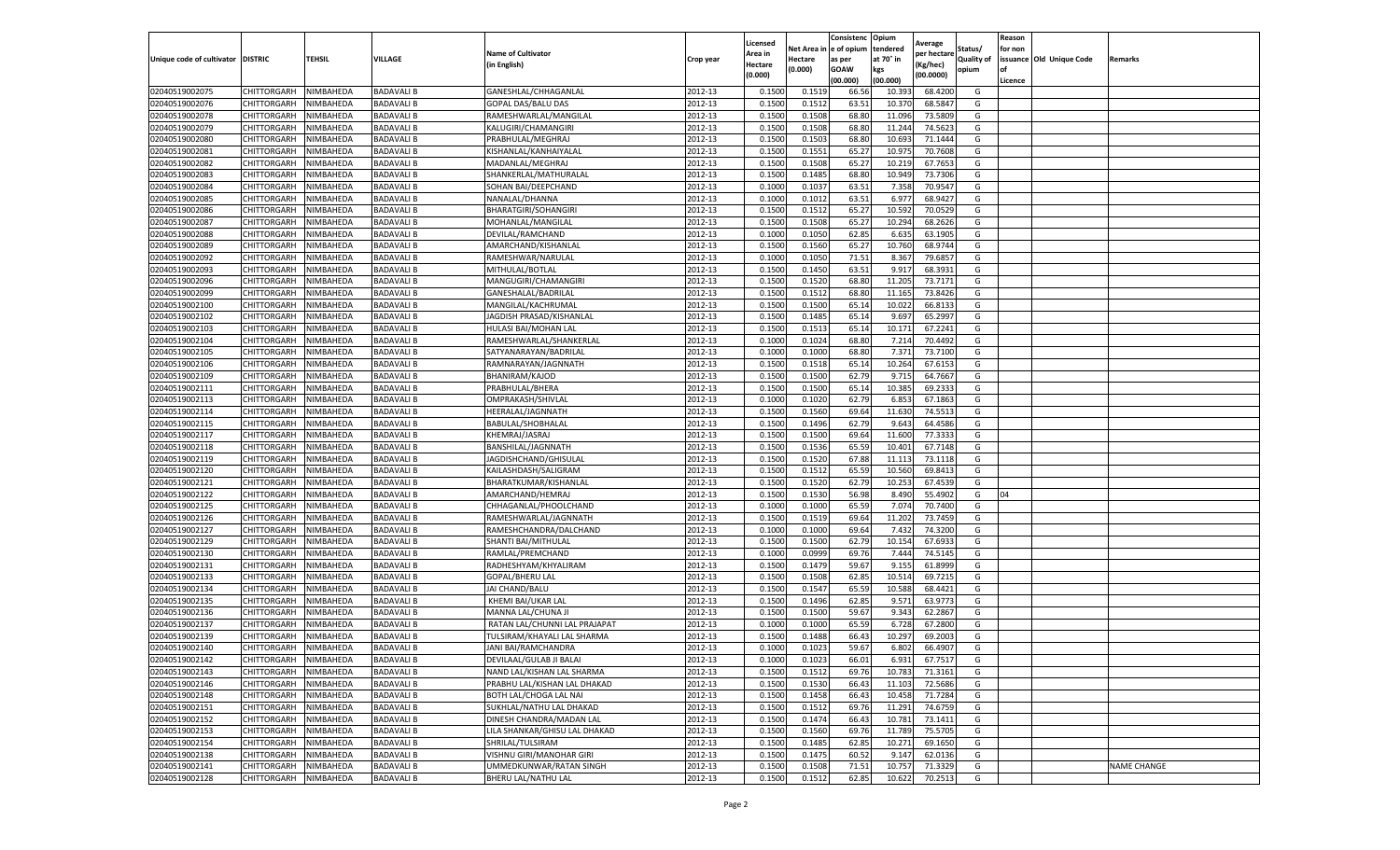| Unique code of cultivator | DISTRIC | TEHSIL | VILLAGE | Name of Cultivator (in English) | Crop year | Licensed Area in Hectare (0.000) | Net Area in Hectare (0.000) | Consistence of opium as per GOAW (00.000) | Opium tendered at 70° in kgs (00.000) | Average per hectare (Kg/hec) (00.0000) | Status/ Quality of opium | Reason for non issuance of Licence | Old Unique Code | Remarks |
|---|---|---|---|---|---|---|---|---|---|---|---|---|---|---|
| 02040519002075 | CHITTORGARH | NIMBAHEDA | BADAVALI B | GANESHLAL/CHHAGANLAL | 2012-13 | 0.1500 | 0.1519 | 66.56 | 10.393 | 68.4200 | G | | | |
| 02040519002076 | CHITTORGARH | NIMBAHEDA | BADAVALI B | GOPAL DAS/BALU DAS | 2012-13 | 0.1500 | 0.1512 | 63.51 | 10.370 | 68.5847 | G | | | |
| 02040519002078 | CHITTORGARH | NIMBAHEDA | BADAVALI B | RAMESHWARLAL/MANGILAL | 2012-13 | 0.1500 | 0.1508 | 68.80 | 11.096 | 73.5809 | G | | | |
| 02040519002079 | CHITTORGARH | NIMBAHEDA | BADAVALI B | KALUGIRI/CHAMANGIRI | 2012-13 | 0.1500 | 0.1508 | 68.80 | 11.244 | 74.5623 | G | | | |
| 02040519002080 | CHITTORGARH | NIMBAHEDA | BADAVALI B | PRABHULAL/MEGHRAJ | 2012-13 | 0.1500 | 0.1503 | 68.80 | 10.693 | 71.1444 | G | | | |
| 02040519002081 | CHITTORGARH | NIMBAHEDA | BADAVALI B | KISHANLAL/KANHAIYALAL | 2012-13 | 0.1500 | 0.1551 | 65.27 | 10.975 | 70.7608 | G | | | |
| 02040519002082 | CHITTORGARH | NIMBAHEDA | BADAVALI B | MADANLAL/MEGHRAJ | 2012-13 | 0.1500 | 0.1508 | 65.27 | 10.219 | 67.7653 | G | | | |
| 02040519002083 | CHITTORGARH | NIMBAHEDA | BADAVALI B | SHANKERLAL/MATHURALAL | 2012-13 | 0.1500 | 0.1485 | 68.80 | 10.949 | 73.7306 | G | | | |
| 02040519002084 | CHITTORGARH | NIMBAHEDA | BADAVALI B | SOHAN BAI/DEEPCHAND | 2012-13 | 0.1000 | 0.1037 | 63.51 | 7.358 | 70.9547 | G | | | |
| 02040519002085 | CHITTORGARH | NIMBAHEDA | BADAVALI B | NANALAL/DHANNA | 2012-13 | 0.1000 | 0.1012 | 63.51 | 6.977 | 68.9427 | G | | | |
| 02040519002086 | CHITTORGARH | NIMBAHEDA | BADAVALI B | BHARATGIRI/SOHANGIRI | 2012-13 | 0.1500 | 0.1512 | 65.27 | 10.592 | 70.0529 | G | | | |
| 02040519002087 | CHITTORGARH | NIMBAHEDA | BADAVALI B | MOHANLAL/MANGILAL | 2012-13 | 0.1500 | 0.1508 | 65.27 | 10.294 | 68.2626 | G | | | |
| 02040519002088 | CHITTORGARH | NIMBAHEDA | BADAVALI B | DEVILAL/RAMCHAND | 2012-13 | 0.1000 | 0.1050 | 62.85 | 6.635 | 63.1905 | G | | | |
| 02040519002089 | CHITTORGARH | NIMBAHEDA | BADAVALI B | AMARCHAND/KISHANLAL | 2012-13 | 0.1500 | 0.1560 | 65.27 | 10.760 | 68.9744 | G | | | |
| 02040519002092 | CHITTORGARH | NIMBAHEDA | BADAVALI B | RAMESHWAR/NARULAL | 2012-13 | 0.1000 | 0.1050 | 71.51 | 8.367 | 79.6857 | G | | | |
| 02040519002093 | CHITTORGARH | NIMBAHEDA | BADAVALI B | MITHULAL/BOTLAL | 2012-13 | 0.1500 | 0.1450 | 63.51 | 9.917 | 68.3931 | G | | | |
| 02040519002096 | CHITTORGARH | NIMBAHEDA | BADAVALI B | MANGUGIRI/CHAMANGIRI | 2012-13 | 0.1500 | 0.1520 | 68.80 | 11.205 | 73.7171 | G | | | |
| 02040519002099 | CHITTORGARH | NIMBAHEDA | BADAVALI B | GANESHALAL/BADRILAL | 2012-13 | 0.1500 | 0.1512 | 68.80 | 11.165 | 73.8426 | G | | | |
| 02040519002100 | CHITTORGARH | NIMBAHEDA | BADAVALI B | MANGILAL/KACHRUMAL | 2012-13 | 0.1500 | 0.1500 | 65.14 | 10.022 | 66.8133 | G | | | |
| 02040519002102 | CHITTORGARH | NIMBAHEDA | BADAVALI B | JAGDISH PRASAD/KISHANLAL | 2012-13 | 0.1500 | 0.1485 | 65.14 | 9.697 | 65.2997 | G | | | |
| 02040519002103 | CHITTORGARH | NIMBAHEDA | BADAVALI B | HULASI BAI/MOHAN LAL | 2012-13 | 0.1500 | 0.1513 | 65.14 | 10.171 | 67.2241 | G | | | |
| 02040519002104 | CHITTORGARH | NIMBAHEDA | BADAVALI B | RAMESHWARLAL/SHANKERLAL | 2012-13 | 0.1000 | 0.1024 | 68.80 | 7.214 | 70.4492 | G | | | |
| 02040519002105 | CHITTORGARH | NIMBAHEDA | BADAVALI B | SATYANARAYAN/BADRILAL | 2012-13 | 0.1000 | 0.1000 | 68.80 | 7.371 | 73.7100 | G | | | |
| 02040519002106 | CHITTORGARH | NIMBAHEDA | BADAVALI B | RAMNARAYAN/JAGNNATH | 2012-13 | 0.1500 | 0.1518 | 65.14 | 10.264 | 67.6153 | G | | | |
| 02040519002109 | CHITTORGARH | NIMBAHEDA | BADAVALI B | BHANIRAM/KAJOD | 2012-13 | 0.1500 | 0.1500 | 62.79 | 9.715 | 64.7667 | G | | | |
| 02040519002111 | CHITTORGARH | NIMBAHEDA | BADAVALI B | PRABHULAL/BHERA | 2012-13 | 0.1500 | 0.1500 | 65.14 | 10.385 | 69.2333 | G | | | |
| 02040519002113 | CHITTORGARH | NIMBAHEDA | BADAVALI B | OMPRAKASH/SHIVLAL | 2012-13 | 0.1000 | 0.1020 | 62.79 | 6.853 | 67.1863 | G | | | |
| 02040519002114 | CHITTORGARH | NIMBAHEDA | BADAVALI B | HEERALAL/JAGNNATH | 2012-13 | 0.1500 | 0.1560 | 69.64 | 11.630 | 74.5513 | G | | | |
| 02040519002115 | CHITTORGARH | NIMBAHEDA | BADAVALI B | BABULAL/SHOBHALAL | 2012-13 | 0.1500 | 0.1496 | 62.79 | 9.643 | 64.4586 | G | | | |
| 02040519002117 | CHITTORGARH | NIMBAHEDA | BADAVALI B | KHEMRAJ/JASRAJ | 2012-13 | 0.1500 | 0.1500 | 69.64 | 11.600 | 77.3333 | G | | | |
| 02040519002118 | CHITTORGARH | NIMBAHEDA | BADAVALI B | BANSHILAL/JAGNNATH | 2012-13 | 0.1500 | 0.1536 | 65.59 | 10.401 | 67.7148 | G | | | |
| 02040519002119 | CHITTORGARH | NIMBAHEDA | BADAVALI B | JAGDISHCHAND/GHISULAL | 2012-13 | 0.1500 | 0.1520 | 67.88 | 11.113 | 73.1118 | G | | | |
| 02040519002120 | CHITTORGARH | NIMBAHEDA | BADAVALI B | KAILASHDASH/SALIGRAM | 2012-13 | 0.1500 | 0.1512 | 65.59 | 10.560 | 69.8413 | G | | | |
| 02040519002121 | CHITTORGARH | NIMBAHEDA | BADAVALI B | BHARATKUMAR/KISHANLAL | 2012-13 | 0.1500 | 0.1520 | 62.79 | 10.253 | 67.4539 | G | | | |
| 02040519002122 | CHITTORGARH | NIMBAHEDA | BADAVALI B | AMARCHAND/HEMRAJ | 2012-13 | 0.1500 | 0.1530 | 56.98 | 8.490 | 55.4902 | G | 04 | | |
| 02040519002125 | CHITTORGARH | NIMBAHEDA | BADAVALI B | CHHAGANLAL/PHOOLCHAND | 2012-13 | 0.1000 | 0.1000 | 65.59 | 7.074 | 70.7400 | G | | | |
| 02040519002126 | CHITTORGARH | NIMBAHEDA | BADAVALI B | RAMESHWARLAL/JAGNNATH | 2012-13 | 0.1500 | 0.1519 | 69.64 | 11.202 | 73.7459 | G | | | |
| 02040519002127 | CHITTORGARH | NIMBAHEDA | BADAVALI B | RAMESHCHANDRA/DALCHAND | 2012-13 | 0.1000 | 0.1000 | 69.64 | 7.432 | 74.3200 | G | | | |
| 02040519002129 | CHITTORGARH | NIMBAHEDA | BADAVALI B | SHANTI BAI/MITHULAL | 2012-13 | 0.1500 | 0.1500 | 62.79 | 10.154 | 67.6933 | G | | | |
| 02040519002130 | CHITTORGARH | NIMBAHEDA | BADAVALI B | RAMLAL/PREMCHAND | 2012-13 | 0.1000 | 0.0999 | 69.76 | 7.444 | 74.5145 | G | | | |
| 02040519002131 | CHITTORGARH | NIMBAHEDA | BADAVALI B | RADHESHYAM/KHYALIRAM | 2012-13 | 0.1500 | 0.1479 | 59.67 | 9.155 | 61.8999 | G | | | |
| 02040519002133 | CHITTORGARH | NIMBAHEDA | BADAVALI B | GOPAL/BHERU LAL | 2012-13 | 0.1500 | 0.1508 | 62.85 | 10.514 | 69.7215 | G | | | |
| 02040519002134 | CHITTORGARH | NIMBAHEDA | BADAVALI B | JAI CHAND/BALU | 2012-13 | 0.1500 | 0.1547 | 65.59 | 10.588 | 68.4421 | G | | | |
| 02040519002135 | CHITTORGARH | NIMBAHEDA | BADAVALI B | KHEMI BAI/UKAR LAL | 2012-13 | 0.1500 | 0.1496 | 62.85 | 9.571 | 63.9773 | G | | | |
| 02040519002136 | CHITTORGARH | NIMBAHEDA | BADAVALI B | MANNA LAL/CHUNA JI | 2012-13 | 0.1500 | 0.1500 | 59.67 | 9.343 | 62.2867 | G | | | |
| 02040519002137 | CHITTORGARH | NIMBAHEDA | BADAVALI B | RATAN LAL/CHUNNI LAL PRAJAPAT | 2012-13 | 0.1000 | 0.1000 | 65.59 | 6.728 | 67.2800 | G | | | |
| 02040519002139 | CHITTORGARH | NIMBAHEDA | BADAVALI B | TULSIRAM/KHAYALI LAL SHARMA | 2012-13 | 0.1500 | 0.1488 | 66.43 | 10.297 | 69.2003 | G | | | |
| 02040519002140 | CHITTORGARH | NIMBAHEDA | BADAVALI B | JANI BAI/RAMCHANDRA | 2012-13 | 0.1000 | 0.1023 | 59.67 | 6.802 | 66.4907 | G | | | |
| 02040519002142 | CHITTORGARH | NIMBAHEDA | BADAVALI B | DEVILAAL/GULAB JI BALAI | 2012-13 | 0.1000 | 0.1023 | 66.01 | 6.931 | 67.7517 | G | | | |
| 02040519002143 | CHITTORGARH | NIMBAHEDA | BADAVALI B | NAND LAL/KISHAN LAL SHARMA | 2012-13 | 0.1500 | 0.1512 | 69.76 | 10.783 | 71.3161 | G | | | |
| 02040519002146 | CHITTORGARH | NIMBAHEDA | BADAVALI B | PRABHU LAL/KISHAN LAL DHAKAD | 2012-13 | 0.1500 | 0.1530 | 66.43 | 11.103 | 72.5686 | G | | | |
| 02040519002148 | CHITTORGARH | NIMBAHEDA | BADAVALI B | BOTH LAL/CHOGA LAL NAI | 2012-13 | 0.1500 | 0.1458 | 66.43 | 10.458 | 71.7284 | G | | | |
| 02040519002151 | CHITTORGARH | NIMBAHEDA | BADAVALI B | SUKHLAL/NATHU LAL DHAKAD | 2012-13 | 0.1500 | 0.1512 | 69.76 | 11.291 | 74.6759 | G | | | |
| 02040519002152 | CHITTORGARH | NIMBAHEDA | BADAVALI B | DINESH CHANDRA/MADAN LAL | 2012-13 | 0.1500 | 0.1474 | 66.43 | 10.781 | 73.1411 | G | | | |
| 02040519002153 | CHITTORGARH | NIMBAHEDA | BADAVALI B | LILA SHANKAR/GHISU LAL DHAKAD | 2012-13 | 0.1500 | 0.1560 | 69.76 | 11.789 | 75.5705 | G | | | |
| 02040519002154 | CHITTORGARH | NIMBAHEDA | BADAVALI B | SHRILAL/TULSIRAM | 2012-13 | 0.1500 | 0.1485 | 62.85 | 10.271 | 69.1650 | G | | | |
| 02040519002138 | CHITTORGARH | NIMBAHEDA | BADAVALI B | VISHNU GIRI/MANOHAR GIRI | 2012-13 | 0.1500 | 0.1475 | 60.52 | 9.147 | 62.0136 | G | | | |
| 02040519002141 | CHITTORGARH | NIMBAHEDA | BADAVALI B | UMMEDKUNWAR/RATAN SINGH | 2012-13 | 0.1500 | 0.1508 | 71.51 | 10.757 | 71.3329 | G | | | NAME CHANGE |
| 02040519002128 | CHITTORGARH | NIMBAHEDA | BADAVALI B | BHERU LAL/NATHU LAL | 2012-13 | 0.1500 | 0.1512 | 62.85 | 10.622 | 70.2513 | G | | | |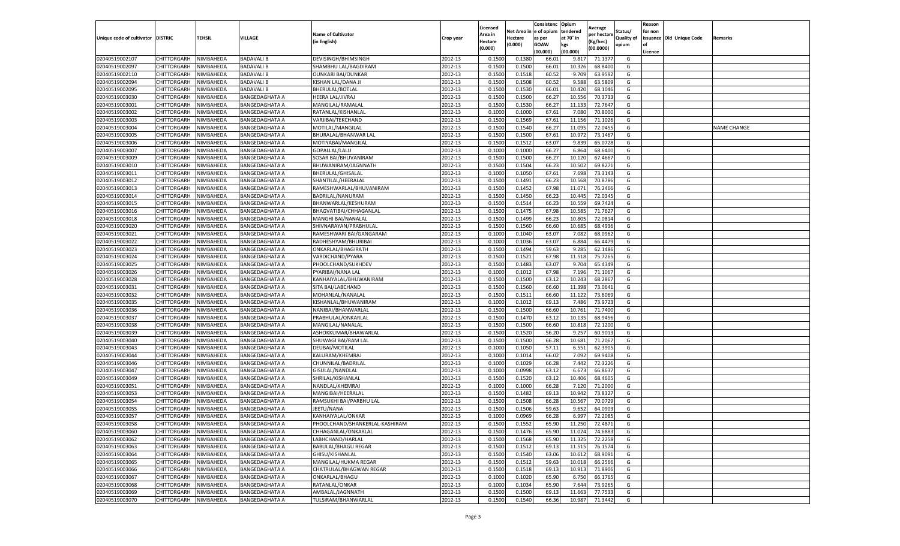| Unique code of cultivator | DISTRIC | TEHSIL | VILLAGE | Name of Cultivator (in English) | Crop year | Licensed Area in Hectare (0.000) | Net Area in Hectare (0.000) | Consistenc e of opium as per GOAW (00.000) | Opium tendered at 70° in kgs (00.000) | Average per hectare (Kg/hec) (00.0000) | Status/ Quality of opium | Reason for non issuance of Licence | Old Unique Code | Remarks |
|---|---|---|---|---|---|---|---|---|---|---|---|---|---|---|
| 02040519002107 | CHITTORGARH | NIMBAHEDA | BADAVALI B | DEVISINGH/BHIMSINGH | 2012-13 | 0.1500 | 0.1380 | 66.01 | 9.817 | 71.1377 | G | | | |
| 02040519002097 | CHITTORGARH | NIMBAHEDA | BADAVALI B | SHAMBHU LAL/BAGDIRAM | 2012-13 | 0.1500 | 0.1500 | 66.01 | 10.326 | 68.8400 | G | | | |
| 02040519002110 | CHITTORGARH | NIMBAHEDA | BADAVALI B | OUNKARI BAI/OUNKAR | 2012-13 | 0.1500 | 0.1518 | 60.52 | 9.709 | 63.9592 | G | | | |
| 02040519002094 | CHITTORGARH | NIMBAHEDA | BADAVALI B | KISHAN LAL/DANA JI | 2012-13 | 0.1500 | 0.1508 | 60.52 | 9.588 | 63.5809 | G | | | |
| 02040519002095 | CHITTORGARH | NIMBAHEDA | BADAVALI B | BHERULAL/BOTLAL | 2012-13 | 0.1500 | 0.1530 | 66.01 | 10.420 | 68.1046 | G | | | |
| 02040519003030 | CHITTORGARH | NIMBAHEDA | BANGEDAGHATA A | HEERA LAL/JIVRAJ | 2012-13 | 0.1500 | 0.1500 | 66.27 | 10.556 | 70.3733 | G | | | |
| 02040519003001 | CHITTORGARH | NIMBAHEDA | BANGEDAGHATA A | MANGILAL/RAMALAL | 2012-13 | 0.1500 | 0.1530 | 66.27 | 11.133 | 72.7647 | G | | | |
| 02040519003002 | CHITTORGARH | NIMBAHEDA | BANGEDAGHATA A | RATANLAL/KISHANLAL | 2012-13 | 0.1000 | 0.1000 | 67.61 | 7.080 | 70.8000 | G | | | |
| 02040519003003 | CHITTORGARH | NIMBAHEDA | BANGEDAGHATA A | VARJIBAI/TEKCHAND | 2012-13 | 0.1500 | 0.1569 | 67.61 | 11.156 | 71.1026 | G | | | |
| 02040519003004 | CHITTORGARH | NIMBAHEDA | BANGEDAGHATA A | MOTILAL/MANGILAL | 2012-13 | 0.1500 | 0.1540 | 66.27 | 11.095 | 72.0455 | G | | | NAME CHANGE |
| 02040519003005 | CHITTORGARH | NIMBAHEDA | BANGEDAGHATA A | BHURALAL/BHANWAR LAL | 2012-13 | 0.1500 | 0.1500 | 67.61 | 10.972 | 73.1467 | G | | | |
| 02040519003006 | CHITTORGARH | NIMBAHEDA | BANGEDAGHATA A | MOTIYABAI/MANGILAL | 2012-13 | 0.1500 | 0.1512 | 63.07 | 9.839 | 65.0728 | G | | | |
| 02040519003007 | CHITTORGARH | NIMBAHEDA | BANGEDAGHATA A | GOPALLAL/LALU | 2012-13 | 0.1000 | 0.1000 | 66.27 | 6.864 | 68.6400 | G | | | |
| 02040519003009 | CHITTORGARH | NIMBAHEDA | BANGEDAGHATA A | SOSAR BAI/BHUVANIRAM | 2012-13 | 0.1500 | 0.1500 | 66.27 | 10.120 | 67.4667 | G | | | |
| 02040519003010 | CHITTORGARH | NIMBAHEDA | BANGEDAGHATA A | BHUWANIRAM/JAGNNATH | 2012-13 | 0.1500 | 0.1504 | 66.23 | 10.502 | 69.8271 | G | | | |
| 02040519003011 | CHITTORGARH | NIMBAHEDA | BANGEDAGHATA A | BHERULAL/GHISALAL | 2012-13 | 0.1000 | 0.1050 | 67.61 | 7.698 | 73.3143 | G | | | |
| 02040519003012 | CHITTORGARH | NIMBAHEDA | BANGEDAGHATA A | SHANTILAL/HEERALAL | 2012-13 | 0.1500 | 0.1491 | 66.23 | 10.568 | 70.8786 | G | | | |
| 02040519003013 | CHITTORGARH | NIMBAHEDA | BANGEDAGHATA A | RAMESHWARLAL/BHUVANIRAM | 2012-13 | 0.1500 | 0.1452 | 67.98 | 11.071 | 76.2466 | G | | | |
| 02040519003014 | CHITTORGARH | NIMBAHEDA | BANGEDAGHATA A | BADRILAL/NANURAM | 2012-13 | 0.1500 | 0.1450 | 66.23 | 10.445 | 72.0345 | G | | | |
| 02040519003015 | CHITTORGARH | NIMBAHEDA | BANGEDAGHATA A | BHANWARLAL/KESHURAM | 2012-13 | 0.1500 | 0.1514 | 66.23 | 10.559 | 69.7424 | G | | | |
| 02040519003016 | CHITTORGARH | NIMBAHEDA | BANGEDAGHATA A | BHAGVATIBAI/CHHAGANLAL | 2012-13 | 0.1500 | 0.1475 | 67.98 | 10.585 | 71.7627 | G | | | |
| 02040519003018 | CHITTORGARH | NIMBAHEDA | BANGEDAGHATA A | MANGHI BAI/NANALAL | 2012-13 | 0.1500 | 0.1499 | 66.23 | 10.805 | 72.0814 | G | | | |
| 02040519003020 | CHITTORGARH | NIMBAHEDA | BANGEDAGHATA A | SHIVNARAYAN/PRABHULAL | 2012-13 | 0.1500 | 0.1560 | 66.60 | 10.685 | 68.4936 | G | | | |
| 02040519003021 | CHITTORGARH | NIMBAHEDA | BANGEDAGHATA A | RAMESHWARI BAI/GANGARAM | 2012-13 | 0.1000 | 0.1040 | 63.07 | 7.082 | 68.0962 | G | | | |
| 02040519003022 | CHITTORGARH | NIMBAHEDA | BANGEDAGHATA A | RADHESHYAM/BHURIBAI | 2012-13 | 0.1000 | 0.1036 | 63.07 | 6.884 | 66.4479 | G | | | |
| 02040519003023 | CHITTORGARH | NIMBAHEDA | BANGEDAGHATA A | ONKARLAL/BHAGIRATH | 2012-13 | 0.1500 | 0.1494 | 59.63 | 9.285 | 62.1486 | G | | | |
| 02040519003024 | CHITTORGARH | NIMBAHEDA | BANGEDAGHATA A | VARDICHAND/PYARA | 2012-13 | 0.1500 | 0.1521 | 67.98 | 11.518 | 75.7265 | G | | | |
| 02040519003025 | CHITTORGARH | NIMBAHEDA | BANGEDAGHATA A | PHOOLCHAND/SUKHDEV | 2012-13 | 0.1500 | 0.1483 | 63.07 | 9.704 | 65.4349 | G | | | |
| 02040519003026 | CHITTORGARH | NIMBAHEDA | BANGEDAGHATA A | PYARIBAI/NANA LAL | 2012-13 | 0.1000 | 0.1012 | 67.98 | 7.196 | 71.1067 | G | | | |
| 02040519003028 | CHITTORGARH | NIMBAHEDA | BANGEDAGHATA A | KANHAIYALAL/BHUWANIRAM | 2012-13 | 0.1500 | 0.1500 | 63.12 | 10.243 | 68.2867 | G | | | |
| 02040519003031 | CHITTORGARH | NIMBAHEDA | BANGEDAGHATA A | SITA BAI/LABCHAND | 2012-13 | 0.1500 | 0.1560 | 66.60 | 11.398 | 73.0641 | G | | | |
| 02040519003032 | CHITTORGARH | NIMBAHEDA | BANGEDAGHATA A | MOHANLAL/NANALAL | 2012-13 | 0.1500 | 0.1511 | 66.60 | 11.122 | 73.6069 | G | | | |
| 02040519003035 | CHITTORGARH | NIMBAHEDA | BANGEDAGHATA A | KISHANLAL/BHUWANIRAM | 2012-13 | 0.1000 | 0.1012 | 69.13 | 7.486 | 73.9723 | G | | | |
| 02040519003036 | CHITTORGARH | NIMBAHEDA | BANGEDAGHATA A | NANIBAI/BHANWARLAL | 2012-13 | 0.1500 | 0.1500 | 66.60 | 10.761 | 71.7400 | G | | | |
| 02040519003037 | CHITTORGARH | NIMBAHEDA | BANGEDAGHATA A | PRABHULAL/ONKARLAL | 2012-13 | 0.1500 | 0.1470 | 63.12 | 10.135 | 68.9456 | G | | | |
| 02040519003038 | CHITTORGARH | NIMBAHEDA | BANGEDAGHATA A | MANGILAL/NANALAL | 2012-13 | 0.1500 | 0.1500 | 66.60 | 10.818 | 72.1200 | G | | | |
| 02040519003039 | CHITTORGARH | NIMBAHEDA | BANGEDAGHATA A | ASHOKKUMAR/BHAWARLAL | 2012-13 | 0.1500 | 0.1520 | 56.20 | 9.257 | 60.9013 | G | | | |
| 02040519003040 | CHITTORGARH | NIMBAHEDA | BANGEDAGHATA A | SHUWAGI BAI/RAM LAL | 2012-13 | 0.1500 | 0.1500 | 66.28 | 10.681 | 71.2067 | G | | | |
| 02040519003043 | CHITTORGARH | NIMBAHEDA | BANGEDAGHATA A | DEUBAI/MOTILAL | 2012-13 | 0.1000 | 0.1050 | 57.11 | 6.551 | 62.3905 | G | | | |
| 02040519003044 | CHITTORGARH | NIMBAHEDA | BANGEDAGHATA A | KALURAM/KHEMRAJ | 2012-13 | 0.1000 | 0.1014 | 66.02 | 7.092 | 69.9408 | G | | | |
| 02040519003046 | CHITTORGARH | NIMBAHEDA | BANGEDAGHATA A | CHUNNILAL/BADRILAL | 2012-13 | 0.1000 | 0.1029 | 66.28 | 7.442 | 72.3226 | G | | | |
| 02040519003047 | CHITTORGARH | NIMBAHEDA | BANGEDAGHATA A | GISULAL/NANDLAL | 2012-13 | 0.1000 | 0.0998 | 63.12 | 6.673 | 66.8637 | G | | | |
| 02040519003049 | CHITTORGARH | NIMBAHEDA | BANGEDAGHATA A | SHRILAL/KISHANLAL | 2012-13 | 0.1500 | 0.1520 | 63.12 | 10.406 | 68.4605 | G | | | |
| 02040519003051 | CHITTORGARH | NIMBAHEDA | BANGEDAGHATA A | NANDLAL/KHEMRAJ | 2012-13 | 0.1000 | 0.1000 | 66.28 | 7.120 | 71.2000 | G | | | |
| 02040519003053 | CHITTORGARH | NIMBAHEDA | BANGEDAGHATA A | MANGIBAI/HEERALAL | 2012-13 | 0.1500 | 0.1482 | 69.13 | 10.942 | 73.8327 | G | | | |
| 02040519003054 | CHITTORGARH | NIMBAHEDA | BANGEDAGHATA A | RAMSUKHI BAI/PARBHU LAL | 2012-13 | 0.1500 | 0.1508 | 66.28 | 10.567 | 70.0729 | G | | | |
| 02040519003055 | CHITTORGARH | NIMBAHEDA | BANGEDAGHATA A | JEETU/NANA | 2012-13 | 0.1500 | 0.1506 | 59.63 | 9.652 | 64.0903 | G | | | |
| 02040519003057 | CHITTORGARH | NIMBAHEDA | BANGEDAGHATA A | KANHAIYALAL/ONKAR | 2012-13 | 0.1000 | 0.0969 | 66.28 | 6.997 | 72.2085 | G | | | |
| 02040519003058 | CHITTORGARH | NIMBAHEDA | BANGEDAGHATA A | PHOOLCHAND/SHANKERLAL-KASHIRAM | 2012-13 | 0.1500 | 0.1552 | 65.90 | 11.250 | 72.4871 | G | | | |
| 02040519003060 | CHITTORGARH | NIMBAHEDA | BANGEDAGHATA A | CHHAGANLAL/ONKARLAL | 2012-13 | 0.1500 | 0.1476 | 65.90 | 11.024 | 74.6883 | G | | | |
| 02040519003062 | CHITTORGARH | NIMBAHEDA | BANGEDAGHATA A | LABHCHAND/HARLAL | 2012-13 | 0.1500 | 0.1568 | 65.90 | 11.325 | 72.2258 | G | | | |
| 02040519003063 | CHITTORGARH | NIMBAHEDA | BANGEDAGHATA A | BABULAL/BHAGU REGAR | 2012-13 | 0.1500 | 0.1512 | 69.13 | 11.515 | 76.1574 | G | | | |
| 02040519003064 | CHITTORGARH | NIMBAHEDA | BANGEDAGHATA A | GHISU/KISHANLAL | 2012-13 | 0.1500 | 0.1540 | 63.06 | 10.612 | 68.9091 | G | | | |
| 02040519003065 | CHITTORGARH | NIMBAHEDA | BANGEDAGHATA A | MANGILAL/HUKMA REGAR | 2012-13 | 0.1500 | 0.1512 | 59.63 | 10.018 | 66.2566 | G | | | |
| 02040519003066 | CHITTORGARH | NIMBAHEDA | BANGEDAGHATA A | CHATRULAL/BHAGWAN REGAR | 2012-13 | 0.1500 | 0.1518 | 69.13 | 10.913 | 71.8906 | G | | | |
| 02040519003067 | CHITTORGARH | NIMBAHEDA | BANGEDAGHATA A | ONKARLAL/BHAGU | 2012-13 | 0.1000 | 0.1020 | 65.90 | 6.750 | 66.1765 | G | | | |
| 02040519003068 | CHITTORGARH | NIMBAHEDA | BANGEDAGHATA A | RATANLAL/ONKAR | 2012-13 | 0.1000 | 0.1034 | 65.90 | 7.644 | 73.9265 | G | | | |
| 02040519003069 | CHITTORGARH | NIMBAHEDA | BANGEDAGHATA A | AMBALAL/JAGNNATH | 2012-13 | 0.1500 | 0.1500 | 69.13 | 11.663 | 77.7533 | G | | | |
| 02040519003070 | CHITTORGARH | NIMBAHEDA | BANGEDAGHATA A | TULSIRAM/BHANWARLAL | 2012-13 | 0.1500 | 0.1540 | 66.36 | 10.987 | 71.3442 | G | | | |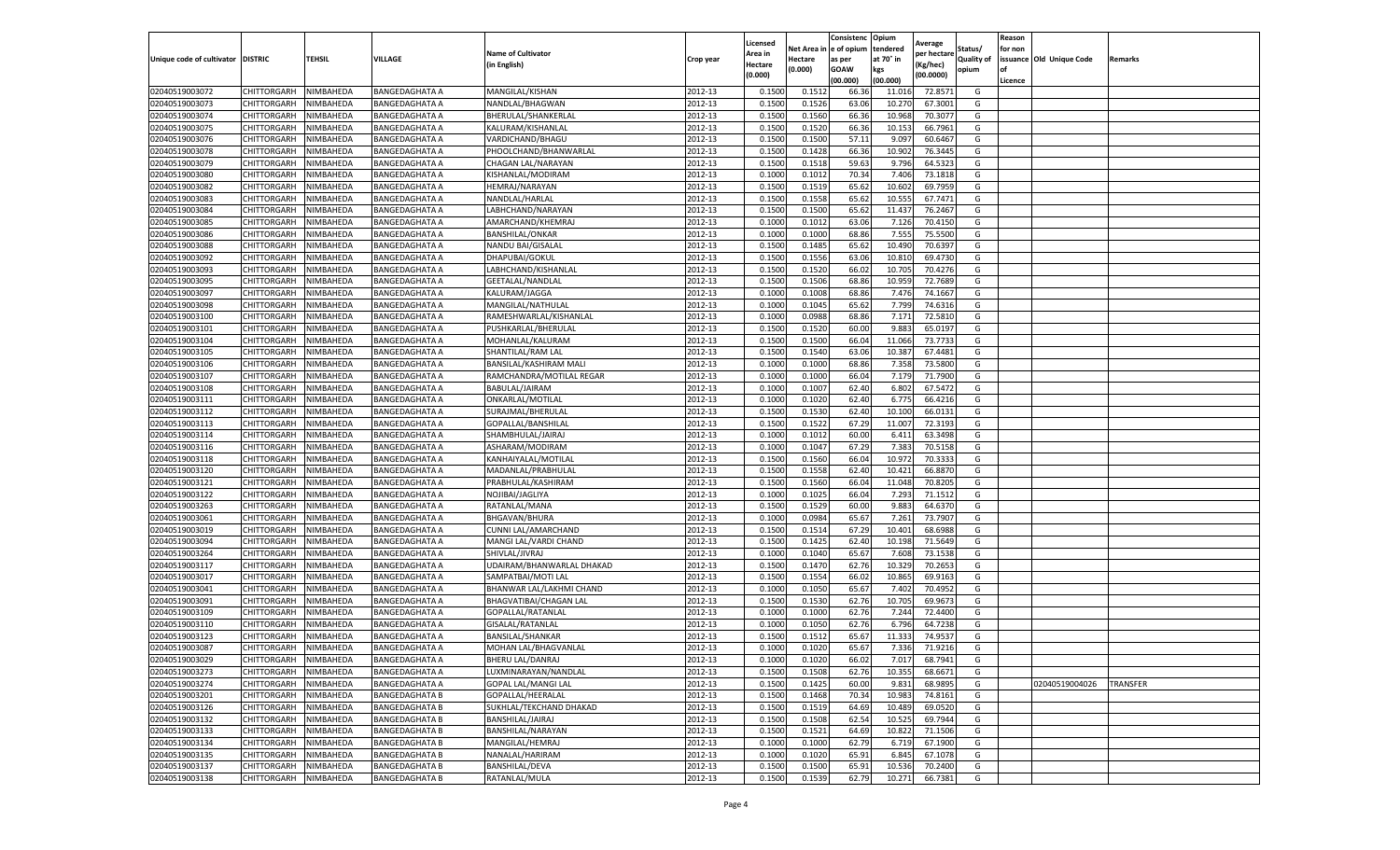| Unique code of cultivator | DISTRIC | TEHSIL | VILLAGE | Name of Cultivator (in English) | Crop year | Licensed Area in Hectare (0.000) | Net Area in Hectare (0.000) | Consistenc e of opium as per GOAW (00.000) | Opium tendered at 70° in kgs (00.000) | Average per hectare (Kg/hec) (00.0000) | Status/ Quality of opium | Reason for non issuance of Licence | Old Unique Code | Remarks |
|---|---|---|---|---|---|---|---|---|---|---|---|---|---|---|
| 02040519003072 | CHITTORGARH | NIMBAHEDA | BANGEDAGHATA A | MANGILAL/KISHAN | 2012-13 | 0.1500 | 0.1512 | 66.36 | 11.016 | 72.8571 | G | | | |
| 02040519003073 | CHITTORGARH | NIMBAHEDA | BANGEDAGHATA A | NANDLAL/BHAGWAN | 2012-13 | 0.1500 | 0.1526 | 63.06 | 10.270 | 67.3001 | G | | | |
| 02040519003074 | CHITTORGARH | NIMBAHEDA | BANGEDAGHATA A | BHERULAL/SHANKERLAL | 2012-13 | 0.1500 | 0.1560 | 66.36 | 10.968 | 70.3077 | G | | | |
| 02040519003075 | CHITTORGARH | NIMBAHEDA | BANGEDAGHATA A | KALURAM/KISHANLAL | 2012-13 | 0.1500 | 0.1520 | 66.36 | 10.153 | 66.7961 | G | | | |
| 02040519003076 | CHITTORGARH | NIMBAHEDA | BANGEDAGHATA A | VARDICHAND/BHAGU | 2012-13 | 0.1500 | 0.1500 | 57.11 | 9.097 | 60.6467 | G | | | |
| 02040519003078 | CHITTORGARH | NIMBAHEDA | BANGEDAGHATA A | PHOOLCHAND/BHANWARLAL | 2012-13 | 0.1500 | 0.1428 | 66.36 | 10.902 | 76.3445 | G | | | |
| 02040519003079 | CHITTORGARH | NIMBAHEDA | BANGEDAGHATA A | CHAGAN LAL/NARAYAN | 2012-13 | 0.1500 | 0.1518 | 59.63 | 9.796 | 64.5323 | G | | | |
| 02040519003080 | CHITTORGARH | NIMBAHEDA | BANGEDAGHATA A | KISHANLAL/MODIRAM | 2012-13 | 0.1000 | 0.1012 | 70.34 | 7.406 | 73.1818 | G | | | |
| 02040519003082 | CHITTORGARH | NIMBAHEDA | BANGEDAGHATA A | HEMRAJ/NARAYAN | 2012-13 | 0.1500 | 0.1519 | 65.62 | 10.602 | 69.7959 | G | | | |
| 02040519003083 | CHITTORGARH | NIMBAHEDA | BANGEDAGHATA A | NANDLAL/HARLAL | 2012-13 | 0.1500 | 0.1558 | 65.62 | 10.555 | 67.7471 | G | | | |
| 02040519003084 | CHITTORGARH | NIMBAHEDA | BANGEDAGHATA A | LABHCHAND/NARAYAN | 2012-13 | 0.1500 | 0.1500 | 65.62 | 11.437 | 76.2467 | G | | | |
| 02040519003085 | CHITTORGARH | NIMBAHEDA | BANGEDAGHATA A | AMARCHAND/KHEMRAJ | 2012-13 | 0.1000 | 0.1012 | 63.06 | 7.126 | 70.4150 | G | | | |
| 02040519003086 | CHITTORGARH | NIMBAHEDA | BANGEDAGHATA A | BANSHILAL/ONKAR | 2012-13 | 0.1000 | 0.1000 | 68.86 | 7.555 | 75.5500 | G | | | |
| 02040519003088 | CHITTORGARH | NIMBAHEDA | BANGEDAGHATA A | NANDU BAI/GISALAL | 2012-13 | 0.1500 | 0.1485 | 65.62 | 10.490 | 70.6397 | G | | | |
| 02040519003092 | CHITTORGARH | NIMBAHEDA | BANGEDAGHATA A | DHAPUBAI/GOKUL | 2012-13 | 0.1500 | 0.1556 | 63.06 | 10.810 | 69.4730 | G | | | |
| 02040519003093 | CHITTORGARH | NIMBAHEDA | BANGEDAGHATA A | LABHCHAND/KISHANLAL | 2012-13 | 0.1500 | 0.1520 | 66.02 | 10.705 | 70.4276 | G | | | |
| 02040519003095 | CHITTORGARH | NIMBAHEDA | BANGEDAGHATA A | GEETALAL/NANDLAL | 2012-13 | 0.1500 | 0.1506 | 68.86 | 10.959 | 72.7689 | G | | | |
| 02040519003097 | CHITTORGARH | NIMBAHEDA | BANGEDAGHATA A | KALURAM/JAGGA | 2012-13 | 0.1000 | 0.1008 | 68.86 | 7.476 | 74.1667 | G | | | |
| 02040519003098 | CHITTORGARH | NIMBAHEDA | BANGEDAGHATA A | MANGILAL/NATHULAL | 2012-13 | 0.1000 | 0.1045 | 65.62 | 7.799 | 74.6316 | G | | | |
| 02040519003100 | CHITTORGARH | NIMBAHEDA | BANGEDAGHATA A | RAMESHWARLAL/KISHANLAL | 2012-13 | 0.1000 | 0.0988 | 68.86 | 7.171 | 72.5810 | G | | | |
| 02040519003101 | CHITTORGARH | NIMBAHEDA | BANGEDAGHATA A | PUSHKARLAL/BHERULAL | 2012-13 | 0.1500 | 0.1520 | 60.00 | 9.883 | 65.0197 | G | | | |
| 02040519003104 | CHITTORGARH | NIMBAHEDA | BANGEDAGHATA A | MOHANLAL/KALURAM | 2012-13 | 0.1500 | 0.1500 | 66.04 | 11.066 | 73.7733 | G | | | |
| 02040519003105 | CHITTORGARH | NIMBAHEDA | BANGEDAGHATA A | SHANTILAL/RAM LAL | 2012-13 | 0.1500 | 0.1540 | 63.06 | 10.387 | 67.4481 | G | | | |
| 02040519003106 | CHITTORGARH | NIMBAHEDA | BANGEDAGHATA A | BANSILAL/KASHIRAM MALI | 2012-13 | 0.1000 | 0.1000 | 68.86 | 7.358 | 73.5800 | G | | | |
| 02040519003107 | CHITTORGARH | NIMBAHEDA | BANGEDAGHATA A | RAMCHANDRA/MOTILAL REGAR | 2012-13 | 0.1000 | 0.1000 | 66.04 | 7.179 | 71.7900 | G | | | |
| 02040519003108 | CHITTORGARH | NIMBAHEDA | BANGEDAGHATA A | BABULAL/JAIRAM | 2012-13 | 0.1000 | 0.1007 | 62.40 | 6.802 | 67.5472 | G | | | |
| 02040519003111 | CHITTORGARH | NIMBAHEDA | BANGEDAGHATA A | ONKARLAL/MOTILAL | 2012-13 | 0.1000 | 0.1020 | 62.40 | 6.775 | 66.4216 | G | | | |
| 02040519003112 | CHITTORGARH | NIMBAHEDA | BANGEDAGHATA A | SURAJMAL/BHERULAL | 2012-13 | 0.1500 | 0.1530 | 62.40 | 10.100 | 66.0131 | G | | | |
| 02040519003113 | CHITTORGARH | NIMBAHEDA | BANGEDAGHATA A | GOPALLAL/BANSHILAL | 2012-13 | 0.1500 | 0.1522 | 67.29 | 11.007 | 72.3193 | G | | | |
| 02040519003114 | CHITTORGARH | NIMBAHEDA | BANGEDAGHATA A | SHAMBHULAL/JAIRAJ | 2012-13 | 0.1000 | 0.1012 | 60.00 | 6.411 | 63.3498 | G | | | |
| 02040519003116 | CHITTORGARH | NIMBAHEDA | BANGEDAGHATA A | ASHARAM/MODIRAM | 2012-13 | 0.1000 | 0.1047 | 67.29 | 7.383 | 70.5158 | G | | | |
| 02040519003118 | CHITTORGARH | NIMBAHEDA | BANGEDAGHATA A | KANHAIYALAL/MOTILAL | 2012-13 | 0.1500 | 0.1560 | 66.04 | 10.972 | 70.3333 | G | | | |
| 02040519003120 | CHITTORGARH | NIMBAHEDA | BANGEDAGHATA A | MADANLAL/PRABHULAL | 2012-13 | 0.1500 | 0.1558 | 62.40 | 10.421 | 66.8870 | G | | | |
| 02040519003121 | CHITTORGARH | NIMBAHEDA | BANGEDAGHATA A | PRABHULAL/KASHIRAM | 2012-13 | 0.1500 | 0.1560 | 66.04 | 11.048 | 70.8205 | G | | | |
| 02040519003122 | CHITTORGARH | NIMBAHEDA | BANGEDAGHATA A | NOJIBAI/JAGLIYA | 2012-13 | 0.1000 | 0.1025 | 66.04 | 7.293 | 71.1512 | G | | | |
| 02040519003263 | CHITTORGARH | NIMBAHEDA | BANGEDAGHATA A | RATANLAL/MANA | 2012-13 | 0.1500 | 0.1529 | 60.00 | 9.883 | 64.6370 | G | | | |
| 02040519003061 | CHITTORGARH | NIMBAHEDA | BANGEDAGHATA A | BHGAVAN/BHURA | 2012-13 | 0.1000 | 0.0984 | 65.67 | 7.261 | 73.7907 | G | | | |
| 02040519003019 | CHITTORGARH | NIMBAHEDA | BANGEDAGHATA A | CUNNI LAL/AMARCHAND | 2012-13 | 0.1500 | 0.1514 | 67.29 | 10.401 | 68.6988 | G | | | |
| 02040519003094 | CHITTORGARH | NIMBAHEDA | BANGEDAGHATA A | MANGI LAL/VARDI CHAND | 2012-13 | 0.1500 | 0.1425 | 62.40 | 10.198 | 71.5649 | G | | | |
| 02040519003264 | CHITTORGARH | NIMBAHEDA | BANGEDAGHATA A | SHIVLAL/JIVRAJ | 2012-13 | 0.1000 | 0.1040 | 65.67 | 7.608 | 73.1538 | G | | | |
| 02040519003117 | CHITTORGARH | NIMBAHEDA | BANGEDAGHATA A | UDAIRAM/BHANWARLAL DHAKAD | 2012-13 | 0.1500 | 0.1470 | 62.76 | 10.329 | 70.2653 | G | | | |
| 02040519003017 | CHITTORGARH | NIMBAHEDA | BANGEDAGHATA A | SAMPATBAI/MOTI LAL | 2012-13 | 0.1500 | 0.1554 | 66.02 | 10.865 | 69.9163 | G | | | |
| 02040519003041 | CHITTORGARH | NIMBAHEDA | BANGEDAGHATA A | BHANWAR LAL/LAKHMI CHAND | 2012-13 | 0.1000 | 0.1050 | 65.67 | 7.402 | 70.4952 | G | | | |
| 02040519003091 | CHITTORGARH | NIMBAHEDA | BANGEDAGHATA A | BHAGVATIBAI/CHAGAN LAL | 2012-13 | 0.1500 | 0.1530 | 62.76 | 10.705 | 69.9673 | G | | | |
| 02040519003109 | CHITTORGARH | NIMBAHEDA | BANGEDAGHATA A | GOPALLAL/RATANLAL | 2012-13 | 0.1000 | 0.1000 | 62.76 | 7.244 | 72.4400 | G | | | |
| 02040519003110 | CHITTORGARH | NIMBAHEDA | BANGEDAGHATA A | GISALAL/RATANLAL | 2012-13 | 0.1000 | 0.1050 | 62.76 | 6.796 | 64.7238 | G | | | |
| 02040519003123 | CHITTORGARH | NIMBAHEDA | BANGEDAGHATA A | BANSILAL/SHANKAR | 2012-13 | 0.1500 | 0.1512 | 65.67 | 11.333 | 74.9537 | G | | | |
| 02040519003087 | CHITTORGARH | NIMBAHEDA | BANGEDAGHATA A | MOHAN LAL/BHAGVANLAL | 2012-13 | 0.1000 | 0.1020 | 65.67 | 7.336 | 71.9216 | G | | | |
| 02040519003029 | CHITTORGARH | NIMBAHEDA | BANGEDAGHATA A | BHERU LAL/DANRAJ | 2012-13 | 0.1000 | 0.1020 | 66.02 | 7.017 | 68.7941 | G | | | |
| 02040519003273 | CHITTORGARH | NIMBAHEDA | BANGEDAGHATA A | LUXMINARAYAN/NANDLAL | 2012-13 | 0.1500 | 0.1508 | 62.76 | 10.355 | 68.6671 | G | | | |
| 02040519003274 | CHITTORGARH | NIMBAHEDA | BANGEDAGHATA A | GOPAL LAL/MANGI LAL | 2012-13 | 0.1500 | 0.1425 | 60.00 | 9.831 | 68.9895 | G | | 02040519004026 | TRANSFER |
| 02040519003201 | CHITTORGARH | NIMBAHEDA | BANGEDAGHATA B | GOPALLAL/HEERALAL | 2012-13 | 0.1500 | 0.1468 | 70.34 | 10.983 | 74.8161 | G | | | |
| 02040519003126 | CHITTORGARH | NIMBAHEDA | BANGEDAGHATA B | SUKHLAL/TEKCHAND DHAKAD | 2012-13 | 0.1500 | 0.1519 | 64.69 | 10.489 | 69.0520 | G | | | |
| 02040519003132 | CHITTORGARH | NIMBAHEDA | BANGEDAGHATA B | BANSHILAL/JAIRAJ | 2012-13 | 0.1500 | 0.1508 | 62.54 | 10.525 | 69.7944 | G | | | |
| 02040519003133 | CHITTORGARH | NIMBAHEDA | BANGEDAGHATA B | BANSHILAL/NARAYAN | 2012-13 | 0.1500 | 0.1521 | 64.69 | 10.822 | 71.1506 | G | | | |
| 02040519003134 | CHITTORGARH | NIMBAHEDA | BANGEDAGHATA B | MANGILAL/HEMRAJ | 2012-13 | 0.1000 | 0.1000 | 62.79 | 6.719 | 67.1900 | G | | | |
| 02040519003135 | CHITTORGARH | NIMBAHEDA | BANGEDAGHATA B | NANALAL/HARIRAM | 2012-13 | 0.1000 | 0.1020 | 65.91 | 6.845 | 67.1078 | G | | | |
| 02040519003137 | CHITTORGARH | NIMBAHEDA | BANGEDAGHATA B | BANSHILAL/DEVA | 2012-13 | 0.1500 | 0.1500 | 65.91 | 10.536 | 70.2400 | G | | | |
| 02040519003138 | CHITTORGARH | NIMBAHEDA | BANGEDAGHATA B | RATANLAL/MULA | 2012-13 | 0.1500 | 0.1539 | 62.79 | 10.271 | 66.7381 | G | | | |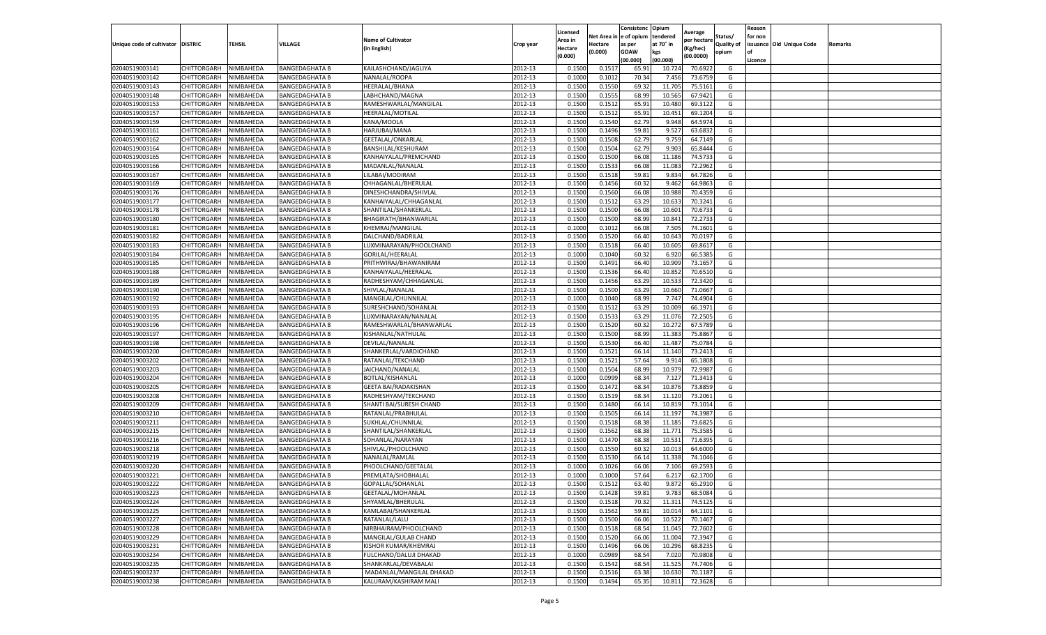| Unique code of cultivator | DISTRIC | TEHSIL | VILLAGE | Name of Cultivator (in English) | Crop year | Licensed Area in Hectare (0.000) | Net Area in Hectare (0.000) | Consistenc e of opium as per GOAW (00.000) | Opium tendered at 70° in kgs (00.000) | Average per hectare (Kg/hec) (00.0000) | Status/ Quality of opium | Reason for non issuance of Licence | Old Unique Code | Remarks |
|---|---|---|---|---|---|---|---|---|---|---|---|---|---|---|
| 02040519003141 | CHITTORGARH | NIMBAHEDA | BANGEDAGHATA B | KAILASHCHAND/JAGLIYA | 2012-13 | 0.1500 | 0.1517 | 65.91 | 10.724 | 70.6922 | G | | | |
| 02040519003142 | CHITTORGARH | NIMBAHEDA | BANGEDAGHATA B | NANALAL/ROOPA | 2012-13 | 0.1000 | 0.1012 | 70.34 | 7.456 | 73.6759 | G | | | |
| 02040519003143 | CHITTORGARH | NIMBAHEDA | BANGEDAGHATA B | HEERALAL/BHANA | 2012-13 | 0.1500 | 0.1550 | 69.32 | 11.705 | 75.5161 | G | | | |
| 02040519003148 | CHITTORGARH | NIMBAHEDA | BANGEDAGHATA B | LABHCHAND/MAGNA | 2012-13 | 0.1500 | 0.1555 | 68.99 | 10.565 | 67.9421 | G | | | |
| 02040519003153 | CHITTORGARH | NIMBAHEDA | BANGEDAGHATA B | RAMESHWARLAL/MANGILAL | 2012-13 | 0.1500 | 0.1512 | 65.91 | 10.480 | 69.3122 | G | | | |
| 02040519003157 | CHITTORGARH | NIMBAHEDA | BANGEDAGHATA B | HEERALAL/MOTILAL | 2012-13 | 0.1500 | 0.1512 | 65.91 | 10.451 | 69.1204 | G | | | |
| 02040519003159 | CHITTORGARH | NIMBAHEDA | BANGEDAGHATA B | KANA/MOOLA | 2012-13 | 0.1500 | 0.1540 | 62.79 | 9.948 | 64.5974 | G | | | |
| 02040519003161 | CHITTORGARH | NIMBAHEDA | BANGEDAGHATA B | HARJUBAI/MANA | 2012-13 | 0.1500 | 0.1496 | 59.81 | 9.527 | 63.6832 | G | | | |
| 02040519003162 | CHITTORGARH | NIMBAHEDA | BANGEDAGHATA B | GEETALAL/ONKARLAL | 2012-13 | 0.1500 | 0.1508 | 62.79 | 9.759 | 64.7149 | G | | | |
| 02040519003164 | CHITTORGARH | NIMBAHEDA | BANGEDAGHATA B | BANSHILAL/KESHURAM | 2012-13 | 0.1500 | 0.1504 | 62.79 | 9.903 | 65.8444 | G | | | |
| 02040519003165 | CHITTORGARH | NIMBAHEDA | BANGEDAGHATA B | KANHAIYALAL/PREMCHAND | 2012-13 | 0.1500 | 0.1500 | 66.08 | 11.186 | 74.5733 | G | | | |
| 02040519003166 | CHITTORGARH | NIMBAHEDA | BANGEDAGHATA B | MADANLAL/NANALAL | 2012-13 | 0.1500 | 0.1533 | 66.08 | 11.083 | 72.2962 | G | | | |
| 02040519003167 | CHITTORGARH | NIMBAHEDA | BANGEDAGHATA B | LILABAI/MODIRAM | 2012-13 | 0.1500 | 0.1518 | 59.81 | 9.834 | 64.7826 | G | | | |
| 02040519003169 | CHITTORGARH | NIMBAHEDA | BANGEDAGHATA B | CHHAGANLAL/BHERULAL | 2012-13 | 0.1500 | 0.1456 | 60.32 | 9.462 | 64.9863 | G | | | |
| 02040519003176 | CHITTORGARH | NIMBAHEDA | BANGEDAGHATA B | DINESHCHANDRA/SHIVLAL | 2012-13 | 0.1500 | 0.1560 | 66.08 | 10.988 | 70.4359 | G | | | |
| 02040519003177 | CHITTORGARH | NIMBAHEDA | BANGEDAGHATA B | KANHAIYALAL/CHHAGANLAL | 2012-13 | 0.1500 | 0.1512 | 63.29 | 10.633 | 70.3241 | G | | | |
| 02040519003178 | CHITTORGARH | NIMBAHEDA | BANGEDAGHATA B | SHANTILAL/SHANKERLAL | 2012-13 | 0.1500 | 0.1500 | 66.08 | 10.601 | 70.6733 | G | | | |
| 02040519003180 | CHITTORGARH | NIMBAHEDA | BANGEDAGHATA B | BHAGIRATH/BHANWARLAL | 2012-13 | 0.1500 | 0.1500 | 68.99 | 10.841 | 72.2733 | G | | | |
| 02040519003181 | CHITTORGARH | NIMBAHEDA | BANGEDAGHATA B | KHEMRAJ/MANGILAL | 2012-13 | 0.1000 | 0.1012 | 66.08 | 7.505 | 74.1601 | G | | | |
| 02040519003182 | CHITTORGARH | NIMBAHEDA | BANGEDAGHATA B | DALCHAND/BADRILAL | 2012-13 | 0.1500 | 0.1520 | 66.40 | 10.643 | 70.0197 | G | | | |
| 02040519003183 | CHITTORGARH | NIMBAHEDA | BANGEDAGHATA B | LUXMINARAYAN/PHOOLCHAND | 2012-13 | 0.1500 | 0.1518 | 66.40 | 10.605 | 69.8617 | G | | | |
| 02040519003184 | CHITTORGARH | NIMBAHEDA | BANGEDAGHATA B | GORILAL/HEERALAL | 2012-13 | 0.1000 | 0.1040 | 60.32 | 6.920 | 66.5385 | G | | | |
| 02040519003185 | CHITTORGARH | NIMBAHEDA | BANGEDAGHATA B | PRITHWIRAJ/BHAWANIRAM | 2012-13 | 0.1500 | 0.1491 | 66.40 | 10.909 | 73.1657 | G | | | |
| 02040519003188 | CHITTORGARH | NIMBAHEDA | BANGEDAGHATA B | KANHAIYALAL/HEERALAL | 2012-13 | 0.1500 | 0.1536 | 66.40 | 10.852 | 70.6510 | G | | | |
| 02040519003189 | CHITTORGARH | NIMBAHEDA | BANGEDAGHATA B | RADHESHYAM/CHHAGANLAL | 2012-13 | 0.1500 | 0.1456 | 63.29 | 10.533 | 72.3420 | G | | | |
| 02040519003190 | CHITTORGARH | NIMBAHEDA | BANGEDAGHATA B | SHIVLAL/NANALAL | 2012-13 | 0.1500 | 0.1500 | 63.29 | 10.660 | 71.0667 | G | | | |
| 02040519003192 | CHITTORGARH | NIMBAHEDA | BANGEDAGHATA B | MANGILAL/CHUNNILAL | 2012-13 | 0.1000 | 0.1040 | 68.99 | 7.747 | 74.4904 | G | | | |
| 02040519003193 | CHITTORGARH | NIMBAHEDA | BANGEDAGHATA B | SURESHCHAND/SOHANLAL | 2012-13 | 0.1500 | 0.1512 | 63.29 | 10.009 | 66.1971 | G | | | |
| 02040519003195 | CHITTORGARH | NIMBAHEDA | BANGEDAGHATA B | LUXMINARAYAN/NANALAL | 2012-13 | 0.1500 | 0.1533 | 63.29 | 11.076 | 72.2505 | G | | | |
| 02040519003196 | CHITTORGARH | NIMBAHEDA | BANGEDAGHATA B | RAMESHWARLAL/BHANWARLAL | 2012-13 | 0.1500 | 0.1520 | 60.32 | 10.272 | 67.5789 | G | | | |
| 02040519003197 | CHITTORGARH | NIMBAHEDA | BANGEDAGHATA B | KISHANLAL/NATHULAL | 2012-13 | 0.1500 | 0.1500 | 68.99 | 11.383 | 75.8867 | G | | | |
| 02040519003198 | CHITTORGARH | NIMBAHEDA | BANGEDAGHATA B | DEVILAL/NANALAL | 2012-13 | 0.1500 | 0.1530 | 66.40 | 11.487 | 75.0784 | G | | | |
| 02040519003200 | CHITTORGARH | NIMBAHEDA | BANGEDAGHATA B | SHANKERLAL/VARDICHAND | 2012-13 | 0.1500 | 0.1521 | 66.14 | 11.140 | 73.2413 | G | | | |
| 02040519003202 | CHITTORGARH | NIMBAHEDA | BANGEDAGHATA B | RATANLAL/TEKCHAND | 2012-13 | 0.1500 | 0.1521 | 57.64 | 9.914 | 65.1808 | G | | | |
| 02040519003203 | CHITTORGARH | NIMBAHEDA | BANGEDAGHATA B | JAICHAND/NANALAL | 2012-13 | 0.1500 | 0.1504 | 68.99 | 10.979 | 72.9987 | G | | | |
| 02040519003204 | CHITTORGARH | NIMBAHEDA | BANGEDAGHATA B | BOTLAL/KISHANLAL | 2012-13 | 0.1000 | 0.0999 | 68.34 | 7.127 | 71.3413 | G | | | |
| 02040519003205 | CHITTORGARH | NIMBAHEDA | BANGEDAGHATA B | GEETA BAI/RADAKISHAN | 2012-13 | 0.1500 | 0.1472 | 68.34 | 10.876 | 73.8859 | G | | | |
| 02040519003208 | CHITTORGARH | NIMBAHEDA | BANGEDAGHATA B | RADHESHYAM/TEKCHAND | 2012-13 | 0.1500 | 0.1519 | 68.34 | 11.120 | 73.2061 | G | | | |
| 02040519003209 | CHITTORGARH | NIMBAHEDA | BANGEDAGHATA B | SHANTI BAI/SURESH CHAND | 2012-13 | 0.1500 | 0.1480 | 66.14 | 10.819 | 73.1014 | G | | | |
| 02040519003210 | CHITTORGARH | NIMBAHEDA | BANGEDAGHATA B | RATANLAL/PRABHULAL | 2012-13 | 0.1500 | 0.1505 | 66.14 | 11.197 | 74.3987 | G | | | |
| 02040519003211 | CHITTORGARH | NIMBAHEDA | BANGEDAGHATA B | SUKHLAL/CHUNNILAL | 2012-13 | 0.1500 | 0.1518 | 68.38 | 11.185 | 73.6825 | G | | | |
| 02040519003215 | CHITTORGARH | NIMBAHEDA | BANGEDAGHATA B | SHANTILAL/SHANKERLAL | 2012-13 | 0.1500 | 0.1562 | 68.38 | 11.771 | 75.3585 | G | | | |
| 02040519003216 | CHITTORGARH | NIMBAHEDA | BANGEDAGHATA B | SOHANLAL/NARAYAN | 2012-13 | 0.1500 | 0.1470 | 68.38 | 10.531 | 71.6395 | G | | | |
| 02040519003218 | CHITTORGARH | NIMBAHEDA | BANGEDAGHATA B | SHIVLAL/PHOOLCHAND | 2012-13 | 0.1500 | 0.1550 | 60.32 | 10.013 | 64.6000 | G | | | |
| 02040519003219 | CHITTORGARH | NIMBAHEDA | BANGEDAGHATA B | NANALAL/RAMLAL | 2012-13 | 0.1500 | 0.1530 | 66.14 | 11.338 | 74.1046 | G | | | |
| 02040519003220 | CHITTORGARH | NIMBAHEDA | BANGEDAGHATA B | PHOOLCHAND/GEETALAL | 2012-13 | 0.1000 | 0.1026 | 66.06 | 7.106 | 69.2593 | G | | | |
| 02040519003221 | CHITTORGARH | NIMBAHEDA | BANGEDAGHATA B | PREMLATA/SHOBHALAL | 2012-13 | 0.1000 | 0.1000 | 57.64 | 6.217 | 62.1700 | G | | | |
| 02040519003222 | CHITTORGARH | NIMBAHEDA | BANGEDAGHATA B | GOPALLAL/SOHANLAL | 2012-13 | 0.1500 | 0.1512 | 63.40 | 9.872 | 65.2910 | G | | | |
| 02040519003223 | CHITTORGARH | NIMBAHEDA | BANGEDAGHATA B | GEETALAL/MOHANLAL | 2012-13 | 0.1500 | 0.1428 | 59.81 | 9.783 | 68.5084 | G | | | |
| 02040519003224 | CHITTORGARH | NIMBAHEDA | BANGEDAGHATA B | SHYAMLAL/BHERULAL | 2012-13 | 0.1500 | 0.1518 | 70.32 | 11.311 | 74.5125 | G | | | |
| 02040519003225 | CHITTORGARH | NIMBAHEDA | BANGEDAGHATA B | KAMLABAI/SHANKERLAL | 2012-13 | 0.1500 | 0.1562 | 59.81 | 10.014 | 64.1101 | G | | | |
| 02040519003227 | CHITTORGARH | NIMBAHEDA | BANGEDAGHATA B | RATANLAL/LALU | 2012-13 | 0.1500 | 0.1500 | 66.06 | 10.522 | 70.1467 | G | | | |
| 02040519003228 | CHITTORGARH | NIMBAHEDA | BANGEDAGHATA B | NIRBHAIRAM/PHOOLCHAND | 2012-13 | 0.1500 | 0.1518 | 68.54 | 11.045 | 72.7602 | G | | | |
| 02040519003229 | CHITTORGARH | NIMBAHEDA | BANGEDAGHATA B | MANGILAL/GULAB CHAND | 2012-13 | 0.1500 | 0.1520 | 66.06 | 11.004 | 72.3947 | G | | | |
| 02040519003231 | CHITTORGARH | NIMBAHEDA | BANGEDAGHATA B | KISHOR KUMAR/KHEMRAJ | 2012-13 | 0.1500 | 0.1496 | 66.06 | 10.296 | 68.8235 | G | | | |
| 02040519003234 | CHITTORGARH | NIMBAHEDA | BANGEDAGHATA B | FULCHAND/DALUJI DHAKAD | 2012-13 | 0.1000 | 0.0989 | 68.54 | 7.020 | 70.9808 | G | | | |
| 02040519003235 | CHITTORGARH | NIMBAHEDA | BANGEDAGHATA B | SHANKARLAL/DEVABALAI | 2012-13 | 0.1500 | 0.1542 | 68.54 | 11.525 | 74.7406 | G | | | |
| 02040519003237 | CHITTORGARH | NIMBAHEDA | BANGEDAGHATA B | MADANLAL/MANGILAL DHAKAD | 2012-13 | 0.1500 | 0.1516 | 63.38 | 10.630 | 70.1187 | G | | | |
| 02040519003238 | CHITTORGARH | NIMBAHEDA | BANGEDAGHATA B | KALURAM/KASHIRAM MALI | 2012-13 | 0.1500 | 0.1494 | 65.35 | 10.811 | 72.3628 | G | | | |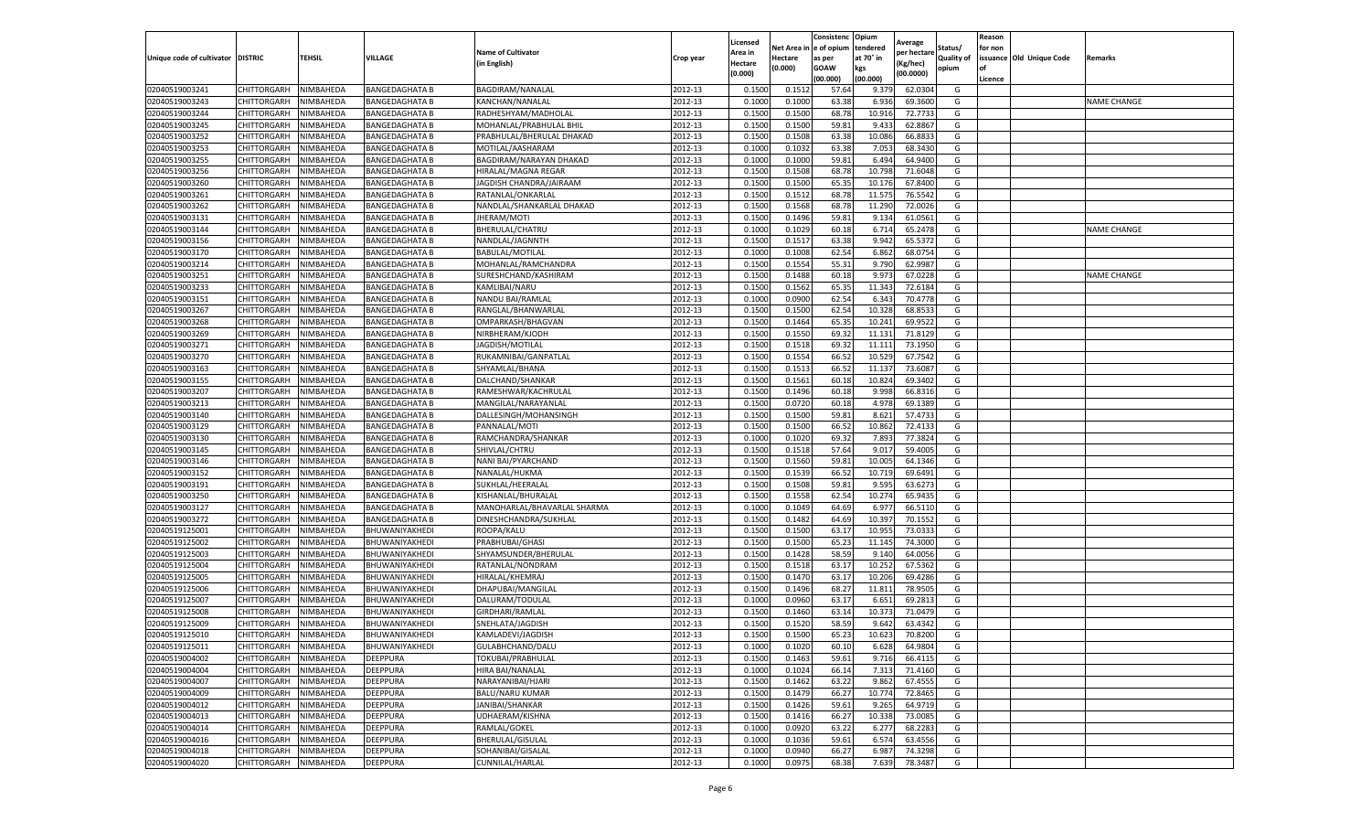| Unique code of cultivator | DISTRIC | TEHSIL | VILLAGE | Name of Cultivator (in English) | Crop year | Licensed Area in Hectare (0.000) | Net Area in Hectare (0.000) | Consistence of opium as per GOAW (00.000) | Opium tendered at 70° in kgs (00.000) | Average per hectare (Kg/hec) (00.0000) | Status/ Quality of opium | Reason for non issuance of Licence | Old Unique Code | Remarks |
|---|---|---|---|---|---|---|---|---|---|---|---|---|---|---|
| 02040519003241 | CHITTORGARH | NIMBAHEDA | BANGEDAGHATA B | BAGDIRAM/NANALAL | 2012-13 | 0.1500 | 0.1512 | 57.64 | 9.379 | 62.0304 | G | | | |
| 02040519003243 | CHITTORGARH | NIMBAHEDA | BANGEDAGHATA B | KANCHAN/NANALAL | 2012-13 | 0.1000 | 0.1000 | 63.38 | 6.936 | 69.3600 | G | | | NAME CHANGE |
| 02040519003244 | CHITTORGARH | NIMBAHEDA | BANGEDAGHATA B | RADHESHYAM/MADHOLAL | 2012-13 | 0.1500 | 0.1500 | 68.78 | 10.916 | 72.7733 | G | | | |
| 02040519003245 | CHITTORGARH | NIMBAHEDA | BANGEDAGHATA B | MOHANLAL/PRABHULAL BHIL | 2012-13 | 0.1500 | 0.1500 | 59.81 | 9.433 | 62.8867 | G | | | |
| 02040519003252 | CHITTORGARH | NIMBAHEDA | BANGEDAGHATA B | PRABHULAL/BHERULAL DHAKAD | 2012-13 | 0.1500 | 0.1508 | 63.38 | 10.086 | 66.8833 | G | | | |
| 02040519003253 | CHITTORGARH | NIMBAHEDA | BANGEDAGHATA B | MOTILAL/AASHARAM | 2012-13 | 0.1000 | 0.1032 | 63.38 | 7.053 | 68.3430 | G | | | |
| 02040519003255 | CHITTORGARH | NIMBAHEDA | BANGEDAGHATA B | BAGDIRAM/NARAYAN DHAKAD | 2012-13 | 0.1000 | 0.1000 | 59.81 | 6.494 | 64.9400 | G | | | |
| 02040519003256 | CHITTORGARH | NIMBAHEDA | BANGEDAGHATA B | HIRALAL/MAGNA REGAR | 2012-13 | 0.1500 | 0.1508 | 68.78 | 10.798 | 71.6048 | G | | | |
| 02040519003260 | CHITTORGARH | NIMBAHEDA | BANGEDAGHATA B | JAGDISH CHANDRA/JAIRAAM | 2012-13 | 0.1500 | 0.1500 | 65.35 | 10.176 | 67.8400 | G | | | |
| 02040519003261 | CHITTORGARH | NIMBAHEDA | BANGEDAGHATA B | RATANLAL/ONKARLAL | 2012-13 | 0.1500 | 0.1512 | 68.78 | 11.575 | 76.5542 | G | | | |
| 02040519003262 | CHITTORGARH | NIMBAHEDA | BANGEDAGHATA B | NANDLAL/SHANKARLAL DHAKAD | 2012-13 | 0.1500 | 0.1568 | 68.78 | 11.290 | 72.0026 | G | | | |
| 02040519003131 | CHITTORGARH | NIMBAHEDA | BANGEDAGHATA B | JHERAM/MOTI | 2012-13 | 0.1500 | 0.1496 | 59.81 | 9.134 | 61.0561 | G | | | |
| 02040519003144 | CHITTORGARH | NIMBAHEDA | BANGEDAGHATA B | BHERULAL/CHATRU | 2012-13 | 0.1000 | 0.1029 | 60.18 | 6.714 | 65.2478 | G | | | NAME CHANGE |
| 02040519003156 | CHITTORGARH | NIMBAHEDA | BANGEDAGHATA B | NANDLAL/JAGNNTH | 2012-13 | 0.1500 | 0.1517 | 63.38 | 9.942 | 65.5372 | G | | | |
| 02040519003170 | CHITTORGARH | NIMBAHEDA | BANGEDAGHATA B | BABULAL/MOTILAL | 2012-13 | 0.1000 | 0.1008 | 62.54 | 6.862 | 68.0754 | G | | | |
| 02040519003214 | CHITTORGARH | NIMBAHEDA | BANGEDAGHATA B | MOHANLAL/RAMCHANDRA | 2012-13 | 0.1500 | 0.1554 | 55.31 | 9.790 | 62.9987 | G | | | |
| 02040519003251 | CHITTORGARH | NIMBAHEDA | BANGEDAGHATA B | SURESHCHAND/KASHIRAM | 2012-13 | 0.1500 | 0.1488 | 60.18 | 9.973 | 67.0228 | G | | | NAME CHANGE |
| 02040519003233 | CHITTORGARH | NIMBAHEDA | BANGEDAGHATA B | KAMLIBAI/NARU | 2012-13 | 0.1500 | 0.1562 | 65.35 | 11.343 | 72.6184 | G | | | |
| 02040519003151 | CHITTORGARH | NIMBAHEDA | BANGEDAGHATA B | NANDU BAI/RAMLAL | 2012-13 | 0.1000 | 0.0900 | 62.54 | 6.343 | 70.4778 | G | | | |
| 02040519003267 | CHITTORGARH | NIMBAHEDA | BANGEDAGHATA B | RANGLAL/BHANWARLAL | 2012-13 | 0.1500 | 0.1500 | 62.54 | 10.328 | 68.8533 | G | | | |
| 02040519003268 | CHITTORGARH | NIMBAHEDA | BANGEDAGHATA B | OMPARKASH/BHAGVAN | 2012-13 | 0.1500 | 0.1464 | 65.35 | 10.241 | 69.9522 | G | | | |
| 02040519003269 | CHITTORGARH | NIMBAHEDA | BANGEDAGHATA B | NIRBHERAM/KJODH | 2012-13 | 0.1500 | 0.1550 | 69.32 | 11.131 | 71.8129 | G | | | |
| 02040519003271 | CHITTORGARH | NIMBAHEDA | BANGEDAGHATA B | JAGDISH/MOTILAL | 2012-13 | 0.1500 | 0.1518 | 69.32 | 11.111 | 73.1950 | G | | | |
| 02040519003270 | CHITTORGARH | NIMBAHEDA | BANGEDAGHATA B | RUKAMNIBAI/GANPATLAL | 2012-13 | 0.1500 | 0.1554 | 66.52 | 10.529 | 67.7542 | G | | | |
| 02040519003163 | CHITTORGARH | NIMBAHEDA | BANGEDAGHATA B | SHYAMLAL/BHANA | 2012-13 | 0.1500 | 0.1513 | 66.52 | 11.137 | 73.6087 | G | | | |
| 02040519003155 | CHITTORGARH | NIMBAHEDA | BANGEDAGHATA B | DALCHAND/SHANKAR | 2012-13 | 0.1500 | 0.1561 | 60.18 | 10.824 | 69.3402 | G | | | |
| 02040519003207 | CHITTORGARH | NIMBAHEDA | BANGEDAGHATA B | RAMESHWAR/KACHRULAL | 2012-13 | 0.1500 | 0.1496 | 60.18 | 9.998 | 66.8316 | G | | | |
| 02040519003213 | CHITTORGARH | NIMBAHEDA | BANGEDAGHATA B | MANGILAL/NARAYANLAL | 2012-13 | 0.1500 | 0.0720 | 60.18 | 4.978 | 69.1389 | G | | | |
| 02040519003140 | CHITTORGARH | NIMBAHEDA | BANGEDAGHATA B | DALLESINGH/MOHANSINGH | 2012-13 | 0.1500 | 0.1500 | 59.81 | 8.621 | 57.4733 | G | | | |
| 02040519003129 | CHITTORGARH | NIMBAHEDA | BANGEDAGHATA B | PANNALAL/MOTI | 2012-13 | 0.1500 | 0.1500 | 66.52 | 10.862 | 72.4133 | G | | | |
| 02040519003130 | CHITTORGARH | NIMBAHEDA | BANGEDAGHATA B | RAMCHANDRA/SHANKAR | 2012-13 | 0.1000 | 0.1020 | 69.32 | 7.893 | 77.3824 | G | | | |
| 02040519003145 | CHITTORGARH | NIMBAHEDA | BANGEDAGHATA B | SHIVLAL/CHTRU | 2012-13 | 0.1500 | 0.1518 | 57.64 | 9.017 | 59.4005 | G | | | |
| 02040519003146 | CHITTORGARH | NIMBAHEDA | BANGEDAGHATA B | NANI BAI/PYARCHAND | 2012-13 | 0.1500 | 0.1560 | 59.81 | 10.005 | 64.1346 | G | | | |
| 02040519003152 | CHITTORGARH | NIMBAHEDA | BANGEDAGHATA B | NANALAL/HUKMA | 2012-13 | 0.1500 | 0.1539 | 66.52 | 10.719 | 69.6491 | G | | | |
| 02040519003191 | CHITTORGARH | NIMBAHEDA | BANGEDAGHATA B | SUKHLAL/HEERALAL | 2012-13 | 0.1500 | 0.1508 | 59.81 | 9.595 | 63.6273 | G | | | |
| 02040519003250 | CHITTORGARH | NIMBAHEDA | BANGEDAGHATA B | KISHANLAL/BHURALAL | 2012-13 | 0.1500 | 0.1558 | 62.54 | 10.274 | 65.9435 | G | | | |
| 02040519003127 | CHITTORGARH | NIMBAHEDA | BANGEDAGHATA B | MANOHARLAL/BHAVARLAL SHARMA | 2012-13 | 0.1000 | 0.1049 | 64.69 | 6.977 | 66.5110 | G | | | |
| 02040519003272 | CHITTORGARH | NIMBAHEDA | BANGEDAGHATA B | DINESHCHANDRA/SUKHLAL | 2012-13 | 0.1500 | 0.1482 | 64.69 | 10.397 | 70.1552 | G | | | |
| 02040519125001 | CHITTORGARH | NIMBAHEDA | BHUWANIYAKHEDI | ROOPA/KALU | 2012-13 | 0.1500 | 0.1500 | 63.17 | 10.955 | 73.0333 | G | | | |
| 02040519125002 | CHITTORGARH | NIMBAHEDA | BHUWANIYAKHEDI | PRABHUBAI/GHASI | 2012-13 | 0.1500 | 0.1500 | 65.23 | 11.145 | 74.3000 | G | | | |
| 02040519125003 | CHITTORGARH | NIMBAHEDA | BHUWANIYAKHEDI | SHYAMSUNDER/BHERULAL | 2012-13 | 0.1500 | 0.1428 | 58.59 | 9.140 | 64.0056 | G | | | |
| 02040519125004 | CHITTORGARH | NIMBAHEDA | BHUWANIYAKHEDI | RATANLAL/NONDRAM | 2012-13 | 0.1500 | 0.1518 | 63.17 | 10.252 | 67.5362 | G | | | |
| 02040519125005 | CHITTORGARH | NIMBAHEDA | BHUWANIYAKHEDI | HIRALAL/KHEMRAJ | 2012-13 | 0.1500 | 0.1470 | 63.17 | 10.206 | 69.4286 | G | | | |
| 02040519125006 | CHITTORGARH | NIMBAHEDA | BHUWANIYAKHEDI | DHAPUBAI/MANGILAL | 2012-13 | 0.1500 | 0.1496 | 68.27 | 11.811 | 78.9505 | G | | | |
| 02040519125007 | CHITTORGARH | NIMBAHEDA | BHUWANIYAKHEDI | DALURAM/TODULAL | 2012-13 | 0.1000 | 0.0960 | 63.17 | 6.651 | 69.2813 | G | | | |
| 02040519125008 | CHITTORGARH | NIMBAHEDA | BHUWANIYAKHEDI | GIRDHARI/RAMLAL | 2012-13 | 0.1500 | 0.1460 | 63.14 | 10.373 | 71.0479 | G | | | |
| 02040519125009 | CHITTORGARH | NIMBAHEDA | BHUWANIYAKHEDI | SNEHLATA/JAGDISH | 2012-13 | 0.1500 | 0.1520 | 58.59 | 9.642 | 63.4342 | G | | | |
| 02040519125010 | CHITTORGARH | NIMBAHEDA | BHUWANIYAKHEDI | KAMLADEVI/JAGDISH | 2012-13 | 0.1500 | 0.1500 | 65.23 | 10.623 | 70.8200 | G | | | |
| 02040519125011 | CHITTORGARH | NIMBAHEDA | BHUWANIYAKHEDI | GULABHCHAND/DALU | 2012-13 | 0.1000 | 0.1020 | 60.10 | 6.628 | 64.9804 | G | | | |
| 02040519004002 | CHITTORGARH | NIMBAHEDA | DEEPPURA | TOKUBAI/PRABHULAL | 2012-13 | 0.1500 | 0.1463 | 59.61 | 9.716 | 66.4115 | G | | | |
| 02040519004004 | CHITTORGARH | NIMBAHEDA | DEEPPURA | HIRA BAI/NANALAL | 2012-13 | 0.1000 | 0.1024 | 66.14 | 7.313 | 71.4160 | G | | | |
| 02040519004007 | CHITTORGARH | NIMBAHEDA | DEEPPURA | NARAYANIBAI/HJARI | 2012-13 | 0.1500 | 0.1462 | 63.22 | 9.862 | 67.4555 | G | | | |
| 02040519004009 | CHITTORGARH | NIMBAHEDA | DEEPPURA | BALU/NARU KUMAR | 2012-13 | 0.1500 | 0.1479 | 66.27 | 10.774 | 72.8465 | G | | | |
| 02040519004012 | CHITTORGARH | NIMBAHEDA | DEEPPURA | JANIBAI/SHANKAR | 2012-13 | 0.1500 | 0.1426 | 59.61 | 9.265 | 64.9719 | G | | | |
| 02040519004013 | CHITTORGARH | NIMBAHEDA | DEEPPURA | UDHAERAM/KISHNA | 2012-13 | 0.1500 | 0.1416 | 66.27 | 10.338 | 73.0085 | G | | | |
| 02040519004014 | CHITTORGARH | NIMBAHEDA | DEEPPURA | RAMLAL/GOKEL | 2012-13 | 0.1000 | 0.0920 | 63.22 | 6.277 | 68.2283 | G | | | |
| 02040519004016 | CHITTORGARH | NIMBAHEDA | DEEPPURA | BHERULAL/GISULAL | 2012-13 | 0.1000 | 0.1036 | 59.61 | 6.574 | 63.4556 | G | | | |
| 02040519004018 | CHITTORGARH | NIMBAHEDA | DEEPPURA | SOHANIBAI/GISALAL | 2012-13 | 0.1000 | 0.0940 | 66.27 | 6.987 | 74.3298 | G | | | |
| 02040519004020 | CHITTORGARH | NIMBAHEDA | DEEPPURA | CUNNILAL/HARLAL | 2012-13 | 0.1000 | 0.0975 | 68.38 | 7.639 | 78.3487 | G | | | |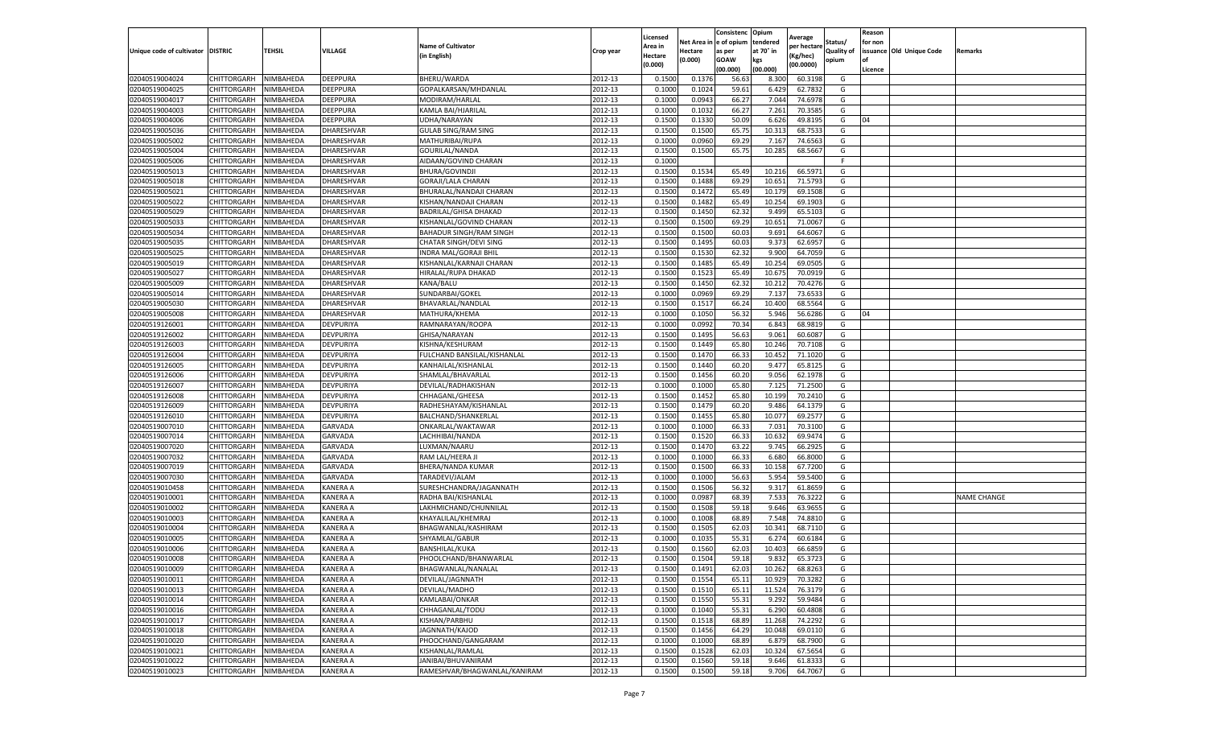| Unique code of cultivator | DISTRIC | TEHSIL | VILLAGE | Name of Cultivator (in English) | Crop year | Licensed Area in Hectare (0.000) | Net Area in Hectare (0.000) | Consistenc e of opium as per GOAW (00.000) | Opium tendered at 70° in kgs (00.000) | Average per hectare (Kg/hec) (00.0000) | Status/ Quality of opium | Reason for non issuance of Licence | Old Unique Code | Remarks |
|---|---|---|---|---|---|---|---|---|---|---|---|---|---|---|
| 02040519004024 | CHITTORGARH | NIMBAHEDA | DEEPPURA | BHERU/WARDA | 2012-13 | 0.1500 | 0.1376 | 56.63 | 8.300 | 60.3198 | G | | | |
| 02040519004025 | CHITTORGARH | NIMBAHEDA | DEEPPURA | GOPALKARSAN/MHDANLAL | 2012-13 | 0.1000 | 0.1024 | 59.61 | 6.429 | 62.7832 | G | | | |
| 02040519004017 | CHITTORGARH | NIMBAHEDA | DEEPPURA | MODIRAM/HARLAL | 2012-13 | 0.1000 | 0.0943 | 66.27 | 7.044 | 74.6978 | G | | | |
| 02040519004003 | CHITTORGARH | NIMBAHEDA | DEEPPURA | KAMLA BAI/HJARILAL | 2012-13 | 0.1000 | 0.1032 | 66.27 | 7.261 | 70.3585 | G | | | |
| 02040519004006 | CHITTORGARH | NIMBAHEDA | DEEPPURA | UDHA/NARAYAN | 2012-13 | 0.1500 | 0.1330 | 50.09 | 6.626 | 49.8195 | G | 04 | | |
| 02040519005036 | CHITTORGARH | NIMBAHEDA | DHARESHVAR | GULAB SING/RAM SING | 2012-13 | 0.1500 | 0.1500 | 65.75 | 10.313 | 68.7533 | G | | | |
| 02040519005002 | CHITTORGARH | NIMBAHEDA | DHARESHVAR | MATHURIBAI/RUPA | 2012-13 | 0.1000 | 0.0960 | 69.29 | 7.167 | 74.6563 | G | | | |
| 02040519005004 | CHITTORGARH | NIMBAHEDA | DHARESHVAR | GOURILAL/NANDA | 2012-13 | 0.1500 | 0.1500 | 65.75 | 10.285 | 68.5667 | G | | | |
| 02040519005006 | CHITTORGARH | NIMBAHEDA | DHARESHVAR | AIDAAN/GOVIND CHARAN | 2012-13 | 0.1000 | | | | | F | | | |
| 02040519005013 | CHITTORGARH | NIMBAHEDA | DHARESHVAR | BHURA/GOVINDJI | 2012-13 | 0.1500 | 0.1534 | 65.49 | 10.216 | 66.5971 | G | | | |
| 02040519005018 | CHITTORGARH | NIMBAHEDA | DHARESHVAR | GORAJI/LALA CHARAN | 2012-13 | 0.1500 | 0.1488 | 69.29 | 10.651 | 71.5793 | G | | | |
| 02040519005021 | CHITTORGARH | NIMBAHEDA | DHARESHVAR | BHURALAL/NANDAJI CHARAN | 2012-13 | 0.1500 | 0.1472 | 65.49 | 10.179 | 69.1508 | G | | | |
| 02040519005022 | CHITTORGARH | NIMBAHEDA | DHARESHVAR | KISHAN/NANDAJI CHARAN | 2012-13 | 0.1500 | 0.1482 | 65.49 | 10.254 | 69.1903 | G | | | |
| 02040519005029 | CHITTORGARH | NIMBAHEDA | DHARESHVAR | BADRILAL/GHISA DHAKAD | 2012-13 | 0.1500 | 0.1450 | 62.32 | 9.499 | 65.5103 | G | | | |
| 02040519005033 | CHITTORGARH | NIMBAHEDA | DHARESHVAR | KISHANLAL/GOVIND CHARAN | 2012-13 | 0.1500 | 0.1500 | 69.29 | 10.651 | 71.0067 | G | | | |
| 02040519005034 | CHITTORGARH | NIMBAHEDA | DHARESHVAR | BAHADUR SINGH/RAM SINGH | 2012-13 | 0.1500 | 0.1500 | 60.03 | 9.691 | 64.6067 | G | | | |
| 02040519005035 | CHITTORGARH | NIMBAHEDA | DHARESHVAR | CHATAR SINGH/DEVI SING | 2012-13 | 0.1500 | 0.1495 | 60.03 | 9.373 | 62.6957 | G | | | |
| 02040519005025 | CHITTORGARH | NIMBAHEDA | DHARESHVAR | INDRA MAL/GORAJI BHIL | 2012-13 | 0.1500 | 0.1530 | 62.32 | 9.900 | 64.7059 | G | | | |
| 02040519005019 | CHITTORGARH | NIMBAHEDA | DHARESHVAR | KISHANLAL/KARNAJI CHARAN | 2012-13 | 0.1500 | 0.1485 | 65.49 | 10.254 | 69.0505 | G | | | |
| 02040519005027 | CHITTORGARH | NIMBAHEDA | DHARESHVAR | HIRALAL/RUPA DHAKAD | 2012-13 | 0.1500 | 0.1523 | 65.49 | 10.675 | 70.0919 | G | | | |
| 02040519005009 | CHITTORGARH | NIMBAHEDA | DHARESHVAR | KANA/BALU | 2012-13 | 0.1500 | 0.1450 | 62.32 | 10.212 | 70.4276 | G | | | |
| 02040519005014 | CHITTORGARH | NIMBAHEDA | DHARESHVAR | SUNDARBAI/GOKEL | 2012-13 | 0.1000 | 0.0969 | 69.29 | 7.137 | 73.6533 | G | | | |
| 02040519005030 | CHITTORGARH | NIMBAHEDA | DHARESHVAR | BHAVARLAL/NANDLAL | 2012-13 | 0.1500 | 0.1517 | 66.24 | 10.400 | 68.5564 | G | | | |
| 02040519005008 | CHITTORGARH | NIMBAHEDA | DHARESHVAR | MATHURA/KHEMA | 2012-13 | 0.1000 | 0.1050 | 56.32 | 5.946 | 56.6286 | G | 04 | | |
| 02040519126001 | CHITTORGARH | NIMBAHEDA | DEVPURIYA | RAMNARAYAN/ROOPA | 2012-13 | 0.1000 | 0.0992 | 70.34 | 6.843 | 68.9819 | G | | | |
| 02040519126002 | CHITTORGARH | NIMBAHEDA | DEVPURIYA | GHISA/NARAYAN | 2012-13 | 0.1500 | 0.1495 | 56.63 | 9.061 | 60.6087 | G | | | |
| 02040519126003 | CHITTORGARH | NIMBAHEDA | DEVPURIYA | KISHNA/KESHURAM | 2012-13 | 0.1500 | 0.1449 | 65.80 | 10.246 | 70.7108 | G | | | |
| 02040519126004 | CHITTORGARH | NIMBAHEDA | DEVPURIYA | FULCHAND BANSILAL/KISHANLAL | 2012-13 | 0.1500 | 0.1470 | 66.33 | 10.452 | 71.1020 | G | | | |
| 02040519126005 | CHITTORGARH | NIMBAHEDA | DEVPURIYA | KANHAILAL/KISHANLAL | 2012-13 | 0.1500 | 0.1440 | 60.20 | 9.477 | 65.8125 | G | | | |
| 02040519126006 | CHITTORGARH | NIMBAHEDA | DEVPURIYA | SHAMLAL/BHAVARLAL | 2012-13 | 0.1500 | 0.1456 | 60.20 | 9.056 | 62.1978 | G | | | |
| 02040519126007 | CHITTORGARH | NIMBAHEDA | DEVPURIYA | DEVILAL/RADHAKISHAN | 2012-13 | 0.1000 | 0.1000 | 65.80 | 7.125 | 71.2500 | G | | | |
| 02040519126008 | CHITTORGARH | NIMBAHEDA | DEVPURIYA | CHHAGANL/GHEESA | 2012-13 | 0.1500 | 0.1452 | 65.80 | 10.199 | 70.2410 | G | | | |
| 02040519126009 | CHITTORGARH | NIMBAHEDA | DEVPURIYA | RADHESHAYAM/KISHANLAL | 2012-13 | 0.1500 | 0.1479 | 60.20 | 9.486 | 64.1379 | G | | | |
| 02040519126010 | CHITTORGARH | NIMBAHEDA | DEVPURIYA | BALCHAND/SHANKERLAL | 2012-13 | 0.1500 | 0.1455 | 65.80 | 10.077 | 69.2577 | G | | | |
| 02040519007010 | CHITTORGARH | NIMBAHEDA | GARVADA | ONKARLAL/WAKTAWAR | 2012-13 | 0.1000 | 0.1000 | 66.33 | 7.031 | 70.3100 | G | | | |
| 02040519007014 | CHITTORGARH | NIMBAHEDA | GARVADA | LACHHIBAI/NANDA | 2012-13 | 0.1500 | 0.1520 | 66.33 | 10.632 | 69.9474 | G | | | |
| 02040519007020 | CHITTORGARH | NIMBAHEDA | GARVADA | LUXMAN/NAARU | 2012-13 | 0.1500 | 0.1470 | 63.22 | 9.745 | 66.2925 | G | | | |
| 02040519007032 | CHITTORGARH | NIMBAHEDA | GARVADA | RAM LAL/HEERA JI | 2012-13 | 0.1000 | 0.1000 | 66.33 | 6.680 | 66.8000 | G | | | |
| 02040519007019 | CHITTORGARH | NIMBAHEDA | GARVADA | BHERA/NANDA KUMAR | 2012-13 | 0.1500 | 0.1500 | 66.33 | 10.158 | 67.7200 | G | | | |
| 02040519007030 | CHITTORGARH | NIMBAHEDA | GARVADA | TARADEVI/JALAM | 2012-13 | 0.1000 | 0.1000 | 56.63 | 5.954 | 59.5400 | G | | | |
| 02040519010458 | CHITTORGARH | NIMBAHEDA | KANERA A | SURESHCHANDRA/JAGANNATH | 2012-13 | 0.1500 | 0.1506 | 56.32 | 9.317 | 61.8659 | G | | | |
| 02040519010001 | CHITTORGARH | NIMBAHEDA | KANERA A | RADHA BAI/KISHANLAL | 2012-13 | 0.1000 | 0.0987 | 68.39 | 7.533 | 76.3222 | G | | | NAME CHANGE |
| 02040519010002 | CHITTORGARH | NIMBAHEDA | KANERA A | LAKHMICHAND/CHUNNILAL | 2012-13 | 0.1500 | 0.1508 | 59.18 | 9.646 | 63.9655 | G | | | |
| 02040519010003 | CHITTORGARH | NIMBAHEDA | KANERA A | KHAYALILAL/KHEMRAJ | 2012-13 | 0.1000 | 0.1008 | 68.89 | 7.548 | 74.8810 | G | | | |
| 02040519010004 | CHITTORGARH | NIMBAHEDA | KANERA A | BHAGWANLAL/KASHIRAM | 2012-13 | 0.1500 | 0.1505 | 62.03 | 10.341 | 68.7110 | G | | | |
| 02040519010005 | CHITTORGARH | NIMBAHEDA | KANERA A | SHYAMLAL/GABUR | 2012-13 | 0.1000 | 0.1035 | 55.31 | 6.274 | 60.6184 | G | | | |
| 02040519010006 | CHITTORGARH | NIMBAHEDA | KANERA A | BANSHILAL/KUKA | 2012-13 | 0.1500 | 0.1560 | 62.03 | 10.403 | 66.6859 | G | | | |
| 02040519010008 | CHITTORGARH | NIMBAHEDA | KANERA A | PHOOLCHAND/BHANWARLAL | 2012-13 | 0.1500 | 0.1504 | 59.18 | 9.832 | 65.3723 | G | | | |
| 02040519010009 | CHITTORGARH | NIMBAHEDA | KANERA A | BHAGWANLAL/NANALAL | 2012-13 | 0.1500 | 0.1491 | 62.03 | 10.262 | 68.8263 | G | | | |
| 02040519010011 | CHITTORGARH | NIMBAHEDA | KANERA A | DEVILAL/JAGNNATH | 2012-13 | 0.1500 | 0.1554 | 65.11 | 10.929 | 70.3282 | G | | | |
| 02040519010013 | CHITTORGARH | NIMBAHEDA | KANERA A | DEVILAL/MADHO | 2012-13 | 0.1500 | 0.1510 | 65.11 | 11.524 | 76.3179 | G | | | |
| 02040519010014 | CHITTORGARH | NIMBAHEDA | KANERA A | KAMLABAI/ONKAR | 2012-13 | 0.1500 | 0.1550 | 55.31 | 9.292 | 59.9484 | G | | | |
| 02040519010016 | CHITTORGARH | NIMBAHEDA | KANERA A | CHHAGANLAL/TODU | 2012-13 | 0.1000 | 0.1040 | 55.31 | 6.290 | 60.4808 | G | | | |
| 02040519010017 | CHITTORGARH | NIMBAHEDA | KANERA A | KISHAN/PARBHU | 2012-13 | 0.1500 | 0.1518 | 68.89 | 11.268 | 74.2292 | G | | | |
| 02040519010018 | CHITTORGARH | NIMBAHEDA | KANERA A | JAGNNATH/KAJOD | 2012-13 | 0.1500 | 0.1456 | 64.29 | 10.048 | 69.0110 | G | | | |
| 02040519010020 | CHITTORGARH | NIMBAHEDA | KANERA A | PHOOCHAND/GANGARAM | 2012-13 | 0.1000 | 0.1000 | 68.89 | 6.879 | 68.7900 | G | | | |
| 02040519010021 | CHITTORGARH | NIMBAHEDA | KANERA A | KISHANLAL/RAMLAL | 2012-13 | 0.1500 | 0.1528 | 62.03 | 10.324 | 67.5654 | G | | | |
| 02040519010022 | CHITTORGARH | NIMBAHEDA | KANERA A | JANIBAI/BHUVANIRAM | 2012-13 | 0.1500 | 0.1560 | 59.18 | 9.646 | 61.8333 | G | | | |
| 02040519010023 | CHITTORGARH | NIMBAHEDA | KANERA A | RAMESHVAR/BHAGWANLAL/KANIRAM | 2012-13 | 0.1500 | 0.1500 | 59.18 | 9.706 | 64.7067 | G | | | |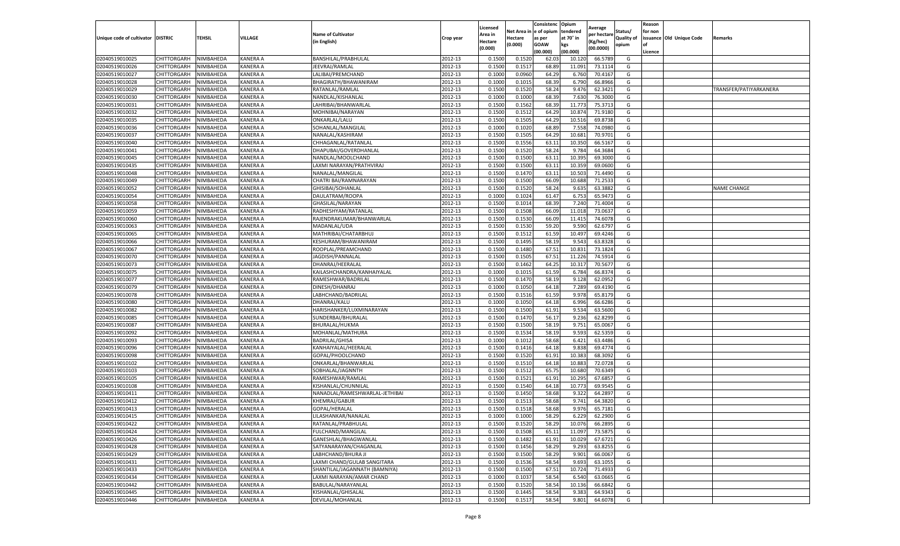| Unique code of cultivator | DISTRIC | TEHSIL | VILLAGE | Name of Cultivator (in English) | Crop year | Licensed Area in Hectare (0.000) | Net Area in Hectare (0.000) | Consistenc e of opium as per GOAW (00.000) | Opium tendered at 70° in kgs (00.000) | Average per hectare (Kg/hec) (00.0000) | Status/ Quality of opium | Reason for non issuance of Licence | Old Unique Code | Remarks |
|---|---|---|---|---|---|---|---|---|---|---|---|---|---|---|
| 02040519010025 | CHITTORGARH | NIMBAHEDA | KANERA A | BANSHILAL/PRABHULAL | 2012-13 | 0.1500 | 0.1520 | 62.03 | 10.120 | 66.5789 | G | | | |
| 02040519010026 | CHITTORGARH | NIMBAHEDA | KANERA A | JEEVRAJ/RAMLAL | 2012-13 | 0.1500 | 0.1517 | 68.89 | 11.091 | 73.1114 | G | | | |
| 02040519010027 | CHITTORGARH | NIMBAHEDA | KANERA A | LALIBAI/PREMCHAND | 2012-13 | 0.1000 | 0.0960 | 64.29 | 6.760 | 70.4167 | G | | | |
| 02040519010028 | CHITTORGARH | NIMBAHEDA | KANERA A | BHAGIRATH/BHAWANIRAM | 2012-13 | 0.1000 | 0.1015 | 68.39 | 6.790 | 66.8966 | G | | | |
| 02040519010029 | CHITTORGARH | NIMBAHEDA | KANERA A | RATANLAL/RAMLAL | 2012-13 | 0.1500 | 0.1520 | 58.24 | 9.476 | 62.3421 | G | | | TRANSFER/PATIYARKANERA |
| 02040519010030 | CHITTORGARH | NIMBAHEDA | KANERA A | NANDLAL/KISHANLAL | 2012-13 | 0.1000 | 0.1000 | 68.39 | 7.630 | 76.3000 | G | | | |
| 02040519010031 | CHITTORGARH | NIMBAHEDA | KANERA A | LAHRIBAI/BHANWARLAL | 2012-13 | 0.1500 | 0.1562 | 68.39 | 11.773 | 75.3713 | G | | | |
| 02040519010032 | CHITTORGARH | NIMBAHEDA | KANERA A | MOHNIBAI/NARAYAN | 2012-13 | 0.1500 | 0.1512 | 64.29 | 10.874 | 71.9180 | G | | | |
| 02040519010035 | CHITTORGARH | NIMBAHEDA | KANERA A | ONKARLAL/LALU | 2012-13 | 0.1500 | 0.1505 | 64.29 | 10.516 | 69.8738 | G | | | |
| 02040519010036 | CHITTORGARH | NIMBAHEDA | KANERA A | SOHANLAL/MANGILAL | 2012-13 | 0.1000 | 0.1020 | 68.89 | 7.558 | 74.0980 | G | | | |
| 02040519010037 | CHITTORGARH | NIMBAHEDA | KANERA A | NANALAL/KASHIRAM | 2012-13 | 0.1500 | 0.1505 | 64.29 | 10.681 | 70.9701 | G | | | |
| 02040519010040 | CHITTORGARH | NIMBAHEDA | KANERA A | CHHAGANLAL/RATANLAL | 2012-13 | 0.1500 | 0.1556 | 63.11 | 10.350 | 66.5167 | G | | | |
| 02040519010041 | CHITTORGARH | NIMBAHEDA | KANERA A | DHAPUBAI/GOVERDHANLAL | 2012-13 | 0.1500 | 0.1520 | 58.24 | 9.784 | 64.3684 | G | | | |
| 02040519010045 | CHITTORGARH | NIMBAHEDA | KANERA A | NANDLAL/MOOLCHAND | 2012-13 | 0.1500 | 0.1500 | 63.11 | 10.395 | 69.3000 | G | | | |
| 02040519010435 | CHITTORGARH | NIMBAHEDA | KANERA A | LAXMI NARAYAN/PRATHVIRAJ | 2012-13 | 0.1500 | 0.1500 | 63.11 | 10.359 | 69.0600 | G | | | |
| 02040519010048 | CHITTORGARH | NIMBAHEDA | KANERA A | NANALAL/MANGILAL | 2012-13 | 0.1500 | 0.1470 | 63.11 | 10.503 | 71.4490 | G | | | |
| 02040519010049 | CHITTORGARH | NIMBAHEDA | KANERA A | CHATRI BAI/RAMNARAYAN | 2012-13 | 0.1500 | 0.1500 | 66.09 | 10.688 | 71.2533 | G | | | |
| 02040519010052 | CHITTORGARH | NIMBAHEDA | KANERA A | GHISIBAI/SOHANLAL | 2012-13 | 0.1500 | 0.1520 | 58.24 | 9.635 | 63.3882 | G | | | NAME CHANGE |
| 02040519010054 | CHITTORGARH | NIMBAHEDA | KANERA A | DAULATRAM/ROOPA | 2012-13 | 0.1000 | 0.1024 | 61.47 | 6.753 | 65.9473 | G | | | |
| 02040519010058 | CHITTORGARH | NIMBAHEDA | KANERA A | GHASILAL/NARAYAN | 2012-13 | 0.1500 | 0.1014 | 68.39 | 7.240 | 71.4004 | G | | | |
| 02040519010059 | CHITTORGARH | NIMBAHEDA | KANERA A | RADHESHYAM/RATANLAL | 2012-13 | 0.1500 | 0.1508 | 66.09 | 11.018 | 73.0637 | G | | | |
| 02040519010060 | CHITTORGARH | NIMBAHEDA | KANERA A | RAJENDRAKUMAR/BHANWARLAL | 2012-13 | 0.1500 | 0.1530 | 66.09 | 11.415 | 74.6078 | G | | | |
| 02040519010063 | CHITTORGARH | NIMBAHEDA | KANERA A | MADANLAL/UDA | 2012-13 | 0.1500 | 0.1530 | 59.20 | 9.590 | 62.6797 | G | | | |
| 02040519010065 | CHITTORGARH | NIMBAHEDA | KANERA A | MATHRIBAI/CHATARBHUJ | 2012-13 | 0.1500 | 0.1512 | 61.59 | 10.497 | 69.4246 | G | | | |
| 02040519010066 | CHITTORGARH | NIMBAHEDA | KANERA A | KESHURAM/BHAWANIRAM | 2012-13 | 0.1500 | 0.1495 | 58.19 | 9.543 | 63.8328 | G | | | |
| 02040519010067 | CHITTORGARH | NIMBAHEDA | KANERA A | ROOPLAL/PREAMCHAND | 2012-13 | 0.1500 | 0.1480 | 67.51 | 10.831 | 73.1824 | G | | | |
| 02040519010070 | CHITTORGARH | NIMBAHEDA | KANERA A | JAGDISH/PANNALAL | 2012-13 | 0.1500 | 0.1505 | 67.51 | 11.226 | 74.5914 | G | | | |
| 02040519010073 | CHITTORGARH | NIMBAHEDA | KANERA A | DHANRAJ/HEERALAL | 2012-13 | 0.1500 | 0.1462 | 64.25 | 10.317 | 70.5677 | G | | | |
| 02040519010075 | CHITTORGARH | NIMBAHEDA | KANERA A | KAILASHCHANDRA/KANHAIYALAL | 2012-13 | 0.1000 | 0.1015 | 61.59 | 6.784 | 66.8374 | G | | | |
| 02040519010077 | CHITTORGARH | NIMBAHEDA | KANERA A | RAMESHWAR/BADRILAL | 2012-13 | 0.1500 | 0.1470 | 58.19 | 9.128 | 62.0952 | G | | | |
| 02040519010079 | CHITTORGARH | NIMBAHEDA | KANERA A | DINESH/DHANRAJ | 2012-13 | 0.1000 | 0.1050 | 64.18 | 7.289 | 69.4190 | G | | | |
| 02040519010078 | CHITTORGARH | NIMBAHEDA | KANERA A | LABHCHAND/BADRILAL | 2012-13 | 0.1500 | 0.1516 | 61.59 | 9.978 | 65.8179 | G | | | |
| 02040519010080 | CHITTORGARH | NIMBAHEDA | KANERA A | DHANRAJ/KALU | 2012-13 | 0.1000 | 0.1050 | 64.18 | 6.996 | 66.6286 | G | | | |
| 02040519010082 | CHITTORGARH | NIMBAHEDA | KANERA A | HARISHANKER/LUXMINARAYAN | 2012-13 | 0.1500 | 0.1500 | 61.91 | 9.534 | 63.5600 | G | | | |
| 02040519010085 | CHITTORGARH | NIMBAHEDA | KANERA A | SUNDERBAI/BHURALAL | 2012-13 | 0.1500 | 0.1470 | 56.17 | 9.236 | 62.8299 | G | | | |
| 02040519010087 | CHITTORGARH | NIMBAHEDA | KANERA A | BHURALAL/HUKMA | 2012-13 | 0.1500 | 0.1500 | 58.19 | 9.751 | 65.0067 | G | | | |
| 02040519010092 | CHITTORGARH | NIMBAHEDA | KANERA A | MOHANLAL/MATHURA | 2012-13 | 0.1500 | 0.1534 | 58.19 | 9.593 | 62.5359 | G | | | |
| 02040519010093 | CHITTORGARH | NIMBAHEDA | KANERA A | BADRILAL/GHISA | 2012-13 | 0.1000 | 0.1012 | 58.68 | 6.421 | 63.4486 | G | | | |
| 02040519010096 | CHITTORGARH | NIMBAHEDA | KANERA A | KANHAIYALAL/HEERALAL | 2012-13 | 0.1500 | 0.1416 | 64.18 | 9.838 | 69.4774 | G | | | |
| 02040519010098 | CHITTORGARH | NIMBAHEDA | KANERA A | GOPAL/PHOOLCHAND | 2012-13 | 0.1500 | 0.1520 | 61.91 | 10.383 | 68.3092 | G | | | |
| 02040519010102 | CHITTORGARH | NIMBAHEDA | KANERA A | ONKARLAL/BHANWARLAL | 2012-13 | 0.1500 | 0.1510 | 64.18 | 10.883 | 72.0728 | G | | | |
| 02040519010103 | CHITTORGARH | NIMBAHEDA | KANERA A | SOBHALAL/JAGNNTH | 2012-13 | 0.1500 | 0.1512 | 65.75 | 10.680 | 70.6349 | G | | | |
| 02040519010105 | CHITTORGARH | NIMBAHEDA | KANERA A | RAMESHWAR/RAMLAL | 2012-13 | 0.1500 | 0.1521 | 61.91 | 10.295 | 67.6857 | G | | | |
| 02040519010108 | CHITTORGARH | NIMBAHEDA | KANERA A | KISHANLAL/CHUNNILAL | 2012-13 | 0.1500 | 0.1540 | 64.18 | 10.773 | 69.9545 | G | | | |
| 02040519010411 | CHITTORGARH | NIMBAHEDA | KANERA A | NANADLAL/RAMESHWARLAL-JETHIBAI | 2012-13 | 0.1500 | 0.1450 | 58.68 | 9.322 | 64.2897 | G | | | |
| 02040519010412 | CHITTORGARH | NIMBAHEDA | KANERA A | KHEMRAJ/GABUR | 2012-13 | 0.1500 | 0.1513 | 58.68 | 9.741 | 64.3820 | G | | | |
| 02040519010413 | CHITTORGARH | NIMBAHEDA | KANERA A | GOPAL/HERALAL | 2012-13 | 0.1500 | 0.1518 | 58.68 | 9.976 | 65.7181 | G | | | |
| 02040519010415 | CHITTORGARH | NIMBAHEDA | KANERA A | LILASHANKAR/NANALAL | 2012-13 | 0.1000 | 0.1000 | 58.29 | 6.229 | 62.2900 | G | | | |
| 02040519010422 | CHITTORGARH | NIMBAHEDA | KANERA A | RATANLAL/PRABHULAL | 2012-13 | 0.1500 | 0.1520 | 58.29 | 10.076 | 66.2895 | G | | | |
| 02040519010424 | CHITTORGARH | NIMBAHEDA | KANERA A | FULCHAND/MANGILAL | 2012-13 | 0.1500 | 0.1508 | 65.11 | 11.097 | 73.5875 | G | | | |
| 02040519010426 | CHITTORGARH | NIMBAHEDA | KANERA A | GANESHLAL/BHAGWANLAL | 2012-13 | 0.1500 | 0.1482 | 61.91 | 10.029 | 67.6721 | G | | | |
| 02040519010428 | CHITTORGARH | NIMBAHEDA | KANERA A | SATYANARAYAN/CHAGANLAL | 2012-13 | 0.1500 | 0.1456 | 58.29 | 9.293 | 63.8255 | G | | | |
| 02040519010429 | CHITTORGARH | NIMBAHEDA | KANERA A | LABHCHAND/BHURA JI | 2012-13 | 0.1500 | 0.1500 | 58.29 | 9.901 | 66.0067 | G | | | |
| 02040519010431 | CHITTORGARH | NIMBAHEDA | KANERA A | LAXMI CHAND/GULAB SANGITARA | 2012-13 | 0.1500 | 0.1536 | 58.54 | 9.693 | 63.1055 | G | | | |
| 02040519010433 | CHITTORGARH | NIMBAHEDA | KANERA A | SHANTILAL/JAGANNATH (BAMNIYA) | 2012-13 | 0.1500 | 0.1500 | 67.51 | 10.724 | 71.4933 | G | | | |
| 02040519010434 | CHITTORGARH | NIMBAHEDA | KANERA A | LAXMI NARAYAN/AMAR CHAND | 2012-13 | 0.1000 | 0.1037 | 58.54 | 6.540 | 63.0665 | G | | | |
| 02040519010442 | CHITTORGARH | NIMBAHEDA | KANERA A | BABULAL/NARAYANLAL | 2012-13 | 0.1500 | 0.1520 | 58.54 | 10.136 | 66.6842 | G | | | |
| 02040519010445 | CHITTORGARH | NIMBAHEDA | KANERA A | KISHANLAL/GHISALAL | 2012-13 | 0.1500 | 0.1445 | 58.54 | 9.383 | 64.9343 | G | | | |
| 02040519010446 | CHITTORGARH | NIMBAHEDA | KANERA A | DEVILAL/MOHANLAL | 2012-13 | 0.1500 | 0.1517 | 58.54 | 9.801 | 64.6078 | G | | | |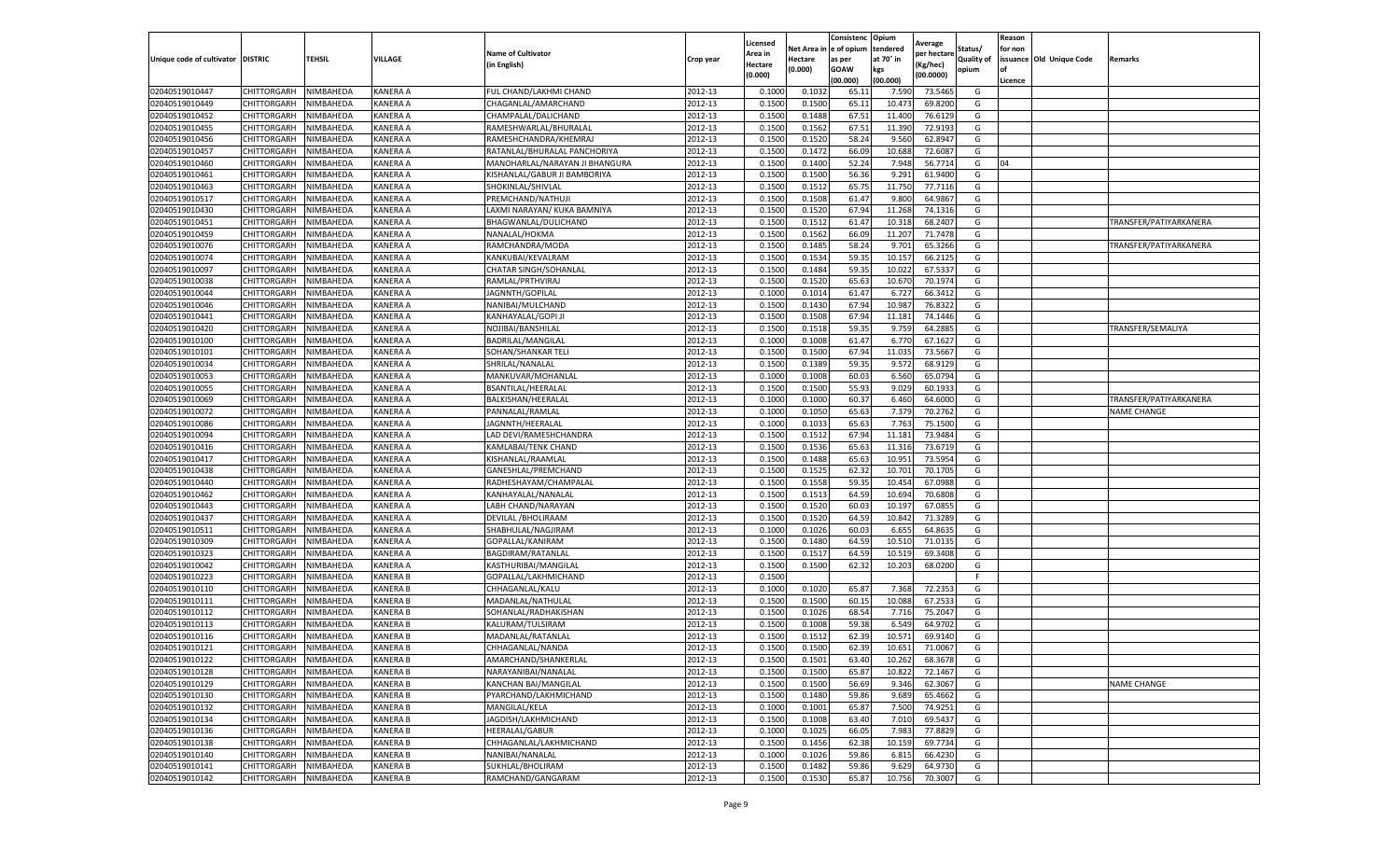| Unique code of cultivator | DISTRIC | TEHSIL | VILLAGE | Name of Cultivator (in English) | Crop year | Licensed Area in Hectare (0.000) | Net Area in Hectare (0.000) | Consistence of opium as per GOAW (00.000) | Opium tendered at 70° in kgs (00.000) | Average per hectare (Kg/hec) (00.0000) | Status/ Quality of opium | Reason for non issuance of Licence | Old Unique Code | Remarks |
|---|---|---|---|---|---|---|---|---|---|---|---|---|---|---|
| 02040519010447 | CHITTORGARH | NIMBAHEDA | KANERA A | FUL CHAND/LAKHMI CHAND | 2012-13 | 0.1000 | 0.1032 | 65.11 | 7.590 | 73.5465 | G | | | |
| 02040519010449 | CHITTORGARH | NIMBAHEDA | KANERA A | CHAGANLAL/AMARCHAND | 2012-13 | 0.1500 | 0.1500 | 65.11 | 10.473 | 69.8200 | G | | | |
| 02040519010452 | CHITTORGARH | NIMBAHEDA | KANERA A | CHAMPALAL/DALICHAND | 2012-13 | 0.1500 | 0.1488 | 67.51 | 11.400 | 76.6129 | G | | | |
| 02040519010455 | CHITTORGARH | NIMBAHEDA | KANERA A | RAMESHWARLAL/BHURALAL | 2012-13 | 0.1500 | 0.1562 | 67.51 | 11.390 | 72.9193 | G | | | |
| 02040519010456 | CHITTORGARH | NIMBAHEDA | KANERA A | RAMESHCHANDRA/KHEMRAJ | 2012-13 | 0.1500 | 0.1520 | 58.24 | 9.560 | 62.8947 | G | | | |
| 02040519010457 | CHITTORGARH | NIMBAHEDA | KANERA A | RATANLAL/BHURALAL PANCHORIYA | 2012-13 | 0.1500 | 0.1472 | 66.09 | 10.688 | 72.6087 | G | | | |
| 02040519010460 | CHITTORGARH | NIMBAHEDA | KANERA A | MANOHARLAL/NARAYAN JI BHANGURA | 2012-13 | 0.1500 | 0.1400 | 52.24 | 7.948 | 56.7714 | G | 04 | | |
| 02040519010461 | CHITTORGARH | NIMBAHEDA | KANERA A | KISHANLAL/GABUR JI BAMBORIYA | 2012-13 | 0.1500 | 0.1500 | 56.36 | 9.291 | 61.9400 | G | | | |
| 02040519010463 | CHITTORGARH | NIMBAHEDA | KANERA A | SHOKINLAL/SHIVLAL | 2012-13 | 0.1500 | 0.1512 | 65.75 | 11.750 | 77.7116 | G | | | |
| 02040519010517 | CHITTORGARH | NIMBAHEDA | KANERA A | PREMCHAND/NATHUJI | 2012-13 | 0.1500 | 0.1508 | 61.47 | 9.800 | 64.9867 | G | | | |
| 02040519010430 | CHITTORGARH | NIMBAHEDA | KANERA A | LAXMI NARAYAN/ KUKA BAMNIYA | 2012-13 | 0.1500 | 0.1520 | 67.94 | 11.268 | 74.1316 | G | | | |
| 02040519010451 | CHITTORGARH | NIMBAHEDA | KANERA A | BHAGWANLAL/DULICHAND | 2012-13 | 0.1500 | 0.1512 | 61.47 | 10.318 | 68.2407 | G | | | TRANSFER/PATIYARKANERA |
| 02040519010459 | CHITTORGARH | NIMBAHEDA | KANERA A | NANALAL/HOKMA | 2012-13 | 0.1500 | 0.1562 | 66.09 | 11.207 | 71.7478 | G | | | |
| 02040519010076 | CHITTORGARH | NIMBAHEDA | KANERA A | RAMCHANDRA/MODA | 2012-13 | 0.1500 | 0.1485 | 58.24 | 9.701 | 65.3266 | G | | | TRANSFER/PATIYARKANERA |
| 02040519010074 | CHITTORGARH | NIMBAHEDA | KANERA A | KANKUBAI/KEVALRAM | 2012-13 | 0.1500 | 0.1534 | 59.35 | 10.157 | 66.2125 | G | | | |
| 02040519010097 | CHITTORGARH | NIMBAHEDA | KANERA A | CHATAR SINGH/SOHANLAL | 2012-13 | 0.1500 | 0.1484 | 59.35 | 10.022 | 67.5337 | G | | | |
| 02040519010038 | CHITTORGARH | NIMBAHEDA | KANERA A | RAMLAL/PRTHVIRAJ | 2012-13 | 0.1500 | 0.1520 | 65.63 | 10.670 | 70.1974 | G | | | |
| 02040519010044 | CHITTORGARH | NIMBAHEDA | KANERA A | JAGNNTH/GOPILAL | 2012-13 | 0.1000 | 0.1014 | 61.47 | 6.727 | 66.3412 | G | | | |
| 02040519010046 | CHITTORGARH | NIMBAHEDA | KANERA A | NANIBAI/MULCHAND | 2012-13 | 0.1500 | 0.1430 | 67.94 | 10.987 | 76.8322 | G | | | |
| 02040519010441 | CHITTORGARH | NIMBAHEDA | KANERA A | KANHAYALAL/GOPI JI | 2012-13 | 0.1500 | 0.1508 | 67.94 | 11.181 | 74.1446 | G | | | |
| 02040519010420 | CHITTORGARH | NIMBAHEDA | KANERA A | NOJIBAI/BANSHILAL | 2012-13 | 0.1500 | 0.1518 | 59.35 | 9.759 | 64.2885 | G | | | TRANSFER/SEMALIYA |
| 02040519010100 | CHITTORGARH | NIMBAHEDA | KANERA A | BADRILAL/MANGILAL | 2012-13 | 0.1000 | 0.1008 | 61.47 | 6.770 | 67.1627 | G | | | |
| 02040519010101 | CHITTORGARH | NIMBAHEDA | KANERA A | SOHAN/SHANKAR TELI | 2012-13 | 0.1500 | 0.1500 | 67.94 | 11.035 | 73.5667 | G | | | |
| 02040519010034 | CHITTORGARH | NIMBAHEDA | KANERA A | SHRILAL/NANALAL | 2012-13 | 0.1500 | 0.1389 | 59.35 | 9.572 | 68.9129 | G | | | |
| 02040519010053 | CHITTORGARH | NIMBAHEDA | KANERA A | MANKUVAR/MOHANLAL | 2012-13 | 0.1000 | 0.1008 | 60.03 | 6.560 | 65.0794 | G | | | |
| 02040519010055 | CHITTORGARH | NIMBAHEDA | KANERA A | BSANTILAL/HEERALAL | 2012-13 | 0.1500 | 0.1500 | 55.93 | 9.029 | 60.1933 | G | | | |
| 02040519010069 | CHITTORGARH | NIMBAHEDA | KANERA A | BALKISHAN/HEERALAL | 2012-13 | 0.1000 | 0.1000 | 60.37 | 6.460 | 64.6000 | G | | | TRANSFER/PATIYARKANERA |
| 02040519010072 | CHITTORGARH | NIMBAHEDA | KANERA A | PANNALAL/RAMLAL | 2012-13 | 0.1000 | 0.1050 | 65.63 | 7.379 | 70.2762 | G | | | NAME CHANGE |
| 02040519010086 | CHITTORGARH | NIMBAHEDA | KANERA A | JAGNNTH/HEERALAL | 2012-13 | 0.1000 | 0.1033 | 65.63 | 7.763 | 75.1500 | G | | | |
| 02040519010094 | CHITTORGARH | NIMBAHEDA | KANERA A | LAD DEVI/RAMESHCHANDRA | 2012-13 | 0.1500 | 0.1512 | 67.94 | 11.181 | 73.9484 | G | | | |
| 02040519010416 | CHITTORGARH | NIMBAHEDA | KANERA A | KAMLABAI/TENK CHAND | 2012-13 | 0.1500 | 0.1536 | 65.63 | 11.316 | 73.6719 | G | | | |
| 02040519010417 | CHITTORGARH | NIMBAHEDA | KANERA A | KISHANLAL/RAAMLAL | 2012-13 | 0.1500 | 0.1488 | 65.63 | 10.951 | 73.5954 | G | | | |
| 02040519010438 | CHITTORGARH | NIMBAHEDA | KANERA A | GANESHLAL/PREMCHAND | 2012-13 | 0.1500 | 0.1525 | 62.32 | 10.701 | 70.1705 | G | | | |
| 02040519010440 | CHITTORGARH | NIMBAHEDA | KANERA A | RADHESHAYAM/CHAMPALAL | 2012-13 | 0.1500 | 0.1558 | 59.35 | 10.454 | 67.0988 | G | | | |
| 02040519010462 | CHITTORGARH | NIMBAHEDA | KANERA A | KANHAYALAL/NANALAL | 2012-13 | 0.1500 | 0.1513 | 64.59 | 10.694 | 70.6808 | G | | | |
| 02040519010443 | CHITTORGARH | NIMBAHEDA | KANERA A | LABH CHAND/NARAYAN | 2012-13 | 0.1500 | 0.1520 | 60.03 | 10.197 | 67.0855 | G | | | |
| 02040519010437 | CHITTORGARH | NIMBAHEDA | KANERA A | DEVILAL /BHOLIRAAM | 2012-13 | 0.1500 | 0.1520 | 64.59 | 10.842 | 71.3289 | G | | | |
| 02040519010511 | CHITTORGARH | NIMBAHEDA | KANERA A | SHABHULAL/NAGJIRAM | 2012-13 | 0.1000 | 0.1026 | 60.03 | 6.655 | 64.8635 | G | | | |
| 02040519010309 | CHITTORGARH | NIMBAHEDA | KANERA A | GOPALLAL/KANIRAM | 2012-13 | 0.1500 | 0.1480 | 64.59 | 10.510 | 71.0135 | G | | | |
| 02040519010323 | CHITTORGARH | NIMBAHEDA | KANERA A | BAGDIRAM/RATANLAL | 2012-13 | 0.1500 | 0.1517 | 64.59 | 10.519 | 69.3408 | G | | | |
| 02040519010042 | CHITTORGARH | NIMBAHEDA | KANERA A | KASTHURIBAI/MANGILAL | 2012-13 | 0.1500 | 0.1500 | 62.32 | 10.203 | 68.0200 | G | | | |
| 02040519010223 | CHITTORGARH | NIMBAHEDA | KANERA B | GOPALLAL/LAKHMICHAND | 2012-13 | 0.1500 | | | | | F | | | |
| 02040519010110 | CHITTORGARH | NIMBAHEDA | KANERA B | CHHAGANLAL/KALU | 2012-13 | 0.1000 | 0.1020 | 65.87 | 7.368 | 72.2353 | G | | | |
| 02040519010111 | CHITTORGARH | NIMBAHEDA | KANERA B | MADANLAL/NATHULAL | 2012-13 | 0.1500 | 0.1500 | 60.15 | 10.088 | 67.2533 | G | | | |
| 02040519010112 | CHITTORGARH | NIMBAHEDA | KANERA B | SOHANLAL/RADHAKISHAN | 2012-13 | 0.1000 | 0.1026 | 68.54 | 7.716 | 75.2047 | G | | | |
| 02040519010113 | CHITTORGARH | NIMBAHEDA | KANERA B | KALURAM/TULSIRAM | 2012-13 | 0.1500 | 0.1008 | 59.38 | 6.549 | 64.9702 | G | | | |
| 02040519010116 | CHITTORGARH | NIMBAHEDA | KANERA B | MADANLAL/RATANLAL | 2012-13 | 0.1500 | 0.1512 | 62.39 | 10.571 | 69.9140 | G | | | |
| 02040519010121 | CHITTORGARH | NIMBAHEDA | KANERA B | CHHAGANLAL/NANDA | 2012-13 | 0.1500 | 0.1500 | 62.39 | 10.651 | 71.0067 | G | | | |
| 02040519010122 | CHITTORGARH | NIMBAHEDA | KANERA B | AMARCHAND/SHANKERLAL | 2012-13 | 0.1500 | 0.1501 | 63.40 | 10.262 | 68.3678 | G | | | |
| 02040519010128 | CHITTORGARH | NIMBAHEDA | KANERA B | NARAYANIBAI/NANALAL | 2012-13 | 0.1500 | 0.1500 | 65.87 | 10.822 | 72.1467 | G | | | |
| 02040519010129 | CHITTORGARH | NIMBAHEDA | KANERA B | KANCHAN BAI/MANGILAL | 2012-13 | 0.1500 | 0.1500 | 56.69 | 9.346 | 62.3067 | G | | | NAME CHANGE |
| 02040519010130 | CHITTORGARH | NIMBAHEDA | KANERA B | PYARCHAND/LAKHMICHAND | 2012-13 | 0.1500 | 0.1480 | 59.86 | 9.689 | 65.4662 | G | | | |
| 02040519010132 | CHITTORGARH | NIMBAHEDA | KANERA B | MANGILAL/KELA | 2012-13 | 0.1000 | 0.1001 | 65.87 | 7.500 | 74.9251 | G | | | |
| 02040519010134 | CHITTORGARH | NIMBAHEDA | KANERA B | JAGDISH/LAKHMICHAND | 2012-13 | 0.1500 | 0.1008 | 63.40 | 7.010 | 69.5437 | G | | | |
| 02040519010136 | CHITTORGARH | NIMBAHEDA | KANERA B | HEERALAL/GABUR | 2012-13 | 0.1000 | 0.1025 | 66.05 | 7.983 | 77.8829 | G | | | |
| 02040519010138 | CHITTORGARH | NIMBAHEDA | KANERA B | CHHAGANLAL/LAKHMICHAND | 2012-13 | 0.1500 | 0.1456 | 62.38 | 10.159 | 69.7734 | G | | | |
| 02040519010140 | CHITTORGARH | NIMBAHEDA | KANERA B | NANIBAI/NANALAL | 2012-13 | 0.1000 | 0.1026 | 59.86 | 6.815 | 66.4230 | G | | | |
| 02040519010141 | CHITTORGARH | NIMBAHEDA | KANERA B | SUKHLAL/BHOLIRAM | 2012-13 | 0.1500 | 0.1482 | 59.86 | 9.629 | 64.9730 | G | | | |
| 02040519010142 | CHITTORGARH | NIMBAHEDA | KANERA B | RAMCHAND/GANGARAM | 2012-13 | 0.1500 | 0.1530 | 65.87 | 10.756 | 70.3007 | G | | | |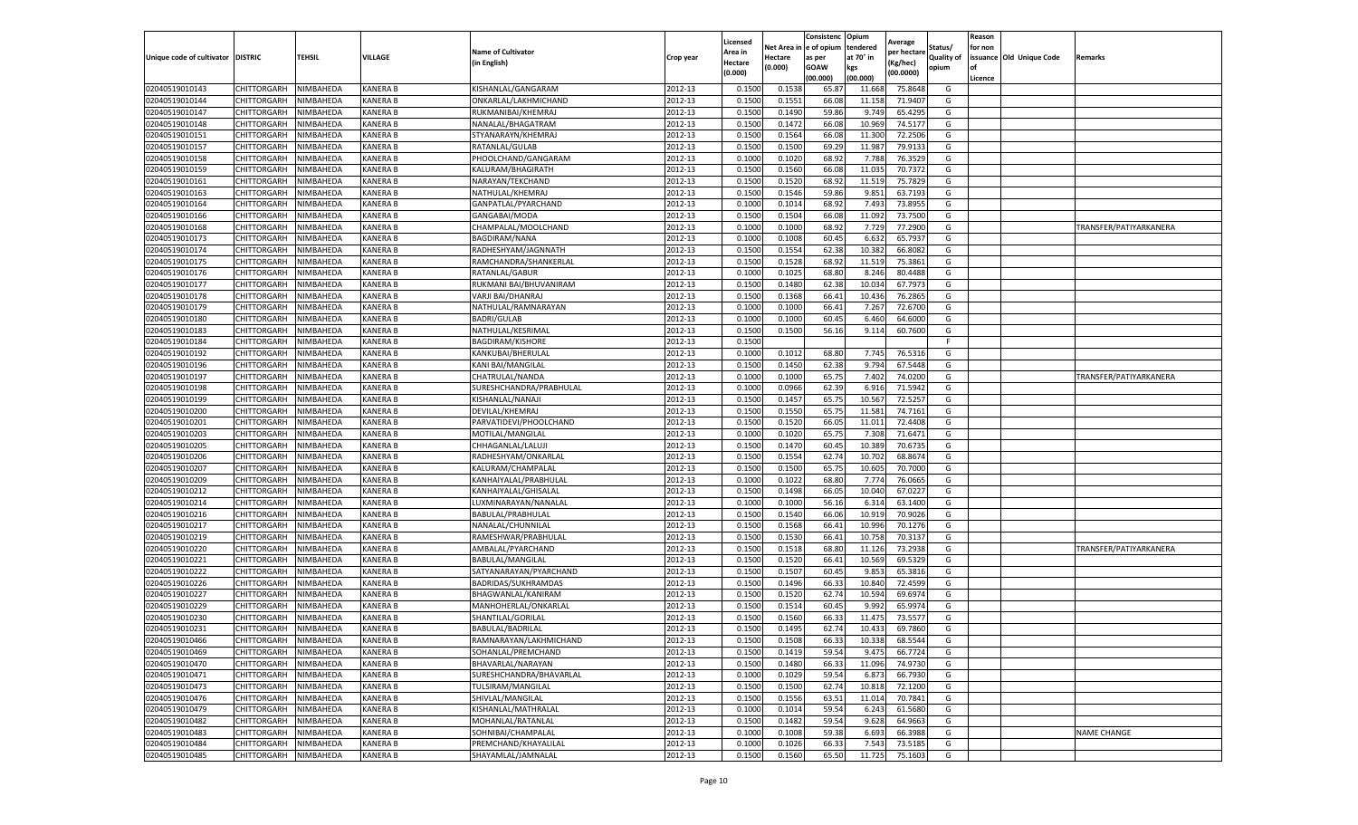| Unique code of cultivator | DISTRIC | TEHSIL | VILLAGE | Name of Cultivator (in English) | Crop year | Licensed Area in Hectare (0.000) | Net Area in Hectare (0.000) | Consistenc e of opium as per GOAW (00.000) | Opium tendered at 70° in kgs (00.000) | Average per hectare (Kg/hec) (00.0000) | Status/ Quality of opium | Reason for non issuance of Licence | Old Unique Code | Remarks |
|---|---|---|---|---|---|---|---|---|---|---|---|---|---|---|
| 02040519010143 | CHITTORGARH | NIMBAHEDA | KANERA B | KISHANLAL/GANGARAM | 2012-13 | 0.1500 | 0.1538 | 65.87 | 11.668 | 75.8648 | G | | | |
| 02040519010144 | CHITTORGARH | NIMBAHEDA | KANERA B | ONKARLAL/LAKHMICHAND | 2012-13 | 0.1500 | 0.1551 | 66.08 | 11.158 | 71.9407 | G | | | |
| 02040519010147 | CHITTORGARH | NIMBAHEDA | KANERA B | RUKMANIBAI/KHEMRAJ | 2012-13 | 0.1500 | 0.1490 | 59.86 | 9.749 | 65.4295 | G | | | |
| 02040519010148 | CHITTORGARH | NIMBAHEDA | KANERA B | NANALAL/BHAGATRAM | 2012-13 | 0.1500 | 0.1472 | 66.08 | 10.969 | 74.5177 | G | | | |
| 02040519010151 | CHITTORGARH | NIMBAHEDA | KANERA B | STYANARAYN/KHEMRAJ | 2012-13 | 0.1500 | 0.1564 | 66.08 | 11.300 | 72.2506 | G | | | |
| 02040519010157 | CHITTORGARH | NIMBAHEDA | KANERA B | RATANLAL/GULAB | 2012-13 | 0.1500 | 0.1500 | 69.29 | 11.987 | 79.9133 | G | | | |
| 02040519010158 | CHITTORGARH | NIMBAHEDA | KANERA B | PHOOLCHAND/GANGARAM | 2012-13 | 0.1000 | 0.1020 | 68.92 | 7.788 | 76.3529 | G | | | |
| 02040519010159 | CHITTORGARH | NIMBAHEDA | KANERA B | KALURAM/BHAGIRATH | 2012-13 | 0.1500 | 0.1560 | 66.08 | 11.035 | 70.7372 | G | | | |
| 02040519010161 | CHITTORGARH | NIMBAHEDA | KANERA B | NARAYAN/TEKCHAND | 2012-13 | 0.1500 | 0.1520 | 68.92 | 11.519 | 75.7829 | G | | | |
| 02040519010163 | CHITTORGARH | NIMBAHEDA | KANERA B | NATHULAL/KHEMRAJ | 2012-13 | 0.1500 | 0.1546 | 59.86 | 9.851 | 63.7193 | G | | | |
| 02040519010164 | CHITTORGARH | NIMBAHEDA | KANERA B | GANPATLAL/PYARCHAND | 2012-13 | 0.1000 | 0.1014 | 68.92 | 7.493 | 73.8955 | G | | | |
| 02040519010166 | CHITTORGARH | NIMBAHEDA | KANERA B | GANGABAI/MODA | 2012-13 | 0.1500 | 0.1504 | 66.08 | 11.092 | 73.7500 | G | | | |
| 02040519010168 | CHITTORGARH | NIMBAHEDA | KANERA B | CHAMPALAL/MOOLCHAND | 2012-13 | 0.1000 | 0.1000 | 68.92 | 7.729 | 77.2900 | G | | | TRANSFER/PATIYARKANERA |
| 02040519010173 | CHITTORGARH | NIMBAHEDA | KANERA B | BAGDIRAM/NANA | 2012-13 | 0.1000 | 0.1008 | 60.45 | 6.632 | 65.7937 | G | | | |
| 02040519010174 | CHITTORGARH | NIMBAHEDA | KANERA B | RADHESHYAM/JAGNNATH | 2012-13 | 0.1500 | 0.1554 | 62.38 | 10.382 | 66.8082 | G | | | |
| 02040519010175 | CHITTORGARH | NIMBAHEDA | KANERA B | RAMCHANDRA/SHANKERLAL | 2012-13 | 0.1500 | 0.1528 | 68.92 | 11.519 | 75.3861 | G | | | |
| 02040519010176 | CHITTORGARH | NIMBAHEDA | KANERA B | RATANLAL/GABUR | 2012-13 | 0.1000 | 0.1025 | 68.80 | 8.246 | 80.4488 | G | | | |
| 02040519010177 | CHITTORGARH | NIMBAHEDA | KANERA B | RUKMANI BAI/BHUVANIRAM | 2012-13 | 0.1500 | 0.1480 | 62.38 | 10.034 | 67.7973 | G | | | |
| 02040519010178 | CHITTORGARH | NIMBAHEDA | KANERA B | VARJI BAI/DHANRAJ | 2012-13 | 0.1500 | 0.1368 | 66.41 | 10.436 | 76.2865 | G | | | |
| 02040519010179 | CHITTORGARH | NIMBAHEDA | KANERA B | NATHULAL/RAMNARAYAN | 2012-13 | 0.1000 | 0.1000 | 66.41 | 7.267 | 72.6700 | G | | | |
| 02040519010180 | CHITTORGARH | NIMBAHEDA | KANERA B | BADRI/GULAB | 2012-13 | 0.1000 | 0.1000 | 60.45 | 6.460 | 64.6000 | G | | | |
| 02040519010183 | CHITTORGARH | NIMBAHEDA | KANERA B | NATHULAL/KESRIMAL | 2012-13 | 0.1500 | 0.1500 | 56.16 | 9.114 | 60.7600 | G | | | |
| 02040519010184 | CHITTORGARH | NIMBAHEDA | KANERA B | BAGDIRAM/KISHORE | 2012-13 | 0.1500 | | | | | F | | | |
| 02040519010192 | CHITTORGARH | NIMBAHEDA | KANERA B | KANKUBAI/BHERULAL | 2012-13 | 0.1000 | 0.1012 | 68.80 | 7.745 | 76.5316 | G | | | |
| 02040519010196 | CHITTORGARH | NIMBAHEDA | KANERA B | KANI BAI/MANGILAL | 2012-13 | 0.1500 | 0.1450 | 62.38 | 9.794 | 67.5448 | G | | | |
| 02040519010197 | CHITTORGARH | NIMBAHEDA | KANERA B | CHATRULAL/NANDA | 2012-13 | 0.1000 | 0.1000 | 65.75 | 7.402 | 74.0200 | G | | | TRANSFER/PATIYARKANERA |
| 02040519010198 | CHITTORGARH | NIMBAHEDA | KANERA B | SURESHCHANDRA/PRABHULAL | 2012-13 | 0.1000 | 0.0966 | 62.39 | 6.916 | 71.5942 | G | | | |
| 02040519010199 | CHITTORGARH | NIMBAHEDA | KANERA B | KISHANLAL/NANAJI | 2012-13 | 0.1500 | 0.1457 | 65.75 | 10.567 | 72.5257 | G | | | |
| 02040519010200 | CHITTORGARH | NIMBAHEDA | KANERA B | DEVILAL/KHEMRAJ | 2012-13 | 0.1500 | 0.1550 | 65.75 | 11.581 | 74.7161 | G | | | |
| 02040519010201 | CHITTORGARH | NIMBAHEDA | KANERA B | PARVATIDEVI/PHOOLCHAND | 2012-13 | 0.1500 | 0.1520 | 66.05 | 11.011 | 72.4408 | G | | | |
| 02040519010203 | CHITTORGARH | NIMBAHEDA | KANERA B | MOTILAL/MANGILAL | 2012-13 | 0.1000 | 0.1020 | 65.75 | 7.308 | 71.6471 | G | | | |
| 02040519010205 | CHITTORGARH | NIMBAHEDA | KANERA B | CHHAGANLAL/LALUJI | 2012-13 | 0.1500 | 0.1470 | 60.45 | 10.389 | 70.6735 | G | | | |
| 02040519010206 | CHITTORGARH | NIMBAHEDA | KANERA B | RADHESHYAM/ONKARLAL | 2012-13 | 0.1500 | 0.1554 | 62.74 | 10.702 | 68.8674 | G | | | |
| 02040519010207 | CHITTORGARH | NIMBAHEDA | KANERA B | KALURAM/CHAMPALAL | 2012-13 | 0.1500 | 0.1500 | 65.75 | 10.605 | 70.7000 | G | | | |
| 02040519010209 | CHITTORGARH | NIMBAHEDA | KANERA B | KANHAIYALAL/PRABHULAL | 2012-13 | 0.1000 | 0.1022 | 68.80 | 7.774 | 76.0665 | G | | | |
| 02040519010212 | CHITTORGARH | NIMBAHEDA | KANERA B | KANHAIYALAL/GHISALAL | 2012-13 | 0.1500 | 0.1498 | 66.05 | 10.040 | 67.0227 | G | | | |
| 02040519010214 | CHITTORGARH | NIMBAHEDA | KANERA B | LUXMINARAYAN/NANALAL | 2012-13 | 0.1000 | 0.1000 | 56.16 | 6.314 | 63.1400 | G | | | |
| 02040519010216 | CHITTORGARH | NIMBAHEDA | KANERA B | BABULAL/PRABHULAL | 2012-13 | 0.1500 | 0.1540 | 66.06 | 10.919 | 70.9026 | G | | | |
| 02040519010217 | CHITTORGARH | NIMBAHEDA | KANERA B | NANALAL/CHUNNILAL | 2012-13 | 0.1500 | 0.1568 | 66.41 | 10.996 | 70.1276 | G | | | |
| 02040519010219 | CHITTORGARH | NIMBAHEDA | KANERA B | RAMESHWAR/PRABHULAL | 2012-13 | 0.1500 | 0.1530 | 66.41 | 10.758 | 70.3137 | G | | | |
| 02040519010220 | CHITTORGARH | NIMBAHEDA | KANERA B | AMBALAL/PYARCHAND | 2012-13 | 0.1500 | 0.1518 | 68.80 | 11.126 | 73.2938 | G | | | TRANSFER/PATIYARKANERA |
| 02040519010221 | CHITTORGARH | NIMBAHEDA | KANERA B | BABULAL/MANGILAL | 2012-13 | 0.1500 | 0.1520 | 66.41 | 10.569 | 69.5329 | G | | | |
| 02040519010222 | CHITTORGARH | NIMBAHEDA | KANERA B | SATYANARAYAN/PYARCHAND | 2012-13 | 0.1500 | 0.1507 | 60.45 | 9.853 | 65.3816 | G | | | |
| 02040519010226 | CHITTORGARH | NIMBAHEDA | KANERA B | BADRIDAS/SUKHRAMDAS | 2012-13 | 0.1500 | 0.1496 | 66.33 | 10.840 | 72.4599 | G | | | |
| 02040519010227 | CHITTORGARH | NIMBAHEDA | KANERA B | BHAGWANLAL/KANIRAM | 2012-13 | 0.1500 | 0.1520 | 62.74 | 10.594 | 69.6974 | G | | | |
| 02040519010229 | CHITTORGARH | NIMBAHEDA | KANERA B | MANHOHERLAL/ONKARLAL | 2012-13 | 0.1500 | 0.1514 | 60.45 | 9.992 | 65.9974 | G | | | |
| 02040519010230 | CHITTORGARH | NIMBAHEDA | KANERA B | SHANTILAL/GORILAL | 2012-13 | 0.1500 | 0.1560 | 66.33 | 11.475 | 73.5577 | G | | | |
| 02040519010231 | CHITTORGARH | NIMBAHEDA | KANERA B | BABULAL/BADRILAL | 2012-13 | 0.1500 | 0.1495 | 62.74 | 10.433 | 69.7860 | G | | | |
| 02040519010466 | CHITTORGARH | NIMBAHEDA | KANERA B | RAMNARAYAN/LAKHMICHAND | 2012-13 | 0.1500 | 0.1508 | 66.33 | 10.338 | 68.5544 | G | | | |
| 02040519010469 | CHITTORGARH | NIMBAHEDA | KANERA B | SOHANLAL/PREMCHAND | 2012-13 | 0.1500 | 0.1419 | 59.54 | 9.475 | 66.7724 | G | | | |
| 02040519010470 | CHITTORGARH | NIMBAHEDA | KANERA B | BHAVARLAL/NARAYAN | 2012-13 | 0.1500 | 0.1480 | 66.33 | 11.096 | 74.9730 | G | | | |
| 02040519010471 | CHITTORGARH | NIMBAHEDA | KANERA B | SURESHCHANDRA/BHAVARLAL | 2012-13 | 0.1000 | 0.1029 | 59.54 | 6.873 | 66.7930 | G | | | |
| 02040519010473 | CHITTORGARH | NIMBAHEDA | KANERA B | TULSIRAM/MANGILAL | 2012-13 | 0.1500 | 0.1500 | 62.74 | 10.818 | 72.1200 | G | | | |
| 02040519010476 | CHITTORGARH | NIMBAHEDA | KANERA B | SHIVLAL/MANGILAL | 2012-13 | 0.1500 | 0.1556 | 63.51 | 11.014 | 70.7841 | G | | | |
| 02040519010479 | CHITTORGARH | NIMBAHEDA | KANERA B | KISHANLAL/MATHRALAL | 2012-13 | 0.1000 | 0.1014 | 59.54 | 6.243 | 61.5680 | G | | | |
| 02040519010482 | CHITTORGARH | NIMBAHEDA | KANERA B | MOHANLAL/RATANLAL | 2012-13 | 0.1500 | 0.1482 | 59.54 | 9.628 | 64.9663 | G | | | |
| 02040519010483 | CHITTORGARH | NIMBAHEDA | KANERA B | SOHNIBAI/CHAMPALAL | 2012-13 | 0.1000 | 0.1008 | 59.38 | 6.693 | 66.3988 | G | | | NAME CHANGE |
| 02040519010484 | CHITTORGARH | NIMBAHEDA | KANERA B | PREMCHAND/KHAYALILAL | 2012-13 | 0.1000 | 0.1026 | 66.33 | 7.543 | 73.5185 | G | | | |
| 02040519010485 | CHITTORGARH | NIMBAHEDA | KANERA B | SHAYAMLAL/JAMNALAL | 2012-13 | 0.1500 | 0.1560 | 65.50 | 11.725 | 75.1603 | G | | | |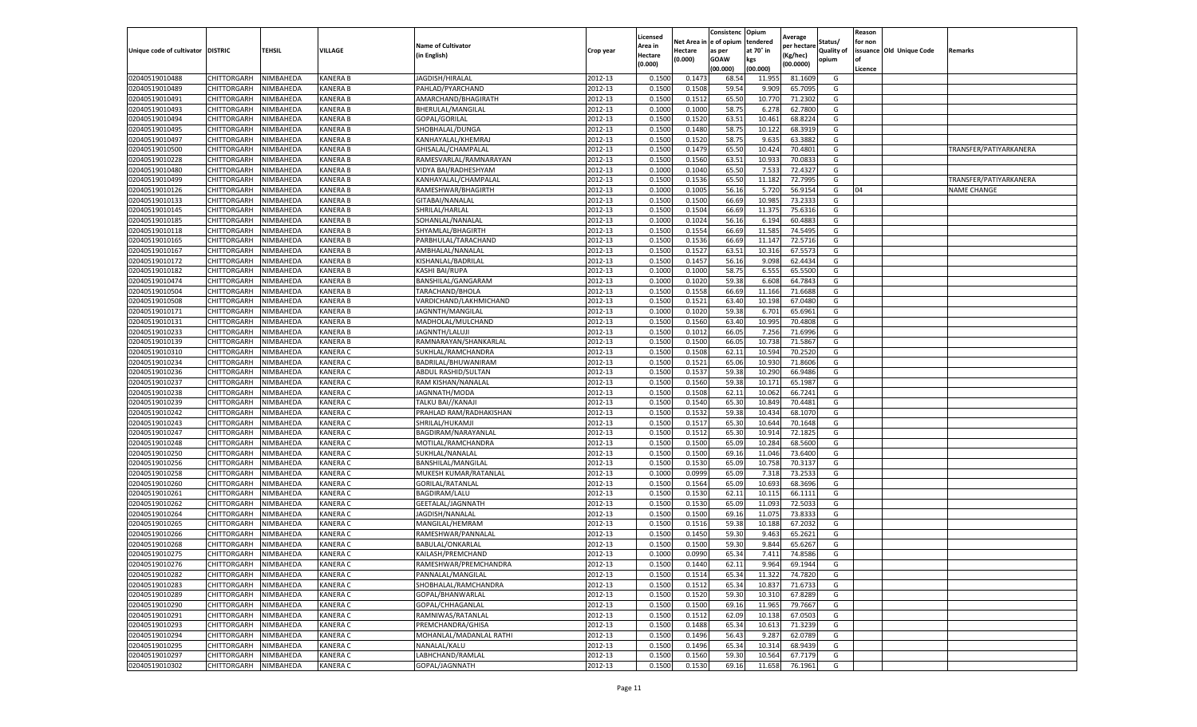| Unique code of cultivator | DISTRIC | TEHSIL | VILLAGE | Name of Cultivator (in English) | Crop year | Licensed Area in Hectare (0.000) | Net Area in Hectare (0.000) | Consistence of opium as per GOAW (00.000) | Opium tendered at 70° in kgs (00.000) | Average per hectare (Kg/hec) (00.0000) | Status/ Quality of opium | Reason for non issuance of Licence | Old Unique Code | Remarks |
|---|---|---|---|---|---|---|---|---|---|---|---|---|---|---|
| 02040519010488 | CHITTORGARH | NIMBAHEDA | KANERA B | JAGDISH/HIRALAL | 2012-13 | 0.1500 | 0.1473 | 68.54 | 11.955 | 81.1609 | G | | | |
| 02040519010489 | CHITTORGARH | NIMBAHEDA | KANERA B | PAHLAD/PYARCHAND | 2012-13 | 0.1500 | 0.1508 | 59.54 | 9.909 | 65.7095 | G | | | |
| 02040519010491 | CHITTORGARH | NIMBAHEDA | KANERA B | AMARCHAND/BHAGIRATH | 2012-13 | 0.1500 | 0.1512 | 65.50 | 10.770 | 71.2302 | G | | | |
| 02040519010493 | CHITTORGARH | NIMBAHEDA | KANERA B | BHERULAL/MANGILAL | 2012-13 | 0.1000 | 0.1000 | 58.75 | 6.278 | 62.7800 | G | | | |
| 02040519010494 | CHITTORGARH | NIMBAHEDA | KANERA B | GOPAL/GORILAL | 2012-13 | 0.1500 | 0.1520 | 63.51 | 10.461 | 68.8224 | G | | | |
| 02040519010495 | CHITTORGARH | NIMBAHEDA | KANERA B | SHOBHALAL/DUNGA | 2012-13 | 0.1500 | 0.1480 | 58.75 | 10.122 | 68.3919 | G | | | |
| 02040519010497 | CHITTORGARH | NIMBAHEDA | KANERA B | KANHAYALAL/KHEMRAJ | 2012-13 | 0.1500 | 0.1520 | 58.75 | 9.635 | 63.3882 | G | | | |
| 02040519010500 | CHITTORGARH | NIMBAHEDA | KANERA B | GHISALAL/CHAMPALAL | 2012-13 | 0.1500 | 0.1479 | 65.50 | 10.424 | 70.4801 | G | | | TRANSFER/PATIYARKANERA |
| 02040519010228 | CHITTORGARH | NIMBAHEDA | KANERA B | RAMESVARLAL/RAMNARAYAN | 2012-13 | 0.1500 | 0.1560 | 63.51 | 10.933 | 70.0833 | G | | | |
| 02040519010480 | CHITTORGARH | NIMBAHEDA | KANERA B | VIDYA BAI/RADHESHYAM | 2012-13 | 0.1000 | 0.1040 | 65.50 | 7.533 | 72.4327 | G | | | |
| 02040519010499 | CHITTORGARH | NIMBAHEDA | KANERA B | KANHAYALAL/CHAMPALAL | 2012-13 | 0.1500 | 0.1536 | 65.50 | 11.182 | 72.7995 | G | | | TRANSFER/PATIYARKANERA |
| 02040519010126 | CHITTORGARH | NIMBAHEDA | KANERA B | RAMESHWAR/BHAGIRTH | 2012-13 | 0.1000 | 0.1005 | 56.16 | 5.720 | 56.9154 | G | 04 | | NAME CHANGE |
| 02040519010133 | CHITTORGARH | NIMBAHEDA | KANERA B | GITABAI/NANALAL | 2012-13 | 0.1500 | 0.1500 | 66.69 | 10.985 | 73.2333 | G | | | |
| 02040519010145 | CHITTORGARH | NIMBAHEDA | KANERA B | SHRILAL/HARLAL | 2012-13 | 0.1500 | 0.1504 | 66.69 | 11.375 | 75.6316 | G | | | |
| 02040519010185 | CHITTORGARH | NIMBAHEDA | KANERA B | SOHANLAL/NANALAL | 2012-13 | 0.1000 | 0.1024 | 56.16 | 6.194 | 60.4883 | G | | | |
| 02040519010118 | CHITTORGARH | NIMBAHEDA | KANERA B | SHYAMLAL/BHAGIRTH | 2012-13 | 0.1500 | 0.1554 | 66.69 | 11.585 | 74.5495 | G | | | |
| 02040519010165 | CHITTORGARH | NIMBAHEDA | KANERA B | PARBHULAL/TARACHAND | 2012-13 | 0.1500 | 0.1536 | 66.69 | 11.147 | 72.5716 | G | | | |
| 02040519010167 | CHITTORGARH | NIMBAHEDA | KANERA B | AMBHALAL/NANALAL | 2012-13 | 0.1500 | 0.1527 | 63.51 | 10.316 | 67.5573 | G | | | |
| 02040519010172 | CHITTORGARH | NIMBAHEDA | KANERA B | KISHANLAL/BADRILAL | 2012-13 | 0.1500 | 0.1457 | 56.16 | 9.098 | 62.4434 | G | | | |
| 02040519010182 | CHITTORGARH | NIMBAHEDA | KANERA B | KASHI BAI/RUPA | 2012-13 | 0.1000 | 0.1000 | 58.75 | 6.555 | 65.5500 | G | | | |
| 02040519010474 | CHITTORGARH | NIMBAHEDA | KANERA B | BANSHILAL/GANGARAM | 2012-13 | 0.1000 | 0.1020 | 59.38 | 6.608 | 64.7843 | G | | | |
| 02040519010504 | CHITTORGARH | NIMBAHEDA | KANERA B | TARACHAND/BHOLA | 2012-13 | 0.1500 | 0.1558 | 66.69 | 11.166 | 71.6688 | G | | | |
| 02040519010508 | CHITTORGARH | NIMBAHEDA | KANERA B | VARDICHAND/LAKHMICHAND | 2012-13 | 0.1500 | 0.1521 | 63.40 | 10.198 | 67.0480 | G | | | |
| 02040519010171 | CHITTORGARH | NIMBAHEDA | KANERA B | JAGNNTH/MANGILAL | 2012-13 | 0.1000 | 0.1020 | 59.38 | 6.701 | 65.6961 | G | | | |
| 02040519010131 | CHITTORGARH | NIMBAHEDA | KANERA B | MADHOLAL/MULCHAND | 2012-13 | 0.1500 | 0.1560 | 63.40 | 10.995 | 70.4808 | G | | | |
| 02040519010233 | CHITTORGARH | NIMBAHEDA | KANERA B | JAGNNTH/LALUJI | 2012-13 | 0.1500 | 0.1012 | 66.05 | 7.256 | 71.6996 | G | | | |
| 02040519010139 | CHITTORGARH | NIMBAHEDA | KANERA B | RAMNARAYAN/SHANKARLAL | 2012-13 | 0.1500 | 0.1500 | 66.05 | 10.738 | 71.5867 | G | | | |
| 02040519010310 | CHITTORGARH | NIMBAHEDA | KANERA C | SUKHLAL/RAMCHANDRA | 2012-13 | 0.1500 | 0.1508 | 62.11 | 10.594 | 70.2520 | G | | | |
| 02040519010234 | CHITTORGARH | NIMBAHEDA | KANERA C | BADRILAL/BHUWANIRAM | 2012-13 | 0.1500 | 0.1521 | 65.06 | 10.930 | 71.8606 | G | | | |
| 02040519010236 | CHITTORGARH | NIMBAHEDA | KANERA C | ABDUL RASHID/SULTAN | 2012-13 | 0.1500 | 0.1537 | 59.38 | 10.290 | 66.9486 | G | | | |
| 02040519010237 | CHITTORGARH | NIMBAHEDA | KANERA C | RAM KISHAN/NANALAL | 2012-13 | 0.1500 | 0.1560 | 59.38 | 10.171 | 65.1987 | G | | | |
| 02040519010238 | CHITTORGARH | NIMBAHEDA | KANERA C | JAGNNATH/MODA | 2012-13 | 0.1500 | 0.1508 | 62.11 | 10.062 | 66.7241 | G | | | |
| 02040519010239 | CHITTORGARH | NIMBAHEDA | KANERA C | TALKU BAI//KANAJI | 2012-13 | 0.1500 | 0.1540 | 65.30 | 10.849 | 70.4481 | G | | | |
| 02040519010242 | CHITTORGARH | NIMBAHEDA | KANERA C | PRAHLAD RAM/RADHAKISHAN | 2012-13 | 0.1500 | 0.1532 | 59.38 | 10.434 | 68.1070 | G | | | |
| 02040519010243 | CHITTORGARH | NIMBAHEDA | KANERA C | SHRILAL/HUKAMJI | 2012-13 | 0.1500 | 0.1517 | 65.30 | 10.644 | 70.1648 | G | | | |
| 02040519010247 | CHITTORGARH | NIMBAHEDA | KANERA C | BAGDIRAM/NARAYANLAL | 2012-13 | 0.1500 | 0.1512 | 65.30 | 10.914 | 72.1825 | G | | | |
| 02040519010248 | CHITTORGARH | NIMBAHEDA | KANERA C | MOTILAL/RAMCHANDRA | 2012-13 | 0.1500 | 0.1500 | 65.09 | 10.284 | 68.5600 | G | | | |
| 02040519010250 | CHITTORGARH | NIMBAHEDA | KANERA C | SUKHLAL/NANALAL | 2012-13 | 0.1500 | 0.1500 | 69.16 | 11.046 | 73.6400 | G | | | |
| 02040519010256 | CHITTORGARH | NIMBAHEDA | KANERA C | BANSHILAL/MANGILAL | 2012-13 | 0.1500 | 0.1530 | 65.09 | 10.758 | 70.3137 | G | | | |
| 02040519010258 | CHITTORGARH | NIMBAHEDA | KANERA C | MUKESH KUMAR/RATANLAL | 2012-13 | 0.1000 | 0.0999 | 65.09 | 7.318 | 73.2533 | G | | | |
| 02040519010260 | CHITTORGARH | NIMBAHEDA | KANERA C | GORILAL/RATANLAL | 2012-13 | 0.1500 | 0.1564 | 65.09 | 10.693 | 68.3696 | G | | | |
| 02040519010261 | CHITTORGARH | NIMBAHEDA | KANERA C | BAGDIRAM/LALU | 2012-13 | 0.1500 | 0.1530 | 62.11 | 10.115 | 66.1111 | G | | | |
| 02040519010262 | CHITTORGARH | NIMBAHEDA | KANERA C | GEETALAL/JAGNNATH | 2012-13 | 0.1500 | 0.1530 | 65.09 | 11.093 | 72.5033 | G | | | |
| 02040519010264 | CHITTORGARH | NIMBAHEDA | KANERA C | JAGDISH/NANALAL | 2012-13 | 0.1500 | 0.1500 | 69.16 | 11.075 | 73.8333 | G | | | |
| 02040519010265 | CHITTORGARH | NIMBAHEDA | KANERA C | MANGILAL/HEMRAM | 2012-13 | 0.1500 | 0.1516 | 59.38 | 10.188 | 67.2032 | G | | | |
| 02040519010266 | CHITTORGARH | NIMBAHEDA | KANERA C | RAMESHWAR/PANNALAL | 2012-13 | 0.1500 | 0.1450 | 59.30 | 9.463 | 65.2621 | G | | | |
| 02040519010268 | CHITTORGARH | NIMBAHEDA | KANERA C | BABULAL/ONKARLAL | 2012-13 | 0.1500 | 0.1500 | 59.30 | 9.844 | 65.6267 | G | | | |
| 02040519010275 | CHITTORGARH | NIMBAHEDA | KANERA C | KAILASH/PREMCHAND | 2012-13 | 0.1000 | 0.0990 | 65.34 | 7.411 | 74.8586 | G | | | |
| 02040519010276 | CHITTORGARH | NIMBAHEDA | KANERA C | RAMESHWAR/PREMCHANDRA | 2012-13 | 0.1500 | 0.1440 | 62.11 | 9.964 | 69.1944 | G | | | |
| 02040519010282 | CHITTORGARH | NIMBAHEDA | KANERA C | PANNALAL/MANGILAL | 2012-13 | 0.1500 | 0.1514 | 65.34 | 11.322 | 74.7820 | G | | | |
| 02040519010283 | CHITTORGARH | NIMBAHEDA | KANERA C | SHOBHALAL/RAMCHANDRA | 2012-13 | 0.1500 | 0.1512 | 65.34 | 10.837 | 71.6733 | G | | | |
| 02040519010289 | CHITTORGARH | NIMBAHEDA | KANERA C | GOPAL/BHANWARLAL | 2012-13 | 0.1500 | 0.1520 | 59.30 | 10.310 | 67.8289 | G | | | |
| 02040519010290 | CHITTORGARH | NIMBAHEDA | KANERA C | GOPAL/CHHAGANLAL | 2012-13 | 0.1500 | 0.1500 | 69.16 | 11.965 | 79.7667 | G | | | |
| 02040519010291 | CHITTORGARH | NIMBAHEDA | KANERA C | RAMNIWAS/RATANLAL | 2012-13 | 0.1500 | 0.1512 | 62.09 | 10.138 | 67.0503 | G | | | |
| 02040519010293 | CHITTORGARH | NIMBAHEDA | KANERA C | PREMCHANDRA/GHISA | 2012-13 | 0.1500 | 0.1488 | 65.34 | 10.613 | 71.3239 | G | | | |
| 02040519010294 | CHITTORGARH | NIMBAHEDA | KANERA C | MOHANLAL/MADANLAL RATHI | 2012-13 | 0.1500 | 0.1496 | 56.43 | 9.287 | 62.0789 | G | | | |
| 02040519010295 | CHITTORGARH | NIMBAHEDA | KANERA C | NANALAL/KALU | 2012-13 | 0.1500 | 0.1496 | 65.34 | 10.314 | 68.9439 | G | | | |
| 02040519010297 | CHITTORGARH | NIMBAHEDA | KANERA C | LABHCHAND/RAMLAL | 2012-13 | 0.1500 | 0.1560 | 59.30 | 10.564 | 67.7179 | G | | | |
| 02040519010302 | CHITTORGARH | NIMBAHEDA | KANERA C | GOPAL/JAGNNATH | 2012-13 | 0.1500 | 0.1530 | 69.16 | 11.658 | 76.1961 | G | | | |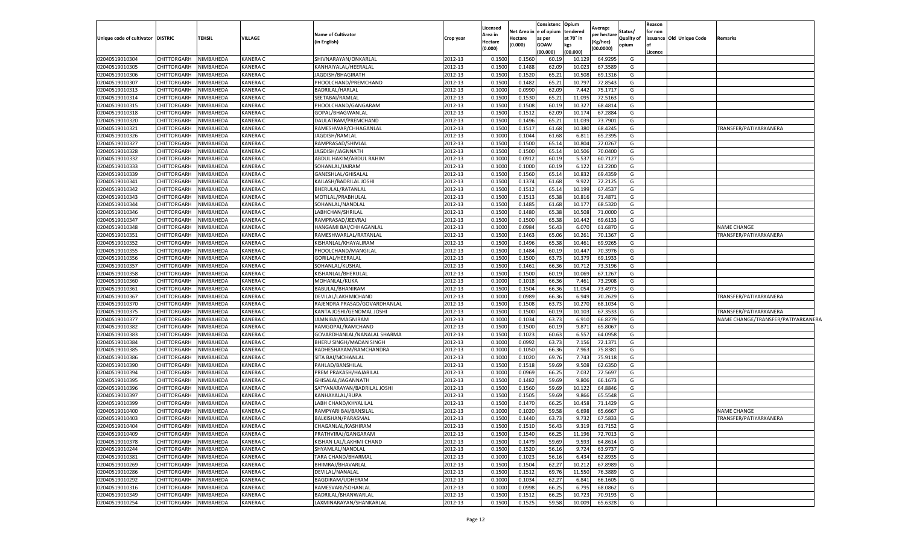| Unique code of cultivator | DISTRIC | TEHSIL | VILLAGE | Name of Cultivator (in English) | Crop year | Licensed Area in Hectare (0.000) | Net Area in Hectare (0.000) | Consistence of opium as per GOAW (00.000) | Opium tendered at 70° in kgs (00.000) | Average per hectare (Kg/hec) (00.0000) | Status/ Quality of opium | Reason for non issuance of Licence | Old Unique Code | Remarks |
|---|---|---|---|---|---|---|---|---|---|---|---|---|---|---|
| 02040519010304 | CHITTORGARH | NIMBAHEDA | KANERA C | SHIVNARAYAN/ONKARLAL | 2012-13 | 0.1500 | 0.1560 | 60.19 | 10.129 | 64.9295 | G | | | |
| 02040519010305 | CHITTORGARH | NIMBAHEDA | KANERA C | KANHAIYALAL/HEERALAL | 2012-13 | 0.1500 | 0.1488 | 62.09 | 10.023 | 67.3589 | G | | | |
| 02040519010306 | CHITTORGARH | NIMBAHEDA | KANERA C | JAGDISH/BHAGIRATH | 2012-13 | 0.1500 | 0.1520 | 65.21 | 10.508 | 69.1316 | G | | | |
| 02040519010307 | CHITTORGARH | NIMBAHEDA | KANERA C | PHOOLCHAND/PREMCHAND | 2012-13 | 0.1500 | 0.1482 | 65.21 | 10.797 | 72.8543 | G | | | |
| 02040519010313 | CHITTORGARH | NIMBAHEDA | KANERA C | BADRILAL/HARLAL | 2012-13 | 0.1000 | 0.0990 | 62.09 | 7.442 | 75.1717 | G | | | |
| 02040519010314 | CHITTORGARH | NIMBAHEDA | KANERA C | SEETABAI/RAMLAL | 2012-13 | 0.1500 | 0.1530 | 65.21 | 11.095 | 72.5163 | G | | | |
| 02040519010315 | CHITTORGARH | NIMBAHEDA | KANERA C | PHOOLCHAND/GANGARAM | 2012-13 | 0.1500 | 0.1508 | 60.19 | 10.327 | 68.4814 | G | | | |
| 02040519010318 | CHITTORGARH | NIMBAHEDA | KANERA C | GOPAL/BHAGWANLAL | 2012-13 | 0.1500 | 0.1512 | 62.09 | 10.174 | 67.2884 | G | | | |
| 02040519010320 | CHITTORGARH | NIMBAHEDA | KANERA C | DAULATRAM/PREMCHAND | 2012-13 | 0.1500 | 0.1496 | 65.21 | 11.039 | 73.7901 | G | | | |
| 02040519010321 | CHITTORGARH | NIMBAHEDA | KANERA C | RAMESHWAR/CHHAGANLAL | 2012-13 | 0.1500 | 0.1517 | 61.68 | 10.380 | 68.4245 | G | | | TRANSFER/PATIYARKANERA |
| 02040519010326 | CHITTORGARH | NIMBAHEDA | KANERA C | JAGDISH/RAMLAL | 2012-13 | 0.1000 | 0.1044 | 61.68 | 6.811 | 65.2395 | G | | | |
| 02040519010327 | CHITTORGARH | NIMBAHEDA | KANERA C | RAMPRASAD/SHIVLAL | 2012-13 | 0.1500 | 0.1500 | 65.14 | 10.804 | 72.0267 | G | | | |
| 02040519010328 | CHITTORGARH | NIMBAHEDA | KANERA C | JAGDISH/JAGNNATH | 2012-13 | 0.1500 | 0.1500 | 65.14 | 10.506 | 70.0400 | G | | | |
| 02040519010332 | CHITTORGARH | NIMBAHEDA | KANERA C | ABDUL HAKIM/ABDUL RAHIM | 2012-13 | 0.1000 | 0.0912 | 60.19 | 5.537 | 60.7127 | G | | | |
| 02040519010333 | CHITTORGARH | NIMBAHEDA | KANERA C | SOHANLAL/JAIRAM | 2012-13 | 0.1000 | 0.1000 | 60.19 | 6.122 | 61.2200 | G | | | |
| 02040519010339 | CHITTORGARH | NIMBAHEDA | KANERA C | GANESHLAL/GHISALAL | 2012-13 | 0.1500 | 0.1560 | 65.14 | 10.832 | 69.4359 | G | | | |
| 02040519010341 | CHITTORGARH | NIMBAHEDA | KANERA C | KAILASH/BADRILAL JOSHI | 2012-13 | 0.1500 | 0.1374 | 61.68 | 9.922 | 72.2125 | G | | | |
| 02040519010342 | CHITTORGARH | NIMBAHEDA | KANERA C | BHERULAL/RATANLAL | 2012-13 | 0.1500 | 0.1512 | 65.14 | 10.199 | 67.4537 | G | | | |
| 02040519010343 | CHITTORGARH | NIMBAHEDA | KANERA C | MOTILAL/PRABHULAL | 2012-13 | 0.1500 | 0.1513 | 65.38 | 10.816 | 71.4871 | G | | | |
| 02040519010344 | CHITTORGARH | NIMBAHEDA | KANERA C | SOHANLAL/NANDLAL | 2012-13 | 0.1500 | 0.1485 | 61.68 | 10.177 | 68.5320 | G | | | |
| 02040519010346 | CHITTORGARH | NIMBAHEDA | KANERA C | LABHCHAN/SHRILAL | 2012-13 | 0.1500 | 0.1480 | 65.38 | 10.508 | 71.0000 | G | | | |
| 02040519010347 | CHITTORGARH | NIMBAHEDA | KANERA C | RAMPRASAD/JEEVRAJ | 2012-13 | 0.1500 | 0.1500 | 65.38 | 10.442 | 69.6133 | G | | | |
| 02040519010348 | CHITTORGARH | NIMBAHEDA | KANERA C | HANGAMI BAI/CHHAGANLAL | 2012-13 | 0.1000 | 0.0984 | 56.43 | 6.070 | 61.6870 | G | | | NAME CHANGE |
| 02040519010351 | CHITTORGARH | NIMBAHEDA | KANERA C | RAMESHWARLAL/RATANLAL | 2012-13 | 0.1500 | 0.1463 | 65.06 | 10.261 | 70.1367 | G | | | TRANSFER/PATIYARKANERA |
| 02040519010352 | CHITTORGARH | NIMBAHEDA | KANERA C | KISHANLAL/KHAYALIRAM | 2012-13 | 0.1500 | 0.1496 | 65.38 | 10.461 | 69.9265 | G | | | |
| 02040519010355 | CHITTORGARH | NIMBAHEDA | KANERA C | PHOOLCHAND/MANGILAL | 2012-13 | 0.1500 | 0.1484 | 60.19 | 10.447 | 70.3976 | G | | | |
| 02040519010356 | CHITTORGARH | NIMBAHEDA | KANERA C | GORILAL/HEERALAL | 2012-13 | 0.1500 | 0.1500 | 63.73 | 10.379 | 69.1933 | G | | | |
| 02040519010357 | CHITTORGARH | NIMBAHEDA | KANERA C | SOHANLAL/KUSHAL | 2012-13 | 0.1500 | 0.1461 | 66.36 | 10.712 | 73.3196 | G | | | |
| 02040519010358 | CHITTORGARH | NIMBAHEDA | KANERA C | KISHANLAL/BHERULAL | 2012-13 | 0.1500 | 0.1500 | 60.19 | 10.069 | 67.1267 | G | | | |
| 02040519010360 | CHITTORGARH | NIMBAHEDA | KANERA C | MOHANLAL/KUKA | 2012-13 | 0.1000 | 0.1018 | 66.36 | 7.461 | 73.2908 | G | | | |
| 02040519010361 | CHITTORGARH | NIMBAHEDA | KANERA C | BABULAL/BHANIRAM | 2012-13 | 0.1500 | 0.1504 | 66.36 | 11.054 | 73.4973 | G | | | |
| 02040519010367 | CHITTORGARH | NIMBAHEDA | KANERA C | DEVILAL/LAKHMICHAND | 2012-13 | 0.1000 | 0.0989 | 66.36 | 6.949 | 70.2629 | G | | | TRANSFER/PATIYARKANERA |
| 02040519010370 | CHITTORGARH | NIMBAHEDA | KANERA C | RAJENDRA PRASAD/GOVARDHANLAL | 2012-13 | 0.1500 | 0.1508 | 63.73 | 10.270 | 68.1034 | G | | | |
| 02040519010375 | CHITTORGARH | NIMBAHEDA | KANERA C | KANTA JOSHI/GENDMAL JOSHI | 2012-13 | 0.1500 | 0.1500 | 60.19 | 10.103 | 67.3533 | G | | | TRANSFER/PATIYARKANERA |
| 02040519010377 | CHITTORGARH | NIMBAHEDA | KANERA C | JAMNIBAI/MAGNIRAM | 2012-13 | 0.1000 | 0.1034 | 63.73 | 6.910 | 66.8279 | G | | | NAME CHANGE/TRANSFER/PATIYARKANERA |
| 02040519010382 | CHITTORGARH | NIMBAHEDA | KANERA C | RAMGOPAL/RAMCHAND | 2012-13 | 0.1500 | 0.1500 | 60.19 | 9.871 | 65.8067 | G | | | |
| 02040519010383 | CHITTORGARH | NIMBAHEDA | KANERA C | GOVARDHANLAL/NANALAL SHARMA | 2012-13 | 0.1500 | 0.1023 | 60.63 | 6.557 | 64.0958 | G | | | |
| 02040519010384 | CHITTORGARH | NIMBAHEDA | KANERA C | BHERU SINGH/MADAN SINGH | 2012-13 | 0.1000 | 0.0992 | 63.73 | 7.156 | 72.1371 | G | | | |
| 02040519010385 | CHITTORGARH | NIMBAHEDA | KANERA C | RADHESHAYAM/RAMCHANDRA | 2012-13 | 0.1000 | 0.1050 | 66.36 | 7.963 | 75.8381 | G | | | |
| 02040519010386 | CHITTORGARH | NIMBAHEDA | KANERA C | SITA BAI/MOHANLAL | 2012-13 | 0.1000 | 0.1020 | 69.76 | 7.743 | 75.9118 | G | | | |
| 02040519010390 | CHITTORGARH | NIMBAHEDA | KANERA C | PAHLAD/BANSHILAL | 2012-13 | 0.1500 | 0.1518 | 59.69 | 9.508 | 62.6350 | G | | | |
| 02040519010394 | CHITTORGARH | NIMBAHEDA | KANERA C | PREM PRAKASH/HAJARILAL | 2012-13 | 0.1000 | 0.0969 | 66.25 | 7.032 | 72.5697 | G | | | |
| 02040519010395 | CHITTORGARH | NIMBAHEDA | KANERA C | GHISALAL/JAGANNATH | 2012-13 | 0.1500 | 0.1482 | 59.69 | 9.806 | 66.1673 | G | | | |
| 02040519010396 | CHITTORGARH | NIMBAHEDA | KANERA C | SATYANARAYAN/BADRILAL JOSHI | 2012-13 | 0.1500 | 0.1560 | 59.69 | 10.122 | 64.8846 | G | | | |
| 02040519010397 | CHITTORGARH | NIMBAHEDA | KANERA C | KANHAYALAL/RUPA | 2012-13 | 0.1500 | 0.1505 | 59.69 | 9.866 | 65.5548 | G | | | |
| 02040519010399 | CHITTORGARH | NIMBAHEDA | KANERA C | LABH CHAND/KHYALILAL | 2012-13 | 0.1500 | 0.1470 | 66.25 | 10.458 | 71.1429 | G | | | |
| 02040519010400 | CHITTORGARH | NIMBAHEDA | KANERA C | RAMPYARI BAI/BANSILAL | 2012-13 | 0.1000 | 0.1020 | 59.58 | 6.698 | 65.6667 | G | | | NAME CHANGE |
| 02040519010403 | CHITTORGARH | NIMBAHEDA | KANERA C | BALKISHAN/PARASMAL | 2012-13 | 0.1500 | 0.1440 | 63.73 | 9.732 | 67.5833 | G | | | TRANSFER/PATIYARKANERA |
| 02040519010404 | CHITTORGARH | NIMBAHEDA | KANERA C | CHAGANLAL/KASHIRAM | 2012-13 | 0.1500 | 0.1510 | 56.43 | 9.319 | 61.7152 | G | | | |
| 02040519010409 | CHITTORGARH | NIMBAHEDA | KANERA C | PRATHVIRAJ/GANGARAM | 2012-13 | 0.1500 | 0.1540 | 66.25 | 11.196 | 72.7013 | G | | | |
| 02040519010378 | CHITTORGARH | NIMBAHEDA | KANERA C | KISHAN LAL/LAKHMI CHAND | 2012-13 | 0.1500 | 0.1479 | 59.69 | 9.593 | 64.8614 | G | | | |
| 02040519010244 | CHITTORGARH | NIMBAHEDA | KANERA C | SHYAMLAL/NANDLAL | 2012-13 | 0.1500 | 0.1520 | 56.16 | 9.724 | 63.9737 | G | | | |
| 02040519010381 | CHITTORGARH | NIMBAHEDA | KANERA C | TARA CHAND/BHARMAL | 2012-13 | 0.1000 | 0.1023 | 56.16 | 6.434 | 62.8935 | G | | | |
| 02040519010269 | CHITTORGARH | NIMBAHEDA | KANERA C | BHIMRAJ/BHAVARLAL | 2012-13 | 0.1500 | 0.1504 | 62.27 | 10.212 | 67.8989 | G | | | |
| 02040519010286 | CHITTORGARH | NIMBAHEDA | KANERA C | DEVILAL/NANALAL | 2012-13 | 0.1500 | 0.1512 | 69.76 | 11.550 | 76.3889 | G | | | |
| 02040519010292 | CHITTORGARH | NIMBAHEDA | KANERA C | BAGDIRAM/UDHERAM | 2012-13 | 0.1000 | 0.1034 | 62.27 | 6.841 | 66.1605 | G | | | |
| 02040519010316 | CHITTORGARH | NIMBAHEDA | KANERA C | RAMESVARI/SOHANLAL | 2012-13 | 0.1000 | 0.0998 | 66.25 | 6.795 | 68.0862 | G | | | |
| 02040519010349 | CHITTORGARH | NIMBAHEDA | KANERA C | BADRILAL/BHANWARLAL | 2012-13 | 0.1500 | 0.1512 | 66.25 | 10.723 | 70.9193 | G | | | |
| 02040519010254 | CHITTORGARH | NIMBAHEDA | KANERA C | LAXMINARAYAN/SHANKARLAL | 2012-13 | 0.1500 | 0.1525 | 59.58 | 10.009 | 65.6328 | G | | | |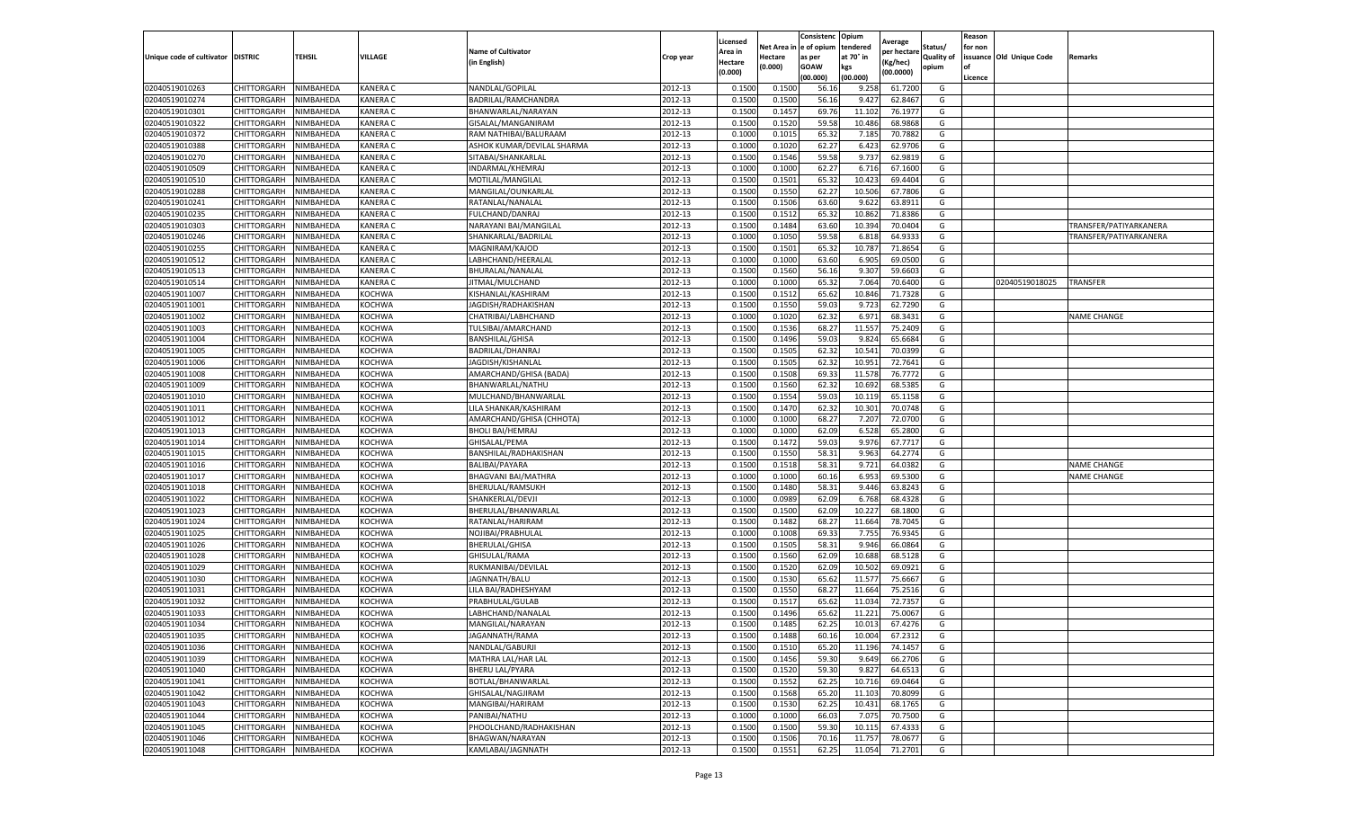| Unique code of cultivator | DISTRIC | TEHSIL | VILLAGE | Name of Cultivator (in English) | Crop year | Licensed Area in Hectare (0.000) | Net Area in Hectare (0.000) | Consistenc e of opium as per GOAW (00.000) | Opium tendered at 70° in kgs (00.000) | Average per hectare (Kg/hec) (00.0000) | Status/ Quality of opium | Reason for non issuance of Licence | Old Unique Code | Remarks |
|---|---|---|---|---|---|---|---|---|---|---|---|---|---|---|
| 02040519010263 | CHITTORGARH | NIMBAHEDA | KANERA C | NANDLAL/GOPILAL | 2012-13 | 0.1500 | 0.1500 | 56.16 | 9.258 | 61.7200 | G | | | |
| 02040519010274 | CHITTORGARH | NIMBAHEDA | KANERA C | BADRILAL/RAMCHANDRA | 2012-13 | 0.1500 | 0.1500 | 56.16 | 9.427 | 62.8467 | G | | | |
| 02040519010301 | CHITTORGARH | NIMBAHEDA | KANERA C | BHANWARLAL/NARAYAN | 2012-13 | 0.1500 | 0.1457 | 69.76 | 11.102 | 76.1977 | G | | | |
| 02040519010322 | CHITTORGARH | NIMBAHEDA | KANERA C | GISALAL/MANGANIRAM | 2012-13 | 0.1500 | 0.1520 | 59.58 | 10.486 | 68.9868 | G | | | |
| 02040519010372 | CHITTORGARH | NIMBAHEDA | KANERA C | RAM NATHIBAI/BALURAAM | 2012-13 | 0.1000 | 0.1015 | 65.32 | 7.185 | 70.7882 | G | | | |
| 02040519010388 | CHITTORGARH | NIMBAHEDA | KANERA C | ASHOK KUMAR/DEVILAL SHARMA | 2012-13 | 0.1000 | 0.1020 | 62.27 | 6.423 | 62.9706 | G | | | |
| 02040519010270 | CHITTORGARH | NIMBAHEDA | KANERA C | SITABAI/SHANKARLAL | 2012-13 | 0.1500 | 0.1546 | 59.58 | 9.737 | 62.9819 | G | | | |
| 02040519010509 | CHITTORGARH | NIMBAHEDA | KANERA C | INDARMAL/KHEMRAJ | 2012-13 | 0.1000 | 0.1000 | 62.27 | 6.716 | 67.1600 | G | | | |
| 02040519010510 | CHITTORGARH | NIMBAHEDA | KANERA C | MOTILAL/MANGILAL | 2012-13 | 0.1500 | 0.1501 | 65.32 | 10.423 | 69.4404 | G | | | |
| 02040519010288 | CHITTORGARH | NIMBAHEDA | KANERA C | MANGILAL/OUNKARLAL | 2012-13 | 0.1500 | 0.1550 | 62.27 | 10.506 | 67.7806 | G | | | |
| 02040519010241 | CHITTORGARH | NIMBAHEDA | KANERA C | RATANLAL/NANALAL | 2012-13 | 0.1500 | 0.1506 | 63.60 | 9.622 | 63.8911 | G | | | |
| 02040519010235 | CHITTORGARH | NIMBAHEDA | KANERA C | FULCHAND/DANRAJ | 2012-13 | 0.1500 | 0.1512 | 65.32 | 10.862 | 71.8386 | G | | | |
| 02040519010303 | CHITTORGARH | NIMBAHEDA | KANERA C | NARAYANI BAI/MANGILAL | 2012-13 | 0.1500 | 0.1484 | 63.60 | 10.394 | 70.0404 | G | | | TRANSFER/PATIYARKANERA |
| 02040519010246 | CHITTORGARH | NIMBAHEDA | KANERA C | SHANKARLAL/BADRILAL | 2012-13 | 0.1000 | 0.1050 | 59.58 | 6.818 | 64.9333 | G | | | TRANSFER/PATIYARKANERA |
| 02040519010255 | CHITTORGARH | NIMBAHEDA | KANERA C | MAGNIRAM/KAJOD | 2012-13 | 0.1500 | 0.1501 | 65.32 | 10.787 | 71.8654 | G | | | |
| 02040519010512 | CHITTORGARH | NIMBAHEDA | KANERA C | LABHCHAND/HEERALAL | 2012-13 | 0.1000 | 0.1000 | 63.60 | 6.905 | 69.0500 | G | | | |
| 02040519010513 | CHITTORGARH | NIMBAHEDA | KANERA C | BHURALAL/NANALAL | 2012-13 | 0.1500 | 0.1560 | 56.16 | 9.307 | 59.6603 | G | | | |
| 02040519010514 | CHITTORGARH | NIMBAHEDA | KANERA C | JITMAL/MULCHAND | 2012-13 | 0.1000 | 0.1000 | 65.32 | 7.064 | 70.6400 | G | | 02040519018025 | TRANSFER |
| 02040519011007 | CHITTORGARH | NIMBAHEDA | KOCHWA | KISHANLAL/KASHIRAM | 2012-13 | 0.1500 | 0.1512 | 65.62 | 10.846 | 71.7328 | G | | | |
| 02040519011001 | CHITTORGARH | NIMBAHEDA | KOCHWA | JAGDISH/RADHAKISHAN | 2012-13 | 0.1500 | 0.1550 | 59.03 | 9.723 | 62.7290 | G | | | |
| 02040519011002 | CHITTORGARH | NIMBAHEDA | KOCHWA | CHATRIBAI/LABHCHAND | 2012-13 | 0.1000 | 0.1020 | 62.32 | 6.971 | 68.3431 | G | | | NAME CHANGE |
| 02040519011003 | CHITTORGARH | NIMBAHEDA | KOCHWA | TULSIBAI/AMARCHAND | 2012-13 | 0.1500 | 0.1536 | 68.27 | 11.557 | 75.2409 | G | | | |
| 02040519011004 | CHITTORGARH | NIMBAHEDA | KOCHWA | BANSHILAL/GHISA | 2012-13 | 0.1500 | 0.1496 | 59.03 | 9.824 | 65.6684 | G | | | |
| 02040519011005 | CHITTORGARH | NIMBAHEDA | KOCHWA | BADRILAL/DHANRAJ | 2012-13 | 0.1500 | 0.1505 | 62.32 | 10.541 | 70.0399 | G | | | |
| 02040519011006 | CHITTORGARH | NIMBAHEDA | KOCHWA | JAGDISH/KISHANLAL | 2012-13 | 0.1500 | 0.1505 | 62.32 | 10.951 | 72.7641 | G | | | |
| 02040519011008 | CHITTORGARH | NIMBAHEDA | KOCHWA | AMARCHAND/GHISA (BADA) | 2012-13 | 0.1500 | 0.1508 | 69.33 | 11.578 | 76.7772 | G | | | |
| 02040519011009 | CHITTORGARH | NIMBAHEDA | KOCHWA | BHANWARLAL/NATHU | 2012-13 | 0.1500 | 0.1560 | 62.32 | 10.692 | 68.5385 | G | | | |
| 02040519011010 | CHITTORGARH | NIMBAHEDA | KOCHWA | MULCHAND/BHANWARLAL | 2012-13 | 0.1500 | 0.1554 | 59.03 | 10.119 | 65.1158 | G | | | |
| 02040519011011 | CHITTORGARH | NIMBAHEDA | KOCHWA | LILA SHANKAR/KASHIRAM | 2012-13 | 0.1500 | 0.1470 | 62.32 | 10.301 | 70.0748 | G | | | |
| 02040519011012 | CHITTORGARH | NIMBAHEDA | KOCHWA | AMARCHAND/GHISA (CHHOTA) | 2012-13 | 0.1000 | 0.1000 | 68.27 | 7.207 | 72.0700 | G | | | |
| 02040519011013 | CHITTORGARH | NIMBAHEDA | KOCHWA | BHOLI BAI/HEMRAJ | 2012-13 | 0.1000 | 0.1000 | 62.09 | 6.528 | 65.2800 | G | | | |
| 02040519011014 | CHITTORGARH | NIMBAHEDA | KOCHWA | GHISALAL/PEMA | 2012-13 | 0.1500 | 0.1472 | 59.03 | 9.976 | 67.7717 | G | | | |
| 02040519011015 | CHITTORGARH | NIMBAHEDA | KOCHWA | BANSHILAL/RADHAKISHAN | 2012-13 | 0.1500 | 0.1550 | 58.31 | 9.963 | 64.2774 | G | | | |
| 02040519011016 | CHITTORGARH | NIMBAHEDA | KOCHWA | BALIBAI/PAYARA | 2012-13 | 0.1500 | 0.1518 | 58.31 | 9.721 | 64.0382 | G | | | NAME CHANGE |
| 02040519011017 | CHITTORGARH | NIMBAHEDA | KOCHWA | BHAGVANI BAI/MATHRA | 2012-13 | 0.1000 | 0.1000 | 60.16 | 6.953 | 69.5300 | G | | | NAME CHANGE |
| 02040519011018 | CHITTORGARH | NIMBAHEDA | KOCHWA | BHERULAL/RAMSUKH | 2012-13 | 0.1500 | 0.1480 | 58.31 | 9.446 | 63.8243 | G | | | |
| 02040519011022 | CHITTORGARH | NIMBAHEDA | KOCHWA | SHANKERLAL/DEVJI | 2012-13 | 0.1000 | 0.0989 | 62.09 | 6.768 | 68.4328 | G | | | |
| 02040519011023 | CHITTORGARH | NIMBAHEDA | KOCHWA | BHERULAL/BHANWARLAL | 2012-13 | 0.1500 | 0.1500 | 62.09 | 10.227 | 68.1800 | G | | | |
| 02040519011024 | CHITTORGARH | NIMBAHEDA | KOCHWA | RATANLAL/HARIRAM | 2012-13 | 0.1500 | 0.1482 | 68.27 | 11.664 | 78.7045 | G | | | |
| 02040519011025 | CHITTORGARH | NIMBAHEDA | KOCHWA | NOJIBAI/PRABHULAL | 2012-13 | 0.1000 | 0.1008 | 69.33 | 7.755 | 76.9345 | G | | | |
| 02040519011026 | CHITTORGARH | NIMBAHEDA | KOCHWA | BHERULAL/GHISA | 2012-13 | 0.1500 | 0.1505 | 58.31 | 9.946 | 66.0864 | G | | | |
| 02040519011028 | CHITTORGARH | NIMBAHEDA | KOCHWA | GHISULAL/RAMA | 2012-13 | 0.1500 | 0.1560 | 62.09 | 10.688 | 68.5128 | G | | | |
| 02040519011029 | CHITTORGARH | NIMBAHEDA | KOCHWA | RUKMANIBAI/DEVILAL | 2012-13 | 0.1500 | 0.1520 | 62.09 | 10.502 | 69.0921 | G | | | |
| 02040519011030 | CHITTORGARH | NIMBAHEDA | KOCHWA | JAGNNATH/BALU | 2012-13 | 0.1500 | 0.1530 | 65.62 | 11.577 | 75.6667 | G | | | |
| 02040519011031 | CHITTORGARH | NIMBAHEDA | KOCHWA | LILA BAI/RADHESHYAM | 2012-13 | 0.1500 | 0.1550 | 68.27 | 11.664 | 75.2516 | G | | | |
| 02040519011032 | CHITTORGARH | NIMBAHEDA | KOCHWA | PRABHULAL/GULAB | 2012-13 | 0.1500 | 0.1517 | 65.62 | 11.034 | 72.7357 | G | | | |
| 02040519011033 | CHITTORGARH | NIMBAHEDA | KOCHWA | LABHCHAND/NANALAL | 2012-13 | 0.1500 | 0.1496 | 65.62 | 11.221 | 75.0067 | G | | | |
| 02040519011034 | CHITTORGARH | NIMBAHEDA | KOCHWA | MANGILAL/NARAYAN | 2012-13 | 0.1500 | 0.1485 | 62.25 | 10.013 | 67.4276 | G | | | |
| 02040519011035 | CHITTORGARH | NIMBAHEDA | KOCHWA | JAGANNATH/RAMA | 2012-13 | 0.1500 | 0.1488 | 60.16 | 10.004 | 67.2312 | G | | | |
| 02040519011036 | CHITTORGARH | NIMBAHEDA | KOCHWA | NANDLAL/GABURJI | 2012-13 | 0.1500 | 0.1510 | 65.20 | 11.196 | 74.1457 | G | | | |
| 02040519011039 | CHITTORGARH | NIMBAHEDA | KOCHWA | MATHRA LAL/HAR LAL | 2012-13 | 0.1500 | 0.1456 | 59.30 | 9.649 | 66.2706 | G | | | |
| 02040519011040 | CHITTORGARH | NIMBAHEDA | KOCHWA | BHERU LAL/PYARA | 2012-13 | 0.1500 | 0.1520 | 59.30 | 9.827 | 64.6513 | G | | | |
| 02040519011041 | CHITTORGARH | NIMBAHEDA | KOCHWA | BOTLAL/BHANWARLAL | 2012-13 | 0.1500 | 0.1552 | 62.25 | 10.716 | 69.0464 | G | | | |
| 02040519011042 | CHITTORGARH | NIMBAHEDA | KOCHWA | GHISALAL/NAGJIRAM | 2012-13 | 0.1500 | 0.1568 | 65.20 | 11.103 | 70.8099 | G | | | |
| 02040519011043 | CHITTORGARH | NIMBAHEDA | KOCHWA | MANGIBAI/HARIRAM | 2012-13 | 0.1500 | 0.1530 | 62.25 | 10.431 | 68.1765 | G | | | |
| 02040519011044 | CHITTORGARH | NIMBAHEDA | KOCHWA | PANIBAI/NATHU | 2012-13 | 0.1000 | 0.1000 | 66.03 | 7.075 | 70.7500 | G | | | |
| 02040519011045 | CHITTORGARH | NIMBAHEDA | KOCHWA | PHOOLCHAND/RADHAKISHAN | 2012-13 | 0.1500 | 0.1500 | 59.30 | 10.115 | 67.4333 | G | | | |
| 02040519011046 | CHITTORGARH | NIMBAHEDA | KOCHWA | BHAGWAN/NARAYAN | 2012-13 | 0.1500 | 0.1506 | 70.16 | 11.757 | 78.0677 | G | | | |
| 02040519011048 | CHITTORGARH | NIMBAHEDA | KOCHWA | KAMLABAI/JAGNNATH | 2012-13 | 0.1500 | 0.1551 | 62.25 | 11.054 | 71.2701 | G | | | |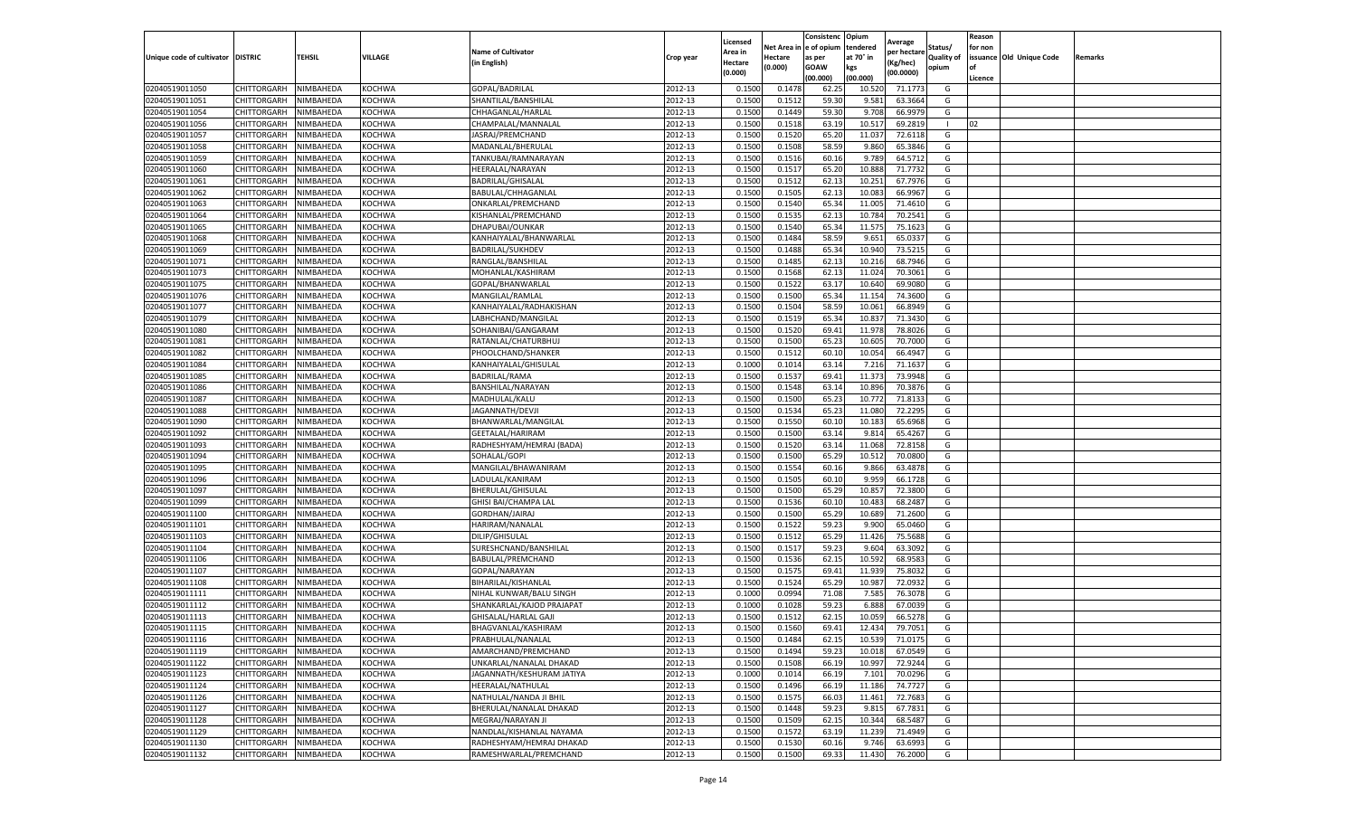| Unique code of cultivator | DISTRIC | TEHSIL | VILLAGE | Name of Cultivator (in English) | Crop year | Licensed Area in Hectare (0.000) | Net Area in Hectare (0.000) | Consistenc e of opium as per GOAW (00.000) | Opium tendered at 70° in kgs (00.000) | Average per hectare (Kg/hec) (00.0000) | Status/ Quality of opium | Reason for non issuance of Licence | Old Unique Code | Remarks |
|---|---|---|---|---|---|---|---|---|---|---|---|---|---|---|
| 02040519011050 | CHITTORGARH | NIMBAHEDA | KOCHWA | GOPAL/BADRILAL | 2012-13 | 0.1500 | 0.1478 | 62.25 | 10.520 | 71.1773 | G | | | |
| 02040519011051 | CHITTORGARH | NIMBAHEDA | KOCHWA | SHANTILAL/BANSHILAL | 2012-13 | 0.1500 | 0.1512 | 59.30 | 9.581 | 63.3664 | G | | | |
| 02040519011054 | CHITTORGARH | NIMBAHEDA | KOCHWA | CHHAGANLAL/HARLAL | 2012-13 | 0.1500 | 0.1449 | 59.30 | 9.708 | 66.9979 | G | | | |
| 02040519011056 | CHITTORGARH | NIMBAHEDA | KOCHWA | CHAMPALAL/MANNALAL | 2012-13 | 0.1500 | 0.1518 | 63.19 | 10.517 | 69.2819 | I | 02 | | |
| 02040519011057 | CHITTORGARH | NIMBAHEDA | KOCHWA | JASRAJ/PREMCHAND | 2012-13 | 0.1500 | 0.1520 | 65.20 | 11.037 | 72.6118 | G | | | |
| 02040519011058 | CHITTORGARH | NIMBAHEDA | KOCHWA | MADANLAL/BHERULAL | 2012-13 | 0.1500 | 0.1508 | 58.59 | 9.860 | 65.3846 | G | | | |
| 02040519011059 | CHITTORGARH | NIMBAHEDA | KOCHWA | TANKUBAI/RAMNARAYAN | 2012-13 | 0.1500 | 0.1516 | 60.16 | 9.789 | 64.5712 | G | | | |
| 02040519011060 | CHITTORGARH | NIMBAHEDA | KOCHWA | HEERALAL/NARAYAN | 2012-13 | 0.1500 | 0.1517 | 65.20 | 10.888 | 71.7732 | G | | | |
| 02040519011061 | CHITTORGARH | NIMBAHEDA | KOCHWA | BADRILAL/GHISALAL | 2012-13 | 0.1500 | 0.1512 | 62.13 | 10.251 | 67.7976 | G | | | |
| 02040519011062 | CHITTORGARH | NIMBAHEDA | KOCHWA | BABULAL/CHHAGANLAL | 2012-13 | 0.1500 | 0.1505 | 62.13 | 10.083 | 66.9967 | G | | | |
| 02040519011063 | CHITTORGARH | NIMBAHEDA | KOCHWA | ONKARLAL/PREMCHAND | 2012-13 | 0.1500 | 0.1540 | 65.34 | 11.005 | 71.4610 | G | | | |
| 02040519011064 | CHITTORGARH | NIMBAHEDA | KOCHWA | KISHANLAL/PREMCHAND | 2012-13 | 0.1500 | 0.1535 | 62.13 | 10.784 | 70.2541 | G | | | |
| 02040519011065 | CHITTORGARH | NIMBAHEDA | KOCHWA | DHAPUBAI/OUNKAR | 2012-13 | 0.1500 | 0.1540 | 65.34 | 11.575 | 75.1623 | G | | | |
| 02040519011068 | CHITTORGARH | NIMBAHEDA | KOCHWA | KANHAIYALAL/BHANWARLAL | 2012-13 | 0.1500 | 0.1484 | 58.59 | 9.651 | 65.0337 | G | | | |
| 02040519011069 | CHITTORGARH | NIMBAHEDA | KOCHWA | BADRILAL/SUKHDEV | 2012-13 | 0.1500 | 0.1488 | 65.34 | 10.940 | 73.5215 | G | | | |
| 02040519011071 | CHITTORGARH | NIMBAHEDA | KOCHWA | RANGLAL/BANSHILAL | 2012-13 | 0.1500 | 0.1485 | 62.13 | 10.216 | 68.7946 | G | | | |
| 02040519011073 | CHITTORGARH | NIMBAHEDA | KOCHWA | MOHANLAL/KASHIRAM | 2012-13 | 0.1500 | 0.1568 | 62.13 | 11.024 | 70.3061 | G | | | |
| 02040519011075 | CHITTORGARH | NIMBAHEDA | KOCHWA | GOPAL/BHANWARLAL | 2012-13 | 0.1500 | 0.1522 | 63.17 | 10.640 | 69.9080 | G | | | |
| 02040519011076 | CHITTORGARH | NIMBAHEDA | KOCHWA | MANGILAL/RAMLAL | 2012-13 | 0.1500 | 0.1500 | 65.34 | 11.154 | 74.3600 | G | | | |
| 02040519011077 | CHITTORGARH | NIMBAHEDA | KOCHWA | KANHAIYALAL/RADHAKISHAN | 2012-13 | 0.1500 | 0.1504 | 58.59 | 10.061 | 66.8949 | G | | | |
| 02040519011079 | CHITTORGARH | NIMBAHEDA | KOCHWA | LABHCHAND/MANGILAL | 2012-13 | 0.1500 | 0.1519 | 65.34 | 10.837 | 71.3430 | G | | | |
| 02040519011080 | CHITTORGARH | NIMBAHEDA | KOCHWA | SOHANIBAI/GANGARAM | 2012-13 | 0.1500 | 0.1520 | 69.41 | 11.978 | 78.8026 | G | | | |
| 02040519011081 | CHITTORGARH | NIMBAHEDA | KOCHWA | RATANLAL/CHATURBHUJ | 2012-13 | 0.1500 | 0.1500 | 65.23 | 10.605 | 70.7000 | G | | | |
| 02040519011082 | CHITTORGARH | NIMBAHEDA | KOCHWA | PHOOLCHAND/SHANKER | 2012-13 | 0.1500 | 0.1512 | 60.10 | 10.054 | 66.4947 | G | | | |
| 02040519011084 | CHITTORGARH | NIMBAHEDA | KOCHWA | KANHAIYALAL/GHISULAL | 2012-13 | 0.1000 | 0.1014 | 63.14 | 7.216 | 71.1637 | G | | | |
| 02040519011085 | CHITTORGARH | NIMBAHEDA | KOCHWA | BADRILAL/RAMA | 2012-13 | 0.1500 | 0.1537 | 69.41 | 11.373 | 73.9948 | G | | | |
| 02040519011086 | CHITTORGARH | NIMBAHEDA | KOCHWA | BANSHILAL/NARAYAN | 2012-13 | 0.1500 | 0.1548 | 63.14 | 10.896 | 70.3876 | G | | | |
| 02040519011087 | CHITTORGARH | NIMBAHEDA | KOCHWA | MADHULAL/KALU | 2012-13 | 0.1500 | 0.1500 | 65.23 | 10.772 | 71.8133 | G | | | |
| 02040519011088 | CHITTORGARH | NIMBAHEDA | KOCHWA | JAGANNATH/DEVJI | 2012-13 | 0.1500 | 0.1534 | 65.23 | 11.080 | 72.2295 | G | | | |
| 02040519011090 | CHITTORGARH | NIMBAHEDA | KOCHWA | BHANWARLAL/MANGILAL | 2012-13 | 0.1500 | 0.1550 | 60.10 | 10.183 | 65.6968 | G | | | |
| 02040519011092 | CHITTORGARH | NIMBAHEDA | KOCHWA | GEETALAL/HARIRAM | 2012-13 | 0.1500 | 0.1500 | 63.14 | 9.814 | 65.4267 | G | | | |
| 02040519011093 | CHITTORGARH | NIMBAHEDA | KOCHWA | RADHESHYAM/HEMRAJ (BADA) | 2012-13 | 0.1500 | 0.1520 | 63.14 | 11.068 | 72.8158 | G | | | |
| 02040519011094 | CHITTORGARH | NIMBAHEDA | KOCHWA | SOHALAL/GOPI | 2012-13 | 0.1500 | 0.1500 | 65.29 | 10.512 | 70.0800 | G | | | |
| 02040519011095 | CHITTORGARH | NIMBAHEDA | KOCHWA | MANGILAL/BHAWANIRAM | 2012-13 | 0.1500 | 0.1554 | 60.16 | 9.866 | 63.4878 | G | | | |
| 02040519011096 | CHITTORGARH | NIMBAHEDA | KOCHWA | LADULAL/KANIRAM | 2012-13 | 0.1500 | 0.1505 | 60.10 | 9.959 | 66.1728 | G | | | |
| 02040519011097 | CHITTORGARH | NIMBAHEDA | KOCHWA | BHERULAL/GHISULAL | 2012-13 | 0.1500 | 0.1500 | 65.29 | 10.857 | 72.3800 | G | | | |
| 02040519011099 | CHITTORGARH | NIMBAHEDA | KOCHWA | GHISI BAI/CHAMPA LAL | 2012-13 | 0.1500 | 0.1536 | 60.10 | 10.483 | 68.2487 | G | | | |
| 02040519011100 | CHITTORGARH | NIMBAHEDA | KOCHWA | GORDHAN/JAIRAJ | 2012-13 | 0.1500 | 0.1500 | 65.29 | 10.689 | 71.2600 | G | | | |
| 02040519011101 | CHITTORGARH | NIMBAHEDA | KOCHWA | HARIRAM/NANALAL | 2012-13 | 0.1500 | 0.1522 | 59.23 | 9.900 | 65.0460 | G | | | |
| 02040519011103 | CHITTORGARH | NIMBAHEDA | KOCHWA | DILIP/GHISULAL | 2012-13 | 0.1500 | 0.1512 | 65.29 | 11.426 | 75.5688 | G | | | |
| 02040519011104 | CHITTORGARH | NIMBAHEDA | KOCHWA | SURESHCNAND/BANSHILAL | 2012-13 | 0.1500 | 0.1517 | 59.23 | 9.604 | 63.3092 | G | | | |
| 02040519011106 | CHITTORGARH | NIMBAHEDA | KOCHWA | BABULAL/PREMCHAND | 2012-13 | 0.1500 | 0.1536 | 62.15 | 10.592 | 68.9583 | G | | | |
| 02040519011107 | CHITTORGARH | NIMBAHEDA | KOCHWA | GOPAL/NARAYAN | 2012-13 | 0.1500 | 0.1575 | 69.41 | 11.939 | 75.8032 | G | | | |
| 02040519011108 | CHITTORGARH | NIMBAHEDA | KOCHWA | BIHARILAL/KISHANLAL | 2012-13 | 0.1500 | 0.1524 | 65.29 | 10.987 | 72.0932 | G | | | |
| 02040519011111 | CHITTORGARH | NIMBAHEDA | KOCHWA | NIHAL KUNWAR/BALU SINGH | 2012-13 | 0.1000 | 0.0994 | 71.08 | 7.585 | 76.3078 | G | | | |
| 02040519011112 | CHITTORGARH | NIMBAHEDA | KOCHWA | SHANKARLAL/KAJOD PRAJAPAT | 2012-13 | 0.1000 | 0.1028 | 59.23 | 6.888 | 67.0039 | G | | | |
| 02040519011113 | CHITTORGARH | NIMBAHEDA | KOCHWA | GHISALAL/HARLAL GAJI | 2012-13 | 0.1500 | 0.1512 | 62.15 | 10.059 | 66.5278 | G | | | |
| 02040519011115 | CHITTORGARH | NIMBAHEDA | KOCHWA | BHAGVANLAL/KASHIRAM | 2012-13 | 0.1500 | 0.1560 | 69.41 | 12.434 | 79.7051 | G | | | |
| 02040519011116 | CHITTORGARH | NIMBAHEDA | KOCHWA | PRABHULAL/NANALAL | 2012-13 | 0.1500 | 0.1484 | 62.15 | 10.539 | 71.0175 | G | | | |
| 02040519011119 | CHITTORGARH | NIMBAHEDA | KOCHWA | AMARCHAND/PREMCHAND | 2012-13 | 0.1500 | 0.1494 | 59.23 | 10.018 | 67.0549 | G | | | |
| 02040519011122 | CHITTORGARH | NIMBAHEDA | KOCHWA | UNKARLAL/NANALAL DHAKAD | 2012-13 | 0.1500 | 0.1508 | 66.19 | 10.997 | 72.9244 | G | | | |
| 02040519011123 | CHITTORGARH | NIMBAHEDA | KOCHWA | JAGANNATH/KESHURAM JATIYA | 2012-13 | 0.1000 | 0.1014 | 66.19 | 7.101 | 70.0296 | G | | | |
| 02040519011124 | CHITTORGARH | NIMBAHEDA | KOCHWA | HEERALAL/NATHULAL | 2012-13 | 0.1500 | 0.1496 | 66.19 | 11.186 | 74.7727 | G | | | |
| 02040519011126 | CHITTORGARH | NIMBAHEDA | KOCHWA | NATHULAL/NANDA JI BHIL | 2012-13 | 0.1500 | 0.1575 | 66.03 | 11.461 | 72.7683 | G | | | |
| 02040519011127 | CHITTORGARH | NIMBAHEDA | KOCHWA | BHERULAL/NANALAL DHAKAD | 2012-13 | 0.1500 | 0.1448 | 59.23 | 9.815 | 67.7831 | G | | | |
| 02040519011128 | CHITTORGARH | NIMBAHEDA | KOCHWA | MEGRAJ/NARAYAN JI | 2012-13 | 0.1500 | 0.1509 | 62.15 | 10.344 | 68.5487 | G | | | |
| 02040519011129 | CHITTORGARH | NIMBAHEDA | KOCHWA | NANDLAL/KISHANLAL NAYAMA | 2012-13 | 0.1500 | 0.1572 | 63.19 | 11.239 | 71.4949 | G | | | |
| 02040519011130 | CHITTORGARH | NIMBAHEDA | KOCHWA | RADHESHYAM/HEMRAJ DHAKAD | 2012-13 | 0.1500 | 0.1530 | 60.16 | 9.746 | 63.6993 | G | | | |
| 02040519011132 | CHITTORGARH | NIMBAHEDA | KOCHWA | RAMESHWARLAL/PREMCHAND | 2012-13 | 0.1500 | 0.1500 | 69.33 | 11.430 | 76.2000 | G | | | |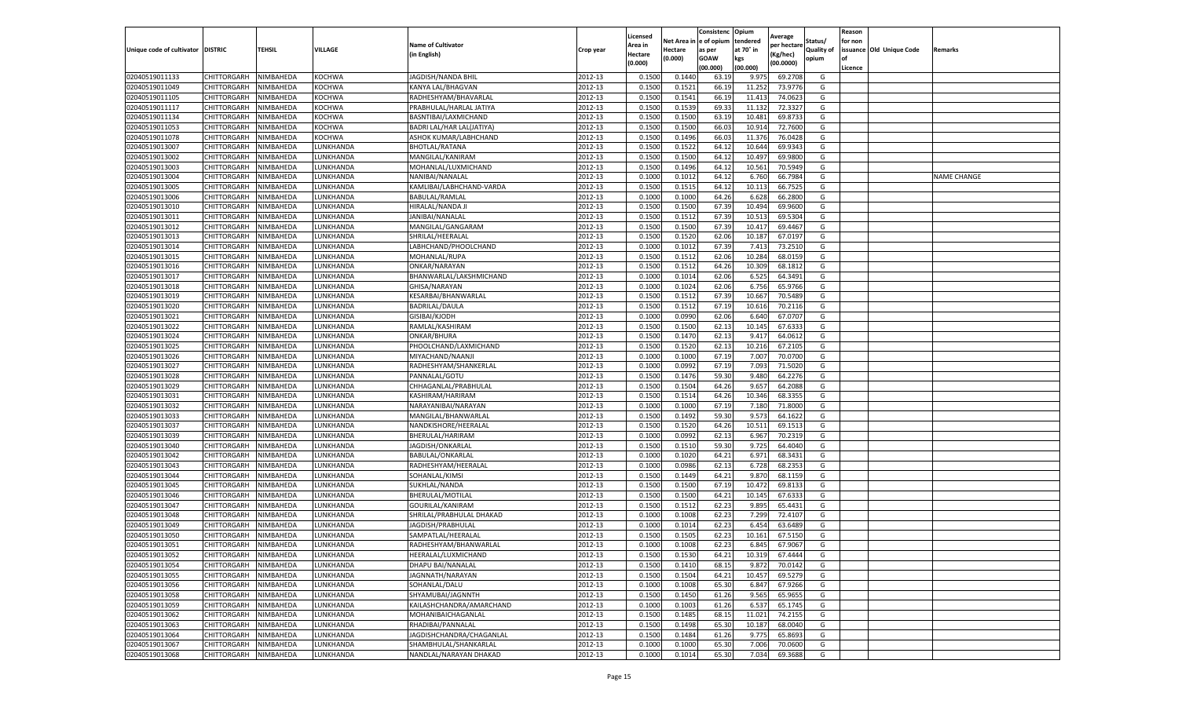| Unique code of cultivator | DISTRIC | TEHSIL | VILLAGE | Name of Cultivator (in English) | Crop year | Licensed Area in Hectare (0.000) | Net Area in Hectare (0.000) | Consistence of opium as per GOAW (00.000) | Opium tendered at 70° in kgs (00.000) | Average per hectare (Kg/hec) (00.0000) | Status/ Quality of opium | Reason for non issuance of Licence | Old Unique Code | Remarks |
|---|---|---|---|---|---|---|---|---|---|---|---|---|---|---|
| 02040519011133 | CHITTORGARH | NIMBAHEDA | KOCHWA | JAGDISH/NANDA BHIL | 2012-13 | 0.1500 | 0.1440 | 63.19 | 9.975 | 69.2708 | G | | | |
| 02040519011049 | CHITTORGARH | NIMBAHEDA | KOCHWA | KANYA LAL/BHAGVAN | 2012-13 | 0.1500 | 0.1521 | 66.19 | 11.252 | 73.9776 | G | | | |
| 02040519011105 | CHITTORGARH | NIMBAHEDA | KOCHWA | RADHESHYAM/BHAVARLAL | 2012-13 | 0.1500 | 0.1541 | 66.19 | 11.413 | 74.0623 | G | | | |
| 02040519011117 | CHITTORGARH | NIMBAHEDA | KOCHWA | PRABHULAL/HARLAL JATIYA | 2012-13 | 0.1500 | 0.1539 | 69.33 | 11.132 | 72.3327 | G | | | |
| 02040519011134 | CHITTORGARH | NIMBAHEDA | KOCHWA | BASNTIBAI/LAXMICHAND | 2012-13 | 0.1500 | 0.1500 | 63.19 | 10.481 | 69.8733 | G | | | |
| 02040519011053 | CHITTORGARH | NIMBAHEDA | KOCHWA | BADRI LAL/HAR LAL(JATIYA) | 2012-13 | 0.1500 | 0.1500 | 66.03 | 10.914 | 72.7600 | G | | | |
| 02040519011078 | CHITTORGARH | NIMBAHEDA | KOCHWA | ASHOK KUMAR/LABHCHAND | 2012-13 | 0.1500 | 0.1496 | 66.03 | 11.376 | 76.0428 | G | | | |
| 02040519013007 | CHITTORGARH | NIMBAHEDA | LUNKHANDA | BHOTLAL/RATANA | 2012-13 | 0.1500 | 0.1522 | 64.12 | 10.644 | 69.9343 | G | | | |
| 02040519013002 | CHITTORGARH | NIMBAHEDA | LUNKHANDA | MANGILAL/KANIRAM | 2012-13 | 0.1500 | 0.1500 | 64.12 | 10.497 | 69.9800 | G | | | |
| 02040519013003 | CHITTORGARH | NIMBAHEDA | LUNKHANDA | MOHANLAL/LUXMICHAND | 2012-13 | 0.1500 | 0.1496 | 64.12 | 10.561 | 70.5949 | G | | | |
| 02040519013004 | CHITTORGARH | NIMBAHEDA | LUNKHANDA | NANIBAI/NANALAL | 2012-13 | 0.1000 | 0.1012 | 64.12 | 6.760 | 66.7984 | G | | | NAME CHANGE |
| 02040519013005 | CHITTORGARH | NIMBAHEDA | LUNKHANDA | KAMLIBAI/LABHCHAND-VARDA | 2012-13 | 0.1500 | 0.1515 | 64.12 | 10.113 | 66.7525 | G | | | |
| 02040519013006 | CHITTORGARH | NIMBAHEDA | LUNKHANDA | BABULAL/RAMLAL | 2012-13 | 0.1000 | 0.1000 | 64.26 | 6.628 | 66.2800 | G | | | |
| 02040519013010 | CHITTORGARH | NIMBAHEDA | LUNKHANDA | HIRALAL/NANDA JI | 2012-13 | 0.1500 | 0.1500 | 67.39 | 10.494 | 69.9600 | G | | | |
| 02040519013011 | CHITTORGARH | NIMBAHEDA | LUNKHANDA | JANIBAI/NANALAL | 2012-13 | 0.1500 | 0.1512 | 67.39 | 10.513 | 69.5304 | G | | | |
| 02040519013012 | CHITTORGARH | NIMBAHEDA | LUNKHANDA | MANGILAL/GANGARAM | 2012-13 | 0.1500 | 0.1500 | 67.39 | 10.417 | 69.4467 | G | | | |
| 02040519013013 | CHITTORGARH | NIMBAHEDA | LUNKHANDA | SHRILAL/HEERALAL | 2012-13 | 0.1500 | 0.1520 | 62.06 | 10.187 | 67.0197 | G | | | |
| 02040519013014 | CHITTORGARH | NIMBAHEDA | LUNKHANDA | LABHCHAND/PHOOLCHAND | 2012-13 | 0.1000 | 0.1012 | 67.39 | 7.413 | 73.2510 | G | | | |
| 02040519013015 | CHITTORGARH | NIMBAHEDA | LUNKHANDA | MOHANLAL/RUPA | 2012-13 | 0.1500 | 0.1512 | 62.06 | 10.284 | 68.0159 | G | | | |
| 02040519013016 | CHITTORGARH | NIMBAHEDA | LUNKHANDA | ONKAR/NARAYAN | 2012-13 | 0.1500 | 0.1512 | 64.26 | 10.309 | 68.1812 | G | | | |
| 02040519013017 | CHITTORGARH | NIMBAHEDA | LUNKHANDA | BHANWARLAL/LAKSHMICHAND | 2012-13 | 0.1000 | 0.1014 | 62.06 | 6.525 | 64.3491 | G | | | |
| 02040519013018 | CHITTORGARH | NIMBAHEDA | LUNKHANDA | GHISA/NARAYAN | 2012-13 | 0.1000 | 0.1024 | 62.06 | 6.756 | 65.9766 | G | | | |
| 02040519013019 | CHITTORGARH | NIMBAHEDA | LUNKHANDA | KESARBAI/BHANWARLAL | 2012-13 | 0.1500 | 0.1512 | 67.39 | 10.667 | 70.5489 | G | | | |
| 02040519013020 | CHITTORGARH | NIMBAHEDA | LUNKHANDA | BADRILAL/DAULA | 2012-13 | 0.1500 | 0.1512 | 67.19 | 10.616 | 70.2116 | G | | | |
| 02040519013021 | CHITTORGARH | NIMBAHEDA | LUNKHANDA | GISIBAI/KJODH | 2012-13 | 0.1000 | 0.0990 | 62.06 | 6.640 | 67.0707 | G | | | |
| 02040519013022 | CHITTORGARH | NIMBAHEDA | LUNKHANDA | RAMLAL/KASHIRAM | 2012-13 | 0.1500 | 0.1500 | 62.13 | 10.145 | 67.6333 | G | | | |
| 02040519013024 | CHITTORGARH | NIMBAHEDA | LUNKHANDA | ONKAR/BHURA | 2012-13 | 0.1500 | 0.1470 | 62.13 | 9.417 | 64.0612 | G | | | |
| 02040519013025 | CHITTORGARH | NIMBAHEDA | LUNKHANDA | PHOOLCHAND/LAXMICHAND | 2012-13 | 0.1500 | 0.1520 | 62.13 | 10.216 | 67.2105 | G | | | |
| 02040519013026 | CHITTORGARH | NIMBAHEDA | LUNKHANDA | MIYACHAND/NAANJI | 2012-13 | 0.1000 | 0.1000 | 67.19 | 7.007 | 70.0700 | G | | | |
| 02040519013027 | CHITTORGARH | NIMBAHEDA | LUNKHANDA | RADHESHYAM/SHANKERLAL | 2012-13 | 0.1000 | 0.0992 | 67.19 | 7.093 | 71.5020 | G | | | |
| 02040519013028 | CHITTORGARH | NIMBAHEDA | LUNKHANDA | PANNALAL/GOTU | 2012-13 | 0.1500 | 0.1476 | 59.30 | 9.480 | 64.2276 | G | | | |
| 02040519013029 | CHITTORGARH | NIMBAHEDA | LUNKHANDA | CHHAGANLAL/PRABHULAL | 2012-13 | 0.1500 | 0.1504 | 64.26 | 9.657 | 64.2088 | G | | | |
| 02040519013031 | CHITTORGARH | NIMBAHEDA | LUNKHANDA | KASHIRAM/HARIRAM | 2012-13 | 0.1500 | 0.1514 | 64.26 | 10.346 | 68.3355 | G | | | |
| 02040519013032 | CHITTORGARH | NIMBAHEDA | LUNKHANDA | NARAYANIBAI/NARAYAN | 2012-13 | 0.1000 | 0.1000 | 67.19 | 7.180 | 71.8000 | G | | | |
| 02040519013033 | CHITTORGARH | NIMBAHEDA | LUNKHANDA | MANGILAL/BHANWARLAL | 2012-13 | 0.1500 | 0.1492 | 59.30 | 9.573 | 64.1622 | G | | | |
| 02040519013037 | CHITTORGARH | NIMBAHEDA | LUNKHANDA | NANDKISHORE/HEERALAL | 2012-13 | 0.1500 | 0.1520 | 64.26 | 10.511 | 69.1513 | G | | | |
| 02040519013039 | CHITTORGARH | NIMBAHEDA | LUNKHANDA | BHERULAL/HARIRAM | 2012-13 | 0.1000 | 0.0992 | 62.13 | 6.967 | 70.2319 | G | | | |
| 02040519013040 | CHITTORGARH | NIMBAHEDA | LUNKHANDA | JAGDISH/ONKARLAL | 2012-13 | 0.1500 | 0.1510 | 59.30 | 9.725 | 64.4040 | G | | | |
| 02040519013042 | CHITTORGARH | NIMBAHEDA | LUNKHANDA | BABULAL/ONKARLAL | 2012-13 | 0.1000 | 0.1020 | 64.21 | 6.971 | 68.3431 | G | | | |
| 02040519013043 | CHITTORGARH | NIMBAHEDA | LUNKHANDA | RADHESHYAM/HEERALAL | 2012-13 | 0.1000 | 0.0986 | 62.13 | 6.728 | 68.2353 | G | | | |
| 02040519013044 | CHITTORGARH | NIMBAHEDA | LUNKHANDA | SOHANLAL/KIMSI | 2012-13 | 0.1500 | 0.1449 | 64.21 | 9.870 | 68.1159 | G | | | |
| 02040519013045 | CHITTORGARH | NIMBAHEDA | LUNKHANDA | SUKHLAL/NANDA | 2012-13 | 0.1500 | 0.1500 | 67.19 | 10.472 | 69.8133 | G | | | |
| 02040519013046 | CHITTORGARH | NIMBAHEDA | LUNKHANDA | BHERULAL/MOTILAL | 2012-13 | 0.1500 | 0.1500 | 64.21 | 10.145 | 67.6333 | G | | | |
| 02040519013047 | CHITTORGARH | NIMBAHEDA | LUNKHANDA | GOURILAL/KANIRAM | 2012-13 | 0.1500 | 0.1512 | 62.23 | 9.895 | 65.4431 | G | | | |
| 02040519013048 | CHITTORGARH | NIMBAHEDA | LUNKHANDA | SHRILAL/PRABHULAL DHAKAD | 2012-13 | 0.1000 | 0.1008 | 62.23 | 7.299 | 72.4107 | G | | | |
| 02040519013049 | CHITTORGARH | NIMBAHEDA | LUNKHANDA | JAGDISH/PRABHULAL | 2012-13 | 0.1000 | 0.1014 | 62.23 | 6.454 | 63.6489 | G | | | |
| 02040519013050 | CHITTORGARH | NIMBAHEDA | LUNKHANDA | SAMPATLAL/HEERALAL | 2012-13 | 0.1500 | 0.1505 | 62.23 | 10.161 | 67.5150 | G | | | |
| 02040519013051 | CHITTORGARH | NIMBAHEDA | LUNKHANDA | RADHESHYAM/BHANWARLAL | 2012-13 | 0.1000 | 0.1008 | 62.23 | 6.845 | 67.9067 | G | | | |
| 02040519013052 | CHITTORGARH | NIMBAHEDA | LUNKHANDA | HEERALAL/LUXMICHAND | 2012-13 | 0.1500 | 0.1530 | 64.21 | 10.319 | 67.4444 | G | | | |
| 02040519013054 | CHITTORGARH | NIMBAHEDA | LUNKHANDA | DHAPU BAI/NANALAL | 2012-13 | 0.1500 | 0.1410 | 68.15 | 9.872 | 70.0142 | G | | | |
| 02040519013055 | CHITTORGARH | NIMBAHEDA | LUNKHANDA | JAGNNATH/NARAYAN | 2012-13 | 0.1500 | 0.1504 | 64.21 | 10.457 | 69.5279 | G | | | |
| 02040519013056 | CHITTORGARH | NIMBAHEDA | LUNKHANDA | SOHANLAL/DALU | 2012-13 | 0.1000 | 0.1008 | 65.30 | 6.847 | 67.9266 | G | | | |
| 02040519013058 | CHITTORGARH | NIMBAHEDA | LUNKHANDA | SHYAMUBAI/JAGNNTH | 2012-13 | 0.1500 | 0.1450 | 61.26 | 9.565 | 65.9655 | G | | | |
| 02040519013059 | CHITTORGARH | NIMBAHEDA | LUNKHANDA | KAILASHCHANDRA/AMARCHAND | 2012-13 | 0.1000 | 0.1003 | 61.26 | 6.537 | 65.1745 | G | | | |
| 02040519013062 | CHITTORGARH | NIMBAHEDA | LUNKHANDA | MOHANIBAICHAGANLAL | 2012-13 | 0.1500 | 0.1485 | 68.15 | 11.021 | 74.2155 | G | | | |
| 02040519013063 | CHITTORGARH | NIMBAHEDA | LUNKHANDA | RHADIBAI/PANNALAL | 2012-13 | 0.1500 | 0.1498 | 65.30 | 10.187 | 68.0040 | G | | | |
| 02040519013064 | CHITTORGARH | NIMBAHEDA | LUNKHANDA | JAGDISHCHANDRA/CHAGANLAL | 2012-13 | 0.1500 | 0.1484 | 61.26 | 9.775 | 65.8693 | G | | | |
| 02040519013067 | CHITTORGARH | NIMBAHEDA | LUNKHANDA | SHAMBHULAL/SHANKARLAL | 2012-13 | 0.1000 | 0.1000 | 65.30 | 7.006 | 70.0600 | G | | | |
| 02040519013068 | CHITTORGARH | NIMBAHEDA | LUNKHANDA | NANDLAL/NARAYAN DHAKAD | 2012-13 | 0.1000 | 0.1014 | 65.30 | 7.034 | 69.3688 | G | | | |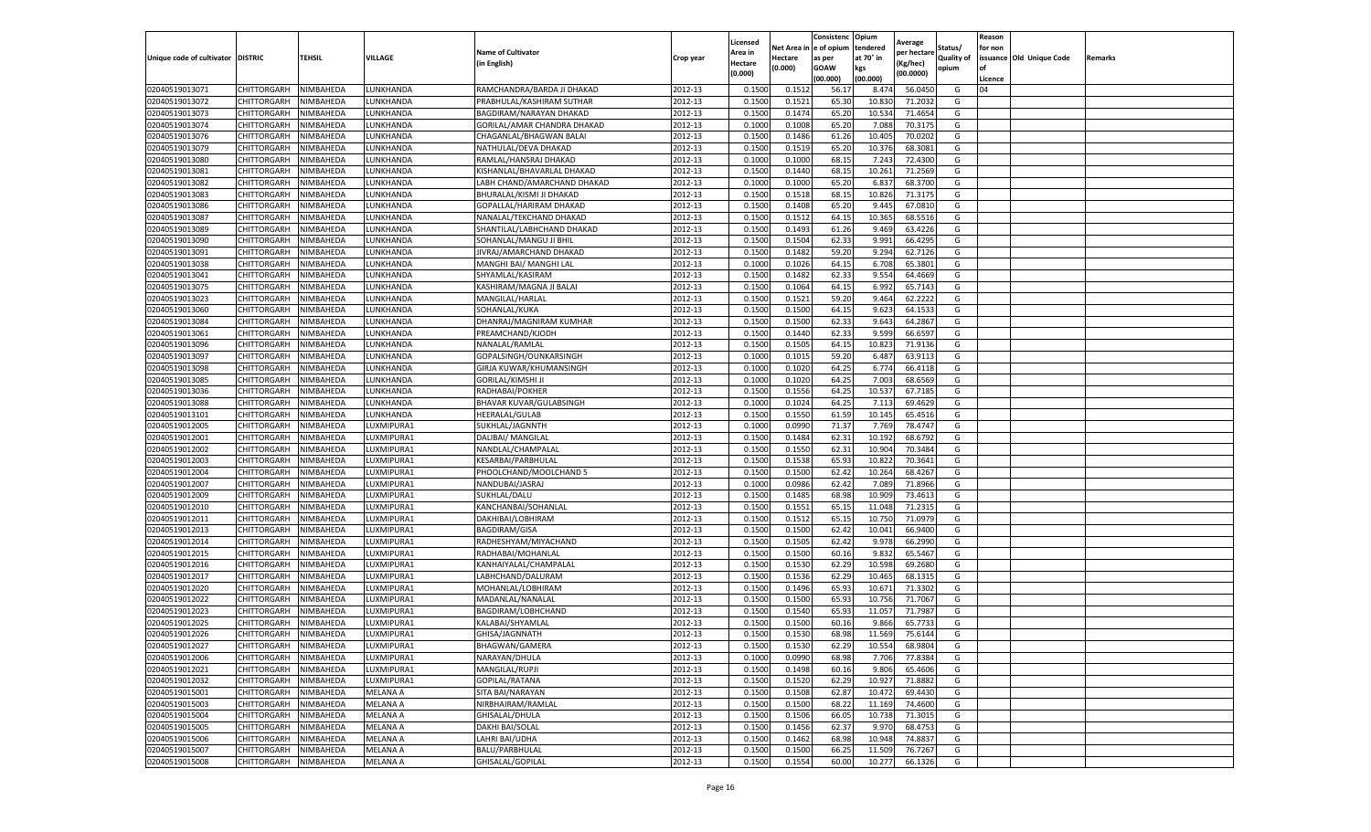| Unique code of cultivator | DISTRIC | TEHSIL | VILLAGE | Name of Cultivator (in English) | Crop year | Licensed Area in Hectare (0.000) | Net Area in Hectare (0.000) | Consistence of opium as per GOAW (00.000) | Opium tendered at 70° in kgs (00.000) | Average per hectare (Kg/hec) (00.0000) | Status/ Quality of opium | Reason for non issuance of Licence | Old Unique Code | Remarks |
|---|---|---|---|---|---|---|---|---|---|---|---|---|---|---|
| 02040519013071 | CHITTORGARH | NIMBAHEDA | LUNKHANDA | RAMCHANDRA/BARDA JI DHAKAD | 2012-13 | 0.1500 | 0.1512 | 56.17 | 8.474 | 56.0450 | G | 04 | | |
| 02040519013072 | CHITTORGARH | NIMBAHEDA | LUNKHANDA | PRABHULAL/KASHIRAM SUTHAR | 2012-13 | 0.1500 | 0.1521 | 65.30 | 10.830 | 71.2032 | G | | | |
| 02040519013073 | CHITTORGARH | NIMBAHEDA | LUNKHANDA | BAGDIRAM/NARAYAN DHAKAD | 2012-13 | 0.1500 | 0.1474 | 65.20 | 10.534 | 71.4654 | G | | | |
| 02040519013074 | CHITTORGARH | NIMBAHEDA | LUNKHANDA | GORILAL/AMAR CHANDRA DHAKAD | 2012-13 | 0.1000 | 0.1008 | 65.20 | 7.088 | 70.3175 | G | | | |
| 02040519013076 | CHITTORGARH | NIMBAHEDA | LUNKHANDA | CHAGANLAL/BHAGWAN BALAI | 2012-13 | 0.1500 | 0.1486 | 61.26 | 10.405 | 70.0202 | G | | | |
| 02040519013079 | CHITTORGARH | NIMBAHEDA | LUNKHANDA | NATHULAL/DEVA DHAKAD | 2012-13 | 0.1500 | 0.1519 | 65.20 | 10.376 | 68.3081 | G | | | |
| 02040519013080 | CHITTORGARH | NIMBAHEDA | LUNKHANDA | RAMLAL/HANSRAJ DHAKAD | 2012-13 | 0.1000 | 0.1000 | 68.15 | 7.243 | 72.4300 | G | | | |
| 02040519013081 | CHITTORGARH | NIMBAHEDA | LUNKHANDA | KISHANLAL/BHAVARLAL DHAKAD | 2012-13 | 0.1500 | 0.1440 | 68.15 | 10.261 | 71.2569 | G | | | |
| 02040519013082 | CHITTORGARH | NIMBAHEDA | LUNKHANDA | LABH CHAND/AMARCHAND DHAKAD | 2012-13 | 0.1000 | 0.1000 | 65.20 | 6.837 | 68.3700 | G | | | |
| 02040519013083 | CHITTORGARH | NIMBAHEDA | LUNKHANDA | BHURALAL/KISMI JI DHAKAD | 2012-13 | 0.1500 | 0.1518 | 68.15 | 10.826 | 71.3175 | G | | | |
| 02040519013086 | CHITTORGARH | NIMBAHEDA | LUNKHANDA | GOPALLAL/HARIRAM DHAKAD | 2012-13 | 0.1500 | 0.1408 | 65.20 | 9.445 | 67.0810 | G | | | |
| 02040519013087 | CHITTORGARH | NIMBAHEDA | LUNKHANDA | NANALAL/TEKCHAND DHAKAD | 2012-13 | 0.1500 | 0.1512 | 64.15 | 10.365 | 68.5516 | G | | | |
| 02040519013089 | CHITTORGARH | NIMBAHEDA | LUNKHANDA | SHANTILAL/LABHCHAND DHAKAD | 2012-13 | 0.1500 | 0.1493 | 61.26 | 9.469 | 63.4226 | G | | | |
| 02040519013090 | CHITTORGARH | NIMBAHEDA | LUNKHANDA | SOHANLAL/MANGU JI BHIL | 2012-13 | 0.1500 | 0.1504 | 62.33 | 9.991 | 66.4295 | G | | | |
| 02040519013091 | CHITTORGARH | NIMBAHEDA | LUNKHANDA | JIVRAJ/AMARCHAND DHAKAD | 2012-13 | 0.1500 | 0.1482 | 59.20 | 9.294 | 62.7126 | G | | | |
| 02040519013038 | CHITTORGARH | NIMBAHEDA | LUNKHANDA | MANGHI BAI/ MANGHI LAL | 2012-13 | 0.1000 | 0.1026 | 64.15 | 6.708 | 65.3801 | G | | | |
| 02040519013041 | CHITTORGARH | NIMBAHEDA | LUNKHANDA | SHYAMLAL/KASIRAM | 2012-13 | 0.1500 | 0.1482 | 62.33 | 9.554 | 64.4669 | G | | | |
| 02040519013075 | CHITTORGARH | NIMBAHEDA | LUNKHANDA | KASHIRAM/MAGNA JI BALAI | 2012-13 | 0.1500 | 0.1064 | 64.15 | 6.992 | 65.7143 | G | | | |
| 02040519013023 | CHITTORGARH | NIMBAHEDA | LUNKHANDA | MANGILAL/HARLAL | 2012-13 | 0.1500 | 0.1521 | 59.20 | 9.464 | 62.2222 | G | | | |
| 02040519013060 | CHITTORGARH | NIMBAHEDA | LUNKHANDA | SOHANLAL/KUKA | 2012-13 | 0.1500 | 0.1500 | 64.15 | 9.623 | 64.1533 | G | | | |
| 02040519013084 | CHITTORGARH | NIMBAHEDA | LUNKHANDA | DHANRAJ/MAGNIRAM KUMHAR | 2012-13 | 0.1500 | 0.1500 | 62.33 | 9.643 | 64.2867 | G | | | |
| 02040519013061 | CHITTORGARH | NIMBAHEDA | LUNKHANDA | PREAMCHAND/KJODH | 2012-13 | 0.1500 | 0.1440 | 62.33 | 9.599 | 66.6597 | G | | | |
| 02040519013096 | CHITTORGARH | NIMBAHEDA | LUNKHANDA | NANALAL/RAMLAL | 2012-13 | 0.1500 | 0.1505 | 64.15 | 10.823 | 71.9136 | G | | | |
| 02040519013097 | CHITTORGARH | NIMBAHEDA | LUNKHANDA | GOPALSINGH/OUNKARSINGH | 2012-13 | 0.1000 | 0.1015 | 59.20 | 6.487 | 63.9113 | G | | | |
| 02040519013098 | CHITTORGARH | NIMBAHEDA | LUNKHANDA | GIRJA KUWAR/KHUMANSINGH | 2012-13 | 0.1000 | 0.1020 | 64.25 | 6.774 | 66.4118 | G | | | |
| 02040519013085 | CHITTORGARH | NIMBAHEDA | LUNKHANDA | GORILAL/KIMSHI JI | 2012-13 | 0.1000 | 0.1020 | 64.25 | 7.003 | 68.6569 | G | | | |
| 02040519013036 | CHITTORGARH | NIMBAHEDA | LUNKHANDA | RADHABAI/POKHER | 2012-13 | 0.1500 | 0.1556 | 64.25 | 10.537 | 67.7185 | G | | | |
| 02040519013088 | CHITTORGARH | NIMBAHEDA | LUNKHANDA | BHAVAR KUVAR/GULABSINGH | 2012-13 | 0.1000 | 0.1024 | 64.25 | 7.113 | 69.4629 | G | | | |
| 02040519013101 | CHITTORGARH | NIMBAHEDA | LUNKHANDA | HEERALAL/GULAB | 2012-13 | 0.1500 | 0.1550 | 61.59 | 10.145 | 65.4516 | G | | | |
| 02040519012005 | CHITTORGARH | NIMBAHEDA | LUXMIPURA1 | SUKHLAL/JAGNNTH | 2012-13 | 0.1000 | 0.0990 | 71.37 | 7.769 | 78.4747 | G | | | |
| 02040519012001 | CHITTORGARH | NIMBAHEDA | LUXMIPURA1 | DALIBAI/ MANGILAL | 2012-13 | 0.1500 | 0.1484 | 62.31 | 10.192 | 68.6792 | G | | | |
| 02040519012002 | CHITTORGARH | NIMBAHEDA | LUXMIPURA1 | NANDLAL/CHAMPALAL | 2012-13 | 0.1500 | 0.1550 | 62.31 | 10.904 | 70.3484 | G | | | |
| 02040519012003 | CHITTORGARH | NIMBAHEDA | LUXMIPURA1 | KESARBAI/PARBHULAL | 2012-13 | 0.1500 | 0.1538 | 65.93 | 10.822 | 70.3641 | G | | | |
| 02040519012004 | CHITTORGARH | NIMBAHEDA | LUXMIPURA1 | PHOOLCHAND/MOOLCHAND 5 | 2012-13 | 0.1500 | 0.1500 | 62.42 | 10.264 | 68.4267 | G | | | |
| 02040519012007 | CHITTORGARH | NIMBAHEDA | LUXMIPURA1 | NANDUBAI/JASRAJ | 2012-13 | 0.1000 | 0.0986 | 62.42 | 7.089 | 71.8966 | G | | | |
| 02040519012009 | CHITTORGARH | NIMBAHEDA | LUXMIPURA1 | SUKHLAL/DALU | 2012-13 | 0.1500 | 0.1485 | 68.98 | 10.909 | 73.4613 | G | | | |
| 02040519012010 | CHITTORGARH | NIMBAHEDA | LUXMIPURA1 | KANCHANBAI/SOHANLAL | 2012-13 | 0.1500 | 0.1551 | 65.15 | 11.048 | 71.2315 | G | | | |
| 02040519012011 | CHITTORGARH | NIMBAHEDA | LUXMIPURA1 | DAKHIBAI/LOBHIRAM | 2012-13 | 0.1500 | 0.1512 | 65.15 | 10.750 | 71.0979 | G | | | |
| 02040519012013 | CHITTORGARH | NIMBAHEDA | LUXMIPURA1 | BAGDIRAM/GISA | 2012-13 | 0.1500 | 0.1500 | 62.42 | 10.041 | 66.9400 | G | | | |
| 02040519012014 | CHITTORGARH | NIMBAHEDA | LUXMIPURA1 | RADHESHYAM/MIYACHAND | 2012-13 | 0.1500 | 0.1505 | 62.42 | 9.978 | 66.2990 | G | | | |
| 02040519012015 | CHITTORGARH | NIMBAHEDA | LUXMIPURA1 | RADHABAI/MOHANLAL | 2012-13 | 0.1500 | 0.1500 | 60.16 | 9.832 | 65.5467 | G | | | |
| 02040519012016 | CHITTORGARH | NIMBAHEDA | LUXMIPURA1 | KANHAIYALAL/CHAMPALAL | 2012-13 | 0.1500 | 0.1530 | 62.29 | 10.598 | 69.2680 | G | | | |
| 02040519012017 | CHITTORGARH | NIMBAHEDA | LUXMIPURA1 | LABHCHAND/DALURAM | 2012-13 | 0.1500 | 0.1536 | 62.29 | 10.465 | 68.1315 | G | | | |
| 02040519012020 | CHITTORGARH | NIMBAHEDA | LUXMIPURA1 | MOHANLAL/LOBHIRAM | 2012-13 | 0.1500 | 0.1496 | 65.93 | 10.671 | 71.3302 | G | | | |
| 02040519012022 | CHITTORGARH | NIMBAHEDA | LUXMIPURA1 | MADANLAL/NANALAL | 2012-13 | 0.1500 | 0.1500 | 65.93 | 10.756 | 71.7067 | G | | | |
| 02040519012023 | CHITTORGARH | NIMBAHEDA | LUXMIPURA1 | BAGDIRAM/LOBHCHAND | 2012-13 | 0.1500 | 0.1540 | 65.93 | 11.057 | 71.7987 | G | | | |
| 02040519012025 | CHITTORGARH | NIMBAHEDA | LUXMIPURA1 | KALABAI/SHYAMLAL | 2012-13 | 0.1500 | 0.1500 | 60.16 | 9.866 | 65.7733 | G | | | |
| 02040519012026 | CHITTORGARH | NIMBAHEDA | LUXMIPURA1 | GHISA/JAGNNATH | 2012-13 | 0.1500 | 0.1530 | 68.98 | 11.569 | 75.6144 | G | | | |
| 02040519012027 | CHITTORGARH | NIMBAHEDA | LUXMIPURA1 | BHAGWAN/GAMERA | 2012-13 | 0.1500 | 0.1530 | 62.29 | 10.554 | 68.9804 | G | | | |
| 02040519012006 | CHITTORGARH | NIMBAHEDA | LUXMIPURA1 | NARAYAN/DHULA | 2012-13 | 0.1000 | 0.0990 | 68.98 | 7.706 | 77.8384 | G | | | |
| 02040519012021 | CHITTORGARH | NIMBAHEDA | LUXMIPURA1 | MANGILAL/RUPJI | 2012-13 | 0.1500 | 0.1498 | 60.16 | 9.806 | 65.4606 | G | | | |
| 02040519012032 | CHITTORGARH | NIMBAHEDA | LUXMIPURA1 | GOPILAL/RATANA | 2012-13 | 0.1500 | 0.1520 | 62.29 | 10.927 | 71.8882 | G | | | |
| 02040519015001 | CHITTORGARH | NIMBAHEDA | MELANA A | SITA BAI/NARAYAN | 2012-13 | 0.1500 | 0.1508 | 62.87 | 10.472 | 69.4430 | G | | | |
| 02040519015003 | CHITTORGARH | NIMBAHEDA | MELANA A | NIRBHAIRAM/RAMLAL | 2012-13 | 0.1500 | 0.1500 | 68.22 | 11.169 | 74.4600 | G | | | |
| 02040519015004 | CHITTORGARH | NIMBAHEDA | MELANA A | GHISALAL/DHULA | 2012-13 | 0.1500 | 0.1506 | 66.05 | 10.738 | 71.3015 | G | | | |
| 02040519015005 | CHITTORGARH | NIMBAHEDA | MELANA A | DAKHI BAI/SOLAL | 2012-13 | 0.1500 | 0.1456 | 62.37 | 9.970 | 68.4753 | G | | | |
| 02040519015006 | CHITTORGARH | NIMBAHEDA | MELANA A | LAHRI BAI/UDHA | 2012-13 | 0.1500 | 0.1462 | 68.98 | 10.948 | 74.8837 | G | | | |
| 02040519015007 | CHITTORGARH | NIMBAHEDA | MELANA A | BALU/PARBHULAL | 2012-13 | 0.1500 | 0.1500 | 66.25 | 11.509 | 76.7267 | G | | | |
| 02040519015008 | CHITTORGARH | NIMBAHEDA | MELANA A | GHISALAL/GOPILAL | 2012-13 | 0.1500 | 0.1554 | 60.00 | 10.277 | 66.1326 | G | | | |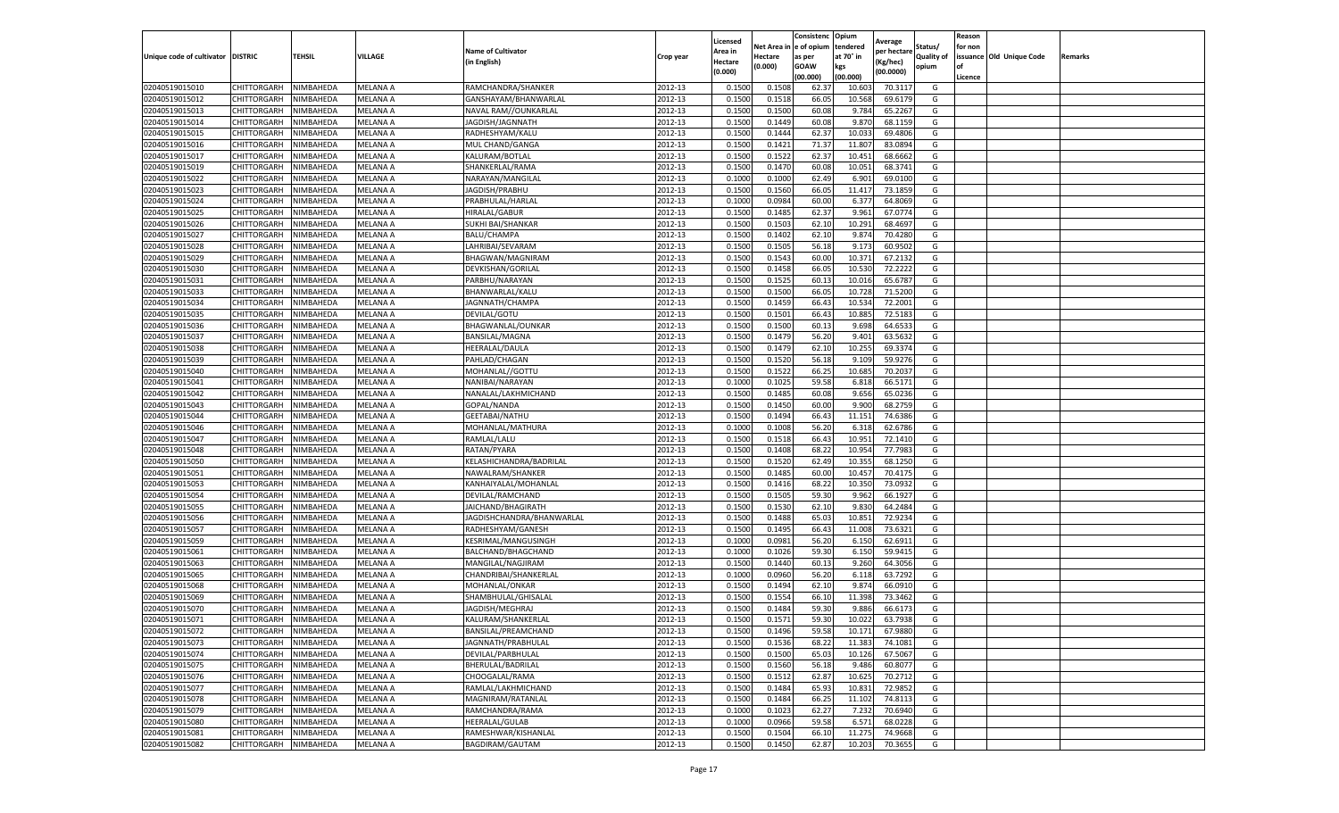| Unique code of cultivator | DISTRIC | TEHSIL | VILLAGE | Name of Cultivator (in English) | Crop year | Licensed Area in Hectare (0.000) | Net Area in Hectare (0.000) | Consistence of opium as per GOAW (00.000) | Opium tendered at 70˚ in kgs (00.000) | Average per hectare (Kg/hec) (00.0000) | Status/ Quality of opium | Reason for non issuance of Licence | Old Unique Code | Remarks |
|---|---|---|---|---|---|---|---|---|---|---|---|---|---|---|
| 02040519015010 | CHITTORGARH | NIMBAHEDA | MELANA A | RAMCHANDRA/SHANKER | 2012-13 | 0.1500 | 0.1508 | 62.37 | 10.603 | 70.3117 | G | | | |
| 02040519015012 | CHITTORGARH | NIMBAHEDA | MELANA A | GANSHAYAM/BHANWARLAL | 2012-13 | 0.1500 | 0.1518 | 66.05 | 10.568 | 69.6179 | G | | | |
| 02040519015013 | CHITTORGARH | NIMBAHEDA | MELANA A | NAVAL RAM//OUNKARLAL | 2012-13 | 0.1500 | 0.1500 | 60.08 | 9.784 | 65.2267 | G | | | |
| 02040519015014 | CHITTORGARH | NIMBAHEDA | MELANA A | JAGDISH/JAGNNATH | 2012-13 | 0.1500 | 0.1449 | 60.08 | 9.870 | 68.1159 | G | | | |
| 02040519015015 | CHITTORGARH | NIMBAHEDA | MELANA A | RADHESHYAM/KALU | 2012-13 | 0.1500 | 0.1444 | 62.37 | 10.033 | 69.4806 | G | | | |
| 02040519015016 | CHITTORGARH | NIMBAHEDA | MELANA A | MUL CHAND/GANGA | 2012-13 | 0.1500 | 0.1421 | 71.37 | 11.807 | 83.0894 | G | | | |
| 02040519015017 | CHITTORGARH | NIMBAHEDA | MELANA A | KALURAM/BOTLAL | 2012-13 | 0.1500 | 0.1522 | 62.37 | 10.451 | 68.6662 | G | | | |
| 02040519015019 | CHITTORGARH | NIMBAHEDA | MELANA A | SHANKERLAL/RAMA | 2012-13 | 0.1500 | 0.1470 | 60.08 | 10.051 | 68.3741 | G | | | |
| 02040519015022 | CHITTORGARH | NIMBAHEDA | MELANA A | NARAYAN/MANGILAL | 2012-13 | 0.1000 | 0.1000 | 62.49 | 6.901 | 69.0100 | G | | | |
| 02040519015023 | CHITTORGARH | NIMBAHEDA | MELANA A | JAGDISH/PRABHU | 2012-13 | 0.1500 | 0.1560 | 66.05 | 11.417 | 73.1859 | G | | | |
| 02040519015024 | CHITTORGARH | NIMBAHEDA | MELANA A | PRABHULAL/HARLAL | 2012-13 | 0.1000 | 0.0984 | 60.00 | 6.377 | 64.8069 | G | | | |
| 02040519015025 | CHITTORGARH | NIMBAHEDA | MELANA A | HIRALAL/GABUR | 2012-13 | 0.1500 | 0.1485 | 62.37 | 9.961 | 67.0774 | G | | | |
| 02040519015026 | CHITTORGARH | NIMBAHEDA | MELANA A | SUKHI BAI/SHANKAR | 2012-13 | 0.1500 | 0.1503 | 62.10 | 10.291 | 68.4697 | G | | | |
| 02040519015027 | CHITTORGARH | NIMBAHEDA | MELANA A | BALU/CHAMPA | 2012-13 | 0.1500 | 0.1402 | 62.10 | 9.874 | 70.4280 | G | | | |
| 02040519015028 | CHITTORGARH | NIMBAHEDA | MELANA A | LAHRIBAI/SEVARAM | 2012-13 | 0.1500 | 0.1505 | 56.18 | 9.173 | 60.9502 | G | | | |
| 02040519015029 | CHITTORGARH | NIMBAHEDA | MELANA A | BHAGWAN/MAGNIRAM | 2012-13 | 0.1500 | 0.1543 | 60.00 | 10.371 | 67.2132 | G | | | |
| 02040519015030 | CHITTORGARH | NIMBAHEDA | MELANA A | DEVKISHAN/GORILAL | 2012-13 | 0.1500 | 0.1458 | 66.05 | 10.530 | 72.2222 | G | | | |
| 02040519015031 | CHITTORGARH | NIMBAHEDA | MELANA A | PARBHU/NARAYAN | 2012-13 | 0.1500 | 0.1525 | 60.13 | 10.016 | 65.6787 | G | | | |
| 02040519015033 | CHITTORGARH | NIMBAHEDA | MELANA A | BHANWARLAL/KALU | 2012-13 | 0.1500 | 0.1500 | 66.05 | 10.728 | 71.5200 | G | | | |
| 02040519015034 | CHITTORGARH | NIMBAHEDA | MELANA A | JAGNNATH/CHAMPA | 2012-13 | 0.1500 | 0.1459 | 66.43 | 10.534 | 72.2001 | G | | | |
| 02040519015035 | CHITTORGARH | NIMBAHEDA | MELANA A | DEVILAL/GOTU | 2012-13 | 0.1500 | 0.1501 | 66.43 | 10.885 | 72.5183 | G | | | |
| 02040519015036 | CHITTORGARH | NIMBAHEDA | MELANA A | BHAGWANLAL/OUNKAR | 2012-13 | 0.1500 | 0.1500 | 60.13 | 9.698 | 64.6533 | G | | | |
| 02040519015037 | CHITTORGARH | NIMBAHEDA | MELANA A | BANSILAL/MAGNA | 2012-13 | 0.1500 | 0.1479 | 56.20 | 9.401 | 63.5632 | G | | | |
| 02040519015038 | CHITTORGARH | NIMBAHEDA | MELANA A | HEERALAL/DAULA | 2012-13 | 0.1500 | 0.1479 | 62.10 | 10.255 | 69.3374 | G | | | |
| 02040519015039 | CHITTORGARH | NIMBAHEDA | MELANA A | PAHLAD/CHAGAN | 2012-13 | 0.1500 | 0.1520 | 56.18 | 9.109 | 59.9276 | G | | | |
| 02040519015040 | CHITTORGARH | NIMBAHEDA | MELANA A | MOHANLAL//GOTTU | 2012-13 | 0.1500 | 0.1522 | 66.25 | 10.685 | 70.2037 | G | | | |
| 02040519015041 | CHITTORGARH | NIMBAHEDA | MELANA A | NANIBAI/NARAYAN | 2012-13 | 0.1000 | 0.1025 | 59.58 | 6.818 | 66.5171 | G | | | |
| 02040519015042 | CHITTORGARH | NIMBAHEDA | MELANA A | NANALAL/LAKHMICHAND | 2012-13 | 0.1500 | 0.1485 | 60.08 | 9.656 | 65.0236 | G | | | |
| 02040519015043 | CHITTORGARH | NIMBAHEDA | MELANA A | GOPAL/NANDA | 2012-13 | 0.1500 | 0.1450 | 60.00 | 9.900 | 68.2759 | G | | | |
| 02040519015044 | CHITTORGARH | NIMBAHEDA | MELANA A | GEETABAI/NATHU | 2012-13 | 0.1500 | 0.1494 | 66.43 | 11.151 | 74.6386 | G | | | |
| 02040519015046 | CHITTORGARH | NIMBAHEDA | MELANA A | MOHANLAL/MATHURA | 2012-13 | 0.1000 | 0.1008 | 56.20 | 6.318 | 62.6786 | G | | | |
| 02040519015047 | CHITTORGARH | NIMBAHEDA | MELANA A | RAMLAL/LALU | 2012-13 | 0.1500 | 0.1518 | 66.43 | 10.951 | 72.1410 | G | | | |
| 02040519015048 | CHITTORGARH | NIMBAHEDA | MELANA A | RATAN/PYARA | 2012-13 | 0.1500 | 0.1408 | 68.22 | 10.954 | 77.7983 | G | | | |
| 02040519015050 | CHITTORGARH | NIMBAHEDA | MELANA A | KELASHICHANDRA/BADRILAL | 2012-13 | 0.1500 | 0.1520 | 62.49 | 10.355 | 68.1250 | G | | | |
| 02040519015051 | CHITTORGARH | NIMBAHEDA | MELANA A | NAWALRAM/SHANKER | 2012-13 | 0.1500 | 0.1485 | 60.00 | 10.457 | 70.4175 | G | | | |
| 02040519015053 | CHITTORGARH | NIMBAHEDA | MELANA A | KANHAIYALAL/MOHANLAL | 2012-13 | 0.1500 | 0.1416 | 68.22 | 10.350 | 73.0932 | G | | | |
| 02040519015054 | CHITTORGARH | NIMBAHEDA | MELANA A | DEVILAL/RAMCHAND | 2012-13 | 0.1500 | 0.1505 | 59.30 | 9.962 | 66.1927 | G | | | |
| 02040519015055 | CHITTORGARH | NIMBAHEDA | MELANA A | JAICHAND/BHAGIRATH | 2012-13 | 0.1500 | 0.1530 | 62.10 | 9.830 | 64.2484 | G | | | |
| 02040519015056 | CHITTORGARH | NIMBAHEDA | MELANA A | JAGDISHCHANDRA/BHANWARLAL | 2012-13 | 0.1500 | 0.1488 | 65.03 | 10.851 | 72.9234 | G | | | |
| 02040519015057 | CHITTORGARH | NIMBAHEDA | MELANA A | RADHESHYAM/GANESH | 2012-13 | 0.1500 | 0.1495 | 66.43 | 11.008 | 73.6321 | G | | | |
| 02040519015059 | CHITTORGARH | NIMBAHEDA | MELANA A | KESRIMAL/MANGUSINGH | 2012-13 | 0.1000 | 0.0981 | 56.20 | 6.150 | 62.6911 | G | | | |
| 02040519015061 | CHITTORGARH | NIMBAHEDA | MELANA A | BALCHAND/BHAGCHAND | 2012-13 | 0.1000 | 0.1026 | 59.30 | 6.150 | 59.9415 | G | | | |
| 02040519015063 | CHITTORGARH | NIMBAHEDA | MELANA A | MANGILAL/NAGJIRAM | 2012-13 | 0.1500 | 0.1440 | 60.13 | 9.260 | 64.3056 | G | | | |
| 02040519015065 | CHITTORGARH | NIMBAHEDA | MELANA A | CHANDRIBAI/SHANKERLAL | 2012-13 | 0.1000 | 0.0960 | 56.20 | 6.118 | 63.7292 | G | | | |
| 02040519015068 | CHITTORGARH | NIMBAHEDA | MELANA A | MOHANLAL/ONKAR | 2012-13 | 0.1500 | 0.1494 | 62.10 | 9.874 | 66.0910 | G | | | |
| 02040519015069 | CHITTORGARH | NIMBAHEDA | MELANA A | SHAMBHULAL/GHISALAL | 2012-13 | 0.1500 | 0.1554 | 66.10 | 11.398 | 73.3462 | G | | | |
| 02040519015070 | CHITTORGARH | NIMBAHEDA | MELANA A | JAGDISH/MEGHRAJ | 2012-13 | 0.1500 | 0.1484 | 59.30 | 9.886 | 66.6173 | G | | | |
| 02040519015071 | CHITTORGARH | NIMBAHEDA | MELANA A | KALURAM/SHANKERLAL | 2012-13 | 0.1500 | 0.1571 | 59.30 | 10.022 | 63.7938 | G | | | |
| 02040519015072 | CHITTORGARH | NIMBAHEDA | MELANA A | BANSILAL/PREAMCHAND | 2012-13 | 0.1500 | 0.1496 | 59.58 | 10.171 | 67.9880 | G | | | |
| 02040519015073 | CHITTORGARH | NIMBAHEDA | MELANA A | JAGNNATH/PRABHULAL | 2012-13 | 0.1500 | 0.1536 | 68.22 | 11.383 | 74.1081 | G | | | |
| 02040519015074 | CHITTORGARH | NIMBAHEDA | MELANA A | DEVILAL/PARBHULAL | 2012-13 | 0.1500 | 0.1500 | 65.03 | 10.126 | 67.5067 | G | | | |
| 02040519015075 | CHITTORGARH | NIMBAHEDA | MELANA A | BHERULAL/BADRILAL | 2012-13 | 0.1500 | 0.1560 | 56.18 | 9.486 | 60.8077 | G | | | |
| 02040519015076 | CHITTORGARH | NIMBAHEDA | MELANA A | CHOOGALAL/RAMA | 2012-13 | 0.1500 | 0.1512 | 62.87 | 10.625 | 70.2712 | G | | | |
| 02040519015077 | CHITTORGARH | NIMBAHEDA | MELANA A | RAMLAL/LAKHMICHAND | 2012-13 | 0.1500 | 0.1484 | 65.93 | 10.831 | 72.9852 | G | | | |
| 02040519015078 | CHITTORGARH | NIMBAHEDA | MELANA A | MAGNIRAM/RATANLAL | 2012-13 | 0.1500 | 0.1484 | 66.25 | 11.102 | 74.8113 | G | | | |
| 02040519015079 | CHITTORGARH | NIMBAHEDA | MELANA A | RAMCHANDRA/RAMA | 2012-13 | 0.1000 | 0.1023 | 62.27 | 7.232 | 70.6940 | G | | | |
| 02040519015080 | CHITTORGARH | NIMBAHEDA | MELANA A | HEERALAL/GULAB | 2012-13 | 0.1000 | 0.0966 | 59.58 | 6.571 | 68.0228 | G | | | |
| 02040519015081 | CHITTORGARH | NIMBAHEDA | MELANA A | RAMESHWAR/KISHANLAL | 2012-13 | 0.1500 | 0.1504 | 66.10 | 11.275 | 74.9668 | G | | | |
| 02040519015082 | CHITTORGARH | NIMBAHEDA | MELANA A | BAGDIRAM/GAUTAM | 2012-13 | 0.1500 | 0.1450 | 62.87 | 10.203 | 70.3655 | G | | | |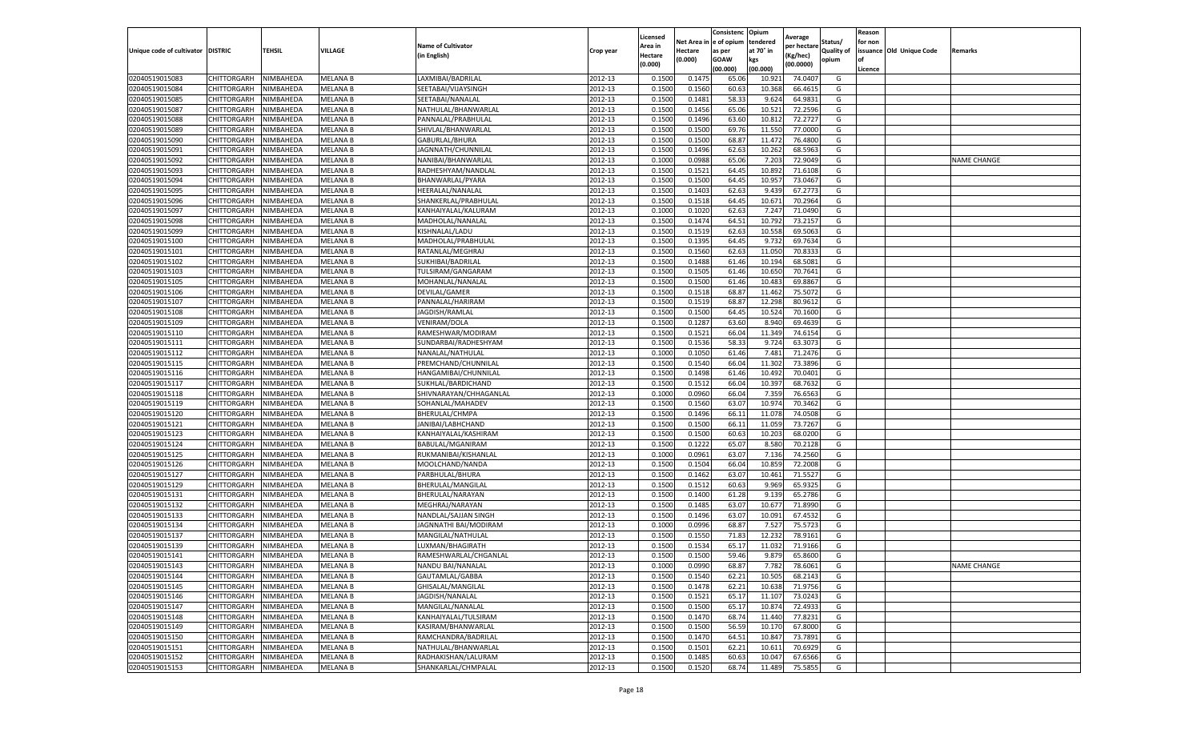| Unique code of cultivator | DISTRIC | TEHSIL | VILLAGE | Name of Cultivator (in English) | Crop year | Licensed Area in Hectare (0.000) | Net Area in Hectare (0.000) | Consistence of opium as per GOAW (00.000) | Opium tendered at 70° in kgs (00.000) | Average per hectare (Kg/hec) (00.0000) | Status/ Quality of opium | Reason for non issuance of Licence | Old Unique Code | Remarks |
|---|---|---|---|---|---|---|---|---|---|---|---|---|---|---|
| 02040519015083 | CHITTORGARH | NIMBAHEDA | MELANA B | LAXMIBAI/BADRILAL | 2012-13 | 0.1500 | 0.1475 | 65.06 | 10.921 | 74.0407 | G | | | |
| 02040519015084 | CHITTORGARH | NIMBAHEDA | MELANA B | SEETABAI/VIJAYSINGH | 2012-13 | 0.1500 | 0.1560 | 60.63 | 10.368 | 66.4615 | G | | | |
| 02040519015085 | CHITTORGARH | NIMBAHEDA | MELANA B | SEETABAI/NANALAL | 2012-13 | 0.1500 | 0.1481 | 58.33 | 9.624 | 64.9831 | G | | | |
| 02040519015087 | CHITTORGARH | NIMBAHEDA | MELANA B | NATHULAL/BHANWARLAL | 2012-13 | 0.1500 | 0.1456 | 65.06 | 10.521 | 72.2596 | G | | | |
| 02040519015088 | CHITTORGARH | NIMBAHEDA | MELANA B | PANNALAL/PRABHULAL | 2012-13 | 0.1500 | 0.1496 | 63.60 | 10.812 | 72.2727 | G | | | |
| 02040519015089 | CHITTORGARH | NIMBAHEDA | MELANA B | SHIVLAL/BHANWARLAL | 2012-13 | 0.1500 | 0.1500 | 69.76 | 11.550 | 77.0000 | G | | | |
| 02040519015090 | CHITTORGARH | NIMBAHEDA | MELANA B | GABURLAL/BHURA | 2012-13 | 0.1500 | 0.1500 | 68.87 | 11.472 | 76.4800 | G | | | |
| 02040519015091 | CHITTORGARH | NIMBAHEDA | MELANA B | JAGNNATH/CHUNNILAL | 2012-13 | 0.1500 | 0.1496 | 62.63 | 10.262 | 68.5963 | G | | | |
| 02040519015092 | CHITTORGARH | NIMBAHEDA | MELANA B | NANIBAI/BHANWARLAL | 2012-13 | 0.1000 | 0.0988 | 65.06 | 7.203 | 72.9049 | G | | | NAME CHANGE |
| 02040519015093 | CHITTORGARH | NIMBAHEDA | MELANA B | RADHESHYAM/NANDLAL | 2012-13 | 0.1500 | 0.1521 | 64.45 | 10.892 | 71.6108 | G | | | |
| 02040519015094 | CHITTORGARH | NIMBAHEDA | MELANA B | BHANWARLAL/PYARA | 2012-13 | 0.1500 | 0.1500 | 64.45 | 10.957 | 73.0467 | G | | | |
| 02040519015095 | CHITTORGARH | NIMBAHEDA | MELANA B | HEERALAL/NANALAL | 2012-13 | 0.1500 | 0.1403 | 62.63 | 9.439 | 67.2773 | G | | | |
| 02040519015096 | CHITTORGARH | NIMBAHEDA | MELANA B | SHANKERLAL/PRABHULAL | 2012-13 | 0.1500 | 0.1518 | 64.45 | 10.671 | 70.2964 | G | | | |
| 02040519015097 | CHITTORGARH | NIMBAHEDA | MELANA B | KANHAIYALAL/KALURAM | 2012-13 | 0.1000 | 0.1020 | 62.63 | 7.247 | 71.0490 | G | | | |
| 02040519015098 | CHITTORGARH | NIMBAHEDA | MELANA B | MADHOLAL/NANALAL | 2012-13 | 0.1500 | 0.1474 | 64.51 | 10.792 | 73.2157 | G | | | |
| 02040519015099 | CHITTORGARH | NIMBAHEDA | MELANA B | KISHNALAL/LADU | 2012-13 | 0.1500 | 0.1519 | 62.63 | 10.558 | 69.5063 | G | | | |
| 02040519015100 | CHITTORGARH | NIMBAHEDA | MELANA B | MADHOLAL/PRABHULAL | 2012-13 | 0.1500 | 0.1395 | 64.45 | 9.732 | 69.7634 | G | | | |
| 02040519015101 | CHITTORGARH | NIMBAHEDA | MELANA B | RATANLAL/MEGHRAJ | 2012-13 | 0.1500 | 0.1560 | 62.63 | 11.050 | 70.8333 | G | | | |
| 02040519015102 | CHITTORGARH | NIMBAHEDA | MELANA B | SUKHIBAI/BADRILAL | 2012-13 | 0.1500 | 0.1488 | 61.46 | 10.194 | 68.5081 | G | | | |
| 02040519015103 | CHITTORGARH | NIMBAHEDA | MELANA B | TULSIRAM/GANGARAM | 2012-13 | 0.1500 | 0.1505 | 61.46 | 10.650 | 70.7641 | G | | | |
| 02040519015105 | CHITTORGARH | NIMBAHEDA | MELANA B | MOHANLAL/NANALAL | 2012-13 | 0.1500 | 0.1500 | 61.46 | 10.483 | 69.8867 | G | | | |
| 02040519015106 | CHITTORGARH | NIMBAHEDA | MELANA B | DEVILAL/GAMER | 2012-13 | 0.1500 | 0.1518 | 68.87 | 11.462 | 75.5072 | G | | | |
| 02040519015107 | CHITTORGARH | NIMBAHEDA | MELANA B | PANNALAL/HARIRAM | 2012-13 | 0.1500 | 0.1519 | 68.87 | 12.298 | 80.9612 | G | | | |
| 02040519015108 | CHITTORGARH | NIMBAHEDA | MELANA B | JAGDISH/RAMLAL | 2012-13 | 0.1500 | 0.1500 | 64.45 | 10.524 | 70.1600 | G | | | |
| 02040519015109 | CHITTORGARH | NIMBAHEDA | MELANA B | VENIRAM/DOLA | 2012-13 | 0.1500 | 0.1287 | 63.60 | 8.940 | 69.4639 | G | | | |
| 02040519015110 | CHITTORGARH | NIMBAHEDA | MELANA B | RAMESHWAR/MODIRAM | 2012-13 | 0.1500 | 0.1521 | 66.04 | 11.349 | 74.6154 | G | | | |
| 02040519015111 | CHITTORGARH | NIMBAHEDA | MELANA B | SUNDARBAI/RADHESHYAM | 2012-13 | 0.1500 | 0.1536 | 58.33 | 9.724 | 63.3073 | G | | | |
| 02040519015112 | CHITTORGARH | NIMBAHEDA | MELANA B | NANALAL/NATHULAL | 2012-13 | 0.1000 | 0.1050 | 61.46 | 7.481 | 71.2476 | G | | | |
| 02040519015115 | CHITTORGARH | NIMBAHEDA | MELANA B | PREMCHAND/CHUNNILAL | 2012-13 | 0.1500 | 0.1540 | 66.04 | 11.302 | 73.3896 | G | | | |
| 02040519015116 | CHITTORGARH | NIMBAHEDA | MELANA B | HANGAMIBAI/CHUNNILAL | 2012-13 | 0.1500 | 0.1498 | 61.46 | 10.492 | 70.0401 | G | | | |
| 02040519015117 | CHITTORGARH | NIMBAHEDA | MELANA B | SUKHLAL/BARDICHAND | 2012-13 | 0.1500 | 0.1512 | 66.04 | 10.397 | 68.7632 | G | | | |
| 02040519015118 | CHITTORGARH | NIMBAHEDA | MELANA B | SHIVNARAYAN/CHHAGANLAL | 2012-13 | 0.1000 | 0.0960 | 66.04 | 7.359 | 76.6563 | G | | | |
| 02040519015119 | CHITTORGARH | NIMBAHEDA | MELANA B | SOHANLAL/MAHADEV | 2012-13 | 0.1500 | 0.1560 | 63.07 | 10.974 | 70.3462 | G | | | |
| 02040519015120 | CHITTORGARH | NIMBAHEDA | MELANA B | BHERULAL/CHMPA | 2012-13 | 0.1500 | 0.1496 | 66.11 | 11.078 | 74.0508 | G | | | |
| 02040519015121 | CHITTORGARH | NIMBAHEDA | MELANA B | JANIBAI/LABHCHAND | 2012-13 | 0.1500 | 0.1500 | 66.11 | 11.059 | 73.7267 | G | | | |
| 02040519015123 | CHITTORGARH | NIMBAHEDA | MELANA B | KANHAIYALAL/KASHIRAM | 2012-13 | 0.1500 | 0.1500 | 60.63 | 10.203 | 68.0200 | G | | | |
| 02040519015124 | CHITTORGARH | NIMBAHEDA | MELANA B | BABULAL/MGANIRAM | 2012-13 | 0.1500 | 0.1222 | 65.07 | 8.580 | 70.2128 | G | | | |
| 02040519015125 | CHITTORGARH | NIMBAHEDA | MELANA B | RUKMANIBAI/KISHANLAL | 2012-13 | 0.1000 | 0.0961 | 63.07 | 7.136 | 74.2560 | G | | | |
| 02040519015126 | CHITTORGARH | NIMBAHEDA | MELANA B | MOOLCHAND/NANDA | 2012-13 | 0.1500 | 0.1504 | 66.04 | 10.859 | 72.2008 | G | | | |
| 02040519015127 | CHITTORGARH | NIMBAHEDA | MELANA B | PARBHULAL/BHURA | 2012-13 | 0.1500 | 0.1462 | 63.07 | 10.461 | 71.5527 | G | | | |
| 02040519015129 | CHITTORGARH | NIMBAHEDA | MELANA B | BHERULAL/MANGILAL | 2012-13 | 0.1500 | 0.1512 | 60.63 | 9.969 | 65.9325 | G | | | |
| 02040519015131 | CHITTORGARH | NIMBAHEDA | MELANA B | BHERULAL/NARAYAN | 2012-13 | 0.1500 | 0.1400 | 61.28 | 9.139 | 65.2786 | G | | | |
| 02040519015132 | CHITTORGARH | NIMBAHEDA | MELANA B | MEGHRAJ/NARAYAN | 2012-13 | 0.1500 | 0.1485 | 63.07 | 10.677 | 71.8990 | G | | | |
| 02040519015133 | CHITTORGARH | NIMBAHEDA | MELANA B | NANDLAL/SAJJAN SINGH | 2012-13 | 0.1500 | 0.1496 | 63.07 | 10.091 | 67.4532 | G | | | |
| 02040519015134 | CHITTORGARH | NIMBAHEDA | MELANA B | JAGNNATHI BAI/MODIRAM | 2012-13 | 0.1000 | 0.0996 | 68.87 | 7.527 | 75.5723 | G | | | |
| 02040519015137 | CHITTORGARH | NIMBAHEDA | MELANA B | MANGILAL/NATHULAL | 2012-13 | 0.1500 | 0.1550 | 71.83 | 12.232 | 78.9161 | G | | | |
| 02040519015139 | CHITTORGARH | NIMBAHEDA | MELANA B | LUXMAN/BHAGIRATH | 2012-13 | 0.1500 | 0.1534 | 65.17 | 11.032 | 71.9166 | G | | | |
| 02040519015141 | CHITTORGARH | NIMBAHEDA | MELANA B | RAMESHWARLAL/CHGANLAL | 2012-13 | 0.1500 | 0.1500 | 59.46 | 9.879 | 65.8600 | G | | | |
| 02040519015143 | CHITTORGARH | NIMBAHEDA | MELANA B | NANDU BAI/NANALAL | 2012-13 | 0.1000 | 0.0990 | 68.87 | 7.782 | 78.6061 | G | | | NAME CHANGE |
| 02040519015144 | CHITTORGARH | NIMBAHEDA | MELANA B | GAUTAMLAL/GABBA | 2012-13 | 0.1500 | 0.1540 | 62.21 | 10.505 | 68.2143 | G | | | |
| 02040519015145 | CHITTORGARH | NIMBAHEDA | MELANA B | GHISALAL/MANGILAL | 2012-13 | 0.1500 | 0.1478 | 62.21 | 10.638 | 71.9756 | G | | | |
| 02040519015146 | CHITTORGARH | NIMBAHEDA | MELANA B | JAGDISH/NANALAL | 2012-13 | 0.1500 | 0.1521 | 65.17 | 11.107 | 73.0243 | G | | | |
| 02040519015147 | CHITTORGARH | NIMBAHEDA | MELANA B | MANGILAL/NANALAL | 2012-13 | 0.1500 | 0.1500 | 65.17 | 10.874 | 72.4933 | G | | | |
| 02040519015148 | CHITTORGARH | NIMBAHEDA | MELANA B | KANHAIYALAL/TULSIRAM | 2012-13 | 0.1500 | 0.1470 | 68.74 | 11.440 | 77.8231 | G | | | |
| 02040519015149 | CHITTORGARH | NIMBAHEDA | MELANA B | KASIRAM/BHANWARLAL | 2012-13 | 0.1500 | 0.1500 | 56.59 | 10.170 | 67.8000 | G | | | |
| 02040519015150 | CHITTORGARH | NIMBAHEDA | MELANA B | RAMCHANDRA/BADRILAL | 2012-13 | 0.1500 | 0.1470 | 64.51 | 10.847 | 73.7891 | G | | | |
| 02040519015151 | CHITTORGARH | NIMBAHEDA | MELANA B | NATHULAL/BHANWARLAL | 2012-13 | 0.1500 | 0.1501 | 62.21 | 10.611 | 70.6929 | G | | | |
| 02040519015152 | CHITTORGARH | NIMBAHEDA | MELANA B | RADHAKISHAN/LALURAM | 2012-13 | 0.1500 | 0.1485 | 60.63 | 10.047 | 67.6566 | G | | | |
| 02040519015153 | CHITTORGARH | NIMBAHEDA | MELANA B | SHANKARLAL/CHMPALAL | 2012-13 | 0.1500 | 0.1520 | 68.74 | 11.489 | 75.5855 | G | | | |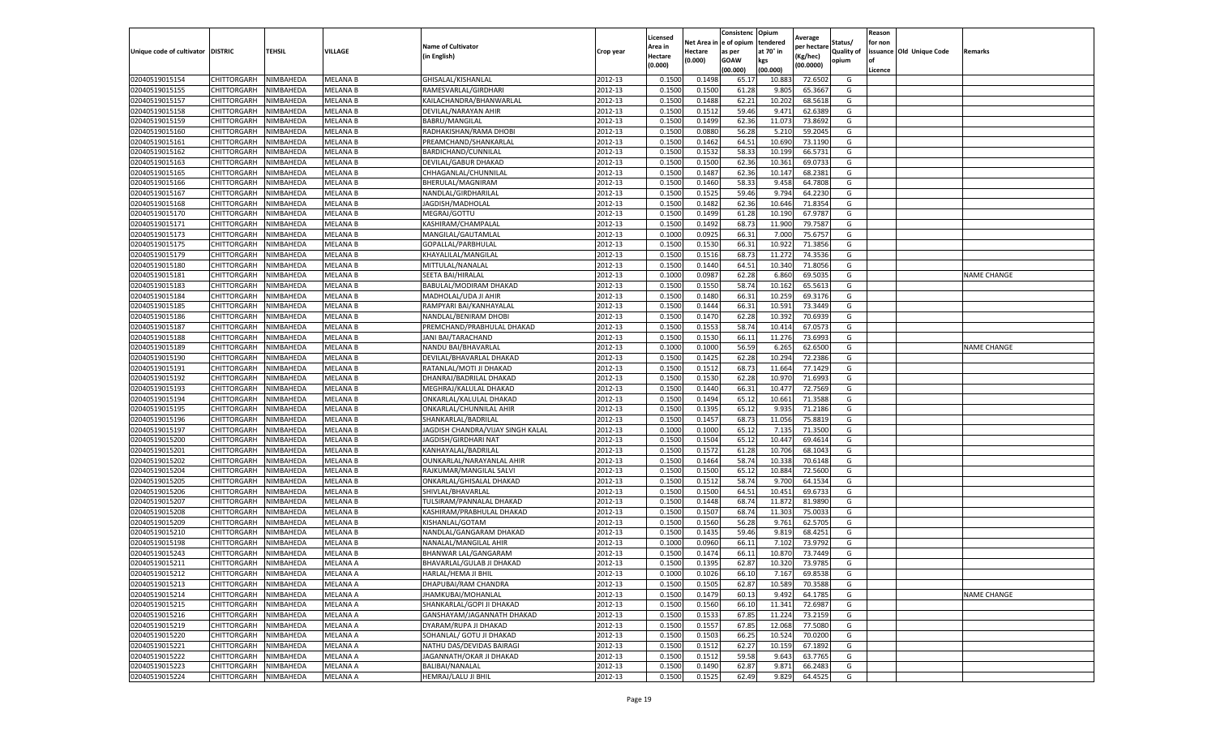| Unique code of cultivator | DISTRIC | TEHSIL | VILLAGE | Name of Cultivator (in English) | Crop year | Licensed Area in Hectare (0.000) | Net Area in Hectare (0.000) | Consistence of opium as per GOAW (00.000) | Opium tendered at 70° in kgs (00.000) | Average per hectare (Kg/hec) (00.0000) | Status/ Quality of opium | Reason for non issuance of Licence | Old Unique Code | Remarks |
|---|---|---|---|---|---|---|---|---|---|---|---|---|---|---|
| 02040519015154 | CHITTORGARH | NIMBAHEDA | MELANA B | GHISALAL/KISHANLAL | 2012-13 | 0.1500 | 0.1498 | 65.17 | 10.883 | 72.6502 | G | | | |
| 02040519015155 | CHITTORGARH | NIMBAHEDA | MELANA B | RAMESVARLAL/GIRDHARI | 2012-13 | 0.1500 | 0.1500 | 61.28 | 9.805 | 65.3667 | G | | | |
| 02040519015157 | CHITTORGARH | NIMBAHEDA | MELANA B | KAILACHANDRA/BHANWARLAL | 2012-13 | 0.1500 | 0.1488 | 62.21 | 10.202 | 68.5618 | G | | | |
| 02040519015158 | CHITTORGARH | NIMBAHEDA | MELANA B | DEVILAL/NARAYAN AHIR | 2012-13 | 0.1500 | 0.1512 | 59.46 | 9.471 | 62.6389 | G | | | |
| 02040519015159 | CHITTORGARH | NIMBAHEDA | MELANA B | BABRU/MANGILAL | 2012-13 | 0.1500 | 0.1499 | 62.36 | 11.073 | 73.8692 | G | | | |
| 02040519015160 | CHITTORGARH | NIMBAHEDA | MELANA B | RADHAKISHAN/RAMA DHOBI | 2012-13 | 0.1500 | 0.0880 | 56.28 | 5.210 | 59.2045 | G | | | |
| 02040519015161 | CHITTORGARH | NIMBAHEDA | MELANA B | PREAMCHAND/SHANKARLAL | 2012-13 | 0.1500 | 0.1462 | 64.51 | 10.690 | 73.1190 | G | | | |
| 02040519015162 | CHITTORGARH | NIMBAHEDA | MELANA B | BARDICHAND/CUNNILAL | 2012-13 | 0.1500 | 0.1532 | 58.33 | 10.199 | 66.5731 | G | | | |
| 02040519015163 | CHITTORGARH | NIMBAHEDA | MELANA B | DEVILAL/GABUR DHAKAD | 2012-13 | 0.1500 | 0.1500 | 62.36 | 10.361 | 69.0733 | G | | | |
| 02040519015165 | CHITTORGARH | NIMBAHEDA | MELANA B | CHHAGANLAL/CHUNNILAL | 2012-13 | 0.1500 | 0.1487 | 62.36 | 10.147 | 68.2381 | G | | | |
| 02040519015166 | CHITTORGARH | NIMBAHEDA | MELANA B | BHERULAL/MAGNIRAM | 2012-13 | 0.1500 | 0.1460 | 58.33 | 9.458 | 64.7808 | G | | | |
| 02040519015167 | CHITTORGARH | NIMBAHEDA | MELANA B | NANDLAL/GIRDHARILAL | 2012-13 | 0.1500 | 0.1525 | 59.46 | 9.794 | 64.2230 | G | | | |
| 02040519015168 | CHITTORGARH | NIMBAHEDA | MELANA B | JAGDISH/MADHOLAL | 2012-13 | 0.1500 | 0.1482 | 62.36 | 10.646 | 71.8354 | G | | | |
| 02040519015170 | CHITTORGARH | NIMBAHEDA | MELANA B | MEGRAJ/GOTTU | 2012-13 | 0.1500 | 0.1499 | 61.28 | 10.190 | 67.9787 | G | | | |
| 02040519015171 | CHITTORGARH | NIMBAHEDA | MELANA B | KASHIRAM/CHAMPALAL | 2012-13 | 0.1500 | 0.1492 | 68.73 | 11.900 | 79.7587 | G | | | |
| 02040519015173 | CHITTORGARH | NIMBAHEDA | MELANA B | MANGILAL/GAUTAMLAL | 2012-13 | 0.1000 | 0.0925 | 66.31 | 7.000 | 75.6757 | G | | | |
| 02040519015175 | CHITTORGARH | NIMBAHEDA | MELANA B | GOPALLAL/PARBHULAL | 2012-13 | 0.1500 | 0.1530 | 66.31 | 10.922 | 71.3856 | G | | | |
| 02040519015179 | CHITTORGARH | NIMBAHEDA | MELANA B | KHAYALILAL/MANGILAL | 2012-13 | 0.1500 | 0.1516 | 68.73 | 11.272 | 74.3536 | G | | | |
| 02040519015180 | CHITTORGARH | NIMBAHEDA | MELANA B | MITTULAL/NANALAL | 2012-13 | 0.1500 | 0.1440 | 64.51 | 10.340 | 71.8056 | G | | | |
| 02040519015181 | CHITTORGARH | NIMBAHEDA | MELANA B | SEETA BAI/HIRALAL | 2012-13 | 0.1000 | 0.0987 | 62.28 | 6.860 | 69.5035 | G | | | NAME CHANGE |
| 02040519015183 | CHITTORGARH | NIMBAHEDA | MELANA B | BABULAL/MODIRAM DHAKAD | 2012-13 | 0.1500 | 0.1550 | 58.74 | 10.162 | 65.5613 | G | | | |
| 02040519015184 | CHITTORGARH | NIMBAHEDA | MELANA B | MADHOLAL/UDA JI AHIR | 2012-13 | 0.1500 | 0.1480 | 66.31 | 10.259 | 69.3176 | G | | | |
| 02040519015185 | CHITTORGARH | NIMBAHEDA | MELANA B | RAMPYARI BAI/KANHAYALAL | 2012-13 | 0.1500 | 0.1444 | 66.31 | 10.591 | 73.3449 | G | | | |
| 02040519015186 | CHITTORGARH | NIMBAHEDA | MELANA B | NANDLAL/BENIRAM DHOBI | 2012-13 | 0.1500 | 0.1470 | 62.28 | 10.392 | 70.6939 | G | | | |
| 02040519015187 | CHITTORGARH | NIMBAHEDA | MELANA B | PREMCHAND/PRABHULAL DHAKAD | 2012-13 | 0.1500 | 0.1553 | 58.74 | 10.414 | 67.0573 | G | | | |
| 02040519015188 | CHITTORGARH | NIMBAHEDA | MELANA B | JANI BAI/TARACHAND | 2012-13 | 0.1500 | 0.1530 | 66.11 | 11.276 | 73.6993 | G | | | |
| 02040519015189 | CHITTORGARH | NIMBAHEDA | MELANA B | NANDU BAI/BHAVARLAL | 2012-13 | 0.1000 | 0.1000 | 56.59 | 6.265 | 62.6500 | G | | | NAME CHANGE |
| 02040519015190 | CHITTORGARH | NIMBAHEDA | MELANA B | DEVILAL/BHAVARLAL DHAKAD | 2012-13 | 0.1500 | 0.1425 | 62.28 | 10.294 | 72.2386 | G | | | |
| 02040519015191 | CHITTORGARH | NIMBAHEDA | MELANA B | RATANLAL/MOTI JI DHAKAD | 2012-13 | 0.1500 | 0.1512 | 68.73 | 11.664 | 77.1429 | G | | | |
| 02040519015192 | CHITTORGARH | NIMBAHEDA | MELANA B | DHANRAJ/BADRILAL DHAKAD | 2012-13 | 0.1500 | 0.1530 | 62.28 | 10.970 | 71.6993 | G | | | |
| 02040519015193 | CHITTORGARH | NIMBAHEDA | MELANA B | MEGHRAJ/KALULAL DHAKAD | 2012-13 | 0.1500 | 0.1440 | 66.31 | 10.477 | 72.7569 | G | | | |
| 02040519015194 | CHITTORGARH | NIMBAHEDA | MELANA B | ONKARLAL/KALULAL DHAKAD | 2012-13 | 0.1500 | 0.1494 | 65.12 | 10.661 | 71.3588 | G | | | |
| 02040519015195 | CHITTORGARH | NIMBAHEDA | MELANA B | ONKARLAL/CHUNNILAL AHIR | 2012-13 | 0.1500 | 0.1395 | 65.12 | 9.935 | 71.2186 | G | | | |
| 02040519015196 | CHITTORGARH | NIMBAHEDA | MELANA B | SHANKARLAL/BADRILAL | 2012-13 | 0.1500 | 0.1457 | 68.73 | 11.056 | 75.8819 | G | | | |
| 02040519015197 | CHITTORGARH | NIMBAHEDA | MELANA B | JAGDISH CHANDRA/VIJAY SINGH KALAL | 2012-13 | 0.1000 | 0.1000 | 65.12 | 7.135 | 71.3500 | G | | | |
| 02040519015200 | CHITTORGARH | NIMBAHEDA | MELANA B | JAGDISH/GIRDHARI NAT | 2012-13 | 0.1500 | 0.1504 | 65.12 | 10.447 | 69.4614 | G | | | |
| 02040519015201 | CHITTORGARH | NIMBAHEDA | MELANA B | KANHAYALAL/BADRILAL | 2012-13 | 0.1500 | 0.1572 | 61.28 | 10.706 | 68.1043 | G | | | |
| 02040519015202 | CHITTORGARH | NIMBAHEDA | MELANA B | OUNKARLAL/NARAYANLAL AHIR | 2012-13 | 0.1500 | 0.1464 | 58.74 | 10.338 | 70.6148 | G | | | |
| 02040519015204 | CHITTORGARH | NIMBAHEDA | MELANA B | RAJKUMAR/MANGILAL SALVI | 2012-13 | 0.1500 | 0.1500 | 65.12 | 10.884 | 72.5600 | G | | | |
| 02040519015205 | CHITTORGARH | NIMBAHEDA | MELANA B | ONKARLAL/GHISALAL DHAKAD | 2012-13 | 0.1500 | 0.1512 | 58.74 | 9.700 | 64.1534 | G | | | |
| 02040519015206 | CHITTORGARH | NIMBAHEDA | MELANA B | SHIVLAL/BHAVARLAL | 2012-13 | 0.1500 | 0.1500 | 64.51 | 10.451 | 69.6733 | G | | | |
| 02040519015207 | CHITTORGARH | NIMBAHEDA | MELANA B | TULSIRAM/PANNALAL DHAKAD | 2012-13 | 0.1500 | 0.1448 | 68.74 | 11.872 | 81.9890 | G | | | |
| 02040519015208 | CHITTORGARH | NIMBAHEDA | MELANA B | KASHIRAM/PRABHULAL DHAKAD | 2012-13 | 0.1500 | 0.1507 | 68.74 | 11.303 | 75.0033 | G | | | |
| 02040519015209 | CHITTORGARH | NIMBAHEDA | MELANA B | KISHANLAL/GOTAM | 2012-13 | 0.1500 | 0.1560 | 56.28 | 9.761 | 62.5705 | G | | | |
| 02040519015210 | CHITTORGARH | NIMBAHEDA | MELANA B | NANDLAL/GANGARAM DHAKAD | 2012-13 | 0.1500 | 0.1435 | 59.46 | 9.819 | 68.4251 | G | | | |
| 02040519015198 | CHITTORGARH | NIMBAHEDA | MELANA B | NANALAL/MANGILAL AHIR | 2012-13 | 0.1000 | 0.0960 | 66.11 | 7.102 | 73.9792 | G | | | |
| 02040519015243 | CHITTORGARH | NIMBAHEDA | MELANA B | BHANWAR LAL/GANGARAM | 2012-13 | 0.1500 | 0.1474 | 66.11 | 10.870 | 73.7449 | G | | | |
| 02040519015211 | CHITTORGARH | NIMBAHEDA | MELANA A | BHAVARLAL/GULAB JI DHAKAD | 2012-13 | 0.1500 | 0.1395 | 62.87 | 10.320 | 73.9785 | G | | | |
| 02040519015212 | CHITTORGARH | NIMBAHEDA | MELANA A | HARLAL/HEMA JI BHIL | 2012-13 | 0.1000 | 0.1026 | 66.10 | 7.167 | 69.8538 | G | | | |
| 02040519015213 | CHITTORGARH | NIMBAHEDA | MELANA A | DHAPUBAI/RAM CHANDRA | 2012-13 | 0.1500 | 0.1505 | 62.87 | 10.589 | 70.3588 | G | | | |
| 02040519015214 | CHITTORGARH | NIMBAHEDA | MELANA A | JHAMKUBAI/MOHANLAL | 2012-13 | 0.1500 | 0.1479 | 60.13 | 9.492 | 64.1785 | G | | | NAME CHANGE |
| 02040519015215 | CHITTORGARH | NIMBAHEDA | MELANA A | SHANKARLAL/GOPI JI DHAKAD | 2012-13 | 0.1500 | 0.1560 | 66.10 | 11.341 | 72.6987 | G | | | |
| 02040519015216 | CHITTORGARH | NIMBAHEDA | MELANA A | GANSHAYAM/JAGANNATH DHAKAD | 2012-13 | 0.1500 | 0.1533 | 67.85 | 11.224 | 73.2159 | G | | | |
| 02040519015219 | CHITTORGARH | NIMBAHEDA | MELANA A | DYARAM/RUPA JI DHAKAD | 2012-13 | 0.1500 | 0.1557 | 67.85 | 12.068 | 77.5080 | G | | | |
| 02040519015220 | CHITTORGARH | NIMBAHEDA | MELANA A | SOHANLAL/ GOTU JI DHAKAD | 2012-13 | 0.1500 | 0.1503 | 66.25 | 10.524 | 70.0200 | G | | | |
| 02040519015221 | CHITTORGARH | NIMBAHEDA | MELANA A | NATHU DAS/DEVIDAS BAIRAGI | 2012-13 | 0.1500 | 0.1512 | 62.27 | 10.159 | 67.1892 | G | | | |
| 02040519015222 | CHITTORGARH | NIMBAHEDA | MELANA A | JAGANNATH/OKAR JI DHAKAD | 2012-13 | 0.1500 | 0.1512 | 59.58 | 9.643 | 63.7765 | G | | | |
| 02040519015223 | CHITTORGARH | NIMBAHEDA | MELANA A | BALIBAI/NANALAL | 2012-13 | 0.1500 | 0.1490 | 62.87 | 9.871 | 66.2483 | G | | | |
| 02040519015224 | CHITTORGARH | NIMBAHEDA | MELANA A | HEMRAJ/LALU JI BHIL | 2012-13 | 0.1500 | 0.1525 | 62.49 | 9.829 | 64.4525 | G | | | |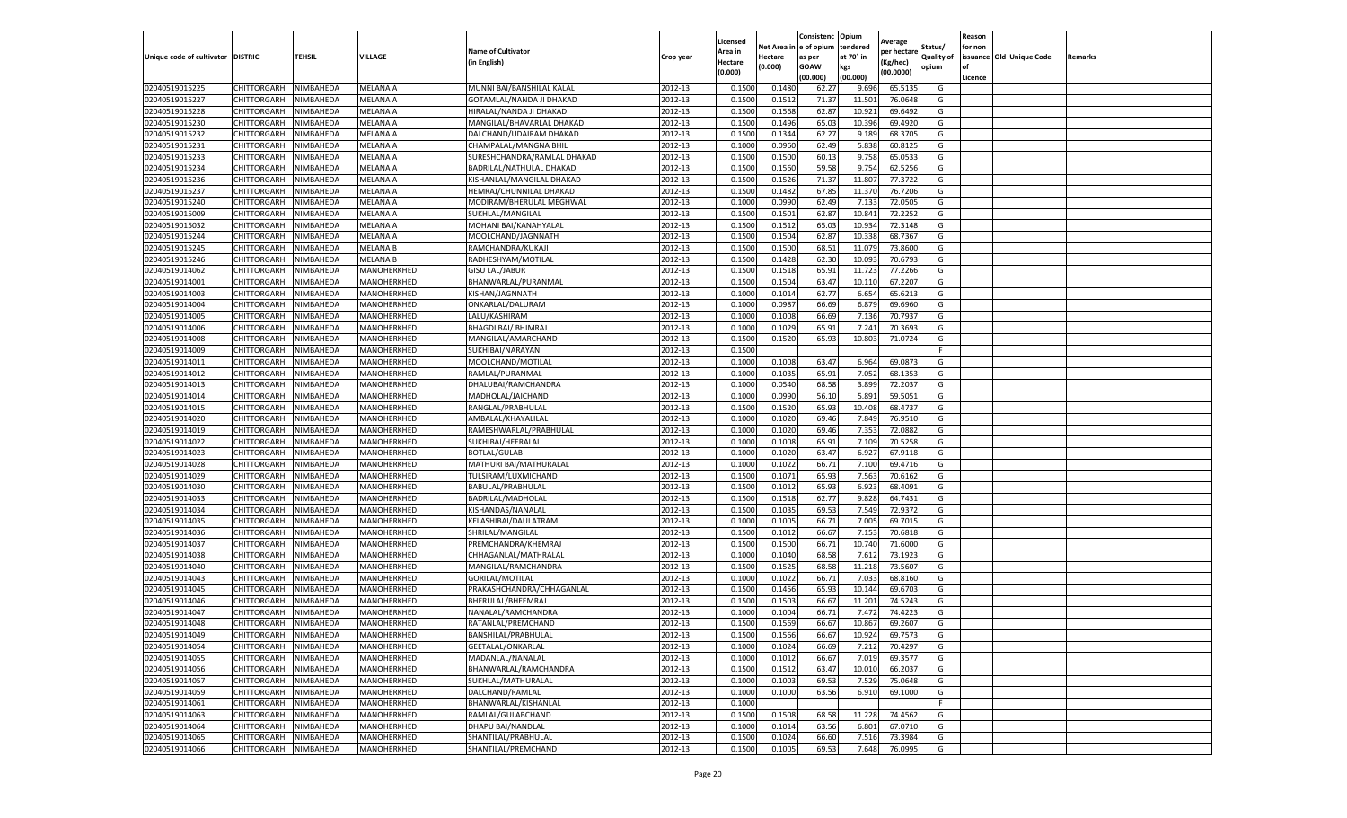| Unique code of cultivator | DISTRIC | TEHSIL | VILLAGE | Name of Cultivator (in English) | Crop year | Licensed Area in Hectare (0.000) | Net Area in Hectare (0.000) | Consistenc e of opium as per GOAW (00.000) | Opium tendered at 70° in kgs (00.000) | Average per hectare (Kg/hec) (00.0000) | Status/ Quality of opium | Reason for non issuance of Licence | Old Unique Code | Remarks |
|---|---|---|---|---|---|---|---|---|---|---|---|---|---|---|
| 02040519015225 | CHITTORGARH | NIMBAHEDA | MELANA A | MUNNI BAI/BANSHILAL KALAL | 2012-13 | 0.1500 | 0.1480 | 62.27 | 9.696 | 65.5135 | G | | | |
| 02040519015227 | CHITTORGARH | NIMBAHEDA | MELANA A | GOTAMLAL/NANDA JI DHAKAD | 2012-13 | 0.1500 | 0.1512 | 71.37 | 11.501 | 76.0648 | G | | | |
| 02040519015228 | CHITTORGARH | NIMBAHEDA | MELANA A | HIRALAL/NANDA JI DHAKAD | 2012-13 | 0.1500 | 0.1568 | 62.87 | 10.921 | 69.6492 | G | | | |
| 02040519015230 | CHITTORGARH | NIMBAHEDA | MELANA A | MANGILAL/BHAVARLAL DHAKAD | 2012-13 | 0.1500 | 0.1496 | 65.03 | 10.396 | 69.4920 | G | | | |
| 02040519015232 | CHITTORGARH | NIMBAHEDA | MELANA A | DALCHAND/UDAIRAM DHAKAD | 2012-13 | 0.1500 | 0.1344 | 62.27 | 9.189 | 68.3705 | G | | | |
| 02040519015231 | CHITTORGARH | NIMBAHEDA | MELANA A | CHAMPALAL/MANGNA BHIL | 2012-13 | 0.1000 | 0.0960 | 62.49 | 5.838 | 60.8125 | G | | | |
| 02040519015233 | CHITTORGARH | NIMBAHEDA | MELANA A | SURESHCHANDRA/RAMLAL DHAKAD | 2012-13 | 0.1500 | 0.1500 | 60.13 | 9.758 | 65.0533 | G | | | |
| 02040519015234 | CHITTORGARH | NIMBAHEDA | MELANA A | BADRILAL/NATHULAL DHAKAD | 2012-13 | 0.1500 | 0.1560 | 59.58 | 9.754 | 62.5256 | G | | | |
| 02040519015236 | CHITTORGARH | NIMBAHEDA | MELANA A | KISHANLAL/MANGILAL DHAKAD | 2012-13 | 0.1500 | 0.1526 | 71.37 | 11.807 | 77.3722 | G | | | |
| 02040519015237 | CHITTORGARH | NIMBAHEDA | MELANA A | HEMRAJ/CHUNNILAL DHAKAD | 2012-13 | 0.1500 | 0.1482 | 67.85 | 11.370 | 76.7206 | G | | | |
| 02040519015240 | CHITTORGARH | NIMBAHEDA | MELANA A | MODIRAM/BHERULAL MEGHWAL | 2012-13 | 0.1000 | 0.0990 | 62.49 | 7.133 | 72.0505 | G | | | |
| 02040519015009 | CHITTORGARH | NIMBAHEDA | MELANA A | SUKHLAL/MANGILAL | 2012-13 | 0.1500 | 0.1501 | 62.87 | 10.841 | 72.2252 | G | | | |
| 02040519015032 | CHITTORGARH | NIMBAHEDA | MELANA A | MOHANI BAI/KANAHYALAL | 2012-13 | 0.1500 | 0.1512 | 65.03 | 10.934 | 72.3148 | G | | | |
| 02040519015244 | CHITTORGARH | NIMBAHEDA | MELANA A | MOOLCHAND/JAGNNATH | 2012-13 | 0.1500 | 0.1504 | 62.87 | 10.338 | 68.7367 | G | | | |
| 02040519015245 | CHITTORGARH | NIMBAHEDA | MELANA B | RAMCHANDRA/KUKAJI | 2012-13 | 0.1500 | 0.1500 | 68.51 | 11.079 | 73.8600 | G | | | |
| 02040519015246 | CHITTORGARH | NIMBAHEDA | MELANA B | RADHESHYAM/MOTILAL | 2012-13 | 0.1500 | 0.1428 | 62.30 | 10.093 | 70.6793 | G | | | |
| 02040519014062 | CHITTORGARH | NIMBAHEDA | MANOHERKHEDI | GISU LAL/JABUR | 2012-13 | 0.1500 | 0.1518 | 65.91 | 11.723 | 77.2266 | G | | | |
| 02040519014001 | CHITTORGARH | NIMBAHEDA | MANOHERKHEDI | BHANWARLAL/PURANMAL | 2012-13 | 0.1500 | 0.1504 | 63.47 | 10.110 | 67.2207 | G | | | |
| 02040519014003 | CHITTORGARH | NIMBAHEDA | MANOHERKHEDI | KISHAN/JAGNNATH | 2012-13 | 0.1000 | 0.1014 | 62.77 | 6.654 | 65.6213 | G | | | |
| 02040519014004 | CHITTORGARH | NIMBAHEDA | MANOHERKHEDI | ONKARLAL/DALURAM | 2012-13 | 0.1000 | 0.0987 | 66.69 | 6.879 | 69.6960 | G | | | |
| 02040519014005 | CHITTORGARH | NIMBAHEDA | MANOHERKHEDI | LALU/KASHIRAM | 2012-13 | 0.1000 | 0.1008 | 66.69 | 7.136 | 70.7937 | G | | | |
| 02040519014006 | CHITTORGARH | NIMBAHEDA | MANOHERKHEDI | BHAGDI BAI/ BHIMRAJ | 2012-13 | 0.1000 | 0.1029 | 65.91 | 7.241 | 70.3693 | G | | | |
| 02040519014008 | CHITTORGARH | NIMBAHEDA | MANOHERKHEDI | MANGILAL/AMARCHAND | 2012-13 | 0.1500 | 0.1520 | 65.93 | 10.803 | 71.0724 | G | | | |
| 02040519014009 | CHITTORGARH | NIMBAHEDA | MANOHERKHEDI | SUKHIBAI/NARAYAN | 2012-13 | 0.1500 | | | | | F | | | |
| 02040519014011 | CHITTORGARH | NIMBAHEDA | MANOHERKHEDI | MOOLCHAND/MOTILAL | 2012-13 | 0.1000 | 0.1008 | 63.47 | 6.964 | 69.0873 | G | | | |
| 02040519014012 | CHITTORGARH | NIMBAHEDA | MANOHERKHEDI | RAMLAL/PURANMAL | 2012-13 | 0.1000 | 0.1035 | 65.91 | 7.052 | 68.1353 | G | | | |
| 02040519014013 | CHITTORGARH | NIMBAHEDA | MANOHERKHEDI | DHALUBAI/RAMCHANDRA | 2012-13 | 0.1000 | 0.0540 | 68.58 | 3.899 | 72.2037 | G | | | |
| 02040519014014 | CHITTORGARH | NIMBAHEDA | MANOHERKHEDI | MADHOLAL/JAICHAND | 2012-13 | 0.1000 | 0.0990 | 56.10 | 5.891 | 59.5051 | G | | | |
| 02040519014015 | CHITTORGARH | NIMBAHEDA | MANOHERKHEDI | RANGLAL/PRABHULAL | 2012-13 | 0.1500 | 0.1520 | 65.93 | 10.408 | 68.4737 | G | | | |
| 02040519014020 | CHITTORGARH | NIMBAHEDA | MANOHERKHEDI | AMBALAL/KHAYALILAL | 2012-13 | 0.1000 | 0.1020 | 69.46 | 7.849 | 76.9510 | G | | | |
| 02040519014019 | CHITTORGARH | NIMBAHEDA | MANOHERKHEDI | RAMESHWARLAL/PRABHULAL | 2012-13 | 0.1000 | 0.1020 | 69.46 | 7.353 | 72.0882 | G | | | |
| 02040519014022 | CHITTORGARH | NIMBAHEDA | MANOHERKHEDI | SUKHIBAI/HEERALAL | 2012-13 | 0.1000 | 0.1008 | 65.91 | 7.109 | 70.5258 | G | | | |
| 02040519014023 | CHITTORGARH | NIMBAHEDA | MANOHERKHEDI | BOTLAL/GULAB | 2012-13 | 0.1000 | 0.1020 | 63.47 | 6.927 | 67.9118 | G | | | |
| 02040519014028 | CHITTORGARH | NIMBAHEDA | MANOHERKHEDI | MATHURI BAI/MATHURALAL | 2012-13 | 0.1000 | 0.1022 | 66.71 | 7.100 | 69.4716 | G | | | |
| 02040519014029 | CHITTORGARH | NIMBAHEDA | MANOHERKHEDI | TULSIRAM/LUXMICHAND | 2012-13 | 0.1500 | 0.1071 | 65.93 | 7.563 | 70.6162 | G | | | |
| 02040519014030 | CHITTORGARH | NIMBAHEDA | MANOHERKHEDI | BABULAL/PRABHULAL | 2012-13 | 0.1500 | 0.1012 | 65.93 | 6.923 | 68.4091 | G | | | |
| 02040519014033 | CHITTORGARH | NIMBAHEDA | MANOHERKHEDI | BADRILAL/MADHOLAL | 2012-13 | 0.1500 | 0.1518 | 62.77 | 9.828 | 64.7431 | G | | | |
| 02040519014034 | CHITTORGARH | NIMBAHEDA | MANOHERKHEDI | KISHANDAS/NANALAL | 2012-13 | 0.1500 | 0.1035 | 69.53 | 7.549 | 72.9372 | G | | | |
| 02040519014035 | CHITTORGARH | NIMBAHEDA | MANOHERKHEDI | KELASHIBAI/DAULATRAM | 2012-13 | 0.1000 | 0.1005 | 66.71 | 7.005 | 69.7015 | G | | | |
| 02040519014036 | CHITTORGARH | NIMBAHEDA | MANOHERKHEDI | SHRILAL/MANGILAL | 2012-13 | 0.1500 | 0.1012 | 66.67 | 7.153 | 70.6818 | G | | | |
| 02040519014037 | CHITTORGARH | NIMBAHEDA | MANOHERKHEDI | PREMCHANDRA/KHEMRAJ | 2012-13 | 0.1500 | 0.1500 | 66.71 | 10.740 | 71.6000 | G | | | |
| 02040519014038 | CHITTORGARH | NIMBAHEDA | MANOHERKHEDI | CHHAGANLAL/MATHRALAL | 2012-13 | 0.1000 | 0.1040 | 68.58 | 7.612 | 73.1923 | G | | | |
| 02040519014040 | CHITTORGARH | NIMBAHEDA | MANOHERKHEDI | MANGILAL/RAMCHANDRA | 2012-13 | 0.1500 | 0.1525 | 68.58 | 11.218 | 73.5607 | G | | | |
| 02040519014043 | CHITTORGARH | NIMBAHEDA | MANOHERKHEDI | GORILAL/MOTILAL | 2012-13 | 0.1000 | 0.1022 | 66.71 | 7.033 | 68.8160 | G | | | |
| 02040519014045 | CHITTORGARH | NIMBAHEDA | MANOHERKHEDI | PRAKASHCHANDRA/CHHAGANLAL | 2012-13 | 0.1500 | 0.1456 | 65.93 | 10.144 | 69.6703 | G | | | |
| 02040519014046 | CHITTORGARH | NIMBAHEDA | MANOHERKHEDI | BHERULAL/BHEEMRAJ | 2012-13 | 0.1500 | 0.1503 | 66.67 | 11.201 | 74.5243 | G | | | |
| 02040519014047 | CHITTORGARH | NIMBAHEDA | MANOHERKHEDI | NANALAL/RAMCHANDRA | 2012-13 | 0.1000 | 0.1004 | 66.71 | 7.472 | 74.4223 | G | | | |
| 02040519014048 | CHITTORGARH | NIMBAHEDA | MANOHERKHEDI | RATANLAL/PREMCHAND | 2012-13 | 0.1500 | 0.1569 | 66.67 | 10.867 | 69.2607 | G | | | |
| 02040519014049 | CHITTORGARH | NIMBAHEDA | MANOHERKHEDI | BANSHILAL/PRABHULAL | 2012-13 | 0.1500 | 0.1566 | 66.67 | 10.924 | 69.7573 | G | | | |
| 02040519014054 | CHITTORGARH | NIMBAHEDA | MANOHERKHEDI | GEETALAL/ONKARLAL | 2012-13 | 0.1000 | 0.1024 | 66.69 | 7.212 | 70.4297 | G | | | |
| 02040519014055 | CHITTORGARH | NIMBAHEDA | MANOHERKHEDI | MADANLAL/NANALAL | 2012-13 | 0.1000 | 0.1012 | 66.67 | 7.019 | 69.3577 | G | | | |
| 02040519014056 | CHITTORGARH | NIMBAHEDA | MANOHERKHEDI | BHANWARLAL/RAMCHANDRA | 2012-13 | 0.1500 | 0.1512 | 63.47 | 10.010 | 66.2037 | G | | | |
| 02040519014057 | CHITTORGARH | NIMBAHEDA | MANOHERKHEDI | SUKHLAL/MATHURALAL | 2012-13 | 0.1000 | 0.1003 | 69.53 | 7.529 | 75.0648 | G | | | |
| 02040519014059 | CHITTORGARH | NIMBAHEDA | MANOHERKHEDI | DALCHAND/RAMLAL | 2012-13 | 0.1000 | 0.1000 | 63.56 | 6.910 | 69.1000 | G | | | |
| 02040519014061 | CHITTORGARH | NIMBAHEDA | MANOHERKHEDI | BHANWARLAL/KISHANLAL | 2012-13 | 0.1000 | | | | | F | | | |
| 02040519014063 | CHITTORGARH | NIMBAHEDA | MANOHERKHEDI | RAMLAL/GULABCHAND | 2012-13 | 0.1500 | 0.1508 | 68.58 | 11.228 | 74.4562 | G | | | |
| 02040519014064 | CHITTORGARH | NIMBAHEDA | MANOHERKHEDI | DHAPU BAI/NANDLAL | 2012-13 | 0.1000 | 0.1014 | 63.56 | 6.801 | 67.0710 | G | | | |
| 02040519014065 | CHITTORGARH | NIMBAHEDA | MANOHERKHEDI | SHANTILAL/PRABHULAL | 2012-13 | 0.1500 | 0.1024 | 66.60 | 7.516 | 73.3984 | G | | | |
| 02040519014066 | CHITTORGARH | NIMBAHEDA | MANOHERKHEDI | SHANTILAL/PREMCHAND | 2012-13 | 0.1500 | 0.1005 | 69.53 | 7.648 | 76.0995 | G | | | |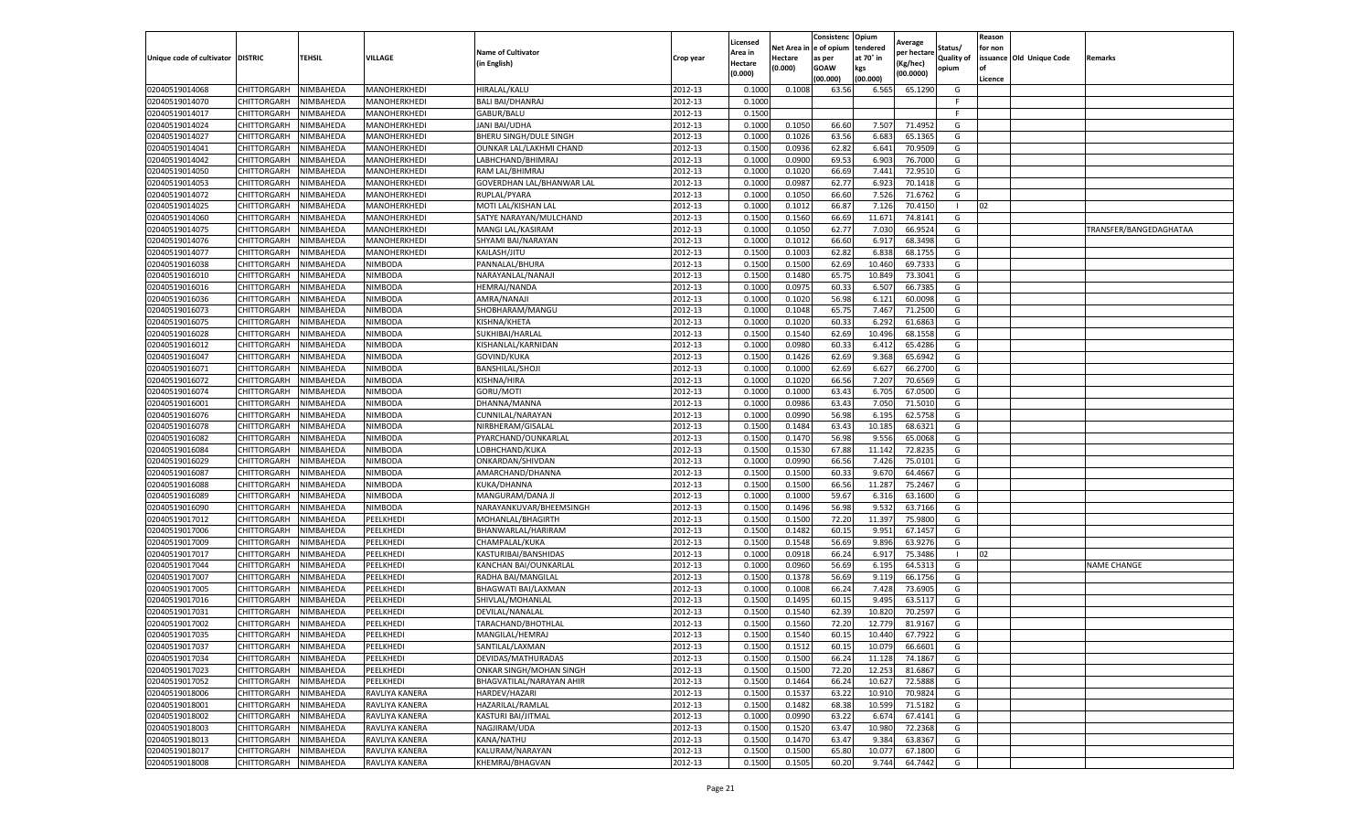| Unique code of cultivator | DISTRIC | TEHSIL | VILLAGE | Name of Cultivator (in English) | Crop year | Licensed Area in Hectare (0.000) | Net Area in Hectare (0.000) | Consistence of opium as per GOAW (00.000) | Opium tendered at 70° in kgs (00.000) | Average per hectare (Kg/hec) (00.0000) | Status/ Quality of opium | Reason for non issuance of Licence | Old Unique Code | Remarks |
|---|---|---|---|---|---|---|---|---|---|---|---|---|---|---|
| 02040519014068 | CHITTORGARH | NIMBAHEDA | MANOHERKHEDI | HIRALAL/KALU | 2012-13 | 0.1000 | 0.1008 | 63.56 | 6.565 | 65.1290 | G | | | |
| 02040519014070 | CHITTORGARH | NIMBAHEDA | MANOHERKHEDI | BALI BAI/DHANRAJ | 2012-13 | 0.1000 | | | | | F | | | |
| 02040519014017 | CHITTORGARH | NIMBAHEDA | MANOHERKHEDI | GABUR/BALU | 2012-13 | 0.1500 | | | | | F | | | |
| 02040519014024 | CHITTORGARH | NIMBAHEDA | MANOHERKHEDI | JANI BAI/UDHA | 2012-13 | 0.1000 | 0.1050 | 66.60 | 7.507 | 71.4952 | G | | | |
| 02040519014027 | CHITTORGARH | NIMBAHEDA | MANOHERKHEDI | BHERU SINGH/DULE SINGH | 2012-13 | 0.1000 | 0.1026 | 63.56 | 6.683 | 65.1365 | G | | | |
| 02040519014041 | CHITTORGARH | NIMBAHEDA | MANOHERKHEDI | OUNKAR LAL/LAKHMI CHAND | 2012-13 | 0.1500 | 0.0936 | 62.82 | 6.641 | 70.9509 | G | | | |
| 02040519014042 | CHITTORGARH | NIMBAHEDA | MANOHERKHEDI | LABHCHAND/BHIMRAJ | 2012-13 | 0.1000 | 0.0900 | 69.53 | 6.903 | 76.7000 | G | | | |
| 02040519014050 | CHITTORGARH | NIMBAHEDA | MANOHERKHEDI | RAM LAL/BHIMRAJ | 2012-13 | 0.1000 | 0.1020 | 66.69 | 7.441 | 72.9510 | G | | | |
| 02040519014053 | CHITTORGARH | NIMBAHEDA | MANOHERKHEDI | GOVERDHAN LAL/BHANWAR LAL | 2012-13 | 0.1000 | 0.0987 | 62.77 | 6.923 | 70.1418 | G | | | |
| 02040519014072 | CHITTORGARH | NIMBAHEDA | MANOHERKHEDI | RUPLAL/PYARA | 2012-13 | 0.1000 | 0.1050 | 66.60 | 7.526 | 71.6762 | G | | | |
| 02040519014025 | CHITTORGARH | NIMBAHEDA | MANOHERKHEDI | MOTI LAL/KISHAN LAL | 2012-13 | 0.1000 | 0.1012 | 66.87 | 7.126 | 70.4150 | I | 02 | | |
| 02040519014060 | CHITTORGARH | NIMBAHEDA | MANOHERKHEDI | SATYE NARAYAN/MULCHAND | 2012-13 | 0.1500 | 0.1560 | 66.69 | 11.671 | 74.8141 | G | | | |
| 02040519014075 | CHITTORGARH | NIMBAHEDA | MANOHERKHEDI | MANGI LAL/KASIRAM | 2012-13 | 0.1000 | 0.1050 | 62.77 | 7.030 | 66.9524 | G | | | TRANSFER/BANGEDAGHATAA |
| 02040519014076 | CHITTORGARH | NIMBAHEDA | MANOHERKHEDI | SHYAMI BAI/NARAYAN | 2012-13 | 0.1000 | 0.1012 | 66.60 | 6.917 | 68.3498 | G | | | |
| 02040519014077 | CHITTORGARH | NIMBAHEDA | MANOHERKHEDI | KAILASH/JITU | 2012-13 | 0.1500 | 0.1003 | 62.82 | 6.838 | 68.1755 | G | | | |
| 02040519016038 | CHITTORGARH | NIMBAHEDA | NIMBODA | PANNALAL/BHURA | 2012-13 | 0.1500 | 0.1500 | 62.69 | 10.460 | 69.7333 | G | | | |
| 02040519016010 | CHITTORGARH | NIMBAHEDA | NIMBODA | NARAYANLAL/NANAJI | 2012-13 | 0.1500 | 0.1480 | 65.75 | 10.849 | 73.3041 | G | | | |
| 02040519016016 | CHITTORGARH | NIMBAHEDA | NIMBODA | HEMRAJ/NANDA | 2012-13 | 0.1000 | 0.0975 | 60.33 | 6.507 | 66.7385 | G | | | |
| 02040519016036 | CHITTORGARH | NIMBAHEDA | NIMBODA | AMRA/NANAJI | 2012-13 | 0.1000 | 0.1020 | 56.98 | 6.121 | 60.0098 | G | | | |
| 02040519016073 | CHITTORGARH | NIMBAHEDA | NIMBODA | SHOBHARAM/MANGU | 2012-13 | 0.1000 | 0.1048 | 65.75 | 7.467 | 71.2500 | G | | | |
| 02040519016075 | CHITTORGARH | NIMBAHEDA | NIMBODA | KISHNA/KHETA | 2012-13 | 0.1000 | 0.1020 | 60.33 | 6.292 | 61.6863 | G | | | |
| 02040519016028 | CHITTORGARH | NIMBAHEDA | NIMBODA | SUKHIBAI/HARLAL | 2012-13 | 0.1500 | 0.1540 | 62.69 | 10.496 | 68.1558 | G | | | |
| 02040519016012 | CHITTORGARH | NIMBAHEDA | NIMBODA | KISHANLAL/KARNIDAN | 2012-13 | 0.1000 | 0.0980 | 60.33 | 6.412 | 65.4286 | G | | | |
| 02040519016047 | CHITTORGARH | NIMBAHEDA | NIMBODA | GOVIND/KUKA | 2012-13 | 0.1500 | 0.1426 | 62.69 | 9.368 | 65.6942 | G | | | |
| 02040519016071 | CHITTORGARH | NIMBAHEDA | NIMBODA | BANSHILAL/SHOJI | 2012-13 | 0.1000 | 0.1000 | 62.69 | 6.627 | 66.2700 | G | | | |
| 02040519016072 | CHITTORGARH | NIMBAHEDA | NIMBODA | KISHNA/HIRA | 2012-13 | 0.1000 | 0.1020 | 66.56 | 7.207 | 70.6569 | G | | | |
| 02040519016074 | CHITTORGARH | NIMBAHEDA | NIMBODA | GORU/MOTI | 2012-13 | 0.1000 | 0.1000 | 63.43 | 6.705 | 67.0500 | G | | | |
| 02040519016001 | CHITTORGARH | NIMBAHEDA | NIMBODA | DHANNA/MANNA | 2012-13 | 0.1000 | 0.0986 | 63.43 | 7.050 | 71.5010 | G | | | |
| 02040519016076 | CHITTORGARH | NIMBAHEDA | NIMBODA | CUNNILAL/NARAYAN | 2012-13 | 0.1000 | 0.0990 | 56.98 | 6.195 | 62.5758 | G | | | |
| 02040519016078 | CHITTORGARH | NIMBAHEDA | NIMBODA | NIRBHERAM/GISALAL | 2012-13 | 0.1500 | 0.1484 | 63.43 | 10.185 | 68.6321 | G | | | |
| 02040519016082 | CHITTORGARH | NIMBAHEDA | NIMBODA | PYARCHAND/OUNKARLAL | 2012-13 | 0.1500 | 0.1470 | 56.98 | 9.556 | 65.0068 | G | | | |
| 02040519016084 | CHITTORGARH | NIMBAHEDA | NIMBODA | LOBHCHAND/KUKA | 2012-13 | 0.1500 | 0.1530 | 67.88 | 11.142 | 72.8235 | G | | | |
| 02040519016029 | CHITTORGARH | NIMBAHEDA | NIMBODA | ONKARDAN/SHIVDAN | 2012-13 | 0.1000 | 0.0990 | 66.56 | 7.426 | 75.0101 | G | | | |
| 02040519016087 | CHITTORGARH | NIMBAHEDA | NIMBODA | AMARCHAND/DHANNA | 2012-13 | 0.1500 | 0.1500 | 60.33 | 9.670 | 64.4667 | G | | | |
| 02040519016088 | CHITTORGARH | NIMBAHEDA | NIMBODA | KUKA/DHANNA | 2012-13 | 0.1500 | 0.1500 | 66.56 | 11.287 | 75.2467 | G | | | |
| 02040519016089 | CHITTORGARH | NIMBAHEDA | NIMBODA | MANGURAM/DANA JI | 2012-13 | 0.1000 | 0.1000 | 59.67 | 6.316 | 63.1600 | G | | | |
| 02040519016090 | CHITTORGARH | NIMBAHEDA | NIMBODA | NARAYANKUVAR/BHEEMSINGH | 2012-13 | 0.1500 | 0.1496 | 56.98 | 9.532 | 63.7166 | G | | | |
| 02040519017012 | CHITTORGARH | NIMBAHEDA | PEELKHEDI | MOHANLAL/BHAGIRTH | 2012-13 | 0.1500 | 0.1500 | 72.20 | 11.397 | 75.9800 | G | | | |
| 02040519017006 | CHITTORGARH | NIMBAHEDA | PEELKHEDI | BHANWARLAL/HARIRAM | 2012-13 | 0.1500 | 0.1482 | 60.15 | 9.951 | 67.1457 | G | | | |
| 02040519017009 | CHITTORGARH | NIMBAHEDA | PEELKHEDI | CHAMPALAL/KUKA | 2012-13 | 0.1500 | 0.1548 | 56.69 | 9.896 | 63.9276 | G | | | |
| 02040519017017 | CHITTORGARH | NIMBAHEDA | PEELKHEDI | KASTURIBAI/BANSHIDAS | 2012-13 | 0.1000 | 0.0918 | 66.24 | 6.917 | 75.3486 | I | 02 | | |
| 02040519017044 | CHITTORGARH | NIMBAHEDA | PEELKHEDI | KANCHAN BAI/OUNKARLAL | 2012-13 | 0.1000 | 0.0960 | 56.69 | 6.195 | 64.5313 | G | | | NAME CHANGE |
| 02040519017007 | CHITTORGARH | NIMBAHEDA | PEELKHEDI | RADHA BAI/MANGILAL | 2012-13 | 0.1500 | 0.1378 | 56.69 | 9.119 | 66.1756 | G | | | |
| 02040519017005 | CHITTORGARH | NIMBAHEDA | PEELKHEDI | BHAGWATI BAI/LAXMAN | 2012-13 | 0.1000 | 0.1008 | 66.24 | 7.428 | 73.6905 | G | | | |
| 02040519017016 | CHITTORGARH | NIMBAHEDA | PEELKHEDI | SHIVLAL/MOHANLAL | 2012-13 | 0.1500 | 0.1495 | 60.15 | 9.495 | 63.5117 | G | | | |
| 02040519017031 | CHITTORGARH | NIMBAHEDA | PEELKHEDI | DEVILAL/NANALAL | 2012-13 | 0.1500 | 0.1540 | 62.39 | 10.820 | 70.2597 | G | | | |
| 02040519017002 | CHITTORGARH | NIMBAHEDA | PEELKHEDI | TARACHAND/BHOTHLAL | 2012-13 | 0.1500 | 0.1560 | 72.20 | 12.779 | 81.9167 | G | | | |
| 02040519017035 | CHITTORGARH | NIMBAHEDA | PEELKHEDI | MANGILAL/HEMRAJ | 2012-13 | 0.1500 | 0.1540 | 60.15 | 10.440 | 67.7922 | G | | | |
| 02040519017037 | CHITTORGARH | NIMBAHEDA | PEELKHEDI | SANTILAL/LAXMAN | 2012-13 | 0.1500 | 0.1512 | 60.15 | 10.079 | 66.6601 | G | | | |
| 02040519017034 | CHITTORGARH | NIMBAHEDA | PEELKHEDI | DEVIDAS/MATHURADAS | 2012-13 | 0.1500 | 0.1500 | 66.24 | 11.128 | 74.1867 | G | | | |
| 02040519017023 | CHITTORGARH | NIMBAHEDA | PEELKHEDI | ONKAR SINGH/MOHAN SINGH | 2012-13 | 0.1500 | 0.1500 | 72.20 | 12.253 | 81.6867 | G | | | |
| 02040519017052 | CHITTORGARH | NIMBAHEDA | PEELKHEDI | BHAGVATILAL/NARAYAN AHIR | 2012-13 | 0.1500 | 0.1464 | 66.24 | 10.627 | 72.5888 | G | | | |
| 02040519018006 | CHITTORGARH | NIMBAHEDA | RAVLIYA KANERA | HARDEV/HAZARI | 2012-13 | 0.1500 | 0.1537 | 63.22 | 10.910 | 70.9824 | G | | | |
| 02040519018001 | CHITTORGARH | NIMBAHEDA | RAVLIYA KANERA | HAZARILAL/RAMLAL | 2012-13 | 0.1500 | 0.1482 | 68.38 | 10.599 | 71.5182 | G | | | |
| 02040519018002 | CHITTORGARH | NIMBAHEDA | RAVLIYA KANERA | KASTURI BAI/JITMAL | 2012-13 | 0.1000 | 0.0990 | 63.22 | 6.674 | 67.4141 | G | | | |
| 02040519018003 | CHITTORGARH | NIMBAHEDA | RAVLIYA KANERA | NAGJIRAM/UDA | 2012-13 | 0.1500 | 0.1520 | 63.47 | 10.980 | 72.2368 | G | | | |
| 02040519018013 | CHITTORGARH | NIMBAHEDA | RAVLIYA KANERA | KANA/NATHU | 2012-13 | 0.1500 | 0.1470 | 63.47 | 9.384 | 63.8367 | G | | | |
| 02040519018017 | CHITTORGARH | NIMBAHEDA | RAVLIYA KANERA | KALURAM/NARAYAN | 2012-13 | 0.1500 | 0.1500 | 65.80 | 10.077 | 67.1800 | G | | | |
| 02040519018008 | CHITTORGARH | NIMBAHEDA | RAVLIYA KANERA | KHEMRAJ/BHAGVAN | 2012-13 | 0.1500 | 0.1505 | 60.20 | 9.744 | 64.7442 | G | | | |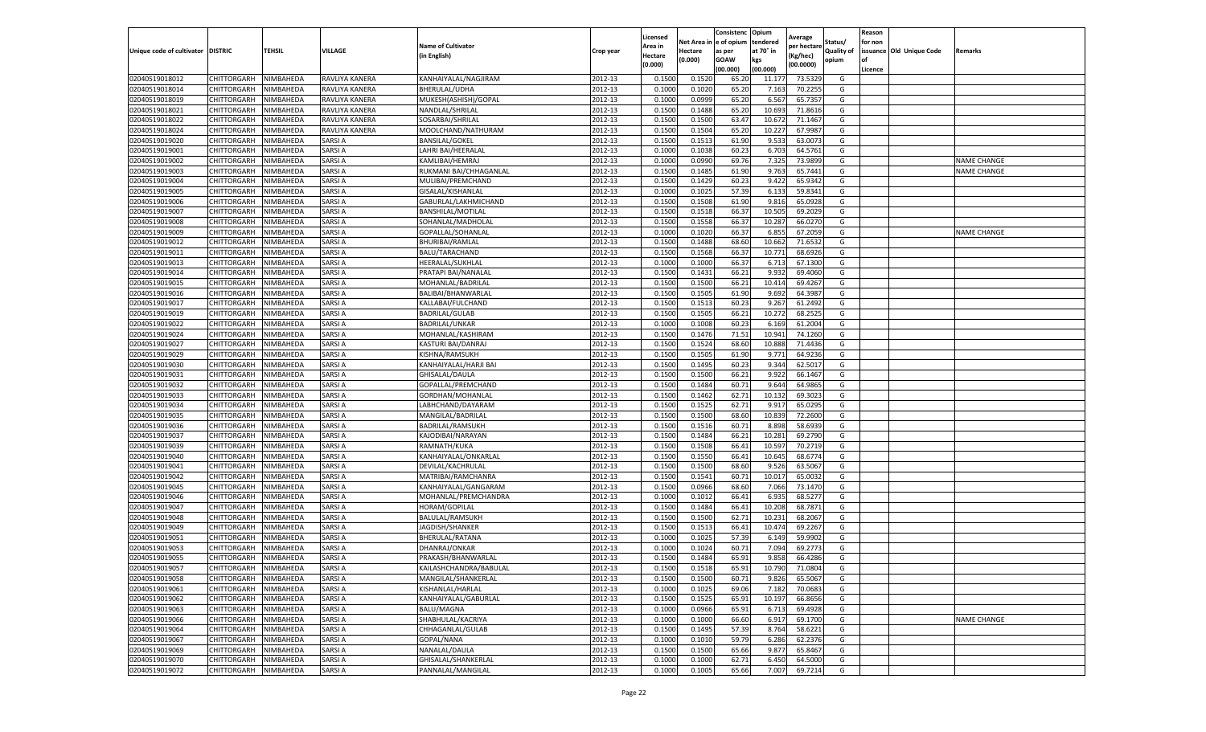| Unique code of cultivator | DISTRIC | TEHSIL | VILLAGE | Name of Cultivator (in English) | Crop year | Licensed Area in Hectare (0.000) | Net Area in Hectare (0.000) | Consistence of opium as per GOAW (00.000) | Opium tendered at 70° in kgs (00.000) | Average per hectare (Kg/hec) (00.0000) | Status/ Quality of opium | Reason for non issuance of Licence | Old Unique Code | Remarks |
|---|---|---|---|---|---|---|---|---|---|---|---|---|---|---|
| 02040519018012 | CHITTORGARH | NIMBAHEDA | RAVLIYA KANERA | KANHAIYALAL/NAGJIRAM | 2012-13 | 0.1500 | 0.1520 | 65.20 | 11.177 | 73.5329 | G | | | |
| 02040519018014 | CHITTORGARH | NIMBAHEDA | RAVLIYA KANERA | BHERULAL/UDHA | 2012-13 | 0.1000 | 0.1020 | 65.20 | 7.163 | 70.2255 | G | | | |
| 02040519018019 | CHITTORGARH | NIMBAHEDA | RAVLIYA KANERA | MUKESH(ASHISH)/GOPAL | 2012-13 | 0.1000 | 0.0999 | 65.20 | 6.567 | 65.7357 | G | | | |
| 02040519018021 | CHITTORGARH | NIMBAHEDA | RAVLIYA KANERA | NANDLAL/SHRILAL | 2012-13 | 0.1500 | 0.1488 | 65.20 | 10.693 | 71.8616 | G | | | |
| 02040519018022 | CHITTORGARH | NIMBAHEDA | RAVLIYA KANERA | SOSARBAI/SHRILAL | 2012-13 | 0.1500 | 0.1500 | 63.47 | 10.672 | 71.1467 | G | | | |
| 02040519018024 | CHITTORGARH | NIMBAHEDA | RAVLIYA KANERA | MOOLCHAND/NATHURAM | 2012-13 | 0.1500 | 0.1504 | 65.20 | 10.227 | 67.9987 | G | | | |
| 02040519019020 | CHITTORGARH | NIMBAHEDA | SARSI A | BANSILAL/GOKEL | 2012-13 | 0.1500 | 0.1513 | 61.90 | 9.533 | 63.0073 | G | | | |
| 02040519019001 | CHITTORGARH | NIMBAHEDA | SARSI A | LAHRI BAI/HEERALAL | 2012-13 | 0.1000 | 0.1038 | 60.23 | 6.703 | 64.5761 | G | | | |
| 02040519019002 | CHITTORGARH | NIMBAHEDA | SARSI A | KAMLIBAI/HEMRAJ | 2012-13 | 0.1000 | 0.0990 | 69.76 | 7.325 | 73.9899 | G | | | NAME CHANGE |
| 02040519019003 | CHITTORGARH | NIMBAHEDA | SARSI A | RUKMANI BAI/CHHAGANLAL | 2012-13 | 0.1500 | 0.1485 | 61.90 | 9.763 | 65.7441 | G | | | NAME CHANGE |
| 02040519019004 | CHITTORGARH | NIMBAHEDA | SARSI A | MULIBAI/PREMCHAND | 2012-13 | 0.1500 | 0.1429 | 60.23 | 9.422 | 65.9342 | G | | | |
| 02040519019005 | CHITTORGARH | NIMBAHEDA | SARSI A | GISALAL/KISHANLAL | 2012-13 | 0.1000 | 0.1025 | 57.39 | 6.133 | 59.8341 | G | | | |
| 02040519019006 | CHITTORGARH | NIMBAHEDA | SARSI A | GABURLAL/LAKHMICHAND | 2012-13 | 0.1500 | 0.1508 | 61.90 | 9.816 | 65.0928 | G | | | |
| 02040519019007 | CHITTORGARH | NIMBAHEDA | SARSI A | BANSHILAL/MOTILAL | 2012-13 | 0.1500 | 0.1518 | 66.37 | 10.505 | 69.2029 | G | | | |
| 02040519019008 | CHITTORGARH | NIMBAHEDA | SARSI A | SOHANLAL/MADHOLAL | 2012-13 | 0.1500 | 0.1558 | 66.37 | 10.287 | 66.0270 | G | | | |
| 02040519019009 | CHITTORGARH | NIMBAHEDA | SARSI A | GOPALLAL/SOHANLAL | 2012-13 | 0.1000 | 0.1020 | 66.37 | 6.855 | 67.2059 | G | | | NAME CHANGE |
| 02040519019012 | CHITTORGARH | NIMBAHEDA | SARSI A | BHURIBAI/RAMLAL | 2012-13 | 0.1500 | 0.1488 | 68.60 | 10.662 | 71.6532 | G | | | |
| 02040519019011 | CHITTORGARH | NIMBAHEDA | SARSI A | BALU/TARACHAND | 2012-13 | 0.1500 | 0.1568 | 66.37 | 10.771 | 68.6926 | G | | | |
| 02040519019013 | CHITTORGARH | NIMBAHEDA | SARSI A | HEERALAL/SUKHLAL | 2012-13 | 0.1000 | 0.1000 | 66.37 | 6.713 | 67.1300 | G | | | |
| 02040519019014 | CHITTORGARH | NIMBAHEDA | SARSI A | PRATAPI BAI/NANALAL | 2012-13 | 0.1500 | 0.1431 | 66.21 | 9.932 | 69.4060 | G | | | |
| 02040519019015 | CHITTORGARH | NIMBAHEDA | SARSI A | MOHANLAL/BADRILAL | 2012-13 | 0.1500 | 0.1500 | 66.21 | 10.414 | 69.4267 | G | | | |
| 02040519019016 | CHITTORGARH | NIMBAHEDA | SARSI A | BALIBAI/BHANWARLAL | 2012-13 | 0.1500 | 0.1505 | 61.90 | 9.692 | 64.3987 | G | | | |
| 02040519019017 | CHITTORGARH | NIMBAHEDA | SARSI A | KALLABAI/FULCHAND | 2012-13 | 0.1500 | 0.1513 | 60.23 | 9.267 | 61.2492 | G | | | |
| 02040519019019 | CHITTORGARH | NIMBAHEDA | SARSI A | BADRILAL/GULAB | 2012-13 | 0.1500 | 0.1505 | 66.21 | 10.272 | 68.2525 | G | | | |
| 02040519019022 | CHITTORGARH | NIMBAHEDA | SARSI A | BADRILAL/UNKAR | 2012-13 | 0.1000 | 0.1008 | 60.23 | 6.169 | 61.2004 | G | | | |
| 02040519019024 | CHITTORGARH | NIMBAHEDA | SARSI A | MOHANLAL/KASHIRAM | 2012-13 | 0.1500 | 0.1476 | 71.51 | 10.941 | 74.1260 | G | | | |
| 02040519019027 | CHITTORGARH | NIMBAHEDA | SARSI A | KASTURI BAI/DANRAJ | 2012-13 | 0.1500 | 0.1524 | 68.60 | 10.888 | 71.4436 | G | | | |
| 02040519019029 | CHITTORGARH | NIMBAHEDA | SARSI A | KISHNA/RAMSUKH | 2012-13 | 0.1500 | 0.1505 | 61.90 | 9.771 | 64.9236 | G | | | |
| 02040519019030 | CHITTORGARH | NIMBAHEDA | SARSI A | KANHAIYALAL/HARJI BAI | 2012-13 | 0.1500 | 0.1495 | 60.23 | 9.344 | 62.5017 | G | | | |
| 02040519019031 | CHITTORGARH | NIMBAHEDA | SARSI A | GHISALAL/DAULA | 2012-13 | 0.1500 | 0.1500 | 66.21 | 9.922 | 66.1467 | G | | | |
| 02040519019032 | CHITTORGARH | NIMBAHEDA | SARSI A | GOPALLAL/PREMCHAND | 2012-13 | 0.1500 | 0.1484 | 60.71 | 9.644 | 64.9865 | G | | | |
| 02040519019033 | CHITTORGARH | NIMBAHEDA | SARSI A | GORDHAN/MOHANLAL | 2012-13 | 0.1500 | 0.1462 | 62.71 | 10.132 | 69.3023 | G | | | |
| 02040519019034 | CHITTORGARH | NIMBAHEDA | SARSI A | LABHCHAND/DAYARAM | 2012-13 | 0.1500 | 0.1525 | 62.71 | 9.917 | 65.0295 | G | | | |
| 02040519019035 | CHITTORGARH | NIMBAHEDA | SARSI A | MANGILAL/BADRILAL | 2012-13 | 0.1500 | 0.1500 | 68.60 | 10.839 | 72.2600 | G | | | |
| 02040519019036 | CHITTORGARH | NIMBAHEDA | SARSI A | BADRILAL/RAMSUKH | 2012-13 | 0.1500 | 0.1516 | 60.71 | 8.898 | 58.6939 | G | | | |
| 02040519019037 | CHITTORGARH | NIMBAHEDA | SARSI A | KAJODIBAI/NARAYAN | 2012-13 | 0.1500 | 0.1484 | 66.21 | 10.281 | 69.2790 | G | | | |
| 02040519019039 | CHITTORGARH | NIMBAHEDA | SARSI A | RAMNATH/KUKA | 2012-13 | 0.1500 | 0.1508 | 66.41 | 10.597 | 70.2719 | G | | | |
| 02040519019040 | CHITTORGARH | NIMBAHEDA | SARSI A | KANHAIYALAL/ONKARLAL | 2012-13 | 0.1500 | 0.1550 | 66.41 | 10.645 | 68.6774 | G | | | |
| 02040519019041 | CHITTORGARH | NIMBAHEDA | SARSI A | DEVILAL/KACHRULAL | 2012-13 | 0.1500 | 0.1500 | 68.60 | 9.526 | 63.5067 | G | | | |
| 02040519019042 | CHITTORGARH | NIMBAHEDA | SARSI A | MATRIBAI/RAMCHANRA | 2012-13 | 0.1500 | 0.1541 | 60.71 | 10.017 | 65.0032 | G | | | |
| 02040519019045 | CHITTORGARH | NIMBAHEDA | SARSI A | KANHAIYALAL/GANGARAM | 2012-13 | 0.1500 | 0.0966 | 68.60 | 7.066 | 73.1470 | G | | | |
| 02040519019046 | CHITTORGARH | NIMBAHEDA | SARSI A | MOHANLAL/PREMCHANDRA | 2012-13 | 0.1000 | 0.1012 | 66.41 | 6.935 | 68.5277 | G | | | |
| 02040519019047 | CHITTORGARH | NIMBAHEDA | SARSI A | HORAM/GOPILAL | 2012-13 | 0.1500 | 0.1484 | 66.41 | 10.208 | 68.7871 | G | | | |
| 02040519019048 | CHITTORGARH | NIMBAHEDA | SARSI A | BALULAL/RAMSUKH | 2012-13 | 0.1500 | 0.1500 | 62.71 | 10.231 | 68.2067 | G | | | |
| 02040519019049 | CHITTORGARH | NIMBAHEDA | SARSI A | JAGDISH/SHANKER | 2012-13 | 0.1500 | 0.1513 | 66.41 | 10.474 | 69.2267 | G | | | |
| 02040519019051 | CHITTORGARH | NIMBAHEDA | SARSI A | BHERULAL/RATANA | 2012-13 | 0.1000 | 0.1025 | 57.39 | 6.149 | 59.9902 | G | | | |
| 02040519019053 | CHITTORGARH | NIMBAHEDA | SARSI A | DHANRAJ/ONKAR | 2012-13 | 0.1000 | 0.1024 | 60.71 | 7.094 | 69.2773 | G | | | |
| 02040519019055 | CHITTORGARH | NIMBAHEDA | SARSI A | PRAKASH/BHANWARLAL | 2012-13 | 0.1500 | 0.1484 | 65.91 | 9.858 | 66.4286 | G | | | |
| 02040519019057 | CHITTORGARH | NIMBAHEDA | SARSI A | KAILASHCHANDRA/BABULAL | 2012-13 | 0.1500 | 0.1518 | 65.91 | 10.790 | 71.0804 | G | | | |
| 02040519019058 | CHITTORGARH | NIMBAHEDA | SARSI A | MANGILAL/SHANKERLAL | 2012-13 | 0.1500 | 0.1500 | 60.71 | 9.826 | 65.5067 | G | | | |
| 02040519019061 | CHITTORGARH | NIMBAHEDA | SARSI A | KISHANLAL/HARLAL | 2012-13 | 0.1000 | 0.1025 | 69.06 | 7.182 | 70.0683 | G | | | |
| 02040519019062 | CHITTORGARH | NIMBAHEDA | SARSI A | KANHAIYALAL/GABURLAL | 2012-13 | 0.1500 | 0.1525 | 65.91 | 10.197 | 66.8656 | G | | | |
| 02040519019063 | CHITTORGARH | NIMBAHEDA | SARSI A | BALU/MAGNA | 2012-13 | 0.1000 | 0.0966 | 65.91 | 6.713 | 69.4928 | G | | | |
| 02040519019066 | CHITTORGARH | NIMBAHEDA | SARSI A | SHABHULAL/KACRIYA | 2012-13 | 0.1000 | 0.1000 | 66.60 | 6.917 | 69.1700 | G | | | NAME CHANGE |
| 02040519019064 | CHITTORGARH | NIMBAHEDA | SARSI A | CHHAGANLAL/GULAB | 2012-13 | 0.1500 | 0.1495 | 57.39 | 8.764 | 58.6221 | G | | | |
| 02040519019067 | CHITTORGARH | NIMBAHEDA | SARSI A | GOPAL/NANA | 2012-13 | 0.1000 | 0.1010 | 59.79 | 6.286 | 62.2376 | G | | | |
| 02040519019069 | CHITTORGARH | NIMBAHEDA | SARSI A | NANALAL/DAULA | 2012-13 | 0.1500 | 0.1500 | 65.66 | 9.877 | 65.8467 | G | | | |
| 02040519019070 | CHITTORGARH | NIMBAHEDA | SARSI A | GHISALAL/SHANKERLAL | 2012-13 | 0.1000 | 0.1000 | 62.71 | 6.450 | 64.5000 | G | | | |
| 02040519019072 | CHITTORGARH | NIMBAHEDA | SARSI A | PANNALAL/MANGILAL | 2012-13 | 0.1000 | 0.1005 | 65.66 | 7.007 | 69.7214 | G | | | |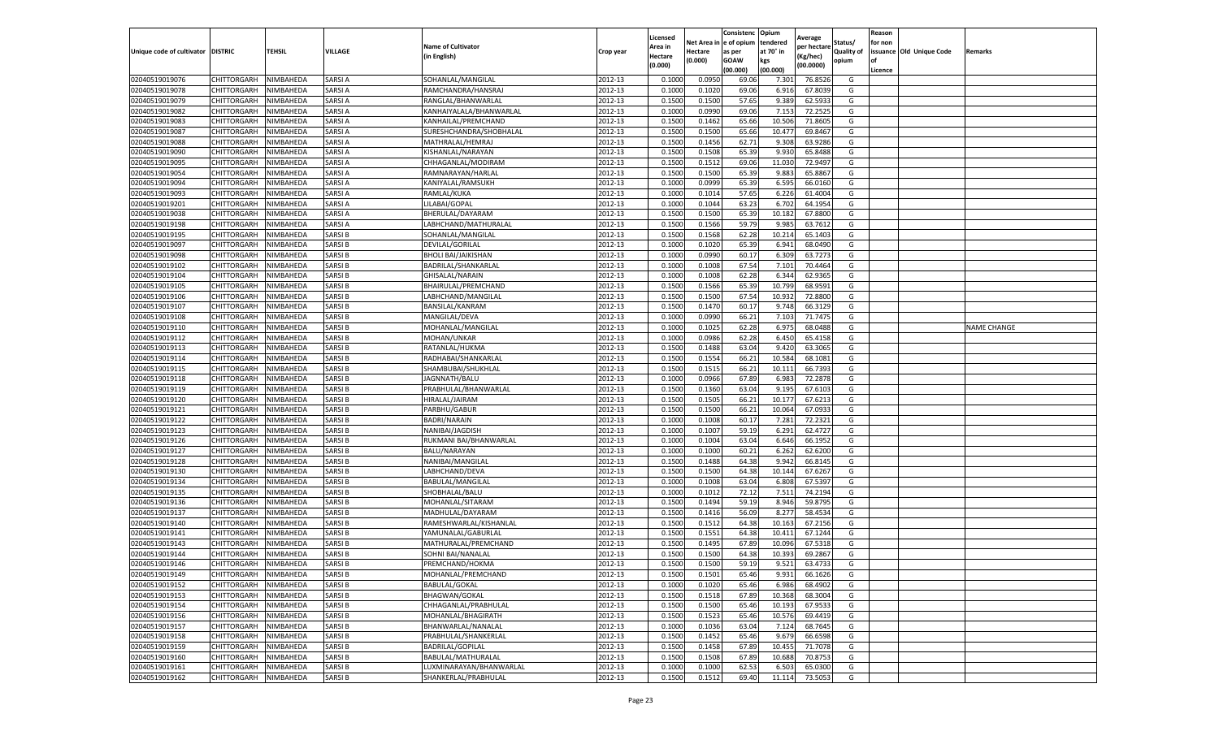| Unique code of cultivator | DISTRIC | TEHSIL | VILLAGE | Name of Cultivator (in English) | Crop year | Licensed Area in Hectare (0.000) | Net Area in Hectare (0.000) | Consistence of opium as per GOAW (00.000) | Opium tendered at 70° in kgs (00.000) | Average per hectare (Kg/hec) (00.0000) | Status/ Quality of opium | Reason for non issuance of Licence | Old Unique Code | Remarks |
|---|---|---|---|---|---|---|---|---|---|---|---|---|---|---|
| 02040519019076 | CHITTORGARH | NIMBAHEDA | SARSI A | SOHANLAL/MANGILAL | 2012-13 | 0.1000 | 0.0950 | 69.06 | 7.301 | 76.8526 | G | | | |
| 02040519019078 | CHITTORGARH | NIMBAHEDA | SARSI A | RAMCHANDRA/HANSRAJ | 2012-13 | 0.1000 | 0.1020 | 69.06 | 6.916 | 67.8039 | G | | | |
| 02040519019079 | CHITTORGARH | NIMBAHEDA | SARSI A | RANGLAL/BHANWARLAL | 2012-13 | 0.1500 | 0.1500 | 57.65 | 9.389 | 62.5933 | G | | | |
| 02040519019082 | CHITTORGARH | NIMBAHEDA | SARSI A | KANHAIYALALA/BHANWARLAL | 2012-13 | 0.1000 | 0.0990 | 69.06 | 7.153 | 72.2525 | G | | | |
| 02040519019083 | CHITTORGARH | NIMBAHEDA | SARSI A | KANHAILAL/PREMCHAND | 2012-13 | 0.1500 | 0.1462 | 65.66 | 10.506 | 71.8605 | G | | | |
| 02040519019087 | CHITTORGARH | NIMBAHEDA | SARSI A | SURESHCHANDRA/SHOBHALAL | 2012-13 | 0.1500 | 0.1500 | 65.66 | 10.477 | 69.8467 | G | | | |
| 02040519019088 | CHITTORGARH | NIMBAHEDA | SARSI A | MATHRALAL/HEMRAJ | 2012-13 | 0.1500 | 0.1456 | 62.71 | 9.308 | 63.9286 | G | | | |
| 02040519019090 | CHITTORGARH | NIMBAHEDA | SARSI A | KISHANLAL/NARAYAN | 2012-13 | 0.1500 | 0.1508 | 65.39 | 9.930 | 65.8488 | G | | | |
| 02040519019095 | CHITTORGARH | NIMBAHEDA | SARSI A | CHHAGANLAL/MODIRAM | 2012-13 | 0.1500 | 0.1512 | 69.06 | 11.030 | 72.9497 | G | | | |
| 02040519019054 | CHITTORGARH | NIMBAHEDA | SARSI A | RAMNARAYAN/HARLAL | 2012-13 | 0.1500 | 0.1500 | 65.39 | 9.883 | 65.8867 | G | | | |
| 02040519019094 | CHITTORGARH | NIMBAHEDA | SARSI A | KANIYALAL/RAMSUKH | 2012-13 | 0.1000 | 0.0999 | 65.39 | 6.595 | 66.0160 | G | | | |
| 02040519019093 | CHITTORGARH | NIMBAHEDA | SARSI A | RAMLAL/KUKA | 2012-13 | 0.1000 | 0.1014 | 57.65 | 6.226 | 61.4004 | G | | | |
| 02040519019201 | CHITTORGARH | NIMBAHEDA | SARSI A | LILABAI/GOPAL | 2012-13 | 0.1000 | 0.1044 | 63.23 | 6.702 | 64.1954 | G | | | |
| 02040519019038 | CHITTORGARH | NIMBAHEDA | SARSI A | BHERULAL/DAYARAM | 2012-13 | 0.1500 | 0.1500 | 65.39 | 10.182 | 67.8800 | G | | | |
| 02040519019198 | CHITTORGARH | NIMBAHEDA | SARSI A | LABHCHAND/MATHURALAL | 2012-13 | 0.1500 | 0.1566 | 59.79 | 9.985 | 63.7612 | G | | | |
| 02040519019195 | CHITTORGARH | NIMBAHEDA | SARSI B | SOHANLAL/MANGILAL | 2012-13 | 0.1500 | 0.1568 | 62.28 | 10.214 | 65.1403 | G | | | |
| 02040519019097 | CHITTORGARH | NIMBAHEDA | SARSI B | DEVILAL/GORILAL | 2012-13 | 0.1000 | 0.1020 | 65.39 | 6.941 | 68.0490 | G | | | |
| 02040519019098 | CHITTORGARH | NIMBAHEDA | SARSI B | BHOLI BAI/JAIKISHAN | 2012-13 | 0.1000 | 0.0990 | 60.17 | 6.309 | 63.7273 | G | | | |
| 02040519019102 | CHITTORGARH | NIMBAHEDA | SARSI B | BADRILAL/SHANKARLAL | 2012-13 | 0.1000 | 0.1008 | 67.54 | 7.101 | 70.4464 | G | | | |
| 02040519019104 | CHITTORGARH | NIMBAHEDA | SARSI B | GHISALAL/NARAIN | 2012-13 | 0.1000 | 0.1008 | 62.28 | 6.344 | 62.9365 | G | | | |
| 02040519019105 | CHITTORGARH | NIMBAHEDA | SARSI B | BHAIRULAL/PREMCHAND | 2012-13 | 0.1500 | 0.1566 | 65.39 | 10.799 | 68.9591 | G | | | |
| 02040519019106 | CHITTORGARH | NIMBAHEDA | SARSI B | LABHCHAND/MANGILAL | 2012-13 | 0.1500 | 0.1500 | 67.54 | 10.932 | 72.8800 | G | | | |
| 02040519019107 | CHITTORGARH | NIMBAHEDA | SARSI B | BANSILAL/KANRAM | 2012-13 | 0.1500 | 0.1470 | 60.17 | 9.748 | 66.3129 | G | | | |
| 02040519019108 | CHITTORGARH | NIMBAHEDA | SARSI B | MANGILAL/DEVA | 2012-13 | 0.1000 | 0.0990 | 66.21 | 7.103 | 71.7475 | G | | | |
| 02040519019110 | CHITTORGARH | NIMBAHEDA | SARSI B | MOHANLAL/MANGILAL | 2012-13 | 0.1000 | 0.1025 | 62.28 | 6.975 | 68.0488 | G | | | NAME CHANGE |
| 02040519019112 | CHITTORGARH | NIMBAHEDA | SARSI B | MOHAN/UNKAR | 2012-13 | 0.1000 | 0.0986 | 62.28 | 6.450 | 65.4158 | G | | | |
| 02040519019113 | CHITTORGARH | NIMBAHEDA | SARSI B | RATANLAL/HUKMA | 2012-13 | 0.1500 | 0.1488 | 63.04 | 9.420 | 63.3065 | G | | | |
| 02040519019114 | CHITTORGARH | NIMBAHEDA | SARSI B | RADHABAI/SHANKARLAL | 2012-13 | 0.1500 | 0.1554 | 66.21 | 10.584 | 68.1081 | G | | | |
| 02040519019115 | CHITTORGARH | NIMBAHEDA | SARSI B | SHAMBUBAI/SHUKHLAL | 2012-13 | 0.1500 | 0.1515 | 66.21 | 10.111 | 66.7393 | G | | | |
| 02040519019118 | CHITTORGARH | NIMBAHEDA | SARSI B | JAGNNATH/BALU | 2012-13 | 0.1000 | 0.0966 | 67.89 | 6.983 | 72.2878 | G | | | |
| 02040519019119 | CHITTORGARH | NIMBAHEDA | SARSI B | PRABHULAL/BHANWARLAL | 2012-13 | 0.1500 | 0.1360 | 63.04 | 9.195 | 67.6103 | G | | | |
| 02040519019120 | CHITTORGARH | NIMBAHEDA | SARSI B | HIRALAL/JAIRAM | 2012-13 | 0.1500 | 0.1505 | 66.21 | 10.177 | 67.6213 | G | | | |
| 02040519019121 | CHITTORGARH | NIMBAHEDA | SARSI B | PARBHU/GABUR | 2012-13 | 0.1500 | 0.1500 | 66.21 | 10.064 | 67.0933 | G | | | |
| 02040519019122 | CHITTORGARH | NIMBAHEDA | SARSI B | BADRI/NARAIN | 2012-13 | 0.1000 | 0.1008 | 60.17 | 7.281 | 72.2321 | G | | | |
| 02040519019123 | CHITTORGARH | NIMBAHEDA | SARSI B | NANIBAI/JAGDISH | 2012-13 | 0.1000 | 0.1007 | 59.19 | 6.291 | 62.4727 | G | | | |
| 02040519019126 | CHITTORGARH | NIMBAHEDA | SARSI B | RUKMANI BAI/BHANWARLAL | 2012-13 | 0.1000 | 0.1004 | 63.04 | 6.646 | 66.1952 | G | | | |
| 02040519019127 | CHITTORGARH | NIMBAHEDA | SARSI B | BALU/NARAYAN | 2012-13 | 0.1000 | 0.1000 | 60.21 | 6.262 | 62.6200 | G | | | |
| 02040519019128 | CHITTORGARH | NIMBAHEDA | SARSI B | NANIBAI/MANGILAL | 2012-13 | 0.1500 | 0.1488 | 64.38 | 9.942 | 66.8145 | G | | | |
| 02040519019130 | CHITTORGARH | NIMBAHEDA | SARSI B | LABHCHAND/DEVA | 2012-13 | 0.1500 | 0.1500 | 64.38 | 10.144 | 67.6267 | G | | | |
| 02040519019134 | CHITTORGARH | NIMBAHEDA | SARSI B | BABULAL/MANGILAL | 2012-13 | 0.1000 | 0.1008 | 63.04 | 6.808 | 67.5397 | G | | | |
| 02040519019135 | CHITTORGARH | NIMBAHEDA | SARSI B | SHOBHALAL/BALU | 2012-13 | 0.1000 | 0.1012 | 72.12 | 7.511 | 74.2194 | G | | | |
| 02040519019136 | CHITTORGARH | NIMBAHEDA | SARSI B | MOHANLAL/SITARAM | 2012-13 | 0.1500 | 0.1494 | 59.19 | 8.946 | 59.8795 | G | | | |
| 02040519019137 | CHITTORGARH | NIMBAHEDA | SARSI B | MADHULAL/DAYARAM | 2012-13 | 0.1500 | 0.1416 | 56.09 | 8.277 | 58.4534 | G | | | |
| 02040519019140 | CHITTORGARH | NIMBAHEDA | SARSI B | RAMESHWARLAL/KISHANLAL | 2012-13 | 0.1500 | 0.1512 | 64.38 | 10.163 | 67.2156 | G | | | |
| 02040519019141 | CHITTORGARH | NIMBAHEDA | SARSI B | YAMUNALAL/GABURLAL | 2012-13 | 0.1500 | 0.1551 | 64.38 | 10.411 | 67.1244 | G | | | |
| 02040519019143 | CHITTORGARH | NIMBAHEDA | SARSI B | MATHURALAL/PREMCHAND | 2012-13 | 0.1500 | 0.1495 | 67.89 | 10.096 | 67.5318 | G | | | |
| 02040519019144 | CHITTORGARH | NIMBAHEDA | SARSI B | SOHNI BAI/NANALAL | 2012-13 | 0.1500 | 0.1500 | 64.38 | 10.393 | 69.2867 | G | | | |
| 02040519019146 | CHITTORGARH | NIMBAHEDA | SARSI B | PREMCHAND/HOKMA | 2012-13 | 0.1500 | 0.1500 | 59.19 | 9.521 | 63.4733 | G | | | |
| 02040519019149 | CHITTORGARH | NIMBAHEDA | SARSI B | MOHANLAL/PREMCHAND | 2012-13 | 0.1500 | 0.1501 | 65.46 | 9.931 | 66.1626 | G | | | |
| 02040519019152 | CHITTORGARH | NIMBAHEDA | SARSI B | BABULAL/GOKAL | 2012-13 | 0.1000 | 0.1020 | 65.46 | 6.986 | 68.4902 | G | | | |
| 02040519019153 | CHITTORGARH | NIMBAHEDA | SARSI B | BHAGWAN/GOKAL | 2012-13 | 0.1500 | 0.1518 | 67.89 | 10.368 | 68.3004 | G | | | |
| 02040519019154 | CHITTORGARH | NIMBAHEDA | SARSI B | CHHAGANLAL/PRABHULAL | 2012-13 | 0.1500 | 0.1500 | 65.46 | 10.193 | 67.9533 | G | | | |
| 02040519019156 | CHITTORGARH | NIMBAHEDA | SARSI B | MOHANLAL/BHAGIRATH | 2012-13 | 0.1500 | 0.1523 | 65.46 | 10.576 | 69.4419 | G | | | |
| 02040519019157 | CHITTORGARH | NIMBAHEDA | SARSI B | BHANWARLAL/NANALAL | 2012-13 | 0.1000 | 0.1036 | 63.04 | 7.124 | 68.7645 | G | | | |
| 02040519019158 | CHITTORGARH | NIMBAHEDA | SARSI B | PRABHULAL/SHANKERLAL | 2012-13 | 0.1500 | 0.1452 | 65.46 | 9.679 | 66.6598 | G | | | |
| 02040519019159 | CHITTORGARH | NIMBAHEDA | SARSI B | BADRILAL/GOPILAL | 2012-13 | 0.1500 | 0.1458 | 67.89 | 10.455 | 71.7078 | G | | | |
| 02040519019160 | CHITTORGARH | NIMBAHEDA | SARSI B | BABULAL/MATHURALAL | 2012-13 | 0.1500 | 0.1508 | 67.89 | 10.688 | 70.8753 | G | | | |
| 02040519019161 | CHITTORGARH | NIMBAHEDA | SARSI B | LUXMINARAYAN/BHANWARLAL | 2012-13 | 0.1000 | 0.1000 | 62.53 | 6.503 | 65.0300 | G | | | |
| 02040519019162 | CHITTORGARH | NIMBAHEDA | SARSI B | SHANKERLAL/PRABHULAL | 2012-13 | 0.1500 | 0.1512 | 69.40 | 11.114 | 73.5053 | G | | | |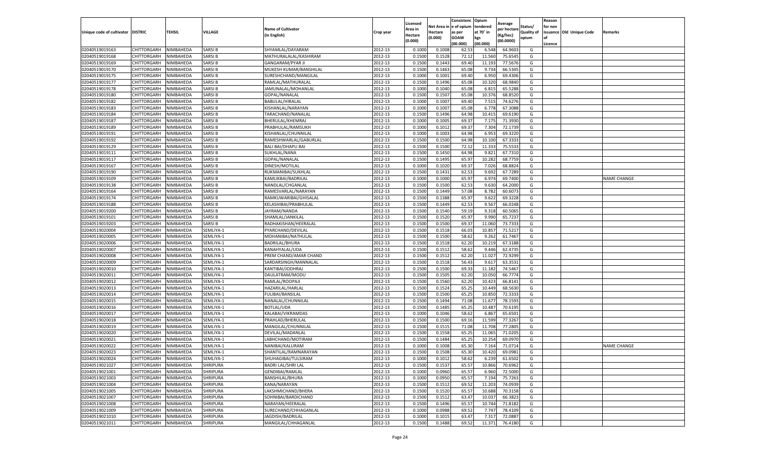| Unique code of cultivator | DISTRIC | TEHSIL | VILLAGE | Name of Cultivator (in English) | Crop year | Licensed Area in Hectare (0.000) | Net Area in Hectare (0.000) | Consistence of opium as per GOAW (00.000) | Opium tendered at 70° in kgs (00.000) | Average per hectare (Kg/hec) (00.0000) | Status/ Quality of opium | Reason for non issuance of Licence | Old Unique Code | Remarks |
|---|---|---|---|---|---|---|---|---|---|---|---|---|---|---|
| 02040519019163 | CHITTORGARH | NIMBAHEDA | SARSI B | SHYAMLAL/DAYARAM | 2012-13 | 0.1000 | 0.1008 | 62.53 | 6.548 | 64.9603 | G | | | |
| 02040519019168 | CHITTORGARH | NIMBAHEDA | SARSI B | MATHURALALAL/KASHIRAM | 2012-13 | 0.1500 | 0.1528 | 72.12 | 11.560 | 75.6545 | G | | | |
| 02040519019169 | CHITTORGARH | NIMBAHEDA | SARSI B | GANGARAM/PYAR JI | 2012-13 | 0.1500 | 0.1443 | 69.40 | 11.193 | 77.5676 | G | | | |
| 02040519019170 | CHITTORGARH | NIMBAHEDA | SARSI B | MUKESH KUMAR/BANSHILAL | 2012-13 | 0.1500 | 0.1463 | 65.08 | 9.734 | 66.5345 | G | | | |
| 02040519019175 | CHITTORGARH | NIMBAHEDA | SARSI B | SURESHCHAND/MANGILAL | 2012-13 | 0.1000 | 0.1001 | 69.40 | 6.950 | 69.4306 | G | | | |
| 02040519019177 | CHITTORGARH | NIMBAHEDA | SARSI B | RAMLAL/MATHURALAL | 2012-13 | 0.1500 | 0.1496 | 65.08 | 10.320 | 68.9840 | G | | | |
| 02040519019178 | CHITTORGARH | NIMBAHEDA | SARSI B | JAMUNALAL/MOHANLAL | 2012-13 | 0.1000 | 0.1040 | 65.08 | 6.815 | 65.5288 | G | | | |
| 02040519019180 | CHITTORGARH | NIMBAHEDA | SARSI B | GOPAL/NANALAL | 2012-13 | 0.1500 | 0.1507 | 65.08 | 10.376 | 68.8520 | G | | | |
| 02040519019182 | CHITTORGARH | NIMBAHEDA | SARSI B | BABULAL/HIRALAL | 2012-13 | 0.1000 | 0.1007 | 69.40 | 7.515 | 74.6276 | G | | | |
| 02040519019183 | CHITTORGARH | NIMBAHEDA | SARSI B | KISHANLAL/NARAYAN | 2012-13 | 0.1000 | 0.1007 | 65.08 | 6.778 | 67.3088 | G | | | |
| 02040519019184 | CHITTORGARH | NIMBAHEDA | SARSI B | TARACHAND/NANALAL | 2012-13 | 0.1500 | 0.1496 | 64.98 | 10.415 | 69.6190 | G | | | |
| 02040519019187 | CHITTORGARH | NIMBAHEDA | SARSI B | BHERULAL/KHEMRAJ | 2012-13 | 0.1000 | 0.1005 | 69.37 | 7.175 | 71.3930 | G | | | |
| 02040519019189 | CHITTORGARH | NIMBAHEDA | SARSI B | PRABHULAL/RAMSUKH | 2012-13 | 0.1000 | 0.1012 | 69.37 | 7.304 | 72.1739 | G | | | |
| 02040519019191 | CHITTORGARH | NIMBAHEDA | SARSI B | KISHANLAL/CHUNNILAL | 2012-13 | 0.1000 | 0.1003 | 64.98 | 6.953 | 69.3220 | G | | | |
| 02040519019192 | CHITTORGARH | NIMBAHEDA | SARSI B | RAMESHWARLAL/GABURLAL | 2012-13 | 0.1500 | 0.1500 | 64.98 | 10.100 | 67.3333 | G | | | |
| 02040519019129 | CHITTORGARH | NIMBAHEDA | SARSI B | BALI BAI/DHAPU BAI | 2012-13 | 0.1500 | 0.1500 | 72.12 | 11.333 | 75.5533 | G | | | |
| 02040519019111 | CHITTORGARH | NIMBAHEDA | SARSI B | SUKHLAL/NANA | 2012-13 | 0.1500 | 0.1450 | 64.98 | 9.821 | 67.7310 | G | | | |
| 02040519019117 | CHITTORGARH | NIMBAHEDA | SARSI B | GOPAL/NANALAL | 2012-13 | 0.1500 | 0.1495 | 65.97 | 10.282 | 68.7759 | G | | | |
| 02040519019167 | CHITTORGARH | NIMBAHEDA | SARSI B | DINESH/MOTILAL | 2012-13 | 0.1000 | 0.1020 | 69.37 | 7.026 | 68.8824 | G | | | |
| 02040519019190 | CHITTORGARH | NIMBAHEDA | SARSI B | RUKMANIBAI/SUKHLAL | 2012-13 | 0.1500 | 0.1431 | 62.53 | 9.692 | 67.7289 | G | | | |
| 02040519019109 | CHITTORGARH | NIMBAHEDA | SARSI B | KAMLIKBAI/BADRILAL | 2012-13 | 0.1000 | 0.1000 | 65.97 | 6.974 | 69.7400 | G | | | NAME CHANGE |
| 02040519019138 | CHITTORGARH | NIMBAHEDA | SARSI B | NANDLAL/CHGANLAL | 2012-13 | 0.1500 | 0.1500 | 62.53 | 9.630 | 64.2000 | G | | | |
| 02040519019164 | CHITTORGARH | NIMBAHEDA | SARSI B | RAMESVARLAL/NARAYAN | 2012-13 | 0.1500 | 0.1449 | 57.08 | 8.782 | 60.6073 | G | | | |
| 02040519019174 | CHITTORGARH | NIMBAHEDA | SARSI B | RAMKUWARIBAI/GHISALAL | 2012-13 | 0.1500 | 0.1388 | 65.97 | 9.622 | 69.3228 | G | | | |
| 02040519019188 | CHITTORGARH | NIMBAHEDA | SARSI B | KELASHIBAI/PRABHULAL | 2012-13 | 0.1500 | 0.1449 | 62.53 | 9.567 | 66.0248 | G | | | |
| 02040519019200 | CHITTORGARH | NIMBAHEDA | SARSI B | JAYRAM/NANDA | 2012-13 | 0.1500 | 0.1540 | 59.19 | 9.318 | 60.5065 | G | | | |
| 02040519019101 | CHITTORGARH | NIMBAHEDA | SARSI B | SHAMLAL/JANKILAL | 2012-13 | 0.1500 | 0.1520 | 65.97 | 9.990 | 65.7237 | G | | | |
| 02040519019203 | CHITTORGARH | NIMBAHEDA | SARSI B | RADHAKISHAN/HEERALAL | 2012-13 | 0.1500 | 0.1500 | 69.37 | 11.060 | 73.7333 | G | | | |
| 02040519020004 | CHITTORGARH | NIMBAHEDA | SEMLIYA-1 | PYARCHAND/DEVILAL | 2012-13 | 0.1500 | 0.1518 | 66.03 | 10.857 | 71.5217 | G | | | |
| 02040519020005 | CHITTORGARH | NIMBAHEDA | SEMLIYA-1 | MOHANIBAI/NATHULAL | 2012-13 | 0.1500 | 0.1500 | 58.62 | 9.262 | 61.7467 | G | | | |
| 02040519020006 | CHITTORGARH | NIMBAHEDA | SEMLIYA-1 | BADRILAL/BHURA | 2012-13 | 0.1500 | 0.1518 | 62.20 | 10.219 | 67.3188 | G | | | |
| 02040519020007 | CHITTORGARH | NIMBAHEDA | SEMLIYA-1 | KANAHYALAL/UDA | 2012-13 | 0.1500 | 0.1512 | 58.62 | 9.446 | 62.4735 | G | | | |
| 02040519020008 | CHITTORGARH | NIMBAHEDA | SEMLIYA-1 | PREM CHAND/AMAR CHAND | 2012-13 | 0.1500 | 0.1512 | 62.20 | 11.027 | 72.9299 | G | | | |
| 02040519020009 | CHITTORGARH | NIMBAHEDA | SEMLIYA-1 | SARDARSINGH/MANNALAL | 2012-13 | 0.1500 | 0.1518 | 56.43 | 9.617 | 63.3531 | G | | | |
| 02040519020010 | CHITTORGARH | NIMBAHEDA | SEMLIYA-1 | KANTIBAI/JODHRAJ | 2012-13 | 0.1500 | 0.1500 | 69.33 | 11.182 | 74.5467 | G | | | |
| 02040519020011 | CHITTORGARH | NIMBAHEDA | SEMLIYA-1 | DAULATRAM/MODU | 2012-13 | 0.1500 | 0.1505 | 62.20 | 10.050 | 66.7774 | G | | | |
| 02040519020012 | CHITTORGARH | NIMBAHEDA | SEMLIYA-1 | RAMLAL/ROOPAJI | 2012-13 | 0.1500 | 0.1560 | 62.20 | 10.423 | 66.8141 | G | | | |
| 02040519020013 | CHITTORGARH | NIMBAHEDA | SEMLIYA-1 | HAZARILAL/HARLAL | 2012-13 | 0.1500 | 0.1524 | 65.25 | 10.449 | 68.5630 | G | | | |
| 02040519020014 | CHITTORGARH | NIMBAHEDA | SEMLIYA-1 | FULIBAI/BANSILAL | 2012-13 | 0.1500 | 0.1500 | 65.25 | 10.850 | 72.3333 | G | | | |
| 02040519020015 | CHITTORGARH | NIMBAHEDA | SEMLIYA-1 | NANALAL/CHUNNILAL | 2012-13 | 0.1500 | 0.1494 | 71.08 | 11.677 | 78.1593 | G | | | |
| 02040519020016 | CHITTORGARH | NIMBAHEDA | SEMLIYA-1 | BOTLAL/UDA | 2012-13 | 0.1500 | 0.1485 | 65.25 | 10.487 | 70.6195 | G | | | |
| 02040519020017 | CHITTORGARH | NIMBAHEDA | SEMLIYA-1 | KALABAI/VIKRAMDAS | 2012-13 | 0.1000 | 0.1046 | 58.62 | 6.867 | 65.6501 | G | | | |
| 02040519020018 | CHITTORGARH | NIMBAHEDA | SEMLIYA-1 | PRAHLAD/BHERULAL | 2012-13 | 0.1500 | 0.1500 | 69.16 | 11.599 | 77.3267 | G | | | |
| 02040519020019 | CHITTORGARH | NIMBAHEDA | SEMLIYA-1 | MANGILAL/CHUNNILAL | 2012-13 | 0.1500 | 0.1515 | 71.08 | 11.708 | 77.2805 | G | | | |
| 02040519020020 | CHITTORGARH | NIMBAHEDA | SEMLIYA-1 | DEVILAL/MADANLAL | 2012-13 | 0.1500 | 0.1558 | 65.25 | 11.065 | 71.0205 | G | | | |
| 02040519020021 | CHITTORGARH | NIMBAHEDA | SEMLIYA-1 | LABHCHAND/MOTIRAM | 2012-13 | 0.1500 | 0.1484 | 65.25 | 10.254 | 69.0970 | G | | | |
| 02040519020022 | CHITTORGARH | NIMBAHEDA | SEMLIYA-1 | NANIBAI/KALURAM | 2012-13 | 0.1000 | 0.1008 | 65.30 | 7.164 | 71.0714 | G | | | NAME CHANGE |
| 02040519020023 | CHITTORGARH | NIMBAHEDA | SEMLIYA-1 | SHANTILAL/RAMNARAYAN | 2012-13 | 0.1500 | 0.1508 | 65.30 | 10.420 | 69.0981 | G | | | |
| 02040519020024 | CHITTORGARH | NIMBAHEDA | SEMLIYA-1 | SHUHAGIBAI/TULSIRAM | 2012-13 | 0.1000 | 0.1012 | 58.62 | 6.239 | 61.6502 | G | | | |
| 02040519021027 | CHITTORGARH | NIMBAHEDA | SHRIPURA | BADRI LAL/SHRI LAL | 2012-13 | 0.1500 | 0.1537 | 65.57 | 10.866 | 70.6962 | G | | | |
| 02040519021001 | CHITTORGARH | NIMBAHEDA | SHRIPURA | GENDIBAI/RAMLAL | 2012-13 | 0.1000 | 0.0960 | 65.57 | 6.960 | 72.5000 | G | | | |
| 02040519021003 | CHITTORGARH | NIMBAHEDA | SHRIPURA | BANSHILAL/BHURA | 2012-13 | 0.1000 | 0.0950 | 65.57 | 7.194 | 75.7263 | G | | | |
| 02040519021004 | CHITTORGARH | NIMBAHEDA | SHRIPURA | KANA/NARAYAN | 2012-13 | 0.1500 | 0.1512 | 69.52 | 11.203 | 74.0939 | G | | | |
| 02040519021005 | CHITTORGARH | NIMBAHEDA | SHRIPURA | LAKSHMICHAND/BHERA | 2012-13 | 0.1500 | 0.1520 | 65.57 | 10.688 | 70.3158 | G | | | |
| 02040519021007 | CHITTORGARH | NIMBAHEDA | SHRIPURA | SOHNIBAI/BARDICHAND | 2012-13 | 0.1500 | 0.1512 | 63.47 | 10.037 | 66.3823 | G | | | |
| 02040519021008 | CHITTORGARH | NIMBAHEDA | SHRIPURA | NARAYAN/HEERALAL | 2012-13 | 0.1500 | 0.1496 | 65.57 | 10.744 | 71.8182 | G | | | |
| 02040519021009 | CHITTORGARH | NIMBAHEDA | SHRIPURA | SURECHAND/CHHAGANLAL | 2012-13 | 0.1000 | 0.0988 | 69.52 | 7.747 | 78.4109 | G | | | |
| 02040519021010 | CHITTORGARH | NIMBAHEDA | SHRIPURA | JAGDISH/BADRILAL | 2012-13 | 0.1000 | 0.1015 | 63.47 | 7.317 | 72.0887 | G | | | |
| 02040519021011 | CHITTORGARH | NIMBAHEDA | SHRIPURA | MANGILAL/CHHAGANLAL | 2012-13 | 0.1500 | 0.1488 | 69.52 | 11.371 | 76.4180 | G | | | |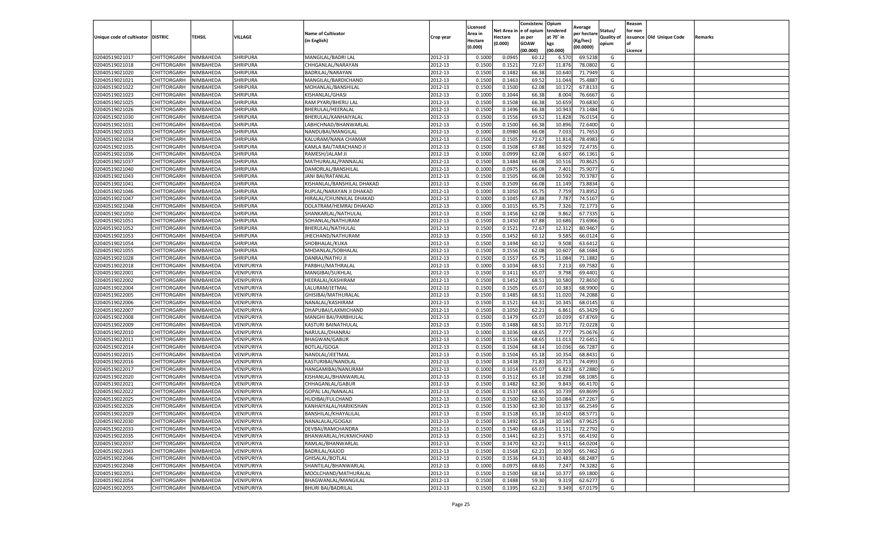| Unique code of cultivator | DISTRIC | TEHSIL | VILLAGE | Name of Cultivator (in English) | Crop year | Licensed Area in Hectare (0.000) | Net Area in Hectare (0.000) | Consistenc e of opium as per GOAW (00.000) | Opium tendered at 70° in kgs (00.000) | Average per hectare (Kg/hec) (00.0000) | Status/ Quality of opium | Reason for non issuance of Licence | Old Unique Code | Remarks |
|---|---|---|---|---|---|---|---|---|---|---|---|---|---|---|
| 02040519021017 | CHITTORGARH | NIMBAHEDA | SHRIPURA | MANGILAL/BADRI LAL | 2012-13 | 0.1000 | 0.0945 | 60.12 | 6.570 | 69.5238 | G | | | |
| 02040519021018 | CHITTORGARH | NIMBAHEDA | SHRIPURA | CHHGANLAL/NARAYAN | 2012-13 | 0.1500 | 0.1521 | 72.67 | 11.876 | 78.0802 | G | | | |
| 02040519021020 | CHITTORGARH | NIMBAHEDA | SHRIPURA | BADRILAL/NARAYAN | 2012-13 | 0.1500 | 0.1482 | 66.38 | 10.640 | 71.7949 | G | | | |
| 02040519021021 | CHITTORGARH | NIMBAHEDA | SHRIPURA | MANGILAL/BARDICHAND | 2012-13 | 0.1500 | 0.1463 | 69.52 | 11.044 | 75.4887 | G | | | |
| 02040519021022 | CHITTORGARH | NIMBAHEDA | SHRIPURA | MOHANLAL/BANSHILAL | 2012-13 | 0.1500 | 0.1500 | 62.08 | 10.172 | 67.8133 | G | | | |
| 02040519021023 | CHITTORGARH | NIMBAHEDA | SHRIPURA | KISHANLAL/GHASI | 2012-13 | 0.1000 | 0.1044 | 66.38 | 8.004 | 76.6667 | G | | | |
| 02040519021025 | CHITTORGARH | NIMBAHEDA | SHRIPURA | RAM PYARI/BHERU LAL | 2012-13 | 0.1500 | 0.1508 | 66.38 | 10.659 | 70.6830 | G | | | |
| 02040519021026 | CHITTORGARH | NIMBAHEDA | SHRIPURA | BHERULAL/HEERALAL | 2012-13 | 0.1500 | 0.1496 | 66.38 | 10.943 | 73.1484 | G | | | |
| 02040519021030 | CHITTORGARH | NIMBAHEDA | SHRIPURA | BHERULAL/KANHAIYALAL | 2012-13 | 0.1500 | 0.1556 | 69.52 | 11.828 | 76.0154 | G | | | |
| 02040519021031 | CHITTORGARH | NIMBAHEDA | SHRIPURA | LABHCHNAD/BHANWARLAL | 2012-13 | 0.1500 | 0.1500 | 66.38 | 10.896 | 72.6400 | G | | | |
| 02040519021033 | CHITTORGARH | NIMBAHEDA | SHRIPURA | NANDUBAI/MANGILAL | 2012-13 | 0.1000 | 0.0980 | 66.08 | 7.033 | 71.7653 | G | | | |
| 02040519021034 | CHITTORGARH | NIMBAHEDA | SHRIPURA | KALURAM/NANA CHAMAR | 2012-13 | 0.1500 | 0.1505 | 72.67 | 11.814 | 78.4983 | G | | | |
| 02040519021035 | CHITTORGARH | NIMBAHEDA | SHRIPURA | KAMLA BAI/TARACHAND JI | 2012-13 | 0.1500 | 0.1508 | 67.88 | 10.929 | 72.4735 | G | | | |
| 02040519021036 | CHITTORGARH | NIMBAHEDA | SHRIPURA | RAMESH/JALAM JI | 2012-13 | 0.1000 | 0.0999 | 62.08 | 6.607 | 66.1361 | G | | | |
| 02040519021037 | CHITTORGARH | NIMBAHEDA | SHRIPURA | MATHURALAL/PANNALAL | 2012-13 | 0.1500 | 0.1484 | 66.08 | 10.516 | 70.8625 | G | | | |
| 02040519021040 | CHITTORGARH | NIMBAHEDA | SHRIPURA | DAMORLAL/BANSHILAL | 2012-13 | 0.1000 | 0.0975 | 66.08 | 7.401 | 75.9077 | G | | | |
| 02040519021043 | CHITTORGARH | NIMBAHEDA | SHRIPURA | JANI BAI/RATANLAL | 2012-13 | 0.1500 | 0.1505 | 66.08 | 10.592 | 70.3787 | G | | | |
| 02040519021041 | CHITTORGARH | NIMBAHEDA | SHRIPURA | KISHANLAL/BANSHILAL DHAKAD | 2012-13 | 0.1500 | 0.1509 | 66.08 | 11.149 | 73.8834 | G | | | |
| 02040519021046 | CHITTORGARH | NIMBAHEDA | SHRIPURA | RUPLAL/NARAYAN JI DHAKAD | 2012-13 | 0.1000 | 0.1050 | 65.75 | 7.759 | 73.8952 | G | | | |
| 02040519021047 | CHITTORGARH | NIMBAHEDA | SHRIPURA | HIRALAL/CHUNNILAL DHAKAD | 2012-13 | 0.1000 | 0.1045 | 67.88 | 7.787 | 74.5167 | G | | | |
| 02040519021048 | CHITTORGARH | NIMBAHEDA | SHRIPURA | DOLATRAM/HEMRAJ DHAKAD | 2012-13 | 0.1000 | 0.1015 | 65.75 | 7.326 | 72.1773 | G | | | |
| 02040519021050 | CHITTORGARH | NIMBAHEDA | SHRIPURA | SHANKARLAL/NATHULAL | 2012-13 | 0.1500 | 0.1456 | 62.08 | 9.862 | 67.7335 | G | | | |
| 02040519021051 | CHITTORGARH | NIMBAHEDA | SHRIPURA | SOHANLAL/NATHURAM | 2012-13 | 0.1500 | 0.1450 | 67.88 | 10.686 | 73.6966 | G | | | |
| 02040519021052 | CHITTORGARH | NIMBAHEDA | SHRIPURA | BHERULAL/NATHULAL | 2012-13 | 0.1500 | 0.1521 | 72.67 | 12.312 | 80.9467 | G | | | |
| 02040519021053 | CHITTORGARH | NIMBAHEDA | SHRIPURA | JHECHAND/NATHURAM | 2012-13 | 0.1500 | 0.1452 | 60.12 | 9.585 | 66.0124 | G | | | |
| 02040519021054 | CHITTORGARH | NIMBAHEDA | SHRIPURA | SHOBHALAL/KUKA | 2012-13 | 0.1500 | 0.1494 | 60.12 | 9.508 | 63.6412 | G | | | |
| 02040519021055 | CHITTORGARH | NIMBAHEDA | SHRIPURA | MHDANLAL/SOBHALAL | 2012-13 | 0.1500 | 0.1556 | 62.08 | 10.607 | 68.1684 | G | | | |
| 02040519021028 | CHITTORGARH | NIMBAHEDA | SHRIPURA | DANRAJ/NATHU JI | 2012-13 | 0.1500 | 0.1557 | 65.75 | 11.084 | 71.1882 | G | | | |
| 02040519022018 | CHITTORGARH | NIMBAHEDA | VENIPURIYA | PARBHU/MATHRALAL | 2012-13 | 0.1000 | 0.1034 | 68.51 | 7.213 | 69.7582 | G | | | |
| 02040519022001 | CHITTORGARH | NIMBAHEDA | VENIPURIYA | MANGIBAI/SUKHLAL | 2012-13 | 0.1500 | 0.1411 | 65.07 | 9.798 | 69.4401 | G | | | |
| 02040519022002 | CHITTORGARH | NIMBAHEDA | VENIPURIYA | HEERALAL/KASHIRAM | 2012-13 | 0.1500 | 0.1452 | 68.51 | 10.580 | 72.8650 | G | | | |
| 02040519022004 | CHITTORGARH | NIMBAHEDA | VENIPURIYA | LALURAM/JETMAL | 2012-13 | 0.1500 | 0.1505 | 65.07 | 10.383 | 68.9900 | G | | | |
| 02040519022005 | CHITTORGARH | NIMBAHEDA | VENIPURIYA | GHISIBAI/MATHURALAL | 2012-13 | 0.1500 | 0.1485 | 68.51 | 11.020 | 74.2088 | G | | | |
| 02040519022006 | CHITTORGARH | NIMBAHEDA | VENIPURIYA | NANALAL/KASHIRAM | 2012-13 | 0.1500 | 0.1521 | 64.31 | 10.345 | 68.0145 | G | | | |
| 02040519022007 | CHITTORGARH | NIMBAHEDA | VENIPURIYA | DHAPUBAI/LAXMICHAND | 2012-13 | 0.1500 | 0.1050 | 62.21 | 6.861 | 65.3429 | G | | | |
| 02040519022008 | CHITTORGARH | NIMBAHEDA | VENIPURIYA | MANGHI BAI/PARBHULAL | 2012-13 | 0.1500 | 0.1479 | 65.07 | 10.039 | 67.8769 | G | | | |
| 02040519022009 | CHITTORGARH | NIMBAHEDA | VENIPURIYA | KASTURI BAINATHULAL | 2012-13 | 0.1500 | 0.1488 | 68.51 | 10.717 | 72.0228 | G | | | |
| 02040519022010 | CHITTORGARH | NIMBAHEDA | VENIPURIYA | NARULAL/DHANRAJ | 2012-13 | 0.1000 | 0.1036 | 68.65 | 7.777 | 75.0676 | G | | | |
| 02040519022011 | CHITTORGARH | NIMBAHEDA | VENIPURIYA | BHAGWAN/GABUR | 2012-13 | 0.1500 | 0.1516 | 68.65 | 11.013 | 72.6451 | G | | | |
| 02040519022014 | CHITTORGARH | NIMBAHEDA | VENIPURIYA | BOTLAL/GOGA | 2012-13 | 0.1500 | 0.1504 | 68.14 | 10.036 | 66.7287 | G | | | |
| 02040519022015 | CHITTORGARH | NIMBAHEDA | VENIPURIYA | NANDLAL/JEETMAL | 2012-13 | 0.1500 | 0.1504 | 65.18 | 10.354 | 68.8431 | G | | | |
| 02040519022016 | CHITTORGARH | NIMBAHEDA | VENIPURIYA | KASTURIBAI/NANDLAL | 2012-13 | 0.1500 | 0.1438 | 71.83 | 10.713 | 74.4993 | G | | | |
| 02040519022017 | CHITTORGARH | NIMBAHEDA | VENIPURIYA | HANGAMIBAI/NANURAM | 2012-13 | 0.1000 | 0.1014 | 65.07 | 6.823 | 67.2880 | G | | | |
| 02040519022020 | CHITTORGARH | NIMBAHEDA | VENIPURIYA | KISHANLAL/BHANWARLAL | 2012-13 | 0.1500 | 0.1512 | 65.18 | 10.298 | 68.1085 | G | | | |
| 02040519022021 | CHITTORGARH | NIMBAHEDA | VENIPURIYA | CHHAGANLAL/GABUR | 2012-13 | 0.1500 | 0.1482 | 62.30 | 9.843 | 66.4170 | G | | | |
| 02040519022022 | CHITTORGARH | NIMBAHEDA | VENIPURIYA | GOPAL LAL/NANALAL | 2012-13 | 0.1500 | 0.1537 | 68.65 | 10.739 | 69.8699 | G | | | |
| 02040519022025 | CHITTORGARH | NIMBAHEDA | VENIPURIYA | HUDIBAI/FULCHAND | 2012-13 | 0.1500 | 0.1500 | 62.30 | 10.084 | 67.2267 | G | | | |
| 02040519022026 | CHITTORGARH | NIMBAHEDA | VENIPURIYA | KANHAIYALAL/HARIKISHAN | 2012-13 | 0.1500 | 0.1530 | 62.30 | 10.137 | 66.2549 | G | | | |
| 02040519022029 | CHITTORGARH | NIMBAHEDA | VENIPURIYA | BANSHILAL/KHAYALILAL | 2012-13 | 0.1500 | 0.1518 | 65.18 | 10.410 | 68.5771 | G | | | |
| 02040519022030 | CHITTORGARH | NIMBAHEDA | VENIPURIYA | NANALALAL/GOGAJI | 2012-13 | 0.1500 | 0.1492 | 65.18 | 10.140 | 67.9625 | G | | | |
| 02040519022033 | CHITTORGARH | NIMBAHEDA | VENIPURIYA | DEVBAI/RAMCHANDRA | 2012-13 | 0.1500 | 0.1540 | 68.65 | 11.131 | 72.2792 | G | | | |
| 02040519022035 | CHITTORGARH | NIMBAHEDA | VENIPURIYA | BHANWARLAL/HUKMICHAND | 2012-13 | 0.1500 | 0.1441 | 62.21 | 9.571 | 66.4192 | G | | | |
| 02040519022037 | CHITTORGARH | NIMBAHEDA | VENIPURIYA | RAMLAL/BHANWARLAL | 2012-13 | 0.1500 | 0.1470 | 62.21 | 9.411 | 64.0204 | G | | | |
| 02040519022043 | CHITTORGARH | NIMBAHEDA | VENIPURIYA | BADRILAL/KAJOD | 2012-13 | 0.1500 | 0.1568 | 62.21 | 10.309 | 65.7462 | G | | | |
| 02040519022046 | CHITTORGARH | NIMBAHEDA | VENIPURIYA | GHISALAL/BOTLAL | 2012-13 | 0.1500 | 0.1536 | 64.31 | 10.483 | 68.2487 | G | | | |
| 02040519022048 | CHITTORGARH | NIMBAHEDA | VENIPURIYA | SHANTILAL/BHANWARLAL | 2012-13 | 0.1000 | 0.0975 | 68.65 | 7.247 | 74.3282 | G | | | |
| 02040519022051 | CHITTORGARH | NIMBAHEDA | VENIPURIYA | MOOLCHAND/MATHURALAL | 2012-13 | 0.1500 | 0.1500 | 68.14 | 10.377 | 69.1800 | G | | | |
| 02040519022054 | CHITTORGARH | NIMBAHEDA | VENIPURIYA | BHAGWANLAL/MANGILAL | 2012-13 | 0.1500 | 0.1488 | 59.30 | 9.319 | 62.6277 | G | | | |
| 02040519022055 | CHITTORGARH | NIMBAHEDA | VENIPURIYA | BHURI BAI/BADRILAL | 2012-13 | 0.1500 | 0.1395 | 62.21 | 9.349 | 67.0179 | G | | | |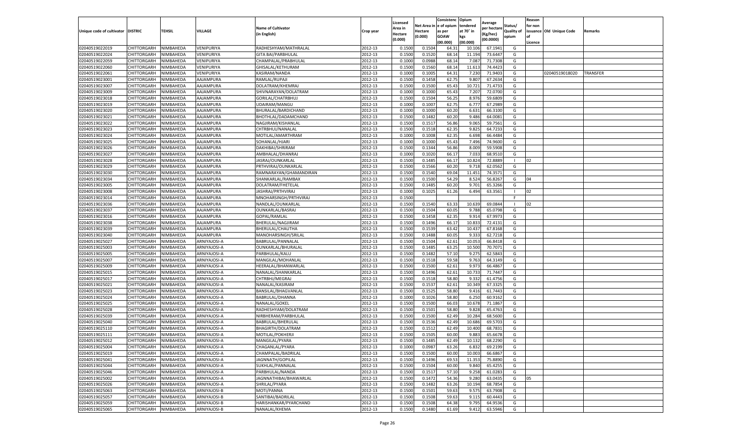| Unique code of cultivator | DISTRIC | TEHSIL | VILLAGE | Name of Cultivator (in English) | Crop year | Licensed Area in Hectare (0.000) | Net Area in Hectare (0.000) | Consistence of opium as per GOAW (00.000) | Opium tendered at 70° in kgs (00.000) | Average per hectare (Kg/hec) (00.0000) | Status/ Quality of opium | Reason for non issuance of Licence | Old Unique Code | Remarks |
|---|---|---|---|---|---|---|---|---|---|---|---|---|---|---|
| 02040519022019 | CHITTORGARH | NIMBAHEDA | VENIPURIYA | RADHESHYAM/MATHRALAL | 2012-13 | 0.1500 | 0.1504 | 64.31 | 10.106 | 67.1941 | G | | | |
| 02040519022024 | CHITTORGARH | NIMBAHEDA | VENIPURIYA | GITA BAI/PARBHULAL | 2012-13 | 0.1500 | 0.1520 | 68.14 | 11.194 | 73.6447 | G | | | |
| 02040519022059 | CHITTORGARH | NIMBAHEDA | VENIPURIYA | CHAMPALAL/PRABHULAL | 2012-13 | 0.1000 | 0.0988 | 68.14 | 7.087 | 71.7308 | G | | | |
| 02040519022060 | CHITTORGARH | NIMBAHEDA | VENIPURIYA | GHISALAL/KETHURAM | 2012-13 | 0.1500 | 0.1560 | 68.14 | 11.613 | 74.4423 | G | | | |
| 02040519022061 | CHITTORGARH | NIMBAHEDA | VENIPURIYA | KASIRAM/NANDA | 2012-13 | 0.1000 | 0.1005 | 64.31 | 7.230 | 71.9403 | G | | 02040519018020 | TRANSFER |
| 02040519023001 | CHITTORGARH | NIMBAHEDA | AAJAMPURA | RAMLAL/RUPAJI | 2012-13 | 0.1500 | 0.1458 | 62.75 | 9.807 | 67.2634 | G | | | |
| 02040519023007 | CHITTORGARH | NIMBAHEDA | AAJAMPURA | DOLATRAM/KHEMRAJ | 2012-13 | 0.1500 | 0.1500 | 65.43 | 10.721 | 71.4733 | G | | | |
| 02040519023009 | CHITTORGARH | NIMBAHEDA | AAJAMPURA | SHIVNARAYAN/DOLATRAM | 2012-13 | 0.1000 | 0.1000 | 65.43 | 7.207 | 72.0700 | G | | | |
| 02040519023018 | CHITTORGARH | NIMBAHEDA | AAJAMPURA | GORILAL/CHATRBHUJ | 2012-13 | 0.1500 | 0.1504 | 56.25 | 8.976 | 59.6809 | G | | | |
| 02040519023019 | CHITTORGARH | NIMBAHEDA | AAJAMPURA | UDAIRAM/MANGU | 2012-13 | 0.1000 | 0.1007 | 62.75 | 6.777 | 67.2989 | G | | | |
| 02040519023020 | CHITTORGARH | NIMBAHEDA | AAJAMPURA | BHURALAL/BARDICHAND | 2012-13 | 0.1000 | 0.1000 | 60.20 | 6.631 | 66.3100 | G | | | |
| 02040519023021 | CHITTORGARH | NIMBAHEDA | AAJAMPURA | BHOTHLAL/DADAMCHAND | 2012-13 | 0.1500 | 0.1482 | 60.20 | 9.486 | 64.0081 | G | | | |
| 02040519023022 | CHITTORGARH | NIMBAHEDA | AAJAMPURA | NAGJIRAM/KISHANLAL | 2012-13 | 0.1500 | 0.1517 | 56.86 | 9.065 | 59.7561 | G | | | |
| 02040519023023 | CHITTORGARH | NIMBAHEDA | AAJAMPURA | CHTRBHUJ/NANALAL | 2012-13 | 0.1500 | 0.1518 | 62.35 | 9.825 | 64.7233 | G | | | |
| 02040519023024 | CHITTORGARH | NIMBAHEDA | AAJAMPURA | MOTILAL/AMARTHRAM | 2012-13 | 0.1000 | 0.1008 | 62.35 | 6.698 | 66.4484 | G | | | |
| 02040519023025 | CHITTORGARH | NIMBAHEDA | AAJAMPURA | SOHANLAL/HJARI | 2012-13 | 0.1000 | 0.1000 | 65.43 | 7.496 | 74.9600 | G | | | |
| 02040519023026 | CHITTORGARH | NIMBAHEDA | AAJAMPURA | DAKHIBAI/SHRIRAM | 2012-13 | 0.1500 | 0.1344 | 56.86 | 8.009 | 59.5908 | G | | | |
| 02040519023027 | CHITTORGARH | NIMBAHEDA | AAJAMPURA | AMBHALAL/DHANRAJ | 2012-13 | 0.1000 | 0.1020 | 66.17 | 7.033 | 68.9510 | G | | | |
| 02040519023028 | CHITTORGARH | NIMBAHEDA | AAJAMPURA | JASRAJ/OUNKARLAL | 2012-13 | 0.1500 | 0.1485 | 66.17 | 10.824 | 72.8889 | I | 02 | | |
| 02040519023029 | CHITTORGARH | NIMBAHEDA | AAJAMPURA | PRTHVIRAJ/OUNKARLAL | 2012-13 | 0.1500 | 0.1566 | 60.20 | 9.718 | 62.0562 | G | | | |
| 02040519023030 | CHITTORGARH | NIMBAHEDA | AAJAMPURA | RAMNARAYAN/GHAMANDIRAN | 2012-13 | 0.1500 | 0.1540 | 69.04 | 11.451 | 74.3571 | G | | | |
| 02040519023034 | CHITTORGARH | NIMBAHEDA | AAJAMPURA | SHANKARLAL/RAMBAX | 2012-13 | 0.1500 | 0.1500 | 54.29 | 8.524 | 56.8267 | G | 04 | | |
| 02040519023005 | CHITTORGARH | NIMBAHEDA | AAJAMPURA | DOLATRAM/FHETELAL | 2012-13 | 0.1500 | 0.1485 | 60.20 | 9.701 | 65.3266 | G | | | |
| 02040519023008 | CHITTORGARH | NIMBAHEDA | AAJAMPURA | JASHRAJ/PRTHVIRAJ | 2012-13 | 0.1000 | 0.1025 | 61.26 | 6.494 | 63.3561 | I | 02 | | |
| 02040519023014 | CHITTORGARH | NIMBAHEDA | AAJAMPURA | MNOHARSINGH/PRTHVIRAJ | 2012-13 | 0.1500 | | | | | F | | | |
| 02040519023036 | CHITTORGARH | NIMBAHEDA | AAJAMPURA | NANDLAL/OUNKARLAL | 2012-13 | 0.1500 | 0.1540 | 63.33 | 10.639 | 69.0844 | I | 02 | | |
| 02040519023037 | CHITTORGARH | NIMBAHEDA | AAJAMPURA | OUNKARLAL/BASRAJ | 2012-13 | 0.1500 | 0.1504 | 60.05 | 9.788 | 65.0798 | G | | | |
| 02040519023016 | CHITTORGARH | NIMBAHEDA | AAJAMPURA | GOPAL/RAMLAL | 2012-13 | 0.1500 | 0.1458 | 62.35 | 9.914 | 67.9973 | G | | | |
| 02040519023038 | CHITTORGARH | NIMBAHEDA | AAJAMPURA | BHERULAL/NAGJIRAM | 2012-13 | 0.1500 | 0.1496 | 66.17 | 10.833 | 72.4131 | G | | | |
| 02040519023039 | CHITTORGARH | NIMBAHEDA | AAJAMPURA | BHERULAL/CHAUTHA | 2012-13 | 0.1500 | 0.1539 | 63.42 | 10.437 | 67.8168 | G | | | |
| 02040519023040 | CHITTORGARH | NIMBAHEDA | AAJAMPURA | MANOHARSINGH/SRILAL | 2012-13 | 0.1500 | 0.1488 | 60.05 | 9.333 | 62.7218 | G | | | |
| 02040519025027 | CHITTORGARH | NIMBAHEDA | ARNIYAJOSI-A | BABRULAL/PANNALAL | 2012-13 | 0.1500 | 0.1504 | 62.61 | 10.053 | 66.8418 | G | | | |
| 02040519025003 | CHITTORGARH | NIMBAHEDA | ARNIYAJOSI-A | OUNKARLAL/BHURALAL | 2012-13 | 0.1500 | 0.1485 | 63.25 | 10.500 | 70.7071 | G | | | |
| 02040519025005 | CHITTORGARH | NIMBAHEDA | ARNIYAJOSI-A | PARBHULAL/KALU | 2012-13 | 0.1500 | 0.1482 | 57.10 | 9.275 | 62.5843 | G | | | |
| 02040519025007 | CHITTORGARH | NIMBAHEDA | ARNIYAJOSI-A | MANGILAL/MOHANLAL | 2012-13 | 0.1500 | 0.1518 | 59.58 | 9.763 | 64.3149 | G | | | |
| 02040519025009 | CHITTORGARH | NIMBAHEDA | ARNIYAJOSI-A | HEERALAL/BHANWARLAL | 2012-13 | 0.1500 | 0.1500 | 62.61 | 9.973 | 66.4867 | G | | | |
| 02040519025015 | CHITTORGARH | NIMBAHEDA | ARNIYAJOSI-A | NANALAL/SHANKARLAL | 2012-13 | 0.1500 | 0.1496 | 62.61 | 10.733 | 71.7447 | G | | | |
| 02040519025017 | CHITTORGARH | NIMBAHEDA | ARNIYAJOSI-A | CHTRBHJ/MEGRAJ | 2012-13 | 0.1500 | 0.1518 | 58.80 | 9.332 | 61.4756 | G | | | |
| 02040519025021 | CHITTORGARH | NIMBAHEDA | ARNIYAJOSI-A | NANALAL/KASIRAM | 2012-13 | 0.1500 | 0.1537 | 62.61 | 10.349 | 67.3325 | G | | | |
| 02040519025023 | CHITTORGARH | NIMBAHEDA | ARNIYAJOSI-A | BANSILAL/BHAGVANLAL | 2012-13 | 0.1500 | 0.1525 | 58.80 | 9.416 | 61.7443 | G | | | |
| 02040519025024 | CHITTORGARH | NIMBAHEDA | ARNIYAJOSI-A | BABRULAL/DHANNA | 2012-13 | 0.1000 | 0.1026 | 58.80 | 6.250 | 60.9162 | G | | | |
| 02040519025025 | CHITTORGARH | NIMBAHEDA | ARNIYAJOSI-A | NANALAL/GOKEL | 2012-13 | 0.1500 | 0.1500 | 66.03 | 10.678 | 71.1867 | G | | | |
| 02040519025028 | CHITTORGARH | NIMBAHEDA | ARNIYAJOSI-A | RADHESHYAM/DOLATRAM | 2012-13 | 0.1500 | 0.1501 | 58.80 | 9.828 | 65.4763 | G | | | |
| 02040519025039 | CHITTORGARH | NIMBAHEDA | ARNIYAJOSI-A | NIRBHERAM/PARBHULAL | 2012-13 | 0.1500 | 0.1500 | 62.49 | 10.284 | 68.5600 | G | | | |
| 02040519025040 | CHITTORGARH | NIMBAHEDA | ARNIYAJOSI-A | BABRULAL/BHERULAL | 2012-13 | 0.1500 | 0.1536 | 62.49 | 10.686 | 69.5703 | G | | | |
| 02040519025110 | CHITTORGARH | NIMBAHEDA | ARNIYAJOSI-A | BHAGIRTH/DOLATRAM | 2012-13 | 0.1500 | 0.1512 | 62.49 | 10.400 | 68.7831 | G | | | |
| 02040519025111 | CHITTORGARH | NIMBAHEDA | ARNIYAJOSI-A | MOTILAL/POKHERJI | 2012-13 | 0.1500 | 0.1505 | 60.00 | 9.883 | 65.6678 | G | | | |
| 02040519025012 | CHITTORGARH | NIMBAHEDA | ARNIYAJOSI-A | MANGILAL/PYARA | 2012-13 | 0.1500 | 0.1485 | 62.49 | 10.132 | 68.2290 | G | | | |
| 02040519025004 | CHITTORGARH | NIMBAHEDA | ARNIYAJOSI-A | CHAGANLAL/PYARA | 2012-13 | 0.1000 | 0.0987 | 63.26 | 6.832 | 69.2199 | G | | | |
| 02040519025019 | CHITTORGARH | NIMBAHEDA | ARNIYAJOSI-A | CHAMPALAL/BADRILAL | 2012-13 | 0.1500 | 0.1500 | 60.00 | 10.003 | 66.6867 | G | | | |
| 02040519025041 | CHITTORGARH | NIMBAHEDA | ARNIYAJOSI-A | JAGNNATH/GOPILAL | 2012-13 | 0.1500 | 0.1496 | 69.53 | 11.353 | 75.8890 | G | | | |
| 02040519025044 | CHITTORGARH | NIMBAHEDA | ARNIYAJOSI-A | SUKHLAL/PANNALAL | 2012-13 | 0.1500 | 0.1504 | 60.00 | 9.840 | 65.4255 | G | | | |
| 02040519025046 | CHITTORGARH | NIMBAHEDA | ARNIYAJOSI-A | PARBHULAL/NANDA | 2012-13 | 0.1500 | 0.1517 | 57.10 | 9.258 | 61.0283 | G | | | |
| 02040519025002 | CHITTORGARH | NIMBAHEDA | ARNIYAJOSI-A | JAGNNATHIBAI/BHAWARLAL | 2012-13 | 0.1500 | 0.1472 | 54.36 | 9.280 | 63.0435 | G | 05 | | |
| 02040519025026 | CHITTORGARH | NIMBAHEDA | ARNIYAJOSI-A | SHRILAL/PYARA | 2012-13 | 0.1500 | 0.1482 | 63.26 | 10.194 | 68.7854 | G | | | |
| 02040519025063 | CHITTORGARH | NIMBAHEDA | ARNIYAJOSI-B | MOTI/PANNA | 2012-13 | 0.1500 | 0.1501 | 59.63 | 9.575 | 63.7908 | G | | | |
| 02040519025057 | CHITTORGARH | NIMBAHEDA | ARNIYAJOSI-B | SANTIBAI/BADRILAL | 2012-13 | 0.1500 | 0.1508 | 59.63 | 9.115 | 60.4443 | G | | | |
| 02040519025059 | CHITTORGARH | NIMBAHEDA | ARNIYAJOSI-B | HARISHANKAR/PYARCHAND | 2012-13 | 0.1500 | 0.1508 | 64.38 | 9.795 | 64.9536 | G | | | |
| 02040519025065 | CHITTORGARH | NIMBAHEDA | ARNIYAJOSI-B | NANALAL/KHEMA | 2012-13 | 0.1500 | 0.1480 | 61.69 | 9.412 | 63.5946 | G | | | |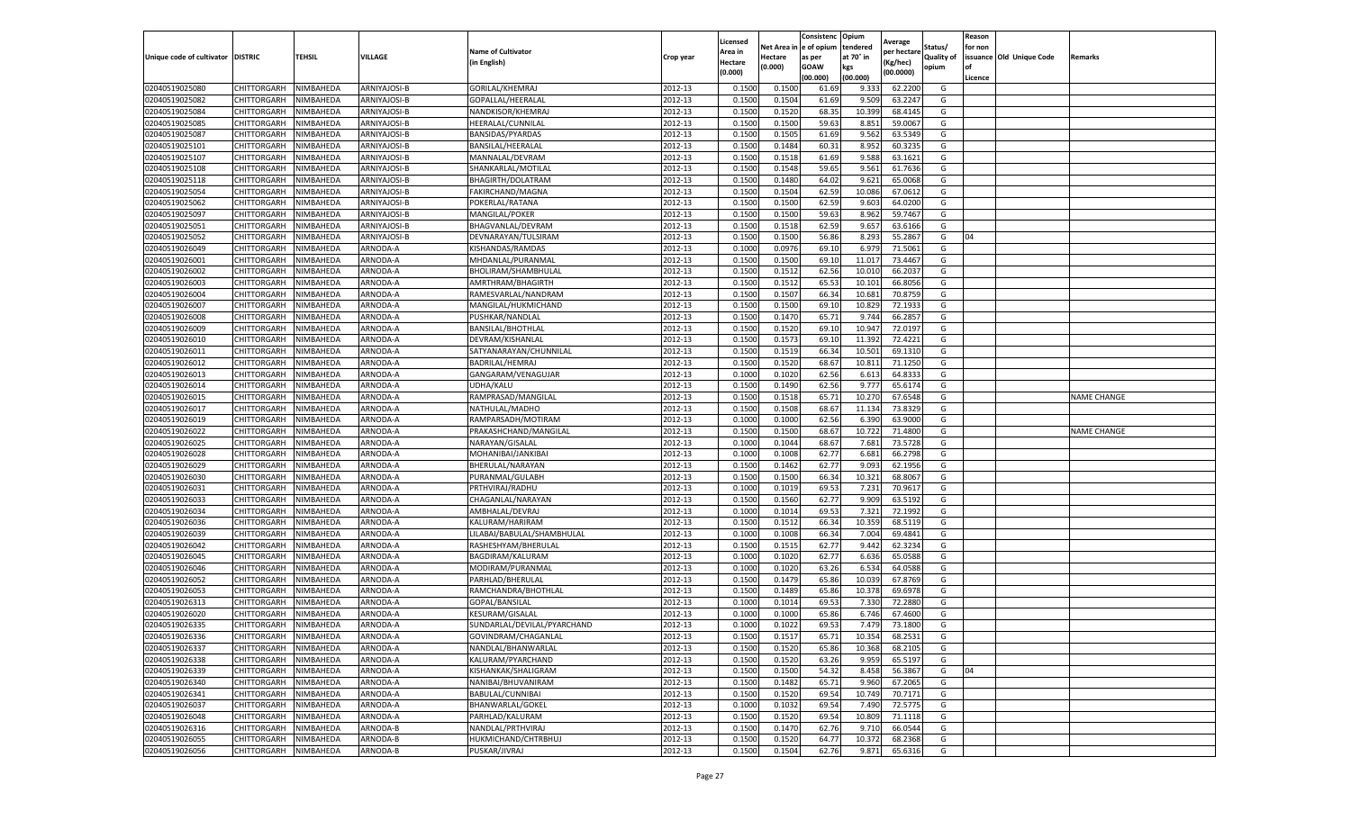| Unique code of cultivator | DISTRIC | TEHSIL | VILLAGE | Name of Cultivator (in English) | Crop year | Licensed Area in Hectare (0.000) | Net Area in Hectare (0.000) | Consistenc e of opium as per GOAW (00.000) | Opium tendered at 70° in kgs (00.000) | Average per hectare (Kg/hec) (00.0000) | Status/ Quality of opium | Reason for non issuance of Licence | Old Unique Code | Remarks |
|---|---|---|---|---|---|---|---|---|---|---|---|---|---|---|
| 02040519025080 | CHITTORGARH | NIMBAHEDA | ARNIYAJOSI-B | GORILAL/KHEMRAJ | 2012-13 | 0.1500 | 0.1500 | 61.69 | 9.333 | 62.2200 | G | | | |
| 02040519025082 | CHITTORGARH | NIMBAHEDA | ARNIYAJOSI-B | GOPALLAL/HEERALAL | 2012-13 | 0.1500 | 0.1504 | 61.69 | 9.509 | 63.2247 | G | | | |
| 02040519025084 | CHITTORGARH | NIMBAHEDA | ARNIYAJOSI-B | NANDKISOR/KHEMRAJ | 2012-13 | 0.1500 | 0.1520 | 68.35 | 10.399 | 68.4145 | G | | | |
| 02040519025085 | CHITTORGARH | NIMBAHEDA | ARNIYAJOSI-B | HEERALAL/CUNNILAL | 2012-13 | 0.1500 | 0.1500 | 59.63 | 8.851 | 59.0067 | G | | | |
| 02040519025087 | CHITTORGARH | NIMBAHEDA | ARNIYAJOSI-B | BANSIDAS/PYARDAS | 2012-13 | 0.1500 | 0.1505 | 61.69 | 9.562 | 63.5349 | G | | | |
| 02040519025101 | CHITTORGARH | NIMBAHEDA | ARNIYAJOSI-B | BANSILAL/HEERALAL | 2012-13 | 0.1500 | 0.1484 | 60.31 | 8.952 | 60.3235 | G | | | |
| 02040519025107 | CHITTORGARH | NIMBAHEDA | ARNIYAJOSI-B | MANNALAL/DEVRAM | 2012-13 | 0.1500 | 0.1518 | 61.69 | 9.588 | 63.1621 | G | | | |
| 02040519025108 | CHITTORGARH | NIMBAHEDA | ARNIYAJOSI-B | SHANKARLAL/MOTILAL | 2012-13 | 0.1500 | 0.1548 | 59.65 | 9.561 | 61.7636 | G | | | |
| 02040519025118 | CHITTORGARH | NIMBAHEDA | ARNIYAJOSI-B | BHAGIRTH/DOLATRAM | 2012-13 | 0.1500 | 0.1480 | 64.02 | 9.621 | 65.0068 | G | | | |
| 02040519025054 | CHITTORGARH | NIMBAHEDA | ARNIYAJOSI-B | FAKIRCHAND/MAGNA | 2012-13 | 0.1500 | 0.1504 | 62.59 | 10.086 | 67.0612 | G | | | |
| 02040519025062 | CHITTORGARH | NIMBAHEDA | ARNIYAJOSI-B | POKERLAL/RATANA | 2012-13 | 0.1500 | 0.1500 | 62.59 | 9.603 | 64.0200 | G | | | |
| 02040519025097 | CHITTORGARH | NIMBAHEDA | ARNIYAJOSI-B | MANGILAL/POKER | 2012-13 | 0.1500 | 0.1500 | 59.63 | 8.962 | 59.7467 | G | | | |
| 02040519025051 | CHITTORGARH | NIMBAHEDA | ARNIYAJOSI-B | BHAGVANLAL/DEVRAM | 2012-13 | 0.1500 | 0.1518 | 62.59 | 9.657 | 63.6166 | G | | | |
| 02040519025052 | CHITTORGARH | NIMBAHEDA | ARNIYAJOSI-B | DEVNARAYAN/TULSIRAM | 2012-13 | 0.1500 | 0.1500 | 56.86 | 8.293 | 55.2867 | G | 04 | | |
| 02040519026049 | CHITTORGARH | NIMBAHEDA | ARNODA-A | KISHANDAS/RAMDAS | 2012-13 | 0.1000 | 0.0976 | 69.10 | 6.979 | 71.5061 | G | | | |
| 02040519026001 | CHITTORGARH | NIMBAHEDA | ARNODA-A | MHDANLAL/PURANMAL | 2012-13 | 0.1500 | 0.1500 | 69.10 | 11.017 | 73.4467 | G | | | |
| 02040519026002 | CHITTORGARH | NIMBAHEDA | ARNODA-A | BHOLIRAM/SHAMBHULAL | 2012-13 | 0.1500 | 0.1512 | 62.56 | 10.010 | 66.2037 | G | | | |
| 02040519026003 | CHITTORGARH | NIMBAHEDA | ARNODA-A | AMRTHRAM/BHAGIRTH | 2012-13 | 0.1500 | 0.1512 | 65.53 | 10.101 | 66.8056 | G | | | |
| 02040519026004 | CHITTORGARH | NIMBAHEDA | ARNODA-A | RAMESVARLAL/NANDRAM | 2012-13 | 0.1500 | 0.1507 | 66.34 | 10.681 | 70.8759 | G | | | |
| 02040519026007 | CHITTORGARH | NIMBAHEDA | ARNODA-A | MANGILAL/HUKMICHAND | 2012-13 | 0.1500 | 0.1500 | 69.10 | 10.829 | 72.1933 | G | | | |
| 02040519026008 | CHITTORGARH | NIMBAHEDA | ARNODA-A | PUSHKAR/NANDLAL | 2012-13 | 0.1500 | 0.1470 | 65.71 | 9.744 | 66.2857 | G | | | |
| 02040519026009 | CHITTORGARH | NIMBAHEDA | ARNODA-A | BANSILAL/BHOTHLAL | 2012-13 | 0.1500 | 0.1520 | 69.10 | 10.947 | 72.0197 | G | | | |
| 02040519026010 | CHITTORGARH | NIMBAHEDA | ARNODA-A | DEVRAM/KISHANLAL | 2012-13 | 0.1500 | 0.1573 | 69.10 | 11.392 | 72.4221 | G | | | |
| 02040519026011 | CHITTORGARH | NIMBAHEDA | ARNODA-A | SATYANARAYAN/CHUNNILAL | 2012-13 | 0.1500 | 0.1519 | 66.34 | 10.501 | 69.1310 | G | | | |
| 02040519026012 | CHITTORGARH | NIMBAHEDA | ARNODA-A | BADRILAL/HEMRAJ | 2012-13 | 0.1500 | 0.1520 | 68.67 | 10.811 | 71.1250 | G | | | |
| 02040519026013 | CHITTORGARH | NIMBAHEDA | ARNODA-A | GANGARAM/VENAGUJAR | 2012-13 | 0.1000 | 0.1020 | 62.56 | 6.613 | 64.8333 | G | | | |
| 02040519026014 | CHITTORGARH | NIMBAHEDA | ARNODA-A | UDHA/KALU | 2012-13 | 0.1500 | 0.1490 | 62.56 | 9.777 | 65.6174 | G | | | |
| 02040519026015 | CHITTORGARH | NIMBAHEDA | ARNODA-A | RAMPRASAD/MANGILAL | 2012-13 | 0.1500 | 0.1518 | 65.71 | 10.270 | 67.6548 | G | | | NAME CHANGE |
| 02040519026017 | CHITTORGARH | NIMBAHEDA | ARNODA-A | NATHULAL/MADHO | 2012-13 | 0.1500 | 0.1508 | 68.67 | 11.134 | 73.8329 | G | | | |
| 02040519026019 | CHITTORGARH | NIMBAHEDA | ARNODA-A | RAMPARSADH/MOTIRAM | 2012-13 | 0.1000 | 0.1000 | 62.56 | 6.390 | 63.9000 | G | | | |
| 02040519026022 | CHITTORGARH | NIMBAHEDA | ARNODA-A | PRAKASHCHAND/MANGILAL | 2012-13 | 0.1500 | 0.1500 | 68.67 | 10.722 | 71.4800 | G | | | NAME CHANGE |
| 02040519026025 | CHITTORGARH | NIMBAHEDA | ARNODA-A | NARAYAN/GISALAL | 2012-13 | 0.1000 | 0.1044 | 68.67 | 7.681 | 73.5728 | G | | | |
| 02040519026028 | CHITTORGARH | NIMBAHEDA | ARNODA-A | MOHANIBAI/JANKIBAI | 2012-13 | 0.1000 | 0.1008 | 62.77 | 6.681 | 66.2798 | G | | | |
| 02040519026029 | CHITTORGARH | NIMBAHEDA | ARNODA-A | BHERULAL/NARAYAN | 2012-13 | 0.1500 | 0.1462 | 62.77 | 9.093 | 62.1956 | G | | | |
| 02040519026030 | CHITTORGARH | NIMBAHEDA | ARNODA-A | PURANMAL/GULABH | 2012-13 | 0.1500 | 0.1500 | 66.34 | 10.321 | 68.8067 | G | | | |
| 02040519026031 | CHITTORGARH | NIMBAHEDA | ARNODA-A | PRTHVIRAJ/RADHU | 2012-13 | 0.1000 | 0.1019 | 69.53 | 7.231 | 70.9617 | G | | | |
| 02040519026033 | CHITTORGARH | NIMBAHEDA | ARNODA-A | CHAGANLAL/NARAYAN | 2012-13 | 0.1500 | 0.1560 | 62.77 | 9.909 | 63.5192 | G | | | |
| 02040519026034 | CHITTORGARH | NIMBAHEDA | ARNODA-A | AMBHALAL/DEVRAJ | 2012-13 | 0.1000 | 0.1014 | 69.53 | 7.321 | 72.1992 | G | | | |
| 02040519026036 | CHITTORGARH | NIMBAHEDA | ARNODA-A | KALURAM/HARIRAM | 2012-13 | 0.1500 | 0.1512 | 66.34 | 10.359 | 68.5119 | G | | | |
| 02040519026039 | CHITTORGARH | NIMBAHEDA | ARNODA-A | LILABAI/BABULAL/SHAMBHULAL | 2012-13 | 0.1000 | 0.1008 | 66.34 | 7.004 | 69.4841 | G | | | |
| 02040519026042 | CHITTORGARH | NIMBAHEDA | ARNODA-A | RASHESHYAM/BHERULAL | 2012-13 | 0.1500 | 0.1515 | 62.77 | 9.442 | 62.3234 | G | | | |
| 02040519026045 | CHITTORGARH | NIMBAHEDA | ARNODA-A | BAGDIRAM/KALURAM | 2012-13 | 0.1000 | 0.1020 | 62.77 | 6.636 | 65.0588 | G | | | |
| 02040519026046 | CHITTORGARH | NIMBAHEDA | ARNODA-A | MODIRAM/PURANMAL | 2012-13 | 0.1000 | 0.1020 | 63.26 | 6.534 | 64.0588 | G | | | |
| 02040519026052 | CHITTORGARH | NIMBAHEDA | ARNODA-A | PARHLAD/BHERULAL | 2012-13 | 0.1500 | 0.1479 | 65.86 | 10.039 | 67.8769 | G | | | |
| 02040519026053 | CHITTORGARH | NIMBAHEDA | ARNODA-A | RAMCHANDRA/BHOTHLAL | 2012-13 | 0.1500 | 0.1489 | 65.86 | 10.378 | 69.6978 | G | | | |
| 02040519026313 | CHITTORGARH | NIMBAHEDA | ARNODA-A | GOPAL/BANSILAL | 2012-13 | 0.1000 | 0.1014 | 69.53 | 7.330 | 72.2880 | G | | | |
| 02040519026020 | CHITTORGARH | NIMBAHEDA | ARNODA-A | KESURAM/GISALAL | 2012-13 | 0.1000 | 0.1000 | 65.86 | 6.746 | 67.4600 | G | | | |
| 02040519026335 | CHITTORGARH | NIMBAHEDA | ARNODA-A | SUNDARLAL/DEVILAL/PYARCHAND | 2012-13 | 0.1000 | 0.1022 | 69.53 | 7.479 | 73.1800 | G | | | |
| 02040519026336 | CHITTORGARH | NIMBAHEDA | ARNODA-A | GOVINDRAM/CHAGANLAL | 2012-13 | 0.1500 | 0.1517 | 65.71 | 10.354 | 68.2531 | G | | | |
| 02040519026337 | CHITTORGARH | NIMBAHEDA | ARNODA-A | NANDLAL/BHANWARLAL | 2012-13 | 0.1500 | 0.1520 | 65.86 | 10.368 | 68.2105 | G | | | |
| 02040519026338 | CHITTORGARH | NIMBAHEDA | ARNODA-A | KALURAM/PYARCHAND | 2012-13 | 0.1500 | 0.1520 | 63.26 | 9.959 | 65.5197 | G | | | |
| 02040519026339 | CHITTORGARH | NIMBAHEDA | ARNODA-A | KISHANKAK/SHALIGRAM | 2012-13 | 0.1500 | 0.1500 | 54.32 | 8.458 | 56.3867 | G | 04 | | |
| 02040519026340 | CHITTORGARH | NIMBAHEDA | ARNODA-A | NANIBAI/BHUVANIRAM | 2012-13 | 0.1500 | 0.1482 | 65.71 | 9.960 | 67.2065 | G | | | |
| 02040519026341 | CHITTORGARH | NIMBAHEDA | ARNODA-A | BABULAL/CUNNIBAI | 2012-13 | 0.1500 | 0.1520 | 69.54 | 10.749 | 70.7171 | G | | | |
| 02040519026037 | CHITTORGARH | NIMBAHEDA | ARNODA-A | BHANWARLAL/GOKEL | 2012-13 | 0.1000 | 0.1032 | 69.54 | 7.490 | 72.5775 | G | | | |
| 02040519026048 | CHITTORGARH | NIMBAHEDA | ARNODA-A | PARHLAD/KALURAM | 2012-13 | 0.1500 | 0.1520 | 69.54 | 10.809 | 71.1118 | G | | | |
| 02040519026316 | CHITTORGARH | NIMBAHEDA | ARNODA-B | NANDLAL/PRTHVIRAJ | 2012-13 | 0.1500 | 0.1470 | 62.76 | 9.710 | 66.0544 | G | | | |
| 02040519026055 | CHITTORGARH | NIMBAHEDA | ARNODA-B | HUKMICHAND/CHTRBHUJ | 2012-13 | 0.1500 | 0.1520 | 64.77 | 10.372 | 68.2368 | G | | | |
| 02040519026056 | CHITTORGARH | NIMBAHEDA | ARNODA-B | PUSKAR/JIVRAJ | 2012-13 | 0.1500 | 0.1504 | 62.76 | 9.871 | 65.6316 | G | | | |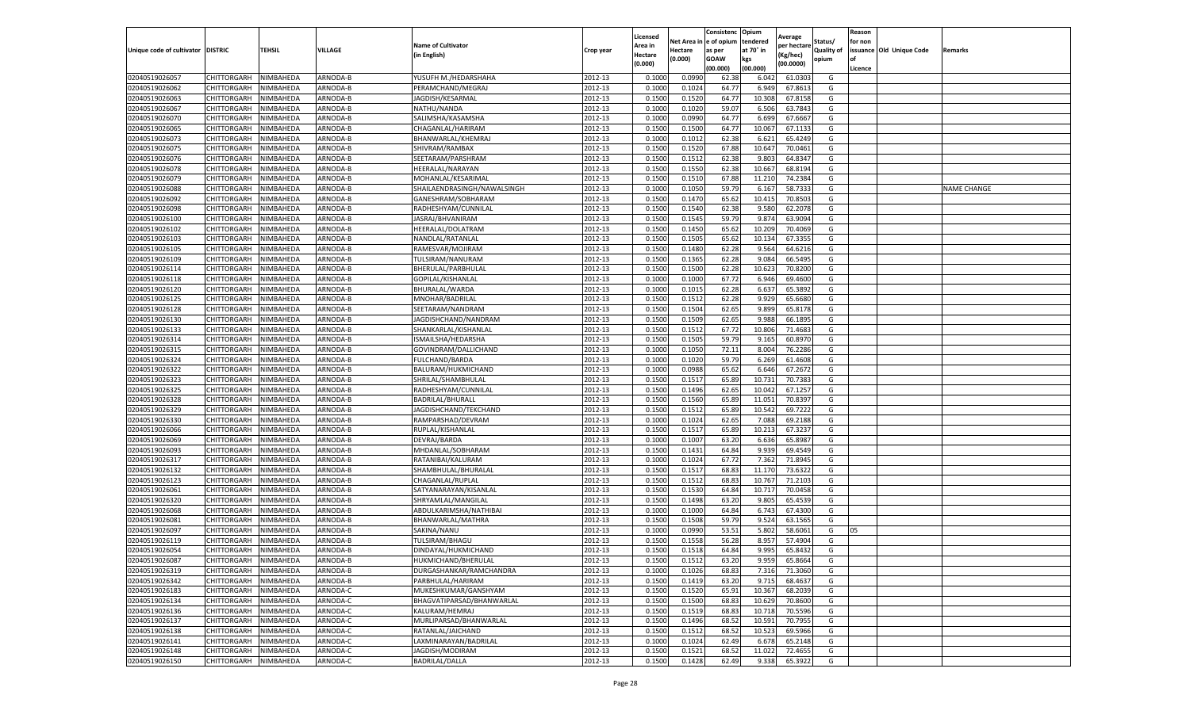| Unique code of cultivator | DISTRIC | TEHSIL | VILLAGE | Name of Cultivator (in English) | Crop year | Licensed Area in Hectare (0.000) | Net Area in Hectare (0.000) | Consistenc e of opium as per GOAW (00.000) | Opium tendered at 70° in kgs (00.000) | Average per hectare (Kg/hec) (00.0000) | Status/ Quality of opium | Reason for non issuance of Licence | Old Unique Code | Remarks |
|---|---|---|---|---|---|---|---|---|---|---|---|---|---|---|
| 02040519026057 | CHITTORGARH | NIMBAHEDA | ARNODA-B | YUSUFH M./HEDARSHAHA | 2012-13 | 0.1000 | 0.0990 | 62.38 | 6.042 | 61.0303 | G | | | |
| 02040519026062 | CHITTORGARH | NIMBAHEDA | ARNODA-B | PERAMCHAND/MEGRAJ | 2012-13 | 0.1000 | 0.1024 | 64.77 | 6.949 | 67.8613 | G | | | |
| 02040519026063 | CHITTORGARH | NIMBAHEDA | ARNODA-B | JAGDISH/KESARMAL | 2012-13 | 0.1500 | 0.1520 | 64.77 | 10.308 | 67.8158 | G | | | |
| 02040519026067 | CHITTORGARH | NIMBAHEDA | ARNODA-B | NATHU/NANDA | 2012-13 | 0.1000 | 0.1020 | 59.07 | 6.506 | 63.7843 | G | | | |
| 02040519026070 | CHITTORGARH | NIMBAHEDA | ARNODA-B | SALIMSHA/KASAMSHA | 2012-13 | 0.1000 | 0.0990 | 64.77 | 6.699 | 67.6667 | G | | | |
| 02040519026065 | CHITTORGARH | NIMBAHEDA | ARNODA-B | CHAGANLAL/HARIRAM | 2012-13 | 0.1500 | 0.1500 | 64.77 | 10.067 | 67.1133 | G | | | |
| 02040519026073 | CHITTORGARH | NIMBAHEDA | ARNODA-B | BHANWARLAL/KHEMRAJ | 2012-13 | 0.1000 | 0.1012 | 62.38 | 6.621 | 65.4249 | G | | | |
| 02040519026075 | CHITTORGARH | NIMBAHEDA | ARNODA-B | SHIVRAM/RAMBAX | 2012-13 | 0.1500 | 0.1520 | 67.88 | 10.647 | 70.0461 | G | | | |
| 02040519026076 | CHITTORGARH | NIMBAHEDA | ARNODA-B | SEETARAM/PARSHRAM | 2012-13 | 0.1500 | 0.1512 | 62.38 | 9.803 | 64.8347 | G | | | |
| 02040519026078 | CHITTORGARH | NIMBAHEDA | ARNODA-B | HEERALAL/NARAYAN | 2012-13 | 0.1500 | 0.1550 | 62.38 | 10.667 | 68.8194 | G | | | |
| 02040519026079 | CHITTORGARH | NIMBAHEDA | ARNODA-B | MOHANLAL/KESARIMAL | 2012-13 | 0.1500 | 0.1510 | 67.88 | 11.210 | 74.2384 | G | | | |
| 02040519026088 | CHITTORGARH | NIMBAHEDA | ARNODA-B | SHAILAENDRASINGH/NAWALSINGH | 2012-13 | 0.1000 | 0.1050 | 59.79 | 6.167 | 58.7333 | G | | | NAME CHANGE |
| 02040519026092 | CHITTORGARH | NIMBAHEDA | ARNODA-B | GANESHRAM/SOBHARAM | 2012-13 | 0.1500 | 0.1470 | 65.62 | 10.415 | 70.8503 | G | | | |
| 02040519026098 | CHITTORGARH | NIMBAHEDA | ARNODA-B | RADHESHYAM/CUNNILAL | 2012-13 | 0.1500 | 0.1540 | 62.38 | 9.580 | 62.2078 | G | | | |
| 02040519026100 | CHITTORGARH | NIMBAHEDA | ARNODA-B | JASRAJ/BHVANIRAM | 2012-13 | 0.1500 | 0.1545 | 59.79 | 9.874 | 63.9094 | G | | | |
| 02040519026102 | CHITTORGARH | NIMBAHEDA | ARNODA-B | HEERALAL/DOLATRAM | 2012-13 | 0.1500 | 0.1450 | 65.62 | 10.209 | 70.4069 | G | | | |
| 02040519026103 | CHITTORGARH | NIMBAHEDA | ARNODA-B | NANDLAL/RATANLAL | 2012-13 | 0.1500 | 0.1505 | 65.62 | 10.134 | 67.3355 | G | | | |
| 02040519026105 | CHITTORGARH | NIMBAHEDA | ARNODA-B | RAMESVAR/MOJIRAM | 2012-13 | 0.1500 | 0.1480 | 62.28 | 9.564 | 64.6216 | G | | | |
| 02040519026109 | CHITTORGARH | NIMBAHEDA | ARNODA-B | TULSIRAM/NANURAM | 2012-13 | 0.1500 | 0.1365 | 62.28 | 9.084 | 66.5495 | G | | | |
| 02040519026114 | CHITTORGARH | NIMBAHEDA | ARNODA-B | BHERULAL/PARBHULAL | 2012-13 | 0.1500 | 0.1500 | 62.28 | 10.623 | 70.8200 | G | | | |
| 02040519026118 | CHITTORGARH | NIMBAHEDA | ARNODA-B | GOPILAL/KISHANLAL | 2012-13 | 0.1000 | 0.1000 | 67.72 | 6.946 | 69.4600 | G | | | |
| 02040519026120 | CHITTORGARH | NIMBAHEDA | ARNODA-B | BHURALAL/WARDA | 2012-13 | 0.1000 | 0.1015 | 62.28 | 6.637 | 65.3892 | G | | | |
| 02040519026125 | CHITTORGARH | NIMBAHEDA | ARNODA-B | MNOHAR/BADRILAL | 2012-13 | 0.1500 | 0.1512 | 62.28 | 9.929 | 65.6680 | G | | | |
| 02040519026128 | CHITTORGARH | NIMBAHEDA | ARNODA-B | SEETARAM/NANDRAM | 2012-13 | 0.1500 | 0.1504 | 62.65 | 9.899 | 65.8178 | G | | | |
| 02040519026130 | CHITTORGARH | NIMBAHEDA | ARNODA-B | JAGDISHCHAND/NANDRAM | 2012-13 | 0.1500 | 0.1509 | 62.65 | 9.988 | 66.1895 | G | | | |
| 02040519026133 | CHITTORGARH | NIMBAHEDA | ARNODA-B | SHANKARLAL/KISHANLAL | 2012-13 | 0.1500 | 0.1512 | 67.72 | 10.806 | 71.4683 | G | | | |
| 02040519026314 | CHITTORGARH | NIMBAHEDA | ARNODA-B | ISMAILSHA/HEDARSHA | 2012-13 | 0.1500 | 0.1505 | 59.79 | 9.165 | 60.8970 | G | | | |
| 02040519026315 | CHITTORGARH | NIMBAHEDA | ARNODA-B | GOVINDRAM/DALLICHAND | 2012-13 | 0.1000 | 0.1050 | 72.11 | 8.004 | 76.2286 | G | | | |
| 02040519026324 | CHITTORGARH | NIMBAHEDA | ARNODA-B | FULCHAND/BARDA | 2012-13 | 0.1000 | 0.1020 | 59.79 | 6.269 | 61.4608 | G | | | |
| 02040519026322 | CHITTORGARH | NIMBAHEDA | ARNODA-B | BALURAM/HUKMICHAND | 2012-13 | 0.1000 | 0.0988 | 65.62 | 6.646 | 67.2672 | G | | | |
| 02040519026323 | CHITTORGARH | NIMBAHEDA | ARNODA-B | SHRILAL/SHAMBHULAL | 2012-13 | 0.1500 | 0.1517 | 65.89 | 10.731 | 70.7383 | G | | | |
| 02040519026325 | CHITTORGARH | NIMBAHEDA | ARNODA-B | RADHESHYAM/CUNNILAL | 2012-13 | 0.1500 | 0.1496 | 62.65 | 10.042 | 67.1257 | G | | | |
| 02040519026328 | CHITTORGARH | NIMBAHEDA | ARNODA-B | BADRILAL/BHURALL | 2012-13 | 0.1500 | 0.1560 | 65.89 | 11.051 | 70.8397 | G | | | |
| 02040519026329 | CHITTORGARH | NIMBAHEDA | ARNODA-B | JAGDISHCHAND/TEKCHAND | 2012-13 | 0.1500 | 0.1512 | 65.89 | 10.542 | 69.7222 | G | | | |
| 02040519026330 | CHITTORGARH | NIMBAHEDA | ARNODA-B | RAMPARSHAD/DEVRAM | 2012-13 | 0.1000 | 0.1024 | 62.65 | 7.088 | 69.2188 | G | | | |
| 02040519026066 | CHITTORGARH | NIMBAHEDA | ARNODA-B | RUPLAL/KISHANLAL | 2012-13 | 0.1500 | 0.1517 | 65.89 | 10.213 | 67.3237 | G | | | |
| 02040519026069 | CHITTORGARH | NIMBAHEDA | ARNODA-B | DEVRAJ/BARDA | 2012-13 | 0.1000 | 0.1007 | 63.20 | 6.636 | 65.8987 | G | | | |
| 02040519026093 | CHITTORGARH | NIMBAHEDA | ARNODA-B | MHDANLAL/SOBHARAM | 2012-13 | 0.1500 | 0.1431 | 64.84 | 9.939 | 69.4549 | G | | | |
| 02040519026317 | CHITTORGARH | NIMBAHEDA | ARNODA-B | RATANIBAI/KALURAM | 2012-13 | 0.1000 | 0.1024 | 67.72 | 7.362 | 71.8945 | G | | | |
| 02040519026132 | CHITTORGARH | NIMBAHEDA | ARNODA-B | SHAMBHULAL/BHURALAL | 2012-13 | 0.1500 | 0.1517 | 68.83 | 11.170 | 73.6322 | G | | | |
| 02040519026123 | CHITTORGARH | NIMBAHEDA | ARNODA-B | CHAGANLAL/RUPLAL | 2012-13 | 0.1500 | 0.1512 | 68.83 | 10.767 | 71.2103 | G | | | |
| 02040519026061 | CHITTORGARH | NIMBAHEDA | ARNODA-B | SATYANARAYAN/KISANLAL | 2012-13 | 0.1500 | 0.1530 | 64.84 | 10.717 | 70.0458 | G | | | |
| 02040519026320 | CHITTORGARH | NIMBAHEDA | ARNODA-B | SHRYAMLAL/MANGILAL | 2012-13 | 0.1500 | 0.1498 | 63.20 | 9.805 | 65.4539 | G | | | |
| 02040519026068 | CHITTORGARH | NIMBAHEDA | ARNODA-B | ABDULKARIMSHA/NATHIBAI | 2012-13 | 0.1000 | 0.1000 | 64.84 | 6.743 | 67.4300 | G | | | |
| 02040519026081 | CHITTORGARH | NIMBAHEDA | ARNODA-B | BHANWARLAL/MATHRA | 2012-13 | 0.1500 | 0.1508 | 59.79 | 9.524 | 63.1565 | G | | | |
| 02040519026097 | CHITTORGARH | NIMBAHEDA | ARNODA-B | SAKINA/NANU | 2012-13 | 0.1000 | 0.0990 | 53.51 | 5.802 | 58.6061 | G | 05 | | |
| 02040519026119 | CHITTORGARH | NIMBAHEDA | ARNODA-B | TULSIRAM/BHAGU | 2012-13 | 0.1500 | 0.1558 | 56.28 | 8.957 | 57.4904 | G | | | |
| 02040519026054 | CHITTORGARH | NIMBAHEDA | ARNODA-B | DINDAYAL/HUKMICHAND | 2012-13 | 0.1500 | 0.1518 | 64.84 | 9.995 | 65.8432 | G | | | |
| 02040519026087 | CHITTORGARH | NIMBAHEDA | ARNODA-B | HUKMICHAND/BHERULAL | 2012-13 | 0.1500 | 0.1512 | 63.20 | 9.959 | 65.8664 | G | | | |
| 02040519026319 | CHITTORGARH | NIMBAHEDA | ARNODA-B | DURGASHANKAR/RAMCHANDRA | 2012-13 | 0.1000 | 0.1026 | 68.83 | 7.316 | 71.3060 | G | | | |
| 02040519026342 | CHITTORGARH | NIMBAHEDA | ARNODA-B | PARBHULAL/HARIRAM | 2012-13 | 0.1500 | 0.1419 | 63.20 | 9.715 | 68.4637 | G | | | |
| 02040519026183 | CHITTORGARH | NIMBAHEDA | ARNODA-C | MUKESHKUMAR/GANSHYAM | 2012-13 | 0.1500 | 0.1520 | 65.91 | 10.367 | 68.2039 | G | | | |
| 02040519026134 | CHITTORGARH | NIMBAHEDA | ARNODA-C | BHAGVATIPARSAD/BHANWARLAL | 2012-13 | 0.1500 | 0.1500 | 68.83 | 10.629 | 70.8600 | G | | | |
| 02040519026136 | CHITTORGARH | NIMBAHEDA | ARNODA-C | KALURAM/HEMRAJ | 2012-13 | 0.1500 | 0.1519 | 68.83 | 10.718 | 70.5596 | G | | | |
| 02040519026137 | CHITTORGARH | NIMBAHEDA | ARNODA-C | MURLIPARSAD/BHANWARLAL | 2012-13 | 0.1500 | 0.1496 | 68.52 | 10.591 | 70.7955 | G | | | |
| 02040519026138 | CHITTORGARH | NIMBAHEDA | ARNODA-C | RATANLAL/JAICHAND | 2012-13 | 0.1500 | 0.1512 | 68.52 | 10.523 | 69.5966 | G | | | |
| 02040519026141 | CHITTORGARH | NIMBAHEDA | ARNODA-C | LAXMINARAYAN/BADRILAL | 2012-13 | 0.1000 | 0.1024 | 62.49 | 6.678 | 65.2148 | G | | | |
| 02040519026148 | CHITTORGARH | NIMBAHEDA | ARNODA-C | JAGDISH/MODIRAM | 2012-13 | 0.1500 | 0.1521 | 68.52 | 11.022 | 72.4655 | G | | | |
| 02040519026150 | CHITTORGARH | NIMBAHEDA | ARNODA-C | BADRILAL/DALLA | 2012-13 | 0.1500 | 0.1428 | 62.49 | 9.338 | 65.3922 | G | | | |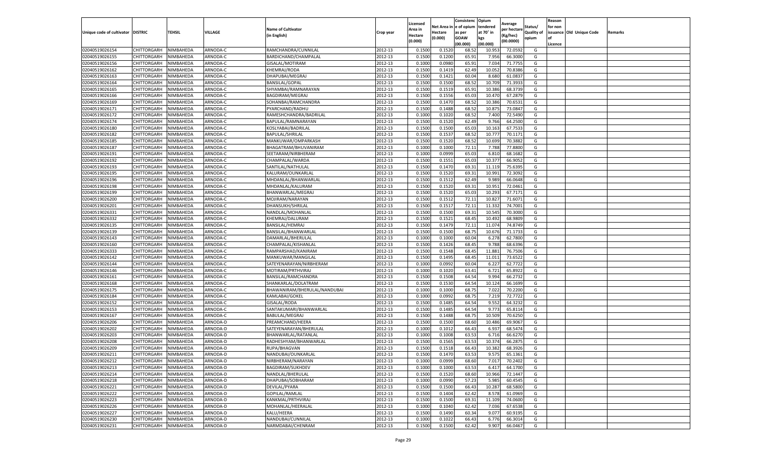| Unique code of cultivator | DISTRIC | TEHSIL | VILLAGE | Name of Cultivator (in English) | Crop year | Licensed Area in Hectare (0.000) | Net Area in Hectare (0.000) | Consistenc e of opium as per GOAW (00.000) | Opium tendered at 70° in kgs (00.000) | Average per hectare (Kg/hec) (00.0000) | Status/ Quality of opium | Reason for non issuance of Licence | Old Unique Code | Remarks |
|---|---|---|---|---|---|---|---|---|---|---|---|---|---|---|
| 02040519026154 | CHITTORGARH | NIMBAHEDA | ARNODA-C | RAMCHANDRA/CUNNILAL | 2012-13 | 0.1500 | 0.1520 | 68.52 | 10.953 | 72.0592 | G | | | |
| 02040519026155 | CHITTORGARH | NIMBAHEDA | ARNODA-C | BARDICHAND/CHAMPALAL | 2012-13 | 0.1500 | 0.1200 | 65.91 | 7.956 | 66.3000 | G | | | |
| 02040519026156 | CHITTORGARH | NIMBAHEDA | ARNODA-C | GISALAL/MOTIRAM | 2012-13 | 0.1000 | 0.0980 | 65.91 | 7.034 | 71.7755 | G | | | |
| 02040519026162 | CHITTORGARH | NIMBAHEDA | ARNODA-C | KHEMRAJ/RODA | 2012-13 | 0.1500 | 0.1419 | 62.49 | 10.052 | 70.8386 | G | | | |
| 02040519026163 | CHITTORGARH | NIMBAHEDA | ARNODA-C | DHAPUBAI/MEGRAJ | 2012-13 | 0.1500 | 0.1421 | 60.04 | 8.680 | 61.0837 | G | | | |
| 02040519026164 | CHITTORGARH | NIMBAHEDA | ARNODA-C | BANSILAL/GOPAL | 2012-13 | 0.1500 | 0.1500 | 68.52 | 10.709 | 71.3933 | G | | | |
| 02040519026165 | CHITTORGARH | NIMBAHEDA | ARNODA-C | SHYAMBAI/RAMNARAYAN | 2012-13 | 0.1500 | 0.1519 | 65.91 | 10.386 | 68.3739 | G | | | |
| 02040519026166 | CHITTORGARH | NIMBAHEDA | ARNODA-C | BAGDIRAM/MEGRAJ | 2012-13 | 0.1500 | 0.1556 | 65.03 | 10.470 | 67.2879 | G | | | |
| 02040519026169 | CHITTORGARH | NIMBAHEDA | ARNODA-C | SOHANBAI/RAMCHANDRA | 2012-13 | 0.1500 | 0.1470 | 68.52 | 10.386 | 70.6531 | G | | | |
| 02040519026171 | CHITTORGARH | NIMBAHEDA | ARNODA-C | PYARCHAND/RADHU | 2012-13 | 0.1500 | 0.1488 | 68.52 | 10.875 | 73.0847 | G | | | |
| 02040519026172 | CHITTORGARH | NIMBAHEDA | ARNODA-C | RAMESHCHANDRA/BADRILAL | 2012-13 | 0.1000 | 0.1020 | 68.52 | 7.400 | 72.5490 | G | | | |
| 02040519026174 | CHITTORGARH | NIMBAHEDA | ARNODA-C | BAPULAL/RAMNARAYAN | 2012-13 | 0.1500 | 0.1520 | 62.49 | 9.766 | 64.2500 | G | | | |
| 02040519026180 | CHITTORGARH | NIMBAHEDA | ARNODA-C | KOSLYABAI/BADRILAL | 2012-13 | 0.1500 | 0.1500 | 65.03 | 10.163 | 67.7533 | G | | | |
| 02040519026182 | CHITTORGARH | NIMBAHEDA | ARNODA-C | BAPULAL/SHRILAL | 2012-13 | 0.1500 | 0.1537 | 68.52 | 10.777 | 70.1171 | G | | | |
| 02040519026185 | CHITTORGARH | NIMBAHEDA | ARNODA-C | MANKUWAR/OMPARKASH | 2012-13 | 0.1500 | 0.1520 | 68.52 | 10.699 | 70.3882 | G | | | |
| 02040519026187 | CHITTORGARH | NIMBAHEDA | ARNODA-C | BHAGATRAM/BHUVANIRAM | 2012-13 | 0.1000 | 0.1000 | 72.11 | 7.788 | 77.8800 | G | | | |
| 02040519026191 | CHITTORGARH | NIMBAHEDA | ARNODA-C | SEETARAM/NIRBHERAM | 2012-13 | 0.1000 | 0.0999 | 65.03 | 6.810 | 68.1682 | G | | | |
| 02040519026192 | CHITTORGARH | NIMBAHEDA | ARNODA-C | CHAMPALAL/WARDA | 2012-13 | 0.1500 | 0.1551 | 65.03 | 10.377 | 66.9052 | G | | | |
| 02040519026193 | CHITTORGARH | NIMBAHEDA | ARNODA-C | SANTILAL/NATHULAL | 2012-13 | 0.1500 | 0.1470 | 69.31 | 11.119 | 75.6395 | G | | | |
| 02040519026195 | CHITTORGARH | NIMBAHEDA | ARNODA-C | KALURAM/OUNKARLAL | 2012-13 | 0.1500 | 0.1520 | 69.31 | 10.991 | 72.3092 | G | | | |
| 02040519026196 | CHITTORGARH | NIMBAHEDA | ARNODA-C | MHDANLAL/BHANWARLAL | 2012-13 | 0.1500 | 0.1512 | 62.49 | 9.989 | 66.0648 | G | | | |
| 02040519026198 | CHITTORGARH | NIMBAHEDA | ARNODA-C | MHDANLAL/KALURAM | 2012-13 | 0.1500 | 0.1520 | 69.31 | 10.951 | 72.0461 | G | | | |
| 02040519026199 | CHITTORGARH | NIMBAHEDA | ARNODA-C | BHANWARLAL/MEGRAJ | 2012-13 | 0.1500 | 0.1520 | 65.03 | 10.293 | 67.7171 | G | | | |
| 02040519026200 | CHITTORGARH | NIMBAHEDA | ARNODA-C | MOJIRAM/NARAYAN | 2012-13 | 0.1500 | 0.1512 | 72.11 | 10.827 | 71.6071 | G | | | |
| 02040519026201 | CHITTORGARH | NIMBAHEDA | ARNODA-C | DHANSUKH/SHRILAL | 2012-13 | 0.1500 | 0.1517 | 72.11 | 11.332 | 74.7001 | G | | | |
| 02040519026331 | CHITTORGARH | NIMBAHEDA | ARNODA-C | NANDLAL/MOHANLAL | 2012-13 | 0.1500 | 0.1500 | 69.31 | 10.545 | 70.3000 | G | | | |
| 02040519026332 | CHITTORGARH | NIMBAHEDA | ARNODA-C | KHEMRAJ/DALURAM | 2012-13 | 0.1500 | 0.1521 | 68.45 | 10.492 | 68.9809 | G | | | |
| 02040519026135 | CHITTORGARH | NIMBAHEDA | ARNODA-C | BANSILAL/HEMRAJ | 2012-13 | 0.1500 | 0.1479 | 72.11 | 11.074 | 74.8749 | G | | | |
| 02040519026139 | CHITTORGARH | NIMBAHEDA | ARNODA-C | BANSILAL/BHANWARLAL | 2012-13 | 0.1500 | 0.1500 | 68.75 | 10.676 | 71.1733 | G | | | |
| 02040519026143 | CHITTORGARH | NIMBAHEDA | ARNODA-C | DAMARLAL/BHERULAL | 2012-13 | 0.1000 | 0.1000 | 60.04 | 6.278 | 62.7800 | G | | | |
| 02040519026160 | CHITTORGARH | NIMBAHEDA | ARNODA-C | CHAMPALAL/KISHANLAL | 2012-13 | 0.1500 | 0.1426 | 68.45 | 9.788 | 68.6396 | G | | | |
| 02040519026333 | CHITTORGARH | NIMBAHEDA | ARNODA-C | RAMPARSHAD/KANIRAM | 2012-13 | 0.1500 | 0.1548 | 68.45 | 11.881 | 76.7506 | G | | | |
| 02040519026142 | CHITTORGARH | NIMBAHEDA | ARNODA-C | MANKUWAR/MANGILAL | 2012-13 | 0.1500 | 0.1495 | 68.45 | 11.011 | 73.6522 | G | | | |
| 02040519026144 | CHITTORGARH | NIMBAHEDA | ARNODA-C | SATEYENARAYAN/NIRBHERAM | 2012-13 | 0.1000 | 0.0992 | 60.04 | 6.227 | 62.7722 | G | | | |
| 02040519026146 | CHITTORGARH | NIMBAHEDA | ARNODA-C | MOTIRAM/PRTHVIRAJ | 2012-13 | 0.1000 | 0.1020 | 63.41 | 6.721 | 65.8922 | G | | | |
| 02040519026161 | CHITTORGARH | NIMBAHEDA | ARNODA-C | BANSILAL/RAMCHANDRA | 2012-13 | 0.1500 | 0.1508 | 64.54 | 9.994 | 66.2732 | G | | | |
| 02040519026168 | CHITTORGARH | NIMBAHEDA | ARNODA-C | SHANKARLAL/DOLATRAM | 2012-13 | 0.1500 | 0.1530 | 64.54 | 10.124 | 66.1699 | G | | | |
| 02040519026175 | CHITTORGARH | NIMBAHEDA | ARNODA-C | BHAWANIRAM/BHERULAL/NANDUBAI | 2012-13 | 0.1000 | 0.1000 | 68.75 | 7.022 | 70.2200 | G | | | |
| 02040519026184 | CHITTORGARH | NIMBAHEDA | ARNODA-C | KAMLABAI/GOKEL | 2012-13 | 0.1000 | 0.0992 | 68.75 | 7.219 | 72.7722 | G | | | |
| 02040519026152 | CHITTORGARH | NIMBAHEDA | ARNODA-C | GISALAL/RODA | 2012-13 | 0.1500 | 0.1485 | 64.54 | 9.552 | 64.3232 | G | | | |
| 02040519026153 | CHITTORGARH | NIMBAHEDA | ARNODA-C | SANTAKUMARI/BHANWARLAL | 2012-13 | 0.1500 | 0.1485 | 64.54 | 9.773 | 65.8114 | G | | | |
| 02040519026167 | CHITTORGARH | NIMBAHEDA | ARNODA-C | BABULAL/MEGRAJ | 2012-13 | 0.1500 | 0.1488 | 68.75 | 10.509 | 70.6250 | G | | | |
| 02040519026206 | CHITTORGARH | NIMBAHEDA | ARNODA-D | PREAMCHAND/HEERA | 2012-13 | 0.1500 | 0.1500 | 68.60 | 10.486 | 69.9067 | G | | | |
| 02040519026202 | CHITTORGARH | NIMBAHEDA | ARNODA-D | SATEYENARAYAN/BHERULAL | 2012-13 | 0.1000 | 0.1012 | 66.43 | 6.937 | 68.5474 | G | | | |
| 02040519026203 | CHITTORGARH | NIMBAHEDA | ARNODA-D | BHANWARLAL/RATANLAL | 2012-13 | 0.1000 | 0.1008 | 63.53 | 6.716 | 66.6270 | G | | | |
| 02040519026208 | CHITTORGARH | NIMBAHEDA | ARNODA-D | RADHESHYAM/BHANWARLAL | 2012-13 | 0.1500 | 0.1565 | 63.53 | 10.374 | 66.2875 | G | | | |
| 02040519026209 | CHITTORGARH | NIMBAHEDA | ARNODA-D | RUPA/BHAGVAN | 2012-13 | 0.1500 | 0.1518 | 66.43 | 10.382 | 68.3926 | G | | | |
| 02040519026211 | CHITTORGARH | NIMBAHEDA | ARNODA-D | NANDUBAI/OUNKARLAL | 2012-13 | 0.1500 | 0.1470 | 63.53 | 9.575 | 65.1361 | G | | | |
| 02040519026212 | CHITTORGARH | NIMBAHEDA | ARNODA-D | NIRBHERAM/NARAYAN | 2012-13 | 0.1000 | 0.0999 | 68.60 | 7.017 | 70.2402 | G | | | |
| 02040519026213 | CHITTORGARH | NIMBAHEDA | ARNODA-D | BAGDIRAM/SUKHDEV | 2012-13 | 0.1000 | 0.1000 | 63.53 | 6.417 | 64.1700 | G | | | |
| 02040519026214 | CHITTORGARH | NIMBAHEDA | ARNODA-D | NANDLAL/BHERULAL | 2012-13 | 0.1500 | 0.1520 | 68.60 | 10.966 | 72.1447 | G | | | |
| 02040519026218 | CHITTORGARH | NIMBAHEDA | ARNODA-D | DHAPUBAI/SOBHARAM | 2012-13 | 0.1000 | 0.0990 | 57.23 | 5.985 | 60.4545 | G | | | |
| 02040519026221 | CHITTORGARH | NIMBAHEDA | ARNODA-D | DEVILAL/PYARA | 2012-13 | 0.1500 | 0.1500 | 66.43 | 10.287 | 68.5800 | G | | | |
| 02040519026222 | CHITTORGARH | NIMBAHEDA | ARNODA-D | GOPILAL/RAMLAL | 2012-13 | 0.1500 | 0.1404 | 62.42 | 8.578 | 61.0969 | G | | | |
| 02040519026223 | CHITTORGARH | NIMBAHEDA | ARNODA-D | KANKMAL/PRTHVIRAJ | 2012-13 | 0.1500 | 0.1500 | 69.31 | 11.109 | 74.0600 | G | | | |
| 02040519026226 | CHITTORGARH | NIMBAHEDA | ARNODA-D | MOHANLAL/HEERALAL | 2012-13 | 0.1000 | 0.1040 | 62.42 | 7.036 | 67.6538 | G | | | |
| 02040519026227 | CHITTORGARH | NIMBAHEDA | ARNODA-D | KALU/HEERA | 2012-13 | 0.1500 | 0.1490 | 60.34 | 9.077 | 60.9195 | G | | | |
| 02040519026230 | CHITTORGARH | NIMBAHEDA | ARNODA-D | NANDUBAI/CUNNILAL | 2012-13 | 0.1000 | 0.1022 | 66.43 | 6.776 | 66.3014 | G | | | |
| 02040519026231 | CHITTORGARH | NIMBAHEDA | ARNODA-D | NARMDABAI/CHENRAM | 2012-13 | 0.1500 | 0.1500 | 62.42 | 9.907 | 66.0467 | G | | | |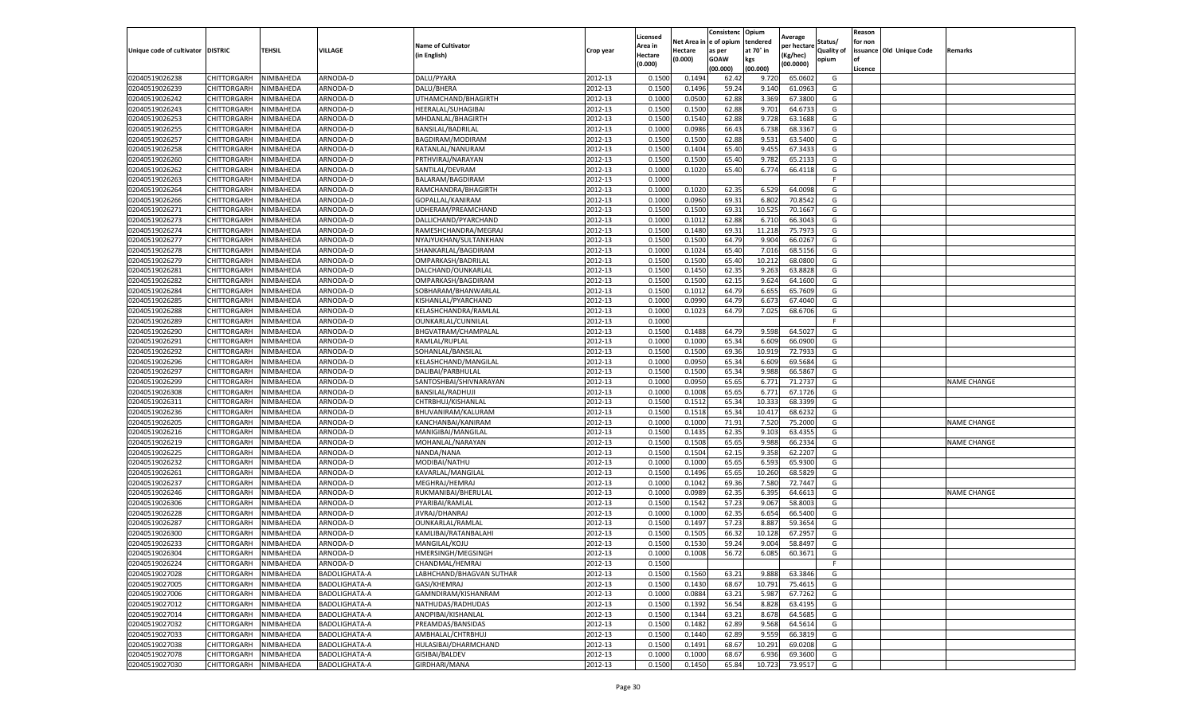| Unique code of cultivator | DISTRIC | TEHSIL | VILLAGE | Name of Cultivator (in English) | Crop year | Licensed Area in Hectare (0.000) | Net Area in Hectare (0.000) | Consistence of opium as per GOAW (00.000) | Opium tendered at 70° in kgs (00.000) | Average per hectare (Kg/hec) (00.0000) | Status/ Quality of opium | Reason for non issuance of Licence | Old Unique Code | Remarks |
|---|---|---|---|---|---|---|---|---|---|---|---|---|---|---|
| 02040519026238 | CHITTORGARH | NIMBAHEDA | ARNODA-D | DALU/PYARA | 2012-13 | 0.1500 | 0.1494 | 62.42 | 9.720 | 65.0602 | G | | | |
| 02040519026239 | CHITTORGARH | NIMBAHEDA | ARNODA-D | DALU/BHERA | 2012-13 | 0.1500 | 0.1496 | 59.24 | 9.140 | 61.0963 | G | | | |
| 02040519026242 | CHITTORGARH | NIMBAHEDA | ARNODA-D | UTHAMCHAND/BHAGIRTH | 2012-13 | 0.1000 | 0.0500 | 62.88 | 3.369 | 67.3800 | G | | | |
| 02040519026243 | CHITTORGARH | NIMBAHEDA | ARNODA-D | HEERALAL/SUHAGIBAI | 2012-13 | 0.1500 | 0.1500 | 62.88 | 9.701 | 64.6733 | G | | | |
| 02040519026253 | CHITTORGARH | NIMBAHEDA | ARNODA-D | MHDANLAL/BHAGIRTH | 2012-13 | 0.1500 | 0.1540 | 62.88 | 9.728 | 63.1688 | G | | | |
| 02040519026255 | CHITTORGARH | NIMBAHEDA | ARNODA-D | BANSILAL/BADRILAL | 2012-13 | 0.1000 | 0.0986 | 66.43 | 6.738 | 68.3367 | G | | | |
| 02040519026257 | CHITTORGARH | NIMBAHEDA | ARNODA-D | BAGDIRAM/MODIRAM | 2012-13 | 0.1500 | 0.1500 | 62.88 | 9.531 | 63.5400 | G | | | |
| 02040519026258 | CHITTORGARH | NIMBAHEDA | ARNODA-D | RATANLAL/NANURAM | 2012-13 | 0.1500 | 0.1404 | 65.40 | 9.455 | 67.3433 | G | | | |
| 02040519026260 | CHITTORGARH | NIMBAHEDA | ARNODA-D | PRTHVIRAJ/NARAYAN | 2012-13 | 0.1500 | 0.1500 | 65.40 | 9.782 | 65.2133 | G | | | |
| 02040519026262 | CHITTORGARH | NIMBAHEDA | ARNODA-D | SANTILAL/DEVRAM | 2012-13 | 0.1000 | 0.1020 | 65.40 | 6.774 | 66.4118 | G | | | |
| 02040519026263 | CHITTORGARH | NIMBAHEDA | ARNODA-D | BALARAM/BAGDIRAM | 2012-13 | 0.1000 | | | | | F | | | |
| 02040519026264 | CHITTORGARH | NIMBAHEDA | ARNODA-D | RAMCHANDRA/BHAGIRTH | 2012-13 | 0.1000 | 0.1020 | 62.35 | 6.529 | 64.0098 | G | | | |
| 02040519026266 | CHITTORGARH | NIMBAHEDA | ARNODA-D | GOPALLAL/KANIRAM | 2012-13 | 0.1000 | 0.0960 | 69.31 | 6.802 | 70.8542 | G | | | |
| 02040519026271 | CHITTORGARH | NIMBAHEDA | ARNODA-D | UDHERAM/PREAMCHAND | 2012-13 | 0.1500 | 0.1500 | 69.31 | 10.525 | 70.1667 | G | | | |
| 02040519026273 | CHITTORGARH | NIMBAHEDA | ARNODA-D | DALLICHAND/PYARCHAND | 2012-13 | 0.1000 | 0.1012 | 62.88 | 6.710 | 66.3043 | G | | | |
| 02040519026274 | CHITTORGARH | NIMBAHEDA | ARNODA-D | RAMESHCHANDRA/MEGRAJ | 2012-13 | 0.1500 | 0.1480 | 69.31 | 11.218 | 75.7973 | G | | | |
| 02040519026277 | CHITTORGARH | NIMBAHEDA | ARNODA-D | NYAJYUKHAN/SULTANKHAN | 2012-13 | 0.1500 | 0.1500 | 64.79 | 9.904 | 66.0267 | G | | | |
| 02040519026278 | CHITTORGARH | NIMBAHEDA | ARNODA-D | SHANKARLAL/BAGDIRAM | 2012-13 | 0.1000 | 0.1024 | 65.40 | 7.016 | 68.5156 | G | | | |
| 02040519026279 | CHITTORGARH | NIMBAHEDA | ARNODA-D | OMPARKASH/BADRILAL | 2012-13 | 0.1500 | 0.1500 | 65.40 | 10.212 | 68.0800 | G | | | |
| 02040519026281 | CHITTORGARH | NIMBAHEDA | ARNODA-D | DALCHAND/OUNKARLAL | 2012-13 | 0.1500 | 0.1450 | 62.35 | 9.263 | 63.8828 | G | | | |
| 02040519026282 | CHITTORGARH | NIMBAHEDA | ARNODA-D | OMPARKASH/BAGDIRAM | 2012-13 | 0.1500 | 0.1500 | 62.15 | 9.624 | 64.1600 | G | | | |
| 02040519026284 | CHITTORGARH | NIMBAHEDA | ARNODA-D | SOBHARAM/BHANWARLAL | 2012-13 | 0.1500 | 0.1012 | 64.79 | 6.655 | 65.7609 | G | | | |
| 02040519026285 | CHITTORGARH | NIMBAHEDA | ARNODA-D | KISHANLAL/PYARCHAND | 2012-13 | 0.1000 | 0.0990 | 64.79 | 6.673 | 67.4040 | G | | | |
| 02040519026288 | CHITTORGARH | NIMBAHEDA | ARNODA-D | KELASHCHANDRA/RAMLAL | 2012-13 | 0.1000 | 0.1023 | 64.79 | 7.025 | 68.6706 | G | | | |
| 02040519026289 | CHITTORGARH | NIMBAHEDA | ARNODA-D | OUNKARLAL/CUNNILAL | 2012-13 | 0.1000 | | | | | F | | | |
| 02040519026290 | CHITTORGARH | NIMBAHEDA | ARNODA-D | BHGVATRAM/CHAMPALAL | 2012-13 | 0.1500 | 0.1488 | 64.79 | 9.598 | 64.5027 | G | | | |
| 02040519026291 | CHITTORGARH | NIMBAHEDA | ARNODA-D | RAMLAL/RUPLAL | 2012-13 | 0.1000 | 0.1000 | 65.34 | 6.609 | 66.0900 | G | | | |
| 02040519026292 | CHITTORGARH | NIMBAHEDA | ARNODA-D | SOHANLAL/BANSILAL | 2012-13 | 0.1500 | 0.1500 | 69.36 | 10.919 | 72.7933 | G | | | |
| 02040519026296 | CHITTORGARH | NIMBAHEDA | ARNODA-D | KELASHCHAND/MANGILAL | 2012-13 | 0.1000 | 0.0950 | 65.34 | 6.609 | 69.5684 | G | | | |
| 02040519026297 | CHITTORGARH | NIMBAHEDA | ARNODA-D | DALIBAI/PARBHULAL | 2012-13 | 0.1500 | 0.1500 | 65.34 | 9.988 | 66.5867 | G | | | |
| 02040519026299 | CHITTORGARH | NIMBAHEDA | ARNODA-D | SANTOSHBAI/SHIVNARAYAN | 2012-13 | 0.1000 | 0.0950 | 65.65 | 6.771 | 71.2737 | G | | | NAME CHANGE |
| 02040519026308 | CHITTORGARH | NIMBAHEDA | ARNODA-D | BANSILAL/RADHUJI | 2012-13 | 0.1000 | 0.1008 | 65.65 | 6.771 | 67.1726 | G | | | |
| 02040519026311 | CHITTORGARH | NIMBAHEDA | ARNODA-D | CHTRBHUJ/KISHANLAL | 2012-13 | 0.1500 | 0.1512 | 65.34 | 10.333 | 68.3399 | G | | | |
| 02040519026236 | CHITTORGARH | NIMBAHEDA | ARNODA-D | BHUVANIRAM/KALURAM | 2012-13 | 0.1500 | 0.1518 | 65.34 | 10.417 | 68.6232 | G | | | |
| 02040519026205 | CHITTORGARH | NIMBAHEDA | ARNODA-D | KANCHANBAI/KANIRAM | 2012-13 | 0.1000 | 0.1000 | 71.91 | 7.520 | 75.2000 | G | | | NAME CHANGE |
| 02040519026216 | CHITTORGARH | NIMBAHEDA | ARNODA-D | MANIGIBAI/MANGILAL | 2012-13 | 0.1500 | 0.1435 | 62.35 | 9.103 | 63.4355 | G | | | |
| 02040519026219 | CHITTORGARH | NIMBAHEDA | ARNODA-D | MOHANLAL/NARAYAN | 2012-13 | 0.1500 | 0.1508 | 65.65 | 9.988 | 66.2334 | G | | | NAME CHANGE |
| 02040519026225 | CHITTORGARH | NIMBAHEDA | ARNODA-D | NANDA/NANA | 2012-13 | 0.1500 | 0.1504 | 62.15 | 9.358 | 62.2207 | G | | | |
| 02040519026232 | CHITTORGARH | NIMBAHEDA | ARNODA-D | MODIBAI/NATHU | 2012-13 | 0.1000 | 0.1000 | 65.65 | 6.593 | 65.9300 | G | | | |
| 02040519026261 | CHITTORGARH | NIMBAHEDA | ARNODA-D | KAVARLAL/MANGILAL | 2012-13 | 0.1500 | 0.1496 | 65.65 | 10.260 | 68.5829 | G | | | |
| 02040519026237 | CHITTORGARH | NIMBAHEDA | ARNODA-D | MEGHRAJ/HEMRAJ | 2012-13 | 0.1000 | 0.1042 | 69.36 | 7.580 | 72.7447 | G | | | |
| 02040519026246 | CHITTORGARH | NIMBAHEDA | ARNODA-D | RUKMANIBAI/BHERULAL | 2012-13 | 0.1000 | 0.0989 | 62.35 | 6.395 | 64.6613 | G | | | NAME CHANGE |
| 02040519026306 | CHITTORGARH | NIMBAHEDA | ARNODA-D | PYARIBAI/RAMLAL | 2012-13 | 0.1500 | 0.1542 | 57.23 | 9.067 | 58.8003 | G | | | |
| 02040519026228 | CHITTORGARH | NIMBAHEDA | ARNODA-D | JIVRAJ/DHANRAJ | 2012-13 | 0.1000 | 0.1000 | 62.35 | 6.654 | 66.5400 | G | | | |
| 02040519026287 | CHITTORGARH | NIMBAHEDA | ARNODA-D | OUNKARLAL/RAMLAL | 2012-13 | 0.1500 | 0.1497 | 57.23 | 8.887 | 59.3654 | G | | | |
| 02040519026300 | CHITTORGARH | NIMBAHEDA | ARNODA-D | KAMLIBAI/RATANBALAHI | 2012-13 | 0.1500 | 0.1505 | 66.32 | 10.128 | 67.2957 | G | | | |
| 02040519026233 | CHITTORGARH | NIMBAHEDA | ARNODA-D | MANGILAL/KOJU | 2012-13 | 0.1500 | 0.1530 | 59.24 | 9.004 | 58.8497 | G | | | |
| 02040519026304 | CHITTORGARH | NIMBAHEDA | ARNODA-D | HMERSINGH/MEGSINGH | 2012-13 | 0.1000 | 0.1008 | 56.72 | 6.085 | 60.3671 | G | | | |
| 02040519026224 | CHITTORGARH | NIMBAHEDA | ARNODA-D | CHANDMAL/HEMRAJ | 2012-13 | 0.1500 | | | | | F | | | |
| 02040519027028 | CHITTORGARH | NIMBAHEDA | BADOLIGHATA-A | LABHCHAND/BHAGVAN SUTHAR | 2012-13 | 0.1500 | 0.1560 | 63.21 | 9.888 | 63.3846 | G | | | |
| 02040519027005 | CHITTORGARH | NIMBAHEDA | BADOLIGHATA-A | GASI/KHEMRAJ | 2012-13 | 0.1500 | 0.1430 | 68.67 | 10.791 | 75.4615 | G | | | |
| 02040519027006 | CHITTORGARH | NIMBAHEDA | BADOLIGHATA-A | GAMNDIRAM/KISHANRAM | 2012-13 | 0.1000 | 0.0884 | 63.21 | 5.987 | 67.7262 | G | | | |
| 02040519027012 | CHITTORGARH | NIMBAHEDA | BADOLIGHATA-A | NATHUDAS/RADHUDAS | 2012-13 | 0.1500 | 0.1392 | 56.54 | 8.828 | 63.4195 | G | | | |
| 02040519027014 | CHITTORGARH | NIMBAHEDA | BADOLIGHATA-A | ANOPIBAI/KISHANLAL | 2012-13 | 0.1500 | 0.1344 | 63.21 | 8.678 | 64.5685 | G | | | |
| 02040519027032 | CHITTORGARH | NIMBAHEDA | BADOLIGHATA-A | PREAMDAS/BANSIDAS | 2012-13 | 0.1500 | 0.1482 | 62.89 | 9.568 | 64.5614 | G | | | |
| 02040519027033 | CHITTORGARH | NIMBAHEDA | BADOLIGHATA-A | AMBHALAL/CHTRBHUJ | 2012-13 | 0.1500 | 0.1440 | 62.89 | 9.559 | 66.3819 | G | | | |
| 02040519027038 | CHITTORGARH | NIMBAHEDA | BADOLIGHATA-A | HULASIBAI/DHARMCHAND | 2012-13 | 0.1500 | 0.1491 | 68.67 | 10.291 | 69.0208 | G | | | |
| 02040519027078 | CHITTORGARH | NIMBAHEDA | BADOLIGHATA-A | GISIBAI/BALDEV | 2012-13 | 0.1000 | 0.1000 | 68.67 | 6.936 | 69.3600 | G | | | |
| 02040519027030 | CHITTORGARH | NIMBAHEDA | BADOLIGHATA-A | GIRDHARI/MANA | 2012-13 | 0.1500 | 0.1450 | 65.84 | 10.723 | 73.9517 | G | | | |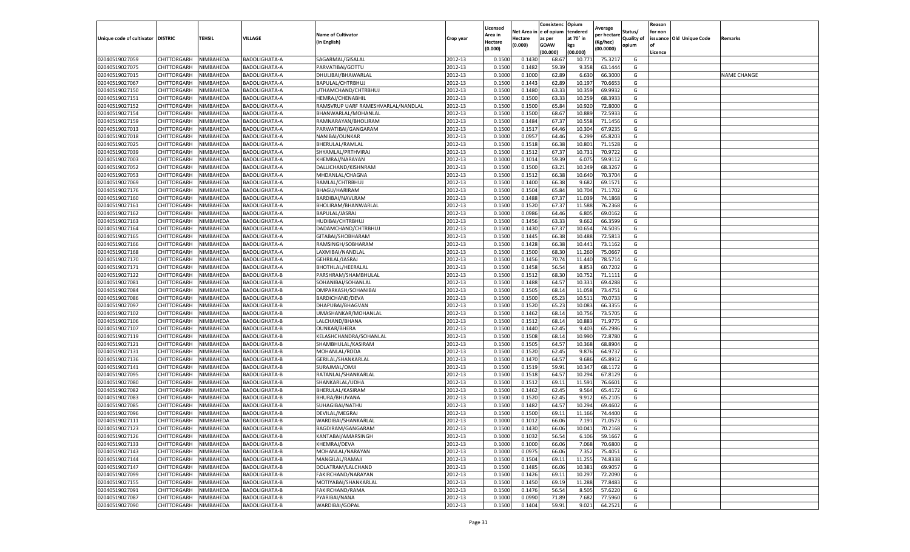| Unique code of cultivator | DISTRIC | TEHSIL | VILLAGE | Name of Cultivator (in English) | Crop year | Licensed Area in Hectare (0.000) | Net Area in Hectare (0.000) | Consistenc e of opium as per GOAW (00.000) | Opium tendered at 70° in kgs (00.000) | Average per hectare (Kg/hec) (00.0000) | Status/ Quality of opium | Reason for non issuance of Licence | Old Unique Code | Remarks |
|---|---|---|---|---|---|---|---|---|---|---|---|---|---|---|
| 02040519027059 | CHITTORGARH | NIMBAHEDA | BADOLIGHATA-A | SAGARMAL/GISALAL | 2012-13 | 0.1500 | 0.1430 | 68.67 | 10.771 | 75.3217 | G | | | |
| 02040519027075 | CHITTORGARH | NIMBAHEDA | BADOLIGHATA-A | PARVATIBAI/GOTTU | 2012-13 | 0.1500 | 0.1482 | 59.39 | 9.358 | 63.1444 | G | | | |
| 02040519027015 | CHITTORGARH | NIMBAHEDA | BADOLIGHATA-A | DHULIBAI/BHAWARLAL | 2012-13 | 0.1000 | 0.1000 | 62.89 | 6.630 | 66.3000 | G | | | NAME CHANGE |
| 02040519027067 | CHITTORGARH | NIMBAHEDA | BADOLIGHATA-A | BAPULAL/CHTRBHUJ | 2012-13 | 0.1500 | 0.1443 | 62.89 | 10.197 | 70.6653 | G | | | |
| 02040519027150 | CHITTORGARH | NIMBAHEDA | BADOLIGHATA-A | UTHAMCHAND/CHTRBHUJ | 2012-13 | 0.1500 | 0.1480 | 63.33 | 10.359 | 69.9932 | G | | | |
| 02040519027151 | CHITTORGARH | NIMBAHEDA | BADOLIGHATA-A | HEMRAJ/CHENABHIL | 2012-13 | 0.1500 | 0.1500 | 63.33 | 10.259 | 68.3933 | G | | | |
| 02040519027152 | CHITTORGARH | NIMBAHEDA | BADOLIGHATA-A | RAMSVRUP UARF RAMESHVARLAL/NANDLAL | 2012-13 | 0.1500 | 0.1500 | 65.84 | 10.920 | 72.8000 | G | | | |
| 02040519027154 | CHITTORGARH | NIMBAHEDA | BADOLIGHATA-A | BHANWARLAL/MOHANLAL | 2012-13 | 0.1500 | 0.1500 | 68.67 | 10.889 | 72.5933 | G | | | |
| 02040519027159 | CHITTORGARH | NIMBAHEDA | BADOLIGHATA-A | RAMNARAYAN/BHOLIRAM | 2012-13 | 0.1500 | 0.1484 | 67.37 | 10.558 | 71.1456 | G | | | |
| 02040519027013 | CHITTORGARH | NIMBAHEDA | BADOLIGHATA-A | PARWATIBAI/GANGARAM | 2012-13 | 0.1500 | 0.1517 | 64.46 | 10.304 | 67.9235 | G | | | |
| 02040519027018 | CHITTORGARH | NIMBAHEDA | BADOLIGHATA-A | NANIBAI/OUNKAR | 2012-13 | 0.1000 | 0.0957 | 64.46 | 6.299 | 65.8203 | G | | | |
| 02040519027025 | CHITTORGARH | NIMBAHEDA | BADOLIGHATA-A | BHERULAL/RAMLAL | 2012-13 | 0.1500 | 0.1518 | 66.38 | 10.801 | 71.1528 | G | | | |
| 02040519027039 | CHITTORGARH | NIMBAHEDA | BADOLIGHATA-A | SHYAMLAL/PRTHVIRAJ | 2012-13 | 0.1500 | 0.1512 | 67.37 | 10.731 | 70.9722 | G | | | |
| 02040519027003 | CHITTORGARH | NIMBAHEDA | BADOLIGHATA-A | KHEMRAJ/NARAYAN | 2012-13 | 0.1000 | 0.1014 | 59.39 | 6.075 | 59.9112 | G | | | |
| 02040519027052 | CHITTORGARH | NIMBAHEDA | BADOLIGHATA-A | DALLICHAND/KISHNRAM | 2012-13 | 0.1500 | 0.1500 | 63.21 | 10.249 | 68.3267 | G | | | |
| 02040519027053 | CHITTORGARH | NIMBAHEDA | BADOLIGHATA-A | MHDANLAL/CHAGNA | 2012-13 | 0.1500 | 0.1512 | 66.38 | 10.640 | 70.3704 | G | | | |
| 02040519027069 | CHITTORGARH | NIMBAHEDA | BADOLIGHATA-A | RAMLAL/CHTRBHUJ | 2012-13 | 0.1500 | 0.1400 | 66.38 | 9.682 | 69.1571 | G | | | |
| 02040519027176 | CHITTORGARH | NIMBAHEDA | BADOLIGHATA-A | BHAGU/HARIRAM | 2012-13 | 0.1500 | 0.1504 | 65.84 | 10.704 | 71.1702 | G | | | |
| 02040519027160 | CHITTORGARH | NIMBAHEDA | BADOLIGHATA-A | BARDIBAI/NAVLRAM | 2012-13 | 0.1500 | 0.1488 | 67.37 | 11.039 | 74.1868 | G | | | |
| 02040519027161 | CHITTORGARH | NIMBAHEDA | BADOLIGHATA-A | BHOLIRAM/BHANWARLAL | 2012-13 | 0.1500 | 0.1520 | 67.37 | 11.588 | 76.2368 | G | | | |
| 02040519027162 | CHITTORGARH | NIMBAHEDA | BADOLIGHATA-A | BAPULAL/JASRAJ | 2012-13 | 0.1000 | 0.0986 | 64.46 | 6.805 | 69.0162 | G | | | |
| 02040519027163 | CHITTORGARH | NIMBAHEDA | BADOLIGHATA-A | HUDIBAI/CHTRBHUJ | 2012-13 | 0.1500 | 0.1456 | 63.33 | 9.662 | 66.3599 | G | | | |
| 02040519027164 | CHITTORGARH | NIMBAHEDA | BADOLIGHATA-A | DADAMCHAND/CHTRBHUJ | 2012-13 | 0.1500 | 0.1430 | 67.37 | 10.654 | 74.5035 | G | | | |
| 02040519027165 | CHITTORGARH | NIMBAHEDA | BADOLIGHATA-A | GITABAI/SHOBHARAM | 2012-13 | 0.1500 | 0.1445 | 66.38 | 10.488 | 72.5813 | G | | | |
| 02040519027166 | CHITTORGARH | NIMBAHEDA | BADOLIGHATA-A | RAMSINGH/SOBHARAM | 2012-13 | 0.1500 | 0.1428 | 66.38 | 10.441 | 73.1162 | G | | | |
| 02040519027168 | CHITTORGARH | NIMBAHEDA | BADOLIGHATA-A | LAXMIBAI/NANDLAL | 2012-13 | 0.1500 | 0.1500 | 68.30 | 11.260 | 75.0667 | G | | | |
| 02040519027170 | CHITTORGARH | NIMBAHEDA | BADOLIGHATA-A | GEHRILAL/JASRAJ | 2012-13 | 0.1500 | 0.1456 | 70.74 | 11.440 | 78.5714 | G | | | |
| 02040519027171 | CHITTORGARH | NIMBAHEDA | BADOLIGHATA-A | BHOTHLAL/HEERALAL | 2012-13 | 0.1500 | 0.1458 | 56.54 | 8.853 | 60.7202 | G | | | |
| 02040519027122 | CHITTORGARH | NIMBAHEDA | BADOLIGHATA-B | PARSHRAM/SHAMBHULAL | 2012-13 | 0.1500 | 0.1512 | 68.30 | 10.752 | 71.1111 | G | | | |
| 02040519027081 | CHITTORGARH | NIMBAHEDA | BADOLIGHATA-B | SOHANIBAI/SOHANLAL | 2012-13 | 0.1500 | 0.1488 | 64.57 | 10.331 | 69.4288 | G | | | |
| 02040519027084 | CHITTORGARH | NIMBAHEDA | BADOLIGHATA-B | OMPARKASH/SOHANIBAI | 2012-13 | 0.1500 | 0.1505 | 68.14 | 11.058 | 73.4751 | G | | | |
| 02040519027086 | CHITTORGARH | NIMBAHEDA | BADOLIGHATA-B | BARDICHAND/DEVA | 2012-13 | 0.1500 | 0.1500 | 65.23 | 10.511 | 70.0733 | G | | | |
| 02040519027097 | CHITTORGARH | NIMBAHEDA | BADOLIGHATA-B | DHAPUBAI/BHAGVAN | 2012-13 | 0.1500 | 0.1520 | 65.23 | 10.083 | 66.3355 | G | | | |
| 02040519027102 | CHITTORGARH | NIMBAHEDA | BADOLIGHATA-B | UMASHANKAR/MOHANLAL | 2012-13 | 0.1500 | 0.1462 | 68.14 | 10.756 | 73.5705 | G | | | |
| 02040519027106 | CHITTORGARH | NIMBAHEDA | BADOLIGHATA-B | LALCHAND/BHANA | 2012-13 | 0.1500 | 0.1512 | 68.14 | 10.883 | 71.9775 | G | | | |
| 02040519027107 | CHITTORGARH | NIMBAHEDA | BADOLIGHATA-B | OUNKAR/BHERA | 2012-13 | 0.1500 | 0.1440 | 62.45 | 9.403 | 65.2986 | G | | | |
| 02040519027119 | CHITTORGARH | NIMBAHEDA | BADOLIGHATA-B | KELASHCHANDRA/SOHANLAL | 2012-13 | 0.1500 | 0.1508 | 68.14 | 10.990 | 72.8780 | G | | | |
| 02040519027121 | CHITTORGARH | NIMBAHEDA | BADOLIGHATA-B | SHAMBHULAL/KASIRAM | 2012-13 | 0.1500 | 0.1505 | 64.57 | 10.368 | 68.8904 | G | | | |
| 02040519027131 | CHITTORGARH | NIMBAHEDA | BADOLIGHATA-B | MOHANLAL/RODA | 2012-13 | 0.1500 | 0.1520 | 62.45 | 9.876 | 64.9737 | G | | | |
| 02040519027136 | CHITTORGARH | NIMBAHEDA | BADOLIGHATA-B | GERILAL/SHANKARLAL | 2012-13 | 0.1500 | 0.1470 | 64.57 | 9.686 | 65.8912 | G | | | |
| 02040519027141 | CHITTORGARH | NIMBAHEDA | BADOLIGHATA-B | SURAJMAL/OMJI | 2012-13 | 0.1500 | 0.1519 | 59.91 | 10.347 | 68.1172 | G | | | |
| 02040519027095 | CHITTORGARH | NIMBAHEDA | BADOLIGHATA-B | RATANLAL/SHANKARLAL | 2012-13 | 0.1500 | 0.1518 | 64.57 | 10.294 | 67.8129 | G | | | |
| 02040519027080 | CHITTORGARH | NIMBAHEDA | BADOLIGHATA-B | SHANKARLAL/UDHA | 2012-13 | 0.1500 | 0.1512 | 69.11 | 11.591 | 76.6601 | G | | | |
| 02040519027082 | CHITTORGARH | NIMBAHEDA | BADOLIGHATA-B | BHERULAL/KASIRAM | 2012-13 | 0.1500 | 0.1462 | 62.45 | 9.564 | 65.4172 | G | | | |
| 02040519027083 | CHITTORGARH | NIMBAHEDA | BADOLIGHATA-B | BHURA/BHUVANA | 2012-13 | 0.1500 | 0.1520 | 62.45 | 9.912 | 65.2105 | G | | | |
| 02040519027085 | CHITTORGARH | NIMBAHEDA | BADOLIGHATA-B | SUHAGIBAI/NATHU | 2012-13 | 0.1500 | 0.1482 | 64.57 | 10.294 | 69.4602 | G | | | |
| 02040519027096 | CHITTORGARH | NIMBAHEDA | BADOLIGHATA-B | DEVILAL/MEGRAJ | 2012-13 | 0.1500 | 0.1500 | 69.11 | 11.166 | 74.4400 | G | | | |
| 02040519027111 | CHITTORGARH | NIMBAHEDA | BADOLIGHATA-B | WARDIBAI/SHANKARLAL | 2012-13 | 0.1000 | 0.1012 | 66.06 | 7.191 | 71.0573 | G | | | |
| 02040519027123 | CHITTORGARH | NIMBAHEDA | BADOLIGHATA-B | BAGDIRAM/GANGARAM | 2012-13 | 0.1500 | 0.1430 | 66.06 | 10.041 | 70.2168 | G | | | |
| 02040519027126 | CHITTORGARH | NIMBAHEDA | BADOLIGHATA-B | KANTABAI/AMARSINGH | 2012-13 | 0.1000 | 0.1032 | 56.54 | 6.106 | 59.1667 | G | | | |
| 02040519027133 | CHITTORGARH | NIMBAHEDA | BADOLIGHATA-B | KHEMRAJ/DEVA | 2012-13 | 0.1000 | 0.1000 | 66.06 | 7.068 | 70.6800 | G | | | |
| 02040519027143 | CHITTORGARH | NIMBAHEDA | BADOLIGHATA-B | MOHANLAL/NARAYAN | 2012-13 | 0.1000 | 0.0975 | 66.06 | 7.352 | 75.4051 | G | | | |
| 02040519027144 | CHITTORGARH | NIMBAHEDA | BADOLIGHATA-B | MANGILAL/RAMAJI | 2012-13 | 0.1500 | 0.1504 | 69.11 | 11.255 | 74.8338 | G | | | |
| 02040519027147 | CHITTORGARH | NIMBAHEDA | BADOLIGHATA-B | DOLATRAM/LALCHAND | 2012-13 | 0.1500 | 0.1485 | 66.06 | 10.381 | 69.9057 | G | | | |
| 02040519027099 | CHITTORGARH | NIMBAHEDA | BADOLIGHATA-B | FAKIRCHAND/NARAYAN | 2012-13 | 0.1500 | 0.1426 | 69.11 | 10.297 | 72.2090 | G | | | |
| 02040519027155 | CHITTORGARH | NIMBAHEDA | BADOLIGHATA-B | MOTIYABAI/SHANKARLAL | 2012-13 | 0.1500 | 0.1450 | 69.19 | 11.288 | 77.8483 | G | | | |
| 02040519027091 | CHITTORGARH | NIMBAHEDA | BADOLIGHATA-B | FAKIRCHAND/RAMA | 2012-13 | 0.1500 | 0.1476 | 56.54 | 8.505 | 57.6220 | G | | | |
| 02040519027087 | CHITTORGARH | NIMBAHEDA | BADOLIGHATA-B | PYARIBAI/NANA | 2012-13 | 0.1000 | 0.0990 | 71.89 | 7.682 | 77.5960 | G | | | |
| 02040519027090 | CHITTORGARH | NIMBAHEDA | BADOLIGHATA-B | WARDIBAI/GOPAL | 2012-13 | 0.1500 | 0.1404 | 59.91 | 9.021 | 64.2521 | G | | | |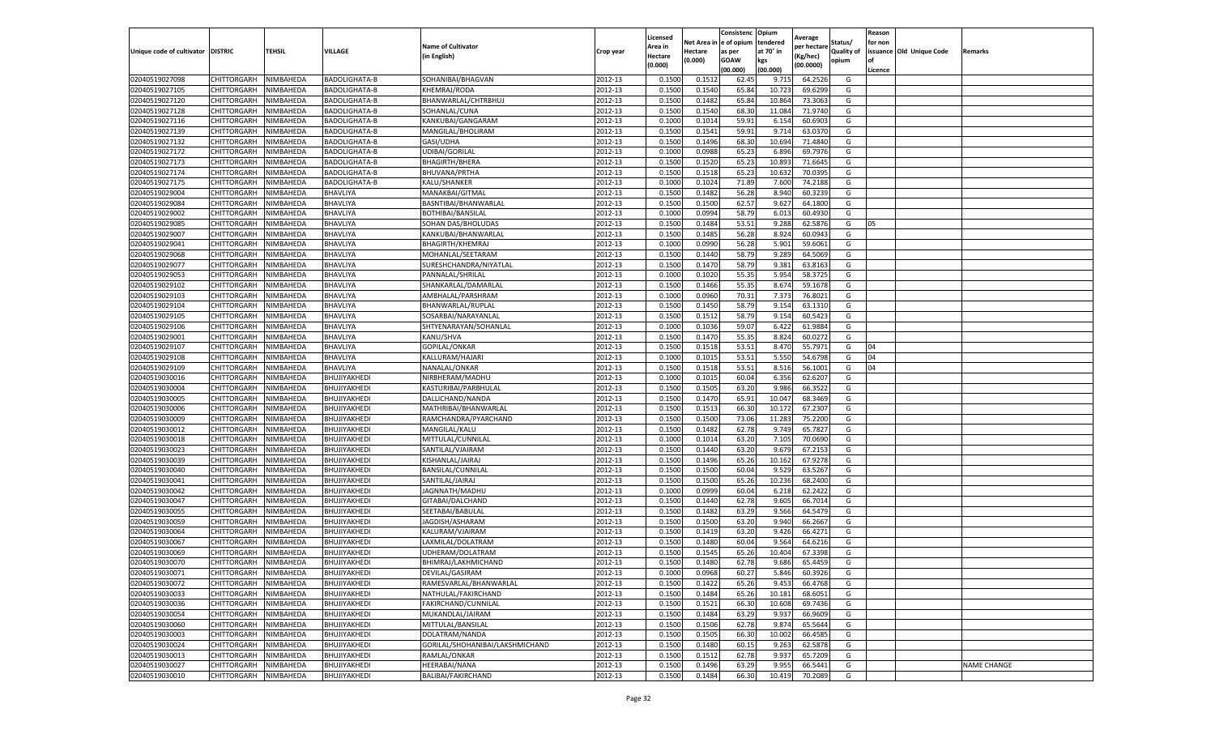| Unique code of cultivator | DISTRIC | TEHSIL | VILLAGE | Name of Cultivator (in English) | Crop year | Licensed Area in Hectare (0.000) | Net Area in Hectare (0.000) | Consistence of opium as per GOAW (00.000) | Opium tendered at 70° in kgs (00.000) | Average per hectare (Kg/hec) (00.0000) | Status/ Quality of opium | Reason for non issuance of Licence | Old Unique Code | Remarks |
|---|---|---|---|---|---|---|---|---|---|---|---|---|---|---|
| 02040519027098 | CHITTORGARH | NIMBAHEDA | BADOLIGHATA-B | SOHANIBAI/BHAGVAN | 2012-13 | 0.1500 | 0.1512 | 62.45 | 9.715 | 64.2526 | G | | | |
| 02040519027105 | CHITTORGARH | NIMBAHEDA | BADOLIGHATA-B | KHEMRAJ/RODA | 2012-13 | 0.1500 | 0.1540 | 65.84 | 10.723 | 69.6299 | G | | | |
| 02040519027120 | CHITTORGARH | NIMBAHEDA | BADOLIGHATA-B | BHANWARLAL/CHTRBHUJ | 2012-13 | 0.1500 | 0.1482 | 65.84 | 10.864 | 73.3063 | G | | | |
| 02040519027128 | CHITTORGARH | NIMBAHEDA | BADOLIGHATA-B | SOHANLAL/CUNA | 2012-13 | 0.1500 | 0.1540 | 68.30 | 11.084 | 71.9740 | G | | | |
| 02040519027116 | CHITTORGARH | NIMBAHEDA | BADOLIGHATA-B | KANKUBAI/GANGARAM | 2012-13 | 0.1000 | 0.1014 | 59.91 | 6.154 | 60.6903 | G | | | |
| 02040519027139 | CHITTORGARH | NIMBAHEDA | BADOLIGHATA-B | MANGILAL/BHOLIRAM | 2012-13 | 0.1500 | 0.1541 | 59.91 | 9.714 | 63.0370 | G | | | |
| 02040519027132 | CHITTORGARH | NIMBAHEDA | BADOLIGHATA-B | GASI/UDHA | 2012-13 | 0.1500 | 0.1496 | 68.30 | 10.694 | 71.4840 | G | | | |
| 02040519027172 | CHITTORGARH | NIMBAHEDA | BADOLIGHATA-B | UDIBAI/GORILAL | 2012-13 | 0.1000 | 0.0988 | 65.23 | 6.896 | 69.7976 | G | | | |
| 02040519027173 | CHITTORGARH | NIMBAHEDA | BADOLIGHATA-B | BHAGIRTH/BHERA | 2012-13 | 0.1500 | 0.1520 | 65.23 | 10.893 | 71.6645 | G | | | |
| 02040519027174 | CHITTORGARH | NIMBAHEDA | BADOLIGHATA-B | BHUVANA/PRTHA | 2012-13 | 0.1500 | 0.1518 | 65.23 | 10.632 | 70.0395 | G | | | |
| 02040519027175 | CHITTORGARH | NIMBAHEDA | BADOLIGHATA-B | KALU/SHANKER | 2012-13 | 0.1000 | 0.1024 | 71.89 | 7.600 | 74.2188 | G | | | |
| 02040519029004 | CHITTORGARH | NIMBAHEDA | BHAVLIYA | MANAKBAI/GITMAL | 2012-13 | 0.1500 | 0.1482 | 56.28 | 8.940 | 60.3239 | G | | | |
| 02040519029084 | CHITTORGARH | NIMBAHEDA | BHAVLIYA | BASNTIBAI/BHANWARLAL | 2012-13 | 0.1500 | 0.1500 | 62.57 | 9.627 | 64.1800 | G | | | |
| 02040519029002 | CHITTORGARH | NIMBAHEDA | BHAVLIYA | BOTHIBAI/BANSILAL | 2012-13 | 0.1000 | 0.0994 | 58.79 | 6.013 | 60.4930 | G | | | |
| 02040519029085 | CHITTORGARH | NIMBAHEDA | BHAVLIYA | SOHAN DAS/BHOLUDAS | 2012-13 | 0.1500 | 0.1484 | 53.51 | 9.288 | 62.5876 | G | 05 | | |
| 02040519029007 | CHITTORGARH | NIMBAHEDA | BHAVLIYA | KANKUBAI/BHANWARLAL | 2012-13 | 0.1500 | 0.1485 | 56.28 | 8.924 | 60.0943 | G | | | |
| 02040519029041 | CHITTORGARH | NIMBAHEDA | BHAVLIYA | BHAGIRTH/KHEMRAJ | 2012-13 | 0.1000 | 0.0990 | 56.28 | 5.901 | 59.6061 | G | | | |
| 02040519029068 | CHITTORGARH | NIMBAHEDA | BHAVLIYA | MOHANLAL/SEETARAM | 2012-13 | 0.1500 | 0.1440 | 58.79 | 9.289 | 64.5069 | G | | | |
| 02040519029077 | CHITTORGARH | NIMBAHEDA | BHAVLIYA | SURESHCHANDRA/NIYATLAL | 2012-13 | 0.1500 | 0.1470 | 58.79 | 9.381 | 63.8163 | G | | | |
| 02040519029053 | CHITTORGARH | NIMBAHEDA | BHAVLIYA | PANNALAL/SHRILAL | 2012-13 | 0.1000 | 0.1020 | 55.35 | 5.954 | 58.3725 | G | | | |
| 02040519029102 | CHITTORGARH | NIMBAHEDA | BHAVLIYA | SHANKARLAL/DAMARLAL | 2012-13 | 0.1500 | 0.1466 | 55.35 | 8.674 | 59.1678 | G | | | |
| 02040519029103 | CHITTORGARH | NIMBAHEDA | BHAVLIYA | AMBHALAL/PARSHRAM | 2012-13 | 0.1000 | 0.0960 | 70.31 | 7.373 | 76.8021 | G | | | |
| 02040519029104 | CHITTORGARH | NIMBAHEDA | BHAVLIYA | BHANWARLAL/RUPLAL | 2012-13 | 0.1500 | 0.1450 | 58.79 | 9.154 | 63.1310 | G | | | |
| 02040519029105 | CHITTORGARH | NIMBAHEDA | BHAVLIYA | SOSARBAI/NARAYANLAL | 2012-13 | 0.1500 | 0.1512 | 58.79 | 9.154 | 60.5423 | G | | | |
| 02040519029106 | CHITTORGARH | NIMBAHEDA | BHAVLIYA | SHTYENARAYAN/SOHANLAL | 2012-13 | 0.1000 | 0.1036 | 59.07 | 6.422 | 61.9884 | G | | | |
| 02040519029001 | CHITTORGARH | NIMBAHEDA | BHAVLIYA | KANU/SHVA | 2012-13 | 0.1500 | 0.1470 | 55.35 | 8.824 | 60.0272 | G | | | |
| 02040519029107 | CHITTORGARH | NIMBAHEDA | BHAVLIYA | GOPILAL/ONKAR | 2012-13 | 0.1500 | 0.1518 | 53.51 | 8.470 | 55.7971 | G | 04 | | |
| 02040519029108 | CHITTORGARH | NIMBAHEDA | BHAVLIYA | KALLURAM/HAJARI | 2012-13 | 0.1000 | 0.1015 | 53.51 | 5.550 | 54.6798 | G | 04 | | |
| 02040519029109 | CHITTORGARH | NIMBAHEDA | BHAVLIYA | NANALAL/ONKAR | 2012-13 | 0.1500 | 0.1518 | 53.51 | 8.516 | 56.1001 | G | 04 | | |
| 02040519030016 | CHITTORGARH | NIMBAHEDA | BHUJIYAKHEDI | NIRBHERAM/MADHU | 2012-13 | 0.1000 | 0.1015 | 60.04 | 6.356 | 62.6207 | G | | | |
| 02040519030004 | CHITTORGARH | NIMBAHEDA | BHUJIYAKHEDI | KASTURIBAI/PARBHULAL | 2012-13 | 0.1500 | 0.1505 | 63.20 | 9.986 | 66.3522 | G | | | |
| 02040519030005 | CHITTORGARH | NIMBAHEDA | BHUJIYAKHEDI | DALLICHAND/NANDA | 2012-13 | 0.1500 | 0.1470 | 65.91 | 10.047 | 68.3469 | G | | | |
| 02040519030006 | CHITTORGARH | NIMBAHEDA | BHUJIYAKHEDI | MATHRIBAI/BHANWARLAL | 2012-13 | 0.1500 | 0.1513 | 66.30 | 10.172 | 67.2307 | G | | | |
| 02040519030009 | CHITTORGARH | NIMBAHEDA | BHUJIYAKHEDI | RAMCHANDRA/PYARCHAND | 2012-13 | 0.1500 | 0.1500 | 73.06 | 11.283 | 75.2200 | G | | | |
| 02040519030012 | CHITTORGARH | NIMBAHEDA | BHUJIYAKHEDI | MANGILAL/KALU | 2012-13 | 0.1500 | 0.1482 | 62.78 | 9.749 | 65.7827 | G | | | |
| 02040519030018 | CHITTORGARH | NIMBAHEDA | BHUJIYAKHEDI | MITTULAL/CUNNILAL | 2012-13 | 0.1000 | 0.1014 | 63.20 | 7.105 | 70.0690 | G | | | |
| 02040519030023 | CHITTORGARH | NIMBAHEDA | BHUJIYAKHEDI | SANTILAL/VJAIRAM | 2012-13 | 0.1500 | 0.1440 | 63.20 | 9.679 | 67.2153 | G | | | |
| 02040519030039 | CHITTORGARH | NIMBAHEDA | BHUJIYAKHEDI | KISHANLAL/JAIRAJ | 2012-13 | 0.1500 | 0.1496 | 65.26 | 10.162 | 67.9278 | G | | | |
| 02040519030040 | CHITTORGARH | NIMBAHEDA | BHUJIYAKHEDI | BANSILAL/CUNNILAL | 2012-13 | 0.1500 | 0.1500 | 60.04 | 9.529 | 63.5267 | G | | | |
| 02040519030041 | CHITTORGARH | NIMBAHEDA | BHUJIYAKHEDI | SANTILAL/JAIRAJ | 2012-13 | 0.1500 | 0.1500 | 65.26 | 10.236 | 68.2400 | G | | | |
| 02040519030042 | CHITTORGARH | NIMBAHEDA | BHUJIYAKHEDI | JAGNNATH/MADHU | 2012-13 | 0.1000 | 0.0999 | 60.04 | 6.218 | 62.2422 | G | | | |
| 02040519030047 | CHITTORGARH | NIMBAHEDA | BHUJIYAKHEDI | GITABAI/DALCHAND | 2012-13 | 0.1500 | 0.1440 | 62.78 | 9.605 | 66.7014 | G | | | |
| 02040519030055 | CHITTORGARH | NIMBAHEDA | BHUJIYAKHEDI | SEETABAI/BABULAL | 2012-13 | 0.1500 | 0.1482 | 63.29 | 9.566 | 64.5479 | G | | | |
| 02040519030059 | CHITTORGARH | NIMBAHEDA | BHUJIYAKHEDI | JAGDISH/ASHARAM | 2012-13 | 0.1500 | 0.1500 | 63.20 | 9.940 | 66.2667 | G | | | |
| 02040519030064 | CHITTORGARH | NIMBAHEDA | BHUJIYAKHEDI | KALURAM/VJAIRAM | 2012-13 | 0.1500 | 0.1419 | 63.20 | 9.426 | 66.4271 | G | | | |
| 02040519030067 | CHITTORGARH | NIMBAHEDA | BHUJIYAKHEDI | LAXMILAL/DOLATRAM | 2012-13 | 0.1500 | 0.1480 | 60.04 | 9.564 | 64.6216 | G | | | |
| 02040519030069 | CHITTORGARH | NIMBAHEDA | BHUJIYAKHEDI | UDHERAM/DOLATRAM | 2012-13 | 0.1500 | 0.1545 | 65.26 | 10.404 | 67.3398 | G | | | |
| 02040519030070 | CHITTORGARH | NIMBAHEDA | BHUJIYAKHEDI | BHIMRAJ/LAKHMICHAND | 2012-13 | 0.1500 | 0.1480 | 62.78 | 9.686 | 65.4459 | G | | | |
| 02040519030071 | CHITTORGARH | NIMBAHEDA | BHUJIYAKHEDI | DEVILAL/GASIRAM | 2012-13 | 0.1000 | 0.0968 | 60.27 | 5.846 | 60.3926 | G | | | |
| 02040519030072 | CHITTORGARH | NIMBAHEDA | BHUJIYAKHEDI | RAMESVARLAL/BHANWARLAL | 2012-13 | 0.1500 | 0.1422 | 65.26 | 9.453 | 66.4768 | G | | | |
| 02040519030033 | CHITTORGARH | NIMBAHEDA | BHUJIYAKHEDI | NATHULAL/FAKIRCHAND | 2012-13 | 0.1500 | 0.1484 | 65.26 | 10.181 | 68.6051 | G | | | |
| 02040519030036 | CHITTORGARH | NIMBAHEDA | BHUJIYAKHEDI | FAKIRCHAND/CUNNILAL | 2012-13 | 0.1500 | 0.1521 | 66.30 | 10.608 | 69.7436 | G | | | |
| 02040519030054 | CHITTORGARH | NIMBAHEDA | BHUJIYAKHEDI | MUKANDLAL/JAIRAM | 2012-13 | 0.1500 | 0.1484 | 63.29 | 9.937 | 66.9609 | G | | | |
| 02040519030060 | CHITTORGARH | NIMBAHEDA | BHUJIYAKHEDI | MITTULAL/BANSILAL | 2012-13 | 0.1500 | 0.1506 | 62.78 | 9.874 | 65.5644 | G | | | |
| 02040519030003 | CHITTORGARH | NIMBAHEDA | BHUJIYAKHEDI | DOLATRAM/NANDA | 2012-13 | 0.1500 | 0.1505 | 66.30 | 10.002 | 66.4585 | G | | | |
| 02040519030024 | CHITTORGARH | NIMBAHEDA | BHUJIYAKHEDI | GORILAL/SHOHANIBAI/LAKSHMICHAND | 2012-13 | 0.1500 | 0.1480 | 60.15 | 9.263 | 62.5878 | G | | | |
| 02040519030013 | CHITTORGARH | NIMBAHEDA | BHUJIYAKHEDI | RAMLAL/ONKAR | 2012-13 | 0.1500 | 0.1512 | 62.78 | 9.937 | 65.7209 | G | | | |
| 02040519030027 | CHITTORGARH | NIMBAHEDA | BHUJIYAKHEDI | HEERABAI/NANA | 2012-13 | 0.1500 | 0.1496 | 63.29 | 9.955 | 66.5441 | G | | | NAME CHANGE |
| 02040519030010 | CHITTORGARH | NIMBAHEDA | BHUJIYAKHEDI | BALIBAI/FAKIRCHAND | 2012-13 | 0.1500 | 0.1484 | 66.30 | 10.419 | 70.2089 | G | | | |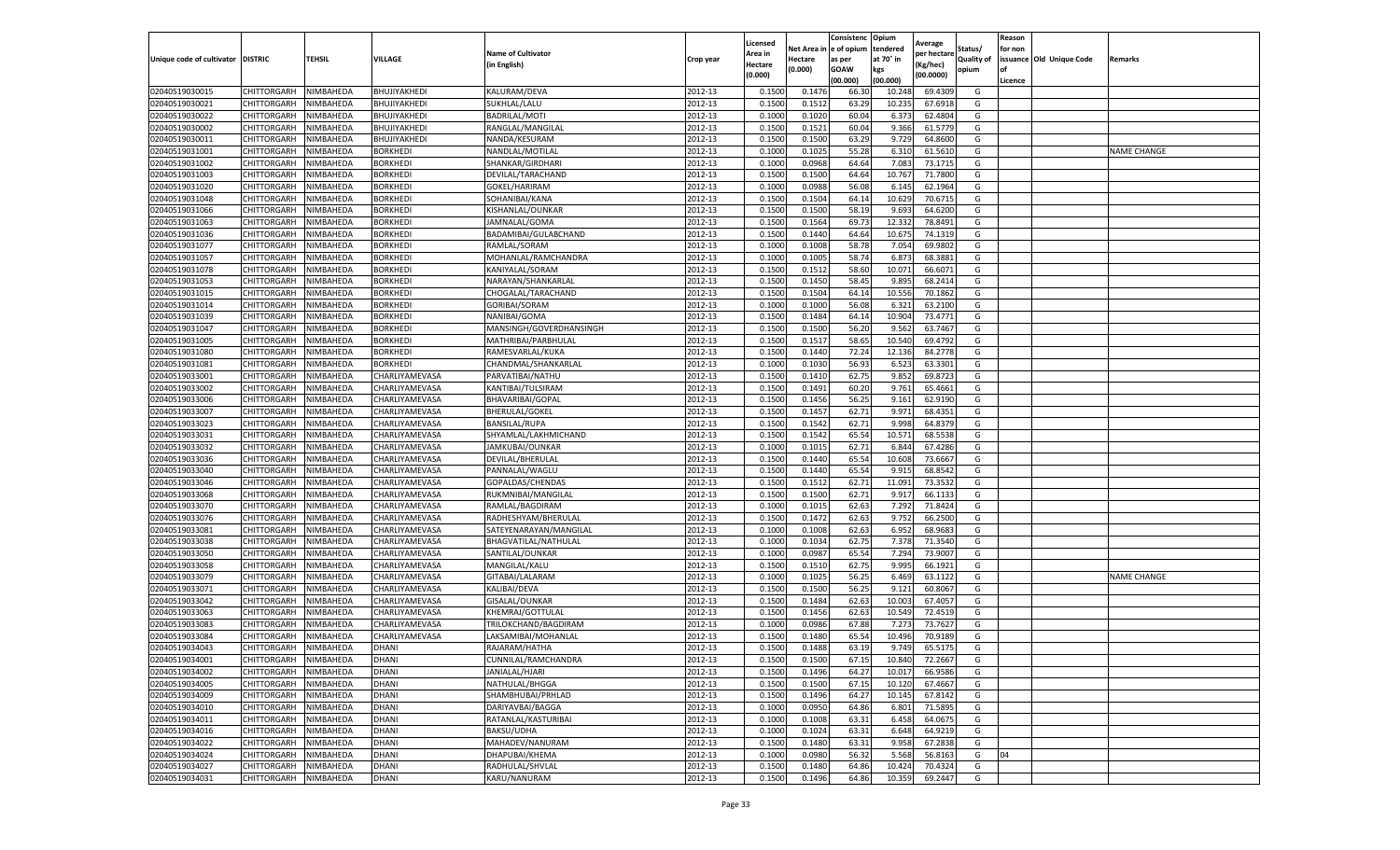| Unique code of cultivator | DISTRIC | TEHSIL | VILLAGE | Name of Cultivator (in English) | Crop year | Licensed Area in Hectare (0.000) | Net Area in Hectare (0.000) | Consistenc e of opium as per GOAW (00.000) | Opium tendered at 70° in kgs (00.000) | Average per hectare (Kg/hec) (00.0000) | Status/ Quality of opium | Reason for non issuance of Licence | Old Unique Code | Remarks |
|---|---|---|---|---|---|---|---|---|---|---|---|---|---|---|
| 02040519030015 | CHITTORGARH | NIMBAHEDA | BHUJIYAKHEDI | KALURAM/DEVA | 2012-13 | 0.1500 | 0.1476 | 66.30 | 10.248 | 69.4309 | G | | | |
| 02040519030021 | CHITTORGARH | NIMBAHEDA | BHUJIYAKHEDI | SUKHLAL/LALU | 2012-13 | 0.1500 | 0.1512 | 63.29 | 10.235 | 67.6918 | G | | | |
| 02040519030022 | CHITTORGARH | NIMBAHEDA | BHUJIYAKHEDI | BADRILAL/MOTI | 2012-13 | 0.1000 | 0.1020 | 60.04 | 6.373 | 62.4804 | G | | | |
| 02040519030002 | CHITTORGARH | NIMBAHEDA | BHUJIYAKHEDI | RANGLAL/MANGILAL | 2012-13 | 0.1500 | 0.1521 | 60.04 | 9.366 | 61.5779 | G | | | |
| 02040519030011 | CHITTORGARH | NIMBAHEDA | BHUJIYAKHEDI | NANDA/KESURAM | 2012-13 | 0.1500 | 0.1500 | 63.29 | 9.729 | 64.8600 | G | | | |
| 02040519031001 | CHITTORGARH | NIMBAHEDA | BORKHEDI | NANDLAL/MOTILAL | 2012-13 | 0.1000 | 0.1025 | 55.28 | 6.310 | 61.5610 | G | | | NAME CHANGE |
| 02040519031002 | CHITTORGARH | NIMBAHEDA | BORKHEDI | SHANKAR/GIRDHARI | 2012-13 | 0.1000 | 0.0968 | 64.64 | 7.083 | 73.1715 | G | | | |
| 02040519031003 | CHITTORGARH | NIMBAHEDA | BORKHEDI | DEVILAL/TARACHAND | 2012-13 | 0.1500 | 0.1500 | 64.64 | 10.767 | 71.7800 | G | | | |
| 02040519031020 | CHITTORGARH | NIMBAHEDA | BORKHEDI | GOKEL/HARIRAM | 2012-13 | 0.1000 | 0.0988 | 56.08 | 6.145 | 62.1964 | G | | | |
| 02040519031048 | CHITTORGARH | NIMBAHEDA | BORKHEDI | SOHANIBAI/KANA | 2012-13 | 0.1500 | 0.1504 | 64.14 | 10.629 | 70.6715 | G | | | |
| 02040519031066 | CHITTORGARH | NIMBAHEDA | BORKHEDI | KISHANLAL/OUNKAR | 2012-13 | 0.1500 | 0.1500 | 58.19 | 9.693 | 64.6200 | G | | | |
| 02040519031063 | CHITTORGARH | NIMBAHEDA | BORKHEDI | JAMNALAL/GOMA | 2012-13 | 0.1500 | 0.1564 | 69.73 | 12.332 | 78.8491 | G | | | |
| 02040519031036 | CHITTORGARH | NIMBAHEDA | BORKHEDI | BADAMIBAI/GULABCHAND | 2012-13 | 0.1500 | 0.1440 | 64.64 | 10.675 | 74.1319 | G | | | |
| 02040519031077 | CHITTORGARH | NIMBAHEDA | BORKHEDI | RAMLAL/SORAM | 2012-13 | 0.1000 | 0.1008 | 58.78 | 7.054 | 69.9802 | G | | | |
| 02040519031057 | CHITTORGARH | NIMBAHEDA | BORKHEDI | MOHANLAL/RAMCHANDRA | 2012-13 | 0.1000 | 0.1005 | 58.74 | 6.873 | 68.3881 | G | | | |
| 02040519031078 | CHITTORGARH | NIMBAHEDA | BORKHEDI | KANIYALAL/SORAM | 2012-13 | 0.1500 | 0.1512 | 58.60 | 10.071 | 66.6071 | G | | | |
| 02040519031053 | CHITTORGARH | NIMBAHEDA | BORKHEDI | NARAYAN/SHANKARLAL | 2012-13 | 0.1500 | 0.1450 | 58.45 | 9.895 | 68.2414 | G | | | |
| 02040519031015 | CHITTORGARH | NIMBAHEDA | BORKHEDI | CHOGALAL/TARACHAND | 2012-13 | 0.1500 | 0.1504 | 64.14 | 10.556 | 70.1862 | G | | | |
| 02040519031014 | CHITTORGARH | NIMBAHEDA | BORKHEDI | GORIBAI/SORAM | 2012-13 | 0.1000 | 0.1000 | 56.08 | 6.321 | 63.2100 | G | | | |
| 02040519031039 | CHITTORGARH | NIMBAHEDA | BORKHEDI | NANIBAI/GOMA | 2012-13 | 0.1500 | 0.1484 | 64.14 | 10.904 | 73.4771 | G | | | |
| 02040519031047 | CHITTORGARH | NIMBAHEDA | BORKHEDI | MANSINGH/GOVERDHANSINGH | 2012-13 | 0.1500 | 0.1500 | 56.20 | 9.562 | 63.7467 | G | | | |
| 02040519031005 | CHITTORGARH | NIMBAHEDA | BORKHEDI | MATHRIBAI/PARBHULAL | 2012-13 | 0.1500 | 0.1517 | 58.65 | 10.540 | 69.4792 | G | | | |
| 02040519031080 | CHITTORGARH | NIMBAHEDA | BORKHEDI | RAMESVARLAL/KUKA | 2012-13 | 0.1500 | 0.1440 | 72.24 | 12.136 | 84.2778 | G | | | |
| 02040519031081 | CHITTORGARH | NIMBAHEDA | BORKHEDI | CHANDMAL/SHANKARLAL | 2012-13 | 0.1000 | 0.1030 | 56.93 | 6.523 | 63.3301 | G | | | |
| 02040519033001 | CHITTORGARH | NIMBAHEDA | CHARLIYAMEVASA | PARVATIBAI/NATHU | 2012-13 | 0.1500 | 0.1410 | 62.75 | 9.852 | 69.8723 | G | | | |
| 02040519033002 | CHITTORGARH | NIMBAHEDA | CHARLIYAMEVASA | KANTIBAI/TULSIRAM | 2012-13 | 0.1500 | 0.1491 | 60.20 | 9.761 | 65.4661 | G | | | |
| 02040519033006 | CHITTORGARH | NIMBAHEDA | CHARLIYAMEVASA | BHAVARIBAI/GOPAL | 2012-13 | 0.1500 | 0.1456 | 56.25 | 9.161 | 62.9190 | G | | | |
| 02040519033007 | CHITTORGARH | NIMBAHEDA | CHARLIYAMEVASA | BHERULAL/GOKEL | 2012-13 | 0.1500 | 0.1457 | 62.71 | 9.971 | 68.4351 | G | | | |
| 02040519033023 | CHITTORGARH | NIMBAHEDA | CHARLIYAMEVASA | BANSILAL/RUPA | 2012-13 | 0.1500 | 0.1542 | 62.71 | 9.998 | 64.8379 | G | | | |
| 02040519033031 | CHITTORGARH | NIMBAHEDA | CHARLIYAMEVASA | SHYAMLAL/LAKHMICHAND | 2012-13 | 0.1500 | 0.1542 | 65.54 | 10.571 | 68.5538 | G | | | |
| 02040519033032 | CHITTORGARH | NIMBAHEDA | CHARLIYAMEVASA | JAMKUBAI/OUNKAR | 2012-13 | 0.1000 | 0.1015 | 62.71 | 6.844 | 67.4286 | G | | | |
| 02040519033036 | CHITTORGARH | NIMBAHEDA | CHARLIYAMEVASA | DEVILAL/BHERULAL | 2012-13 | 0.1500 | 0.1440 | 65.54 | 10.608 | 73.6667 | G | | | |
| 02040519033040 | CHITTORGARH | NIMBAHEDA | CHARLIYAMEVASA | PANNALAL/WAGLU | 2012-13 | 0.1500 | 0.1440 | 65.54 | 9.915 | 68.8542 | G | | | |
| 02040519033046 | CHITTORGARH | NIMBAHEDA | CHARLIYAMEVASA | GOPALDAS/CHENDAS | 2012-13 | 0.1500 | 0.1512 | 62.71 | 11.091 | 73.3532 | G | | | |
| 02040519033068 | CHITTORGARH | NIMBAHEDA | CHARLIYAMEVASA | RUKMNIBAI/MANGILAL | 2012-13 | 0.1500 | 0.1500 | 62.71 | 9.917 | 66.1133 | G | | | |
| 02040519033070 | CHITTORGARH | NIMBAHEDA | CHARLIYAMEVASA | RAMLAL/BAGDIRAM | 2012-13 | 0.1000 | 0.1015 | 62.63 | 7.292 | 71.8424 | G | | | |
| 02040519033076 | CHITTORGARH | NIMBAHEDA | CHARLIYAMEVASA | RADHESHYAM/BHERULAL | 2012-13 | 0.1500 | 0.1472 | 62.63 | 9.752 | 66.2500 | G | | | |
| 02040519033081 | CHITTORGARH | NIMBAHEDA | CHARLIYAMEVASA | SATEYENARAYAN/MANGILAL | 2012-13 | 0.1000 | 0.1008 | 62.63 | 6.952 | 68.9683 | G | | | |
| 02040519033038 | CHITTORGARH | NIMBAHEDA | CHARLIYAMEVASA | BHAGVATILAL/NATHULAL | 2012-13 | 0.1000 | 0.1034 | 62.75 | 7.378 | 71.3540 | G | | | |
| 02040519033050 | CHITTORGARH | NIMBAHEDA | CHARLIYAMEVASA | SANTILAL/OUNKAR | 2012-13 | 0.1000 | 0.0987 | 65.54 | 7.294 | 73.9007 | G | | | |
| 02040519033058 | CHITTORGARH | NIMBAHEDA | CHARLIYAMEVASA | MANGILAL/KALU | 2012-13 | 0.1500 | 0.1510 | 62.75 | 9.995 | 66.1921 | G | | | |
| 02040519033079 | CHITTORGARH | NIMBAHEDA | CHARLIYAMEVASA | GITABAI/LALARAM | 2012-13 | 0.1000 | 0.1025 | 56.25 | 6.469 | 63.1122 | G | | | NAME CHANGE |
| 02040519033071 | CHITTORGARH | NIMBAHEDA | CHARLIYAMEVASA | KALIBAI/DEVA | 2012-13 | 0.1500 | 0.1500 | 56.25 | 9.121 | 60.8067 | G | | | |
| 02040519033042 | CHITTORGARH | NIMBAHEDA | CHARLIYAMEVASA | GISALAL/OUNKAR | 2012-13 | 0.1500 | 0.1484 | 62.63 | 10.003 | 67.4057 | G | | | |
| 02040519033063 | CHITTORGARH | NIMBAHEDA | CHARLIYAMEVASA | KHEMRAJ/GOTTULAL | 2012-13 | 0.1500 | 0.1456 | 62.63 | 10.549 | 72.4519 | G | | | |
| 02040519033083 | CHITTORGARH | NIMBAHEDA | CHARLIYAMEVASA | TRILOKCHAND/BAGDIRAM | 2012-13 | 0.1000 | 0.0986 | 67.88 | 7.273 | 73.7627 | G | | | |
| 02040519033084 | CHITTORGARH | NIMBAHEDA | CHARLIYAMEVASA | LAKSAMIBAI/MOHANLAL | 2012-13 | 0.1500 | 0.1480 | 65.54 | 10.496 | 70.9189 | G | | | |
| 02040519034043 | CHITTORGARH | NIMBAHEDA | DHANI | RAJARAM/HATHA | 2012-13 | 0.1500 | 0.1488 | 63.19 | 9.749 | 65.5175 | G | | | |
| 02040519034001 | CHITTORGARH | NIMBAHEDA | DHANI | CUNNILAL/RAMCHANDRA | 2012-13 | 0.1500 | 0.1500 | 67.15 | 10.840 | 72.2667 | G | | | |
| 02040519034002 | CHITTORGARH | NIMBAHEDA | DHANI | JANIALAL/HJARI | 2012-13 | 0.1500 | 0.1496 | 64.27 | 10.017 | 66.9586 | G | | | |
| 02040519034005 | CHITTORGARH | NIMBAHEDA | DHANI | NATHULAL/BHGGA | 2012-13 | 0.1500 | 0.1500 | 67.15 | 10.120 | 67.4667 | G | | | |
| 02040519034009 | CHITTORGARH | NIMBAHEDA | DHANI | SHAMBHUBAI/PRHLAD | 2012-13 | 0.1500 | 0.1496 | 64.27 | 10.145 | 67.8142 | G | | | |
| 02040519034010 | CHITTORGARH | NIMBAHEDA | DHANI | DARIYAVBAI/BAGGA | 2012-13 | 0.1000 | 0.0950 | 64.86 | 6.801 | 71.5895 | G | | | |
| 02040519034011 | CHITTORGARH | NIMBAHEDA | DHANI | RATANLAL/KASTURIBAI | 2012-13 | 0.1000 | 0.1008 | 63.31 | 6.458 | 64.0675 | G | | | |
| 02040519034016 | CHITTORGARH | NIMBAHEDA | DHANI | BAKSU/UDHA | 2012-13 | 0.1000 | 0.1024 | 63.31 | 6.648 | 64.9219 | G | | | |
| 02040519034022 | CHITTORGARH | NIMBAHEDA | DHANI | MAHADEV/NANURAM | 2012-13 | 0.1500 | 0.1480 | 63.31 | 9.958 | 67.2838 | G | | | |
| 02040519034024 | CHITTORGARH | NIMBAHEDA | DHANI | DHAPUBAI/KHEMA | 2012-13 | 0.1000 | 0.0980 | 56.32 | 5.568 | 56.8163 | G | 04 | | |
| 02040519034027 | CHITTORGARH | NIMBAHEDA | DHANI | RADHULAL/SHVLAL | 2012-13 | 0.1500 | 0.1480 | 64.86 | 10.424 | 70.4324 | G | | | |
| 02040519034031 | CHITTORGARH | NIMBAHEDA | DHANI | KARU/NANURAM | 2012-13 | 0.1500 | 0.1496 | 64.86 | 10.359 | 69.2447 | G | | | |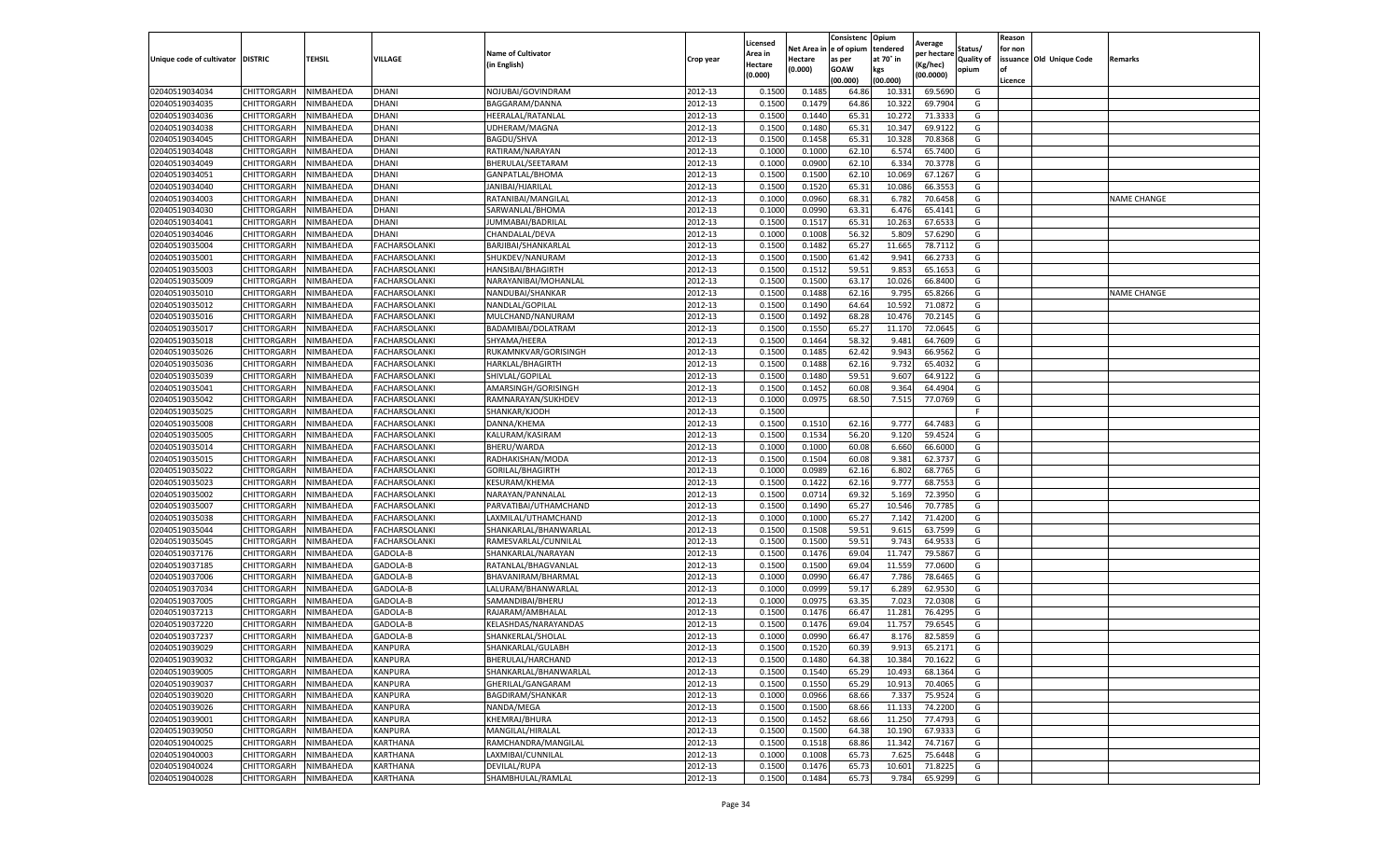| Unique code of cultivator | DISTRIC | TEHSIL | VILLAGE | Name of Cultivator (in English) | Crop year | Licensed Area in Hectare (0.000) | Net Area in Hectare (0.000) | Consistence of opium as per GOAW (00.000) | Opium tendered at 70° in kgs (00.000) | Average per hectare (Kg/hec) (00.0000) | Status/ Quality of opium | Reason for non issuance of Licence | Old Unique Code | Remarks |
|---|---|---|---|---|---|---|---|---|---|---|---|---|---|---|
| 02040519034034 | CHITTORGARH | NIMBAHEDA | DHANI | NOJUBAI/GOVINDRAM | 2012-13 | 0.1500 | 0.1485 | 64.86 | 10.331 | 69.5690 | G | | | |
| 02040519034035 | CHITTORGARH | NIMBAHEDA | DHANI | BAGGARAM/DANNA | 2012-13 | 0.1500 | 0.1479 | 64.86 | 10.322 | 69.7904 | G | | | |
| 02040519034036 | CHITTORGARH | NIMBAHEDA | DHANI | HEERALAL/RATANLAL | 2012-13 | 0.1500 | 0.1440 | 65.31 | 10.272 | 71.3333 | G | | | |
| 02040519034038 | CHITTORGARH | NIMBAHEDA | DHANI | UDHERAM/MAGNA | 2012-13 | 0.1500 | 0.1480 | 65.31 | 10.347 | 69.9122 | G | | | |
| 02040519034045 | CHITTORGARH | NIMBAHEDA | DHANI | BAGDU/SHVA | 2012-13 | 0.1500 | 0.1458 | 65.31 | 10.328 | 70.8368 | G | | | |
| 02040519034048 | CHITTORGARH | NIMBAHEDA | DHANI | RATIRAM/NARAYAN | 2012-13 | 0.1000 | 0.1000 | 62.10 | 6.574 | 65.7400 | G | | | |
| 02040519034049 | CHITTORGARH | NIMBAHEDA | DHANI | BHERULAL/SEETARAM | 2012-13 | 0.1000 | 0.0900 | 62.10 | 6.334 | 70.3778 | G | | | |
| 02040519034051 | CHITTORGARH | NIMBAHEDA | DHANI | GANPATLAL/BHOMA | 2012-13 | 0.1500 | 0.1500 | 62.10 | 10.069 | 67.1267 | G | | | |
| 02040519034040 | CHITTORGARH | NIMBAHEDA | DHANI | JANIBAI/HJARILAL | 2012-13 | 0.1500 | 0.1520 | 65.31 | 10.086 | 66.3553 | G | | | |
| 02040519034003 | CHITTORGARH | NIMBAHEDA | DHANI | RATANIBAI/MANGILAL | 2012-13 | 0.1000 | 0.0960 | 68.31 | 6.782 | 70.6458 | G | | | NAME CHANGE |
| 02040519034030 | CHITTORGARH | NIMBAHEDA | DHANI | SARWANLAL/BHOMA | 2012-13 | 0.1000 | 0.0990 | 63.31 | 6.476 | 65.4141 | G | | | |
| 02040519034041 | CHITTORGARH | NIMBAHEDA | DHANI | JUMMABAI/BADRILAL | 2012-13 | 0.1500 | 0.1517 | 65.31 | 10.263 | 67.6533 | G | | | |
| 02040519034046 | CHITTORGARH | NIMBAHEDA | DHANI | CHANDALAL/DEVA | 2012-13 | 0.1000 | 0.1008 | 56.32 | 5.809 | 57.6290 | G | | | |
| 02040519035004 | CHITTORGARH | NIMBAHEDA | FACHARSOLANKI | BARJIBAI/SHANKARLAL | 2012-13 | 0.1500 | 0.1482 | 65.27 | 11.665 | 78.7112 | G | | | |
| 02040519035001 | CHITTORGARH | NIMBAHEDA | FACHARSOLANKI | SHUKDEV/NANURAM | 2012-13 | 0.1500 | 0.1500 | 61.42 | 9.941 | 66.2733 | G | | | |
| 02040519035003 | CHITTORGARH | NIMBAHEDA | FACHARSOLANKI | HANSIBAI/BHAGIRTH | 2012-13 | 0.1500 | 0.1512 | 59.51 | 9.853 | 65.1653 | G | | | |
| 02040519035009 | CHITTORGARH | NIMBAHEDA | FACHARSOLANKI | NARAYANIBAI/MOHANLAL | 2012-13 | 0.1500 | 0.1500 | 63.17 | 10.026 | 66.8400 | G | | | |
| 02040519035010 | CHITTORGARH | NIMBAHEDA | FACHARSOLANKI | NANDUBAI/SHANKAR | 2012-13 | 0.1500 | 0.1488 | 62.16 | 9.795 | 65.8266 | G | | | NAME CHANGE |
| 02040519035012 | CHITTORGARH | NIMBAHEDA | FACHARSOLANKI | NANDLAL/GOPILAL | 2012-13 | 0.1500 | 0.1490 | 64.64 | 10.592 | 71.0872 | G | | | |
| 02040519035016 | CHITTORGARH | NIMBAHEDA | FACHARSOLANKI | MULCHAND/NANURAM | 2012-13 | 0.1500 | 0.1492 | 68.28 | 10.476 | 70.2145 | G | | | |
| 02040519035017 | CHITTORGARH | NIMBAHEDA | FACHARSOLANKI | BADAMIBAI/DOLATRAM | 2012-13 | 0.1500 | 0.1550 | 65.27 | 11.170 | 72.0645 | G | | | |
| 02040519035018 | CHITTORGARH | NIMBAHEDA | FACHARSOLANKI | SHYAMA/HEERA | 2012-13 | 0.1500 | 0.1464 | 58.32 | 9.481 | 64.7609 | G | | | |
| 02040519035026 | CHITTORGARH | NIMBAHEDA | FACHARSOLANKI | RUKAMNKVAR/GORISINGH | 2012-13 | 0.1500 | 0.1485 | 62.42 | 9.943 | 66.9562 | G | | | |
| 02040519035036 | CHITTORGARH | NIMBAHEDA | FACHARSOLANKI | HARKLAL/BHAGIRTH | 2012-13 | 0.1500 | 0.1488 | 62.16 | 9.732 | 65.4032 | G | | | |
| 02040519035039 | CHITTORGARH | NIMBAHEDA | FACHARSOLANKI | SHIVLAL/GOPILAL | 2012-13 | 0.1500 | 0.1480 | 59.51 | 9.607 | 64.9122 | G | | | |
| 02040519035041 | CHITTORGARH | NIMBAHEDA | FACHARSOLANKI | AMARSINGH/GORISINGH | 2012-13 | 0.1500 | 0.1452 | 60.08 | 9.364 | 64.4904 | G | | | |
| 02040519035042 | CHITTORGARH | NIMBAHEDA | FACHARSOLANKI | RAMNARAYAN/SUKHDEV | 2012-13 | 0.1000 | 0.0975 | 68.50 | 7.515 | 77.0769 | G | | | |
| 02040519035025 | CHITTORGARH | NIMBAHEDA | FACHARSOLANKI | SHANKAR/KJODH | 2012-13 | 0.1500 | | | | | F | | | |
| 02040519035008 | CHITTORGARH | NIMBAHEDA | FACHARSOLANKI | DANNA/KHEMA | 2012-13 | 0.1500 | 0.1510 | 62.16 | 9.777 | 64.7483 | G | | | |
| 02040519035005 | CHITTORGARH | NIMBAHEDA | FACHARSOLANKI | KALURAM/KASIRAM | 2012-13 | 0.1500 | 0.1534 | 56.20 | 9.120 | 59.4524 | G | | | |
| 02040519035014 | CHITTORGARH | NIMBAHEDA | FACHARSOLANKI | BHERU/WARDA | 2012-13 | 0.1000 | 0.1000 | 60.08 | 6.660 | 66.6000 | G | | | |
| 02040519035015 | CHITTORGARH | NIMBAHEDA | FACHARSOLANKI | RADHAKISHAN/MODA | 2012-13 | 0.1500 | 0.1504 | 60.08 | 9.381 | 62.3737 | G | | | |
| 02040519035022 | CHITTORGARH | NIMBAHEDA | FACHARSOLANKI | GORILAL/BHAGIRTH | 2012-13 | 0.1000 | 0.0989 | 62.16 | 6.802 | 68.7765 | G | | | |
| 02040519035023 | CHITTORGARH | NIMBAHEDA | FACHARSOLANKI | KESURAM/KHEMA | 2012-13 | 0.1500 | 0.1422 | 62.16 | 9.777 | 68.7553 | G | | | |
| 02040519035002 | CHITTORGARH | NIMBAHEDA | FACHARSOLANKI | NARAYAN/PANNALAL | 2012-13 | 0.1500 | 0.0714 | 69.32 | 5.169 | 72.3950 | G | | | |
| 02040519035007 | CHITTORGARH | NIMBAHEDA | FACHARSOLANKI | PARVATIBAI/UTHAMCHAND | 2012-13 | 0.1500 | 0.1490 | 65.27 | 10.546 | 70.7785 | G | | | |
| 02040519035038 | CHITTORGARH | NIMBAHEDA | FACHARSOLANKI | LAXMILAL/UTHAMCHAND | 2012-13 | 0.1000 | 0.1000 | 65.27 | 7.142 | 71.4200 | G | | | |
| 02040519035044 | CHITTORGARH | NIMBAHEDA | FACHARSOLANKI | SHANKARLAL/BHANWARLAL | 2012-13 | 0.1500 | 0.1508 | 59.51 | 9.615 | 63.7599 | G | | | |
| 02040519035045 | CHITTORGARH | NIMBAHEDA | FACHARSOLANKI | RAMESVARLAL/CUNNILAL | 2012-13 | 0.1500 | 0.1500 | 59.51 | 9.743 | 64.9533 | G | | | |
| 02040519037176 | CHITTORGARH | NIMBAHEDA | GADOLA-B | SHANKARLAL/NARAYAN | 2012-13 | 0.1500 | 0.1476 | 69.04 | 11.747 | 79.5867 | G | | | |
| 02040519037185 | CHITTORGARH | NIMBAHEDA | GADOLA-B | RATANLAL/BHAGVANLAL | 2012-13 | 0.1500 | 0.1500 | 69.04 | 11.559 | 77.0600 | G | | | |
| 02040519037006 | CHITTORGARH | NIMBAHEDA | GADOLA-B | BHAVANIRAM/BHARMAL | 2012-13 | 0.1000 | 0.0990 | 66.47 | 7.786 | 78.6465 | G | | | |
| 02040519037034 | CHITTORGARH | NIMBAHEDA | GADOLA-B | LALURAM/BHANWARLAL | 2012-13 | 0.1000 | 0.0999 | 59.17 | 6.289 | 62.9530 | G | | | |
| 02040519037005 | CHITTORGARH | NIMBAHEDA | GADOLA-B | SAMANDIBAI/BHERU | 2012-13 | 0.1000 | 0.0975 | 63.35 | 7.023 | 72.0308 | G | | | |
| 02040519037213 | CHITTORGARH | NIMBAHEDA | GADOLA-B | RAJARAM/AMBHALAL | 2012-13 | 0.1500 | 0.1476 | 66.47 | 11.281 | 76.4295 | G | | | |
| 02040519037220 | CHITTORGARH | NIMBAHEDA | GADOLA-B | KELASHDAS/NARAYANDAS | 2012-13 | 0.1500 | 0.1476 | 69.04 | 11.757 | 79.6545 | G | | | |
| 02040519037237 | CHITTORGARH | NIMBAHEDA | GADOLA-B | SHANKERLAL/SHOLAL | 2012-13 | 0.1000 | 0.0990 | 66.47 | 8.176 | 82.5859 | G | | | |
| 02040519039029 | CHITTORGARH | NIMBAHEDA | KANPURA | SHANKARLAL/GULABH | 2012-13 | 0.1500 | 0.1520 | 60.39 | 9.913 | 65.2171 | G | | | |
| 02040519039032 | CHITTORGARH | NIMBAHEDA | KANPURA | BHERULAL/HARCHAND | 2012-13 | 0.1500 | 0.1480 | 64.38 | 10.384 | 70.1622 | G | | | |
| 02040519039005 | CHITTORGARH | NIMBAHEDA | KANPURA | SHANKARLAL/BHANWARLAL | 2012-13 | 0.1500 | 0.1540 | 65.29 | 10.493 | 68.1364 | G | | | |
| 02040519039037 | CHITTORGARH | NIMBAHEDA | KANPURA | GHERILAL/GANGARAM | 2012-13 | 0.1500 | 0.1550 | 65.29 | 10.913 | 70.4065 | G | | | |
| 02040519039020 | CHITTORGARH | NIMBAHEDA | KANPURA | BAGDIRAM/SHANKAR | 2012-13 | 0.1000 | 0.0966 | 68.66 | 7.337 | 75.9524 | G | | | |
| 02040519039026 | CHITTORGARH | NIMBAHEDA | KANPURA | NANDA/MEGA | 2012-13 | 0.1500 | 0.1500 | 68.66 | 11.133 | 74.2200 | G | | | |
| 02040519039001 | CHITTORGARH | NIMBAHEDA | KANPURA | KHEMRAJ/BHURA | 2012-13 | 0.1500 | 0.1452 | 68.66 | 11.250 | 77.4793 | G | | | |
| 02040519039050 | CHITTORGARH | NIMBAHEDA | KANPURA | MANGILAL/HIRALAL | 2012-13 | 0.1500 | 0.1500 | 64.38 | 10.190 | 67.9333 | G | | | |
| 02040519040025 | CHITTORGARH | NIMBAHEDA | KARTHANA | RAMCHANDRA/MANGILAL | 2012-13 | 0.1500 | 0.1518 | 68.86 | 11.342 | 74.7167 | G | | | |
| 02040519040003 | CHITTORGARH | NIMBAHEDA | KARTHANA | LAXMIBAI/CUNNILAL | 2012-13 | 0.1000 | 0.1008 | 65.73 | 7.625 | 75.6448 | G | | | |
| 02040519040024 | CHITTORGARH | NIMBAHEDA | KARTHANA | DEVILAL/RUPA | 2012-13 | 0.1500 | 0.1476 | 65.73 | 10.601 | 71.8225 | G | | | |
| 02040519040028 | CHITTORGARH | NIMBAHEDA | KARTHANA | SHAMBHULAL/RAMLAL | 2012-13 | 0.1500 | 0.1484 | 65.73 | 9.784 | 65.9299 | G | | | |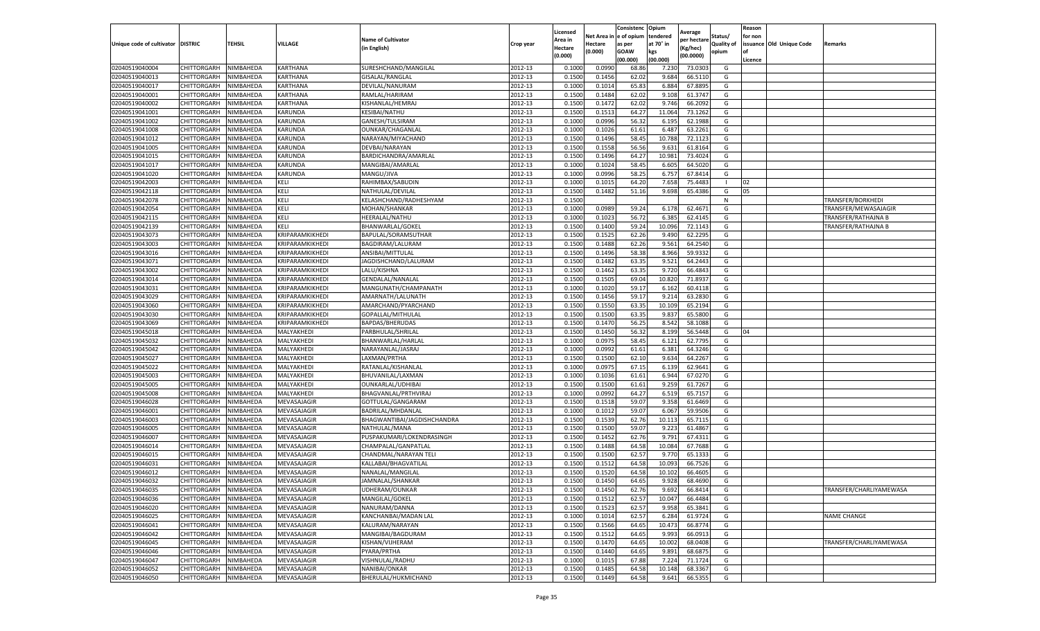| Unique code of cultivator | DISTRIC | TEHSIL | VILLAGE | Name of Cultivator (in English) | Crop year | Licensed Area in Hectare (0.000) | Net Area in Hectare (0.000) | Consistenc e of opium as per GOAW (00.000) | Opium tendered at 70° in kgs (00.000) | Average per hectare (Kg/hec) (00.0000) | Status/ Quality of opium | Reason for non issuance of Licence | Old Unique Code | Remarks |
|---|---|---|---|---|---|---|---|---|---|---|---|---|---|---|
| 02040519040004 | CHITTORGARH | NIMBAHEDA | KARTHANA | SURESHCHAND/MANGILAL | 2012-13 | 0.1000 | 0.0990 | 68.86 | 7.230 | 73.0303 | G | | | |
| 02040519040013 | CHITTORGARH | NIMBAHEDA | KARTHANA | GISALAL/RANGLAL | 2012-13 | 0.1500 | 0.1456 | 62.02 | 9.684 | 66.5110 | G | | | |
| 02040519040017 | CHITTORGARH | NIMBAHEDA | KARTHANA | DEVILAL/NANURAM | 2012-13 | 0.1000 | 0.1014 | 65.83 | 6.884 | 67.8895 | G | | | |
| 02040519040001 | CHITTORGARH | NIMBAHEDA | KARTHANA | RAMLAL/HARIRAM | 2012-13 | 0.1500 | 0.1484 | 62.02 | 9.108 | 61.3747 | G | | | |
| 02040519040002 | CHITTORGARH | NIMBAHEDA | KARTHANA | KISHANLAL/HEMRAJ | 2012-13 | 0.1500 | 0.1472 | 62.02 | 9.746 | 66.2092 | G | | | |
| 02040519041001 | CHITTORGARH | NIMBAHEDA | KARUNDA | KESIBAI/NATHU | 2012-13 | 0.1500 | 0.1513 | 64.27 | 11.064 | 73.1262 | G | | | |
| 02040519041002 | CHITTORGARH | NIMBAHEDA | KARUNDA | GANESH/TULSIRAM | 2012-13 | 0.1000 | 0.0996 | 56.32 | 6.195 | 62.1988 | G | | | |
| 02040519041008 | CHITTORGARH | NIMBAHEDA | KARUNDA | OUNKAR/CHAGANLAL | 2012-13 | 0.1000 | 0.1026 | 61.61 | 6.487 | 63.2261 | G | | | |
| 02040519041012 | CHITTORGARH | NIMBAHEDA | KARUNDA | NARAYAN/MIYACHAND | 2012-13 | 0.1500 | 0.1496 | 58.45 | 10.788 | 72.1123 | G | | | |
| 02040519041005 | CHITTORGARH | NIMBAHEDA | KARUNDA | DEVBAI/NARAYAN | 2012-13 | 0.1500 | 0.1558 | 56.56 | 9.631 | 61.8164 | G | | | |
| 02040519041015 | CHITTORGARH | NIMBAHEDA | KARUNDA | BARDICHANDRA/AMARLAL | 2012-13 | 0.1500 | 0.1496 | 64.27 | 10.981 | 73.4024 | G | | | |
| 02040519041017 | CHITTORGARH | NIMBAHEDA | KARUNDA | MANGIBAI/AMARLAL | 2012-13 | 0.1000 | 0.1024 | 58.45 | 6.605 | 64.5020 | G | | | |
| 02040519041020 | CHITTORGARH | NIMBAHEDA | KARUNDA | MANGU/JIVA | 2012-13 | 0.1000 | 0.0996 | 58.25 | 6.757 | 67.8414 | G | | | |
| 02040519042003 | CHITTORGARH | NIMBAHEDA | KELI | RAHIMBAX/SABUDIN | 2012-13 | 0.1000 | 0.1015 | 64.20 | 7.658 | 75.4483 | I | 02 | | |
| 02040519042118 | CHITTORGARH | NIMBAHEDA | KELI | NATHULAL/DEVILAL | 2012-13 | 0.1500 | 0.1482 | 51.16 | 9.698 | 65.4386 | G | 05 | | |
| 02040519042078 | CHITTORGARH | NIMBAHEDA | KELI | KELASHCHAND/RADHESHYAM | 2012-13 | 0.1500 | | | | | N | | | TRANSFER/BORKHEDI |
| 02040519042054 | CHITTORGARH | NIMBAHEDA | KELI | MOHAN/SHANKAR | 2012-13 | 0.1000 | 0.0989 | 59.24 | 6.178 | 62.4671 | G | | | TRANSFER/MEWASAJAGIR |
| 02040519042115 | CHITTORGARH | NIMBAHEDA | KELI | HEERALAL/NATHU | 2012-13 | 0.1000 | 0.1023 | 56.72 | 6.385 | 62.4145 | G | | | TRANSFER/RATHAJNA B |
| 02040519042139 | CHITTORGARH | NIMBAHEDA | KELI | BHANWARLAL/GOKEL | 2012-13 | 0.1500 | 0.1400 | 59.24 | 10.096 | 72.1143 | G | | | TRANSFER/RATHAJNA B |
| 02040519043073 | CHITTORGARH | NIMBAHEDA | KRIPARAMKIKHEDI | BAPULAL/SORAMSUTHAR | 2012-13 | 0.1500 | 0.1525 | 62.26 | 9.490 | 62.2295 | G | | | |
| 02040519043003 | CHITTORGARH | NIMBAHEDA | KRIPARAMKIKHEDI | BAGDIRAM/LALURAM | 2012-13 | 0.1500 | 0.1488 | 62.26 | 9.561 | 64.2540 | G | | | |
| 02040519043016 | CHITTORGARH | NIMBAHEDA | KRIPARAMKIKHEDI | ANSIBAI/MITTULAL | 2012-13 | 0.1500 | 0.1496 | 58.38 | 8.966 | 59.9332 | G | | | |
| 02040519043071 | CHITTORGARH | NIMBAHEDA | KRIPARAMKIKHEDI | JAGDISHCHAND/LALURAM | 2012-13 | 0.1500 | 0.1482 | 63.35 | 9.521 | 64.2443 | G | | | |
| 02040519043002 | CHITTORGARH | NIMBAHEDA | KRIPARAMKIKHEDI | LALU/KISHNA | 2012-13 | 0.1500 | 0.1462 | 63.35 | 9.720 | 66.4843 | G | | | |
| 02040519043014 | CHITTORGARH | NIMBAHEDA | KRIPARAMKIKHEDI | GENDALAL/NANALAL | 2012-13 | 0.1500 | 0.1505 | 69.04 | 10.820 | 71.8937 | G | | | |
| 02040519043031 | CHITTORGARH | NIMBAHEDA | KRIPARAMKIKHEDI | MANGUNATH/CHAMPANATH | 2012-13 | 0.1000 | 0.1020 | 59.17 | 6.162 | 60.4118 | G | | | |
| 02040519043029 | CHITTORGARH | NIMBAHEDA | KRIPARAMKIKHEDI | AMARNATH/LALUNATH | 2012-13 | 0.1500 | 0.1456 | 59.17 | 9.214 | 63.2830 | G | | | |
| 02040519043060 | CHITTORGARH | NIMBAHEDA | KRIPARAMKIKHEDI | AMARCHAND/PYARCHAND | 2012-13 | 0.1500 | 0.1550 | 63.35 | 10.109 | 65.2194 | G | | | |
| 02040519043030 | CHITTORGARH | NIMBAHEDA | KRIPARAMKIKHEDI | GOPALLAL/MITHULAL | 2012-13 | 0.1500 | 0.1500 | 63.35 | 9.837 | 65.5800 | G | | | |
| 02040519043069 | CHITTORGARH | NIMBAHEDA | KRIPARAMKIKHEDI | BAPDAS/BHERUDAS | 2012-13 | 0.1500 | 0.1470 | 56.25 | 8.542 | 58.1088 | G | | | |
| 02040519045018 | CHITTORGARH | NIMBAHEDA | MALYAKHEDI | PARBHULAL/SHRILAL | 2012-13 | 0.1500 | 0.1450 | 56.32 | 8.199 | 56.5448 | G | 04 | | |
| 02040519045032 | CHITTORGARH | NIMBAHEDA | MALYAKHEDI | BHANWARLAL/HARLAL | 2012-13 | 0.1000 | 0.0975 | 58.45 | 6.121 | 62.7795 | G | | | |
| 02040519045042 | CHITTORGARH | NIMBAHEDA | MALYAKHEDI | NARAYANLAL/JASRAJ | 2012-13 | 0.1000 | 0.0992 | 61.61 | 6.381 | 64.3246 | G | | | |
| 02040519045027 | CHITTORGARH | NIMBAHEDA | MALYAKHEDI | LAXMAN/PRTHA | 2012-13 | 0.1500 | 0.1500 | 62.10 | 9.634 | 64.2267 | G | | | |
| 02040519045022 | CHITTORGARH | NIMBAHEDA | MALYAKHEDI | RATANLAL/KISHANLAL | 2012-13 | 0.1000 | 0.0975 | 67.15 | 6.139 | 62.9641 | G | | | |
| 02040519045003 | CHITTORGARH | NIMBAHEDA | MALYAKHEDI | BHUVANILAL/LAXMAN | 2012-13 | 0.1000 | 0.1036 | 61.61 | 6.944 | 67.0270 | G | | | |
| 02040519045005 | CHITTORGARH | NIMBAHEDA | MALYAKHEDI | OUNKARLAL/UDHIBAI | 2012-13 | 0.1500 | 0.1500 | 61.61 | 9.259 | 61.7267 | G | | | |
| 02040519045008 | CHITTORGARH | NIMBAHEDA | MALYAKHEDI | BHAGVANLAL/PRTHVIRAJ | 2012-13 | 0.1000 | 0.0992 | 64.27 | 6.519 | 65.7157 | G | | | |
| 02040519046028 | CHITTORGARH | NIMBAHEDA | MEVASAJAGIR | GOTTULAL/GANGARAM | 2012-13 | 0.1500 | 0.1518 | 59.07 | 9.358 | 61.6469 | G | | | |
| 02040519046001 | CHITTORGARH | NIMBAHEDA | MEVASAJAGIR | BADRILAL/MHDANLAL | 2012-13 | 0.1000 | 0.1012 | 59.07 | 6.067 | 59.9506 | G | | | |
| 02040519046003 | CHITTORGARH | NIMBAHEDA | MEVASAJAGIR | BHAGWANTIBAI/JAGDISHCHANDRA | 2012-13 | 0.1500 | 0.1539 | 62.76 | 10.113 | 65.7115 | G | | | |
| 02040519046005 | CHITTORGARH | NIMBAHEDA | MEVASAJAGIR | NATHULAL/MANA | 2012-13 | 0.1500 | 0.1500 | 59.07 | 9.223 | 61.4867 | G | | | |
| 02040519046007 | CHITTORGARH | NIMBAHEDA | MEVASAJAGIR | PUSPAKUMARI/LOKENDRASINGH | 2012-13 | 0.1500 | 0.1452 | 62.76 | 9.791 | 67.4311 | G | | | |
| 02040519046014 | CHITTORGARH | NIMBAHEDA | MEVASAJAGIR | CHAMPALAL/GANPATLAL | 2012-13 | 0.1500 | 0.1488 | 64.58 | 10.084 | 67.7688 | G | | | |
| 02040519046015 | CHITTORGARH | NIMBAHEDA | MEVASAJAGIR | CHANDMAL/NARAYAN TELI | 2012-13 | 0.1500 | 0.1500 | 62.57 | 9.770 | 65.1333 | G | | | |
| 02040519046031 | CHITTORGARH | NIMBAHEDA | MEVASAJAGIR | KALLABAI/BHAGVATILAL | 2012-13 | 0.1500 | 0.1512 | 64.58 | 10.093 | 66.7526 | G | | | |
| 02040519046012 | CHITTORGARH | NIMBAHEDA | MEVASAJAGIR | NANALAL/MANGILAL | 2012-13 | 0.1500 | 0.1520 | 64.58 | 10.102 | 66.4605 | G | | | |
| 02040519046032 | CHITTORGARH | NIMBAHEDA | MEVASAJAGIR | JAMNALAL/SHANKAR | 2012-13 | 0.1500 | 0.1450 | 64.65 | 9.928 | 68.4690 | G | | | |
| 02040519046035 | CHITTORGARH | NIMBAHEDA | MEVASAJAGIR | UDHERAM/OUNKAR | 2012-13 | 0.1500 | 0.1450 | 62.76 | 9.692 | 66.8414 | G | | | TRANSFER/CHARLIYAMEWASA |
| 02040519046036 | CHITTORGARH | NIMBAHEDA | MEVASAJAGIR | MANGILAL/GOKEL | 2012-13 | 0.1500 | 0.1512 | 62.57 | 10.047 | 66.4484 | G | | | |
| 02040519046020 | CHITTORGARH | NIMBAHEDA | MEVASAJAGIR | NANURAM/DANNA | 2012-13 | 0.1500 | 0.1523 | 62.57 | 9.958 | 65.3841 | G | | | |
| 02040519046025 | CHITTORGARH | NIMBAHEDA | MEVASAJAGIR | KANCHANBAI/MADAN LAL | 2012-13 | 0.1000 | 0.1014 | 62.57 | 6.284 | 61.9724 | G | | | NAME CHANGE |
| 02040519046041 | CHITTORGARH | NIMBAHEDA | MEVASAJAGIR | KALURAM/NARAYAN | 2012-13 | 0.1500 | 0.1566 | 64.65 | 10.473 | 66.8774 | G | | | |
| 02040519046042 | CHITTORGARH | NIMBAHEDA | MEVASAJAGIR | MANGIBAI/BAGDURAM | 2012-13 | 0.1500 | 0.1512 | 64.65 | 9.993 | 66.0913 | G | | | |
| 02040519046045 | CHITTORGARH | NIMBAHEDA | MEVASAJAGIR | KISHAN/VIJHERAM | 2012-13 | 0.1500 | 0.1470 | 64.65 | 10.002 | 68.0408 | G | | | TRANSFER/CHARLIYAMEWASA |
| 02040519046046 | CHITTORGARH | NIMBAHEDA | MEVASAJAGIR | PYARA/PRTHA | 2012-13 | 0.1500 | 0.1440 | 64.65 | 9.891 | 68.6875 | G | | | |
| 02040519046047 | CHITTORGARH | NIMBAHEDA | MEVASAJAGIR | VISHNULAL/RADHU | 2012-13 | 0.1000 | 0.1015 | 67.88 | 7.224 | 71.1724 | G | | | |
| 02040519046052 | CHITTORGARH | NIMBAHEDA | MEVASAJAGIR | NANIBAI/ONKAR | 2012-13 | 0.1500 | 0.1485 | 64.58 | 10.148 | 68.3367 | G | | | |
| 02040519046050 | CHITTORGARH | NIMBAHEDA | MEVASAJAGIR | BHERULAL/HUKMICHAND | 2012-13 | 0.1500 | 0.1449 | 64.58 | 9.641 | 66.5355 | G | | | |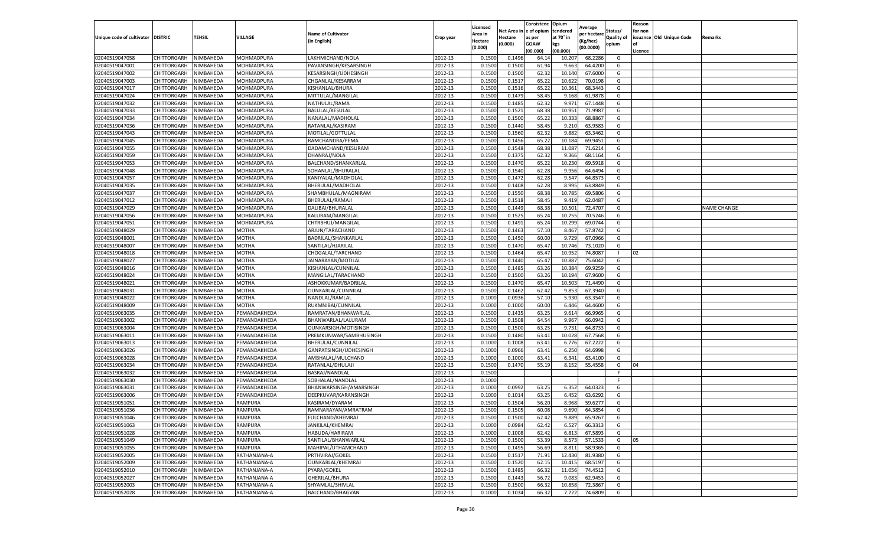| Unique code of cultivator | DISTRIC | TEHSIL | VILLAGE | Name of Cultivator (in English) | Crop year | Licensed Area in Hectare (0.000) | Net Area in Hectare (0.000) | Consistenc e of opium as per GOAW (00.000) | Opium tendered at 70˚ in kgs (00.000) | Average per hectare (Kg/hec) (00.0000) | Status/ Quality of opium | Reason for non issuance of Licence | Old Unique Code | Remarks |
|---|---|---|---|---|---|---|---|---|---|---|---|---|---|---|
| 02040519047058 | CHITTORGARH | NIMBAHEDA | MOHMADPURA | LAKHMICHAND/NOLA | 2012-13 | 0.1500 | 0.1496 | 64.14 | 10.207 | 68.2286 | G | | | |
| 02040519047001 | CHITTORGARH | NIMBAHEDA | MOHMADPURA | PAVANSINGH/KESARSINGH | 2012-13 | 0.1500 | 0.1500 | 61.94 | 9.663 | 64.4200 | G | | | |
| 02040519047002 | CHITTORGARH | NIMBAHEDA | MOHMADPURA | KESARSINGH/UDHESINGH | 2012-13 | 0.1500 | 0.1500 | 62.32 | 10.140 | 67.6000 | G | | | |
| 02040519047003 | CHITTORGARH | NIMBAHEDA | MOHMADPURA | CHGANLAL/KESARRAM | 2012-13 | 0.1500 | 0.1517 | 65.22 | 10.622 | 70.0198 | G | | | |
| 02040519047017 | CHITTORGARH | NIMBAHEDA | MOHMADPURA | KISHANLAL/BHURA | 2012-13 | 0.1500 | 0.1516 | 65.22 | 10.361 | 68.3443 | G | | | |
| 02040519047024 | CHITTORGARH | NIMBAHEDA | MOHMADPURA | MITTULAL/MANGILAL | 2012-13 | 0.1500 | 0.1479 | 58.45 | 9.168 | 61.9878 | G | | | |
| 02040519047032 | CHITTORGARH | NIMBAHEDA | MOHMADPURA | NATHULAL/RAMA | 2012-13 | 0.1500 | 0.1485 | 62.32 | 9.971 | 67.1448 | G | | | |
| 02040519047033 | CHITTORGARH | NIMBAHEDA | MOHMADPURA | BALULAL/KESULAL | 2012-13 | 0.1500 | 0.1521 | 68.38 | 10.951 | 71.9987 | G | | | |
| 02040519047034 | CHITTORGARH | NIMBAHEDA | MOHMADPURA | NANALAL/MADHOLAL | 2012-13 | 0.1500 | 0.1500 | 65.22 | 10.333 | 68.8867 | G | | | |
| 02040519047036 | CHITTORGARH | NIMBAHEDA | MOHMADPURA | RATANLAL/KASIRAM | 2012-13 | 0.1500 | 0.1440 | 58.45 | 9.210 | 63.9583 | G | | | |
| 02040519047043 | CHITTORGARH | NIMBAHEDA | MOHMADPURA | MOTILAL/GOTTULAL | 2012-13 | 0.1500 | 0.1560 | 62.32 | 9.882 | 63.3462 | G | | | |
| 02040519047045 | CHITTORGARH | NIMBAHEDA | MOHMADPURA | RAMCHANDRA/PEMA | 2012-13 | 0.1500 | 0.1456 | 65.22 | 10.184 | 69.9451 | G | | | |
| 02040519047055 | CHITTORGARH | NIMBAHEDA | MOHMADPURA | DADAMCHAND/KESURAM | 2012-13 | 0.1500 | 0.1548 | 68.38 | 11.087 | 71.6214 | G | | | |
| 02040519047059 | CHITTORGARH | NIMBAHEDA | MOHMADPURA | DHANRAJ/NOLA | 2012-13 | 0.1500 | 0.1375 | 62.32 | 9.366 | 68.1164 | G | | | |
| 02040519047053 | CHITTORGARH | NIMBAHEDA | MOHMADPURA | BALCHAND/SHANKARLAL | 2012-13 | 0.1500 | 0.1470 | 65.22 | 10.230 | 69.5918 | G | | | |
| 02040519047048 | CHITTORGARH | NIMBAHEDA | MOHMADPURA | SOHANLAL/BHURALAL | 2012-13 | 0.1500 | 0.1540 | 62.28 | 9.956 | 64.6494 | G | | | |
| 02040519047057 | CHITTORGARH | NIMBAHEDA | MOHMADPURA | KANIYALAL/MADHOLAL | 2012-13 | 0.1500 | 0.1472 | 62.28 | 9.547 | 64.8573 | G | | | |
| 02040519047035 | CHITTORGARH | NIMBAHEDA | MOHMADPURA | BHERULAL/MADHOLAL | 2012-13 | 0.1500 | 0.1408 | 62.28 | 8.995 | 63.8849 | G | | | |
| 02040519047037 | CHITTORGARH | NIMBAHEDA | MOHMADPURA | SHAMBHULAL/MAGNIRAM | 2012-13 | 0.1500 | 0.1550 | 68.38 | 10.785 | 69.5806 | G | | | |
| 02040519047012 | CHITTORGARH | NIMBAHEDA | MOHMADPURA | BHERULAL/RAMAJI | 2012-13 | 0.1500 | 0.1518 | 58.45 | 9.419 | 62.0487 | G | | | |
| 02040519047029 | CHITTORGARH | NIMBAHEDA | MOHMADPURA | DALIBAI/BHURALAL | 2012-13 | 0.1500 | 0.1449 | 68.38 | 10.501 | 72.4707 | G | | | NAME CHANGE |
| 02040519047056 | CHITTORGARH | NIMBAHEDA | MOHMADPURA | KALURAM/MANGILAL | 2012-13 | 0.1500 | 0.1525 | 65.24 | 10.755 | 70.5246 | G | | | |
| 02040519047051 | CHITTORGARH | NIMBAHEDA | MOHMADPURA | CHTRBHUJ/MANGILAL | 2012-13 | 0.1500 | 0.1491 | 65.24 | 10.299 | 69.0744 | G | | | |
| 02040519048029 | CHITTORGARH | NIMBAHEDA | MOTHA | ARJUN/TARACHAND | 2012-13 | 0.1500 | 0.1463 | 57.10 | 8.467 | 57.8742 | G | | | |
| 02040519048001 | CHITTORGARH | NIMBAHEDA | MOTHA | BADRILAL/SHANKARLAL | 2012-13 | 0.1500 | 0.1450 | 60.00 | 9.729 | 67.0966 | G | | | |
| 02040519048007 | CHITTORGARH | NIMBAHEDA | MOTHA | SANTILAL/HJARILAL | 2012-13 | 0.1500 | 0.1470 | 65.47 | 10.746 | 73.1020 | G | | | |
| 02040519048018 | CHITTORGARH | NIMBAHEDA | MOTHA | CHOGALAL/TARCHAND | 2012-13 | 0.1500 | 0.1464 | 65.47 | 10.952 | 74.8087 | I | 02 | | |
| 02040519048027 | CHITTORGARH | NIMBAHEDA | MOTHA | JAINARAYAN/MOTILAL | 2012-13 | 0.1500 | 0.1440 | 65.47 | 10.887 | 75.6042 | G | | | |
| 02040519048016 | CHITTORGARH | NIMBAHEDA | MOTHA | KISHANLAL/CUNNILAL | 2012-13 | 0.1500 | 0.1485 | 63.26 | 10.384 | 69.9259 | G | | | |
| 02040519048024 | CHITTORGARH | NIMBAHEDA | MOTHA | MANGILAL/TARACHAND | 2012-13 | 0.1500 | 0.1500 | 63.26 | 10.194 | 67.9600 | G | | | |
| 02040519048021 | CHITTORGARH | NIMBAHEDA | MOTHA | ASHOKKUMAR/BADRILAL | 2012-13 | 0.1500 | 0.1470 | 65.47 | 10.503 | 71.4490 | G | | | |
| 02040519048031 | CHITTORGARH | NIMBAHEDA | MOTHA | OUNKARLAL/CUNNILAL | 2012-13 | 0.1500 | 0.1462 | 62.42 | 9.853 | 67.3940 | G | | | |
| 02040519048022 | CHITTORGARH | NIMBAHEDA | MOTHA | NANDLAL/RAMLAL | 2012-13 | 0.1000 | 0.0936 | 57.10 | 5.930 | 63.3547 | G | | | |
| 02040519048009 | CHITTORGARH | NIMBAHEDA | MOTHA | RUKMNIBAI/CUNNILAL | 2012-13 | 0.1000 | 0.1000 | 60.00 | 6.446 | 64.4600 | G | | | |
| 02040519063035 | CHITTORGARH | NIMBAHEDA | PEMANDAKHEDA | RAMRATAN/BHANWARLAL | 2012-13 | 0.1500 | 0.1435 | 63.25 | 9.614 | 66.9965 | G | | | |
| 02040519063002 | CHITTORGARH | NIMBAHEDA | PEMANDAKHEDA | BHANWARLAL/LALURAM | 2012-13 | 0.1500 | 0.1508 | 64.54 | 9.967 | 66.0942 | G | | | |
| 02040519063004 | CHITTORGARH | NIMBAHEDA | PEMANDAKHEDA | OUNKARSIGH/MOTISINGH | 2012-13 | 0.1500 | 0.1500 | 63.25 | 9.731 | 64.8733 | G | | | |
| 02040519063011 | CHITTORGARH | NIMBAHEDA | PEMANDAKHEDA | PREMKUNWAR/SAMBHUSINGH | 2012-13 | 0.1500 | 0.1480 | 63.41 | 10.028 | 67.7568 | G | | | |
| 02040519063013 | CHITTORGARH | NIMBAHEDA | PEMANDAKHEDA | BHERULAL/CUNNILAL | 2012-13 | 0.1000 | 0.1008 | 63.41 | 6.776 | 67.2222 | G | | | |
| 02040519063026 | CHITTORGARH | NIMBAHEDA | PEMANDAKHEDA | GANPATSINGH/UDHESINGH | 2012-13 | 0.1000 | 0.0966 | 63.41 | 6.250 | 64.6998 | G | | | |
| 02040519063028 | CHITTORGARH | NIMBAHEDA | PEMANDAKHEDA | AMBHALAL/MULCHAND | 2012-13 | 0.1000 | 0.1000 | 63.41 | 6.341 | 63.4100 | G | | | |
| 02040519063034 | CHITTORGARH | NIMBAHEDA | PEMANDAKHEDA | RATANLAL/DHULAJI | 2012-13 | 0.1500 | 0.1470 | 55.19 | 8.152 | 55.4558 | G | 04 | | |
| 02040519063032 | CHITTORGARH | NIMBAHEDA | PEMANDAKHEDA | BASRAJ/NANDLAL | 2012-13 | 0.1500 | | | | | F | | | |
| 02040519063030 | CHITTORGARH | NIMBAHEDA | PEMANDAKHEDA | SOBHALAL/NANDLAL | 2012-13 | 0.1000 | | | | | F | | | |
| 02040519063031 | CHITTORGARH | NIMBAHEDA | PEMANDAKHEDA | BHANWARSINGH/AMARSINGH | 2012-13 | 0.1000 | 0.0992 | 63.25 | 6.352 | 64.0323 | G | | | |
| 02040519063006 | CHITTORGARH | NIMBAHEDA | PEMANDAKHEDA | DEEPKUVAR/KARANSINGH | 2012-13 | 0.1000 | 0.1014 | 63.25 | 6.452 | 63.6292 | G | | | |
| 02040519051051 | CHITTORGARH | NIMBAHEDA | RAMPURA | KASIRAM/DYARAM | 2012-13 | 0.1500 | 0.1504 | 56.20 | 8.968 | 59.6277 | G | | | |
| 02040519051036 | CHITTORGARH | NIMBAHEDA | RAMPURA | RAMNARAYAN/AMRATRAM | 2012-13 | 0.1500 | 0.1505 | 60.08 | 9.690 | 64.3854 | G | | | |
| 02040519051046 | CHITTORGARH | NIMBAHEDA | RAMPURA | FULCHAND/KHEMRAJ | 2012-13 | 0.1500 | 0.1500 | 62.42 | 9.889 | 65.9267 | G | | | |
| 02040519051063 | CHITTORGARH | NIMBAHEDA | RAMPURA | JANKILAL/KHEMRAJ | 2012-13 | 0.1000 | 0.0984 | 62.42 | 6.527 | 66.3313 | G | | | |
| 02040519051028 | CHITTORGARH | NIMBAHEDA | RAMPURA | HABUDA/HARIRAM | 2012-13 | 0.1000 | 0.1008 | 62.42 | 6.813 | 67.5893 | G | | | |
| 02040519051049 | CHITTORGARH | NIMBAHEDA | RAMPURA | SANTILAL/BHANWARLAL | 2012-13 | 0.1500 | 0.1500 | 53.39 | 8.573 | 57.1533 | G | 05 | | |
| 02040519051055 | CHITTORGARH | NIMBAHEDA | RAMPURA | MAHIPAL/UTHAMCHAND | 2012-13 | 0.1500 | 0.1495 | 56.69 | 8.811 | 58.9365 | G | | | |
| 02040519052005 | CHITTORGARH | NIMBAHEDA | RATHANJANA-A | PRTHVIRAJ/GOKEL | 2012-13 | 0.1500 | 0.1517 | 71.91 | 12.430 | 81.9380 | G | | | |
| 02040519052009 | CHITTORGARH | NIMBAHEDA | RATHANJANA-A | OUNKARLAL/KHEMRAJ | 2012-13 | 0.1500 | 0.1520 | 62.15 | 10.415 | 68.5197 | G | | | |
| 02040519052010 | CHITTORGARH | NIMBAHEDA | RATHANJANA-A | PYARA/GOKEL | 2012-13 | 0.1500 | 0.1485 | 66.32 | 11.056 | 74.4512 | G | | | |
| 02040519052027 | CHITTORGARH | NIMBAHEDA | RATHANJANA-A | GHERILAL/BHURA | 2012-13 | 0.1500 | 0.1443 | 56.72 | 9.083 | 62.9453 | G | | | |
| 02040519052003 | CHITTORGARH | NIMBAHEDA | RATHANJANA-A | SHYAMLAL/SHIVLAL | 2012-13 | 0.1500 | 0.1500 | 66.32 | 10.858 | 72.3867 | G | | | |
| 02040519052028 | CHITTORGARH | NIMBAHEDA | RATHANJANA-A | BALCHAND/BHAGVAN | 2012-13 | 0.1000 | 0.1034 | 66.32 | 7.722 | 74.6809 | G | | | |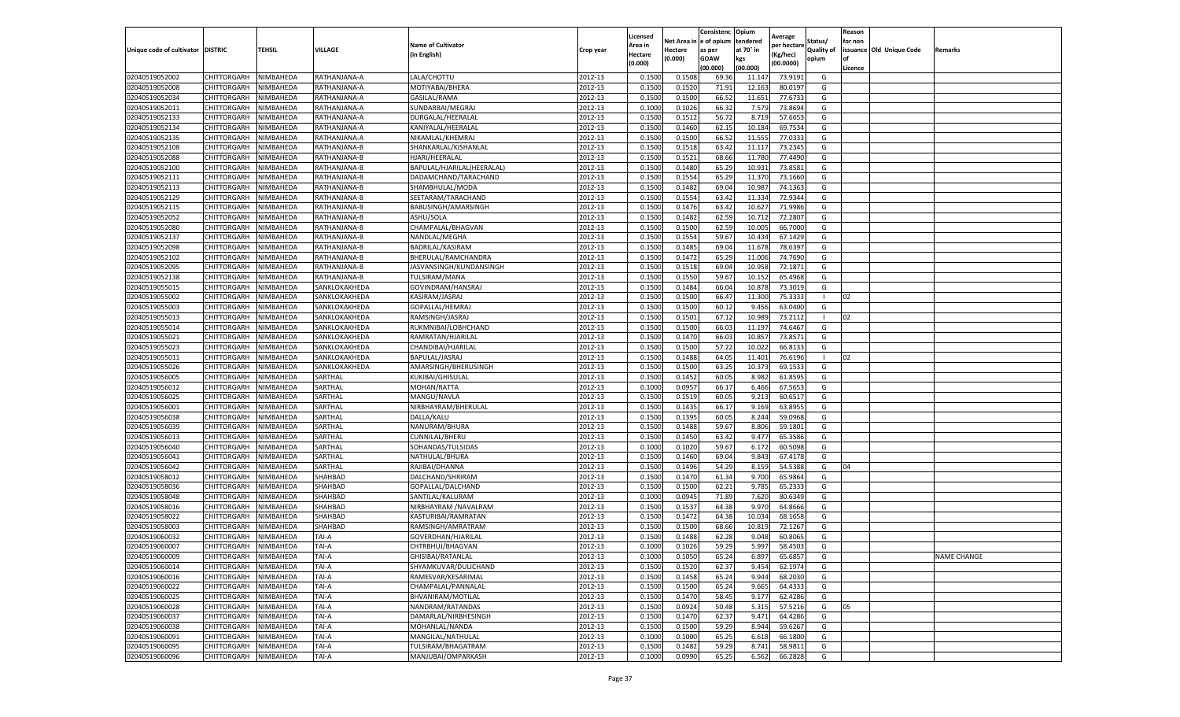| Unique code of cultivator | DISTRIC | TEHSIL | VILLAGE | Name of Cultivator (in English) | Crop year | Licensed Area in Hectare (0.000) | Net Area in Hectare (0.000) | Consistenc e of opium as per GOAW (00.000) | Opium tendered at 70° in kgs (00.000) | Average per hectare (Kg/hec) (00.0000) | Status/ Quality of opium | Reason for non issuance of Licence | Old Unique Code | Remarks |
|---|---|---|---|---|---|---|---|---|---|---|---|---|---|---|
| 02040519052002 | CHITTORGARH | NIMBAHEDA | RATHANJANA-A | LALA/CHOTTU | 2012-13 | 0.1500 | 0.1508 | 69.36 | 11.147 | 73.9191 | G | | | |
| 02040519052008 | CHITTORGARH | NIMBAHEDA | RATHANJANA-A | MOTIYABAI/BHERA | 2012-13 | 0.1500 | 0.1520 | 71.91 | 12.163 | 80.0197 | G | | | |
| 02040519052034 | CHITTORGARH | NIMBAHEDA | RATHANJANA-A | GASILAL/RAMA | 2012-13 | 0.1500 | 0.1500 | 66.52 | 11.651 | 77.6733 | G | | | |
| 02040519052011 | CHITTORGARH | NIMBAHEDA | RATHANJANA-A | SUNDARBAI/MEGRAJ | 2012-13 | 0.1000 | 0.1026 | 66.32 | 7.579 | 73.8694 | G | | | |
| 02040519052133 | CHITTORGARH | NIMBAHEDA | RATHANJANA-A | DURGALAL/HEERALAL | 2012-13 | 0.1500 | 0.1512 | 56.72 | 8.719 | 57.6653 | G | | | |
| 02040519052134 | CHITTORGARH | NIMBAHEDA | RATHANJANA-A | KANIYALAL/HEERALAL | 2012-13 | 0.1500 | 0.1460 | 62.15 | 10.184 | 69.7534 | G | | | |
| 02040519052135 | CHITTORGARH | NIMBAHEDA | RATHANJANA-A | NIKAMLAL/KHEMRAJ | 2012-13 | 0.1500 | 0.1500 | 66.52 | 11.555 | 77.0333 | G | | | |
| 02040519052108 | CHITTORGARH | NIMBAHEDA | RATHANJANA-B | SHANKARLAL/KISHANLAL | 2012-13 | 0.1500 | 0.1518 | 63.42 | 11.117 | 73.2345 | G | | | |
| 02040519052088 | CHITTORGARH | NIMBAHEDA | RATHANJANA-B | HJARI/HEERALAL | 2012-13 | 0.1500 | 0.1521 | 68.66 | 11.780 | 77.4490 | G | | | |
| 02040519052100 | CHITTORGARH | NIMBAHEDA | RATHANJANA-B | BAPULAL/HJARILAL(HEERALAL) | 2012-13 | 0.1500 | 0.1480 | 65.29 | 10.931 | 73.8581 | G | | | |
| 02040519052111 | CHITTORGARH | NIMBAHEDA | RATHANJANA-B | DADAMCHAND/TARACHAND | 2012-13 | 0.1500 | 0.1554 | 65.29 | 11.370 | 73.1660 | G | | | |
| 02040519052113 | CHITTORGARH | NIMBAHEDA | RATHANJANA-B | SHAMBHULAL/MODA | 2012-13 | 0.1500 | 0.1482 | 69.04 | 10.987 | 74.1363 | G | | | |
| 02040519052129 | CHITTORGARH | NIMBAHEDA | RATHANJANA-B | SEETARAM/TARACHAND | 2012-13 | 0.1500 | 0.1554 | 63.42 | 11.334 | 72.9344 | G | | | |
| 02040519052115 | CHITTORGARH | NIMBAHEDA | RATHANJANA-B | BABUSINGH/AMARSINGH | 2012-13 | 0.1500 | 0.1476 | 63.42 | 10.627 | 71.9986 | G | | | |
| 02040519052052 | CHITTORGARH | NIMBAHEDA | RATHANJANA-B | ASHU/SOLA | 2012-13 | 0.1500 | 0.1482 | 62.59 | 10.712 | 72.2807 | G | | | |
| 02040519052080 | CHITTORGARH | NIMBAHEDA | RATHANJANA-B | CHAMPALAL/BHAGVAN | 2012-13 | 0.1500 | 0.1500 | 62.59 | 10.005 | 66.7000 | G | | | |
| 02040519052137 | CHITTORGARH | NIMBAHEDA | RATHANJANA-B | NANDLAL/MEGHA | 2012-13 | 0.1500 | 0.1554 | 59.67 | 10.434 | 67.1429 | G | | | |
| 02040519052098 | CHITTORGARH | NIMBAHEDA | RATHANJANA-B | BADRILAL/KASIRAM | 2012-13 | 0.1500 | 0.1485 | 69.04 | 11.678 | 78.6397 | G | | | |
| 02040519052102 | CHITTORGARH | NIMBAHEDA | RATHANJANA-B | BHERULAL/RAMCHANDRA | 2012-13 | 0.1500 | 0.1472 | 65.29 | 11.006 | 74.7690 | G | | | |
| 02040519052095 | CHITTORGARH | NIMBAHEDA | RATHANJANA-B | JASVANSINGH/KUNDANSINGH | 2012-13 | 0.1500 | 0.1518 | 69.04 | 10.958 | 72.1871 | G | | | |
| 02040519052138 | CHITTORGARH | NIMBAHEDA | RATHANJANA-B | TULSIRAM/MANA | 2012-13 | 0.1500 | 0.1550 | 59.67 | 10.152 | 65.4968 | G | | | |
| 02040519055015 | CHITTORGARH | NIMBAHEDA | SANKLOKAKHEDA | GOVINDRAM/HANSRAJ | 2012-13 | 0.1500 | 0.1484 | 66.04 | 10.878 | 73.3019 | G | | | |
| 02040519055002 | CHITTORGARH | NIMBAHEDA | SANKLOKAKHEDA | KASIRAM/JASRAJ | 2012-13 | 0.1500 | 0.1500 | 66.47 | 11.300 | 75.3333 | I | 02 | | |
| 02040519055003 | CHITTORGARH | NIMBAHEDA | SANKLOKAKHEDA | GOPALLAL/HEMRAJ | 2012-13 | 0.1500 | 0.1500 | 60.12 | 9.456 | 63.0400 | G | | | |
| 02040519055013 | CHITTORGARH | NIMBAHEDA | SANKLOKAKHEDA | RAMSINGH/JASRAJ | 2012-13 | 0.1500 | 0.1501 | 67.12 | 10.989 | 73.2112 | I | 02 | | |
| 02040519055014 | CHITTORGARH | NIMBAHEDA | SANKLOKAKHEDA | RUKMNIBAI/LOBHCHAND | 2012-13 | 0.1500 | 0.1500 | 66.03 | 11.197 | 74.6467 | G | | | |
| 02040519055021 | CHITTORGARH | NIMBAHEDA | SANKLOKAKHEDA | RAMRATAN/HJARILAL | 2012-13 | 0.1500 | 0.1470 | 66.03 | 10.857 | 73.8571 | G | | | |
| 02040519055023 | CHITTORGARH | NIMBAHEDA | SANKLOKAKHEDA | CHANDIBAI/HJARILAL | 2012-13 | 0.1500 | 0.1500 | 57.22 | 10.022 | 66.8133 | G | | | |
| 02040519055011 | CHITTORGARH | NIMBAHEDA | SANKLOKAKHEDA | BAPULAL/JASRAJ | 2012-13 | 0.1500 | 0.1488 | 64.05 | 11.401 | 76.6196 | I | 02 | | |
| 02040519055026 | CHITTORGARH | NIMBAHEDA | SANKLOKAKHEDA | AMARSINGH/BHERUSINGH | 2012-13 | 0.1500 | 0.1500 | 63.25 | 10.373 | 69.1533 | G | | | |
| 02040519056005 | CHITTORGARH | NIMBAHEDA | SARTHAL | KUKIBAI/GHISULAL | 2012-13 | 0.1500 | 0.1452 | 60.05 | 8.982 | 61.8595 | G | | | |
| 02040519056012 | CHITTORGARH | NIMBAHEDA | SARTHAL | MOHAN/RATTA | 2012-13 | 0.1000 | 0.0957 | 66.17 | 6.466 | 67.5653 | G | | | |
| 02040519056025 | CHITTORGARH | NIMBAHEDA | SARTHAL | MANGU/NAVLA | 2012-13 | 0.1500 | 0.1519 | 60.05 | 9.213 | 60.6517 | G | | | |
| 02040519056001 | CHITTORGARH | NIMBAHEDA | SARTHAL | NIRBHAYRAM/BHERULAL | 2012-13 | 0.1500 | 0.1435 | 66.17 | 9.169 | 63.8955 | G | | | |
| 02040519056038 | CHITTORGARH | NIMBAHEDA | SARTHAL | DALLA/KALU | 2012-13 | 0.1500 | 0.1395 | 60.05 | 8.244 | 59.0968 | G | | | |
| 02040519056039 | CHITTORGARH | NIMBAHEDA | SARTHAL | NANURAM/BHURA | 2012-13 | 0.1500 | 0.1488 | 59.67 | 8.806 | 59.1801 | G | | | |
| 02040519056013 | CHITTORGARH | NIMBAHEDA | SARTHAL | CUNNILAL/BHERU | 2012-13 | 0.1500 | 0.1450 | 63.42 | 9.477 | 65.3586 | G | | | |
| 02040519056040 | CHITTORGARH | NIMBAHEDA | SARTHAL | SOHANDAS/TULSIDAS | 2012-13 | 0.1000 | 0.1020 | 59.67 | 6.172 | 60.5098 | G | | | |
| 02040519056041 | CHITTORGARH | NIMBAHEDA | SARTHAL | NATHULAL/BHURA | 2012-13 | 0.1500 | 0.1460 | 69.04 | 9.843 | 67.4178 | G | | | |
| 02040519056042 | CHITTORGARH | NIMBAHEDA | SARTHAL | RAJIBAI/DHANNA | 2012-13 | 0.1500 | 0.1496 | 54.29 | 8.159 | 54.5388 | G | 04 | | |
| 02040519058012 | CHITTORGARH | NIMBAHEDA | SHAHBAD | DALCHAND/SHRIRAM | 2012-13 | 0.1500 | 0.1470 | 61.34 | 9.700 | 65.9864 | G | | | |
| 02040519058036 | CHITTORGARH | NIMBAHEDA | SHAHBAD | GOPALLAL/DALCHAND | 2012-13 | 0.1500 | 0.1500 | 62.21 | 9.785 | 65.2333 | G | | | |
| 02040519058048 | CHITTORGARH | NIMBAHEDA | SHAHBAD | SANTILAL/KALURAM | 2012-13 | 0.1000 | 0.0945 | 71.89 | 7.620 | 80.6349 | G | | | |
| 02040519058016 | CHITTORGARH | NIMBAHEDA | SHAHBAD | NIRBHAYRAM /NAVALRAM | 2012-13 | 0.1500 | 0.1537 | 64.38 | 9.970 | 64.8666 | G | | | |
| 02040519058022 | CHITTORGARH | NIMBAHEDA | SHAHBAD | KASTURIBAI/RAMRATAN | 2012-13 | 0.1500 | 0.1472 | 64.38 | 10.034 | 68.1658 | G | | | |
| 02040519058003 | CHITTORGARH | NIMBAHEDA | SHAHBAD | RAMSINGH/AMRATRAM | 2012-13 | 0.1500 | 0.1500 | 68.66 | 10.819 | 72.1267 | G | | | |
| 02040519060032 | CHITTORGARH | NIMBAHEDA | TAI-A | GOVERDHAN/HJARILAL | 2012-13 | 0.1500 | 0.1488 | 62.28 | 9.048 | 60.8065 | G | | | |
| 02040519060007 | CHITTORGARH | NIMBAHEDA | TAI-A | CHTRBHUJ/BHAGVAN | 2012-13 | 0.1000 | 0.1026 | 59.29 | 5.997 | 58.4503 | G | | | |
| 02040519060009 | CHITTORGARH | NIMBAHEDA | TAI-A | GHISIBAI/RATANLAL | 2012-13 | 0.1000 | 0.1050 | 65.24 | 6.897 | 65.6857 | G | | | NAME CHANGE |
| 02040519060014 | CHITTORGARH | NIMBAHEDA | TAI-A | SHYAMKUVAR/DULICHAND | 2012-13 | 0.1500 | 0.1520 | 62.37 | 9.454 | 62.1974 | G | | | |
| 02040519060016 | CHITTORGARH | NIMBAHEDA | TAI-A | RAMESVAR/KESARIMAL | 2012-13 | 0.1500 | 0.1458 | 65.24 | 9.944 | 68.2030 | G | | | |
| 02040519060022 | CHITTORGARH | NIMBAHEDA | TAI-A | CHAMPALAL/PANNALAL | 2012-13 | 0.1500 | 0.1500 | 65.24 | 9.665 | 64.4333 | G | | | |
| 02040519060025 | CHITTORGARH | NIMBAHEDA | TAI-A | BHVANIRAM/MOTILAL | 2012-13 | 0.1500 | 0.1470 | 58.45 | 9.177 | 62.4286 | G | | | |
| 02040519060028 | CHITTORGARH | NIMBAHEDA | TAI-A | NANDRAM/RATANDAS | 2012-13 | 0.1500 | 0.0924 | 50.48 | 5.315 | 57.5216 | G | 05 | | |
| 02040519060037 | CHITTORGARH | NIMBAHEDA | TAI-A | DAMARLAL/NIRBHESINGH | 2012-13 | 0.1500 | 0.1470 | 62.37 | 9.471 | 64.4286 | G | | | |
| 02040519060038 | CHITTORGARH | NIMBAHEDA | TAI-A | MOHANLAL/NANDA | 2012-13 | 0.1500 | 0.1500 | 59.29 | 8.944 | 59.6267 | G | | | |
| 02040519060091 | CHITTORGARH | NIMBAHEDA | TAI-A | MANGILAL/NATHULAL | 2012-13 | 0.1000 | 0.1000 | 65.25 | 6.618 | 66.1800 | G | | | |
| 02040519060095 | CHITTORGARH | NIMBAHEDA | TAI-A | TULSIRAM/BHAGATRAM | 2012-13 | 0.1500 | 0.1482 | 59.29 | 8.741 | 58.9811 | G | | | |
| 02040519060096 | CHITTORGARH | NIMBAHEDA | TAI-A | MANJUBAI/OMPARKASH | 2012-13 | 0.1000 | 0.0990 | 65.25 | 6.562 | 66.2828 | G | | | |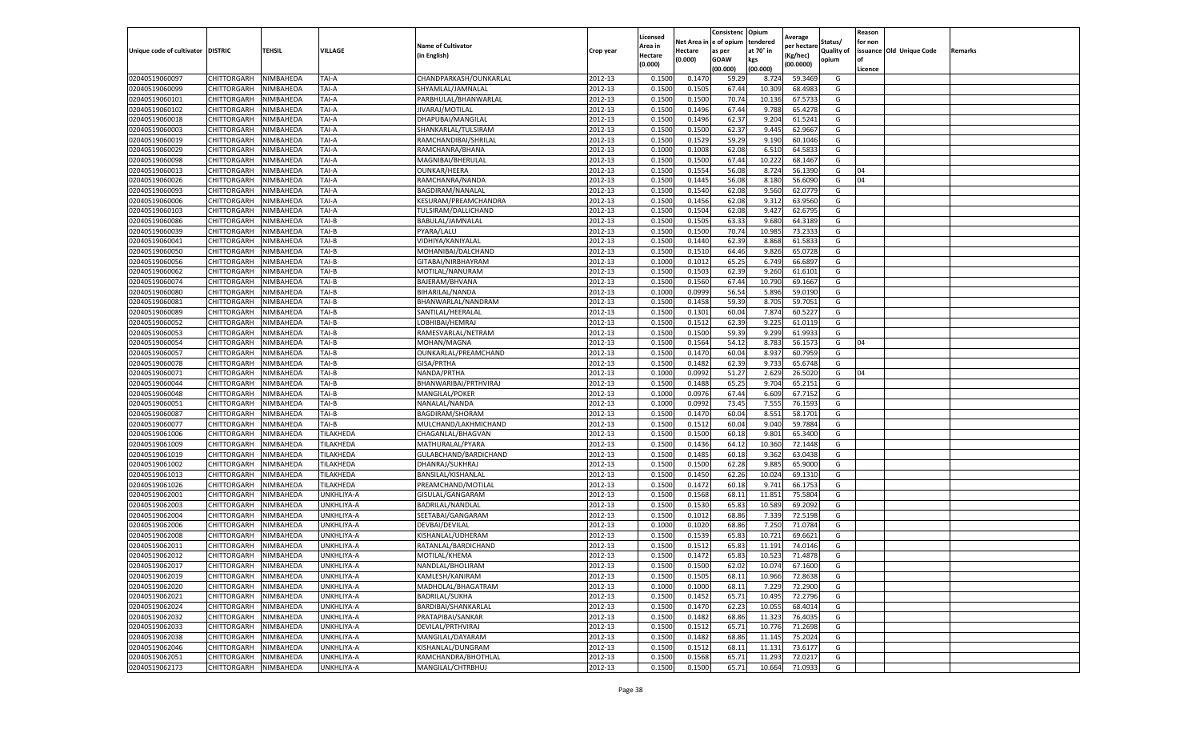| Unique code of cultivator | DISTRIC | TEHSIL | VILLAGE | Name of Cultivator (in English) | Crop year | Licensed Area in Hectare (0.000) | Net Area in Hectare (0.000) | Consistence of opium as per GOAW (00.000) | Opium tendered at 70° in kgs (00.000) | Average per hectare (Kg/hec) (00.0000) | Status/ Quality of opium | Reason for non issuance of Licence | Old Unique Code | Remarks |
|---|---|---|---|---|---|---|---|---|---|---|---|---|---|---|
| 02040519060097 | CHITTORGARH | NIMBAHEDA | TAI-A | CHANDPARKASH/OUNKARLAL | 2012-13 | 0.1500 | 0.1470 | 59.29 | 8.724 | 59.3469 | G | | | |
| 02040519060099 | CHITTORGARH | NIMBAHEDA | TAI-A | SHYAMLAL/JAMNALAL | 2012-13 | 0.1500 | 0.1505 | 67.44 | 10.309 | 68.4983 | G | | | |
| 02040519060101 | CHITTORGARH | NIMBAHEDA | TAI-A | PARBHULAL/BHANWARLAL | 2012-13 | 0.1500 | 0.1500 | 70.74 | 10.136 | 67.5733 | G | | | |
| 02040519060102 | CHITTORGARH | NIMBAHEDA | TAI-A | JIVARAJ/MOTILAL | 2012-13 | 0.1500 | 0.1496 | 67.44 | 9.788 | 65.4278 | G | | | |
| 02040519060018 | CHITTORGARH | NIMBAHEDA | TAI-A | DHAPUBAI/MANGILAL | 2012-13 | 0.1500 | 0.1496 | 62.37 | 9.204 | 61.5241 | G | | | |
| 02040519060003 | CHITTORGARH | NIMBAHEDA | TAI-A | SHANKARLAL/TULSIRAM | 2012-13 | 0.1500 | 0.1500 | 62.37 | 9.445 | 62.9667 | G | | | |
| 02040519060019 | CHITTORGARH | NIMBAHEDA | TAI-A | RAMCHANDIBAI/SHRILAL | 2012-13 | 0.1500 | 0.1529 | 59.29 | 9.190 | 60.1046 | G | | | |
| 02040519060029 | CHITTORGARH | NIMBAHEDA | TAI-A | RAMCHANRA/BHANA | 2012-13 | 0.1000 | 0.1008 | 62.08 | 6.510 | 64.5833 | G | | | |
| 02040519060098 | CHITTORGARH | NIMBAHEDA | TAI-A | MAGNIBAI/BHERULAL | 2012-13 | 0.1500 | 0.1500 | 67.44 | 10.222 | 68.1467 | G | | | |
| 02040519060013 | CHITTORGARH | NIMBAHEDA | TAI-A | OUNKAR/HEERA | 2012-13 | 0.1500 | 0.1554 | 56.08 | 8.724 | 56.1390 | G | 04 | | |
| 02040519060026 | CHITTORGARH | NIMBAHEDA | TAI-A | RAMCHANRA/NANDA | 2012-13 | 0.1500 | 0.1445 | 56.08 | 8.180 | 56.6090 | G | 04 | | |
| 02040519060093 | CHITTORGARH | NIMBAHEDA | TAI-A | BAGDIRAM/NANALAL | 2012-13 | 0.1500 | 0.1540 | 62.08 | 9.560 | 62.0779 | G | | | |
| 02040519060006 | CHITTORGARH | NIMBAHEDA | TAI-A | KESURAM/PREAMCHANDRA | 2012-13 | 0.1500 | 0.1456 | 62.08 | 9.312 | 63.9560 | G | | | |
| 02040519060103 | CHITTORGARH | NIMBAHEDA | TAI-A | TULSIRAM/DALLICHAND | 2012-13 | 0.1500 | 0.1504 | 62.08 | 9.427 | 62.6795 | G | | | |
| 02040519060086 | CHITTORGARH | NIMBAHEDA | TAI-B | BABULAL/JAMNALAL | 2012-13 | 0.1500 | 0.1505 | 63.33 | 9.680 | 64.3189 | G | | | |
| 02040519060039 | CHITTORGARH | NIMBAHEDA | TAI-B | PYARA/LALU | 2012-13 | 0.1500 | 0.1500 | 70.74 | 10.985 | 73.2333 | G | | | |
| 02040519060041 | CHITTORGARH | NIMBAHEDA | TAI-B | VIDHIYA/KANIYALAL | 2012-13 | 0.1500 | 0.1440 | 62.39 | 8.868 | 61.5833 | G | | | |
| 02040519060050 | CHITTORGARH | NIMBAHEDA | TAI-B | MOHANIBAI/DALCHAND | 2012-13 | 0.1500 | 0.1510 | 64.46 | 9.826 | 65.0728 | G | | | |
| 02040519060056 | CHITTORGARH | NIMBAHEDA | TAI-B | GITABAI/NIRBHAYRAM | 2012-13 | 0.1000 | 0.1012 | 65.25 | 6.749 | 66.6897 | G | | | |
| 02040519060062 | CHITTORGARH | NIMBAHEDA | TAI-B | MOTILAL/NANURAM | 2012-13 | 0.1500 | 0.1503 | 62.39 | 9.260 | 61.6101 | G | | | |
| 02040519060074 | CHITTORGARH | NIMBAHEDA | TAI-B | BAJERAM/BHVANA | 2012-13 | 0.1500 | 0.1560 | 67.44 | 10.790 | 69.1667 | G | | | |
| 02040519060080 | CHITTORGARH | NIMBAHEDA | TAI-B | BIHARILAL/NANDA | 2012-13 | 0.1000 | 0.0999 | 56.54 | 5.896 | 59.0190 | G | | | |
| 02040519060081 | CHITTORGARH | NIMBAHEDA | TAI-B | BHANWARLAL/NANDRAM | 2012-13 | 0.1500 | 0.1458 | 59.39 | 8.705 | 59.7051 | G | | | |
| 02040519060089 | CHITTORGARH | NIMBAHEDA | TAI-B | SANTILAL/HEERALAL | 2012-13 | 0.1500 | 0.1301 | 60.04 | 7.874 | 60.5227 | G | | | |
| 02040519060052 | CHITTORGARH | NIMBAHEDA | TAI-B | LOBHIBAI/HEMRAJ | 2012-13 | 0.1500 | 0.1512 | 62.39 | 9.225 | 61.0119 | G | | | |
| 02040519060053 | CHITTORGARH | NIMBAHEDA | TAI-B | RAMESVARLAL/NETRAM | 2012-13 | 0.1500 | 0.1500 | 59.39 | 9.299 | 61.9933 | G | | | |
| 02040519060054 | CHITTORGARH | NIMBAHEDA | TAI-B | MOHAN/MAGNA | 2012-13 | 0.1500 | 0.1564 | 54.12 | 8.783 | 56.1573 | G | 04 | | |
| 02040519060057 | CHITTORGARH | NIMBAHEDA | TAI-B | OUNKARLAL/PREAMCHAND | 2012-13 | 0.1500 | 0.1470 | 60.04 | 8.937 | 60.7959 | G | | | |
| 02040519060078 | CHITTORGARH | NIMBAHEDA | TAI-B | GISA/PRTHA | 2012-13 | 0.1500 | 0.1482 | 62.39 | 9.733 | 65.6748 | G | | | |
| 02040519060071 | CHITTORGARH | NIMBAHEDA | TAI-B | NANDA/PRTHA | 2012-13 | 0.1000 | 0.0992 | 51.27 | 2.629 | 26.5020 | G | 04 | | |
| 02040519060044 | CHITTORGARH | NIMBAHEDA | TAI-B | BHANWARIBAI/PRTHVIRAJ | 2012-13 | 0.1500 | 0.1488 | 65.25 | 9.704 | 65.2151 | G | | | |
| 02040519060048 | CHITTORGARH | NIMBAHEDA | TAI-B | MANGILAL/POKER | 2012-13 | 0.1000 | 0.0976 | 67.44 | 6.609 | 67.7152 | G | | | |
| 02040519060051 | CHITTORGARH | NIMBAHEDA | TAI-B | NANALAL/NANDA | 2012-13 | 0.1000 | 0.0992 | 73.45 | 7.555 | 76.1593 | G | | | |
| 02040519060087 | CHITTORGARH | NIMBAHEDA | TAI-B | BAGDIRAM/SHORAM | 2012-13 | 0.1500 | 0.1470 | 60.04 | 8.551 | 58.1701 | G | | | |
| 02040519060077 | CHITTORGARH | NIMBAHEDA | TAI-B | MULCHAND/LAKHMICHAND | 2012-13 | 0.1500 | 0.1512 | 60.04 | 9.040 | 59.7884 | G | | | |
| 02040519061006 | CHITTORGARH | NIMBAHEDA | TILAKHEDA | CHAGANLAL/BHAGVAN | 2012-13 | 0.1500 | 0.1500 | 60.18 | 9.801 | 65.3400 | G | | | |
| 02040519061009 | CHITTORGARH | NIMBAHEDA | TILAKHEDA | MATHURALAL/PYARA | 2012-13 | 0.1500 | 0.1436 | 64.12 | 10.360 | 72.1448 | G | | | |
| 02040519061019 | CHITTORGARH | NIMBAHEDA | TILAKHEDA | GULABCHAND/BARDICHAND | 2012-13 | 0.1500 | 0.1485 | 60.18 | 9.362 | 63.0438 | G | | | |
| 02040519061002 | CHITTORGARH | NIMBAHEDA | TILAKHEDA | DHANRAJ/SUKHRAJ | 2012-13 | 0.1500 | 0.1500 | 62.28 | 9.885 | 65.9000 | G | | | |
| 02040519061013 | CHITTORGARH | NIMBAHEDA | TILAKHEDA | BANSILAL/KISHANLAL | 2012-13 | 0.1500 | 0.1450 | 62.26 | 10.024 | 69.1310 | G | | | |
| 02040519061026 | CHITTORGARH | NIMBAHEDA | TILAKHEDA | PREAMCHAND/MOTILAL | 2012-13 | 0.1500 | 0.1472 | 60.18 | 9.741 | 66.1753 | G | | | |
| 02040519062001 | CHITTORGARH | NIMBAHEDA | UNKHLIYA-A | GISULAL/GANGARAM | 2012-13 | 0.1500 | 0.1568 | 68.11 | 11.851 | 75.5804 | G | | | |
| 02040519062003 | CHITTORGARH | NIMBAHEDA | UNKHLIYA-A | BADRILAL/NANDLAL | 2012-13 | 0.1500 | 0.1530 | 65.83 | 10.589 | 69.2092 | G | | | |
| 02040519062004 | CHITTORGARH | NIMBAHEDA | UNKHLIYA-A | SEETABAI/GANGARAM | 2012-13 | 0.1000 | 0.1012 | 68.86 | 7.339 | 72.5198 | G | | | |
| 02040519062006 | CHITTORGARH | NIMBAHEDA | UNKHLIYA-A | DEVBAI/DEVILAL | 2012-13 | 0.1000 | 0.1020 | 68.86 | 7.250 | 71.0784 | G | | | |
| 02040519062008 | CHITTORGARH | NIMBAHEDA | UNKHLIYA-A | KISHANLAL/UDHERAM | 2012-13 | 0.1500 | 0.1539 | 65.83 | 10.721 | 69.6621 | G | | | |
| 02040519062011 | CHITTORGARH | NIMBAHEDA | UNKHLIYA-A | RATANLAL/BARDICHAND | 2012-13 | 0.1500 | 0.1512 | 65.83 | 11.191 | 74.0146 | G | | | |
| 02040519062012 | CHITTORGARH | NIMBAHEDA | UNKHLIYA-A | MOTILAL/KHEMA | 2012-13 | 0.1500 | 0.1472 | 65.83 | 10.523 | 71.4878 | G | | | |
| 02040519062017 | CHITTORGARH | NIMBAHEDA | UNKHLIYA-A | NANDLAL/BHOLIRAM | 2012-13 | 0.1500 | 0.1500 | 62.02 | 10.074 | 67.1600 | G | | | |
| 02040519062019 | CHITTORGARH | NIMBAHEDA | UNKHLIYA-A | KAMLESH/KANIRAM | 2012-13 | 0.1500 | 0.1505 | 68.11 | 10.966 | 72.8638 | G | | | |
| 02040519062020 | CHITTORGARH | NIMBAHEDA | UNKHLIYA-A | MADHOLAL/BHAGATRAM | 2012-13 | 0.1000 | 0.1000 | 68.11 | 7.229 | 72.2900 | G | | | |
| 02040519062021 | CHITTORGARH | NIMBAHEDA | UNKHLIYA-A | BADRILAL/SUKHA | 2012-13 | 0.1500 | 0.1452 | 65.71 | 10.495 | 72.2796 | G | | | |
| 02040519062024 | CHITTORGARH | NIMBAHEDA | UNKHLIYA-A | BARDIBAI/SHANKARLAL | 2012-13 | 0.1500 | 0.1470 | 62.23 | 10.055 | 68.4014 | G | | | |
| 02040519062032 | CHITTORGARH | NIMBAHEDA | UNKHLIYA-A | PRATAPIBAI/SANKAR | 2012-13 | 0.1500 | 0.1482 | 68.86 | 11.323 | 76.4035 | G | | | |
| 02040519062033 | CHITTORGARH | NIMBAHEDA | UNKHLIYA-A | DEVILAL/PRTHVIRAJ | 2012-13 | 0.1500 | 0.1512 | 65.71 | 10.776 | 71.2698 | G | | | |
| 02040519062038 | CHITTORGARH | NIMBAHEDA | UNKHLIYA-A | MANGILAL/DAYARAM | 2012-13 | 0.1500 | 0.1482 | 68.86 | 11.145 | 75.2024 | G | | | |
| 02040519062046 | CHITTORGARH | NIMBAHEDA | UNKHLIYA-A | KISHANLAL/DUNGRAM | 2012-13 | 0.1500 | 0.1512 | 68.11 | 11.131 | 73.6177 | G | | | |
| 02040519062051 | CHITTORGARH | NIMBAHEDA | UNKHLIYA-A | RAMCHANDRA/BHOTHLAL | 2012-13 | 0.1500 | 0.1568 | 65.71 | 11.293 | 72.0217 | G | | | |
| 02040519062173 | CHITTORGARH | NIMBAHEDA | UNKHLIYA-A | MANGILAL/CHTRBHUJ | 2012-13 | 0.1500 | 0.1500 | 65.71 | 10.664 | 71.0933 | G | | | |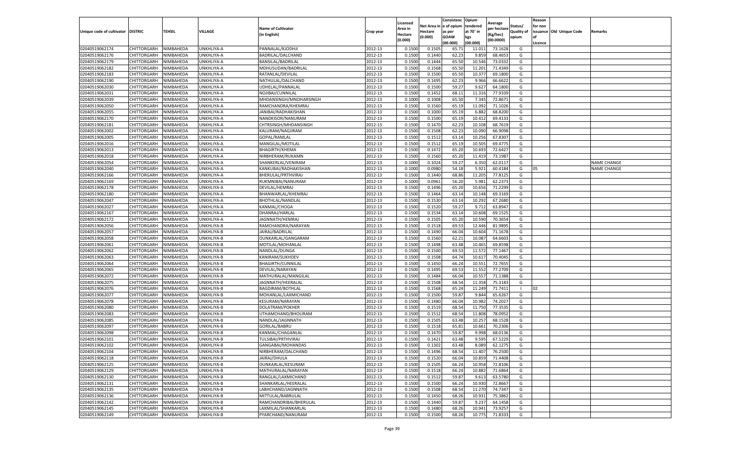| Unique code of cultivator | DISTRIC | TEHSIL | VILLAGE | Name of Cultivator (in English) | Crop year | Licensed Area in Hectare (0.000) | Net Area in Hectare (0.000) | Consistenc e of opium as per GOAW (00.000) | Opium tendered at 70° in kgs (00.000) | Average per hectare (Kg/hec) (00.0000) | Status/ Quality of opium | Reason for non issuance of Licence | Old Unique Code | Remarks |
|---|---|---|---|---|---|---|---|---|---|---|---|---|---|---|
| 02040519062174 | CHITTORGARH | NIMBAHEDA | UNKHLIYA-A | PANNALAL/KJODHJI | 2012-13 | 0.1500 | 0.1505 | 65.71 | 11.011 | 73.1628 | G | | | |
| 02040519062176 | CHITTORGARH | NIMBAHEDA | UNKHLIYA-A | BADRILAL/DALCHAND | 2012-13 | 0.1500 | 0.1440 | 62.23 | 9.859 | 68.4653 | G | | | |
| 02040519062179 | CHITTORGARH | NIMBAHEDA | UNKHLIYA-A | BANSILAL/BADRILAL | 2012-13 | 0.1500 | 0.1444 | 65.50 | 10.546 | 73.0332 | G | | | |
| 02040519062182 | CHITTORGARH | NIMBAHEDA | UNKHLIYA-A | MDHUSUDAN/BADRILAL | 2012-13 | 0.1500 | 0.1568 | 65.50 | 11.201 | 71.4349 | G | | | |
| 02040519062183 | CHITTORGARH | NIMBAHEDA | UNKHLIYA-A | RATANLAL/DEVILAL | 2012-13 | 0.1500 | 0.1500 | 65.50 | 10.377 | 69.1800 | G | | | |
| 02040519062190 | CHITTORGARH | NIMBAHEDA | UNKHLIYA-A | NATHULAL/DALCHAND | 2012-13 | 0.1500 | 0.1495 | 62.23 | 9.966 | 66.6622 | G | | | |
| 02040519062030 | CHITTORGARH | NIMBAHEDA | UNKHLIYA-A | UDHELAL/PANNALAL | 2012-13 | 0.1500 | 0.1500 | 59.27 | 9.627 | 64.1800 | G | | | |
| 02040519062031 | CHITTORGARH | NIMBAHEDA | UNKHLIYA-A | NOJIBAI/CUNNILAL | 2012-13 | 0.1500 | 0.1452 | 68.11 | 11.316 | 77.9339 | G | | | |
| 02040519062039 | CHITTORGARH | NIMBAHEDA | UNKHLIYA-A | MHDANSINGH/MNOHARSINGH | 2012-13 | 0.1000 | 0.1008 | 65.50 | 7.345 | 72.8671 | G | | | |
| 02040519062050 | CHITTORGARH | NIMBAHEDA | UNKHLIYA-A | RAMCHANDRA/KHEMRAJ | 2012-13 | 0.1500 | 0.1560 | 65.19 | 11.092 | 71.1026 | G | | | |
| 02040519062055 | CHITTORGARH | NIMBAHEDA | UNKHLIYA-A | JANIBAI/RADHAKISHAN | 2012-13 | 0.1500 | 0.1000 | 65.19 | 6.882 | 68.8200 | G | | | |
| 02040519062170 | CHITTORGARH | NIMBAHEDA | UNKHLIYA-A | NANDKISOR/NANURAM | 2012-13 | 0.1500 | 0.1500 | 65.19 | 10.412 | 69.4133 | G | | | |
| 02040519062181 | CHITTORGARH | NIMBAHEDA | UNKHLIYA-A | CHTRSINGH/MHDANSINGH | 2012-13 | 0.1500 | 0.1470 | 62.23 | 10.108 | 68.7619 | G | | | |
| 02040519062002 | CHITTORGARH | NIMBAHEDA | UNKHLIYA-A | KALURAM/NAGJIRAM | 2012-13 | 0.1500 | 0.1508 | 62.23 | 10.090 | 66.9098 | G | | | |
| 02040519062005 | CHITTORGARH | NIMBAHEDA | UNKHLIYA-A | GOPAL/RAMLAL | 2012-13 | 0.1500 | 0.1512 | 63.14 | 10.256 | 67.8307 | G | | | |
| 02040519062016 | CHITTORGARH | NIMBAHEDA | UNKHLIYA-A | MANGILAL/MOTILAL | 2012-13 | 0.1500 | 0.1512 | 65.19 | 10.505 | 69.4775 | G | | | |
| 02040519062013 | CHITTORGARH | NIMBAHEDA | UNKHLIYA-A | BHAGIRTH/KHEMA | 2012-13 | 0.1500 | 0.1472 | 65.20 | 10.693 | 72.6427 | G | | | |
| 02040519062018 | CHITTORGARH | NIMBAHEDA | UNKHLIYA-A | NIRBHERAM/RUKAMN | 2012-13 | 0.1500 | 0.1560 | 65.20 | 11.419 | 73.1987 | G | | | |
| 02040519062054 | CHITTORGARH | NIMBAHEDA | UNKHLIYA-A | SHANKERLAL/VENIRAM | 2012-13 | 0.1000 | 0.1024 | 59.27 | 6.350 | 62.0117 | G | | | NAME CHANGE |
| 02040519062040 | CHITTORGARH | NIMBAHEDA | UNKHLIYA-A | KANKUBAI/RADHAKISHAN | 2012-13 | 0.1000 | 0.0980 | 54.18 | 5.921 | 60.4184 | G | 05 | | NAME CHANGE |
| 02040519062166 | CHITTORGARH | NIMBAHEDA | UNKHLIYA-A | BHERULAL/PRTHVIRAJ | 2012-13 | 0.1500 | 0.1440 | 68.86 | 11.205 | 77.8125 | G | | | |
| 02040519062169 | CHITTORGARH | NIMBAHEDA | UNKHLIYA-A | RUKMNIBAI/NANURAM | 2012-13 | 0.1000 | 0.0961 | 56.20 | 5.981 | 62.2373 | G | | | |
| 02040519062178 | CHITTORGARH | NIMBAHEDA | UNKHLIYA-A | DEVILAL/HEMRAJ | 2012-13 | 0.1500 | 0.1496 | 65.20 | 10.656 | 71.2299 | G | | | |
| 02040519062180 | CHITTORGARH | NIMBAHEDA | UNKHLIYA-A | BHANWARLAL/KHEMRAJ | 2012-13 | 0.1500 | 0.1464 | 63.14 | 10.148 | 69.3169 | G | | | |
| 02040519062047 | CHITTORGARH | NIMBAHEDA | UNKHLIYA-A | BHOTHLAL/NANDLAL | 2012-13 | 0.1500 | 0.1530 | 63.14 | 10.292 | 67.2680 | G | | | |
| 02040519062027 | CHITTORGARH | NIMBAHEDA | UNKHLIYA-A | KANMAL/CHOGA | 2012-13 | 0.1500 | 0.1520 | 59.27 | 9.712 | 63.8947 | G | | | |
| 02040519062167 | CHITTORGARH | NIMBAHEDA | UNKHLIYA-A | DHANRAJ/HARLAL | 2012-13 | 0.1500 | 0.1534 | 63.14 | 10.608 | 69.1525 | G | | | |
| 02040519062172 | CHITTORGARH | NIMBAHEDA | UNKHLIYA-A | JAGNNATH/HEMRAJ | 2012-13 | 0.1500 | 0.1505 | 65.20 | 10.590 | 70.3654 | G | | | |
| 02040519062056 | CHITTORGARH | NIMBAHEDA | UNKHLIYA-B | RAMCHANDRA/NARAYAN | 2012-13 | 0.1500 | 0.1518 | 69.53 | 12.446 | 81.9895 | G | | | |
| 02040519062057 | CHITTORGARH | NIMBAHEDA | UNKHLIYA-B | JAIRAJ/BADRILAL | 2012-13 | 0.1500 | 0.1490 | 66.04 | 10.604 | 71.1678 | G | | | |
| 02040519062058 | CHITTORGARH | NIMBAHEDA | UNKHLIYA-B | OUNKARLAL/GANGARAM | 2012-13 | 0.1500 | 0.1560 | 62.21 | 10.087 | 64.6603 | G | | | |
| 02040519062061 | CHITTORGARH | NIMBAHEDA | UNKHLIYA-B | MOTILAL/MOHANLAL | 2012-13 | 0.1500 | 0.1498 | 63.48 | 10.465 | 69.8598 | G | | | |
| 02040519062062 | CHITTORGARH | NIMBAHEDA | UNKHLIYA-B | NANDLAL/DUNGA | 2012-13 | 0.1500 | 0.1500 | 69.53 | 11.572 | 77.1467 | G | | | |
| 02040519062063 | CHITTORGARH | NIMBAHEDA | UNKHLIYA-B | KANIRAM/SUKHDEV | 2012-13 | 0.1500 | 0.1508 | 64.74 | 10.617 | 70.4045 | G | | | |
| 02040519062064 | CHITTORGARH | NIMBAHEDA | UNKHLIYA-B | BHAGIRTH/CUNNILAL | 2012-13 | 0.1500 | 0.1450 | 66.24 | 10.551 | 72.7655 | G | | | |
| 02040519062065 | CHITTORGARH | NIMBAHEDA | UNKHLIYA-B | DEVILAL/NARAYAN | 2012-13 | 0.1500 | 0.1495 | 69.53 | 11.552 | 77.2709 | G | | | |
| 02040519062072 | CHITTORGARH | NIMBAHEDA | UNKHLIYA-B | MATHURALAL/MANGILAL | 2012-13 | 0.1500 | 0.1484 | 66.04 | 10.557 | 71.1388 | G | | | |
| 02040519062075 | CHITTORGARH | NIMBAHEDA | UNKHLIYA-B | JAGNNATH/HEERALAL | 2012-13 | 0.1500 | 0.1508 | 68.54 | 11.358 | 75.3183 | G | | | |
| 02040519062076 | CHITTORGARH | NIMBAHEDA | UNKHLIYA-B | BAGDIRAM/BOTHLAL | 2012-13 | 0.1500 | 0.1568 | 65.24 | 11.249 | 71.7411 | I | 02 | | |
| 02040519062077 | CHITTORGARH | NIMBAHEDA | UNKHLIYA-B | MOHANLAL/LAXMICHAND | 2012-13 | 0.1500 | 0.1500 | 59.87 | 9.844 | 65.6267 | G | | | |
| 02040519062078 | CHITTORGARH | NIMBAHEDA | UNKHLIYA-B | KESURAM/NARAYAN | 2012-13 | 0.1500 | 0.1480 | 66.04 | 10.982 | 74.2027 | G | | | |
| 02040519062080 | CHITTORGARH | NIMBAHEDA | UNKHLIYA-B | DOLATRAM/POKHER | 2012-13 | 0.1500 | 0.1519 | 68.54 | 11.750 | 77.3535 | G | | | |
| 02040519062083 | CHITTORGARH | NIMBAHEDA | UNKHLIYA-B | UTHAMCHAND/BHOLIRAM | 2012-13 | 0.1500 | 0.1512 | 68.54 | 11.808 | 78.0952 | G | | | |
| 02040519062085 | CHITTORGARH | NIMBAHEDA | UNKHLIYA-B | NANDLAL/JAGNNATH | 2012-13 | 0.1500 | 0.1505 | 63.48 | 10.257 | 68.1528 | G | | | |
| 02040519062097 | CHITTORGARH | NIMBAHEDA | UNKHLIYA-B | GORILAL/BABRU | 2012-13 | 0.1500 | 0.1518 | 65.81 | 10.661 | 70.2306 | G | | | |
| 02040519062098 | CHITTORGARH | NIMBAHEDA | UNKHLIYA-B | KANMAL/CHAGANLAL | 2012-13 | 0.1500 | 0.1470 | 59.87 | 9.998 | 68.0136 | G | | | |
| 02040519062101 | CHITTORGARH | NIMBAHEDA | UNKHLIYA-B | TULSIBAI/PRTHVIRAJ | 2012-13 | 0.1500 | 0.1421 | 63.48 | 9.595 | 67.5229 | G | | | |
| 02040519062102 | CHITTORGARH | NIMBAHEDA | UNKHLIYA-B | GANGABAI/MOHANDAS | 2012-13 | 0.1500 | 0.1302 | 63.48 | 8.089 | 62.1275 | G | | | |
| 02040519062104 | CHITTORGARH | NIMBAHEDA | UNKHLIYA-B | NIRBHERAM/DALCHAND | 2012-13 | 0.1500 | 0.1496 | 68.54 | 11.407 | 76.2500 | G | | | |
| 02040519062118 | CHITTORGARH | NIMBAHEDA | UNKHLIYA-B | JAIRAJ/DHULA | 2012-13 | 0.1500 | 0.1520 | 66.04 | 10.859 | 71.4408 | G | | | |
| 02040519062125 | CHITTORGARH | NIMBAHEDA | UNKHLIYA-B | OUNKARLAL/KESURAM | 2012-13 | 0.1500 | 0.1505 | 66.24 | 10.958 | 72.8106 | G | | | |
| 02040519062129 | CHITTORGARH | NIMBAHEDA | UNKHLIYA-B | MATHURALAL/NARAYAN | 2012-13 | 0.1500 | 0.1518 | 66.24 | 10.882 | 71.6864 | G | | | |
| 02040519062130 | CHITTORGARH | NIMBAHEDA | UNKHLIYA-B | RANGLAL/LAXMICHAND | 2012-13 | 0.1500 | 0.1512 | 59.87 | 9.613 | 63.5780 | G | | | |
| 02040519062131 | CHITTORGARH | NIMBAHEDA | UNKHLIYA-B | SHANKARLAL/HEERALAL | 2012-13 | 0.1500 | 0.1500 | 66.24 | 10.930 | 72.8667 | G | | | |
| 02040519062135 | CHITTORGARH | NIMBAHEDA | UNKHLIYA-B | LABHCHAND/JAGNNATH | 2012-13 | 0.1500 | 0.1508 | 68.54 | 11.270 | 74.7347 | G | | | |
| 02040519062136 | CHITTORGARH | NIMBAHEDA | UNKHLIYA-B | MITTULAL/BABRULAL | 2012-13 | 0.1500 | 0.1450 | 68.26 | 10.931 | 75.3862 | G | | | |
| 02040519062142 | CHITTORGARH | NIMBAHEDA | UNKHLIYA-B | RAMCHANDRIBAI/BHERULAL | 2012-13 | 0.1500 | 0.1440 | 59.87 | 9.237 | 64.1458 | G | | | |
| 02040519062145 | CHITTORGARH | NIMBAHEDA | UNKHLIYA-B | LAXMILAL/SHANKARLAL | 2012-13 | 0.1500 | 0.1480 | 68.26 | 10.941 | 73.9257 | G | | | |
| 02040519062149 | CHITTORGARH | NIMBAHEDA | UNKHLIYA-B | PYARCHAND/NANURAM | 2012-13 | 0.1500 | 0.1500 | 68.26 | 10.775 | 71.8333 | G | | | |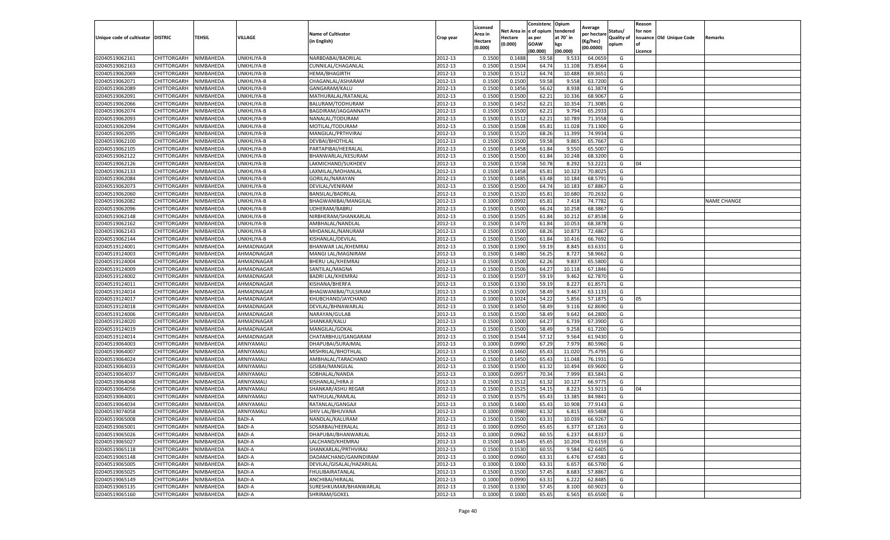| Unique code of cultivator | DISTRIC | TEHSIL | VILLAGE | Name of Cultivator (in English) | Crop year | Licensed Area in Hectare (0.000) | Net Area in Hectare (0.000) | Consistence of opium as per GOAW (00.000) | Opium tendered at 70° in kgs (00.000) | Average per hectare (Kg/hec) (00.0000) | Status/ Quality of opium | Reason for non issuance of Licence | Old Unique Code | Remarks |
|---|---|---|---|---|---|---|---|---|---|---|---|---|---|---|
| 02040519062161 | CHITTORGARH | NIMBAHEDA | UNKHLIYA-B | NARBDABAI/BADRILAL | 2012-13 | 0.1500 | 0.1488 | 59.58 | 9.533 | 64.0659 | G | | | |
| 02040519062163 | CHITTORGARH | NIMBAHEDA | UNKHLIYA-B | CUNNILAL/CHAGANLAL | 2012-13 | 0.1500 | 0.1504 | 64.74 | 11.108 | 73.8564 | G | | | |
| 02040519062069 | CHITTORGARH | NIMBAHEDA | UNKHLIYA-B | HEMA/BHAGIRTH | 2012-13 | 0.1500 | 0.1512 | 64.74 | 10.488 | 69.3651 | G | | | |
| 02040519062071 | CHITTORGARH | NIMBAHEDA | UNKHLIYA-B | CHAGANLAL/ASHARAM | 2012-13 | 0.1500 | 0.1500 | 59.58 | 9.558 | 63.7200 | G | | | |
| 02040519062089 | CHITTORGARH | NIMBAHEDA | UNKHLIYA-B | GANGARAM/KALU | 2012-13 | 0.1500 | 0.1456 | 56.62 | 8.938 | 61.3874 | G | | | |
| 02040519062091 | CHITTORGARH | NIMBAHEDA | UNKHLIYA-B | MATHURALAL/RATANLAL | 2012-13 | 0.1500 | 0.1500 | 62.21 | 10.336 | 68.9067 | G | | | |
| 02040519062066 | CHITTORGARH | NIMBAHEDA | UNKHLIYA-B | BALURAM/TODHURAM | 2012-13 | 0.1500 | 0.1452 | 62.21 | 10.354 | 71.3085 | G | | | |
| 02040519062074 | CHITTORGARH | NIMBAHEDA | UNKHLIYA-B | BAGDIRAM/JAGGANNATH | 2012-13 | 0.1500 | 0.1500 | 62.21 | 9.794 | 65.2933 | G | | | |
| 02040519062093 | CHITTORGARH | NIMBAHEDA | UNKHLIYA-B | NANALAL/TODURAM | 2012-13 | 0.1500 | 0.1512 | 62.21 | 10.789 | 71.3558 | G | | | |
| 02040519062094 | CHITTORGARH | NIMBAHEDA | UNKHLIYA-B | MOTILAL/TODURAM | 2012-13 | 0.1500 | 0.1508 | 65.81 | 11.028 | 73.1300 | G | | | |
| 02040519062095 | CHITTORGARH | NIMBAHEDA | UNKHLIYA-B | MANGILAL/PRTHVIRAJ | 2012-13 | 0.1500 | 0.1520 | 68.26 | 11.399 | 74.9934 | G | | | |
| 02040519062100 | CHITTORGARH | NIMBAHEDA | UNKHLIYA-B | DEVBAI/BHOTHLAL | 2012-13 | 0.1500 | 0.1500 | 59.58 | 9.865 | 65.7667 | G | | | |
| 02040519062105 | CHITTORGARH | NIMBAHEDA | UNKHLIYA-B | PARTAPIBAI/HEERALAL | 2012-13 | 0.1500 | 0.1458 | 61.84 | 9.550 | 65.5007 | G | | | |
| 02040519062122 | CHITTORGARH | NIMBAHEDA | UNKHLIYA-B | BHANWARLAL/KESURAM | 2012-13 | 0.1500 | 0.1500 | 61.84 | 10.248 | 68.3200 | G | | | |
| 02040519062126 | CHITTORGARH | NIMBAHEDA | UNKHLIYA-B | LAKMICHAND/SUKHDEV | 2012-13 | 0.1500 | 0.1558 | 50.78 | 8.292 | 53.2221 | G | 04 | | |
| 02040519062133 | CHITTORGARH | NIMBAHEDA | UNKHLIYA-B | LAXMILAL/MOHANLAL | 2012-13 | 0.1500 | 0.1458 | 65.81 | 10.323 | 70.8025 | G | | | |
| 02040519062084 | CHITTORGARH | NIMBAHEDA | UNKHLIYA-B | GORILAL/NARAYAN | 2012-13 | 0.1500 | 0.1485 | 63.48 | 10.184 | 68.5791 | G | | | |
| 02040519062073 | CHITTORGARH | NIMBAHEDA | UNKHLIYA-B | DEVILAL/VENIRAM | 2012-13 | 0.1500 | 0.1500 | 64.74 | 10.183 | 67.8867 | G | | | |
| 02040519062060 | CHITTORGARH | NIMBAHEDA | UNKHLIYA-B | BANSILAL/BADRILAL | 2012-13 | 0.1500 | 0.1520 | 65.81 | 10.680 | 70.2632 | G | | | |
| 02040519062082 | CHITTORGARH | NIMBAHEDA | UNKHLIYA-B | BHAGWANIBAI/MANGILAL | 2012-13 | 0.1000 | 0.0992 | 65.81 | 7.418 | 74.7782 | G | | | NAME CHANGE |
| 02040519062096 | CHITTORGARH | NIMBAHEDA | UNKHLIYA-B | UDHERAM/BABRU | 2012-13 | 0.1500 | 0.1500 | 66.24 | 10.258 | 68.3867 | G | | | |
| 02040519062148 | CHITTORGARH | NIMBAHEDA | UNKHLIYA-B | NIRBHERAM/SHANKARLAL | 2012-13 | 0.1500 | 0.1505 | 61.84 | 10.212 | 67.8538 | G | | | |
| 02040519062162 | CHITTORGARH | NIMBAHEDA | UNKHLIYA-B | AMBHALAL/NANDLAL | 2012-13 | 0.1500 | 0.1470 | 61.84 | 10.053 | 68.3878 | G | | | |
| 02040519062143 | CHITTORGARH | NIMBAHEDA | UNKHLIYA-B | MHDANLAL/NANURAM | 2012-13 | 0.1500 | 0.1500 | 68.26 | 10.873 | 72.4867 | G | | | |
| 02040519062144 | CHITTORGARH | NIMBAHEDA | UNKHLIYA-B | KISHANLAL/DEVILAL | 2012-13 | 0.1500 | 0.1560 | 61.84 | 10.416 | 66.7692 | G | | | |
| 02040519124001 | CHITTORGARH | NIMBAHEDA | AHMADNAGAR | BHANWAR LAL/KHEMRAJ | 2012-13 | 0.1500 | 0.1390 | 59.19 | 8.845 | 63.6331 | G | | | |
| 02040519124003 | CHITTORGARH | NIMBAHEDA | AHMADNAGAR | MANGI LAL/MAGNIRAM | 2012-13 | 0.1500 | 0.1480 | 56.25 | 8.727 | 58.9662 | G | | | |
| 02040519124004 | CHITTORGARH | NIMBAHEDA | AHMADNAGAR | BHERU LAL/KHEMRAJ | 2012-13 | 0.1500 | 0.1500 | 62.26 | 9.837 | 65.5800 | G | | | |
| 02040519124009 | CHITTORGARH | NIMBAHEDA | AHMADNAGAR | SANTILAL/MAGNA | 2012-13 | 0.1500 | 0.1506 | 64.27 | 10.118 | 67.1846 | G | | | |
| 02040519124002 | CHITTORGARH | NIMBAHEDA | AHMADNAGAR | BADRI LAL/KHEMRAJ | 2012-13 | 0.1500 | 0.1507 | 59.19 | 9.462 | 62.7870 | G | | | |
| 02040519124011 | CHITTORGARH | NIMBAHEDA | AHMADNAGAR | KISHANA/BHERFA | 2012-13 | 0.1500 | 0.1330 | 59.19 | 8.227 | 61.8571 | G | | | |
| 02040519124014 | CHITTORGARH | NIMBAHEDA | AHMADNAGAR | BHAGWANIBAI/TULSIRAM | 2012-13 | 0.1500 | 0.1500 | 58.49 | 9.467 | 63.1133 | G | | | |
| 02040519124017 | CHITTORGARH | NIMBAHEDA | AHMADNAGAR | KHUBCHAND/JAYCHAND | 2012-13 | 0.1000 | 0.1024 | 54.22 | 5.856 | 57.1875 | G | 05 | | |
| 02040519124018 | CHITTORGARH | NIMBAHEDA | AHMADNAGAR | DEVILAL/BHNAWARLAL | 2012-13 | 0.1500 | 0.1450 | 58.49 | 9.116 | 62.8690 | G | | | |
| 02040519124006 | CHITTORGARH | NIMBAHEDA | AHMADNAGAR | NARAYAN/GULAB | 2012-13 | 0.1500 | 0.1500 | 58.49 | 9.642 | 64.2800 | G | | | |
| 02040519124020 | CHITTORGARH | NIMBAHEDA | AHMADNAGAR | SHANKAR/KALU | 2012-13 | 0.1500 | 0.1000 | 64.27 | 6.739 | 67.3900 | G | | | |
| 02040519124019 | CHITTORGARH | NIMBAHEDA | AHMADNAGAR | MANGILAL/GOKAL | 2012-13 | 0.1500 | 0.1500 | 58.49 | 9.258 | 61.7200 | G | | | |
| 02040519124014 | CHITTORGARH | NIMBAHEDA | AHMADNAGAR | CHATARBHUJ/GANGARAM | 2012-13 | 0.1500 | 0.1544 | 57.12 | 9.564 | 61.9430 | G | | | |
| 02040519064003 | CHITTORGARH | NIMBAHEDA | ARNIYAMALI | DHAPUBAI/SURAJMAL | 2012-13 | 0.1000 | 0.0990 | 67.29 | 7.979 | 80.5960 | G | | | |
| 02040519064007 | CHITTORGARH | NIMBAHEDA | ARNIYAMALI | MISHRILAL/BHOTHLAL | 2012-13 | 0.1500 | 0.1460 | 65.43 | 11.020 | 75.4795 | G | | | |
| 02040519064024 | CHITTORGARH | NIMBAHEDA | ARNIYAMALI | AMBHALAL/TARACHAND | 2012-13 | 0.1500 | 0.1450 | 65.43 | 11.048 | 76.1931 | G | | | |
| 02040519064033 | CHITTORGARH | NIMBAHEDA | ARNIYAMALI | GISIBAI/MANGILAL | 2012-13 | 0.1500 | 0.1500 | 61.32 | 10.494 | 69.9600 | G | | | |
| 02040519064037 | CHITTORGARH | NIMBAHEDA | ARNIYAMALI | SOBHALAL/NANDA | 2012-13 | 0.1000 | 0.0957 | 70.34 | 7.999 | 83.5841 | G | | | |
| 02040519064048 | CHITTORGARH | NIMBAHEDA | ARNIYAMALI | KISHANLAL/HIRA JI | 2012-13 | 0.1500 | 0.1512 | 61.32 | 10.127 | 66.9775 | G | | | |
| 02040519064056 | CHITTORGARH | NIMBAHEDA | ARNIYAMALI | SHANKAR/ASHU REGAR | 2012-13 | 0.1500 | 0.1525 | 54.15 | 8.223 | 53.9213 | G | 04 | | |
| 02040519064001 | CHITTORGARH | NIMBAHEDA | ARNIYAMALI | NATHULAL/RAMLAL | 2012-13 | 0.1500 | 0.1575 | 65.43 | 13.385 | 84.9841 | G | | | |
| 02040519064034 | CHITTORGARH | NIMBAHEDA | ARNIYAMALI | RATANLAL/GANGAJI | 2012-13 | 0.1500 | 0.1400 | 65.43 | 10.908 | 77.9143 | G | | | |
| 02040519074058 | CHITTORGARH | NIMBAHEDA | ARNIYAMALI | SHIV LAL/BHUVANA | 2012-13 | 0.1000 | 0.0980 | 61.32 | 6.815 | 69.5408 | G | | | |
| 02040519065008 | CHITTORGARH | NIMBAHEDA | BADI-A | NANDLAL/KALURAM | 2012-13 | 0.1500 | 0.1500 | 63.31 | 10.039 | 66.9267 | G | | | |
| 02040519065001 | CHITTORGARH | NIMBAHEDA | BADI-A | SOSARBAI/HEERALAL | 2012-13 | 0.1000 | 0.0950 | 65.65 | 6.377 | 67.1263 | G | | | |
| 02040519065026 | CHITTORGARH | NIMBAHEDA | BADI-A | DHAPUBAI/BHANWARLAL | 2012-13 | 0.1000 | 0.0962 | 60.55 | 6.237 | 64.8337 | G | | | |
| 02040519065027 | CHITTORGARH | NIMBAHEDA | BADI-A | LALCHAND/KHEMRAJ | 2012-13 | 0.1500 | 0.1445 | 65.65 | 10.204 | 70.6159 | G | | | |
| 02040519065118 | CHITTORGARH | NIMBAHEDA | BADI-A | SHANKARLAL/PRTHVIRAJ | 2012-13 | 0.1500 | 0.1530 | 60.55 | 9.584 | 62.6405 | G | | | |
| 02040519065148 | CHITTORGARH | NIMBAHEDA | BADI-A | DADAMCHAND/GAMNDIRAM | 2012-13 | 0.1000 | 0.0960 | 63.31 | 6.476 | 67.4583 | G | | | |
| 02040519065005 | CHITTORGARH | NIMBAHEDA | BADI-A | DEVILAL/GISALAL/HAZARILAL | 2012-13 | 0.1000 | 0.1000 | 63.31 | 6.657 | 66.5700 | G | | | |
| 02040519065025 | CHITTORGARH | NIMBAHEDA | BADI-A | FHULIBAIRATANLAL | 2012-13 | 0.1500 | 0.1500 | 57.45 | 8.683 | 57.8867 | G | | | |
| 02040519065149 | CHITTORGARH | NIMBAHEDA | BADI-A | ANCHIBAI/HIRALAL | 2012-13 | 0.1000 | 0.0990 | 63.31 | 6.222 | 62.8485 | G | | | |
| 02040519065135 | CHITTORGARH | NIMBAHEDA | BADI-A | SURESHKUMAR/BHANWARLAL | 2012-13 | 0.1500 | 0.1330 | 57.45 | 8.100 | 60.9023 | G | | | |
| 02040519065160 | CHITTORGARH | NIMBAHEDA | BADI-A | SHRIRAM/GOKEL | 2012-13 | 0.1000 | 0.1000 | 65.65 | 6.565 | 65.6500 | G | | | |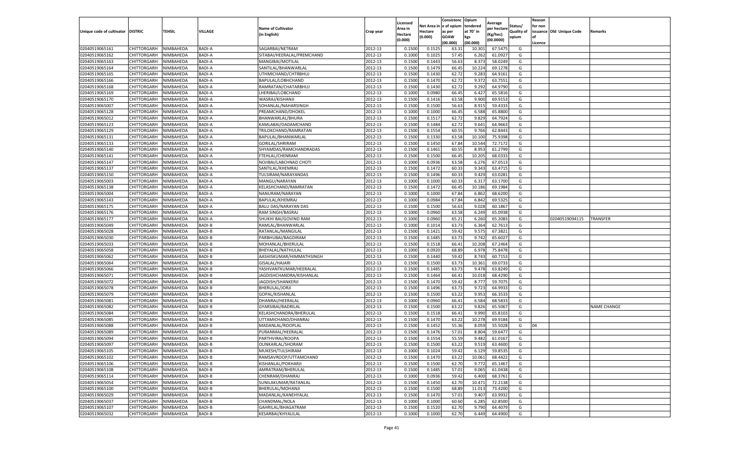| Unique code of cultivator | DISTRIC | TEHSIL | VILLAGE | Name of Cultivator (in English) | Crop year | Licensed Area in Hectare (0.000) | Net Area in Hectare (0.000) | Consistenc e of opium as per GOAW (00.000) | Opium tendered at 70° in kgs (00.000) | Average per hectare (Kg/hec) (00.0000) | Status/ Quality of opium | Reason for non issuance of Licence | Old Unique Code | Remarks |
|---|---|---|---|---|---|---|---|---|---|---|---|---|---|---|
| 02040519065161 | CHITTORGARH | NIMBAHEDA | BADI-A | SAGARBAI/NETRAM | 2012-13 | 0.1500 | 0.1525 | 63.31 | 10.301 | 67.5475 | G | | | |
| 02040519065162 | CHITTORGARH | NIMBAHEDA | BADI-A | SITABAI/HEERALAL/PREMCHAND | 2012-13 | 0.1000 | 0.1025 | 57.45 | 6.262 | 61.0927 | G | | | |
| 02040519065163 | CHITTORGARH | NIMBAHEDA | BADI-A | MANGIBAI/MOTILAL | 2012-13 | 0.1500 | 0.1443 | 56.63 | 8.373 | 58.0249 | G | | | |
| 02040519065164 | CHITTORGARH | NIMBAHEDA | BADI-A | SANTILAL/BHANWARLAL | 2012-13 | 0.1500 | 0.1479 | 66.45 | 10.224 | 69.1278 | G | | | |
| 02040519065165 | CHITTORGARH | NIMBAHEDA | BADI-A | UTHMICHAND/CHTRBHUJ | 2012-13 | 0.1500 | 0.1430 | 62.72 | 9.283 | 64.9161 | G | | | |
| 02040519065166 | CHITTORGARH | NIMBAHEDA | BADI-A | BAPULAL/LOBHCHAND | 2012-13 | 0.1500 | 0.1470 | 62.72 | 9.372 | 63.7551 | G | | | |
| 02040519065168 | CHITTORGARH | NIMBAHEDA | BADI-A | RAMRATAN/CHATARBHUJ | 2012-13 | 0.1500 | 0.1430 | 62.72 | 9.292 | 64.9790 | G | | | |
| 02040519065169 | CHITTORGARH | NIMBAHEDA | BADI-A | LHERIBAI/LOBCHAND | 2012-13 | 0.1000 | 0.0980 | 66.45 | 6.427 | 65.5816 | G | | | |
| 02040519065170 | CHITTORGARH | NIMBAHEDA | BADI-A | WASRAJ/KISHANJI | 2012-13 | 0.1500 | 0.1416 | 63.58 | 9.900 | 69.9153 | G | | | |
| 02040519065007 | CHITTORGARH | NIMBAHEDA | BADI-A | SOHANLAL/NAHARSINGH | 2012-13 | 0.1500 | 0.1500 | 56.63 | 8.915 | 59.4333 | G | | | |
| 02040519065128 | CHITTORGARH | NIMBAHEDA | BADI-A | PREAMCHAND/DHOKEL | 2012-13 | 0.1000 | 0.1000 | 66.45 | 6.588 | 65.8800 | G | | | |
| 02040519065012 | CHITTORGARH | NIMBAHEDA | BADI-A | BHANWARLAL/BHURA | 2012-13 | 0.1500 | 0.1517 | 62.72 | 9.829 | 64.7924 | G | | | |
| 02040519065123 | CHITTORGARH | NIMBAHEDA | BADI-A | KAMLABAI/DADAMCHAND | 2012-13 | 0.1500 | 0.1484 | 62.72 | 9.641 | 64.9663 | G | | | |
| 02040519065129 | CHITTORGARH | NIMBAHEDA | BADI-A | TRILOKCHAND/RAMRATAN | 2012-13 | 0.1500 | 0.1554 | 60.55 | 9.766 | 62.8443 | G | | | |
| 02040519065131 | CHITTORGARH | NIMBAHEDA | BADI-A | BAPULAL/BHANWARLAL | 2012-13 | 0.1500 | 0.1330 | 63.58 | 10.100 | 75.9398 | G | | | |
| 02040519065133 | CHITTORGARH | NIMBAHEDA | BADI-A | GORILAL/SHRIRAM | 2012-13 | 0.1500 | 0.1450 | 67.84 | 10.544 | 72.7172 | G | | | |
| 02040519065140 | CHITTORGARH | NIMBAHEDA | BADI-A | SHYAMDAS/RAMCHANDRADAS | 2012-13 | 0.1500 | 0.1461 | 60.55 | 8.953 | 61.2799 | G | | | |
| 02040519065141 | CHITTORGARH | NIMBAHEDA | BADI-A | FTEHLAL/CHENRAM | 2012-13 | 0.1500 | 0.1500 | 66.45 | 10.205 | 68.0333 | G | | | |
| 02040519065147 | CHITTORGARH | NIMBAHEDA | BADI-A | NOJIBAI/LABCHNAD CHOTI | 2012-13 | 0.1000 | 0.0936 | 63.58 | 6.276 | 67.0513 | G | | | |
| 02040519065137 | CHITTORGARH | NIMBAHEDA | BADI-A | SANTILAL/KHEMRAJ | 2012-13 | 0.1500 | 0.1472 | 60.33 | 9.343 | 63.4715 | G | | | |
| 02040519065150 | CHITTORGARH | NIMBAHEDA | BADI-A | TULSIRAM/NARAYANDAS | 2012-13 | 0.1500 | 0.1496 | 60.33 | 9.429 | 63.0281 | G | | | |
| 02040519065003 | CHITTORGARH | NIMBAHEDA | BADI-A | MANGU/NARAYAN | 2012-13 | 0.1000 | 0.1000 | 60.33 | 6.317 | 63.1700 | G | | | |
| 02040519065138 | CHITTORGARH | NIMBAHEDA | BADI-A | KELASHCHAND/RAMRATAN | 2012-13 | 0.1500 | 0.1472 | 66.45 | 10.186 | 69.1984 | G | | | |
| 02040519065004 | CHITTORGARH | NIMBAHEDA | BADI-A | NANURAM/NARAYAN | 2012-13 | 0.1000 | 0.1000 | 67.84 | 6.862 | 68.6200 | G | | | |
| 02040519065143 | CHITTORGARH | NIMBAHEDA | BADI-A | BAPULAL/KHEMRAJ | 2012-13 | 0.1000 | 0.0984 | 67.84 | 6.842 | 69.5325 | G | | | |
| 02040519065175 | CHITTORGARH | NIMBAHEDA | BADI-A | BALU DAS/NARAYAN DAS | 2012-13 | 0.1500 | 0.1500 | 56.63 | 9.028 | 60.1867 | G | | | |
| 02040519065176 | CHITTORGARH | NIMBAHEDA | BADI-A | RAM SINGH/BASRAJ | 2012-13 | 0.1000 | 0.0960 | 63.58 | 6.249 | 65.0938 | G | | | |
| 02040519065177 | CHITTORGARH | NIMBAHEDA | BADI-A | SHUKHI BAI/GOVIND RAM | 2012-13 | 0.1000 | 0.0960 | 65.21 | 6.260 | 65.2083 | G | | 02040519094115 | TRANSFER |
| 02040519065049 | CHITTORGARH | NIMBAHEDA | BADI-B | RAMLAL/BHANWARLAL | 2012-13 | 0.1000 | 0.1014 | 63.73 | 6.364 | 62.7613 | G | | | |
| 02040519065028 | CHITTORGARH | NIMBAHEDA | BADI-B | RATANLAL/MANGILAL | 2012-13 | 0.1500 | 0.1421 | 59.42 | 9.575 | 67.3821 | G | | | |
| 02040519065030 | CHITTORGARH | NIMBAHEDA | BADI-B | PARBHUBAI/BAGDIRAM | 2012-13 | 0.1500 | 0.1485 | 63.73 | 9.742 | 65.6027 | G | | | |
| 02040519065033 | CHITTORGARH | NIMBAHEDA | BADI-B | MOHANLAL/BHERULAL | 2012-13 | 0.1500 | 0.1518 | 66.41 | 10.208 | 67.2464 | G | | | |
| 02040519065058 | CHITTORGARH | NIMBAHEDA | BADI-B | BHEYALAL/NATHULAL | 2012-13 | 0.1000 | 0.0920 | 68.89 | 6.978 | 75.8478 | G | | | |
| 02040519065062 | CHITTORGARH | NIMBAHEDA | BADI-B | AASHISKUMAR/HIMMATHSINGH | 2012-13 | 0.1500 | 0.1440 | 59.42 | 8.743 | 60.7153 | G | | | |
| 02040519065064 | CHITTORGARH | NIMBAHEDA | BADI-B | GISALAL/HAJARI | 2012-13 | 0.1500 | 0.1500 | 63.73 | 10.361 | 69.0733 | G | | | |
| 02040519065066 | CHITTORGARH | NIMBAHEDA | BADI-B | YASHVANTKUMAR/HEERALAL | 2012-13 | 0.1500 | 0.1485 | 63.73 | 9.478 | 63.8249 | G | | | |
| 02040519065071 | CHITTORGARH | NIMBAHEDA | BADI-B | JAGDISHCHANDRA/KISHANLAL | 2012-13 | 0.1500 | 0.1464 | 66.41 | 10.018 | 68.4290 | G | | | |
| 02040519065072 | CHITTORGARH | NIMBAHEDA | BADI-B | JAGDISH/SHANKERJI | 2012-13 | 0.1500 | 0.1470 | 59.42 | 8.777 | 59.7075 | G | | | |
| 02040519065078 | CHITTORGARH | NIMBAHEDA | BADI-B | BHERULAL/JORJI | 2012-13 | 0.1500 | 0.1496 | 63.73 | 9.723 | 64.9933 | G | | | |
| 02040519065079 | CHITTORGARH | NIMBAHEDA | BADI-B | GOPAL/KISHANLAL | 2012-13 | 0.1500 | 0.1500 | 63.22 | 9.953 | 66.3533 | G | | | |
| 02040519065081 | CHITTORGARH | NIMBAHEDA | BADI-B | DHANRAJ/HEERALAL | 2012-13 | 0.1000 | 0.0960 | 66.41 | 6.584 | 68.5833 | G | | | |
| 02040519065082 | CHITTORGARH | NIMBAHEDA | BADI-B | GYARSIBAI/BADRILAL | 2012-13 | 0.1500 | 0.1500 | 63.22 | 9.826 | 65.5067 | G | | | NAME CHANGE |
| 02040519065084 | CHITTORGARH | NIMBAHEDA | BADI-B | KELASHCHANDRA/BHERULAL | 2012-13 | 0.1500 | 0.1518 | 66.41 | 9.990 | 65.8103 | G | | | |
| 02040519065085 | CHITTORGARH | NIMBAHEDA | BADI-B | UTTAMICHAND/DHANRAJ | 2012-13 | 0.1500 | 0.1470 | 63.22 | 10.278 | 69.9184 | G | | | |
| 02040519065088 | CHITTORGARH | NIMBAHEDA | BADI-B | MADANLAL/ROOPLAL | 2012-13 | 0.1500 | 0.1452 | 55.36 | 8.059 | 55.5028 | G | 04 | | |
| 02040519065089 | CHITTORGARH | NIMBAHEDA | BADI-B | PURANMAL/HEERALAL | 2012-13 | 0.1500 | 0.1476 | 57.01 | 8.804 | 59.6477 | G | | | |
| 02040519065094 | CHITTORGARH | NIMBAHEDA | BADI-B | PARTHVIRAJ/ROOPA | 2012-13 | 0.1500 | 0.1554 | 55.59 | 9.482 | 61.0167 | G | | | |
| 02040519065097 | CHITTORGARH | NIMBAHEDA | BADI-B | OUNKARLAL/SHORAM | 2012-13 | 0.1500 | 0.1500 | 63.22 | 9.519 | 63.4600 | G | | | |
| 02040519065105 | CHITTORGARH | NIMBAHEDA | BADI-B | MUKESH/TULSHIRAM | 2012-13 | 0.1000 | 0.1024 | 59.42 | 6.129 | 59.8535 | G | | | |
| 02040519065102 | CHITTORGARH | NIMBAHEDA | BADI-B | RAMSAVROOP/UTTAMCHAND | 2012-13 | 0.1500 | 0.1470 | 63.22 | 10.061 | 68.4422 | G | | | |
| 02040519065106 | CHITTORGARH | NIMBAHEDA | BADI-B | KISHANLAL/POKHARJI | 2012-13 | 0.1500 | 0.1500 | 62.70 | 9.772 | 65.1467 | G | | | |
| 02040519065108 | CHITTORGARH | NIMBAHEDA | BADI-B | AMRATRAM/BHERULAL | 2012-13 | 0.1500 | 0.1485 | 57.01 | 9.065 | 61.0438 | G | | | |
| 02040519065114 | CHITTORGARH | NIMBAHEDA | BADI-B | CHENRAM/DHANRAJ | 2012-13 | 0.1000 | 0.0936 | 59.42 | 6.400 | 68.3761 | G | | | |
| 02040519065054 | CHITTORGARH | NIMBAHEDA | BADI-B | SUNILAKUMAR/RATANLAL | 2012-13 | 0.1500 | 0.1450 | 62.70 | 10.471 | 72.2138 | G | | | |
| 02040519065100 | CHITTORGARH | NIMBAHEDA | BADI-B | BHERULAL/MOHANJI | 2012-13 | 0.1500 | 0.1500 | 68.89 | 11.013 | 73.4200 | G | | | |
| 02040519065029 | CHITTORGARH | NIMBAHEDA | BADI-B | MADANLAL/KANEHYALAL | 2012-13 | 0.1500 | 0.1470 | 57.01 | 9.407 | 63.9932 | G | | | |
| 02040519065037 | CHITTORGARH | NIMBAHEDA | BADI-B | CHANDMAL/NOLA | 2012-13 | 0.1000 | 0.1000 | 60.60 | 6.285 | 62.8500 | G | | | |
| 02040519065107 | CHITTORGARH | NIMBAHEDA | BADI-B | GAHRILAL/BHAGATRAM | 2012-13 | 0.1500 | 0.1520 | 62.70 | 9.790 | 64.4079 | G | | | |
| 02040519065032 | CHITTORGARH | NIMBAHEDA | BADI-B | KESARBAI/KHYALILAL | 2012-13 | 0.1000 | 0.1000 | 62.70 | 6.449 | 64.4900 | G | | | |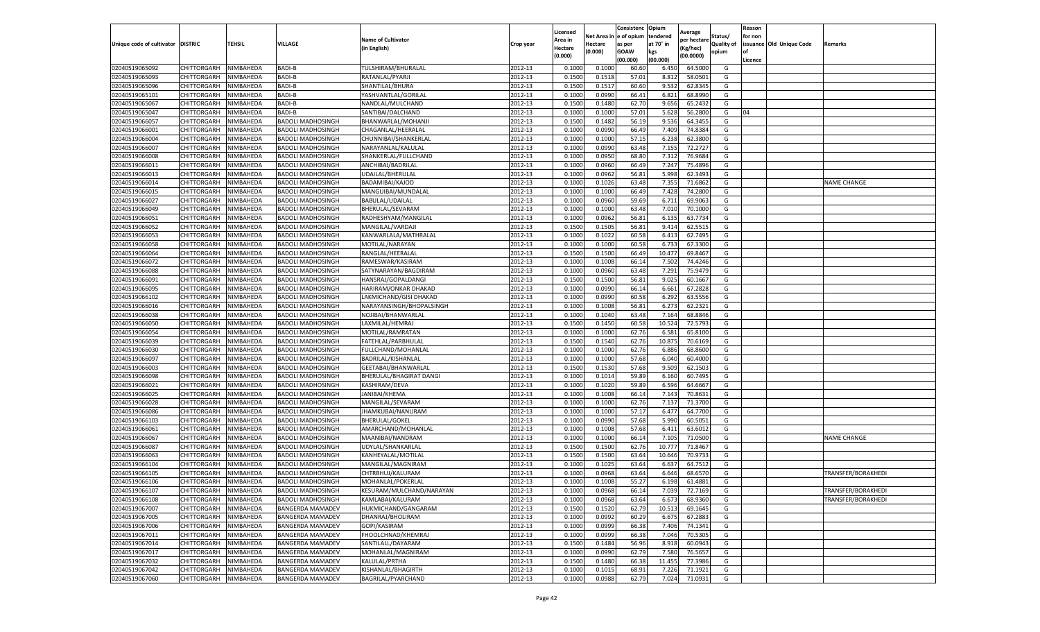| Unique code of cultivator | DISTRIC | TEHSIL | VILLAGE | Name of Cultivator (in English) | Crop year | Licensed Area in Hectare (0.000) | Net Area in Hectare (0.000) | Consistenc e of opium as per GOAW (00.000) | Opium tendered at 70° in kgs (00.000) | Average per hectare (Kg/hec) (00.0000) | Status/ Quality of opium | Reason for non issuance of Licence | Old Unique Code | Remarks |
|---|---|---|---|---|---|---|---|---|---|---|---|---|---|---|
| 02040519065092 | CHITTORGARH | NIMBAHEDA | BADI-B | TULSHIRAM/BHURALAL | 2012-13 | 0.1000 | 0.1000 | 60.60 | 6.450 | 64.5000 | G | | | |
| 02040519065093 | CHITTORGARH | NIMBAHEDA | BADI-B | RATANLAL/PYARJI | 2012-13 | 0.1500 | 0.1518 | 57.01 | 8.812 | 58.0501 | G | | | |
| 02040519065096 | CHITTORGARH | NIMBAHEDA | BADI-B | SHANTILAL/BHURA | 2012-13 | 0.1500 | 0.1517 | 60.60 | 9.532 | 62.8345 | G | | | |
| 02040519065101 | CHITTORGARH | NIMBAHEDA | BADI-B | YASHVANTLAL/GORILAL | 2012-13 | 0.1000 | 0.0990 | 66.41 | 6.821 | 68.8990 | G | | | |
| 02040519065067 | CHITTORGARH | NIMBAHEDA | BADI-B | NANDLAL/MULCHAND | 2012-13 | 0.1500 | 0.1480 | 62.70 | 9.656 | 65.2432 | G | | | |
| 02040519065047 | CHITTORGARH | NIMBAHEDA | BADI-B | SANTIBAI/DALCHAND | 2012-13 | 0.1000 | 0.1000 | 57.01 | 5.628 | 56.2800 | G | 04 | | |
| 02040519066057 | CHITTORGARH | NIMBAHEDA | BADOLI MADHOSINGH | BHANWARLAL/MOHANJI | 2012-13 | 0.1500 | 0.1482 | 56.19 | 9.536 | 64.3455 | G | | | |
| 02040519066001 | CHITTORGARH | NIMBAHEDA | BADOLI MADHOSINGH | CHAGANLAL/HEERALAL | 2012-13 | 0.1000 | 0.0990 | 66.49 | 7.409 | 74.8384 | G | | | |
| 02040519066004 | CHITTORGARH | NIMBAHEDA | BADOLI MADHOSINGH | CHUNNIBAI/SHANKERLAL | 2012-13 | 0.1000 | 0.1000 | 57.15 | 6.238 | 62.3800 | G | | | |
| 02040519066007 | CHITTORGARH | NIMBAHEDA | BADOLI MADHOSINGH | NARAYANLAL/KALULAL | 2012-13 | 0.1000 | 0.0990 | 63.48 | 7.155 | 72.2727 | G | | | |
| 02040519066008 | CHITTORGARH | NIMBAHEDA | BADOLI MADHOSINGH | SHANKERLAL/FULLCHAND | 2012-13 | 0.1000 | 0.0950 | 68.80 | 7.312 | 76.9684 | G | | | |
| 02040519066011 | CHITTORGARH | NIMBAHEDA | BADOLI MADHOSINGH | ANCHIBAI/BADRILAL | 2012-13 | 0.1000 | 0.0960 | 66.49 | 7.247 | 75.4896 | G | | | |
| 02040519066013 | CHITTORGARH | NIMBAHEDA | BADOLI MADHOSINGH | UDAILAL/BHERULAL | 2012-13 | 0.1000 | 0.0962 | 56.81 | 5.998 | 62.3493 | G | | | |
| 02040519066014 | CHITTORGARH | NIMBAHEDA | BADOLI MADHOSINGH | BADAMIBAI/KAJOD | 2012-13 | 0.1000 | 0.1026 | 63.48 | 7.355 | 71.6862 | G | | | NAME CHANGE |
| 02040519066015 | CHITTORGARH | NIMBAHEDA | BADOLI MADHOSINGH | MANGUIBAI/MUNDALAL | 2012-13 | 0.1000 | 0.1000 | 66.49 | 7.428 | 74.2800 | G | | | |
| 02040519066027 | CHITTORGARH | NIMBAHEDA | BADOLI MADHOSINGH | BABULAL/UDAILAL | 2012-13 | 0.1000 | 0.0960 | 59.69 | 6.711 | 69.9063 | G | | | |
| 02040519066049 | CHITTORGARH | NIMBAHEDA | BADOLI MADHOSINGH | BHERULAL/SEVARAM | 2012-13 | 0.1000 | 0.1000 | 63.48 | 7.010 | 70.1000 | G | | | |
| 02040519066051 | CHITTORGARH | NIMBAHEDA | BADOLI MADHOSINGH | RADHESHYAM/MANGILAL | 2012-13 | 0.1000 | 0.0962 | 56.81 | 6.135 | 63.7734 | G | | | |
| 02040519066052 | CHITTORGARH | NIMBAHEDA | BADOLI MADHOSINGH | MANGILAL/VARDAJI | 2012-13 | 0.1500 | 0.1505 | 56.81 | 9.414 | 62.5515 | G | | | |
| 02040519066053 | CHITTORGARH | NIMBAHEDA | BADOLI MADHOSINGH | KANWARLALA/MATHRALAL | 2012-13 | 0.1000 | 0.1022 | 60.58 | 6.413 | 62.7495 | G | | | |
| 02040519066058 | CHITTORGARH | NIMBAHEDA | BADOLI MADHOSINGH | MOTILAL/NARAYAN | 2012-13 | 0.1000 | 0.1000 | 60.58 | 6.733 | 67.3300 | G | | | |
| 02040519066064 | CHITTORGARH | NIMBAHEDA | BADOLI MADHOSINGH | RANGLAL/HEERALAL | 2012-13 | 0.1500 | 0.1500 | 66.49 | 10.477 | 69.8467 | G | | | |
| 02040519066072 | CHITTORGARH | NIMBAHEDA | BADOLI MADHOSINGH | RAMESWAR/KASIRAM | 2012-13 | 0.1000 | 0.1008 | 66.14 | 7.502 | 74.4246 | G | | | |
| 02040519066088 | CHITTORGARH | NIMBAHEDA | BADOLI MADHOSINGH | SATYNARAYAN/BAGDIRAM | 2012-13 | 0.1000 | 0.0960 | 63.48 | 7.291 | 75.9479 | G | | | |
| 02040519066091 | CHITTORGARH | NIMBAHEDA | BADOLI MADHOSINGH | HANSRAJ/GOPALDANGI | 2012-13 | 0.1500 | 0.1500 | 56.81 | 9.025 | 60.1667 | G | | | |
| 02040519066095 | CHITTORGARH | NIMBAHEDA | BADOLI MADHOSINGH | HARIRAM/ONKAR DHAKAD | 2012-13 | 0.1000 | 0.0990 | 66.14 | 6.661 | 67.2828 | G | | | |
| 02040519066102 | CHITTORGARH | NIMBAHEDA | BADOLI MADHOSINGH | LAKMICHAND/GISI DHAKAD | 2012-13 | 0.1000 | 0.0990 | 60.58 | 6.292 | 63.5556 | G | | | |
| 02040519066016 | CHITTORGARH | NIMBAHEDA | BADOLI MADHOSINGH | NARAYANSINGH/BHOPALSINGH | 2012-13 | 0.1000 | 0.1008 | 56.81 | 6.273 | 62.2321 | G | | | |
| 02040519066038 | CHITTORGARH | NIMBAHEDA | BADOLI MADHOSINGH | NOJIBAI/BHANWARLAL | 2012-13 | 0.1000 | 0.1040 | 63.48 | 7.164 | 68.8846 | G | | | |
| 02040519066050 | CHITTORGARH | NIMBAHEDA | BADOLI MADHOSINGH | LAXMILAL/HEMRAJ | 2012-13 | 0.1500 | 0.1450 | 60.58 | 10.524 | 72.5793 | G | | | |
| 02040519066054 | CHITTORGARH | NIMBAHEDA | BADOLI MADHOSINGH | MOTILAL/RAMRATAN | 2012-13 | 0.1000 | 0.1000 | 62.76 | 6.581 | 65.8100 | G | | | |
| 02040519066039 | CHITTORGARH | NIMBAHEDA | BADOLI MADHOSINGH | FATEHLAL/PARBHULAL | 2012-13 | 0.1500 | 0.1540 | 62.76 | 10.875 | 70.6169 | G | | | |
| 02040519066030 | CHITTORGARH | NIMBAHEDA | BADOLI MADHOSINGH | FULLCHAND/MOHANLAL | 2012-13 | 0.1000 | 0.1000 | 62.76 | 6.886 | 68.8600 | G | | | |
| 02040519066097 | CHITTORGARH | NIMBAHEDA | BADOLI MADHOSINGH | BADRILAL/KISHANLAL | 2012-13 | 0.1000 | 0.1000 | 57.68 | 6.040 | 60.4000 | G | | | |
| 02040519066003 | CHITTORGARH | NIMBAHEDA | BADOLI MADHOSINGH | GEETABAI/BHANWARLAL | 2012-13 | 0.1500 | 0.1530 | 57.68 | 9.509 | 62.1503 | G | | | |
| 02040519066098 | CHITTORGARH | NIMBAHEDA | BADOLI MADHOSINGH | BHERULAL/BHAGIRAT DANGI | 2012-13 | 0.1000 | 0.1014 | 59.89 | 6.160 | 60.7495 | G | | | |
| 02040519066021 | CHITTORGARH | NIMBAHEDA | BADOLI MADHOSINGH | KASHIRAM/DEVA | 2012-13 | 0.1000 | 0.1020 | 59.89 | 6.596 | 64.6667 | G | | | |
| 02040519066025 | CHITTORGARH | NIMBAHEDA | BADOLI MADHOSINGH | JANIBAI/KHEMA | 2012-13 | 0.1000 | 0.1008 | 66.14 | 7.143 | 70.8631 | G | | | |
| 02040519066028 | CHITTORGARH | NIMBAHEDA | BADOLI MADHOSINGH | MANGILAL/SEVARAM | 2012-13 | 0.1000 | 0.1000 | 62.76 | 7.137 | 71.3700 | G | | | |
| 02040519066086 | CHITTORGARH | NIMBAHEDA | BADOLI MADHOSINGH | JHAMKUBAI/NANURAM | 2012-13 | 0.1000 | 0.1000 | 57.17 | 6.477 | 64.7700 | G | | | |
| 02040519066103 | CHITTORGARH | NIMBAHEDA | BADOLI MADHOSINGH | BHERULAL/GOKEL | 2012-13 | 0.1000 | 0.0990 | 57.68 | 5.990 | 60.5051 | G | | | |
| 02040519066061 | CHITTORGARH | NIMBAHEDA | BADOLI MADHOSINGH | AMARCHAND/MOHANLAL | 2012-13 | 0.1000 | 0.1008 | 57.68 | 6.411 | 63.6012 | G | | | |
| 02040519066067 | CHITTORGARH | NIMBAHEDA | BADOLI MADHOSINGH | MAANIBAI/NANDRAM | 2012-13 | 0.1000 | 0.1000 | 66.14 | 7.105 | 71.0500 | G | | | NAME CHANGE |
| 02040519066087 | CHITTORGARH | NIMBAHEDA | BADOLI MADHOSINGH | UDYLAL/SHANKARLAL | 2012-13 | 0.1500 | 0.1500 | 62.76 | 10.777 | 71.8467 | G | | | |
| 02040519066063 | CHITTORGARH | NIMBAHEDA | BADOLI MADHOSINGH | KANHEYALAL/MOTILAL | 2012-13 | 0.1500 | 0.1500 | 63.64 | 10.646 | 70.9733 | G | | | |
| 02040519066104 | CHITTORGARH | NIMBAHEDA | BADOLI MADHOSINGH | MANGILAL/MAGNIRAM | 2012-13 | 0.1000 | 0.1025 | 63.64 | 6.637 | 64.7512 | G | | | |
| 02040519066105 | CHITTORGARH | NIMBAHEDA | BADOLI MADHOSINGH | CHTRBHUJ/KALURAM | 2012-13 | 0.1000 | 0.0968 | 63.64 | 6.646 | 68.6570 | G | | | TRANSFER/BORAKHEDI |
| 02040519066106 | CHITTORGARH | NIMBAHEDA | BADOLI MADHOSINGH | MOHANLAL/POKERLAL | 2012-13 | 0.1000 | 0.1008 | 55.27 | 6.198 | 61.4881 | G | | | |
| 02040519066107 | CHITTORGARH | NIMBAHEDA | BADOLI MADHOSINGH | KESURAM/MULCHAND/NARAYAN | 2012-13 | 0.1000 | 0.0968 | 66.14 | 7.039 | 72.7169 | G | | | TRANSFER/BORAKHEDI |
| 02040519066108 | CHITTORGARH | NIMBAHEDA | BADOLI MADHOSINGH | KAMLABAI/KALURAM | 2012-13 | 0.1000 | 0.0968 | 63.64 | 6.673 | 68.9360 | G | | | TRANSFER/BORAKHEDI |
| 02040519067007 | CHITTORGARH | NIMBAHEDA | BANGERDA MAMADEV | HUKMICHAND/GANGARAM | 2012-13 | 0.1500 | 0.1520 | 62.79 | 10.513 | 69.1645 | G | | | |
| 02040519067005 | CHITTORGARH | NIMBAHEDA | BANGERDA MAMADEV | DHANRAJ/BHOLIRAM | 2012-13 | 0.1000 | 0.0992 | 60.29 | 6.675 | 67.2883 | G | | | |
| 02040519067006 | CHITTORGARH | NIMBAHEDA | BANGERDA MAMADEV | GOPI/KASIRAM | 2012-13 | 0.1000 | 0.0999 | 66.38 | 7.406 | 74.1341 | G | | | |
| 02040519067011 | CHITTORGARH | NIMBAHEDA | BANGERDA MAMADEV | FHOOLCHNAD/KHEMRAJ | 2012-13 | 0.1000 | 0.0999 | 66.38 | 7.046 | 70.5305 | G | | | |
| 02040519067014 | CHITTORGARH | NIMBAHEDA | BANGERDA MAMADEV | SANTILALL/DAYARAM | 2012-13 | 0.1500 | 0.1484 | 56.96 | 8.918 | 60.0943 | G | | | |
| 02040519067017 | CHITTORGARH | NIMBAHEDA | BANGERDA MAMADEV | MOHANLAL/MAGNIRAM | 2012-13 | 0.1000 | 0.0990 | 62.79 | 7.580 | 76.5657 | G | | | |
| 02040519067032 | CHITTORGARH | NIMBAHEDA | BANGERDA MAMADEV | KALULAL/PRTHA | 2012-13 | 0.1500 | 0.1480 | 66.38 | 11.455 | 77.3986 | G | | | |
| 02040519067042 | CHITTORGARH | NIMBAHEDA | BANGERDA MAMADEV | KISHANLAL/BHAGIRTH | 2012-13 | 0.1000 | 0.1015 | 68.91 | 7.226 | 71.1921 | G | | | |
| 02040519067060 | CHITTORGARH | NIMBAHEDA | BANGERDA MAMADEV | BAGRILAL/PYARCHAND | 2012-13 | 0.1000 | 0.0988 | 62.79 | 7.024 | 71.0931 | G | | | |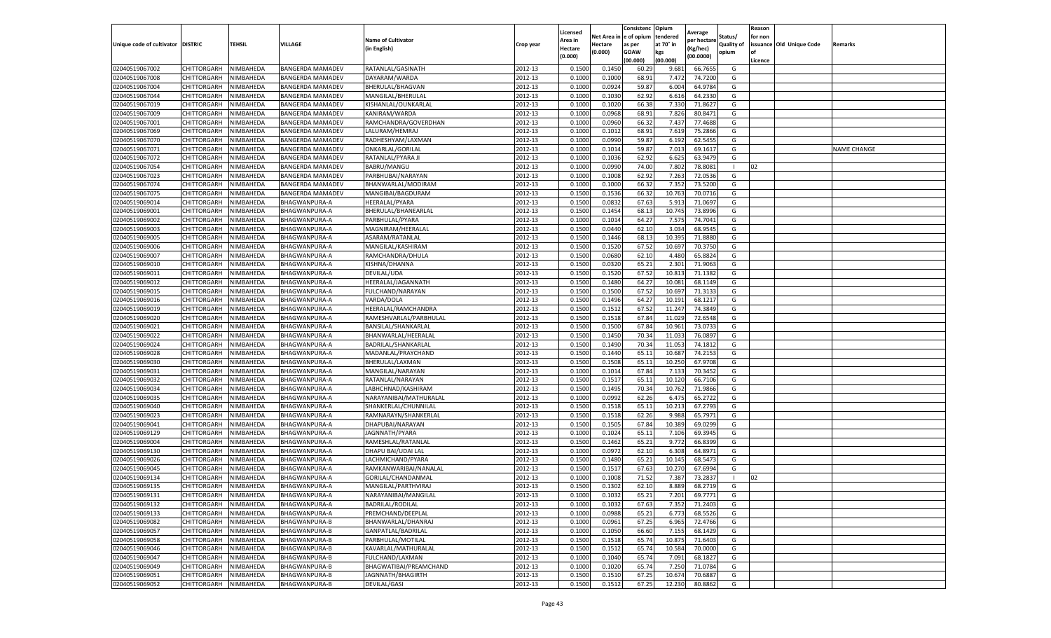| Unique code of cultivator | DISTRIC | TEHSIL | VILLAGE | Name of Cultivator (in English) | Crop year | Licensed Area in Hectare (0.000) | Net Area in Hectare (0.000) | Consistenc e of opium as per GOAW (00.000) | Opium tendered at 70˚ in kgs (00.000) | Average per hectare (Kg/hec) (00.0000) | Status/ Quality of opium | Reason for non issuance of Licence | Old Unique Code | Remarks |
|---|---|---|---|---|---|---|---|---|---|---|---|---|---|---|
| 02040519067002 | CHITTORGARH | NIMBAHEDA | BANGERDA MAMADEV | RATANLAL/GASINATH | 2012-13 | 0.1500 | 0.1450 | 60.29 | 9.681 | 66.7655 | G | | | |
| 02040519067008 | CHITTORGARH | NIMBAHEDA | BANGERDA MAMADEV | DAYARAM/WARDA | 2012-13 | 0.1000 | 0.1000 | 68.91 | 7.472 | 74.7200 | G | | | |
| 02040519067004 | CHITTORGARH | NIMBAHEDA | BANGERDA MAMADEV | BHERULAL/BHAGVAN | 2012-13 | 0.1000 | 0.0924 | 59.87 | 6.004 | 64.9784 | G | | | |
| 02040519067044 | CHITTORGARH | NIMBAHEDA | BANGERDA MAMADEV | MANGILAL/BHERULAL | 2012-13 | 0.1000 | 0.1030 | 62.92 | 6.616 | 64.2330 | G | | | |
| 02040519067019 | CHITTORGARH | NIMBAHEDA | BANGERDA MAMADEV | KISHANLAL/OUNKARLAL | 2012-13 | 0.1000 | 0.1020 | 66.38 | 7.330 | 71.8627 | G | | | |
| 02040519067009 | CHITTORGARH | NIMBAHEDA | BANGERDA MAMADEV | KANIRAM/WARDA | 2012-13 | 0.1000 | 0.0968 | 68.91 | 7.826 | 80.8471 | G | | | |
| 02040519067001 | CHITTORGARH | NIMBAHEDA | BANGERDA MAMADEV | RAMCHANDRA/GOVERDHAN | 2012-13 | 0.1000 | 0.0960 | 66.32 | 7.437 | 77.4688 | G | | | |
| 02040519067069 | CHITTORGARH | NIMBAHEDA | BANGERDA MAMADEV | LALURAM/HEMRAJ | 2012-13 | 0.1000 | 0.1012 | 68.91 | 7.619 | 75.2866 | G | | | |
| 02040519067070 | CHITTORGARH | NIMBAHEDA | BANGERDA MAMADEV | RADHESHYAM/LAXMAN | 2012-13 | 0.1000 | 0.0990 | 59.87 | 6.192 | 62.5455 | G | | | |
| 02040519067071 | CHITTORGARH | NIMBAHEDA | BANGERDA MAMADEV | ONKARLAL/GORILAL | 2012-13 | 0.1000 | 0.1014 | 59.87 | 7.013 | 69.1617 | G | | | NAME CHANGE |
| 02040519067072 | CHITTORGARH | NIMBAHEDA | BANGERDA MAMADEV | RATANLAL/PYARA JI | 2012-13 | 0.1000 | 0.1036 | 62.92 | 6.625 | 63.9479 | G | | | |
| 02040519067054 | CHITTORGARH | NIMBAHEDA | BANGERDA MAMADEV | BABRU/MANGU | 2012-13 | 0.1000 | 0.0990 | 74.00 | 7.802 | 78.8081 | I | 02 | | |
| 02040519067023 | CHITTORGARH | NIMBAHEDA | BANGERDA MAMADEV | PARBHUBAI/NARAYAN | 2012-13 | 0.1000 | 0.1008 | 62.92 | 7.263 | 72.0536 | G | | | |
| 02040519067074 | CHITTORGARH | NIMBAHEDA | BANGERDA MAMADEV | BHANWARLAL/MODIRAM | 2012-13 | 0.1000 | 0.1000 | 66.32 | 7.352 | 73.5200 | G | | | |
| 02040519067075 | CHITTORGARH | NIMBAHEDA | BANGERDA MAMADEV | MANGIBAI/BAGDURAM | 2012-13 | 0.1500 | 0.1536 | 66.32 | 10.763 | 70.0716 | G | | | |
| 02040519069014 | CHITTORGARH | NIMBAHEDA | BHAGWANPURA-A | HEERALAL/PYARA | 2012-13 | 0.1500 | 0.0832 | 67.63 | 5.913 | 71.0697 | G | | | |
| 02040519069001 | CHITTORGARH | NIMBAHEDA | BHAGWANPURA-A | BHERULAL/BHANEARLAL | 2012-13 | 0.1500 | 0.1454 | 68.13 | 10.745 | 73.8996 | G | | | |
| 02040519069002 | CHITTORGARH | NIMBAHEDA | BHAGWANPURA-A | PARBHULAL/PYARA | 2012-13 | 0.1000 | 0.1014 | 64.27 | 7.575 | 74.7041 | G | | | |
| 02040519069003 | CHITTORGARH | NIMBAHEDA | BHAGWANPURA-A | MAGNIRAM/HEERALAL | 2012-13 | 0.1500 | 0.0440 | 62.10 | 3.034 | 68.9545 | G | | | |
| 02040519069005 | CHITTORGARH | NIMBAHEDA | BHAGWANPURA-A | ASARAM/RATANLAL | 2012-13 | 0.1500 | 0.1446 | 68.13 | 10.395 | 71.8880 | G | | | |
| 02040519069006 | CHITTORGARH | NIMBAHEDA | BHAGWANPURA-A | MANGILAL/KASHIRAM | 2012-13 | 0.1500 | 0.1520 | 67.52 | 10.697 | 70.3750 | G | | | |
| 02040519069007 | CHITTORGARH | NIMBAHEDA | BHAGWANPURA-A | RAMCHANDRA/DHULA | 2012-13 | 0.1500 | 0.0680 | 62.10 | 4.480 | 65.8824 | G | | | |
| 02040519069010 | CHITTORGARH | NIMBAHEDA | BHAGWANPURA-A | KISHNA/DHANNA | 2012-13 | 0.1500 | 0.0320 | 65.21 | 2.301 | 71.9063 | G | | | |
| 02040519069011 | CHITTORGARH | NIMBAHEDA | BHAGWANPURA-A | DEVILAL/UDA | 2012-13 | 0.1500 | 0.1520 | 67.52 | 10.813 | 71.1382 | G | | | |
| 02040519069012 | CHITTORGARH | NIMBAHEDA | BHAGWANPURA-A | HEERALAL/JAGANNATH | 2012-13 | 0.1500 | 0.1480 | 64.27 | 10.081 | 68.1149 | G | | | |
| 02040519069015 | CHITTORGARH | NIMBAHEDA | BHAGWANPURA-A | FULCHAND/NARAYAN | 2012-13 | 0.1500 | 0.1500 | 67.52 | 10.697 | 71.3133 | G | | | |
| 02040519069016 | CHITTORGARH | NIMBAHEDA | BHAGWANPURA-A | VARDA/DOLA | 2012-13 | 0.1500 | 0.1496 | 64.27 | 10.191 | 68.1217 | G | | | |
| 02040519069019 | CHITTORGARH | NIMBAHEDA | BHAGWANPURA-A | HEERALAL/RAMCHANDRA | 2012-13 | 0.1500 | 0.1512 | 67.52 | 11.247 | 74.3849 | G | | | |
| 02040519069020 | CHITTORGARH | NIMBAHEDA | BHAGWANPURA-A | RAMESHVARLAL/PARBHULAL | 2012-13 | 0.1500 | 0.1518 | 67.84 | 11.029 | 72.6548 | G | | | |
| 02040519069021 | CHITTORGARH | NIMBAHEDA | BHAGWANPURA-A | BANSILAL/SHANKARLAL | 2012-13 | 0.1500 | 0.1500 | 67.84 | 10.961 | 73.0733 | G | | | |
| 02040519069022 | CHITTORGARH | NIMBAHEDA | BHAGWANPURA-A | BHANWARLAL/HEERALAL | 2012-13 | 0.1500 | 0.1450 | 70.34 | 11.033 | 76.0897 | G | | | |
| 02040519069024 | CHITTORGARH | NIMBAHEDA | BHAGWANPURA-A | BADRILAL/SHANKARLAL | 2012-13 | 0.1500 | 0.1490 | 70.34 | 11.053 | 74.1812 | G | | | |
| 02040519069028 | CHITTORGARH | NIMBAHEDA | BHAGWANPURA-A | MADANLAL/PRAYCHAND | 2012-13 | 0.1500 | 0.1440 | 65.11 | 10.687 | 74.2153 | G | | | |
| 02040519069030 | CHITTORGARH | NIMBAHEDA | BHAGWANPURA-A | BHERULAL/LAXMAN | 2012-13 | 0.1500 | 0.1508 | 65.11 | 10.250 | 67.9708 | G | | | |
| 02040519069031 | CHITTORGARH | NIMBAHEDA | BHAGWANPURA-A | MANGILAL/NARAYAN | 2012-13 | 0.1000 | 0.1014 | 67.84 | 7.133 | 70.3452 | G | | | |
| 02040519069032 | CHITTORGARH | NIMBAHEDA | BHAGWANPURA-A | RATANLAL/NARAYAN | 2012-13 | 0.1500 | 0.1517 | 65.11 | 10.120 | 66.7106 | G | | | |
| 02040519069034 | CHITTORGARH | NIMBAHEDA | BHAGWANPURA-A | LABHCHNAD/KASHIRAM | 2012-13 | 0.1500 | 0.1495 | 70.34 | 10.762 | 71.9866 | G | | | |
| 02040519069035 | CHITTORGARH | NIMBAHEDA | BHAGWANPURA-A | NARAYANIBAI/MATHURALAL | 2012-13 | 0.1000 | 0.0992 | 62.26 | 6.475 | 65.2722 | G | | | |
| 02040519069040 | CHITTORGARH | NIMBAHEDA | BHAGWANPURA-A | SHANKERLAL/CHUNNILAL | 2012-13 | 0.1500 | 0.1518 | 65.11 | 10.213 | 67.2793 | G | | | |
| 02040519069023 | CHITTORGARH | NIMBAHEDA | BHAGWANPURA-A | RAMNARAYN/SHANKERLAL | 2012-13 | 0.1500 | 0.1518 | 62.26 | 9.988 | 65.7971 | G | | | |
| 02040519069041 | CHITTORGARH | NIMBAHEDA | BHAGWANPURA-A | DHAPUBAI/NARAYAN | 2012-13 | 0.1500 | 0.1505 | 67.84 | 10.389 | 69.0299 | G | | | |
| 02040519069129 | CHITTORGARH | NIMBAHEDA | BHAGWANPURA-A | JAGNNATH/PYARA | 2012-13 | 0.1000 | 0.1024 | 65.11 | 7.106 | 69.3945 | G | | | |
| 02040519069004 | CHITTORGARH | NIMBAHEDA | BHAGWANPURA-A | RAMESHLAL/RATANLAL | 2012-13 | 0.1500 | 0.1462 | 65.21 | 9.772 | 66.8399 | G | | | |
| 02040519069130 | CHITTORGARH | NIMBAHEDA | BHAGWANPURA-A | DHAPU BAI/UDAI LAL | 2012-13 | 0.1000 | 0.0972 | 62.10 | 6.308 | 64.8971 | G | | | |
| 02040519069026 | CHITTORGARH | NIMBAHEDA | BHAGWANPURA-A | LACHMICHAND/PYARA | 2012-13 | 0.1500 | 0.1480 | 65.21 | 10.145 | 68.5473 | G | | | |
| 02040519069045 | CHITTORGARH | NIMBAHEDA | BHAGWANPURA-A | RAMKANWARIBAI/NANALAL | 2012-13 | 0.1500 | 0.1517 | 67.63 | 10.270 | 67.6994 | G | | | |
| 02040519069134 | CHITTORGARH | NIMBAHEDA | BHAGWANPURA-A | GORILAL/CHANDANMAL | 2012-13 | 0.1000 | 0.1008 | 71.52 | 7.387 | 73.2837 | I | 02 | | |
| 02040519069135 | CHITTORGARH | NIMBAHEDA | BHAGWANPURA-A | MANGILAL/PARTHVIRAJ | 2012-13 | 0.1500 | 0.1302 | 62.10 | 8.889 | 68.2719 | G | | | |
| 02040519069131 | CHITTORGARH | NIMBAHEDA | BHAGWANPURA-A | NARAYANIBAI/MANGILAL | 2012-13 | 0.1000 | 0.1032 | 65.21 | 7.201 | 69.7771 | G | | | |
| 02040519069132 | CHITTORGARH | NIMBAHEDA | BHAGWANPURA-A | BADRILAL/RODILAL | 2012-13 | 0.1000 | 0.1032 | 67.63 | 7.352 | 71.2403 | G | | | |
| 02040519069133 | CHITTORGARH | NIMBAHEDA | BHAGWANPURA-A | PREMCHAND/DEEPLAL | 2012-13 | 0.1000 | 0.0988 | 65.21 | 6.773 | 68.5526 | G | | | |
| 02040519069082 | CHITTORGARH | NIMBAHEDA | BHAGWANPURA-B | BHANWARLAL/DHANRAJ | 2012-13 | 0.1000 | 0.0961 | 67.25 | 6.965 | 72.4766 | G | | | |
| 02040519069057 | CHITTORGARH | NIMBAHEDA | BHAGWANPURA-B | GANPATLAL/BADRILAL | 2012-13 | 0.1000 | 0.1050 | 66.60 | 7.155 | 68.1429 | G | | | |
| 02040519069058 | CHITTORGARH | NIMBAHEDA | BHAGWANPURA-B | PARBHULAL/MOTILAL | 2012-13 | 0.1500 | 0.1518 | 65.74 | 10.875 | 71.6403 | G | | | |
| 02040519069046 | CHITTORGARH | NIMBAHEDA | BHAGWANPURA-B | KAVARLAL/MATHURALAL | 2012-13 | 0.1500 | 0.1512 | 65.74 | 10.584 | 70.0000 | G | | | |
| 02040519069047 | CHITTORGARH | NIMBAHEDA | BHAGWANPURA-B | FULCHAND/LAXMAN | 2012-13 | 0.1000 | 0.1040 | 65.74 | 7.091 | 68.1827 | G | | | |
| 02040519069049 | CHITTORGARH | NIMBAHEDA | BHAGWANPURA-B | BHAGWATIBAI/PREAMCHAND | 2012-13 | 0.1000 | 0.1020 | 65.74 | 7.250 | 71.0784 | G | | | |
| 02040519069051 | CHITTORGARH | NIMBAHEDA | BHAGWANPURA-B | JAGNNATH/BHAGIRTH | 2012-13 | 0.1500 | 0.1510 | 67.25 | 10.674 | 70.6887 | G | | | |
| 02040519069052 | CHITTORGARH | NIMBAHEDA | BHAGWANPURA-B | DEVILAL/GASI | 2012-13 | 0.1500 | 0.1512 | 67.25 | 12.230 | 80.8862 | G | | | |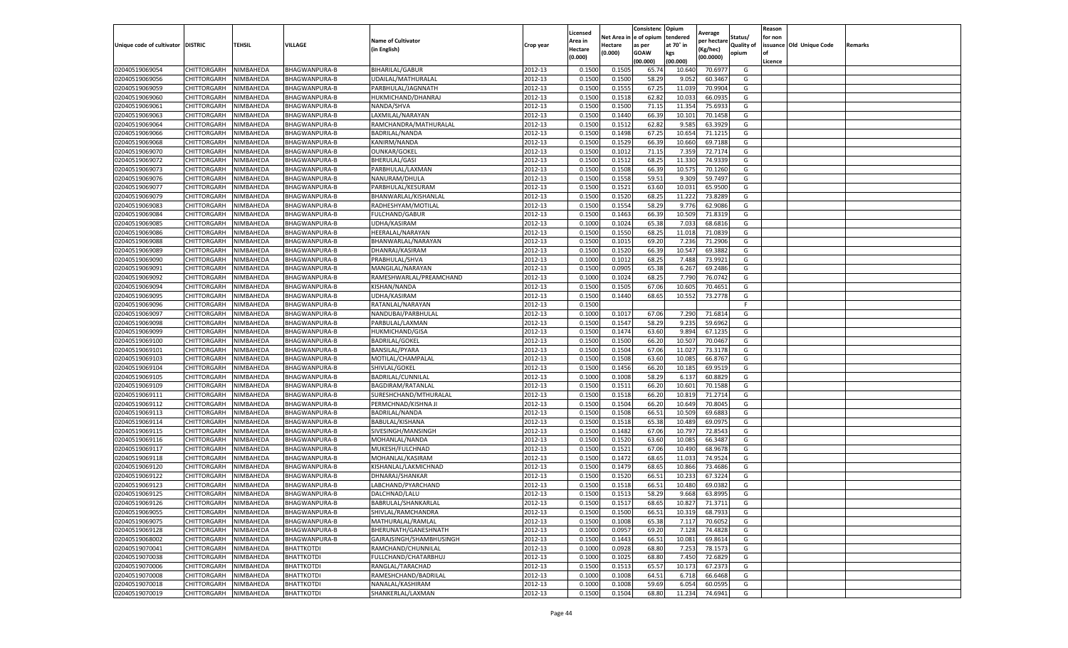| Unique code of cultivator | DISTRIC | TEHSIL | VILLAGE | Name of Cultivator (in English) | Crop year | Licensed Area in Hectare (0.000) | Net Area in Hectare (0.000) | Consistenc e of opium as per GOAW (00.000) | Opium tendered at 70° in kgs (00.000) | Average per hectare (Kg/hec) (00.0000) | Status/ Quality of opium | Reason for non issuance of Licence | Old Unique Code | Remarks |
|---|---|---|---|---|---|---|---|---|---|---|---|---|---|---|
| 02040519069054 | CHITTORGARH | NIMBAHEDA | BHAGWANPURA-B | BIHARILAL/GABUR | 2012-13 | 0.1500 | 0.1505 | 65.74 | 10.640 | 70.6977 | G | | | |
| 02040519069056 | CHITTORGARH | NIMBAHEDA | BHAGWANPURA-B | UDAILAL/MATHURALAL | 2012-13 | 0.1500 | 0.1500 | 58.29 | 9.052 | 60.3467 | G | | | |
| 02040519069059 | CHITTORGARH | NIMBAHEDA | BHAGWANPURA-B | PARBHULAL/JAGNNATH | 2012-13 | 0.1500 | 0.1555 | 67.25 | 11.039 | 70.9904 | G | | | |
| 02040519069060 | CHITTORGARH | NIMBAHEDA | BHAGWANPURA-B | HUKMICHAND/DHANRAJ | 2012-13 | 0.1500 | 0.1518 | 62.82 | 10.033 | 66.0935 | G | | | |
| 02040519069061 | CHITTORGARH | NIMBAHEDA | BHAGWANPURA-B | NANDA/SHVA | 2012-13 | 0.1500 | 0.1500 | 71.15 | 11.354 | 75.6933 | G | | | |
| 02040519069063 | CHITTORGARH | NIMBAHEDA | BHAGWANPURA-B | LAXMILAL/NARAYAN | 2012-13 | 0.1500 | 0.1440 | 66.39 | 10.101 | 70.1458 | G | | | |
| 02040519069064 | CHITTORGARH | NIMBAHEDA | BHAGWANPURA-B | RAMCHANDRA/MATHURALAL | 2012-13 | 0.1500 | 0.1512 | 62.82 | 9.585 | 63.3929 | G | | | |
| 02040519069066 | CHITTORGARH | NIMBAHEDA | BHAGWANPURA-B | BADRILAL/NANDA | 2012-13 | 0.1500 | 0.1498 | 67.25 | 10.654 | 71.1215 | G | | | |
| 02040519069068 | CHITTORGARH | NIMBAHEDA | BHAGWANPURA-B | KANIRM/NANDA | 2012-13 | 0.1500 | 0.1529 | 66.39 | 10.660 | 69.7188 | G | | | |
| 02040519069070 | CHITTORGARH | NIMBAHEDA | BHAGWANPURA-B | OUNKAR/GOKEL | 2012-13 | 0.1500 | 0.1012 | 71.15 | 7.359 | 72.7174 | G | | | |
| 02040519069072 | CHITTORGARH | NIMBAHEDA | BHAGWANPURA-B | BHERULAL/GASI | 2012-13 | 0.1500 | 0.1512 | 68.25 | 11.330 | 74.9339 | G | | | |
| 02040519069073 | CHITTORGARH | NIMBAHEDA | BHAGWANPURA-B | PARBHULAL/LAXMAN | 2012-13 | 0.1500 | 0.1508 | 66.39 | 10.575 | 70.1260 | G | | | |
| 02040519069076 | CHITTORGARH | NIMBAHEDA | BHAGWANPURA-B | NANURAM/DHULA | 2012-13 | 0.1500 | 0.1558 | 59.51 | 9.309 | 59.7497 | G | | | |
| 02040519069077 | CHITTORGARH | NIMBAHEDA | BHAGWANPURA-B | PARBHULAL/KESURAM | 2012-13 | 0.1500 | 0.1521 | 63.60 | 10.031 | 65.9500 | G | | | |
| 02040519069079 | CHITTORGARH | NIMBAHEDA | BHAGWANPURA-B | BHANWARLAL/KISHANLAL | 2012-13 | 0.1500 | 0.1520 | 68.25 | 11.222 | 73.8289 | G | | | |
| 02040519069083 | CHITTORGARH | NIMBAHEDA | BHAGWANPURA-B | RADHESHYAM/MOTILAL | 2012-13 | 0.1500 | 0.1554 | 58.29 | 9.776 | 62.9086 | G | | | |
| 02040519069084 | CHITTORGARH | NIMBAHEDA | BHAGWANPURA-B | FULCHAND/GABUR | 2012-13 | 0.1500 | 0.1463 | 66.39 | 10.509 | 71.8319 | G | | | |
| 02040519069085 | CHITTORGARH | NIMBAHEDA | BHAGWANPURA-B | UDHA/KASIRAM | 2012-13 | 0.1000 | 0.1024 | 65.38 | 7.033 | 68.6816 | G | | | |
| 02040519069086 | CHITTORGARH | NIMBAHEDA | BHAGWANPURA-B | HEERALAL/NARAYAN | 2012-13 | 0.1500 | 0.1550 | 68.25 | 11.018 | 71.0839 | G | | | |
| 02040519069088 | CHITTORGARH | NIMBAHEDA | BHAGWANPURA-B | BHANWARLAL/NARAYAN | 2012-13 | 0.1500 | 0.1015 | 69.20 | 7.236 | 71.2906 | G | | | |
| 02040519069089 | CHITTORGARH | NIMBAHEDA | BHAGWANPURA-B | DHANRAJ/KASIRAM | 2012-13 | 0.1500 | 0.1520 | 66.39 | 10.547 | 69.3882 | G | | | |
| 02040519069090 | CHITTORGARH | NIMBAHEDA | BHAGWANPURA-B | PRABHULAL/SHVA | 2012-13 | 0.1000 | 0.1012 | 68.25 | 7.488 | 73.9921 | G | | | |
| 02040519069091 | CHITTORGARH | NIMBAHEDA | BHAGWANPURA-B | MANGILAL/NARAYAN | 2012-13 | 0.1500 | 0.0905 | 65.38 | 6.267 | 69.2486 | G | | | |
| 02040519069092 | CHITTORGARH | NIMBAHEDA | BHAGWANPURA-B | RAMESHWARLAL/PREAMCHAND | 2012-13 | 0.1000 | 0.1024 | 68.25 | 7.790 | 76.0742 | G | | | |
| 02040519069094 | CHITTORGARH | NIMBAHEDA | BHAGWANPURA-B | KISHAN/NANDA | 2012-13 | 0.1500 | 0.1505 | 67.06 | 10.605 | 70.4651 | G | | | |
| 02040519069095 | CHITTORGARH | NIMBAHEDA | BHAGWANPURA-B | UDHA/KASIRAM | 2012-13 | 0.1500 | 0.1440 | 68.65 | 10.552 | 73.2778 | G | | | |
| 02040519069096 | CHITTORGARH | NIMBAHEDA | BHAGWANPURA-B | RATANLAL/NARAYAN | 2012-13 | 0.1500 | | | | | F | | | |
| 02040519069097 | CHITTORGARH | NIMBAHEDA | BHAGWANPURA-B | NANDUBAI/PARBHULAL | 2012-13 | 0.1000 | 0.1017 | 67.06 | 7.290 | 71.6814 | G | | | |
| 02040519069098 | CHITTORGARH | NIMBAHEDA | BHAGWANPURA-B | PARBULAL/LAXMAN | 2012-13 | 0.1500 | 0.1547 | 58.29 | 9.235 | 59.6962 | G | | | |
| 02040519069099 | CHITTORGARH | NIMBAHEDA | BHAGWANPURA-B | HUKMICHAND/GISA | 2012-13 | 0.1500 | 0.1474 | 63.60 | 9.894 | 67.1235 | G | | | |
| 02040519069100 | CHITTORGARH | NIMBAHEDA | BHAGWANPURA-B | BADRILAL/GOKEL | 2012-13 | 0.1500 | 0.1500 | 66.20 | 10.507 | 70.0467 | G | | | |
| 02040519069101 | CHITTORGARH | NIMBAHEDA | BHAGWANPURA-B | BANSILAL/PYARA | 2012-13 | 0.1500 | 0.1504 | 67.06 | 11.027 | 73.3178 | G | | | |
| 02040519069103 | CHITTORGARH | NIMBAHEDA | BHAGWANPURA-B | MOTILAL/CHAMPALAL | 2012-13 | 0.1500 | 0.1508 | 63.60 | 10.085 | 66.8767 | G | | | |
| 02040519069104 | CHITTORGARH | NIMBAHEDA | BHAGWANPURA-B | SHIVLAL/GOKEL | 2012-13 | 0.1500 | 0.1456 | 66.20 | 10.185 | 69.9519 | G | | | |
| 02040519069105 | CHITTORGARH | NIMBAHEDA | BHAGWANPURA-B | BADRILAL/CUNNILAL | 2012-13 | 0.1000 | 0.1008 | 58.29 | 6.137 | 60.8829 | G | | | |
| 02040519069109 | CHITTORGARH | NIMBAHEDA | BHAGWANPURA-B | BAGDIRAM/RATANLAL | 2012-13 | 0.1500 | 0.1511 | 66.20 | 10.601 | 70.1588 | G | | | |
| 02040519069111 | CHITTORGARH | NIMBAHEDA | BHAGWANPURA-B | SURESHCHAND/MTHURALAL | 2012-13 | 0.1500 | 0.1518 | 66.20 | 10.819 | 71.2714 | G | | | |
| 02040519069112 | CHITTORGARH | NIMBAHEDA | BHAGWANPURA-B | PERMCHNAD/KISHNA JI | 2012-13 | 0.1500 | 0.1504 | 66.20 | 10.649 | 70.8045 | G | | | |
| 02040519069113 | CHITTORGARH | NIMBAHEDA | BHAGWANPURA-B | BADRILAL/NANDA | 2012-13 | 0.1500 | 0.1508 | 66.51 | 10.509 | 69.6883 | G | | | |
| 02040519069114 | CHITTORGARH | NIMBAHEDA | BHAGWANPURA-B | BABULAL/KISHANA | 2012-13 | 0.1500 | 0.1518 | 65.38 | 10.489 | 69.0975 | G | | | |
| 02040519069115 | CHITTORGARH | NIMBAHEDA | BHAGWANPURA-B | SIVESINGH/MANSINGH | 2012-13 | 0.1500 | 0.1482 | 67.06 | 10.797 | 72.8543 | G | | | |
| 02040519069116 | CHITTORGARH | NIMBAHEDA | BHAGWANPURA-B | MOHANLAL/NANDA | 2012-13 | 0.1500 | 0.1520 | 63.60 | 10.085 | 66.3487 | G | | | |
| 02040519069117 | CHITTORGARH | NIMBAHEDA | BHAGWANPURA-B | MUKESH/FULCHNAD | 2012-13 | 0.1500 | 0.1521 | 67.06 | 10.490 | 68.9678 | G | | | |
| 02040519069118 | CHITTORGARH | NIMBAHEDA | BHAGWANPURA-B | MOHANLAL/KASIRAM | 2012-13 | 0.1500 | 0.1472 | 68.65 | 11.033 | 74.9524 | G | | | |
| 02040519069120 | CHITTORGARH | NIMBAHEDA | BHAGWANPURA-B | KISHANLAL/LAKMICHNAD | 2012-13 | 0.1500 | 0.1479 | 68.65 | 10.866 | 73.4686 | G | | | |
| 02040519069122 | CHITTORGARH | NIMBAHEDA | BHAGWANPURA-B | DHNARAJ/SHANKAR | 2012-13 | 0.1500 | 0.1520 | 66.51 | 10.233 | 67.3224 | G | | | |
| 02040519069123 | CHITTORGARH | NIMBAHEDA | BHAGWANPURA-B | LABCHAND/PYARCHAND | 2012-13 | 0.1500 | 0.1518 | 66.51 | 10.480 | 69.0382 | G | | | |
| 02040519069125 | CHITTORGARH | NIMBAHEDA | BHAGWANPURA-B | DALCHNAD/LALU | 2012-13 | 0.1500 | 0.1513 | 58.29 | 9.668 | 63.8995 | G | | | |
| 02040519069126 | CHITTORGARH | NIMBAHEDA | BHAGWANPURA-B | BABRULAL/SHANKARLAL | 2012-13 | 0.1500 | 0.1517 | 68.65 | 10.827 | 71.3711 | G | | | |
| 02040519069055 | CHITTORGARH | NIMBAHEDA | BHAGWANPURA-B | SHIVLAL/RAMCHANDRA | 2012-13 | 0.1500 | 0.1500 | 66.51 | 10.319 | 68.7933 | G | | | |
| 02040519069075 | CHITTORGARH | NIMBAHEDA | BHAGWANPURA-B | MATHURALAL/RAMLAL | 2012-13 | 0.1500 | 0.1008 | 65.38 | 7.117 | 70.6052 | G | | | |
| 02040519069128 | CHITTORGARH | NIMBAHEDA | BHAGWANPURA-B | BHERUNATH/GANESHNATH | 2012-13 | 0.1000 | 0.0957 | 69.20 | 7.128 | 74.4828 | G | | | |
| 02040519069082 | CHITTORGARH | NIMBAHEDA | BHAGWANPURA-B | GAJRAJSINGH/SHAMBHUSINGH | 2012-13 | 0.1500 | 0.1443 | 66.51 | 10.081 | 69.8614 | G | | | |
| 02040519070041 | CHITTORGARH | NIMBAHEDA | BHATTKOTDI | RAMCHAND/CHUNNILAL | 2012-13 | 0.1000 | 0.0928 | 68.80 | 7.253 | 78.1573 | G | | | |
| 02040519070038 | CHITTORGARH | NIMBAHEDA | BHATTKOTDI | FULLCHAND/CHATARBHUJ | 2012-13 | 0.1000 | 0.1025 | 68.80 | 7.450 | 72.6829 | G | | | |
| 02040519070006 | CHITTORGARH | NIMBAHEDA | BHATTKOTDI | RANGLAL/TARACHAD | 2012-13 | 0.1500 | 0.1513 | 65.57 | 10.173 | 67.2373 | G | | | |
| 02040519070008 | CHITTORGARH | NIMBAHEDA | BHATTKOTDI | RAMESHCHAND/BADRILAL | 2012-13 | 0.1000 | 0.1008 | 64.51 | 6.718 | 66.6468 | G | | | |
| 02040519070018 | CHITTORGARH | NIMBAHEDA | BHATTKOTDI | NANALAL/KASHIRAM | 2012-13 | 0.1000 | 0.1008 | 59.69 | 6.054 | 60.0595 | G | | | |
| 02040519070019 | CHITTORGARH | NIMBAHEDA | BHATTKOTDI | SHANKERLAL/LAXMAN | 2012-13 | 0.1500 | 0.1504 | 68.80 | 11.234 | 74.6941 | G | | | |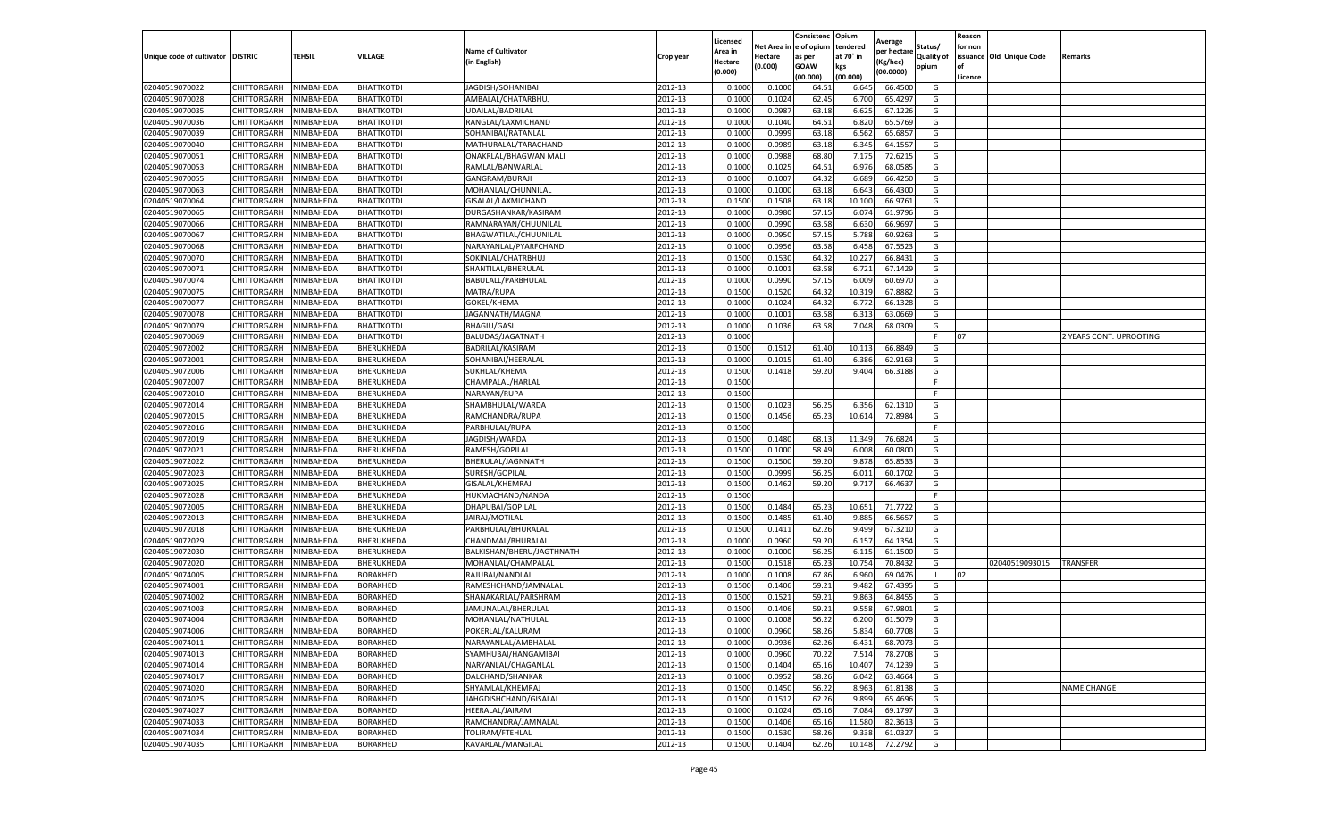| Unique code of cultivator | DISTRIC | TEHSIL | VILLAGE | Name of Cultivator (in English) | Crop year | Licensed Area in Hectare (0.000) | Net Area in Hectare (0.000) | Consistenc e of opium as per GOAW (00.000) | Opium tendered at 70° in kgs (00.000) | Average per hectare (Kg/hec) (00.0000) | Status/ Quality of opium | Reason for non issuance of Licence | Old Unique Code | Remarks |
|---|---|---|---|---|---|---|---|---|---|---|---|---|---|---|
| 02040519070022 | CHITTORGARH | NIMBAHEDA | BHATTKOTDI | JAGDISH/SOHANIBAI | 2012-13 | 0.1000 | 0.1000 | 64.51 | 6.645 | 66.4500 | G | | | |
| 02040519070028 | CHITTORGARH | NIMBAHEDA | BHATTKOTDI | AMBALAL/CHATARBHUJ | 2012-13 | 0.1000 | 0.1024 | 62.45 | 6.700 | 65.4297 | G | | | |
| 02040519070035 | CHITTORGARH | NIMBAHEDA | BHATTKOTDI | UDAILAL/BADRILAL | 2012-13 | 0.1000 | 0.0987 | 63.18 | 6.625 | 67.1226 | G | | | |
| 02040519070036 | CHITTORGARH | NIMBAHEDA | BHATTKOTDI | RANGLAL/LAXMICHAND | 2012-13 | 0.1000 | 0.1040 | 64.51 | 6.820 | 65.5769 | G | | | |
| 02040519070039 | CHITTORGARH | NIMBAHEDA | BHATTKOTDI | SOHANIBAI/RATANLAL | 2012-13 | 0.1000 | 0.0999 | 63.18 | 6.562 | 65.6857 | G | | | |
| 02040519070040 | CHITTORGARH | NIMBAHEDA | BHATTKOTDI | MATHURALAL/TARACHAND | 2012-13 | 0.1000 | 0.0989 | 63.18 | 6.345 | 64.1557 | G | | | |
| 02040519070051 | CHITTORGARH | NIMBAHEDA | BHATTKOTDI | ONAKRLAL/BHAGWAN MALI | 2012-13 | 0.1000 | 0.0988 | 68.80 | 7.175 | 72.6215 | G | | | |
| 02040519070053 | CHITTORGARH | NIMBAHEDA | BHATTKOTDI | RAMLAL/BANWARLAL | 2012-13 | 0.1000 | 0.1025 | 64.51 | 6.976 | 68.0585 | G | | | |
| 02040519070055 | CHITTORGARH | NIMBAHEDA | BHATTKOTDI | GANGRAM/BURAJI | 2012-13 | 0.1000 | 0.1007 | 64.32 | 6.689 | 66.4250 | G | | | |
| 02040519070063 | CHITTORGARH | NIMBAHEDA | BHATTKOTDI | MOHANLAL/CHUNNILAL | 2012-13 | 0.1000 | 0.1000 | 63.18 | 6.643 | 66.4300 | G | | | |
| 02040519070064 | CHITTORGARH | NIMBAHEDA | BHATTKOTDI | GISALAL/LAXMICHAND | 2012-13 | 0.1500 | 0.1508 | 63.18 | 10.100 | 66.9761 | G | | | |
| 02040519070065 | CHITTORGARH | NIMBAHEDA | BHATTKOTDI | DURGASHANKAR/KASIRAM | 2012-13 | 0.1000 | 0.0980 | 57.15 | 6.074 | 61.9796 | G | | | |
| 02040519070066 | CHITTORGARH | NIMBAHEDA | BHATTKOTDI | RAMNARAYAN/CHUUNILAL | 2012-13 | 0.1000 | 0.0990 | 63.58 | 6.630 | 66.9697 | G | | | |
| 02040519070067 | CHITTORGARH | NIMBAHEDA | BHATTKOTDI | BHAGWATILAL/CHUUNILAL | 2012-13 | 0.1000 | 0.0950 | 57.15 | 5.788 | 60.9263 | G | | | |
| 02040519070068 | CHITTORGARH | NIMBAHEDA | BHATTKOTDI | NARAYANLAL/PYARFCHAND | 2012-13 | 0.1000 | 0.0956 | 63.58 | 6.458 | 67.5523 | G | | | |
| 02040519070070 | CHITTORGARH | NIMBAHEDA | BHATTKOTDI | SOKINLAL/CHATRBHUJ | 2012-13 | 0.1500 | 0.1530 | 64.32 | 10.227 | 66.8431 | G | | | |
| 02040519070071 | CHITTORGARH | NIMBAHEDA | BHATTKOTDI | SHANTILAL/BHERULAL | 2012-13 | 0.1000 | 0.1001 | 63.58 | 6.721 | 67.1429 | G | | | |
| 02040519070074 | CHITTORGARH | NIMBAHEDA | BHATTKOTDI | BABULALL/PARBHULAL | 2012-13 | 0.1000 | 0.0990 | 57.15 | 6.009 | 60.6970 | G | | | |
| 02040519070075 | CHITTORGARH | NIMBAHEDA | BHATTKOTDI | MATRA/RUPA | 2012-13 | 0.1500 | 0.1520 | 64.32 | 10.319 | 67.8882 | G | | | |
| 02040519070077 | CHITTORGARH | NIMBAHEDA | BHATTKOTDI | GOKEL/KHEMA | 2012-13 | 0.1000 | 0.1024 | 64.32 | 6.772 | 66.1328 | G | | | |
| 02040519070078 | CHITTORGARH | NIMBAHEDA | BHATTKOTDI | JAGANNATH/MAGNA | 2012-13 | 0.1000 | 0.1001 | 63.58 | 6.313 | 63.0669 | G | | | |
| 02040519070079 | CHITTORGARH | NIMBAHEDA | BHATTKOTDI | BHAGIU/GASI | 2012-13 | 0.1000 | 0.1036 | 63.58 | 7.048 | 68.0309 | G | | | |
| 02040519070069 | CHITTORGARH | NIMBAHEDA | BHATTKOTDI | BALUDAS/JAGATNATH | 2012-13 | 0.1000 | | | | | F | 07 | | 2 YEARS CONT. UPROOTING |
| 02040519072002 | CHITTORGARH | NIMBAHEDA | BHERUKHEDA | BADRILAL/KASIRAM | 2012-13 | 0.1500 | 0.1512 | 61.40 | 10.113 | 66.8849 | G | | | |
| 02040519072001 | CHITTORGARH | NIMBAHEDA | BHERUKHEDA | SOHANIBAI/HEERALAL | 2012-13 | 0.1000 | 0.1015 | 61.40 | 6.386 | 62.9163 | G | | | |
| 02040519072006 | CHITTORGARH | NIMBAHEDA | BHERUKHEDA | SUKHLAL/KHEMA | 2012-13 | 0.1500 | 0.1418 | 59.20 | 9.404 | 66.3188 | G | | | |
| 02040519072007 | CHITTORGARH | NIMBAHEDA | BHERUKHEDA | CHAMPALAL/HARLAL | 2012-13 | 0.1500 | | | | | F | | | |
| 02040519072010 | CHITTORGARH | NIMBAHEDA | BHERUKHEDA | NARAYAN/RUPA | 2012-13 | 0.1500 | | | | | F | | | |
| 02040519072014 | CHITTORGARH | NIMBAHEDA | BHERUKHEDA | SHAMBHULAL/WARDA | 2012-13 | 0.1500 | 0.1023 | 56.25 | 6.356 | 62.1310 | G | | | |
| 02040519072015 | CHITTORGARH | NIMBAHEDA | BHERUKHEDA | RAMCHANDRA/RUPA | 2012-13 | 0.1500 | 0.1456 | 65.23 | 10.614 | 72.8984 | G | | | |
| 02040519072016 | CHITTORGARH | NIMBAHEDA | BHERUKHEDA | PARBHULAL/RUPA | 2012-13 | 0.1500 | | | | | F | | | |
| 02040519072019 | CHITTORGARH | NIMBAHEDA | BHERUKHEDA | JAGDISH/WARDA | 2012-13 | 0.1500 | 0.1480 | 68.13 | 11.349 | 76.6824 | G | | | |
| 02040519072021 | CHITTORGARH | NIMBAHEDA | BHERUKHEDA | RAMESH/GOPILAL | 2012-13 | 0.1500 | 0.1000 | 58.49 | 6.008 | 60.0800 | G | | | |
| 02040519072022 | CHITTORGARH | NIMBAHEDA | BHERUKHEDA | BHERULAL/JAGNNATH | 2012-13 | 0.1500 | 0.1500 | 59.20 | 9.878 | 65.8533 | G | | | |
| 02040519072023 | CHITTORGARH | NIMBAHEDA | BHERUKHEDA | SURESH/GOPILAL | 2012-13 | 0.1500 | 0.0999 | 56.25 | 6.011 | 60.1702 | G | | | |
| 02040519072025 | CHITTORGARH | NIMBAHEDA | BHERUKHEDA | GISALAL/KHEMRAJ | 2012-13 | 0.1500 | 0.1462 | 59.20 | 9.717 | 66.4637 | G | | | |
| 02040519072028 | CHITTORGARH | NIMBAHEDA | BHERUKHEDA | HUKMACHAND/NANDA | 2012-13 | 0.1500 | | | | | F | | | |
| 02040519072005 | CHITTORGARH | NIMBAHEDA | BHERUKHEDA | DHAPUBAI/GOPILAL | 2012-13 | 0.1500 | 0.1484 | 65.23 | 10.651 | 71.7722 | G | | | |
| 02040519072013 | CHITTORGARH | NIMBAHEDA | BHERUKHEDA | JAIRAJ/MOTILAL | 2012-13 | 0.1500 | 0.1485 | 61.40 | 9.885 | 66.5657 | G | | | |
| 02040519072018 | CHITTORGARH | NIMBAHEDA | BHERUKHEDA | PARBHULAL/BHURALAL | 2012-13 | 0.1500 | 0.1411 | 62.26 | 9.499 | 67.3210 | G | | | |
| 02040519072029 | CHITTORGARH | NIMBAHEDA | BHERUKHEDA | CHANDMAL/BHURALAL | 2012-13 | 0.1000 | 0.0960 | 59.20 | 6.157 | 64.1354 | G | | | |
| 02040519072030 | CHITTORGARH | NIMBAHEDA | BHERUKHEDA | BALKISHAN/BHERU/JAGTHNATH | 2012-13 | 0.1000 | 0.1000 | 56.25 | 6.115 | 61.1500 | G | | | |
| 02040519072020 | CHITTORGARH | NIMBAHEDA | BHERUKHEDA | MOHANLAL/CHAMPALAL | 2012-13 | 0.1500 | 0.1518 | 65.23 | 10.754 | 70.8432 | G | | 02040519093015 | TRANSFER |
| 02040519074005 | CHITTORGARH | NIMBAHEDA | BORAKHEDI | RAJUBAI/NANDLAL | 2012-13 | 0.1000 | 0.1008 | 67.86 | 6.960 | 69.0476 | I | 02 | | |
| 02040519074001 | CHITTORGARH | NIMBAHEDA | BORAKHEDI | RAMESHCHAND/JAMNALAL | 2012-13 | 0.1500 | 0.1406 | 59.21 | 9.482 | 67.4395 | G | | | |
| 02040519074002 | CHITTORGARH | NIMBAHEDA | BORAKHEDI | SHANAKARLAL/PARSHRAM | 2012-13 | 0.1500 | 0.1521 | 59.21 | 9.863 | 64.8455 | G | | | |
| 02040519074003 | CHITTORGARH | NIMBAHEDA | BORAKHEDI | JAMUNALAL/BHERULAL | 2012-13 | 0.1500 | 0.1406 | 59.21 | 9.558 | 67.9801 | G | | | |
| 02040519074004 | CHITTORGARH | NIMBAHEDA | BORAKHEDI | MOHANLAL/NATHULAL | 2012-13 | 0.1000 | 0.1008 | 56.22 | 6.200 | 61.5079 | G | | | |
| 02040519074006 | CHITTORGARH | NIMBAHEDA | BORAKHEDI | POKERLAL/KALURAM | 2012-13 | 0.1000 | 0.0960 | 58.26 | 5.834 | 60.7708 | G | | | |
| 02040519074011 | CHITTORGARH | NIMBAHEDA | BORAKHEDI | NARAYANLAL/AMBHALAL | 2012-13 | 0.1000 | 0.0936 | 62.26 | 6.431 | 68.7073 | G | | | |
| 02040519074013 | CHITTORGARH | NIMBAHEDA | BORAKHEDI | SYAMHUBAI/HANGAMIBAI | 2012-13 | 0.1000 | 0.0960 | 70.22 | 7.514 | 78.2708 | G | | | |
| 02040519074014 | CHITTORGARH | NIMBAHEDA | BORAKHEDI | NARYANLAL/CHAGANLAL | 2012-13 | 0.1500 | 0.1404 | 65.16 | 10.407 | 74.1239 | G | | | |
| 02040519074017 | CHITTORGARH | NIMBAHEDA | BORAKHEDI | DALCHAND/SHANKAR | 2012-13 | 0.1000 | 0.0952 | 58.26 | 6.042 | 63.4664 | G | | | |
| 02040519074020 | CHITTORGARH | NIMBAHEDA | BORAKHEDI | SHYAMLAL/KHEMRAJ | 2012-13 | 0.1500 | 0.1450 | 56.22 | 8.963 | 61.8138 | G | | | NAME CHANGE |
| 02040519074025 | CHITTORGARH | NIMBAHEDA | BORAKHEDI | JAHGDISHCHAND/GISALAL | 2012-13 | 0.1500 | 0.1512 | 62.26 | 9.899 | 65.4696 | G | | | |
| 02040519074027 | CHITTORGARH | NIMBAHEDA | BORAKHEDI | HEERALAL/JAIRAM | 2012-13 | 0.1000 | 0.1024 | 65.16 | 7.084 | 69.1797 | G | | | |
| 02040519074033 | CHITTORGARH | NIMBAHEDA | BORAKHEDI | RAMCHANDRA/JAMNALAL | 2012-13 | 0.1500 | 0.1406 | 65.16 | 11.580 | 82.3613 | G | | | |
| 02040519074034 | CHITTORGARH | NIMBAHEDA | BORAKHEDI | TOLIRAM/FTEHLAL | 2012-13 | 0.1500 | 0.1530 | 58.26 | 9.338 | 61.0327 | G | | | |
| 02040519074035 | CHITTORGARH | NIMBAHEDA | BORAKHEDI | KAVARLAL/MANGILAL | 2012-13 | 0.1500 | 0.1404 | 62.26 | 10.148 | 72.2792 | G | | | |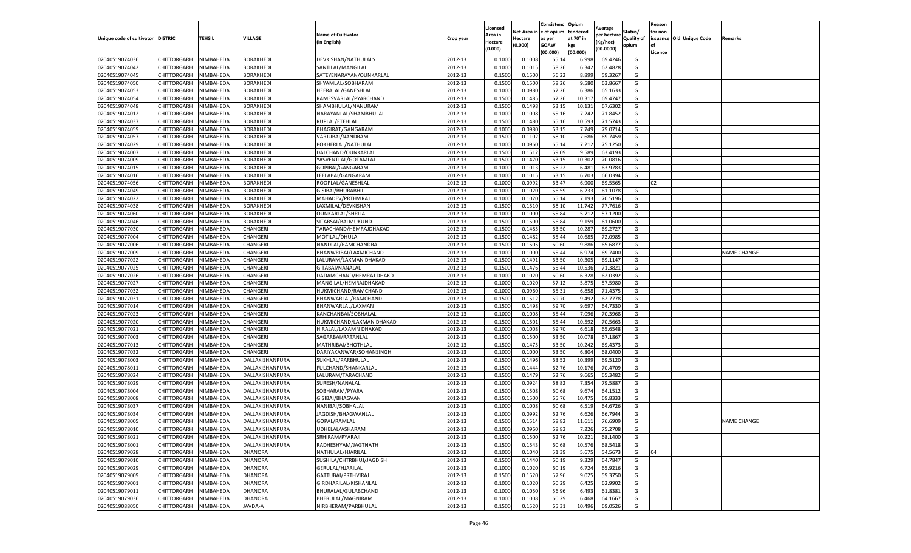| Unique code of cultivator | DISTRIC | TEHSIL | VILLAGE | Name of Cultivator (in English) | Crop year | Licensed Area in Hectare (0.000) | Net Area in Hectare (0.000) | Consistence of opium as per GOAW (00.000) | Opium tendered at 70° in kgs (00.000) | Average per hectare (Kg/hec) (00.0000) | Status/ Quality of opium | Reason for non issuance of Licence | Old Unique Code | Remarks |
|---|---|---|---|---|---|---|---|---|---|---|---|---|---|---|
| 02040519074036 | CHITTORGARH | NIMBAHEDA | BORAKHEDI | DEVKISHAN/NATHULALS | 2012-13 | 0.1000 | 0.1008 | 65.14 | 6.998 | 69.4246 | G | | | |
| 02040519074042 | CHITTORGARH | NIMBAHEDA | BORAKHEDI | SANTILAL/MANGILAL | 2012-13 | 0.1000 | 0.1015 | 58.26 | 6.342 | 62.4828 | G | | | |
| 02040519074045 | CHITTORGARH | NIMBAHEDA | BORAKHEDI | SATEYENARAYAN/OUNKARLAL | 2012-13 | 0.1500 | 0.1500 | 56.22 | 8.899 | 59.3267 | G | | | |
| 02040519074050 | CHITTORGARH | NIMBAHEDA | BORAKHEDI | SHYAMLAL/SOBHARAM | 2012-13 | 0.1500 | 0.1500 | 58.26 | 9.580 | 63.8667 | G | | | |
| 02040519074053 | CHITTORGARH | NIMBAHEDA | BORAKHEDI | HEERALAL/GANESHLAL | 2012-13 | 0.1000 | 0.0980 | 62.26 | 6.386 | 65.1633 | G | | | |
| 02040519074054 | CHITTORGARH | NIMBAHEDA | BORAKHEDI | RAMESVARLAL/PYARCHAND | 2012-13 | 0.1500 | 0.1485 | 62.26 | 10.317 | 69.4747 | G | | | |
| 02040519074048 | CHITTORGARH | NIMBAHEDA | BORAKHEDI | SHAMBHULAL/NANURAM | 2012-13 | 0.1500 | 0.1498 | 63.15 | 10.131 | 67.6302 | G | | | |
| 02040519074012 | CHITTORGARH | NIMBAHEDA | BORAKHEDI | NARAYANLAL/SHAMBHULAL | 2012-13 | 0.1000 | 0.1008 | 65.16 | 7.242 | 71.8452 | G | | | |
| 02040519074037 | CHITTORGARH | NIMBAHEDA | BORAKHEDI | RUPLAL/FTEHLAL | 2012-13 | 0.1500 | 0.1480 | 65.16 | 10.593 | 71.5743 | G | | | |
| 02040519074059 | CHITTORGARH | NIMBAHEDA | BORAKHEDI | BHAGIRAT/GANGARAM | 2012-13 | 0.1000 | 0.0980 | 63.15 | 7.749 | 79.0714 | G | | | |
| 02040519074057 | CHITTORGARH | NIMBAHEDA | BORAKHEDI | VARJUBAI/NANDRAM | 2012-13 | 0.1500 | 0.1102 | 68.10 | 7.686 | 69.7459 | G | | | |
| 02040519074029 | CHITTORGARH | NIMBAHEDA | BORAKHEDI | POKHERLAL/NATHULAL | 2012-13 | 0.1000 | 0.0960 | 65.14 | 7.212 | 75.1250 | G | | | |
| 02040519074007 | CHITTORGARH | NIMBAHEDA | BORAKHEDI | DALCHAND/OUNKARLAL | 2012-13 | 0.1500 | 0.1512 | 59.09 | 9.589 | 63.4193 | G | | | |
| 02040519074009 | CHITTORGARH | NIMBAHEDA | BORAKHEDI | YASVENTLAL/GOTAMLAL | 2012-13 | 0.1500 | 0.1470 | 63.15 | 10.302 | 70.0816 | G | | | |
| 02040519074015 | CHITTORGARH | NIMBAHEDA | BORAKHEDI | GOPIBAI/GANGARAM | 2012-13 | 0.1000 | 0.1013 | 56.22 | 6.481 | 63.9783 | G | | | |
| 02040519074016 | CHITTORGARH | NIMBAHEDA | BORAKHEDI | LEELABAI/GANGARAM | 2012-13 | 0.1000 | 0.1015 | 63.15 | 6.703 | 66.0394 | G | | | |
| 02040519074056 | CHITTORGARH | NIMBAHEDA | BORAKHEDI | ROOPLAL/GANESHLAL | 2012-13 | 0.1000 | 0.0992 | 63.47 | 6.900 | 69.5565 | I | 02 | | |
| 02040519074049 | CHITTORGARH | NIMBAHEDA | BORAKHEDI | GISIBAI/BHURABHIL | 2012-13 | 0.1000 | 0.1020 | 56.59 | 6.233 | 61.1078 | G | | | |
| 02040519074022 | CHITTORGARH | NIMBAHEDA | BORAKHEDI | MAHADEV/PRTHVIRAJ | 2012-13 | 0.1000 | 0.1020 | 65.14 | 7.193 | 70.5196 | G | | | |
| 02040519074038 | CHITTORGARH | NIMBAHEDA | BORAKHEDI | LAXMILAL/DEVKISHAN | 2012-13 | 0.1500 | 0.1510 | 68.10 | 11.742 | 77.7616 | G | | | |
| 02040519074060 | CHITTORGARH | NIMBAHEDA | BORAKHEDI | OUNKARLAL/SHRILAL | 2012-13 | 0.1000 | 0.1000 | 55.84 | 5.712 | 57.1200 | G | | | |
| 02040519074046 | CHITTORGARH | NIMBAHEDA | BORAKHEDI | SITABSAI/BALMUKUND | 2012-13 | 0.1500 | 0.1500 | 56.84 | 9.159 | 61.0600 | G | | | |
| 02040519077030 | CHITTORGARH | NIMBAHEDA | CHANGERI | TARACHAND/HEMRAJDHAKAD | 2012-13 | 0.1500 | 0.1485 | 63.50 | 10.287 | 69.2727 | G | | | |
| 02040519077004 | CHITTORGARH | NIMBAHEDA | CHANGERI | MOTILAL/DHULA | 2012-13 | 0.1500 | 0.1482 | 65.44 | 10.685 | 72.0985 | G | | | |
| 02040519077006 | CHITTORGARH | NIMBAHEDA | CHANGERI | NANDLAL/RAMCHANDRA | 2012-13 | 0.1500 | 0.1505 | 60.60 | 9.886 | 65.6877 | G | | | |
| 02040519077009 | CHITTORGARH | NIMBAHEDA | CHANGERI | BHANWRIBAI/LAXMICHAND | 2012-13 | 0.1000 | 0.1000 | 65.44 | 6.974 | 69.7400 | G | | | NAME CHANGE |
| 02040519077022 | CHITTORGARH | NIMBAHEDA | CHANGERI | LALURAM/LAXMAN DHAKAD | 2012-13 | 0.1500 | 0.1491 | 63.50 | 10.305 | 69.1147 | G | | | |
| 02040519077025 | CHITTORGARH | NIMBAHEDA | CHANGERI | GITABAI/NANALAL | 2012-13 | 0.1500 | 0.1476 | 65.44 | 10.536 | 71.3821 | G | | | |
| 02040519077026 | CHITTORGARH | NIMBAHEDA | CHANGERI | DADAMCHAND/HEMRAJ DHAKD | 2012-13 | 0.1000 | 0.1020 | 60.60 | 6.328 | 62.0392 | G | | | |
| 02040519077027 | CHITTORGARH | NIMBAHEDA | CHANGERI | MANGILAL/HEMRAJDHAKAD | 2012-13 | 0.1000 | 0.1020 | 57.12 | 5.875 | 57.5980 | G | | | |
| 02040519077032 | CHITTORGARH | NIMBAHEDA | CHANGERI | HUKMICHAND/RAMCHAND | 2012-13 | 0.1000 | 0.0960 | 65.31 | 6.858 | 71.4375 | G | | | |
| 02040519077031 | CHITTORGARH | NIMBAHEDA | CHANGERI | BHANWARLAL/RAMCHAND | 2012-13 | 0.1500 | 0.1512 | 59.70 | 9.492 | 62.7778 | G | | | |
| 02040519077014 | CHITTORGARH | NIMBAHEDA | CHANGERI | BHANWARLAL/LAXMAN | 2012-13 | 0.1500 | 0.1498 | 59.70 | 9.697 | 64.7330 | G | | | |
| 02040519077023 | CHITTORGARH | NIMBAHEDA | CHANGERI | KANCHANBAI/SOBHALAL | 2012-13 | 0.1000 | 0.1008 | 65.44 | 7.096 | 70.3968 | G | | | |
| 02040519077020 | CHITTORGARH | NIMBAHEDA | CHANGERI | HUKMICHAND/LAXMAN DHAKAD | 2012-13 | 0.1500 | 0.1501 | 65.44 | 10.592 | 70.5663 | G | | | |
| 02040519077021 | CHITTORGARH | NIMBAHEDA | CHANGERI | HIRALAL/LAXAMN DHAKAD | 2012-13 | 0.1000 | 0.1008 | 59.70 | 6.618 | 65.6548 | G | | | |
| 02040519077003 | CHITTORGARH | NIMBAHEDA | CHANGERI | SAGARBAI/RATANLAL | 2012-13 | 0.1500 | 0.1500 | 63.50 | 10.078 | 67.1867 | G | | | |
| 02040519077013 | CHITTORGARH | NIMBAHEDA | CHANGERI | MATHRIBAI/BHOTHLAL | 2012-13 | 0.1500 | 0.1475 | 63.50 | 10.242 | 69.4373 | G | | | |
| 02040519077032 | CHITTORGARH | NIMBAHEDA | CHANGERI | DARIYAKANWAR/SOHANSINGH | 2012-13 | 0.1000 | 0.1000 | 63.50 | 6.804 | 68.0400 | G | | | |
| 02040519078003 | CHITTORGARH | NIMBAHEDA | DALLAKISHANPURA | SUKHLAL/PARBHULAL | 2012-13 | 0.1500 | 0.1496 | 63.52 | 10.399 | 69.5120 | G | | | |
| 02040519078011 | CHITTORGARH | NIMBAHEDA | DALLAKISHANPURA | FULCHAND/SHANKARLAL | 2012-13 | 0.1500 | 0.1444 | 62.76 | 10.176 | 70.4709 | G | | | |
| 02040519078024 | CHITTORGARH | NIMBAHEDA | DALLAKISHANPURA | LALURAM/TARACHAND | 2012-13 | 0.1500 | 0.1479 | 62.76 | 9.665 | 65.3482 | G | | | |
| 02040519078029 | CHITTORGARH | NIMBAHEDA | DALLAKISHANPURA | SURESH/NANALAL | 2012-13 | 0.1000 | 0.0924 | 68.82 | 7.354 | 79.5887 | G | | | |
| 02040519078004 | CHITTORGARH | NIMBAHEDA | DALLAKISHANPURA | SOBHARAM/PYARA | 2012-13 | 0.1500 | 0.1508 | 60.68 | 9.674 | 64.1512 | G | | | |
| 02040519078008 | CHITTORGARH | NIMBAHEDA | DALLAKISHANPURA | GISIBAI/BHAGVAN | 2012-13 | 0.1500 | 0.1500 | 65.76 | 10.475 | 69.8333 | G | | | |
| 02040519078037 | CHITTORGARH | NIMBAHEDA | DALLAKISHANPURA | NANIBAI/SOBHALAL | 2012-13 | 0.1000 | 0.1008 | 60.68 | 6.519 | 64.6726 | G | | | |
| 02040519078034 | CHITTORGARH | NIMBAHEDA | DALLAKISHANPURA | JAGDISH/BHAGWANLAL | 2012-13 | 0.1000 | 0.0992 | 62.76 | 6.626 | 66.7944 | G | | | |
| 02040519078005 | CHITTORGARH | NIMBAHEDA | DALLAKISHANPURA | GOPAL/RAMLAL | 2012-13 | 0.1500 | 0.1514 | 68.82 | 11.611 | 76.6909 | G | | | NAME CHANGE |
| 02040519078010 | CHITTORGARH | NIMBAHEDA | DALLAKISHANPURA | UDHELAL/ASHARAM | 2012-13 | 0.1000 | 0.0960 | 68.82 | 7.226 | 75.2708 | G | | | |
| 02040519078021 | CHITTORGARH | NIMBAHEDA | DALLAKISHANPURA | SRHIRAM/PYARAJI | 2012-13 | 0.1500 | 0.1500 | 62.76 | 10.221 | 68.1400 | G | | | |
| 02040519078001 | CHITTORGARH | NIMBAHEDA | DALLAKISHANPURA | RADHESHYAM/JAGTNATH | 2012-13 | 0.1500 | 0.1543 | 60.68 | 10.576 | 68.5418 | G | | | |
| 02040519079028 | CHITTORGARH | NIMBAHEDA | DHANORA | NATHULAL/HJARILAL | 2012-13 | 0.1000 | 0.1040 | 51.39 | 5.675 | 54.5673 | G | 04 | | |
| 02040519079010 | CHITTORGARH | NIMBAHEDA | DHANORA | SUSHILA/CHTRBHUJ/JAGDISH | 2012-13 | 0.1500 | 0.1440 | 60.19 | 9.329 | 64.7847 | G | | | |
| 02040519079029 | CHITTORGARH | NIMBAHEDA | DHANORA | GERULAL/HJARILAL | 2012-13 | 0.1000 | 0.1020 | 60.19 | 6.724 | 65.9216 | G | | | |
| 02040519079009 | CHITTORGARH | NIMBAHEDA | DHANORA | GATTUBAI/PRTHVIRAJ | 2012-13 | 0.1500 | 0.1520 | 57.96 | 9.025 | 59.3750 | G | | | |
| 02040519079001 | CHITTORGARH | NIMBAHEDA | DHANORA | GIRDHARILAL/KISHANLAL | 2012-13 | 0.1000 | 0.1020 | 60.29 | 6.425 | 62.9902 | G | | | |
| 02040519079011 | CHITTORGARH | NIMBAHEDA | DHANORA | BHURALAL/GULABCHAND | 2012-13 | 0.1000 | 0.1050 | 56.96 | 6.493 | 61.8381 | G | | | |
| 02040519079036 | CHITTORGARH | NIMBAHEDA | DHANORA | BHERULAL/MAGNIRAM | 2012-13 | 0.1000 | 0.1008 | 60.29 | 6.468 | 64.1667 | G | | | |
| 02040519088050 | CHITTORGARH | NIMBAHEDA | JAVDA-A | NIRBHERAM/PARBHULAL | 2012-13 | 0.1500 | 0.1520 | 65.31 | 10.496 | 69.0526 | G | | | |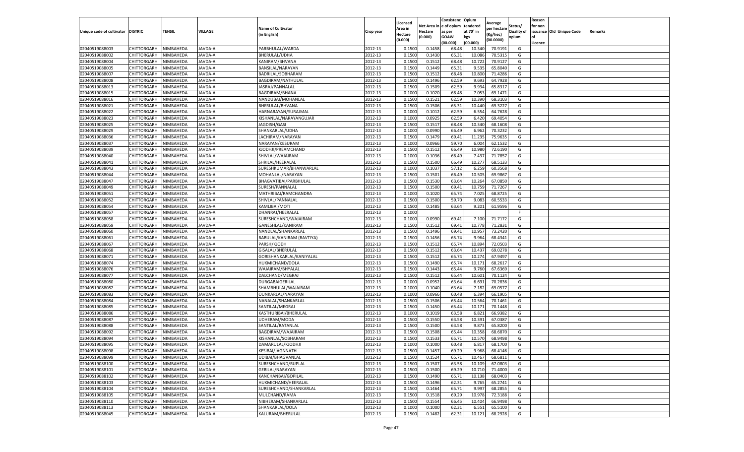| Unique code of cultivator | DISTRIC | TEHSIL | VILLAGE | Name of Cultivator (in English) | Crop year | Licensed Area in Hectare (0.000) | Net Area in Hectare (0.000) | Consistenc e of opium as per GOAW (00.000) | Opium tendered at 70° in kgs (00.000) | Average per hectare (Kg/hec) (00.0000) | Status/ Quality of opium | Reason for non issuance of Licence | Old Unique Code | Remarks |
|---|---|---|---|---|---|---|---|---|---|---|---|---|---|---|
| 02040519088003 | CHITTORGARH | NIMBAHEDA | JAVDA-A | PARBHULAL/WARDA | 2012-13 | 0.1500 | 0.1458 | 68.48 | 10.340 | 70.9191 | G | | | |
| 02040519088002 | CHITTORGARH | NIMBAHEDA | JAVDA-A | BHERULAL/UDHA | 2012-13 | 0.1500 | 0.1430 | 65.31 | 10.086 | 70.5315 | G | | | |
| 02040519088004 | CHITTORGARH | NIMBAHEDA | JAVDA-A | KANIRAM/BHVANA | 2012-13 | 0.1500 | 0.1512 | 68.48 | 10.722 | 70.9127 | G | | | |
| 02040519088005 | CHITTORGARH | NIMBAHEDA | JAVDA-A | BANSILAL/NARAYAN | 2012-13 | 0.1500 | 0.1449 | 65.31 | 9.535 | 65.8040 | G | | | |
| 02040519088007 | CHITTORGARH | NIMBAHEDA | JAVDA-A | BADRILAL/SOBHARAM | 2012-13 | 0.1500 | 0.1512 | 68.48 | 10.800 | 71.4286 | G | | | |
| 02040519088008 | CHITTORGARH | NIMBAHEDA | JAVDA-A | BAGDIRAM/NATHULAL | 2012-13 | 0.1500 | 0.1496 | 62.59 | 9.693 | 64.7928 | G | | | |
| 02040519088013 | CHITTORGARH | NIMBAHEDA | JAVDA-A | JASRAJ/PANNALAL | 2012-13 | 0.1500 | 0.1509 | 62.59 | 9.934 | 65.8317 | G | | | |
| 02040519088015 | CHITTORGARH | NIMBAHEDA | JAVDA-A | BAGDIRAM/BHANA | 2012-13 | 0.1000 | 0.1020 | 68.48 | 7.053 | 69.1471 | G | | | |
| 02040519088016 | CHITTORGARH | NIMBAHEDA | JAVDA-A | NANDUBAI/MOHANLAL | 2012-13 | 0.1500 | 0.1521 | 62.59 | 10.390 | 68.3103 | G | | | |
| 02040519088021 | CHITTORGARH | NIMBAHEDA | JAVDA-A | BHERULAL/BHVANA | 2012-13 | 0.1500 | 0.1506 | 65.31 | 10.440 | 69.3227 | G | | | |
| 02040519088022 | CHITTORGARH | NIMBAHEDA | JAVDA-A | HARNARAYAN/SURAJMAL | 2012-13 | 0.1000 | 0.1012 | 62.59 | 6.554 | 64.7628 | G | | | |
| 02040519088023 | CHITTORGARH | NIMBAHEDA | JAVDA-A | KISHANLAL/NARAYANGUJAR | 2012-13 | 0.1000 | 0.0925 | 62.59 | 6.420 | 69.4054 | G | | | |
| 02040519088025 | CHITTORGARH | NIMBAHEDA | JAVDA-A | JAGDISH/GASI | 2012-13 | 0.1500 | 0.1517 | 68.48 | 10.340 | 68.1608 | G | | | |
| 02040519088029 | CHITTORGARH | NIMBAHEDA | JAVDA-A | SHANKARLAL/UDHA | 2012-13 | 0.1000 | 0.0990 | 66.49 | 6.962 | 70.3232 | G | | | |
| 02040519088036 | CHITTORGARH | NIMBAHEDA | JAVDA-A | LACHIRAM/NARAYAN | 2012-13 | 0.1500 | 0.1479 | 69.41 | 11.235 | 75.9635 | G | | | |
| 02040519088037 | CHITTORGARH | NIMBAHEDA | JAVDA-A | NARAYAN/KESURAM | 2012-13 | 0.1000 | 0.0966 | 59.70 | 6.004 | 62.1532 | G | | | |
| 02040519088039 | CHITTORGARH | NIMBAHEDA | JAVDA-A | KJODHJI/PREAMCHAND | 2012-13 | 0.1500 | 0.1512 | 66.49 | 10.980 | 72.6190 | G | | | |
| 02040519088040 | CHITTORGARH | NIMBAHEDA | JAVDA-A | SHIVLAL/WAJAIRAM | 2012-13 | 0.1000 | 0.1036 | 66.49 | 7.437 | 71.7857 | G | | | |
| 02040519088041 | CHITTORGARH | NIMBAHEDA | JAVDA-A | SHRILAL/HEERALAL | 2012-13 | 0.1500 | 0.1500 | 66.49 | 10.277 | 68.5133 | G | | | |
| 02040519088043 | CHITTORGARH | NIMBAHEDA | JAVDA-A | SURESHKUMAR/BHANWARLAL | 2012-13 | 0.1000 | 0.1037 | 57.12 | 6.259 | 60.3568 | G | | | |
| 02040519088044 | CHITTORGARH | NIMBAHEDA | JAVDA-A | MOHANLAL/NARAYAN | 2012-13 | 0.1500 | 0.1501 | 66.49 | 10.505 | 69.9867 | G | | | |
| 02040519088047 | CHITTORGARH | NIMBAHEDA | JAVDA-A | BHAGVATIBAI/PARBHULAL | 2012-13 | 0.1500 | 0.1530 | 63.64 | 10.264 | 67.0850 | G | | | |
| 02040519088049 | CHITTORGARH | NIMBAHEDA | JAVDA-A | SURESH/PANNALAL | 2012-13 | 0.1500 | 0.1500 | 69.41 | 10.759 | 71.7267 | G | | | |
| 02040519088051 | CHITTORGARH | NIMBAHEDA | JAVDA-A | MATHRIBAI/RAMCHANDRA | 2012-13 | 0.1000 | 0.1020 | 65.74 | 7.025 | 68.8725 | G | | | |
| 02040519088052 | CHITTORGARH | NIMBAHEDA | JAVDA-A | SHIVLAL/PANNALAL | 2012-13 | 0.1500 | 0.1500 | 59.70 | 9.083 | 60.5533 | G | | | |
| 02040519088054 | CHITTORGARH | NIMBAHEDA | JAVDA-A | KAMLIBAI/MOTI | 2012-13 | 0.1500 | 0.1485 | 63.64 | 9.201 | 61.9596 | G | | | |
| 02040519088057 | CHITTORGARH | NIMBAHEDA | JAVDA-A | DHANRAJ/HEERALAL | 2012-13 | 0.1000 | | | | | F | | | |
| 02040519088058 | CHITTORGARH | NIMBAHEDA | JAVDA-A | SURESHCHAND/WAJAIRAM | 2012-13 | 0.1000 | 0.0990 | 69.41 | 7.100 | 71.7172 | G | | | |
| 02040519088059 | CHITTORGARH | NIMBAHEDA | JAVDA-A | GANESHLAL/KANIRAM | 2012-13 | 0.1500 | 0.1512 | 69.41 | 10.778 | 71.2831 | G | | | |
| 02040519088060 | CHITTORGARH | NIMBAHEDA | JAVDA-A | NANDLAL/SHANKARLAL | 2012-13 | 0.1500 | 0.1496 | 69.41 | 10.957 | 73.2420 | G | | | |
| 02040519088061 | CHITTORGARH | NIMBAHEDA | JAVDA-A | BABULAL/KANIRAM (BAVTIYA) | 2012-13 | 0.1500 | 0.1456 | 65.74 | 9.964 | 68.4341 | G | | | |
| 02040519088067 | CHITTORGARH | NIMBAHEDA | JAVDA-A | PARSH/KJODH | 2012-13 | 0.1500 | 0.1512 | 65.74 | 10.894 | 72.0503 | G | | | |
| 02040519088068 | CHITTORGARH | NIMBAHEDA | JAVDA-A | GISALAL/BHERULAL | 2012-13 | 0.1500 | 0.1512 | 63.64 | 10.437 | 69.0278 | G | | | |
| 02040519088071 | CHITTORGARH | NIMBAHEDA | JAVDA-A | GORISHANKARLAL/KANIYALAL | 2012-13 | 0.1500 | 0.1512 | 65.74 | 10.274 | 67.9497 | G | | | |
| 02040519088074 | CHITTORGARH | NIMBAHEDA | JAVDA-A | HUKMICHAND/DOLA | 2012-13 | 0.1500 | 0.1490 | 65.74 | 10.171 | 68.2617 | G | | | |
| 02040519088076 | CHITTORGARH | NIMBAHEDA | JAVDA-A | WAJAIRAM/BHYALAL | 2012-13 | 0.1500 | 0.1443 | 65.44 | 9.760 | 67.6369 | G | | | |
| 02040519088077 | CHITTORGARH | NIMBAHEDA | JAVDA-A | DALCHAND/MEGRAJ | 2012-13 | 0.1500 | 0.1512 | 65.44 | 10.601 | 70.1124 | G | | | |
| 02040519088080 | CHITTORGARH | NIMBAHEDA | JAVDA-A | DURGABAIGERILAL | 2012-13 | 0.1000 | 0.0952 | 63.64 | 6.691 | 70.2836 | G | | | |
| 02040519088082 | CHITTORGARH | NIMBAHEDA | JAVDA-A | SHAMBHULAL/WAJAIRAM | 2012-13 | 0.1000 | 0.1040 | 63.64 | 7.182 | 69.0577 | G | | | |
| 02040519088083 | CHITTORGARH | NIMBAHEDA | JAVDA-A | OUNKARLAL/NARAYAN | 2012-13 | 0.1000 | 0.0966 | 60.48 | 6.394 | 66.1905 | G | | | |
| 02040519088084 | CHITTORGARH | NIMBAHEDA | JAVDA-A | NANALAL/SHANKARLAL | 2012-13 | 0.1500 | 0.1506 | 65.44 | 10.564 | 70.1461 | G | | | |
| 02040519088085 | CHITTORGARH | NIMBAHEDA | JAVDA-A | SANTILAL/MEGRAJ | 2012-13 | 0.1500 | 0.1450 | 65.44 | 10.171 | 70.1448 | G | | | |
| 02040519088086 | CHITTORGARH | NIMBAHEDA | JAVDA-A | KASTHURIBAI/BHERULAL | 2012-13 | 0.1000 | 0.1019 | 63.58 | 6.821 | 66.9382 | G | | | |
| 02040519088087 | CHITTORGARH | NIMBAHEDA | JAVDA-A | UDHERAM/MODA | 2012-13 | 0.1500 | 0.1550 | 63.58 | 10.391 | 67.0387 | G | | | |
| 02040519088088 | CHITTORGARH | NIMBAHEDA | JAVDA-A | SANTILAL/RATANLAL | 2012-13 | 0.1500 | 0.1500 | 63.58 | 9.873 | 65.8200 | G | | | |
| 02040519088092 | CHITTORGARH | NIMBAHEDA | JAVDA-A | BAGDIRAM/WAJAIRAM | 2012-13 | 0.1500 | 0.1508 | 65.44 | 10.358 | 68.6870 | G | | | |
| 02040519088094 | CHITTORGARH | NIMBAHEDA | JAVDA-A | KISHANLAL/SOBHARAM | 2012-13 | 0.1500 | 0.1533 | 65.71 | 10.570 | 68.9498 | G | | | |
| 02040519088095 | CHITTORGARH | NIMBAHEDA | JAVDA-A | DAMARULAL/KJODHJI | 2012-13 | 0.1000 | 0.1000 | 60.48 | 6.817 | 68.1700 | G | | | |
| 02040519088098 | CHITTORGARH | NIMBAHEDA | JAVDA-A | KESIBAI/JAGNNATH | 2012-13 | 0.1500 | 0.1457 | 69.29 | 9.968 | 68.4146 | G | | | |
| 02040519088099 | CHITTORGARH | NIMBAHEDA | JAVDA-A | UDIBAI/BHAGVANLAL | 2012-13 | 0.1500 | 0.1524 | 65.71 | 10.467 | 68.6811 | G | | | |
| 02040519088100 | CHITTORGARH | NIMBAHEDA | JAVDA-A | SURESHCHAND/RUPLAL | 2012-13 | 0.1500 | 0.1507 | 63.58 | 10.109 | 67.0803 | G | | | |
| 02040519088101 | CHITTORGARH | NIMBAHEDA | JAVDA-A | GERILAL/NARAYAN | 2012-13 | 0.1500 | 0.1500 | 69.29 | 10.710 | 71.4000 | G | | | |
| 02040519088102 | CHITTORGARH | NIMBAHEDA | JAVDA-A | KANCHANBAI/GOPILAL | 2012-13 | 0.1500 | 0.1490 | 65.71 | 10.138 | 68.0403 | G | | | |
| 02040519088103 | CHITTORGARH | NIMBAHEDA | JAVDA-A | HUKMICHAND/HEERALAL | 2012-13 | 0.1500 | 0.1496 | 62.31 | 9.765 | 65.2741 | G | | | |
| 02040519088104 | CHITTORGARH | NIMBAHEDA | JAVDA-A | SURESHCHAND/SHANKARLAL | 2012-13 | 0.1500 | 0.1464 | 65.71 | 9.997 | 68.2855 | G | | | |
| 02040519088105 | CHITTORGARH | NIMBAHEDA | JAVDA-A | MULCHAND/RAMA | 2012-13 | 0.1500 | 0.1518 | 69.29 | 10.978 | 72.3188 | G | | | |
| 02040519088110 | CHITTORGARH | NIMBAHEDA | JAVDA-A | NIBHERAM/SHANKARLAL | 2012-13 | 0.1500 | 0.1554 | 66.45 | 10.404 | 66.9498 | G | | | |
| 02040519088113 | CHITTORGARH | NIMBAHEDA | JAVDA-A | SHANKARLAL/DOLA | 2012-13 | 0.1000 | 0.1000 | 62.31 | 6.551 | 65.5100 | G | | | |
| 02040519088045 | CHITTORGARH | NIMBAHEDA | JAVDA-A | KALURAM/BHERULAL | 2012-13 | 0.1500 | 0.1482 | 62.31 | 10.121 | 68.2928 | G | | | |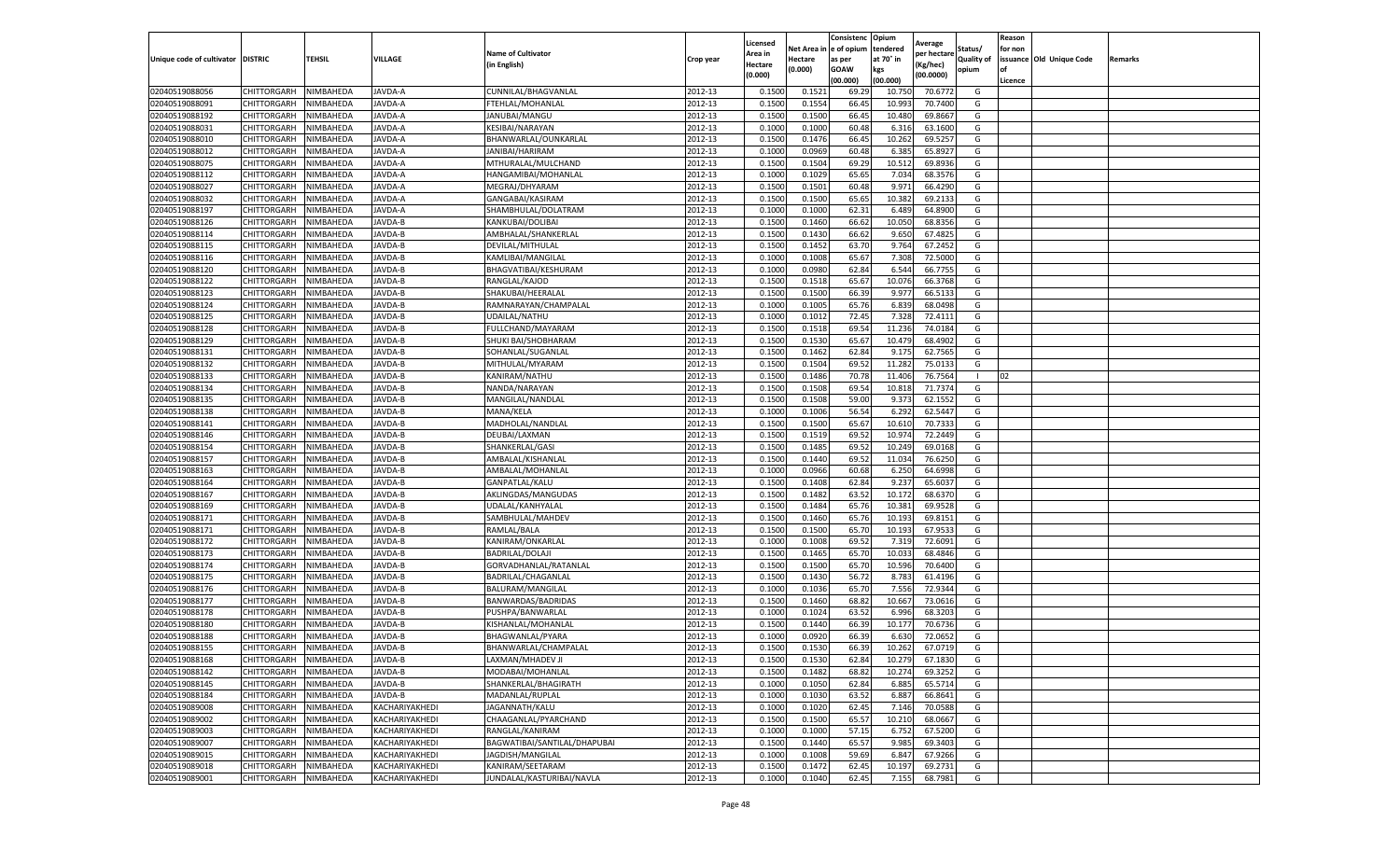| Unique code of cultivator | DISTRIC | TEHSIL | VILLAGE | Name of Cultivator (in English) | Crop year | Licensed Area in Hectare (0.000) | Net Area in Hectare (0.000) | Consistence of opium as per GOAW (00.000) | Opium tendered at 70° in kgs (00.000) | Average per hectare (Kg/hec) (00.0000) | Status/ Quality of opium | Reason for non issuance of Licence | Old Unique Code | Remarks |
|---|---|---|---|---|---|---|---|---|---|---|---|---|---|---|
| 02040519088056 | CHITTORGARH | NIMBAHEDA | JAVDA-A | CUNNILAL/BHAGVANLAL | 2012-13 | 0.1500 | 0.1521 | 69.29 | 10.750 | 70.6772 | G | | | |
| 02040519088091 | CHITTORGARH | NIMBAHEDA | JAVDA-A | FTEHLAL/MOHANLAL | 2012-13 | 0.1500 | 0.1554 | 66.45 | 10.993 | 70.7400 | G | | | |
| 02040519088192 | CHITTORGARH | NIMBAHEDA | JAVDA-A | JANUBAI/MANGU | 2012-13 | 0.1500 | 0.1500 | 66.45 | 10.480 | 69.8667 | G | | | |
| 02040519088031 | CHITTORGARH | NIMBAHEDA | JAVDA-A | KESIBAI/NARAYAN | 2012-13 | 0.1000 | 0.1000 | 60.48 | 6.316 | 63.1600 | G | | | |
| 02040519088010 | CHITTORGARH | NIMBAHEDA | JAVDA-A | BHANWARLAL/OUNKARLAL | 2012-13 | 0.1500 | 0.1476 | 66.45 | 10.262 | 69.5257 | G | | | |
| 02040519088012 | CHITTORGARH | NIMBAHEDA | JAVDA-A | JANIBAI/HARIRAM | 2012-13 | 0.1000 | 0.0969 | 60.48 | 6.385 | 65.8927 | G | | | |
| 02040519088075 | CHITTORGARH | NIMBAHEDA | JAVDA-A | MTHURALAL/MULCHAND | 2012-13 | 0.1500 | 0.1504 | 69.29 | 10.512 | 69.8936 | G | | | |
| 02040519088112 | CHITTORGARH | NIMBAHEDA | JAVDA-A | HANGAMIBAI/MOHANLAL | 2012-13 | 0.1000 | 0.1029 | 65.65 | 7.034 | 68.3576 | G | | | |
| 02040519088027 | CHITTORGARH | NIMBAHEDA | JAVDA-A | MEGRAJ/DHYARAM | 2012-13 | 0.1500 | 0.1501 | 60.48 | 9.971 | 66.4290 | G | | | |
| 02040519088032 | CHITTORGARH | NIMBAHEDA | JAVDA-A | GANGABAI/KASIRAM | 2012-13 | 0.1500 | 0.1500 | 65.65 | 10.382 | 69.2133 | G | | | |
| 02040519088197 | CHITTORGARH | NIMBAHEDA | JAVDA-A | SHAMBHULAL/DOLATRAM | 2012-13 | 0.1000 | 0.1000 | 62.31 | 6.489 | 64.8900 | G | | | |
| 02040519088126 | CHITTORGARH | NIMBAHEDA | JAVDA-B | KANKUBAI/DOLIBAI | 2012-13 | 0.1500 | 0.1460 | 66.62 | 10.050 | 68.8356 | G | | | |
| 02040519088114 | CHITTORGARH | NIMBAHEDA | JAVDA-B | AMBHALAL/SHANKERLAL | 2012-13 | 0.1500 | 0.1430 | 66.62 | 9.650 | 67.4825 | G | | | |
| 02040519088115 | CHITTORGARH | NIMBAHEDA | JAVDA-B | DEVILAL/MITHULAL | 2012-13 | 0.1500 | 0.1452 | 63.70 | 9.764 | 67.2452 | G | | | |
| 02040519088116 | CHITTORGARH | NIMBAHEDA | JAVDA-B | KAMLIBAI/MANGILAL | 2012-13 | 0.1000 | 0.1008 | 65.67 | 7.308 | 72.5000 | G | | | |
| 02040519088120 | CHITTORGARH | NIMBAHEDA | JAVDA-B | BHAGVATIBAI/KESHURAM | 2012-13 | 0.1000 | 0.0980 | 62.84 | 6.544 | 66.7755 | G | | | |
| 02040519088122 | CHITTORGARH | NIMBAHEDA | JAVDA-B | RANGLAL/KAJOD | 2012-13 | 0.1500 | 0.1518 | 65.67 | 10.076 | 66.3768 | G | | | |
| 02040519088123 | CHITTORGARH | NIMBAHEDA | JAVDA-B | SHAKUBAI/HEERALAL | 2012-13 | 0.1500 | 0.1500 | 66.39 | 9.977 | 66.5133 | G | | | |
| 02040519088124 | CHITTORGARH | NIMBAHEDA | JAVDA-B | RAMNARAYAN/CHAMPALAL | 2012-13 | 0.1000 | 0.1005 | 65.76 | 6.839 | 68.0498 | G | | | |
| 02040519088125 | CHITTORGARH | NIMBAHEDA | JAVDA-B | UDAILAL/NATHU | 2012-13 | 0.1000 | 0.1012 | 72.45 | 7.328 | 72.4111 | G | | | |
| 02040519088128 | CHITTORGARH | NIMBAHEDA | JAVDA-B | FULLCHAND/MAYARAM | 2012-13 | 0.1500 | 0.1518 | 69.54 | 11.236 | 74.0184 | G | | | |
| 02040519088129 | CHITTORGARH | NIMBAHEDA | JAVDA-B | SHUKI BAI/SHOBHARAM | 2012-13 | 0.1500 | 0.1530 | 65.67 | 10.479 | 68.4902 | G | | | |
| 02040519088131 | CHITTORGARH | NIMBAHEDA | JAVDA-B | SOHANLAL/SUGANLAL | 2012-13 | 0.1500 | 0.1462 | 62.84 | 9.175 | 62.7565 | G | | | |
| 02040519088132 | CHITTORGARH | NIMBAHEDA | JAVDA-B | MITHULAL/MYARAM | 2012-13 | 0.1500 | 0.1504 | 69.52 | 11.282 | 75.0133 | G | | | |
| 02040519088133 | CHITTORGARH | NIMBAHEDA | JAVDA-B | KANIRAM/NATHU | 2012-13 | 0.1500 | 0.1486 | 70.78 | 11.406 | 76.7564 | I | 02 | | |
| 02040519088134 | CHITTORGARH | NIMBAHEDA | JAVDA-B | NANDA/NARAYAN | 2012-13 | 0.1500 | 0.1508 | 69.54 | 10.818 | 71.7374 | G | | | |
| 02040519088135 | CHITTORGARH | NIMBAHEDA | JAVDA-B | MANGILAL/NANDLAL | 2012-13 | 0.1500 | 0.1508 | 59.00 | 9.373 | 62.1552 | G | | | |
| 02040519088138 | CHITTORGARH | NIMBAHEDA | JAVDA-B | MANA/KELA | 2012-13 | 0.1000 | 0.1006 | 56.54 | 6.292 | 62.5447 | G | | | |
| 02040519088141 | CHITTORGARH | NIMBAHEDA | JAVDA-B | MADHOLAL/NANDLAL | 2012-13 | 0.1500 | 0.1500 | 65.67 | 10.610 | 70.7333 | G | | | |
| 02040519088146 | CHITTORGARH | NIMBAHEDA | JAVDA-B | DEUBAI/LAXMAN | 2012-13 | 0.1500 | 0.1519 | 69.52 | 10.974 | 72.2449 | G | | | |
| 02040519088154 | CHITTORGARH | NIMBAHEDA | JAVDA-B | SHANKERLAL/GASI | 2012-13 | 0.1500 | 0.1485 | 69.52 | 10.249 | 69.0168 | G | | | |
| 02040519088157 | CHITTORGARH | NIMBAHEDA | JAVDA-B | AMBALAL/KISHANLAL | 2012-13 | 0.1500 | 0.1440 | 69.52 | 11.034 | 76.6250 | G | | | |
| 02040519088163 | CHITTORGARH | NIMBAHEDA | JAVDA-B | AMBALAL/MOHANLAL | 2012-13 | 0.1000 | 0.0966 | 60.68 | 6.250 | 64.6998 | G | | | |
| 02040519088164 | CHITTORGARH | NIMBAHEDA | JAVDA-B | GANPATLAL/KALU | 2012-13 | 0.1500 | 0.1408 | 62.84 | 9.237 | 65.6037 | G | | | |
| 02040519088167 | CHITTORGARH | NIMBAHEDA | JAVDA-B | AKLINGDAS/MANGUDAS | 2012-13 | 0.1500 | 0.1482 | 63.52 | 10.172 | 68.6370 | G | | | |
| 02040519088169 | CHITTORGARH | NIMBAHEDA | JAVDA-B | UDALAL/KANHYALAL | 2012-13 | 0.1500 | 0.1484 | 65.76 | 10.381 | 69.9528 | G | | | |
| 02040519088171 | CHITTORGARH | NIMBAHEDA | JAVDA-B | SAMBHULAL/MAHDEV | 2012-13 | 0.1500 | 0.1460 | 65.76 | 10.193 | 69.8151 | G | | | |
| 02040519088171 | CHITTORGARH | NIMBAHEDA | JAVDA-B | RAMLAL/BALA | 2012-13 | 0.1500 | 0.1500 | 65.70 | 10.193 | 67.9533 | G | | | |
| 02040519088172 | CHITTORGARH | NIMBAHEDA | JAVDA-B | KANIRAM/ONKARLAL | 2012-13 | 0.1000 | 0.1008 | 69.52 | 7.319 | 72.6091 | G | | | |
| 02040519088173 | CHITTORGARH | NIMBAHEDA | JAVDA-B | BADRILAL/DOLAJI | 2012-13 | 0.1500 | 0.1465 | 65.70 | 10.033 | 68.4846 | G | | | |
| 02040519088174 | CHITTORGARH | NIMBAHEDA | JAVDA-B | GORVADHANLAL/RATANLAL | 2012-13 | 0.1500 | 0.1500 | 65.70 | 10.596 | 70.6400 | G | | | |
| 02040519088175 | CHITTORGARH | NIMBAHEDA | JAVDA-B | BADRILAL/CHAGANLAL | 2012-13 | 0.1500 | 0.1430 | 56.72 | 8.783 | 61.4196 | G | | | |
| 02040519088176 | CHITTORGARH | NIMBAHEDA | JAVDA-B | BALURAM/MANGILAL | 2012-13 | 0.1000 | 0.1036 | 65.70 | 7.556 | 72.9344 | G | | | |
| 02040519088177 | CHITTORGARH | NIMBAHEDA | JAVDA-B | BANWARDAS/BADRIDAS | 2012-13 | 0.1500 | 0.1460 | 68.82 | 10.667 | 73.0616 | G | | | |
| 02040519088178 | CHITTORGARH | NIMBAHEDA | JAVDA-B | PUSHPA/BANWARLAL | 2012-13 | 0.1000 | 0.1024 | 63.52 | 6.996 | 68.3203 | G | | | |
| 02040519088180 | CHITTORGARH | NIMBAHEDA | JAVDA-B | KISHANLAL/MOHANLAL | 2012-13 | 0.1500 | 0.1440 | 66.39 | 10.177 | 70.6736 | G | | | |
| 02040519088188 | CHITTORGARH | NIMBAHEDA | JAVDA-B | BHAGWANLAL/PYARA | 2012-13 | 0.1000 | 0.0920 | 66.39 | 6.630 | 72.0652 | G | | | |
| 02040519088155 | CHITTORGARH | NIMBAHEDA | JAVDA-B | BHANWARLAL/CHAMPALAL | 2012-13 | 0.1500 | 0.1530 | 66.39 | 10.262 | 67.0719 | G | | | |
| 02040519088168 | CHITTORGARH | NIMBAHEDA | JAVDA-B | LAXMAN/MHADEV JI | 2012-13 | 0.1500 | 0.1530 | 62.84 | 10.279 | 67.1830 | G | | | |
| 02040519088142 | CHITTORGARH | NIMBAHEDA | JAVDA-B | MODABAI/MOHANLAL | 2012-13 | 0.1500 | 0.1482 | 68.82 | 10.274 | 69.3252 | G | | | |
| 02040519088145 | CHITTORGARH | NIMBAHEDA | JAVDA-B | SHANKERLAL/BHAGIRATH | 2012-13 | 0.1000 | 0.1050 | 62.84 | 6.885 | 65.5714 | G | | | |
| 02040519088184 | CHITTORGARH | NIMBAHEDA | JAVDA-B | MADANLAL/RUPLAL | 2012-13 | 0.1000 | 0.1030 | 63.52 | 6.887 | 66.8641 | G | | | |
| 02040519089008 | CHITTORGARH | NIMBAHEDA | KACHARIYAKHEDI | JAGANNATH/KALU | 2012-13 | 0.1000 | 0.1020 | 62.45 | 7.146 | 70.0588 | G | | | |
| 02040519089002 | CHITTORGARH | NIMBAHEDA | KACHARIYAKHEDI | CHAAGANLAL/PYARCHAND | 2012-13 | 0.1500 | 0.1500 | 65.57 | 10.210 | 68.0667 | G | | | |
| 02040519089003 | CHITTORGARH | NIMBAHEDA | KACHARIYAKHEDI | RANGLAL/KANIRAM | 2012-13 | 0.1000 | 0.1000 | 57.15 | 6.752 | 67.5200 | G | | | |
| 02040519089007 | CHITTORGARH | NIMBAHEDA | KACHARIYAKHEDI | BAGWATIBAI/SANTILAL/DHAPUBAI | 2012-13 | 0.1500 | 0.1440 | 65.57 | 9.985 | 69.3403 | G | | | |
| 02040519089015 | CHITTORGARH | NIMBAHEDA | KACHARIYAKHEDI | JAGDISH/MANGILAL | 2012-13 | 0.1000 | 0.1008 | 59.69 | 6.847 | 67.9266 | G | | | |
| 02040519089018 | CHITTORGARH | NIMBAHEDA | KACHARIYAKHEDI | KANIRAM/SEETARAM | 2012-13 | 0.1500 | 0.1472 | 62.45 | 10.197 | 69.2731 | G | | | |
| 02040519089001 | CHITTORGARH | NIMBAHEDA | KACHARIYAKHEDI | JUNDALAL/KASTURIBAI/NAVLA | 2012-13 | 0.1000 | 0.1040 | 62.45 | 7.155 | 68.7981 | G | | | |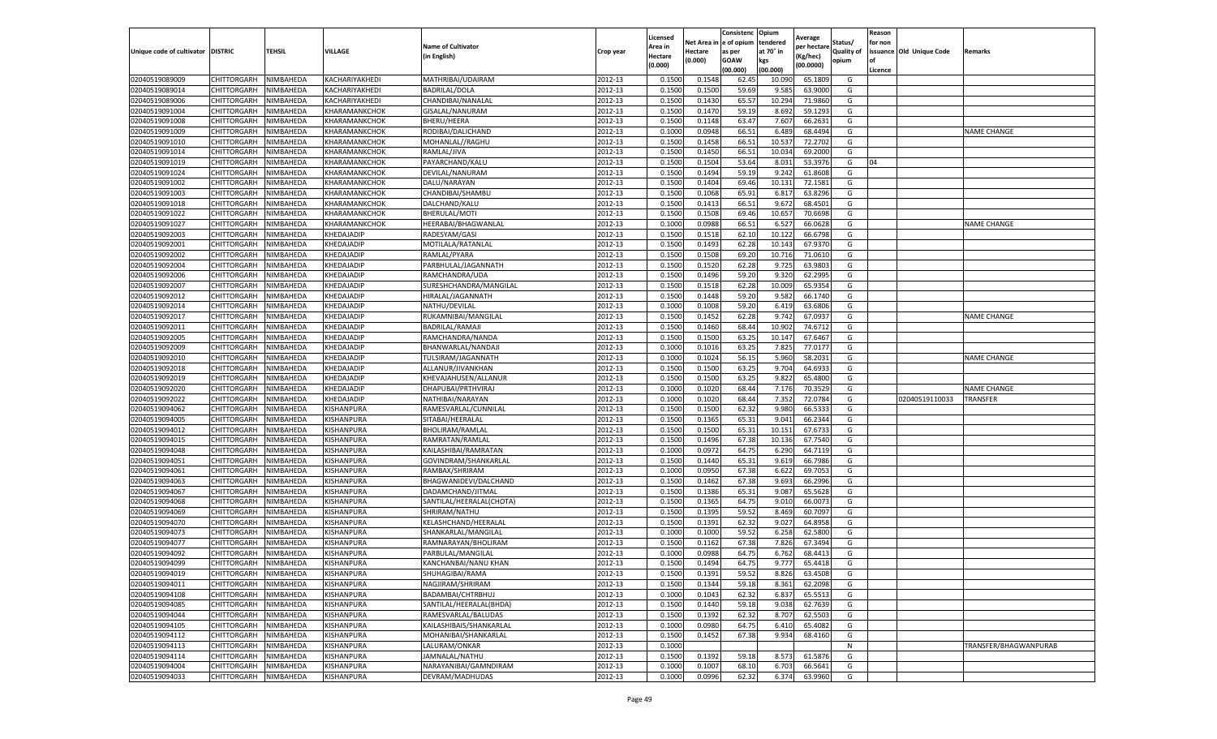| Unique code of cultivator | DISTRIC | TEHSIL | VILLAGE | Name of Cultivator (in English) | Crop year | Licensed Area in Hectare (0.000) | Net Area in Hectare (0.000) | Consistenc e of opium as per GOAW kgs (00.000) | Opium tendered at 70° in kgs (00.000) | Average per hectare (Kg/hec) (00.0000) | Status/ Quality of opium | Reason for non issuance of Licence | Old Unique Code | Remarks |
|---|---|---|---|---|---|---|---|---|---|---|---|---|---|---|
| 02040519089009 | CHITTORGARH | NIMBAHEDA | KACHARIYAKHEDI | MATHRIBAI/UDAIRAM | 2012-13 | 0.1500 | 0.1548 | 62.45 | 10.090 | 65.1809 | G | | | |
| 02040519089014 | CHITTORGARH | NIMBAHEDA | KACHARIYAKHEDI | BADRILAL/DOLA | 2012-13 | 0.1500 | 0.1500 | 59.69 | 9.585 | 63.9000 | G | | | |
| 02040519089006 | CHITTORGARH | NIMBAHEDA | KACHARIYAKHEDI | CHANDIBAI/NANALAL | 2012-13 | 0.1500 | 0.1430 | 65.57 | 10.294 | 71.9860 | G | | | |
| 02040519091004 | CHITTORGARH | NIMBAHEDA | KHARAMANKCHOK | GISALAL/NANURAM | 2012-13 | 0.1500 | 0.1470 | 59.19 | 8.692 | 59.1293 | G | | | |
| 02040519091008 | CHITTORGARH | NIMBAHEDA | KHARAMANKCHOK | BHERU/HEERA | 2012-13 | 0.1500 | 0.1148 | 63.47 | 7.607 | 66.2631 | G | | | |
| 02040519091009 | CHITTORGARH | NIMBAHEDA | KHARAMANKCHOK | RODIBAI/DALICHAND | 2012-13 | 0.1000 | 0.0948 | 66.51 | 6.489 | 68.4494 | G | | | NAME CHANGE |
| 02040519091010 | CHITTORGARH | NIMBAHEDA | KHARAMANKCHOK | MOHANLAL//RAGHU | 2012-13 | 0.1500 | 0.1458 | 66.51 | 10.537 | 72.2702 | G | | | |
| 02040519091014 | CHITTORGARH | NIMBAHEDA | KHARAMANKCHOK | RAMLAL/JIVA | 2012-13 | 0.1500 | 0.1450 | 66.51 | 10.034 | 69.2000 | G | | | |
| 02040519091019 | CHITTORGARH | NIMBAHEDA | KHARAMANKCHOK | PAYARCHAND/KALU | 2012-13 | 0.1500 | 0.1504 | 53.64 | 8.031 | 53.3976 | G | 04 | | |
| 02040519091024 | CHITTORGARH | NIMBAHEDA | KHARAMANKCHOK | DEVILAL/NANURAM | 2012-13 | 0.1500 | 0.1494 | 59.19 | 9.242 | 61.8608 | G | | | |
| 02040519091002 | CHITTORGARH | NIMBAHEDA | KHARAMANKCHOK | DALU/NARAYAN | 2012-13 | 0.1500 | 0.1404 | 69.46 | 10.131 | 72.1581 | G | | | |
| 02040519091003 | CHITTORGARH | NIMBAHEDA | KHARAMANKCHOK | CHANDIBAI/SHAMBU | 2012-13 | 0.1500 | 0.1068 | 65.91 | 6.817 | 63.8296 | G | | | |
| 02040519091018 | CHITTORGARH | NIMBAHEDA | KHARAMANKCHOK | DALCHAND/KALU | 2012-13 | 0.1500 | 0.1413 | 66.51 | 9.672 | 68.4501 | G | | | |
| 02040519091022 | CHITTORGARH | NIMBAHEDA | KHARAMANKCHOK | BHERULAL/MOTI | 2012-13 | 0.1500 | 0.1508 | 69.46 | 10.657 | 70.6698 | G | | | |
| 02040519091027 | CHITTORGARH | NIMBAHEDA | KHARAMANKCHOK | HEERABAI/BHAGWANLAL | 2012-13 | 0.1000 | 0.0988 | 66.51 | 6.527 | 66.0628 | G | | | NAME CHANGE |
| 02040519092003 | CHITTORGARH | NIMBAHEDA | KHEDAJADIP | RADESYAM/GASI | 2012-13 | 0.1500 | 0.1518 | 62.10 | 10.122 | 66.6798 | G | | | |
| 02040519092001 | CHITTORGARH | NIMBAHEDA | KHEDAJADIP | MOTILALA/RATANLAL | 2012-13 | 0.1500 | 0.1493 | 62.28 | 10.143 | 67.9370 | G | | | |
| 02040519092002 | CHITTORGARH | NIMBAHEDA | KHEDAJADIP | RAMLAL/PYARA | 2012-13 | 0.1500 | 0.1508 | 69.20 | 10.716 | 71.0610 | G | | | |
| 02040519092004 | CHITTORGARH | NIMBAHEDA | KHEDAJADIP | PARBHULAL/JAGANNATH | 2012-13 | 0.1500 | 0.1520 | 62.28 | 9.725 | 63.9803 | G | | | |
| 02040519092006 | CHITTORGARH | NIMBAHEDA | KHEDAJADIP | RAMCHANDRA/UDA | 2012-13 | 0.1500 | 0.1496 | 59.20 | 9.320 | 62.2995 | G | | | |
| 02040519092007 | CHITTORGARH | NIMBAHEDA | KHEDAJADIP | SURESHCHANDRA/MANGILAL | 2012-13 | 0.1500 | 0.1518 | 62.28 | 10.009 | 65.9354 | G | | | |
| 02040519092012 | CHITTORGARH | NIMBAHEDA | KHEDAJADIP | HIRALAL/JAGANNATH | 2012-13 | 0.1500 | 0.1448 | 59.20 | 9.582 | 66.1740 | G | | | |
| 02040519092014 | CHITTORGARH | NIMBAHEDA | KHEDAJADIP | NATHU/DEVILAL | 2012-13 | 0.1000 | 0.1008 | 59.20 | 6.419 | 63.6806 | G | | | |
| 02040519092017 | CHITTORGARH | NIMBAHEDA | KHEDAJADIP | RUKAMNIBAI/MANGILAL | 2012-13 | 0.1500 | 0.1452 | 62.28 | 9.742 | 67.0937 | G | | | NAME CHANGE |
| 02040519092011 | CHITTORGARH | NIMBAHEDA | KHEDAJADIP | BADRILAL/RAMAJI | 2012-13 | 0.1500 | 0.1460 | 68.44 | 10.902 | 74.6712 | G | | | |
| 02040519092005 | CHITTORGARH | NIMBAHEDA | KHEDAJADIP | RAMCHANDRA/NANDA | 2012-13 | 0.1500 | 0.1500 | 63.25 | 10.147 | 67.6467 | G | | | |
| 02040519092009 | CHITTORGARH | NIMBAHEDA | KHEDAJADIP | BHANWARLAL/NANDAJI | 2012-13 | 0.1000 | 0.1016 | 63.25 | 7.825 | 77.0177 | G | | | |
| 02040519092010 | CHITTORGARH | NIMBAHEDA | KHEDAJADIP | TULSIRAM/JAGANNATH | 2012-13 | 0.1000 | 0.1024 | 56.15 | 5.960 | 58.2031 | G | | | NAME CHANGE |
| 02040519092018 | CHITTORGARH | NIMBAHEDA | KHEDAJADIP | ALLANUR/JIVANKHAN | 2012-13 | 0.1500 | 0.1500 | 63.25 | 9.704 | 64.6933 | G | | | |
| 02040519092019 | CHITTORGARH | NIMBAHEDA | KHEDAJADIP | KHEVAJAHUSEN/ALLANUR | 2012-13 | 0.1500 | 0.1500 | 63.25 | 9.822 | 65.4800 | G | | | |
| 02040519092020 | CHITTORGARH | NIMBAHEDA | KHEDAJADIP | DHAPUBAI/PRTHVIRAJ | 2012-13 | 0.1000 | 0.1020 | 68.44 | 7.176 | 70.3529 | G | | | NAME CHANGE |
| 02040519092022 | CHITTORGARH | NIMBAHEDA | KHEDAJADIP | NATHIBAI/NARAYAN | 2012-13 | 0.1000 | 0.1020 | 68.44 | 7.352 | 72.0784 | G | | 02040519110033 | TRANSFER |
| 02040519094062 | CHITTORGARH | NIMBAHEDA | KISHANPURA | RAMESVARLAL/CUNNILAL | 2012-13 | 0.1500 | 0.1500 | 62.32 | 9.980 | 66.5333 | G | | | |
| 02040519094005 | CHITTORGARH | NIMBAHEDA | KISHANPURA | SITABAI/HEERALAL | 2012-13 | 0.1500 | 0.1365 | 65.31 | 9.041 | 66.2344 | G | | | |
| 02040519094012 | CHITTORGARH | NIMBAHEDA | KISHANPURA | BHOLIRAM/RAMLAL | 2012-13 | 0.1500 | 0.1500 | 65.31 | 10.151 | 67.6733 | G | | | |
| 02040519094015 | CHITTORGARH | NIMBAHEDA | KISHANPURA | RAMRATAN/RAMLAL | 2012-13 | 0.1500 | 0.1496 | 67.38 | 10.136 | 67.7540 | G | | | |
| 02040519094048 | CHITTORGARH | NIMBAHEDA | KISHANPURA | KAILASHIBAI/RAMRATAN | 2012-13 | 0.1000 | 0.0972 | 64.75 | 6.290 | 64.7119 | G | | | |
| 02040519094051 | CHITTORGARH | NIMBAHEDA | KISHANPURA | GOVINDRAM/SHANKARLAL | 2012-13 | 0.1500 | 0.1440 | 65.31 | 9.619 | 66.7986 | G | | | |
| 02040519094061 | CHITTORGARH | NIMBAHEDA | KISHANPURA | RAMBAX/SHRIRAM | 2012-13 | 0.1000 | 0.0950 | 67.38 | 6.622 | 69.7053 | G | | | |
| 02040519094063 | CHITTORGARH | NIMBAHEDA | KISHANPURA | BHAGWANIDEVI/DALCHAND | 2012-13 | 0.1500 | 0.1462 | 67.38 | 9.693 | 66.2996 | G | | | |
| 02040519094067 | CHITTORGARH | NIMBAHEDA | KISHANPURA | DADAMCHAND/JITMAL | 2012-13 | 0.1500 | 0.1386 | 65.31 | 9.087 | 65.5628 | G | | | |
| 02040519094068 | CHITTORGARH | NIMBAHEDA | KISHANPURA | SANTILAL/HEERALAL(CHOTA) | 2012-13 | 0.1500 | 0.1365 | 64.75 | 9.010 | 66.0073 | G | | | |
| 02040519094069 | CHITTORGARH | NIMBAHEDA | KISHANPURA | SHRIRAM/NATHU | 2012-13 | 0.1500 | 0.1395 | 59.52 | 8.469 | 60.7097 | G | | | |
| 02040519094070 | CHITTORGARH | NIMBAHEDA | KISHANPURA | KELASHCHAND/HEERALAL | 2012-13 | 0.1500 | 0.1391 | 62.32 | 9.027 | 64.8958 | G | | | |
| 02040519094073 | CHITTORGARH | NIMBAHEDA | KISHANPURA | SHANKARLAL/MANGILAL | 2012-13 | 0.1000 | 0.1000 | 59.52 | 6.258 | 62.5800 | G | | | |
| 02040519094077 | CHITTORGARH | NIMBAHEDA | KISHANPURA | RAMNARAYAN/BHOLIRAM | 2012-13 | 0.1500 | 0.1162 | 67.38 | 7.826 | 67.3494 | G | | | |
| 02040519094092 | CHITTORGARH | NIMBAHEDA | KISHANPURA | PARBULAL/MANGILAL | 2012-13 | 0.1000 | 0.0988 | 64.75 | 6.762 | 68.4413 | G | | | |
| 02040519094099 | CHITTORGARH | NIMBAHEDA | KISHANPURA | KANCHANBAI/NANU KHAN | 2012-13 | 0.1500 | 0.1494 | 64.75 | 9.777 | 65.4418 | G | | | |
| 02040519094019 | CHITTORGARH | NIMBAHEDA | KISHANPURA | SHUHAGIBAI/RAMA | 2012-13 | 0.1500 | 0.1391 | 59.52 | 8.826 | 63.4508 | G | | | |
| 02040519094011 | CHITTORGARH | NIMBAHEDA | KISHANPURA | NAGJIRAM/SHRIRAM | 2012-13 | 0.1500 | 0.1344 | 59.18 | 8.361 | 62.2098 | G | | | |
| 02040519094108 | CHITTORGARH | NIMBAHEDA | KISHANPURA | BADAMBAI/CHTRBHUJ | 2012-13 | 0.1000 | 0.1043 | 62.32 | 6.837 | 65.5513 | G | | | |
| 02040519094085 | CHITTORGARH | NIMBAHEDA | KISHANPURA | SANTILAL/HEERALAL(BHDA) | 2012-13 | 0.1500 | 0.1440 | 59.18 | 9.038 | 62.7639 | G | | | |
| 02040519094044 | CHITTORGARH | NIMBAHEDA | KISHANPURA | RAMESVARLAL/BALUDAS | 2012-13 | 0.1500 | 0.1392 | 62.32 | 8.707 | 62.5503 | G | | | |
| 02040519094105 | CHITTORGARH | NIMBAHEDA | KISHANPURA | KAILASHIBAIS/SHANKARLAL | 2012-13 | 0.1000 | 0.0980 | 64.75 | 6.410 | 65.4082 | G | | | |
| 02040519094112 | CHITTORGARH | NIMBAHEDA | KISHANPURA | MOHANIBAI/SHANKARLAL | 2012-13 | 0.1500 | 0.1452 | 67.38 | 9.934 | 68.4160 | G | | | |
| 02040519094113 | CHITTORGARH | NIMBAHEDA | KISHANPURA | LALURAM/ONKAR | 2012-13 | 0.1000 | | | | | N | | | TRANSFER/BHAGWANPURAB |
| 02040519094114 | CHITTORGARH | NIMBAHEDA | KISHANPURA | JAMNALAL/NATHU | 2012-13 | 0.1500 | 0.1392 | 59.18 | 8.573 | 61.5876 | G | | | |
| 02040519094004 | CHITTORGARH | NIMBAHEDA | KISHANPURA | NARAYANIBAI/GAMNDIRAM | 2012-13 | 0.1000 | 0.1007 | 68.10 | 6.703 | 66.5641 | G | | | |
| 02040519094033 | CHITTORGARH | NIMBAHEDA | KISHANPURA | DEVRAM/MADHUDAS | 2012-13 | 0.1000 | 0.0996 | 62.32 | 6.374 | 63.9960 | G | | | |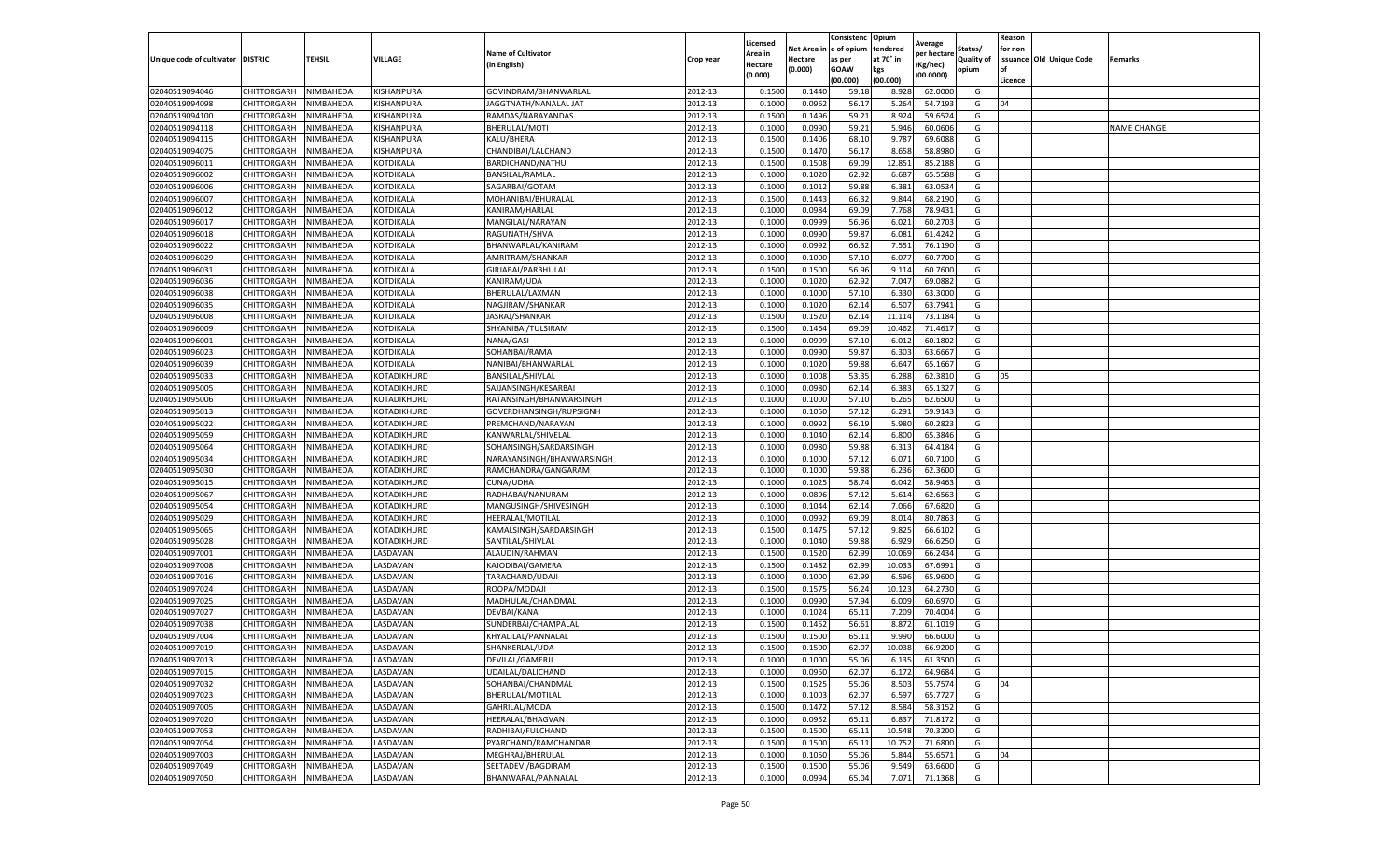| Unique code of cultivator | DISTRIC | TEHSIL | VILLAGE | Name of Cultivator (in English) | Crop year | Licensed Area in Hectare (0.000) | Net Area in Hectare (0.000) | Consistence of opium as per GOAW (00.000) | Opium tendered at 70° in kgs (00.000) | Average per hectare (Kg/hec) (00.0000) | Status/ Quality of opium | Reason for non issuance of Licence | Old Unique Code | Remarks |
|---|---|---|---|---|---|---|---|---|---|---|---|---|---|---|
| 02040519094046 | CHITTORGARH | NIMBAHEDA | KISHANPURA | GOVINDRAM/BHANWARLAL | 2012-13 | 0.1500 | 0.1440 | 59.18 | 8.928 | 62.0000 | G | | | |
| 02040519094098 | CHITTORGARH | NIMBAHEDA | KISHANPURA | JAGGTNATH/NANALAL JAT | 2012-13 | 0.1000 | 0.0962 | 56.17 | 5.264 | 54.7193 | G | 04 | | |
| 02040519094100 | CHITTORGARH | NIMBAHEDA | KISHANPURA | RAMDAS/NARAYANDAS | 2012-13 | 0.1500 | 0.1496 | 59.21 | 8.924 | 59.6524 | G | | | |
| 02040519094118 | CHITTORGARH | NIMBAHEDA | KISHANPURA | BHERULAL/MOTI | 2012-13 | 0.1000 | 0.0990 | 59.21 | 5.946 | 60.0606 | G | | | NAME CHANGE |
| 02040519094115 | CHITTORGARH | NIMBAHEDA | KISHANPURA | KALU/BHERA | 2012-13 | 0.1500 | 0.1406 | 68.10 | 9.787 | 69.6088 | G | | | |
| 02040519094075 | CHITTORGARH | NIMBAHEDA | KISHANPURA | CHANDIBAI/LALCHAND | 2012-13 | 0.1500 | 0.1470 | 56.17 | 8.658 | 58.8980 | G | | | |
| 02040519096011 | CHITTORGARH | NIMBAHEDA | KOTDIKALA | BARDICHAND/NATHU | 2012-13 | 0.1500 | 0.1508 | 69.09 | 12.851 | 85.2188 | G | | | |
| 02040519096002 | CHITTORGARH | NIMBAHEDA | KOTDIKALA | BANSILAL/RAMLAL | 2012-13 | 0.1000 | 0.1020 | 62.92 | 6.687 | 65.5588 | G | | | |
| 02040519096006 | CHITTORGARH | NIMBAHEDA | KOTDIKALA | SAGARBAI/GOTAM | 2012-13 | 0.1000 | 0.1012 | 59.88 | 6.381 | 63.0534 | G | | | |
| 02040519096007 | CHITTORGARH | NIMBAHEDA | KOTDIKALA | MOHANIBAI/BHURALAL | 2012-13 | 0.1500 | 0.1443 | 66.32 | 9.844 | 68.2190 | G | | | |
| 02040519096012 | CHITTORGARH | NIMBAHEDA | KOTDIKALA | KANIRAM/HARLAL | 2012-13 | 0.1000 | 0.0984 | 69.09 | 7.768 | 78.9431 | G | | | |
| 02040519096017 | CHITTORGARH | NIMBAHEDA | KOTDIKALA | MANGILAL/NARAYAN | 2012-13 | 0.1000 | 0.0999 | 56.96 | 6.021 | 60.2703 | G | | | |
| 02040519096018 | CHITTORGARH | NIMBAHEDA | KOTDIKALA | RAGUNATH/SHVA | 2012-13 | 0.1000 | 0.0990 | 59.87 | 6.081 | 61.4242 | G | | | |
| 02040519096022 | CHITTORGARH | NIMBAHEDA | KOTDIKALA | BHANWARLAL/KANIRAM | 2012-13 | 0.1000 | 0.0992 | 66.32 | 7.551 | 76.1190 | G | | | |
| 02040519096029 | CHITTORGARH | NIMBAHEDA | KOTDIKALA | AMRITRAM/SHANKAR | 2012-13 | 0.1000 | 0.1000 | 57.10 | 6.077 | 60.7700 | G | | | |
| 02040519096031 | CHITTORGARH | NIMBAHEDA | KOTDIKALA | GIRJABAI/PARBHULAL | 2012-13 | 0.1500 | 0.1500 | 56.96 | 9.114 | 60.7600 | G | | | |
| 02040519096036 | CHITTORGARH | NIMBAHEDA | KOTDIKALA | KANIRAM/UDA | 2012-13 | 0.1000 | 0.1020 | 62.92 | 7.047 | 69.0882 | G | | | |
| 02040519096038 | CHITTORGARH | NIMBAHEDA | KOTDIKALA | BHERULAL/LAXMAN | 2012-13 | 0.1000 | 0.1000 | 57.10 | 6.330 | 63.3000 | G | | | |
| 02040519096035 | CHITTORGARH | NIMBAHEDA | KOTDIKALA | NAGJIRAM/SHANKAR | 2012-13 | 0.1000 | 0.1020 | 62.14 | 6.507 | 63.7941 | G | | | |
| 02040519096008 | CHITTORGARH | NIMBAHEDA | KOTDIKALA | JASRAJ/SHANKAR | 2012-13 | 0.1500 | 0.1520 | 62.14 | 11.114 | 73.1184 | G | | | |
| 02040519096009 | CHITTORGARH | NIMBAHEDA | KOTDIKALA | SHYANIBAI/TULSIRAM | 2012-13 | 0.1500 | 0.1464 | 69.09 | 10.462 | 71.4617 | G | | | |
| 02040519096001 | CHITTORGARH | NIMBAHEDA | KOTDIKALA | NANA/GASI | 2012-13 | 0.1000 | 0.0999 | 57.10 | 6.012 | 60.1802 | G | | | |
| 02040519096023 | CHITTORGARH | NIMBAHEDA | KOTDIKALA | SOHANBAI/RAMA | 2012-13 | 0.1000 | 0.0990 | 59.87 | 6.303 | 63.6667 | G | | | |
| 02040519096039 | CHITTORGARH | NIMBAHEDA | KOTDIKALA | NANIBAI/BHANWARLAL | 2012-13 | 0.1000 | 0.1020 | 59.88 | 6.647 | 65.1667 | G | | | |
| 02040519095033 | CHITTORGARH | NIMBAHEDA | KOTADIKHURD | BANSILAL/SHIVLAL | 2012-13 | 0.1000 | 0.1008 | 53.35 | 6.288 | 62.3810 | G | 05 | | |
| 02040519095005 | CHITTORGARH | NIMBAHEDA | KOTADIKHURD | SAJJANSINGH/KESARBAI | 2012-13 | 0.1000 | 0.0980 | 62.14 | 6.383 | 65.1327 | G | | | |
| 02040519095006 | CHITTORGARH | NIMBAHEDA | KOTADIKHURD | RATANSINGH/BHANWARSINGH | 2012-13 | 0.1000 | 0.1000 | 57.10 | 6.265 | 62.6500 | G | | | |
| 02040519095013 | CHITTORGARH | NIMBAHEDA | KOTADIKHURD | GOVERDHANSINGH/RUPSIGNH | 2012-13 | 0.1000 | 0.1050 | 57.12 | 6.291 | 59.9143 | G | | | |
| 02040519095022 | CHITTORGARH | NIMBAHEDA | KOTADIKHURD | PREMCHAND/NARAYAN | 2012-13 | 0.1000 | 0.0992 | 56.19 | 5.980 | 60.2823 | G | | | |
| 02040519095059 | CHITTORGARH | NIMBAHEDA | KOTADIKHURD | KANWARLAL/SHIVELAL | 2012-13 | 0.1000 | 0.1040 | 62.14 | 6.800 | 65.3846 | G | | | |
| 02040519095064 | CHITTORGARH | NIMBAHEDA | KOTADIKHURD | SOHANSINGH/SARDARSINGH | 2012-13 | 0.1000 | 0.0980 | 59.88 | 6.313 | 64.4184 | G | | | |
| 02040519095034 | CHITTORGARH | NIMBAHEDA | KOTADIKHURD | NARAYANSINGH/BHANWARSINGH | 2012-13 | 0.1000 | 0.1000 | 57.12 | 6.071 | 60.7100 | G | | | |
| 02040519095030 | CHITTORGARH | NIMBAHEDA | KOTADIKHURD | RAMCHANDRA/GANGARAM | 2012-13 | 0.1000 | 0.1000 | 59.88 | 6.236 | 62.3600 | G | | | |
| 02040519095015 | CHITTORGARH | NIMBAHEDA | KOTADIKHURD | CUNA/UDHA | 2012-13 | 0.1000 | 0.1025 | 58.74 | 6.042 | 58.9463 | G | | | |
| 02040519095067 | CHITTORGARH | NIMBAHEDA | KOTADIKHURD | RADHABAI/NANURAM | 2012-13 | 0.1000 | 0.0896 | 57.12 | 5.614 | 62.6563 | G | | | |
| 02040519095054 | CHITTORGARH | NIMBAHEDA | KOTADIKHURD | MANGUSINGH/SHIVESINGH | 2012-13 | 0.1000 | 0.1044 | 62.14 | 7.066 | 67.6820 | G | | | |
| 02040519095029 | CHITTORGARH | NIMBAHEDA | KOTADIKHURD | HEERALAL/MOTILAL | 2012-13 | 0.1000 | 0.0992 | 69.09 | 8.014 | 80.7863 | G | | | |
| 02040519095065 | CHITTORGARH | NIMBAHEDA | KOTADIKHURD | KAMALSINGH/SARDARSINGH | 2012-13 | 0.1500 | 0.1475 | 57.12 | 9.825 | 66.6102 | G | | | |
| 02040519095028 | CHITTORGARH | NIMBAHEDA | KOTADIKHURD | SANTILAL/SHIVLAL | 2012-13 | 0.1000 | 0.1040 | 59.88 | 6.929 | 66.6250 | G | | | |
| 02040519097001 | CHITTORGARH | NIMBAHEDA | LASDAVAN | ALAUDIN/RAHMAN | 2012-13 | 0.1500 | 0.1520 | 62.99 | 10.069 | 66.2434 | G | | | |
| 02040519097008 | CHITTORGARH | NIMBAHEDA | LASDAVAN | KAJODIBAI/GAMERA | 2012-13 | 0.1500 | 0.1482 | 62.99 | 10.033 | 67.6991 | G | | | |
| 02040519097016 | CHITTORGARH | NIMBAHEDA | LASDAVAN | TARACHAND/UDAJI | 2012-13 | 0.1000 | 0.1000 | 62.99 | 6.596 | 65.9600 | G | | | |
| 02040519097024 | CHITTORGARH | NIMBAHEDA | LASDAVAN | ROOPA/MODAJI | 2012-13 | 0.1500 | 0.1575 | 56.24 | 10.123 | 64.2730 | G | | | |
| 02040519097025 | CHITTORGARH | NIMBAHEDA | LASDAVAN | MADHULAL/CHANDMAL | 2012-13 | 0.1000 | 0.0990 | 57.94 | 6.009 | 60.6970 | G | | | |
| 02040519097027 | CHITTORGARH | NIMBAHEDA | LASDAVAN | DEVBAI/KANA | 2012-13 | 0.1000 | 0.1024 | 65.11 | 7.209 | 70.4004 | G | | | |
| 02040519097038 | CHITTORGARH | NIMBAHEDA | LASDAVAN | SUNDERBAI/CHAMPALAL | 2012-13 | 0.1500 | 0.1452 | 56.61 | 8.872 | 61.1019 | G | | | |
| 02040519097004 | CHITTORGARH | NIMBAHEDA | LASDAVAN | KHYALILAL/PANNALAL | 2012-13 | 0.1500 | 0.1500 | 65.11 | 9.990 | 66.6000 | G | | | |
| 02040519097019 | CHITTORGARH | NIMBAHEDA | LASDAVAN | SHANKERLAL/UDA | 2012-13 | 0.1500 | 0.1500 | 62.07 | 10.038 | 66.9200 | G | | | |
| 02040519097013 | CHITTORGARH | NIMBAHEDA | LASDAVAN | DEVILAL/GAMERJI | 2012-13 | 0.1000 | 0.1000 | 55.06 | 6.135 | 61.3500 | G | | | |
| 02040519097015 | CHITTORGARH | NIMBAHEDA | LASDAVAN | UDAILAL/DALICHAND | 2012-13 | 0.1000 | 0.0950 | 62.07 | 6.172 | 64.9684 | G | | | |
| 02040519097032 | CHITTORGARH | NIMBAHEDA | LASDAVAN | SOHANBAI/CHANDMAL | 2012-13 | 0.1500 | 0.1525 | 55.06 | 8.503 | 55.7574 | G | 04 | | |
| 02040519097023 | CHITTORGARH | NIMBAHEDA | LASDAVAN | BHERULAL/MOTILAL | 2012-13 | 0.1000 | 0.1003 | 62.07 | 6.597 | 65.7727 | G | | | |
| 02040519097005 | CHITTORGARH | NIMBAHEDA | LASDAVAN | GAHRILAL/MODA | 2012-13 | 0.1500 | 0.1472 | 57.12 | 8.584 | 58.3152 | G | | | |
| 02040519097020 | CHITTORGARH | NIMBAHEDA | LASDAVAN | HEERALAL/BHAGVAN | 2012-13 | 0.1000 | 0.0952 | 65.11 | 6.837 | 71.8172 | G | | | |
| 02040519097053 | CHITTORGARH | NIMBAHEDA | LASDAVAN | RADHIBAI/FULCHAND | 2012-13 | 0.1500 | 0.1500 | 65.11 | 10.548 | 70.3200 | G | | | |
| 02040519097054 | CHITTORGARH | NIMBAHEDA | LASDAVAN | PYARCHAND/RAMCHANDAR | 2012-13 | 0.1500 | 0.1500 | 65.11 | 10.752 | 71.6800 | G | | | |
| 02040519097003 | CHITTORGARH | NIMBAHEDA | LASDAVAN | MEGHRAJ/BHERULAL | 2012-13 | 0.1000 | 0.1050 | 55.06 | 5.844 | 55.6571 | G | 04 | | |
| 02040519097049 | CHITTORGARH | NIMBAHEDA | LASDAVAN | SEETADEVI/BAGDIRAM | 2012-13 | 0.1500 | 0.1500 | 55.06 | 9.549 | 63.6600 | G | | | |
| 02040519097050 | CHITTORGARH | NIMBAHEDA | LASDAVAN | BHANWARAL/PANNALAL | 2012-13 | 0.1000 | 0.0994 | 65.04 | 7.071 | 71.1368 | G | | | |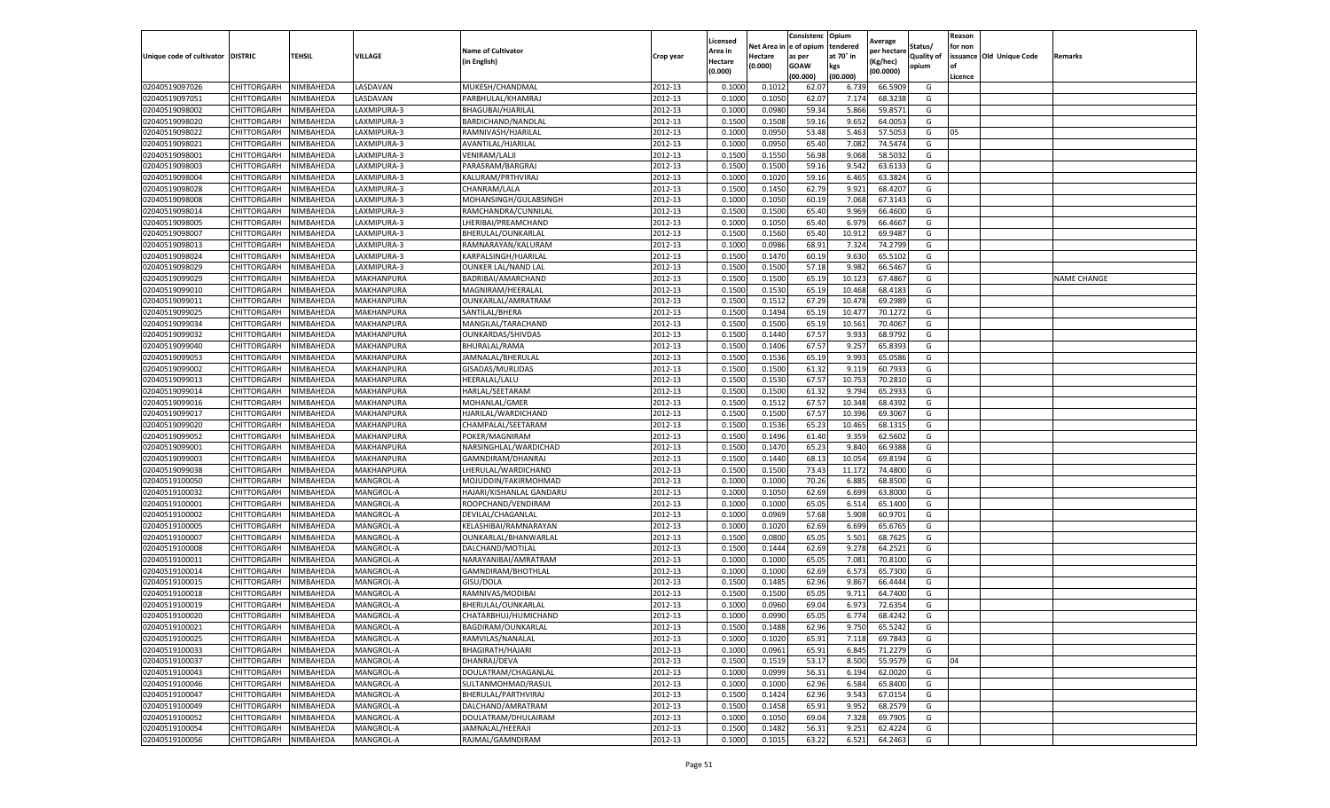| Unique code of cultivator | DISTRIC | TEHSIL | VILLAGE | Name of Cultivator (in English) | Crop year | Licensed Area in Hectare (0.000) | Net Area in Hectare (0.000) | Consistence of opium as per GOAW (00.000) | Opium tendered at 70° in kgs (00.000) | Average per hectare (Kg/hec) (00.0000) | Status/ Quality of opium | Reason for non issuance of Licence | Old Unique Code | Remarks |
|---|---|---|---|---|---|---|---|---|---|---|---|---|---|---|
| 02040519097026 | CHITTORGARH | NIMBAHEDA | LASDAVAN | MUKESH/CHANDMAL | 2012-13 | 0.1000 | 0.1012 | 62.07 | 6.739 | 66.5909 | G | | | |
| 02040519097051 | CHITTORGARH | NIMBAHEDA | LASDAVAN | PARBHULAL/KHAMRAJ | 2012-13 | 0.1000 | 0.1050 | 62.07 | 7.174 | 68.3238 | G | | | |
| 02040519098002 | CHITTORGARH | NIMBAHEDA | LAXMIPURA-3 | BHAGUBAI/HJARILAL | 2012-13 | 0.1000 | 0.0980 | 59.34 | 5.866 | 59.8571 | G | | | |
| 02040519098020 | CHITTORGARH | NIMBAHEDA | LAXMIPURA-3 | BARDICHAND/NANDLAL | 2012-13 | 0.1500 | 0.1508 | 59.16 | 9.652 | 64.0053 | G | | | |
| 02040519098022 | CHITTORGARH | NIMBAHEDA | LAXMIPURA-3 | RAMNIVASH/HJARILAL | 2012-13 | 0.1000 | 0.0950 | 53.48 | 5.463 | 57.5053 | G | 05 | | |
| 02040519098021 | CHITTORGARH | NIMBAHEDA | LAXMIPURA-3 | AVANTILAL/HJARILAL | 2012-13 | 0.1000 | 0.0950 | 65.40 | 7.082 | 74.5474 | G | | | |
| 02040519098001 | CHITTORGARH | NIMBAHEDA | LAXMIPURA-3 | VENIRAM/LALJI | 2012-13 | 0.1500 | 0.1550 | 56.98 | 9.068 | 58.5032 | G | | | |
| 02040519098003 | CHITTORGARH | NIMBAHEDA | LAXMIPURA-3 | PARASRAM/BARGRAJ | 2012-13 | 0.1500 | 0.1500 | 59.16 | 9.542 | 63.6133 | G | | | |
| 02040519098004 | CHITTORGARH | NIMBAHEDA | LAXMIPURA-3 | KALURAM/PRTHVIRAJ | 2012-13 | 0.1000 | 0.1020 | 59.16 | 6.465 | 63.3824 | G | | | |
| 02040519098028 | CHITTORGARH | NIMBAHEDA | LAXMIPURA-3 | CHANRAM/LALA | 2012-13 | 0.1500 | 0.1450 | 62.79 | 9.921 | 68.4207 | G | | | |
| 02040519098008 | CHITTORGARH | NIMBAHEDA | LAXMIPURA-3 | MOHANSINGH/GULABSINGH | 2012-13 | 0.1000 | 0.1050 | 60.19 | 7.068 | 67.3143 | G | | | |
| 02040519098014 | CHITTORGARH | NIMBAHEDA | LAXMIPURA-3 | RAMCHANDRA/CUNNILAL | 2012-13 | 0.1500 | 0.1500 | 65.40 | 9.969 | 66.4600 | G | | | |
| 02040519098005 | CHITTORGARH | NIMBAHEDA | LAXMIPURA-3 | LHERIBAI/PREAMCHAND | 2012-13 | 0.1000 | 0.1050 | 65.40 | 6.979 | 66.4667 | G | | | |
| 02040519098007 | CHITTORGARH | NIMBAHEDA | LAXMIPURA-3 | BHERULAL/OUNKARLAL | 2012-13 | 0.1500 | 0.1560 | 65.40 | 10.912 | 69.9487 | G | | | |
| 02040519098013 | CHITTORGARH | NIMBAHEDA | LAXMIPURA-3 | RAMNARAYAN/KALURAM | 2012-13 | 0.1000 | 0.0986 | 68.91 | 7.324 | 74.2799 | G | | | |
| 02040519098024 | CHITTORGARH | NIMBAHEDA | LAXMIPURA-3 | KARPALSINGH/HJARILAL | 2012-13 | 0.1500 | 0.1470 | 60.19 | 9.630 | 65.5102 | G | | | |
| 02040519098029 | CHITTORGARH | NIMBAHEDA | LAXMIPURA-3 | OUNKER LAL/NAND LAL | 2012-13 | 0.1500 | 0.1500 | 57.18 | 9.982 | 66.5467 | G | | | |
| 02040519099029 | CHITTORGARH | NIMBAHEDA | MAKHANPURA | BADRIBAI/AMARCHAND | 2012-13 | 0.1500 | 0.1500 | 65.19 | 10.123 | 67.4867 | G | | | NAME CHANGE |
| 02040519099010 | CHITTORGARH | NIMBAHEDA | MAKHANPURA | MAGNIRAM/HEERALAL | 2012-13 | 0.1500 | 0.1530 | 65.19 | 10.468 | 68.4183 | G | | | |
| 02040519099011 | CHITTORGARH | NIMBAHEDA | MAKHANPURA | OUNKARLAL/AMRATRAM | 2012-13 | 0.1500 | 0.1512 | 67.29 | 10.478 | 69.2989 | G | | | |
| 02040519099025 | CHITTORGARH | NIMBAHEDA | MAKHANPURA | SANTILAL/BHERA | 2012-13 | 0.1500 | 0.1494 | 65.19 | 10.477 | 70.1272 | G | | | |
| 02040519099034 | CHITTORGARH | NIMBAHEDA | MAKHANPURA | MANGILAL/TARACHAND | 2012-13 | 0.1500 | 0.1500 | 65.19 | 10.561 | 70.4067 | G | | | |
| 02040519099032 | CHITTORGARH | NIMBAHEDA | MAKHANPURA | OUNKARDAS/SHIVDAS | 2012-13 | 0.1500 | 0.1440 | 67.57 | 9.933 | 68.9792 | G | | | |
| 02040519099040 | CHITTORGARH | NIMBAHEDA | MAKHANPURA | BHURALAL/RAMA | 2012-13 | 0.1500 | 0.1406 | 67.57 | 9.257 | 65.8393 | G | | | |
| 02040519099053 | CHITTORGARH | NIMBAHEDA | MAKHANPURA | JAMNALAL/BHERULAL | 2012-13 | 0.1500 | 0.1536 | 65.19 | 9.993 | 65.0586 | G | | | |
| 02040519099002 | CHITTORGARH | NIMBAHEDA | MAKHANPURA | GISADAS/MURLIDAS | 2012-13 | 0.1500 | 0.1500 | 61.32 | 9.119 | 60.7933 | G | | | |
| 02040519099013 | CHITTORGARH | NIMBAHEDA | MAKHANPURA | HEERALAL/LALU | 2012-13 | 0.1500 | 0.1530 | 67.57 | 10.753 | 70.2810 | G | | | |
| 02040519099014 | CHITTORGARH | NIMBAHEDA | MAKHANPURA | HARLAL/SEETARAM | 2012-13 | 0.1500 | 0.1500 | 61.32 | 9.794 | 65.2933 | G | | | |
| 02040519099016 | CHITTORGARH | NIMBAHEDA | MAKHANPURA | MOHANLAL/GMER | 2012-13 | 0.1500 | 0.1512 | 67.57 | 10.348 | 68.4392 | G | | | |
| 02040519099017 | CHITTORGARH | NIMBAHEDA | MAKHANPURA | HJARILAL/WARDICHAND | 2012-13 | 0.1500 | 0.1500 | 67.57 | 10.396 | 69.3067 | G | | | |
| 02040519099020 | CHITTORGARH | NIMBAHEDA | MAKHANPURA | CHAMPALAL/SEETARAM | 2012-13 | 0.1500 | 0.1536 | 65.23 | 10.465 | 68.1315 | G | | | |
| 02040519099052 | CHITTORGARH | NIMBAHEDA | MAKHANPURA | POKER/MAGNIRAM | 2012-13 | 0.1500 | 0.1496 | 61.40 | 9.359 | 62.5602 | G | | | |
| 02040519099001 | CHITTORGARH | NIMBAHEDA | MAKHANPURA | NARSINGHLAL/WARDICHAD | 2012-13 | 0.1500 | 0.1470 | 65.23 | 9.840 | 66.9388 | G | | | |
| 02040519099003 | CHITTORGARH | NIMBAHEDA | MAKHANPURA | GAMNDIRAM/DHANRAJ | 2012-13 | 0.1500 | 0.1440 | 68.13 | 10.054 | 69.8194 | G | | | |
| 02040519099038 | CHITTORGARH | NIMBAHEDA | MAKHANPURA | LHERULAL/WARDICHAND | 2012-13 | 0.1500 | 0.1500 | 73.43 | 11.172 | 74.4800 | G | | | |
| 02040519100050 | CHITTORGARH | NIMBAHEDA | MANGROL-A | MOJUDDIN/FAKIRMOHMAD | 2012-13 | 0.1000 | 0.1000 | 70.26 | 6.885 | 68.8500 | G | | | |
| 02040519100032 | CHITTORGARH | NIMBAHEDA | MANGROL-A | HAJARI/KISHANLAL GANDARU | 2012-13 | 0.1000 | 0.1050 | 62.69 | 6.699 | 63.8000 | G | | | |
| 02040519100001 | CHITTORGARH | NIMBAHEDA | MANGROL-A | ROOPCHAND/VENDIRAM | 2012-13 | 0.1000 | 0.1000 | 65.05 | 6.514 | 65.1400 | G | | | |
| 02040519100002 | CHITTORGARH | NIMBAHEDA | MANGROL-A | DEVILAL/CHAGANLAL | 2012-13 | 0.1000 | 0.0969 | 57.68 | 5.908 | 60.9701 | G | | | |
| 02040519100005 | CHITTORGARH | NIMBAHEDA | MANGROL-A | KELASHIBAI/RAMNARAYAN | 2012-13 | 0.1000 | 0.1020 | 62.69 | 6.699 | 65.6765 | G | | | |
| 02040519100007 | CHITTORGARH | NIMBAHEDA | MANGROL-A | OUNKARLAL/BHANWARLAL | 2012-13 | 0.1500 | 0.0800 | 65.05 | 5.501 | 68.7625 | G | | | |
| 02040519100008 | CHITTORGARH | NIMBAHEDA | MANGROL-A | DALCHAND/MOTILAL | 2012-13 | 0.1500 | 0.1444 | 62.69 | 9.278 | 64.2521 | G | | | |
| 02040519100011 | CHITTORGARH | NIMBAHEDA | MANGROL-A | NARAYANIBAI/AMRATRAM | 2012-13 | 0.1000 | 0.1000 | 65.05 | 7.081 | 70.8100 | G | | | |
| 02040519100014 | CHITTORGARH | NIMBAHEDA | MANGROL-A | GAMNDIRAM/BHOTHLAL | 2012-13 | 0.1000 | 0.1000 | 62.69 | 6.573 | 65.7300 | G | | | |
| 02040519100015 | CHITTORGARH | NIMBAHEDA | MANGROL-A | GISU/DOLA | 2012-13 | 0.1500 | 0.1485 | 62.96 | 9.867 | 66.4444 | G | | | |
| 02040519100018 | CHITTORGARH | NIMBAHEDA | MANGROL-A | RAMNIVAS/MODIBAI | 2012-13 | 0.1500 | 0.1500 | 65.05 | 9.711 | 64.7400 | G | | | |
| 02040519100019 | CHITTORGARH | NIMBAHEDA | MANGROL-A | BHERULAL/OUNKARLAL | 2012-13 | 0.1000 | 0.0960 | 69.04 | 6.973 | 72.6354 | G | | | |
| 02040519100020 | CHITTORGARH | NIMBAHEDA | MANGROL-A | CHATARBHUJ/HUMICHAND | 2012-13 | 0.1000 | 0.0990 | 65.05 | 6.774 | 68.4242 | G | | | |
| 02040519100021 | CHITTORGARH | NIMBAHEDA | MANGROL-A | BAGDIRAM/OUNKARLAL | 2012-13 | 0.1500 | 0.1488 | 62.96 | 9.750 | 65.5242 | G | | | |
| 02040519100025 | CHITTORGARH | NIMBAHEDA | MANGROL-A | RAMVILAS/NANALAL | 2012-13 | 0.1000 | 0.1020 | 65.91 | 7.118 | 69.7843 | G | | | |
| 02040519100033 | CHITTORGARH | NIMBAHEDA | MANGROL-A | BHAGIRATH/HAJARI | 2012-13 | 0.1000 | 0.0961 | 65.91 | 6.845 | 71.2279 | G | | | |
| 02040519100037 | CHITTORGARH | NIMBAHEDA | MANGROL-A | DHANRAJ/DEVA | 2012-13 | 0.1500 | 0.1519 | 53.17 | 8.500 | 55.9579 | G | 04 | | |
| 02040519100043 | CHITTORGARH | NIMBAHEDA | MANGROL-A | DOULATRAM/CHAGANLAL | 2012-13 | 0.1000 | 0.0999 | 56.31 | 6.194 | 62.0020 | G | | | |
| 02040519100046 | CHITTORGARH | NIMBAHEDA | MANGROL-A | SULTANMOHMAD/RASUL | 2012-13 | 0.1000 | 0.1000 | 62.96 | 6.584 | 65.8400 | G | | | |
| 02040519100047 | CHITTORGARH | NIMBAHEDA | MANGROL-A | BHERULAL/PARTHVIRAJ | 2012-13 | 0.1500 | 0.1424 | 62.96 | 9.543 | 67.0154 | G | | | |
| 02040519100049 | CHITTORGARH | NIMBAHEDA | MANGROL-A | DALCHAND/AMRATRAM | 2012-13 | 0.1500 | 0.1458 | 65.91 | 9.952 | 68.2579 | G | | | |
| 02040519100052 | CHITTORGARH | NIMBAHEDA | MANGROL-A | DOULATRAM/DHULAIRAM | 2012-13 | 0.1000 | 0.1050 | 69.04 | 7.328 | 69.7905 | G | | | |
| 02040519100054 | CHITTORGARH | NIMBAHEDA | MANGROL-A | JAMNALAL/HEERAJI | 2012-13 | 0.1500 | 0.1482 | 56.31 | 9.251 | 62.4224 | G | | | |
| 02040519100056 | CHITTORGARH | NIMBAHEDA | MANGROL-A | RAJMAL/GAMNDIRAM | 2012-13 | 0.1000 | 0.1015 | 63.22 | 6.521 | 64.2463 | G | | | |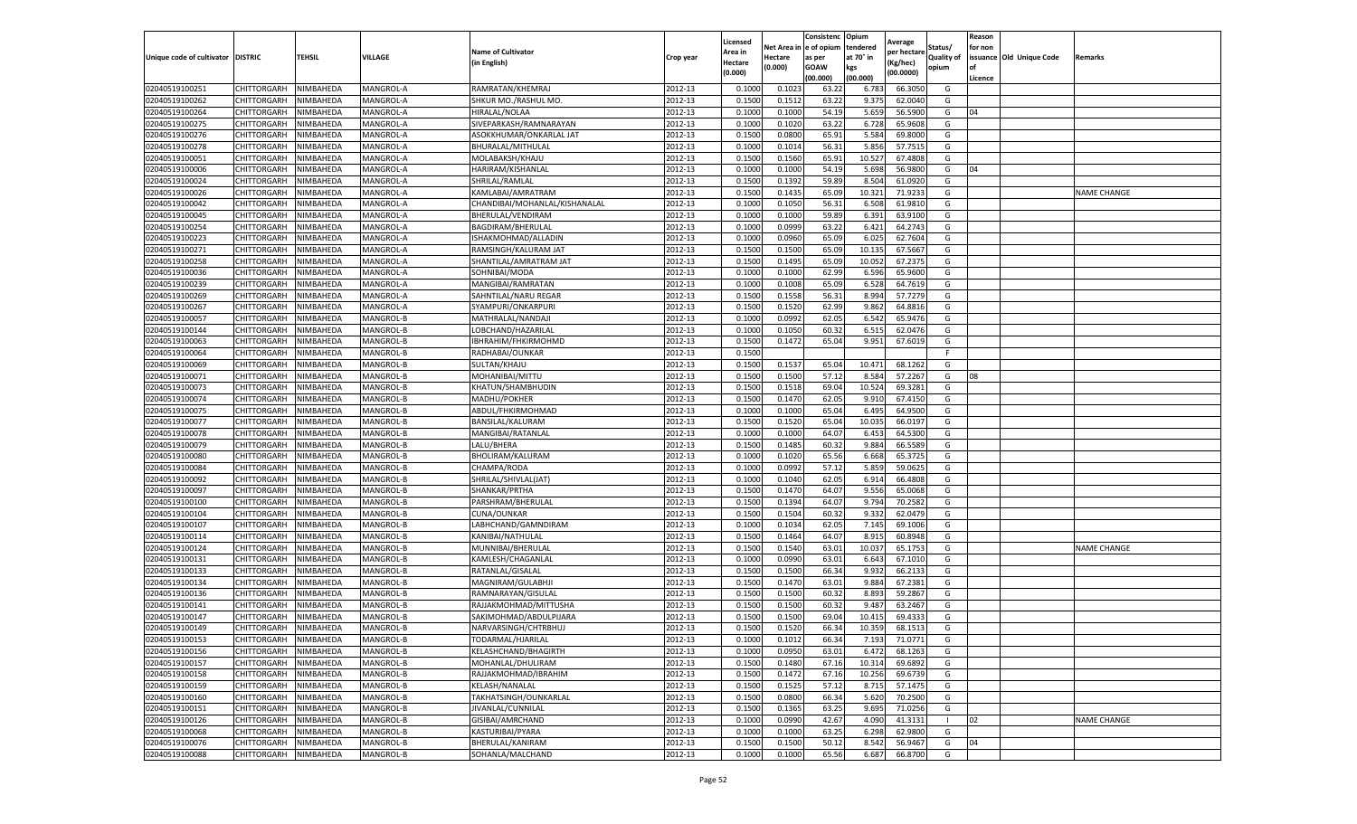| Unique code of cultivator | DISTRIC | TEHSIL | VILLAGE | Name of Cultivator (in English) | Crop year | Licensed Area in Hectare (0.000) | Net Area in Hectare (0.000) | Consistence of opium as per GOAW (00.000) | Opium tendered at 70° in kgs (00.000) | Average per hectare (Kg/hec) (00.0000) | Status/ Quality of opium | Reason for non issuance of Licence | Old Unique Code | Remarks |
|---|---|---|---|---|---|---|---|---|---|---|---|---|---|---|
| 02040519100251 | CHITTORGARH | NIMBAHEDA | MANGROL-A | RAMRATAN/KHEMRAJ | 2012-13 | 0.1000 | 0.1023 | 63.22 | 6.783 | 66.3050 | G | | | |
| 02040519100262 | CHITTORGARH | NIMBAHEDA | MANGROL-A | SHKUR MO./RASHUL MO. | 2012-13 | 0.1500 | 0.1512 | 63.22 | 9.375 | 62.0040 | G | | | |
| 02040519100264 | CHITTORGARH | NIMBAHEDA | MANGROL-A | HIRALAL/NOLAA | 2012-13 | 0.1000 | 0.1000 | 54.19 | 5.659 | 56.5900 | G | 04 | | |
| 02040519100275 | CHITTORGARH | NIMBAHEDA | MANGROL-A | SIVEPARKASH/RAMNARAYAN | 2012-13 | 0.1000 | 0.1020 | 63.22 | 6.728 | 65.9608 | G | | | |
| 02040519100276 | CHITTORGARH | NIMBAHEDA | MANGROL-A | ASOKKHUMAR/ONKARLAL JAT | 2012-13 | 0.1500 | 0.0800 | 65.91 | 5.584 | 69.8000 | G | | | |
| 02040519100278 | CHITTORGARH | NIMBAHEDA | MANGROL-A | BHURALAL/MITHULAL | 2012-13 | 0.1000 | 0.1014 | 56.31 | 5.856 | 57.7515 | G | | | |
| 02040519100051 | CHITTORGARH | NIMBAHEDA | MANGROL-A | MOLABAKSH/KHAJU | 2012-13 | 0.1500 | 0.1560 | 65.91 | 10.527 | 67.4808 | G | | | |
| 02040519100006 | CHITTORGARH | NIMBAHEDA | MANGROL-A | HARIRAM/KISHANLAL | 2012-13 | 0.1000 | 0.1000 | 54.19 | 5.698 | 56.9800 | G | 04 | | |
| 02040519100024 | CHITTORGARH | NIMBAHEDA | MANGROL-A | SHRILAL/RAMLAL | 2012-13 | 0.1500 | 0.1392 | 59.89 | 8.504 | 61.0920 | G | | | |
| 02040519100026 | CHITTORGARH | NIMBAHEDA | MANGROL-A | KAMLABAI/AMRATRAM | 2012-13 | 0.1500 | 0.1435 | 65.09 | 10.321 | 71.9233 | G | | | NAME CHANGE |
| 02040519100042 | CHITTORGARH | NIMBAHEDA | MANGROL-A | CHANDIBAI/MOHANLAL/KISHANALAL | 2012-13 | 0.1000 | 0.1050 | 56.31 | 6.508 | 61.9810 | G | | | |
| 02040519100045 | CHITTORGARH | NIMBAHEDA | MANGROL-A | BHERULAL/VENDIRAM | 2012-13 | 0.1000 | 0.1000 | 59.89 | 6.391 | 63.9100 | G | | | |
| 02040519100254 | CHITTORGARH | NIMBAHEDA | MANGROL-A | BAGDIRAM/BHERULAL | 2012-13 | 0.1000 | 0.0999 | 63.22 | 6.421 | 64.2743 | G | | | |
| 02040519100223 | CHITTORGARH | NIMBAHEDA | MANGROL-A | ISHAKMOHMAD/ALLADIN | 2012-13 | 0.1000 | 0.0960 | 65.09 | 6.025 | 62.7604 | G | | | |
| 02040519100271 | CHITTORGARH | NIMBAHEDA | MANGROL-A | RAMSINGH/KALURAM JAT | 2012-13 | 0.1500 | 0.1500 | 65.09 | 10.135 | 67.5667 | G | | | |
| 02040519100258 | CHITTORGARH | NIMBAHEDA | MANGROL-A | SHANTILAL/AMRATRAM JAT | 2012-13 | 0.1500 | 0.1495 | 65.09 | 10.052 | 67.2375 | G | | | |
| 02040519100036 | CHITTORGARH | NIMBAHEDA | MANGROL-A | SOHNIBAI/MODA | 2012-13 | 0.1000 | 0.1000 | 62.99 | 6.596 | 65.9600 | G | | | |
| 02040519100239 | CHITTORGARH | NIMBAHEDA | MANGROL-A | MANGIBAI/RAMRATAN | 2012-13 | 0.1000 | 0.1008 | 65.09 | 6.528 | 64.7619 | G | | | |
| 02040519100269 | CHITTORGARH | NIMBAHEDA | MANGROL-A | SAHNTILAL/NARU REGAR | 2012-13 | 0.1500 | 0.1558 | 56.31 | 8.994 | 57.7279 | G | | | |
| 02040519100267 | CHITTORGARH | NIMBAHEDA | MANGROL-A | SYAMPURI/ONKARPURI | 2012-13 | 0.1500 | 0.1520 | 62.99 | 9.862 | 64.8816 | G | | | |
| 02040519100057 | CHITTORGARH | NIMBAHEDA | MANGROL-B | MATHRALAL/NANDAJI | 2012-13 | 0.1000 | 0.0992 | 62.05 | 6.542 | 65.9476 | G | | | |
| 02040519100144 | CHITTORGARH | NIMBAHEDA | MANGROL-B | LOBCHAND/HAZARILAL | 2012-13 | 0.1000 | 0.1050 | 60.32 | 6.515 | 62.0476 | G | | | |
| 02040519100063 | CHITTORGARH | NIMBAHEDA | MANGROL-B | IBHRAHIM/FHKIRMOHMD | 2012-13 | 0.1500 | 0.1472 | 65.04 | 9.951 | 67.6019 | G | | | |
| 02040519100064 | CHITTORGARH | NIMBAHEDA | MANGROL-B | RADHABAI/OUNKAR | 2012-13 | 0.1500 | | | | | F | | | |
| 02040519100069 | CHITTORGARH | NIMBAHEDA | MANGROL-B | SULTAN/KHAJU | 2012-13 | 0.1500 | 0.1537 | 65.04 | 10.471 | 68.1262 | G | | | |
| 02040519100071 | CHITTORGARH | NIMBAHEDA | MANGROL-B | MOHANIBAI/MITTU | 2012-13 | 0.1500 | 0.1500 | 57.12 | 8.584 | 57.2267 | G | 08 | | |
| 02040519100073 | CHITTORGARH | NIMBAHEDA | MANGROL-B | KHATUN/SHAMBHUDIN | 2012-13 | 0.1500 | 0.1518 | 69.04 | 10.524 | 69.3281 | G | | | |
| 02040519100074 | CHITTORGARH | NIMBAHEDA | MANGROL-B | MADHU/POKHER | 2012-13 | 0.1500 | 0.1470 | 62.05 | 9.910 | 67.4150 | G | | | |
| 02040519100075 | CHITTORGARH | NIMBAHEDA | MANGROL-B | ABDUL/FHKIRMOHMAD | 2012-13 | 0.1000 | 0.1000 | 65.04 | 6.495 | 64.9500 | G | | | |
| 02040519100077 | CHITTORGARH | NIMBAHEDA | MANGROL-B | BANSILAL/KALURAM | 2012-13 | 0.1500 | 0.1520 | 65.04 | 10.035 | 66.0197 | G | | | |
| 02040519100078 | CHITTORGARH | NIMBAHEDA | MANGROL-B | MANGIBAI/RATANLAL | 2012-13 | 0.1000 | 0.1000 | 64.07 | 6.453 | 64.5300 | G | | | |
| 02040519100079 | CHITTORGARH | NIMBAHEDA | MANGROL-B | LALU/BHERA | 2012-13 | 0.1500 | 0.1485 | 60.32 | 9.884 | 66.5589 | G | | | |
| 02040519100080 | CHITTORGARH | NIMBAHEDA | MANGROL-B | BHOLIRAM/KALURAM | 2012-13 | 0.1000 | 0.1020 | 65.56 | 6.668 | 65.3725 | G | | | |
| 02040519100084 | CHITTORGARH | NIMBAHEDA | MANGROL-B | CHAMPA/RODA | 2012-13 | 0.1000 | 0.0992 | 57.12 | 5.859 | 59.0625 | G | | | |
| 02040519100092 | CHITTORGARH | NIMBAHEDA | MANGROL-B | SHRILAL/SHIVLAL(JAT) | 2012-13 | 0.1000 | 0.1040 | 62.05 | 6.914 | 66.4808 | G | | | |
| 02040519100097 | CHITTORGARH | NIMBAHEDA | MANGROL-B | SHANKAR/PRTHA | 2012-13 | 0.1500 | 0.1470 | 64.07 | 9.556 | 65.0068 | G | | | |
| 02040519100100 | CHITTORGARH | NIMBAHEDA | MANGROL-B | PARSHRAM/BHERULAL | 2012-13 | 0.1500 | 0.1394 | 64.07 | 9.794 | 70.2582 | G | | | |
| 02040519100104 | CHITTORGARH | NIMBAHEDA | MANGROL-B | CUNA/OUNKAR | 2012-13 | 0.1500 | 0.1504 | 60.32 | 9.332 | 62.0479 | G | | | |
| 02040519100107 | CHITTORGARH | NIMBAHEDA | MANGROL-B | LABHCHAND/GAMNDIRAM | 2012-13 | 0.1000 | 0.1034 | 62.05 | 7.145 | 69.1006 | G | | | |
| 02040519100114 | CHITTORGARH | NIMBAHEDA | MANGROL-B | KANIBAI/NATHULAL | 2012-13 | 0.1500 | 0.1464 | 64.07 | 8.915 | 60.8948 | G | | | |
| 02040519100124 | CHITTORGARH | NIMBAHEDA | MANGROL-B | MUNNIBAI/BHERULAL | 2012-13 | 0.1500 | 0.1540 | 63.01 | 10.037 | 65.1753 | G | | | NAME CHANGE |
| 02040519100131 | CHITTORGARH | NIMBAHEDA | MANGROL-B | KAMLESH/CHAGANLAL | 2012-13 | 0.1000 | 0.0990 | 63.01 | 6.643 | 67.1010 | G | | | |
| 02040519100133 | CHITTORGARH | NIMBAHEDA | MANGROL-B | RATANLAL/GISALAL | 2012-13 | 0.1500 | 0.1500 | 66.34 | 9.932 | 66.2133 | G | | | |
| 02040519100134 | CHITTORGARH | NIMBAHEDA | MANGROL-B | MAGNIRAM/GULABHJI | 2012-13 | 0.1500 | 0.1470 | 63.01 | 9.884 | 67.2381 | G | | | |
| 02040519100136 | CHITTORGARH | NIMBAHEDA | MANGROL-B | RAMNARAYAN/GISULAL | 2012-13 | 0.1500 | 0.1500 | 60.32 | 8.893 | 59.2867 | G | | | |
| 02040519100141 | CHITTORGARH | NIMBAHEDA | MANGROL-B | RAJJAKMOHMAD/MITTUSHA | 2012-13 | 0.1500 | 0.1500 | 60.32 | 9.487 | 63.2467 | G | | | |
| 02040519100147 | CHITTORGARH | NIMBAHEDA | MANGROL-B | SAKIMOHMAD/ABDULPIJARA | 2012-13 | 0.1500 | 0.1500 | 69.04 | 10.415 | 69.4333 | G | | | |
| 02040519100149 | CHITTORGARH | NIMBAHEDA | MANGROL-B | NARVARSINGH/CHTRBHUJ | 2012-13 | 0.1500 | 0.1520 | 66.34 | 10.359 | 68.1513 | G | | | |
| 02040519100153 | CHITTORGARH | NIMBAHEDA | MANGROL-B | TODARMAL/HJARILAL | 2012-13 | 0.1000 | 0.1012 | 66.34 | 7.193 | 71.0771 | G | | | |
| 02040519100156 | CHITTORGARH | NIMBAHEDA | MANGROL-B | KELASHCHAND/BHAGIRTH | 2012-13 | 0.1000 | 0.0950 | 63.01 | 6.472 | 68.1263 | G | | | |
| 02040519100157 | CHITTORGARH | NIMBAHEDA | MANGROL-B | MOHANLAL/DHULIRAM | 2012-13 | 0.1500 | 0.1480 | 67.16 | 10.314 | 69.6892 | G | | | |
| 02040519100158 | CHITTORGARH | NIMBAHEDA | MANGROL-B | RAJJAKMOHMAD/IBRAHIM | 2012-13 | 0.1500 | 0.1472 | 67.16 | 10.256 | 69.6739 | G | | | |
| 02040519100159 | CHITTORGARH | NIMBAHEDA | MANGROL-B | KELASH/NANALAL | 2012-13 | 0.1500 | 0.1525 | 57.12 | 8.715 | 57.1475 | G | | | |
| 02040519100160 | CHITTORGARH | NIMBAHEDA | MANGROL-B | TAKHATSINGH/OUNKARLAL | 2012-13 | 0.1500 | 0.0800 | 66.34 | 5.620 | 70.2500 | G | | | |
| 02040519100151 | CHITTORGARH | NIMBAHEDA | MANGROL-B | JIVANLAL/CUNNILAL | 2012-13 | 0.1500 | 0.1365 | 63.25 | 9.695 | 71.0256 | G | | | |
| 02040519100126 | CHITTORGARH | NIMBAHEDA | MANGROL-B | GISIBAI/AMRCHAND | 2012-13 | 0.1000 | 0.0990 | 42.67 | 4.090 | 41.3131 | I | 02 | | NAME CHANGE |
| 02040519100068 | CHITTORGARH | NIMBAHEDA | MANGROL-B | KASTURIBAI/PYARA | 2012-13 | 0.1000 | 0.1000 | 63.25 | 6.298 | 62.9800 | G | | | |
| 02040519100076 | CHITTORGARH | NIMBAHEDA | MANGROL-B | BHERULAL/KANIRAM | 2012-13 | 0.1500 | 0.1500 | 50.12 | 8.542 | 56.9467 | G | 04 | | |
| 02040519100088 | CHITTORGARH | NIMBAHEDA | MANGROL-B | SOHANLA/MALCHAND | 2012-13 | 0.1000 | 0.1000 | 65.56 | 6.687 | 66.8700 | G | | | |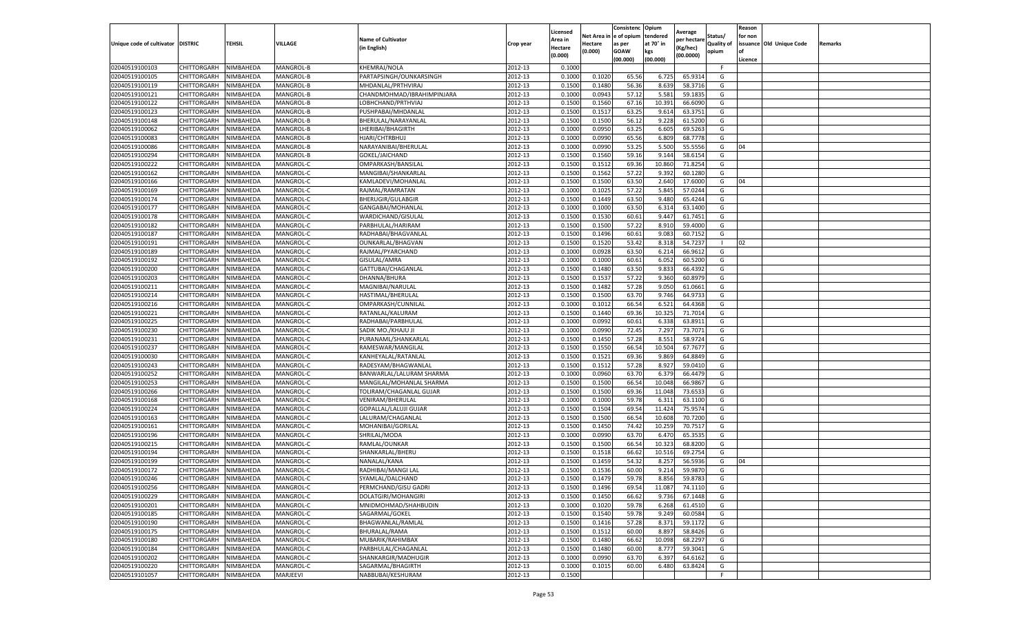| Unique code of cultivator | DISTRIC | TEHSIL | VILLAGE | Name of Cultivator (in English) | Crop year | Licensed Area in Hectare (0.000) | Net Area in Hectare (0.000) | Consistenc e of opium as per GOAW (00.000) | Opium tendered at 70° in kgs (00.000) | Average per hectare (Kg/hec) (00.0000) | Status/ Quality of opium | Reason for non issuance of Licence | Old Unique Code | Remarks |
|---|---|---|---|---|---|---|---|---|---|---|---|---|---|---|
| 02040519100103 | CHITTORGARH | NIMBAHEDA | MANGROL-B | KHEMRAJ/NOLA | 2012-13 | 0.1000 | | | | | F | | | |
| 02040519100105 | CHITTORGARH | NIMBAHEDA | MANGROL-B | PARTAPSINGH/OUNKARSINGH | 2012-13 | 0.1000 | 0.1020 | 65.56 | 6.725 | 65.9314 | G | | | |
| 02040519100119 | CHITTORGARH | NIMBAHEDA | MANGROL-B | MHDANLAL/PRTHVIRAJ | 2012-13 | 0.1500 | 0.1480 | 56.36 | 8.639 | 58.3716 | G | | | |
| 02040519100121 | CHITTORGARH | NIMBAHEDA | MANGROL-B | CHANDMOHMAD/IBRAHIMPINJARA | 2012-13 | 0.1000 | 0.0943 | 57.12 | 5.581 | 59.1835 | G | | | |
| 02040519100122 | CHITTORGARH | NIMBAHEDA | MANGROL-B | LOBHCHAND/PRTHVIAJ | 2012-13 | 0.1500 | 0.1560 | 67.16 | 10.391 | 66.6090 | G | | | |
| 02040519100123 | CHITTORGARH | NIMBAHEDA | MANGROL-B | PUSHPABAI/MHDANLAL | 2012-13 | 0.1500 | 0.1517 | 63.25 | 9.614 | 63.3751 | G | | | |
| 02040519100148 | CHITTORGARH | NIMBAHEDA | MANGROL-B | BHERULAL/NARAYANLAL | 2012-13 | 0.1500 | 0.1500 | 56.12 | 9.228 | 61.5200 | G | | | |
| 02040519100062 | CHITTORGARH | NIMBAHEDA | MANGROL-B | LHERIBAI/BHAGIRTH | 2012-13 | 0.1000 | 0.0950 | 63.25 | 6.605 | 69.5263 | G | | | |
| 02040519100083 | CHITTORGARH | NIMBAHEDA | MANGROL-B | HJARI/CHTRBHUJ | 2012-13 | 0.1000 | 0.0990 | 65.56 | 6.809 | 68.7778 | G | | | |
| 02040519100086 | CHITTORGARH | NIMBAHEDA | MANGROL-B | NARAYANIBAI/BHERULAL | 2012-13 | 0.1000 | 0.0990 | 53.25 | 5.500 | 55.5556 | G | 04 | | |
| 02040519100294 | CHITTORGARH | NIMBAHEDA | MANGROL-B | GOKEL/JAICHAND | 2012-13 | 0.1500 | 0.1560 | 59.16 | 9.144 | 58.6154 | G | | | |
| 02040519100222 | CHITTORGARH | NIMBAHEDA | MANGROL-C | OMPARKASH/BANSILAL | 2012-13 | 0.1500 | 0.1512 | 69.36 | 10.860 | 71.8254 | G | | | |
| 02040519100162 | CHITTORGARH | NIMBAHEDA | MANGROL-C | MANGIBAI/SHANKARLAL | 2012-13 | 0.1500 | 0.1562 | 57.22 | 9.392 | 60.1280 | G | | | |
| 02040519100166 | CHITTORGARH | NIMBAHEDA | MANGROL-C | KAMLADEVI/MOHANLAL | 2012-13 | 0.1500 | 0.1500 | 63.50 | 2.640 | 17.6000 | G | 04 | | |
| 02040519100169 | CHITTORGARH | NIMBAHEDA | MANGROL-C | RAJMAL/RAMRATAN | 2012-13 | 0.1000 | 0.1025 | 57.22 | 5.845 | 57.0244 | G | | | |
| 02040519100174 | CHITTORGARH | NIMBAHEDA | MANGROL-C | BHERUGIR/GULABGIR | 2012-13 | 0.1500 | 0.1449 | 63.50 | 9.480 | 65.4244 | G | | | |
| 02040519100177 | CHITTORGARH | NIMBAHEDA | MANGROL-C | GANGABAI/MOHANLAL | 2012-13 | 0.1000 | 0.1000 | 63.50 | 6.314 | 63.1400 | G | | | |
| 02040519100178 | CHITTORGARH | NIMBAHEDA | MANGROL-C | WARDICHAND/GISULAL | 2012-13 | 0.1500 | 0.1530 | 60.61 | 9.447 | 61.7451 | G | | | |
| 02040519100182 | CHITTORGARH | NIMBAHEDA | MANGROL-C | PARBHULAL/HARIRAM | 2012-13 | 0.1500 | 0.1500 | 57.22 | 8.910 | 59.4000 | G | | | |
| 02040519100187 | CHITTORGARH | NIMBAHEDA | MANGROL-C | RADHABAI/BHAGVANLAL | 2012-13 | 0.1500 | 0.1496 | 60.61 | 9.083 | 60.7152 | G | | | |
| 02040519100191 | CHITTORGARH | NIMBAHEDA | MANGROL-C | OUNKARLAL/BHAGVAN | 2012-13 | 0.1500 | 0.1520 | 53.42 | 8.318 | 54.7237 | I | 02 | | |
| 02040519100189 | CHITTORGARH | NIMBAHEDA | MANGROL-C | RAJMAL/PYARCHAND | 2012-13 | 0.1000 | 0.0928 | 63.50 | 6.214 | 66.9612 | G | | | |
| 02040519100192 | CHITTORGARH | NIMBAHEDA | MANGROL-C | GISULAL/AMRA | 2012-13 | 0.1000 | 0.1000 | 60.61 | 6.052 | 60.5200 | G | | | |
| 02040519100200 | CHITTORGARH | NIMBAHEDA | MANGROL-C | GATTUBAI/CHAGANLAL | 2012-13 | 0.1500 | 0.1480 | 63.50 | 9.833 | 66.4392 | G | | | |
| 02040519100203 | CHITTORGARH | NIMBAHEDA | MANGROL-C | DHANNA/BHURA | 2012-13 | 0.1500 | 0.1537 | 57.22 | 9.360 | 60.8979 | G | | | |
| 02040519100211 | CHITTORGARH | NIMBAHEDA | MANGROL-C | MAGNIBAI/NARULAL | 2012-13 | 0.1500 | 0.1482 | 57.28 | 9.050 | 61.0661 | G | | | |
| 02040519100214 | CHITTORGARH | NIMBAHEDA | MANGROL-C | HASTIMAL/BHERULAL | 2012-13 | 0.1500 | 0.1500 | 63.70 | 9.746 | 64.9733 | G | | | |
| 02040519100216 | CHITTORGARH | NIMBAHEDA | MANGROL-C | OMPARKASH/CUNNILAL | 2012-13 | 0.1000 | 0.1012 | 66.54 | 6.521 | 64.4368 | G | | | |
| 02040519100221 | CHITTORGARH | NIMBAHEDA | MANGROL-C | RATANLAL/KALURAM | 2012-13 | 0.1500 | 0.1440 | 69.36 | 10.325 | 71.7014 | G | | | |
| 02040519100225 | CHITTORGARH | NIMBAHEDA | MANGROL-C | RADHABAI/PARBHULAL | 2012-13 | 0.1000 | 0.0992 | 60.61 | 6.338 | 63.8911 | G | | | |
| 02040519100230 | CHITTORGARH | NIMBAHEDA | MANGROL-C | SADIK MO./KHAJU JI | 2012-13 | 0.1000 | 0.0990 | 72.45 | 7.297 | 73.7071 | G | | | |
| 02040519100231 | CHITTORGARH | NIMBAHEDA | MANGROL-C | PURANAML/SHANKARLAL | 2012-13 | 0.1500 | 0.1450 | 57.28 | 8.551 | 58.9724 | G | | | |
| 02040519100237 | CHITTORGARH | NIMBAHEDA | MANGROL-C | RAMESWAR/MANGILAL | 2012-13 | 0.1500 | 0.1550 | 66.54 | 10.504 | 67.7677 | G | | | |
| 02040519100030 | CHITTORGARH | NIMBAHEDA | MANGROL-C | KANHEYALAL/RATANLAL | 2012-13 | 0.1500 | 0.1521 | 69.36 | 9.869 | 64.8849 | G | | | |
| 02040519100243 | CHITTORGARH | NIMBAHEDA | MANGROL-C | RADESYAM/BHAGWANLAL | 2012-13 | 0.1500 | 0.1512 | 57.28 | 8.927 | 59.0410 | G | | | |
| 02040519100252 | CHITTORGARH | NIMBAHEDA | MANGROL-C | BANWARLAL/LALURAM SHARMA | 2012-13 | 0.1000 | 0.0960 | 63.70 | 6.379 | 66.4479 | G | | | |
| 02040519100253 | CHITTORGARH | NIMBAHEDA | MANGROL-C | MANGILAL/MOHANLAL SHARMA | 2012-13 | 0.1500 | 0.1500 | 66.54 | 10.048 | 66.9867 | G | | | |
| 02040519100266 | CHITTORGARH | NIMBAHEDA | MANGROL-C | TOLIRAM/CHAGANLAL GUJAR | 2012-13 | 0.1500 | 0.1500 | 69.36 | 11.048 | 73.6533 | G | | | |
| 02040519100168 | CHITTORGARH | NIMBAHEDA | MANGROL-C | VENIRAM/BHERULAL | 2012-13 | 0.1000 | 0.1000 | 59.78 | 6.311 | 63.1100 | G | | | |
| 02040519100224 | CHITTORGARH | NIMBAHEDA | MANGROL-C | GOPALLAL/LALUJI GUJAR | 2012-13 | 0.1500 | 0.1504 | 69.54 | 11.424 | 75.9574 | G | | | |
| 02040519100163 | CHITTORGARH | NIMBAHEDA | MANGROL-C | LALURAM/CHAGANLAL | 2012-13 | 0.1500 | 0.1500 | 66.54 | 10.608 | 70.7200 | G | | | |
| 02040519100161 | CHITTORGARH | NIMBAHEDA | MANGROL-C | MOHANIBAI/GORILAL | 2012-13 | 0.1500 | 0.1450 | 74.42 | 10.259 | 70.7517 | G | | | |
| 02040519100196 | CHITTORGARH | NIMBAHEDA | MANGROL-C | SHRILAL/MODA | 2012-13 | 0.1000 | 0.0990 | 63.70 | 6.470 | 65.3535 | G | | | |
| 02040519100215 | CHITTORGARH | NIMBAHEDA | MANGROL-C | RAMLAL/OUNKAR | 2012-13 | 0.1500 | 0.1500 | 66.54 | 10.323 | 68.8200 | G | | | |
| 02040519100194 | CHITTORGARH | NIMBAHEDA | MANGROL-C | SHANKARLAL/BHERU | 2012-13 | 0.1500 | 0.1518 | 66.62 | 10.516 | 69.2754 | G | | | |
| 02040519100199 | CHITTORGARH | NIMBAHEDA | MANGROL-C | NANALAL/KANA | 2012-13 | 0.1500 | 0.1459 | 54.32 | 8.257 | 56.5936 | G | 04 | | |
| 02040519100172 | CHITTORGARH | NIMBAHEDA | MANGROL-C | RADHIBAI/MANGI LAL | 2012-13 | 0.1500 | 0.1536 | 60.00 | 9.214 | 59.9870 | G | | | |
| 02040519100246 | CHITTORGARH | NIMBAHEDA | MANGROL-C | SYAMLAL/DALCHAND | 2012-13 | 0.1500 | 0.1479 | 59.78 | 8.856 | 59.8783 | G | | | |
| 02040519100256 | CHITTORGARH | NIMBAHEDA | MANGROL-C | PERMCHAND/GISU GADRI | 2012-13 | 0.1500 | 0.1496 | 69.54 | 11.087 | 74.1110 | G | | | |
| 02040519100229 | CHITTORGARH | NIMBAHEDA | MANGROL-C | DOLATGIRI/MOHANGIRI | 2012-13 | 0.1500 | 0.1450 | 66.62 | 9.736 | 67.1448 | G | | | |
| 02040519100201 | CHITTORGARH | NIMBAHEDA | MANGROL-C | MNIDMOHMAD/SHAHBUDIN | 2012-13 | 0.1000 | 0.1020 | 59.78 | 6.268 | 61.4510 | G | | | |
| 02040519100185 | CHITTORGARH | NIMBAHEDA | MANGROL-C | SAGARMAL/GOKEL | 2012-13 | 0.1500 | 0.1540 | 59.78 | 9.249 | 60.0584 | G | | | |
| 02040519100190 | CHITTORGARH | NIMBAHEDA | MANGROL-C | BHAGWANLAL/RAMLAL | 2012-13 | 0.1500 | 0.1416 | 57.28 | 8.371 | 59.1172 | G | | | |
| 02040519100175 | CHITTORGARH | NIMBAHEDA | MANGROL-C | BHURALAL/RAMA | 2012-13 | 0.1500 | 0.1512 | 60.00 | 8.897 | 58.8426 | G | | | |
| 02040519100180 | CHITTORGARH | NIMBAHEDA | MANGROL-C | MUBARIK/RAHIMBAX | 2012-13 | 0.1500 | 0.1480 | 66.62 | 10.098 | 68.2297 | G | | | |
| 02040519100184 | CHITTORGARH | NIMBAHEDA | MANGROL-C | PARBHULAL/CHAGANLAL | 2012-13 | 0.1500 | 0.1480 | 60.00 | 8.777 | 59.3041 | G | | | |
| 02040519100202 | CHITTORGARH | NIMBAHEDA | MANGROL-C | SHANKARGIR/MADHUGIR | 2012-13 | 0.1000 | 0.0990 | 63.70 | 6.397 | 64.6162 | G | | | |
| 02040519100220 | CHITTORGARH | NIMBAHEDA | MANGROL-C | SAGARMAL/BHAGIRTH | 2012-13 | 0.1000 | 0.1015 | 60.00 | 6.480 | 63.8424 | G | | | |
| 02040519101057 | CHITTORGARH | NIMBAHEDA | MARJEEVI | NABBUBAI/KESHURAM | 2012-13 | 0.1500 | | | | | F | | | |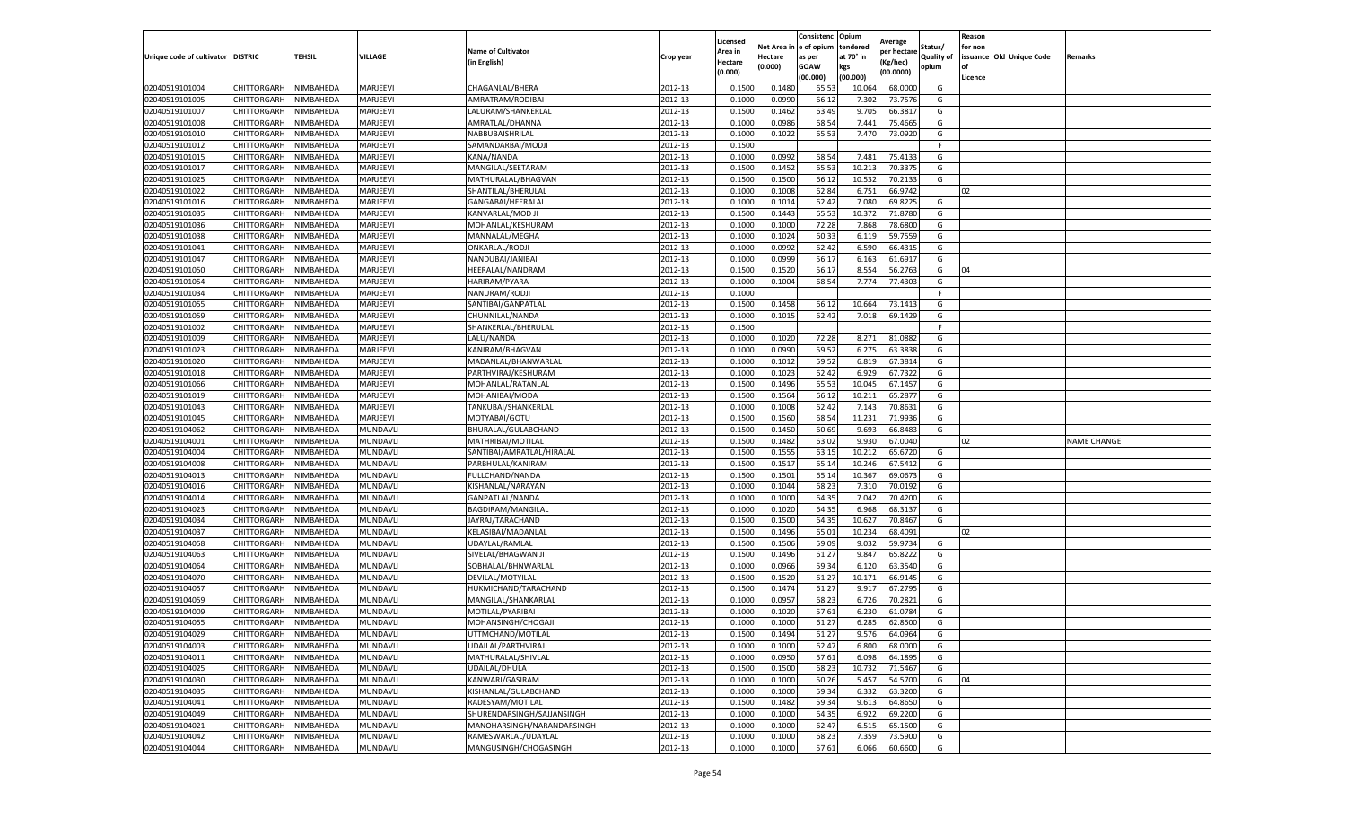| Unique code of cultivator | DISTRIC | TEHSIL | VILLAGE | Name of Cultivator (in English) | Crop year | Licensed Area in Hectare (0.000) | Net Area in Hectare (0.000) | Consistence of opium as per GOAW (00.000) | Opium tendered at 70° in kgs (00.000) | Average per hectare (Kg/hec) (00.0000) | Status/ Quality of opium | Reason for non issuance of Licence | Old Unique Code | Remarks |
|---|---|---|---|---|---|---|---|---|---|---|---|---|---|---|
| 02040519101004 | CHITTORGARH | NIMBAHEDA | MARJEEVI | CHAGANLAL/BHERA | 2012-13 | 0.1500 | 0.1480 | 65.53 | 10.064 | 68.0000 | G | | | |
| 02040519101005 | CHITTORGARH | NIMBAHEDA | MARJEEVI | AMRATRAM/RODIBAI | 2012-13 | 0.1000 | 0.0990 | 66.12 | 7.302 | 73.7576 | G | | | |
| 02040519101007 | CHITTORGARH | NIMBAHEDA | MARJEEVI | LALURAM/SHANKERLAL | 2012-13 | 0.1500 | 0.1462 | 63.49 | 9.705 | 66.3817 | G | | | |
| 02040519101008 | CHITTORGARH | NIMBAHEDA | MARJEEVI | AMRATLAL/DHANNA | 2012-13 | 0.1000 | 0.0986 | 68.54 | 7.441 | 75.4665 | G | | | |
| 02040519101010 | CHITTORGARH | NIMBAHEDA | MARJEEVI | NABBUBAISHRILAL | 2012-13 | 0.1000 | 0.1022 | 65.53 | 7.470 | 73.0920 | G | | | |
| 02040519101012 | CHITTORGARH | NIMBAHEDA | MARJEEVI | SAMANDARBAI/MODJI | 2012-13 | 0.1500 | | | | | F | | | |
| 02040519101015 | CHITTORGARH | NIMBAHEDA | MARJEEVI | KANA/NANDA | 2012-13 | 0.1000 | 0.0992 | 68.54 | 7.481 | 75.4133 | G | | | |
| 02040519101017 | CHITTORGARH | NIMBAHEDA | MARJEEVI | MANGILAL/SEETARAM | 2012-13 | 0.1500 | 0.1452 | 65.53 | 10.213 | 70.3375 | G | | | |
| 02040519101025 | CHITTORGARH | NIMBAHEDA | MARJEEVI | MATHURALAL/BHAGVAN | 2012-13 | 0.1500 | 0.1500 | 66.12 | 10.532 | 70.2133 | G | | | |
| 02040519101022 | CHITTORGARH | NIMBAHEDA | MARJEEVI | SHANTILAL/BHERULAL | 2012-13 | 0.1000 | 0.1008 | 62.84 | 6.751 | 66.9742 | I | 02 | | |
| 02040519101016 | CHITTORGARH | NIMBAHEDA | MARJEEVI | GANGABAI/HEERALAL | 2012-13 | 0.1000 | 0.1014 | 62.42 | 7.080 | 69.8225 | G | | | |
| 02040519101035 | CHITTORGARH | NIMBAHEDA | MARJEEVI | KANVARLAL/MOD JI | 2012-13 | 0.1500 | 0.1443 | 65.53 | 10.372 | 71.8780 | G | | | |
| 02040519101036 | CHITTORGARH | NIMBAHEDA | MARJEEVI | MOHANLAL/KESHURAM | 2012-13 | 0.1000 | 0.1000 | 72.28 | 7.868 | 78.6800 | G | | | |
| 02040519101038 | CHITTORGARH | NIMBAHEDA | MARJEEVI | MANNALAL/MEGHA | 2012-13 | 0.1000 | 0.1024 | 60.33 | 6.119 | 59.7559 | G | | | |
| 02040519101041 | CHITTORGARH | NIMBAHEDA | MARJEEVI | ONKARLAL/RODJI | 2012-13 | 0.1000 | 0.0992 | 62.42 | 6.590 | 66.4315 | G | | | |
| 02040519101047 | CHITTORGARH | NIMBAHEDA | MARJEEVI | NANDUBAI/JANIBAI | 2012-13 | 0.1000 | 0.0999 | 56.17 | 6.163 | 61.6917 | G | | | |
| 02040519101050 | CHITTORGARH | NIMBAHEDA | MARJEEVI | HEERALAL/NANDRAM | 2012-13 | 0.1500 | 0.1520 | 56.17 | 8.554 | 56.2763 | G | 04 | | |
| 02040519101054 | CHITTORGARH | NIMBAHEDA | MARJEEVI | HARIRAM/PYARA | 2012-13 | 0.1000 | 0.1004 | 68.54 | 7.774 | 77.4303 | G | | | |
| 02040519101034 | CHITTORGARH | NIMBAHEDA | MARJEEVI | NANURAM/RODJI | 2012-13 | 0.1000 | | | | | F | | | |
| 02040519101055 | CHITTORGARH | NIMBAHEDA | MARJEEVI | SANTIBAI/GANPATLAL | 2012-13 | 0.1500 | 0.1458 | 66.12 | 10.664 | 73.1413 | G | | | |
| 02040519101059 | CHITTORGARH | NIMBAHEDA | MARJEEVI | CHUNNILAL/NANDA | 2012-13 | 0.1000 | 0.1015 | 62.42 | 7.018 | 69.1429 | G | | | |
| 02040519101002 | CHITTORGARH | NIMBAHEDA | MARJEEVI | SHANKERLAL/BHERULAL | 2012-13 | 0.1500 | | | | | F | | | |
| 02040519101009 | CHITTORGARH | NIMBAHEDA | MARJEEVI | LALU/NANDA | 2012-13 | 0.1000 | 0.1020 | 72.28 | 8.271 | 81.0882 | G | | | |
| 02040519101023 | CHITTORGARH | NIMBAHEDA | MARJEEVI | KANIRAM/BHAGVAN | 2012-13 | 0.1000 | 0.0990 | 59.52 | 6.275 | 63.3838 | G | | | |
| 02040519101020 | CHITTORGARH | NIMBAHEDA | MARJEEVI | MADANLAL/BHANWARLAL | 2012-13 | 0.1000 | 0.1012 | 59.52 | 6.819 | 67.3814 | G | | | |
| 02040519101018 | CHITTORGARH | NIMBAHEDA | MARJEEVI | PARTHVIRAJ/KESHURAM | 2012-13 | 0.1000 | 0.1023 | 62.42 | 6.929 | 67.7322 | G | | | |
| 02040519101066 | CHITTORGARH | NIMBAHEDA | MARJEEVI | MOHANLAL/RATANLAL | 2012-13 | 0.1500 | 0.1496 | 65.53 | 10.045 | 67.1457 | G | | | |
| 02040519101019 | CHITTORGARH | NIMBAHEDA | MARJEEVI | MOHANIBAI/MODA | 2012-13 | 0.1500 | 0.1564 | 66.12 | 10.211 | 65.2877 | G | | | |
| 02040519101043 | CHITTORGARH | NIMBAHEDA | MARJEEVI | TANKUBAI/SHANKERLAL | 2012-13 | 0.1000 | 0.1008 | 62.42 | 7.143 | 70.8631 | G | | | |
| 02040519101045 | CHITTORGARH | NIMBAHEDA | MARJEEVI | MOTYABAI/GOTU | 2012-13 | 0.1500 | 0.1560 | 68.54 | 11.231 | 71.9936 | G | | | |
| 02040519104062 | CHITTORGARH | NIMBAHEDA | MUNDAVLI | BHURALAL/GULABCHAND | 2012-13 | 0.1500 | 0.1450 | 60.69 | 9.693 | 66.8483 | G | | | |
| 02040519104001 | CHITTORGARH | NIMBAHEDA | MUNDAVLI | MATHRIBAI/MOTILAL | 2012-13 | 0.1500 | 0.1482 | 63.02 | 9.930 | 67.0040 | I | 02 | | NAME CHANGE |
| 02040519104004 | CHITTORGARH | NIMBAHEDA | MUNDAVLI | SANTIBAI/AMRATLAL/HIRALAL | 2012-13 | 0.1500 | 0.1555 | 63.15 | 10.212 | 65.6720 | G | | | |
| 02040519104008 | CHITTORGARH | NIMBAHEDA | MUNDAVLI | PARBHULAL/KANIRAM | 2012-13 | 0.1500 | 0.1517 | 65.14 | 10.246 | 67.5412 | G | | | |
| 02040519104013 | CHITTORGARH | NIMBAHEDA | MUNDAVLI | FULLCHAND/NANDA | 2012-13 | 0.1500 | 0.1501 | 65.14 | 10.367 | 69.0673 | G | | | |
| 02040519104016 | CHITTORGARH | NIMBAHEDA | MUNDAVLI | KISHANLAL/NARAYAN | 2012-13 | 0.1000 | 0.1044 | 68.23 | 7.310 | 70.0192 | G | | | |
| 02040519104014 | CHITTORGARH | NIMBAHEDA | MUNDAVLI | GANPATLAL/NANDA | 2012-13 | 0.1000 | 0.1000 | 64.35 | 7.042 | 70.4200 | G | | | |
| 02040519104023 | CHITTORGARH | NIMBAHEDA | MUNDAVLI | BAGDIRAM/MANGILAL | 2012-13 | 0.1000 | 0.1020 | 64.35 | 6.968 | 68.3137 | G | | | |
| 02040519104034 | CHITTORGARH | NIMBAHEDA | MUNDAVLI | JAYRAJ/TARACHAND | 2012-13 | 0.1500 | 0.1500 | 64.35 | 10.627 | 70.8467 | G | | | |
| 02040519104037 | CHITTORGARH | NIMBAHEDA | MUNDAVLI | KELASIBAI/MADANLAL | 2012-13 | 0.1500 | 0.1496 | 65.01 | 10.234 | 68.4091 | I | 02 | | |
| 02040519104058 | CHITTORGARH | NIMBAHEDA | MUNDAVLI | UDAYLAL/RAMLAL | 2012-13 | 0.1500 | 0.1506 | 59.09 | 9.032 | 59.9734 | G | | | |
| 02040519104063 | CHITTORGARH | NIMBAHEDA | MUNDAVLI | SIVELAL/BHAGWAN JI | 2012-13 | 0.1500 | 0.1496 | 61.27 | 9.847 | 65.8222 | G | | | |
| 02040519104064 | CHITTORGARH | NIMBAHEDA | MUNDAVLI | SOBHALAL/BHNWARLAL | 2012-13 | 0.1000 | 0.0966 | 59.34 | 6.120 | 63.3540 | G | | | |
| 02040519104070 | CHITTORGARH | NIMBAHEDA | MUNDAVLI | DEVILAL/MOTYILAL | 2012-13 | 0.1500 | 0.1520 | 61.27 | 10.171 | 66.9145 | G | | | |
| 02040519104057 | CHITTORGARH | NIMBAHEDA | MUNDAVLI | HUKMICHAND/TARACHAND | 2012-13 | 0.1500 | 0.1474 | 61.27 | 9.917 | 67.2795 | G | | | |
| 02040519104059 | CHITTORGARH | NIMBAHEDA | MUNDAVLI | MANGILAL/SHANKARLAL | 2012-13 | 0.1000 | 0.0957 | 68.23 | 6.726 | 70.2821 | G | | | |
| 02040519104009 | CHITTORGARH | NIMBAHEDA | MUNDAVLI | MOTILAL/PYARIBAI | 2012-13 | 0.1000 | 0.1020 | 57.61 | 6.230 | 61.0784 | G | | | |
| 02040519104055 | CHITTORGARH | NIMBAHEDA | MUNDAVLI | MOHANSINGH/CHOGAJI | 2012-13 | 0.1000 | 0.1000 | 61.27 | 6.285 | 62.8500 | G | | | |
| 02040519104029 | CHITTORGARH | NIMBAHEDA | MUNDAVLI | UTTMCHAND/MOTILAL | 2012-13 | 0.1500 | 0.1494 | 61.27 | 9.576 | 64.0964 | G | | | |
| 02040519104003 | CHITTORGARH | NIMBAHEDA | MUNDAVLI | UDAILAL/PARTHVIRAJ | 2012-13 | 0.1000 | 0.1000 | 62.47 | 6.800 | 68.0000 | G | | | |
| 02040519104011 | CHITTORGARH | NIMBAHEDA | MUNDAVLI | MATHURALAL/SHIVLAL | 2012-13 | 0.1000 | 0.0950 | 57.61 | 6.098 | 64.1895 | G | | | |
| 02040519104025 | CHITTORGARH | NIMBAHEDA | MUNDAVLI | UDAILAL/DHULA | 2012-13 | 0.1500 | 0.1500 | 68.23 | 10.732 | 71.5467 | G | | | |
| 02040519104030 | CHITTORGARH | NIMBAHEDA | MUNDAVLI | KANWARI/GASIRAM | 2012-13 | 0.1000 | 0.1000 | 50.26 | 5.457 | 54.5700 | G | 04 | | |
| 02040519104035 | CHITTORGARH | NIMBAHEDA | MUNDAVLI | KISHANLAL/GULABCHAND | 2012-13 | 0.1000 | 0.1000 | 59.34 | 6.332 | 63.3200 | G | | | |
| 02040519104041 | CHITTORGARH | NIMBAHEDA | MUNDAVLI | RADESYAM/MOTILAL | 2012-13 | 0.1500 | 0.1482 | 59.34 | 9.613 | 64.8650 | G | | | |
| 02040519104049 | CHITTORGARH | NIMBAHEDA | MUNDAVLI | SHURENDARSINGH/SAJJANSINGH | 2012-13 | 0.1000 | 0.1000 | 64.35 | 6.922 | 69.2200 | G | | | |
| 02040519104021 | CHITTORGARH | NIMBAHEDA | MUNDAVLI | MANOHARSINGH/NARANDARSINGH | 2012-13 | 0.1000 | 0.1000 | 62.47 | 6.515 | 65.1500 | G | | | |
| 02040519104042 | CHITTORGARH | NIMBAHEDA | MUNDAVLI | RAMESWARLAL/UDAYLAL | 2012-13 | 0.1000 | 0.1000 | 68.23 | 7.359 | 73.5900 | G | | | |
| 02040519104044 | CHITTORGARH | NIMBAHEDA | MUNDAVLI | MANGUSINGH/CHOGASINGH | 2012-13 | 0.1000 | 0.1000 | 57.61 | 6.066 | 60.6600 | G | | | |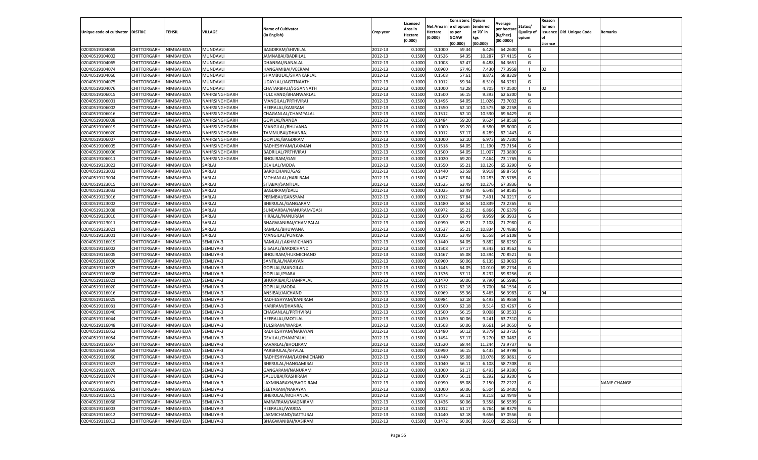| Unique code of cultivator | DISTRIC | TEHSIL | VILLAGE | Name of Cultivator (in English) | Crop year | Licensed Area in Hectare (0.000) | Net Area in Hectare (0.000) | Consistenc e of opium as per GOAW (00.000) | Opium tendered at 70° in kgs (00.000) | Average per hectare (Kg/hec) (00.0000) | Status/ Quality of opium | Reason for non issuance of Licence | Old Unique Code | Remarks |
|---|---|---|---|---|---|---|---|---|---|---|---|---|---|---|
| 02040519104069 | CHITTORGARH | NIMBAHEDA | MUNDAVLI | BAGDIRAM/SHIVELAL | 2012-13 | 0.1000 | 0.1000 | 59.34 | 6.426 | 64.2600 | G | | | |
| 02040519104002 | CHITTORGARH | NIMBAHEDA | MUNDAVLI | JAMNABAI/BADRILAL | 2012-13 | 0.1500 | 0.1526 | 64.35 | 10.287 | 67.4115 | G | | | |
| 02040519104065 | CHITTORGARH | NIMBAHEDA | MUNDAVLI | DHANRAJ/NANALAL | 2012-13 | 0.1000 | 0.1008 | 62.47 | 6.488 | 64.3651 | G | | | |
| 02040519104074 | CHITTORGARH | NIMBAHEDA | MUNDAVLI | HANGAMIBAI/VEERAM | 2012-13 | 0.1000 | 0.0960 | 67.46 | 7.430 | 77.3958 | I | 02 | | |
| 02040519104060 | CHITTORGARH | NIMBAHEDA | MUNDAVLI | SHAMBULAL/SHANKARLAL | 2012-13 | 0.1500 | 0.1508 | 57.61 | 8.872 | 58.8329 | G | | | |
| 02040519104075 | CHITTORGARH | NIMBAHEDA | MUNDAVLI | UDAYLAL/JAGTTNAATH | 2012-13 | 0.1000 | 0.1012 | 59.34 | 6.510 | 64.3281 | G | | | |
| 02040519104076 | CHITTORGARH | NIMBAHEDA | MUNDAVLI | CHATARBHUJ/JGGANNATH | 2012-13 | 0.1000 | 0.1000 | 43.28 | 4.705 | 47.0500 | I | 02 | | |
| 02040519106015 | CHITTORGARH | NIMBAHEDA | NAHRSINGHGARH | FULCHAND/BHANWARLAL | 2012-13 | 0.1500 | 0.1500 | 56.15 | 9.393 | 62.6200 | G | | | |
| 02040519106001 | CHITTORGARH | NIMBAHEDA | NAHRSINGHGARH | MANGILAL/PRTHVIRAJ | 2012-13 | 0.1500 | 0.1496 | 64.05 | 11.026 | 73.7032 | G | | | |
| 02040519106002 | CHITTORGARH | NIMBAHEDA | NAHRSINGHGARH | HEERALAL/KASIRAM | 2012-13 | 0.1500 | 0.1550 | 62.10 | 10.575 | 68.2258 | G | | | |
| 02040519106016 | CHITTORGARH | NIMBAHEDA | NAHRSINGHGARH | CHAGANLAL/CHAMPALAL | 2012-13 | 0.1500 | 0.1512 | 62.10 | 10.530 | 69.6429 | G | | | |
| 02040519106008 | CHITTORGARH | NIMBAHEDA | NAHRSINGHGARH | GOPILAL/NANDA | 2012-13 | 0.1500 | 0.1484 | 59.20 | 9.624 | 64.8518 | G | | | |
| 02040519106019 | CHITTORGARH | NIMBAHEDA | NAHRSINGHGARH | MANGILAL/BHUVANA | 2012-13 | 0.1000 | 0.1000 | 59.20 | 6.580 | 65.8000 | G | | | |
| 02040519106020 | CHITTORGARH | NIMBAHEDA | NAHRSINGHGARH | TAMMUBAI/DHANRAJ | 2012-13 | 0.1000 | 0.1012 | 57.17 | 6.289 | 62.1443 | G | | | |
| 02040519106007 | CHITTORGARH | NIMBAHEDA | NAHRSINGHGARH | GOPILAL/BAGDIRAM | 2012-13 | 0.1000 | 0.1000 | 62.10 | 6.973 | 69.7300 | G | | | |
| 02040519106005 | CHITTORGARH | NIMBAHEDA | NAHRSINGHGARH | RADHESHYAM/LAXMAN | 2012-13 | 0.1500 | 0.1518 | 64.05 | 11.190 | 73.7154 | G | | | |
| 02040519106006 | CHITTORGARH | NIMBAHEDA | NAHRSINGHGARH | BADRILAL/PRTHVIRAJ | 2012-13 | 0.1500 | 0.1500 | 64.05 | 11.007 | 73.3800 | G | | | |
| 02040519106011 | CHITTORGARH | NIMBAHEDA | NAHRSINGHGARH | BHOLIRAM/GASI | 2012-13 | 0.1000 | 0.1020 | 69.20 | 7.464 | 73.1765 | G | | | |
| 02040519123023 | CHITTORGARH | NIMBAHEDA | SARLAI | DEVILAL/MODA | 2012-13 | 0.1500 | 0.1550 | 65.21 | 10.126 | 65.3290 | G | | | |
| 02040519123003 | CHITTORGARH | NIMBAHEDA | SARLAI | BARDICHAND/GASI | 2012-13 | 0.1500 | 0.1440 | 63.58 | 9.918 | 68.8750 | G | | | |
| 02040519123004 | CHITTORGARH | NIMBAHEDA | SARLAI | MOHANLAL/HARI RAM | 2012-13 | 0.1500 | 0.1457 | 67.84 | 10.283 | 70.5765 | G | | | |
| 02040519123015 | CHITTORGARH | NIMBAHEDA | SARLAI | SITABAI/SANTILAL | 2012-13 | 0.1500 | 0.1525 | 63.49 | 10.276 | 67.3836 | G | | | |
| 02040519123033 | CHITTORGARH | NIMBAHEDA | SARLAI | BAGDIRAM/DALU | 2012-13 | 0.1000 | 0.1025 | 63.49 | 6.648 | 64.8585 | G | | | |
| 02040519123016 | CHITTORGARH | NIMBAHEDA | SARLAI | PERMBAI/GANSYAM | 2012-13 | 0.1000 | 0.1012 | 67.84 | 7.491 | 74.0217 | G | | | |
| 02040519123002 | CHITTORGARH | NIMBAHEDA | SARLAI | BHERULAL/GANGARAM | 2012-13 | 0.1500 | 0.1480 | 68.54 | 10.839 | 73.2365 | G | | | |
| 02040519123008 | CHITTORGARH | NIMBAHEDA | SARLAI | SUNDARBAI/NANURAM/GASI | 2012-13 | 0.1000 | 0.0972 | 65.21 | 6.866 | 70.6379 | G | | | |
| 02040519123010 | CHITTORGARH | NIMBAHEDA | SARLAI | HIRALAL/NANURAM | 2012-13 | 0.1500 | 0.1500 | 63.49 | 9.959 | 66.3933 | G | | | |
| 02040519123011 | CHITTORGARH | NIMBAHEDA | SARLAI | BHAGWANIBAI/CHAMPALAL | 2012-13 | 0.1000 | 0.0990 | 65.21 | 7.108 | 71.7980 | G | | | |
| 02040519123021 | CHITTORGARH | NIMBAHEDA | SARLAI | RAMLAL/BHUWANA | 2012-13 | 0.1500 | 0.1537 | 65.21 | 10.834 | 70.4880 | G | | | |
| 02040519123001 | CHITTORGARH | NIMBAHEDA | SARLAI | MANGILAL/PONKAR | 2012-13 | 0.1000 | 0.1015 | 63.49 | 6.558 | 64.6108 | G | | | |
| 02040519116019 | CHITTORGARH | NIMBAHEDA | SEMLIYA-3 | RAMLAL/LAKHMICHAND | 2012-13 | 0.1500 | 0.1440 | 64.05 | 9.882 | 68.6250 | G | | | |
| 02040519116002 | CHITTORGARH | NIMBAHEDA | SEMLIYA-3 | GISALAL/BARDICHAND | 2012-13 | 0.1500 | 0.1508 | 57.17 | 9.343 | 61.9562 | G | | | |
| 02040519116005 | CHITTORGARH | NIMBAHEDA | SEMLIYA-3 | BHOLIRAM/HUKMICHAND | 2012-13 | 0.1500 | 0.1467 | 65.08 | 10.394 | 70.8521 | G | | | |
| 02040519116006 | CHITTORGARH | NIMBAHEDA | SEMLIYA-3 | SANTILAL/NARAYAN | 2012-13 | 0.1000 | 0.0960 | 60.06 | 6.135 | 63.9063 | G | | | |
| 02040519116007 | CHITTORGARH | NIMBAHEDA | SEMLIYA-3 | GOPILAL/MANGILAL | 2012-13 | 0.1500 | 0.1445 | 64.05 | 10.010 | 69.2734 | G | | | |
| 02040519116008 | CHITTORGARH | NIMBAHEDA | SEMLIYA-3 | GOPILAL/PYARA | 2012-13 | 0.1500 | 0.1376 | 57.11 | 8.232 | 59.8256 | G | | | |
| 02040519116021 | CHITTORGARH | NIMBAHEDA | SEMLIYA-3 | BHURAIBAI/CHAMPALAL | 2012-13 | 0.1500 | 0.1470 | 60.06 | 9.790 | 66.5986 | G | | | |
| 02040519116020 | CHITTORGARH | NIMBAHEDA | SEMLIYA-3 | GOPILAL/MODA | 2012-13 | 0.1500 | 0.1512 | 62.18 | 9.700 | 64.1534 | G | | | |
| 02040519116016 | CHITTORGARH | NIMBAHEDA | SEMLIYA-3 | ANSIBAI/JAICHAND | 2012-13 | 0.1500 | 0.0969 | 55.36 | 5.465 | 56.3983 | G | 04 | | |
| 02040519116025 | CHITTORGARH | NIMBAHEDA | SEMLIYA-3 | RADHESHYAM/KANIRAM | 2012-13 | 0.1000 | 0.0984 | 62.18 | 6.493 | 65.9858 | G | | | |
| 02040519116031 | CHITTORGARH | NIMBAHEDA | SEMLIYA-3 | HARIRAM/DHANRAJ | 2012-13 | 0.1500 | 0.1500 | 62.18 | 9.514 | 63.4267 | G | | | |
| 02040519116040 | CHITTORGARH | NIMBAHEDA | SEMLIYA-3 | CHAGANLAL/PRTHVIRAJ | 2012-13 | 0.1500 | 0.1500 | 56.15 | 9.008 | 60.0533 | G | | | |
| 02040519116044 | CHITTORGARH | NIMBAHEDA | SEMLIYA-3 | HEERALAL/MOTILAL | 2012-13 | 0.1500 | 0.1450 | 60.06 | 9.241 | 63.7310 | G | | | |
| 02040519116048 | CHITTORGARH | NIMBAHEDA | SEMLIYA-3 | TULSIRAM/WARDA | 2012-13 | 0.1500 | 0.1508 | 60.06 | 9.661 | 64.0650 | G | | | |
| 02040519116052 | CHITTORGARH | NIMBAHEDA | SEMLIYA-3 | RADHESHYAM/NARAYAN | 2012-13 | 0.1500 | 0.1480 | 60.12 | 9.379 | 63.3716 | G | | | |
| 02040519116054 | CHITTORGARH | NIMBAHEDA | SEMLIYA-3 | DEVILAL/CHAMPALAL | 2012-13 | 0.1500 | 0.1494 | 57.17 | 9.270 | 62.0482 | G | | | |
| 02040519116057 | CHITTORGARH | NIMBAHEDA | SEMLIYA-3 | KAVARLAL/BHOLIRAM | 2012-13 | 0.1500 | 0.1520 | 68.44 | 11.244 | 73.9737 | G | | | |
| 02040519116059 | CHITTORGARH | NIMBAHEDA | SEMLIYA-3 | PARBHULAL/SHVLAL | 2012-13 | 0.1000 | 0.0990 | 56.15 | 6.433 | 64.9798 | G | | | |
| 02040519116060 | CHITTORGARH | NIMBAHEDA | SEMLIYA-3 | RADHESHYAM/LAKHMICHAND | 2012-13 | 0.1500 | 0.1440 | 65.08 | 10.078 | 69.9861 | G | | | |
| 02040519116023 | CHITTORGARH | NIMBAHEDA | SEMLIYA-3 | BHERULAL/HANGAMIBAI | 2012-13 | 0.1000 | 0.1040 | 56.11 | 6.108 | 58.7308 | G | | | |
| 02040519116070 | CHITTORGARH | NIMBAHEDA | SEMLIYA-3 | GANGARAM/NANURAM | 2012-13 | 0.1000 | 0.1000 | 61.17 | 6.493 | 64.9300 | G | | | |
| 02040519116074 | CHITTORGARH | NIMBAHEDA | SEMLIYA-3 | SALUUBAI/KASHIRAM | 2012-13 | 0.1000 | 0.1000 | 56.11 | 6.292 | 62.9200 | G | | | |
| 02040519116071 | CHITTORGARH | NIMBAHEDA | SEMLIYA-3 | LAXMINARAYN/BAGDIRAM | 2012-13 | 0.1000 | 0.0990 | 65.08 | 7.150 | 72.2222 | G | | | NAME CHANGE |
| 02040519116065 | CHITTORGARH | NIMBAHEDA | SEMLIYA-3 | SEETARAM/NARAYAN | 2012-13 | 0.1000 | 0.1000 | 60.06 | 6.504 | 65.0400 | G | | | |
| 02040519116015 | CHITTORGARH | NIMBAHEDA | SEMLIYA-3 | BHERULAL/MOHANLAL | 2012-13 | 0.1500 | 0.1475 | 56.11 | 9.218 | 62.4949 | G | | | |
| 02040519116068 | CHITTORGARH | NIMBAHEDA | SEMLIYA-3 | AMRATRAM/MAGNIRAM | 2012-13 | 0.1500 | 0.1436 | 60.06 | 9.558 | 66.5599 | G | | | |
| 02040519116003 | CHITTORGARH | NIMBAHEDA | SEMLIYA-3 | HEERALAL/WARDA | 2012-13 | 0.1500 | 0.1012 | 61.17 | 6.764 | 66.8379 | G | | | |
| 02040519116012 | CHITTORGARH | NIMBAHEDA | SEMLIYA-3 | LAKMICHAND/GATTUBAI | 2012-13 | 0.1500 | 0.1440 | 62.18 | 9.656 | 67.0556 | G | | | |
| 02040519116013 | CHITTORGARH | NIMBAHEDA | SEMLIYA-3 | BHAGWANIBAI/KASIRAM | 2012-13 | 0.1500 | 0.1472 | 60.06 | 9.610 | 65.2853 | G | | | |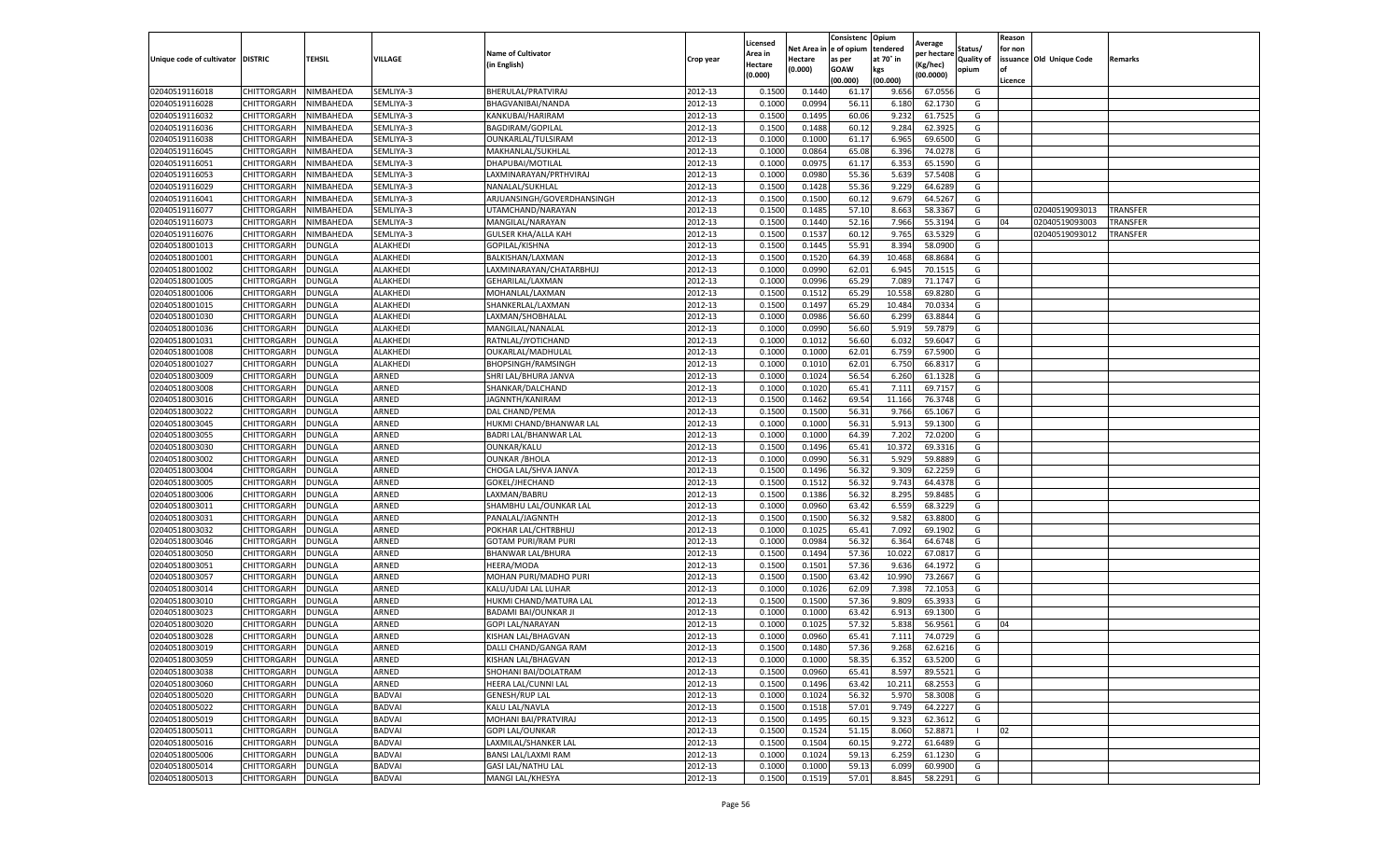| Unique code of cultivator | DISTRIC | TEHSIL | VILLAGE | Name of Cultivator (in English) | Crop year | Licensed Area in Hectare (0.000) | Net Area in Hectare (0.000) | Consistence of opium as per GOAW (00.000) | Opium tendered at 70° in kgs (00.000) | Average per hectare (Kg/hec) (00.0000) | Status/ Quality of opium | Reason for non issuance of Licence | Old Unique Code | Remarks |
|---|---|---|---|---|---|---|---|---|---|---|---|---|---|---|
| 02040519116018 | CHITTORGARH | NIMBAHEDA | SEMLIYA-3 | BHERULAL/PRATVIRAJ | 2012-13 | 0.1500 | 0.1440 | 61.17 | 9.656 | 67.0556 | G | | | |
| 02040519116028 | CHITTORGARH | NIMBAHEDA | SEMLIYA-3 | BHAGVANIBAI/NANDA | 2012-13 | 0.1000 | 0.0994 | 56.11 | 6.180 | 62.1730 | G | | | |
| 02040519116032 | CHITTORGARH | NIMBAHEDA | SEMLIYA-3 | KANKUBAI/HARIRAM | 2012-13 | 0.1500 | 0.1495 | 60.06 | 9.232 | 61.7525 | G | | | |
| 02040519116036 | CHITTORGARH | NIMBAHEDA | SEMLIYA-3 | BAGDIRAM/GOPILAL | 2012-13 | 0.1500 | 0.1488 | 60.12 | 9.284 | 62.3925 | G | | | |
| 02040519116038 | CHITTORGARH | NIMBAHEDA | SEMLIYA-3 | OUNKARLAL/TULSIRAM | 2012-13 | 0.1000 | 0.1000 | 61.17 | 6.965 | 69.6500 | G | | | |
| 02040519116045 | CHITTORGARH | NIMBAHEDA | SEMLIYA-3 | MAKHANLAL/SUKHLAL | 2012-13 | 0.1000 | 0.0864 | 65.08 | 6.396 | 74.0278 | G | | | |
| 02040519116051 | CHITTORGARH | NIMBAHEDA | SEMLIYA-3 | DHAPUBAI/MOTILAL | 2012-13 | 0.1000 | 0.0975 | 61.17 | 6.353 | 65.1590 | G | | | |
| 02040519116053 | CHITTORGARH | NIMBAHEDA | SEMLIYA-3 | LAXMINARAYAN/PRTHVIRAJ | 2012-13 | 0.1000 | 0.0980 | 55.36 | 5.639 | 57.5408 | G | | | |
| 02040519116029 | CHITTORGARH | NIMBAHEDA | SEMLIYA-3 | NANALAL/SUKHLAL | 2012-13 | 0.1500 | 0.1428 | 55.36 | 9.229 | 64.6289 | G | | | |
| 02040519116041 | CHITTORGARH | NIMBAHEDA | SEMLIYA-3 | ARJUANSINGH/GOVERDHANSINGH | 2012-13 | 0.1500 | 0.1500 | 60.12 | 9.679 | 64.5267 | G | | | |
| 02040519116077 | CHITTORGARH | NIMBAHEDA | SEMLIYA-3 | UTAMCHAND/NARAYAN | 2012-13 | 0.1500 | 0.1485 | 57.10 | 8.663 | 58.3367 | G | | 02040519093013 | TRANSFER |
| 02040519116073 | CHITTORGARH | NIMBAHEDA | SEMLIYA-3 | MANGILAL/NARAYAN | 2012-13 | 0.1500 | 0.1440 | 52.16 | 7.966 | 55.3194 | G | 04 | 02040519093003 | TRANSFER |
| 02040519116076 | CHITTORGARH | NIMBAHEDA | SEMLIYA-3 | GULSER KHA/ALLA KAH | 2012-13 | 0.1500 | 0.1537 | 60.12 | 9.765 | 63.5329 | G | | 02040519093012 | TRANSFER |
| 02040518001013 | CHITTORGARH | DUNGLA | ALAKHEDI | GOPILAL/KISHNA | 2012-13 | 0.1500 | 0.1445 | 55.91 | 8.394 | 58.0900 | G | | | |
| 02040518001001 | CHITTORGARH | DUNGLA | ALAKHEDI | BALKISHAN/LAXMAN | 2012-13 | 0.1500 | 0.1520 | 64.39 | 10.468 | 68.8684 | G | | | |
| 02040518001002 | CHITTORGARH | DUNGLA | ALAKHEDI | LAXMINARAYAN/CHATARBHUJ | 2012-13 | 0.1000 | 0.0990 | 62.01 | 6.945 | 70.1515 | G | | | |
| 02040518001005 | CHITTORGARH | DUNGLA | ALAKHEDI | GEHARILAL/LAXMAN | 2012-13 | 0.1000 | 0.0996 | 65.29 | 7.089 | 71.1747 | G | | | |
| 02040518001006 | CHITTORGARH | DUNGLA | ALAKHEDI | MOHANLAL/LAXMAN | 2012-13 | 0.1500 | 0.1512 | 65.29 | 10.558 | 69.8280 | G | | | |
| 02040518001015 | CHITTORGARH | DUNGLA | ALAKHEDI | SHANKERLAL/LAXMAN | 2012-13 | 0.1500 | 0.1497 | 65.29 | 10.484 | 70.0334 | G | | | |
| 02040518001030 | CHITTORGARH | DUNGLA | ALAKHEDI | LAXMAN/SHOBHALAL | 2012-13 | 0.1000 | 0.0986 | 56.60 | 6.299 | 63.8844 | G | | | |
| 02040518001036 | CHITTORGARH | DUNGLA | ALAKHEDI | MANGILAL/NANALAL | 2012-13 | 0.1000 | 0.0990 | 56.60 | 5.919 | 59.7879 | G | | | |
| 02040518001031 | CHITTORGARH | DUNGLA | ALAKHEDI | RATNLAL/JYOTICHAND | 2012-13 | 0.1000 | 0.1012 | 56.60 | 6.032 | 59.6047 | G | | | |
| 02040518001008 | CHITTORGARH | DUNGLA | ALAKHEDI | OUKARLAL/MADHULAL | 2012-13 | 0.1000 | 0.1000 | 62.01 | 6.759 | 67.5900 | G | | | |
| 02040518001027 | CHITTORGARH | DUNGLA | ALAKHEDI | BHOPSINGH/RAMSINGH | 2012-13 | 0.1000 | 0.1010 | 62.01 | 6.750 | 66.8317 | G | | | |
| 02040518003009 | CHITTORGARH | DUNGLA | ARNED | SHRI LAL/BHURA JANVA | 2012-13 | 0.1000 | 0.1024 | 56.54 | 6.260 | 61.1328 | G | | | |
| 02040518003008 | CHITTORGARH | DUNGLA | ARNED | SHANKAR/DALCHAND | 2012-13 | 0.1000 | 0.1020 | 65.41 | 7.111 | 69.7157 | G | | | |
| 02040518003016 | CHITTORGARH | DUNGLA | ARNED | JAGNNTH/KANIRAM | 2012-13 | 0.1500 | 0.1462 | 69.54 | 11.166 | 76.3748 | G | | | |
| 02040518003022 | CHITTORGARH | DUNGLA | ARNED | DAL CHAND/PEMA | 2012-13 | 0.1500 | 0.1500 | 56.31 | 9.766 | 65.1067 | G | | | |
| 02040518003045 | CHITTORGARH | DUNGLA | ARNED | HUKMI CHAND/BHANWAR LAL | 2012-13 | 0.1000 | 0.1000 | 56.31 | 5.913 | 59.1300 | G | | | |
| 02040518003055 | CHITTORGARH | DUNGLA | ARNED | BADRI LAL/BHANWAR LAL | 2012-13 | 0.1000 | 0.1000 | 64.39 | 7.202 | 72.0200 | G | | | |
| 02040518003030 | CHITTORGARH | DUNGLA | ARNED | OUNKAR/KALU | 2012-13 | 0.1500 | 0.1496 | 65.41 | 10.372 | 69.3316 | G | | | |
| 02040518003002 | CHITTORGARH | DUNGLA | ARNED | OUNKAR /BHOLA | 2012-13 | 0.1000 | 0.0990 | 56.31 | 5.929 | 59.8889 | G | | | |
| 02040518003004 | CHITTORGARH | DUNGLA | ARNED | CHOGA LAL/SHVA JANVA | 2012-13 | 0.1500 | 0.1496 | 56.32 | 9.309 | 62.2259 | G | | | |
| 02040518003005 | CHITTORGARH | DUNGLA | ARNED | GOKEL/JHECHAND | 2012-13 | 0.1500 | 0.1512 | 56.32 | 9.743 | 64.4378 | G | | | |
| 02040518003006 | CHITTORGARH | DUNGLA | ARNED | LAXMAN/BABRU | 2012-13 | 0.1500 | 0.1386 | 56.32 | 8.295 | 59.8485 | G | | | |
| 02040518003011 | CHITTORGARH | DUNGLA | ARNED | SHAMBHU LAL/OUNKAR LAL | 2012-13 | 0.1000 | 0.0960 | 63.42 | 6.559 | 68.3229 | G | | | |
| 02040518003031 | CHITTORGARH | DUNGLA | ARNED | PANALAL/JAGNNTH | 2012-13 | 0.1500 | 0.1500 | 56.32 | 9.582 | 63.8800 | G | | | |
| 02040518003032 | CHITTORGARH | DUNGLA | ARNED | POKHAR LAL/CHTRBHUJ | 2012-13 | 0.1000 | 0.1025 | 65.41 | 7.092 | 69.1902 | G | | | |
| 02040518003046 | CHITTORGARH | DUNGLA | ARNED | GOTAM PURI/RAM PURI | 2012-13 | 0.1000 | 0.0984 | 56.32 | 6.364 | 64.6748 | G | | | |
| 02040518003050 | CHITTORGARH | DUNGLA | ARNED | BHANWAR LAL/BHURA | 2012-13 | 0.1500 | 0.1494 | 57.36 | 10.022 | 67.0817 | G | | | |
| 02040518003051 | CHITTORGARH | DUNGLA | ARNED | HEERA/MODA | 2012-13 | 0.1500 | 0.1501 | 57.36 | 9.636 | 64.1972 | G | | | |
| 02040518003057 | CHITTORGARH | DUNGLA | ARNED | MOHAN PURI/MADHO PURI | 2012-13 | 0.1500 | 0.1500 | 63.42 | 10.990 | 73.2667 | G | | | |
| 02040518003014 | CHITTORGARH | DUNGLA | ARNED | KALU/UDAI LAL LUHAR | 2012-13 | 0.1000 | 0.1026 | 62.09 | 7.398 | 72.1053 | G | | | |
| 02040518003010 | CHITTORGARH | DUNGLA | ARNED | HUKMI CHAND/MATURA LAL | 2012-13 | 0.1500 | 0.1500 | 57.36 | 9.809 | 65.3933 | G | | | |
| 02040518003023 | CHITTORGARH | DUNGLA | ARNED | BADAMI BAI/OUNKAR JI | 2012-13 | 0.1000 | 0.1000 | 63.42 | 6.913 | 69.1300 | G | | | |
| 02040518003020 | CHITTORGARH | DUNGLA | ARNED | GOPI LAL/NARAYAN | 2012-13 | 0.1000 | 0.1025 | 57.32 | 5.838 | 56.9561 | G | 04 | | |
| 02040518003028 | CHITTORGARH | DUNGLA | ARNED | KISHAN LAL/BHAGVAN | 2012-13 | 0.1000 | 0.0960 | 65.41 | 7.111 | 74.0729 | G | | | |
| 02040518003019 | CHITTORGARH | DUNGLA | ARNED | DALLI CHAND/GANGA RAM | 2012-13 | 0.1500 | 0.1480 | 57.36 | 9.268 | 62.6216 | G | | | |
| 02040518003059 | CHITTORGARH | DUNGLA | ARNED | KISHAN LAL/BHAGVAN | 2012-13 | 0.1000 | 0.1000 | 58.35 | 6.352 | 63.5200 | G | | | |
| 02040518003038 | CHITTORGARH | DUNGLA | ARNED | SHOHANI BAI/DOLATRAM | 2012-13 | 0.1500 | 0.0960 | 65.41 | 8.597 | 89.5521 | G | | | |
| 02040518003060 | CHITTORGARH | DUNGLA | ARNED | HEERA LAL/CUNNI LAL | 2012-13 | 0.1500 | 0.1496 | 63.42 | 10.211 | 68.2553 | G | | | |
| 02040518005020 | CHITTORGARH | DUNGLA | BADVAI | GENESH/RUP LAL | 2012-13 | 0.1000 | 0.1024 | 56.32 | 5.970 | 58.3008 | G | | | |
| 02040518005022 | CHITTORGARH | DUNGLA | BADVAI | KALU LAL/NAVLA | 2012-13 | 0.1500 | 0.1518 | 57.01 | 9.749 | 64.2227 | G | | | |
| 02040518005019 | CHITTORGARH | DUNGLA | BADVAI | MOHANI BAI/PRATVIRAJ | 2012-13 | 0.1500 | 0.1495 | 60.15 | 9.323 | 62.3612 | G | | | |
| 02040518005011 | CHITTORGARH | DUNGLA | BADVAI | GOPI LAL/OUNKAR | 2012-13 | 0.1500 | 0.1524 | 51.15 | 8.060 | 52.8871 | I | 02 | | |
| 02040518005016 | CHITTORGARH | DUNGLA | BADVAI | LAXMILAL/SHANKER LAL | 2012-13 | 0.1500 | 0.1504 | 60.15 | 9.272 | 61.6489 | G | | | |
| 02040518005006 | CHITTORGARH | DUNGLA | BADVAI | BANSI LAL/LAXMI RAM | 2012-13 | 0.1000 | 0.1024 | 59.13 | 6.259 | 61.1230 | G | | | |
| 02040518005014 | CHITTORGARH | DUNGLA | BADVAI | GASI LAL/NATHU LAL | 2012-13 | 0.1000 | 0.1000 | 59.13 | 6.099 | 60.9900 | G | | | |
| 02040518005013 | CHITTORGARH | DUNGLA | BADVAI | MANGI LAL/KHESYA | 2012-13 | 0.1500 | 0.1519 | 57.01 | 8.845 | 58.2291 | G | | | |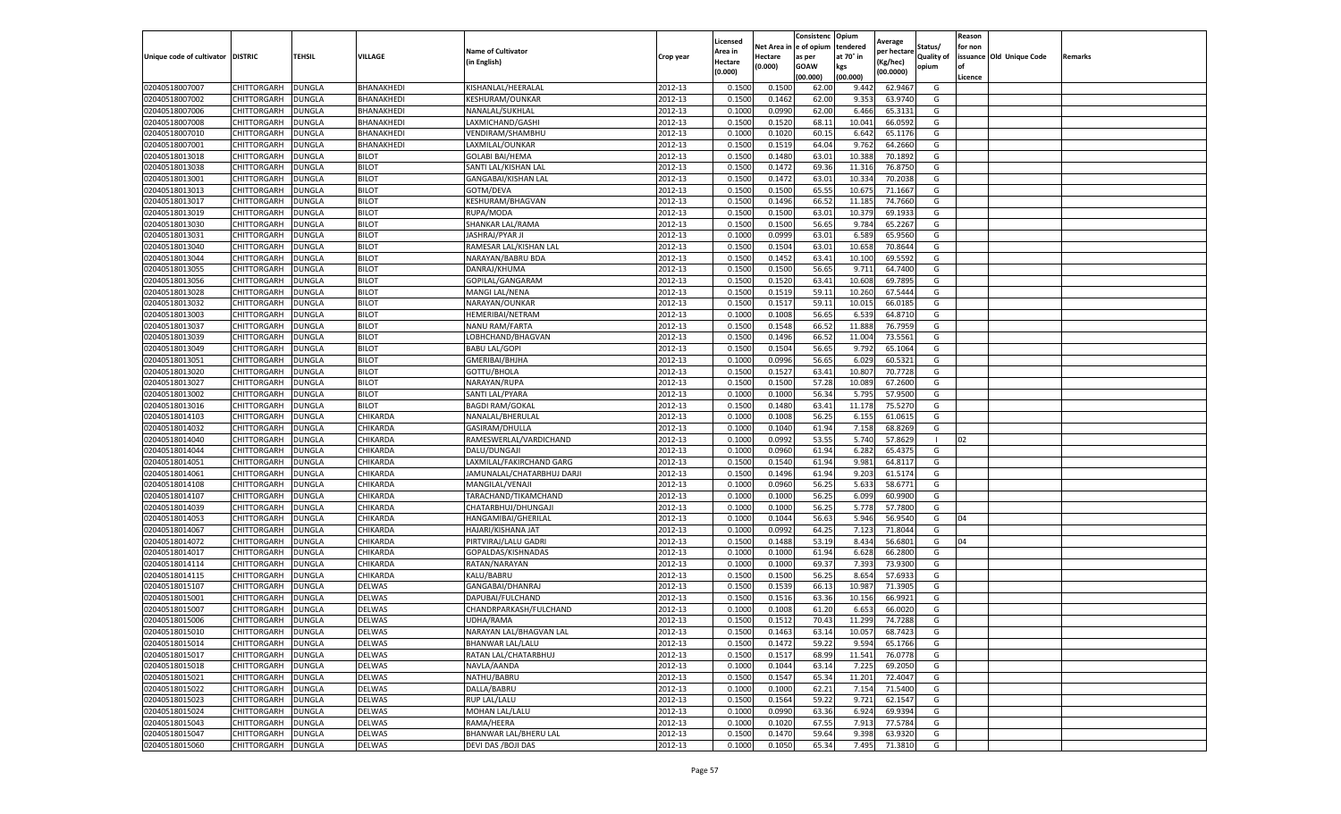| Unique code of cultivator | DISTRIC | TEHSIL | VILLAGE | Name of Cultivator (in English) | Crop year | Licensed Area in Hectare (0.000) | Net Area in Hectare (0.000) | Consistence of opium as per GOAW (00.000) | Opium tendered at 70° in kgs (00.000) | Average per hectare (Kg/hec) (00.0000) | Status/ Quality of opium | Reason for non issuance of Licence | Old Unique Code | Remarks |
|---|---|---|---|---|---|---|---|---|---|---|---|---|---|---|
| 02040518007007 | CHITTORGARH | DUNGLA | BHANAKHEDI | KISHANLAL/HEERALAL | 2012-13 | 0.1500 | 0.1500 | 62.00 | 9.442 | 62.9467 | G | | | |
| 02040518007002 | CHITTORGARH | DUNGLA | BHANAKHEDI | KESHURAM/OUNKAR | 2012-13 | 0.1500 | 0.1462 | 62.00 | 9.353 | 63.9740 | G | | | |
| 02040518007006 | CHITTORGARH | DUNGLA | BHANAKHEDI | NANALAL/SUKHLAL | 2012-13 | 0.1000 | 0.0990 | 62.00 | 6.466 | 65.3131 | G | | | |
| 02040518007008 | CHITTORGARH | DUNGLA | BHANAKHEDI | LAXMICHAND/GASHI | 2012-13 | 0.1500 | 0.1520 | 68.11 | 10.041 | 66.0592 | G | | | |
| 02040518007010 | CHITTORGARH | DUNGLA | BHANAKHEDI | VENDIRAM/SHAMBHU | 2012-13 | 0.1000 | 0.1020 | 60.15 | 6.642 | 65.1176 | G | | | |
| 02040518007001 | CHITTORGARH | DUNGLA | BHANAKHEDI | LAXMILAL/OUNKAR | 2012-13 | 0.1500 | 0.1519 | 64.04 | 9.762 | 64.2660 | G | | | |
| 02040518013018 | CHITTORGARH | DUNGLA | BILOT | GOLABI BAI/HEMA | 2012-13 | 0.1500 | 0.1480 | 63.01 | 10.388 | 70.1892 | G | | | |
| 02040518013038 | CHITTORGARH | DUNGLA | BILOT | SANTI LAL/KISHAN LAL | 2012-13 | 0.1500 | 0.1472 | 69.36 | 11.316 | 76.8750 | G | | | |
| 02040518013001 | CHITTORGARH | DUNGLA | BILOT | GANGABAI/KISHAN LAL | 2012-13 | 0.1500 | 0.1472 | 63.01 | 10.334 | 70.2038 | G | | | |
| 02040518013013 | CHITTORGARH | DUNGLA | BILOT | GOTM/DEVA | 2012-13 | 0.1500 | 0.1500 | 65.55 | 10.675 | 71.1667 | G | | | |
| 02040518013017 | CHITTORGARH | DUNGLA | BILOT | KESHURAM/BHAGVAN | 2012-13 | 0.1500 | 0.1496 | 66.52 | 11.185 | 74.7660 | G | | | |
| 02040518013019 | CHITTORGARH | DUNGLA | BILOT | RUPA/MODA | 2012-13 | 0.1500 | 0.1500 | 63.01 | 10.379 | 69.1933 | G | | | |
| 02040518013030 | CHITTORGARH | DUNGLA | BILOT | SHANKAR LAL/RAMA | 2012-13 | 0.1500 | 0.1500 | 56.65 | 9.784 | 65.2267 | G | | | |
| 02040518013031 | CHITTORGARH | DUNGLA | BILOT | JASHRAJ/PYAR JI | 2012-13 | 0.1000 | 0.0999 | 63.01 | 6.589 | 65.9560 | G | | | |
| 02040518013040 | CHITTORGARH | DUNGLA | BILOT | RAMESAR LAL/KISHAN LAL | 2012-13 | 0.1500 | 0.1504 | 63.01 | 10.658 | 70.8644 | G | | | |
| 02040518013044 | CHITTORGARH | DUNGLA | BILOT | NARAYAN/BABRU BDA | 2012-13 | 0.1500 | 0.1452 | 63.41 | 10.100 | 69.5592 | G | | | |
| 02040518013055 | CHITTORGARH | DUNGLA | BILOT | DANRAJ/KHUMA | 2012-13 | 0.1500 | 0.1500 | 56.65 | 9.711 | 64.7400 | G | | | |
| 02040518013056 | CHITTORGARH | DUNGLA | BILOT | GOPILAL/GANGARAM | 2012-13 | 0.1500 | 0.1520 | 63.41 | 10.608 | 69.7895 | G | | | |
| 02040518013028 | CHITTORGARH | DUNGLA | BILOT | MANGI LAL/NENA | 2012-13 | 0.1500 | 0.1519 | 59.11 | 10.260 | 67.5444 | G | | | |
| 02040518013032 | CHITTORGARH | DUNGLA | BILOT | NARAYAN/OUNKAR | 2012-13 | 0.1500 | 0.1517 | 59.11 | 10.015 | 66.0185 | G | | | |
| 02040518013003 | CHITTORGARH | DUNGLA | BILOT | HEMERIBAI/NETRAM | 2012-13 | 0.1000 | 0.1008 | 56.65 | 6.539 | 64.8710 | G | | | |
| 02040518013037 | CHITTORGARH | DUNGLA | BILOT | NANU RAM/FARTA | 2012-13 | 0.1500 | 0.1548 | 66.52 | 11.888 | 76.7959 | G | | | |
| 02040518013039 | CHITTORGARH | DUNGLA | BILOT | LOBHCHAND/BHAGVAN | 2012-13 | 0.1500 | 0.1496 | 66.52 | 11.004 | 73.5561 | G | | | |
| 02040518013049 | CHITTORGARH | DUNGLA | BILOT | BABU LAL/GOPI | 2012-13 | 0.1500 | 0.1504 | 56.65 | 9.792 | 65.1064 | G | | | |
| 02040518013051 | CHITTORGARH | DUNGLA | BILOT | GMERIBAI/BHJHA | 2012-13 | 0.1000 | 0.0996 | 56.65 | 6.029 | 60.5321 | G | | | |
| 02040518013020 | CHITTORGARH | DUNGLA | BILOT | GOTTU/BHOLA | 2012-13 | 0.1500 | 0.1527 | 63.41 | 10.807 | 70.7728 | G | | | |
| 02040518013027 | CHITTORGARH | DUNGLA | BILOT | NARAYAN/RUPA | 2012-13 | 0.1500 | 0.1500 | 57.28 | 10.089 | 67.2600 | G | | | |
| 02040518013002 | CHITTORGARH | DUNGLA | BILOT | SANTI LAL/PYARA | 2012-13 | 0.1000 | 0.1000 | 56.34 | 5.795 | 57.9500 | G | | | |
| 02040518013016 | CHITTORGARH | DUNGLA | BILOT | BAGDI RAM/GOKAL | 2012-13 | 0.1500 | 0.1480 | 63.41 | 11.178 | 75.5270 | G | | | |
| 02040518014103 | CHITTORGARH | DUNGLA | CHIKARDA | NANALAL/BHERULAL | 2012-13 | 0.1000 | 0.1008 | 56.25 | 6.155 | 61.0615 | G | | | |
| 02040518014032 | CHITTORGARH | DUNGLA | CHIKARDA | GASIRAM/DHULLA | 2012-13 | 0.1000 | 0.1040 | 61.94 | 7.158 | 68.8269 | G | | | |
| 02040518014040 | CHITTORGARH | DUNGLA | CHIKARDA | RAMESWERLAL/VARDICHAND | 2012-13 | 0.1000 | 0.0992 | 53.55 | 5.740 | 57.8629 | I | 02 | | |
| 02040518014044 | CHITTORGARH | DUNGLA | CHIKARDA | DALU/DUNGAJI | 2012-13 | 0.1000 | 0.0960 | 61.94 | 6.282 | 65.4375 | G | | | |
| 02040518014051 | CHITTORGARH | DUNGLA | CHIKARDA | LAXMILAL/FAKIRCHAND GARG | 2012-13 | 0.1500 | 0.1540 | 61.94 | 9.981 | 64.8117 | G | | | |
| 02040518014061 | CHITTORGARH | DUNGLA | CHIKARDA | JAMUNALAL/CHATARBHUJ DARJI | 2012-13 | 0.1500 | 0.1496 | 61.94 | 9.203 | 61.5174 | G | | | |
| 02040518014108 | CHITTORGARH | DUNGLA | CHIKARDA | MANGILAL/VENAJI | 2012-13 | 0.1000 | 0.0960 | 56.25 | 5.633 | 58.6771 | G | | | |
| 02040518014107 | CHITTORGARH | DUNGLA | CHIKARDA | TARACHAND/TIKAMCHAND | 2012-13 | 0.1000 | 0.1000 | 56.25 | 6.099 | 60.9900 | G | | | |
| 02040518014039 | CHITTORGARH | DUNGLA | CHIKARDA | CHATARBHUJ/DHUNGAJI | 2012-13 | 0.1000 | 0.1000 | 56.25 | 5.778 | 57.7800 | G | | | |
| 02040518014053 | CHITTORGARH | DUNGLA | CHIKARDA | HANGAMIBAI/GHERILAL | 2012-13 | 0.1000 | 0.1044 | 56.63 | 5.946 | 56.9540 | G | 04 | | |
| 02040518014067 | CHITTORGARH | DUNGLA | CHIKARDA | HAJARI/KISHANA JAT | 2012-13 | 0.1000 | 0.0992 | 64.25 | 7.123 | 71.8044 | G | | | |
| 02040518014072 | CHITTORGARH | DUNGLA | CHIKARDA | PIRTVIRAJ/LALU GADRI | 2012-13 | 0.1500 | 0.1488 | 53.19 | 8.434 | 56.6801 | G | 04 | | |
| 02040518014017 | CHITTORGARH | DUNGLA | CHIKARDA | GOPALDAS/KISHNADAS | 2012-13 | 0.1000 | 0.1000 | 61.94 | 6.628 | 66.2800 | G | | | |
| 02040518014114 | CHITTORGARH | DUNGLA | CHIKARDA | RATAN/NARAYAN | 2012-13 | 0.1000 | 0.1000 | 69.37 | 7.393 | 73.9300 | G | | | |
| 02040518014115 | CHITTORGARH | DUNGLA | CHIKARDA | KALU/BABRU | 2012-13 | 0.1500 | 0.1500 | 56.25 | 8.654 | 57.6933 | G | | | |
| 02040518015107 | CHITTORGARH | DUNGLA | DELWAS | GANGABAI/DHANRAJ | 2012-13 | 0.1500 | 0.1539 | 66.13 | 10.987 | 71.3905 | G | | | |
| 02040518015001 | CHITTORGARH | DUNGLA | DELWAS | DAPUBAI/FULCHAND | 2012-13 | 0.1500 | 0.1516 | 63.36 | 10.156 | 66.9921 | G | | | |
| 02040518015007 | CHITTORGARH | DUNGLA | DELWAS | CHANDRPARKASH/FULCHAND | 2012-13 | 0.1000 | 0.1008 | 61.20 | 6.653 | 66.0020 | G | | | |
| 02040518015006 | CHITTORGARH | DUNGLA | DELWAS | UDHA/RAMA | 2012-13 | 0.1500 | 0.1512 | 70.43 | 11.299 | 74.7288 | G | | | |
| 02040518015010 | CHITTORGARH | DUNGLA | DELWAS | NARAYAN LAL/BHAGVAN LAL | 2012-13 | 0.1500 | 0.1463 | 63.14 | 10.057 | 68.7423 | G | | | |
| 02040518015014 | CHITTORGARH | DUNGLA | DELWAS | BHANWAR LAL/LALU | 2012-13 | 0.1500 | 0.1472 | 59.22 | 9.594 | 65.1766 | G | | | |
| 02040518015017 | CHITTORGARH | DUNGLA | DELWAS | RATAN LAL/CHATARBHUJ | 2012-13 | 0.1500 | 0.1517 | 68.99 | 11.541 | 76.0778 | G | | | |
| 02040518015018 | CHITTORGARH | DUNGLA | DELWAS | NAVLA/AANDA | 2012-13 | 0.1000 | 0.1044 | 63.14 | 7.225 | 69.2050 | G | | | |
| 02040518015021 | CHITTORGARH | DUNGLA | DELWAS | NATHU/BABRU | 2012-13 | 0.1500 | 0.1547 | 65.34 | 11.201 | 72.4047 | G | | | |
| 02040518015022 | CHITTORGARH | DUNGLA | DELWAS | DALLA/BABRU | 2012-13 | 0.1000 | 0.1000 | 62.21 | 7.154 | 71.5400 | G | | | |
| 02040518015023 | CHITTORGARH | DUNGLA | DELWAS | RUP LAL/LALU | 2012-13 | 0.1500 | 0.1564 | 59.22 | 9.721 | 62.1547 | G | | | |
| 02040518015024 | CHITTORGARH | DUNGLA | DELWAS | MOHAN LAL/LALU | 2012-13 | 0.1000 | 0.0990 | 63.36 | 6.924 | 69.9394 | G | | | |
| 02040518015043 | CHITTORGARH | DUNGLA | DELWAS | RAMA/HEERA | 2012-13 | 0.1000 | 0.1020 | 67.55 | 7.913 | 77.5784 | G | | | |
| 02040518015047 | CHITTORGARH | DUNGLA | DELWAS | BHANWAR LAL/BHERU LAL | 2012-13 | 0.1500 | 0.1470 | 59.64 | 9.398 | 63.9320 | G | | | |
| 02040518015060 | CHITTORGARH | DUNGLA | DELWAS | DEVI DAS /BOJI DAS | 2012-13 | 0.1000 | 0.1050 | 65.34 | 7.495 | 71.3810 | G | | | |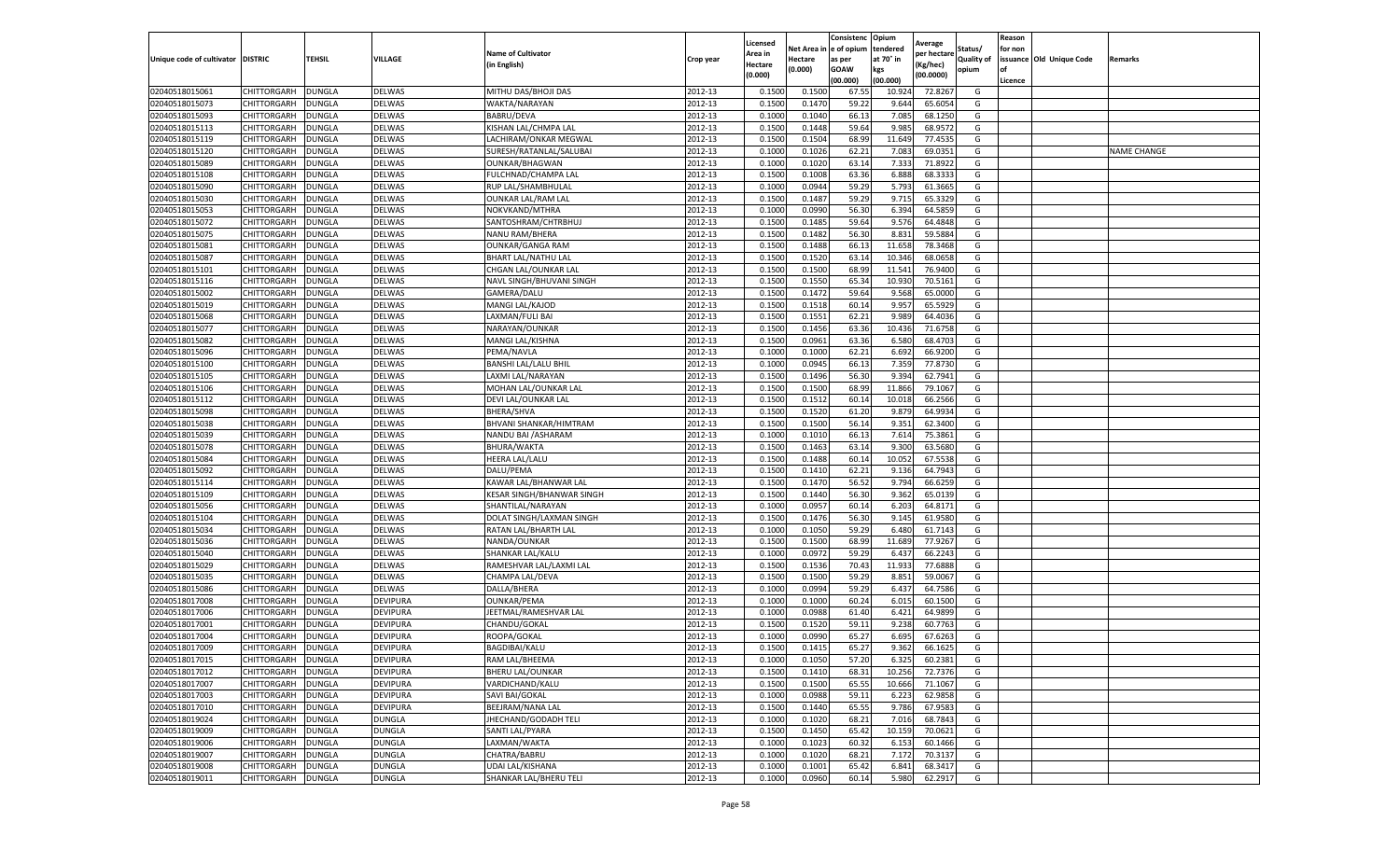| Unique code of cultivator | DISTRIC | TEHSIL | VILLAGE | Name of Cultivator (in English) | Crop year | Licensed Area in Hectare (0.000) | Net Area in Hectare (0.000) | Consistenc e of opium as per GOAW (00.000) | Opium tendered at 70˚ in kgs (00.000) | Average per hectare (Kg/hec) (00.0000) | Status/ Quality of opium | Reason for non issuance of Licence | Old Unique Code | Remarks |
|---|---|---|---|---|---|---|---|---|---|---|---|---|---|---|
| 02040518015061 | CHITTORGARH | DUNGLA | DELWAS | MITHU DAS/BHOJI DAS | 2012-13 | 0.1500 | 0.1500 | 67.55 | 10.924 | 72.8267 | G | | | |
| 02040518015073 | CHITTORGARH | DUNGLA | DELWAS | WAKTA/NARAYAN | 2012-13 | 0.1500 | 0.1470 | 59.22 | 9.644 | 65.6054 | G | | | |
| 02040518015093 | CHITTORGARH | DUNGLA | DELWAS | BABRU/DEVA | 2012-13 | 0.1000 | 0.1040 | 66.13 | 7.085 | 68.1250 | G | | | |
| 02040518015113 | CHITTORGARH | DUNGLA | DELWAS | KISHAN LAL/CHMPA LAL | 2012-13 | 0.1500 | 0.1448 | 59.64 | 9.985 | 68.9572 | G | | | |
| 02040518015119 | CHITTORGARH | DUNGLA | DELWAS | LACHIRAM/ONKAR MEGWAL | 2012-13 | 0.1500 | 0.1504 | 68.99 | 11.649 | 77.4535 | G | | | |
| 02040518015120 | CHITTORGARH | DUNGLA | DELWAS | SURESH/RATANLAL/SALUBAI | 2012-13 | 0.1000 | 0.1026 | 62.21 | 7.083 | 69.0351 | G | | | NAME CHANGE |
| 02040518015089 | CHITTORGARH | DUNGLA | DELWAS | OUNKAR/BHAGWAN | 2012-13 | 0.1000 | 0.1020 | 63.14 | 7.333 | 71.8922 | G | | | |
| 02040518015108 | CHITTORGARH | DUNGLA | DELWAS | FULCHNAD/CHAMPA LAL | 2012-13 | 0.1500 | 0.1008 | 63.36 | 6.888 | 68.3333 | G | | | |
| 02040518015090 | CHITTORGARH | DUNGLA | DELWAS | RUP LAL/SHAMBHULAL | 2012-13 | 0.1000 | 0.0944 | 59.29 | 5.793 | 61.3665 | G | | | |
| 02040518015030 | CHITTORGARH | DUNGLA | DELWAS | OUNKAR LAL/RAM LAL | 2012-13 | 0.1500 | 0.1487 | 59.29 | 9.715 | 65.3329 | G | | | |
| 02040518015053 | CHITTORGARH | DUNGLA | DELWAS | NOKVKAND/MTHRA | 2012-13 | 0.1000 | 0.0990 | 56.30 | 6.394 | 64.5859 | G | | | |
| 02040518015072 | CHITTORGARH | DUNGLA | DELWAS | SANTOSHRAM/CHTRBHUJ | 2012-13 | 0.1500 | 0.1485 | 59.64 | 9.576 | 64.4848 | G | | | |
| 02040518015075 | CHITTORGARH | DUNGLA | DELWAS | NANU RAM/BHERA | 2012-13 | 0.1500 | 0.1482 | 56.30 | 8.831 | 59.5884 | G | | | |
| 02040518015081 | CHITTORGARH | DUNGLA | DELWAS | OUNKAR/GANGA RAM | 2012-13 | 0.1500 | 0.1488 | 66.13 | 11.658 | 78.3468 | G | | | |
| 02040518015087 | CHITTORGARH | DUNGLA | DELWAS | BHART LAL/NATHU LAL | 2012-13 | 0.1500 | 0.1520 | 63.14 | 10.346 | 68.0658 | G | | | |
| 02040518015101 | CHITTORGARH | DUNGLA | DELWAS | CHGAN LAL/OUNKAR LAL | 2012-13 | 0.1500 | 0.1500 | 68.99 | 11.541 | 76.9400 | G | | | |
| 02040518015116 | CHITTORGARH | DUNGLA | DELWAS | NAVL SINGH/BHUVANI SINGH | 2012-13 | 0.1500 | 0.1550 | 65.34 | 10.930 | 70.5161 | G | | | |
| 02040518015002 | CHITTORGARH | DUNGLA | DELWAS | GAMERA/DALU | 2012-13 | 0.1500 | 0.1472 | 59.64 | 9.568 | 65.0000 | G | | | |
| 02040518015019 | CHITTORGARH | DUNGLA | DELWAS | MANGI LAL/KAJOD | 2012-13 | 0.1500 | 0.1518 | 60.14 | 9.957 | 65.5929 | G | | | |
| 02040518015068 | CHITTORGARH | DUNGLA | DELWAS | LAXMAN/FULI BAI | 2012-13 | 0.1500 | 0.1551 | 62.21 | 9.989 | 64.4036 | G | | | |
| 02040518015077 | CHITTORGARH | DUNGLA | DELWAS | NARAYAN/OUNKAR | 2012-13 | 0.1500 | 0.1456 | 63.36 | 10.436 | 71.6758 | G | | | |
| 02040518015082 | CHITTORGARH | DUNGLA | DELWAS | MANGI LAL/KISHNA | 2012-13 | 0.1500 | 0.0961 | 63.36 | 6.580 | 68.4703 | G | | | |
| 02040518015096 | CHITTORGARH | DUNGLA | DELWAS | PEMA/NAVLA | 2012-13 | 0.1000 | 0.1000 | 62.21 | 6.692 | 66.9200 | G | | | |
| 02040518015100 | CHITTORGARH | DUNGLA | DELWAS | BANSHI LAL/LALU BHIL | 2012-13 | 0.1000 | 0.0945 | 66.13 | 7.359 | 77.8730 | G | | | |
| 02040518015105 | CHITTORGARH | DUNGLA | DELWAS | LAXMI LAL/NARAYAN | 2012-13 | 0.1500 | 0.1496 | 56.30 | 9.394 | 62.7941 | G | | | |
| 02040518015106 | CHITTORGARH | DUNGLA | DELWAS | MOHAN LAL/OUNKAR LAL | 2012-13 | 0.1500 | 0.1500 | 68.99 | 11.866 | 79.1067 | G | | | |
| 02040518015112 | CHITTORGARH | DUNGLA | DELWAS | DEVI LAL/OUNKAR LAL | 2012-13 | 0.1500 | 0.1512 | 60.14 | 10.018 | 66.2566 | G | | | |
| 02040518015098 | CHITTORGARH | DUNGLA | DELWAS | BHERA/SHVA | 2012-13 | 0.1500 | 0.1520 | 61.20 | 9.879 | 64.9934 | G | | | |
| 02040518015038 | CHITTORGARH | DUNGLA | DELWAS | BHVANI SHANKAR/HIMTRAM | 2012-13 | 0.1500 | 0.1500 | 56.14 | 9.351 | 62.3400 | G | | | |
| 02040518015039 | CHITTORGARH | DUNGLA | DELWAS | NANDU BAI /ASHARAM | 2012-13 | 0.1000 | 0.1010 | 66.13 | 7.614 | 75.3861 | G | | | |
| 02040518015078 | CHITTORGARH | DUNGLA | DELWAS | BHURA/WAKTA | 2012-13 | 0.1500 | 0.1463 | 63.14 | 9.300 | 63.5680 | G | | | |
| 02040518015084 | CHITTORGARH | DUNGLA | DELWAS | HEERA LAL/LALU | 2012-13 | 0.1500 | 0.1488 | 60.14 | 10.052 | 67.5538 | G | | | |
| 02040518015092 | CHITTORGARH | DUNGLA | DELWAS | DALU/PEMA | 2012-13 | 0.1500 | 0.1410 | 62.21 | 9.136 | 64.7943 | G | | | |
| 02040518015114 | CHITTORGARH | DUNGLA | DELWAS | KAWAR LAL/BHANWAR LAL | 2012-13 | 0.1500 | 0.1470 | 56.52 | 9.794 | 66.6259 | G | | | |
| 02040518015109 | CHITTORGARH | DUNGLA | DELWAS | KESAR SINGH/BHANWAR SINGH | 2012-13 | 0.1500 | 0.1440 | 56.30 | 9.362 | 65.0139 | G | | | |
| 02040518015056 | CHITTORGARH | DUNGLA | DELWAS | SHANTILAL/NARAYAN | 2012-13 | 0.1000 | 0.0957 | 60.14 | 6.203 | 64.8171 | G | | | |
| 02040518015104 | CHITTORGARH | DUNGLA | DELWAS | DOLAT SINGH/LAXMAN SINGH | 2012-13 | 0.1500 | 0.1476 | 56.30 | 9.145 | 61.9580 | G | | | |
| 02040518015034 | CHITTORGARH | DUNGLA | DELWAS | RATAN LAL/BHARTH LAL | 2012-13 | 0.1000 | 0.1050 | 59.29 | 6.480 | 61.7143 | G | | | |
| 02040518015036 | CHITTORGARH | DUNGLA | DELWAS | NANDA/OUNKAR | 2012-13 | 0.1500 | 0.1500 | 68.99 | 11.689 | 77.9267 | G | | | |
| 02040518015040 | CHITTORGARH | DUNGLA | DELWAS | SHANKAR LAL/KALU | 2012-13 | 0.1000 | 0.0972 | 59.29 | 6.437 | 66.2243 | G | | | |
| 02040518015029 | CHITTORGARH | DUNGLA | DELWAS | RAMESHVAR LAL/LAXMI LAL | 2012-13 | 0.1500 | 0.1536 | 70.43 | 11.933 | 77.6888 | G | | | |
| 02040518015035 | CHITTORGARH | DUNGLA | DELWAS | CHAMPA LAL/DEVA | 2012-13 | 0.1500 | 0.1500 | 59.29 | 8.851 | 59.0067 | G | | | |
| 02040518015086 | CHITTORGARH | DUNGLA | DELWAS | DALLA/BHERA | 2012-13 | 0.1000 | 0.0994 | 59.29 | 6.437 | 64.7586 | G | | | |
| 02040518017008 | CHITTORGARH | DUNGLA | DEVIPURA | OUNKAR/PEMA | 2012-13 | 0.1000 | 0.1000 | 60.24 | 6.015 | 60.1500 | G | | | |
| 02040518017006 | CHITTORGARH | DUNGLA | DEVIPURA | JEETMAL/RAMESHVAR LAL | 2012-13 | 0.1000 | 0.0988 | 61.40 | 6.421 | 64.9899 | G | | | |
| 02040518017001 | CHITTORGARH | DUNGLA | DEVIPURA | CHANDU/GOKAL | 2012-13 | 0.1500 | 0.1520 | 59.11 | 9.238 | 60.7763 | G | | | |
| 02040518017004 | CHITTORGARH | DUNGLA | DEVIPURA | ROOPA/GOKAL | 2012-13 | 0.1000 | 0.0990 | 65.27 | 6.695 | 67.6263 | G | | | |
| 02040518017009 | CHITTORGARH | DUNGLA | DEVIPURA | BAGDIBAI/KALU | 2012-13 | 0.1500 | 0.1415 | 65.27 | 9.362 | 66.1625 | G | | | |
| 02040518017015 | CHITTORGARH | DUNGLA | DEVIPURA | RAM LAL/BHEEMA | 2012-13 | 0.1000 | 0.1050 | 57.20 | 6.325 | 60.2381 | G | | | |
| 02040518017012 | CHITTORGARH | DUNGLA | DEVIPURA | BHERU LAL/OUNKAR | 2012-13 | 0.1500 | 0.1410 | 68.31 | 10.256 | 72.7376 | G | | | |
| 02040518017007 | CHITTORGARH | DUNGLA | DEVIPURA | VARDICHAND/KALU | 2012-13 | 0.1500 | 0.1500 | 65.55 | 10.666 | 71.1067 | G | | | |
| 02040518017003 | CHITTORGARH | DUNGLA | DEVIPURA | SAVI BAI/GOKAL | 2012-13 | 0.1000 | 0.0988 | 59.11 | 6.223 | 62.9858 | G | | | |
| 02040518017010 | CHITTORGARH | DUNGLA | DEVIPURA | BEEJRAM/NANA LAL | 2012-13 | 0.1500 | 0.1440 | 65.55 | 9.786 | 67.9583 | G | | | |
| 02040518019024 | CHITTORGARH | DUNGLA | DUNGLA | JHECHAND/GODADH TELI | 2012-13 | 0.1000 | 0.1020 | 68.21 | 7.016 | 68.7843 | G | | | |
| 02040518019009 | CHITTORGARH | DUNGLA | DUNGLA | SANTI LAL/PYARA | 2012-13 | 0.1500 | 0.1450 | 65.42 | 10.159 | 70.0621 | G | | | |
| 02040518019006 | CHITTORGARH | DUNGLA | DUNGLA | LAXMAN/WAKTA | 2012-13 | 0.1000 | 0.1023 | 60.32 | 6.153 | 60.1466 | G | | | |
| 02040518019007 | CHITTORGARH | DUNGLA | DUNGLA | CHATRA/BABRU | 2012-13 | 0.1000 | 0.1020 | 68.21 | 7.172 | 70.3137 | G | | | |
| 02040518019008 | CHITTORGARH | DUNGLA | DUNGLA | UDAI LAL/KISHANA | 2012-13 | 0.1000 | 0.1001 | 65.42 | 6.841 | 68.3417 | G | | | |
| 02040518019011 | CHITTORGARH | DUNGLA | DUNGLA | SHANKAR LAL/BHERU TELI | 2012-13 | 0.1000 | 0.0960 | 60.14 | 5.980 | 62.2917 | G | | | |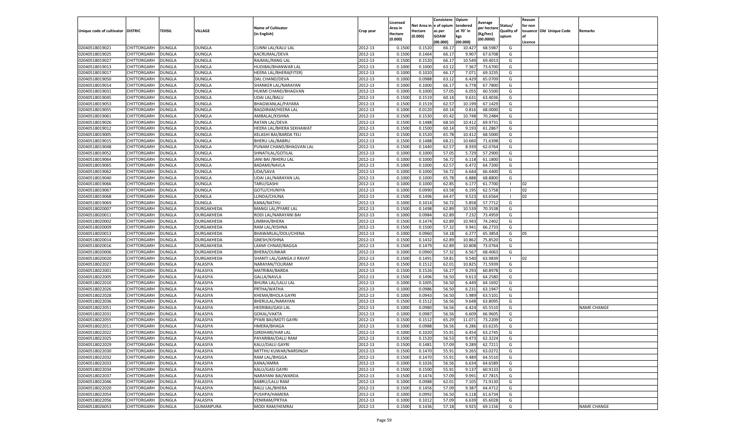| Unique code of cultivator | DISTRIC | TEHSIL | VILLAGE | Name of Cultivator (in English) | Crop year | Licensed Area in Hectare (0.000) | Net Area in Hectare (0.000) | Consistence of opium as per GOAW (00.000) | Opium tendered at 70° in kgs (00.000) | Average per hectare (Kg/hec) (00.0000) | Status/ Quality of opium | Reason for non issuance of Licence | Old Unique Code | Remarks |
|---|---|---|---|---|---|---|---|---|---|---|---|---|---|---|
| 02040518019021 | CHITTORGARH | DUNGLA | DUNGLA | CUNNI LAL/KALU LAL | 2012-13 | 0.1500 | 0.1520 | 66.17 | 10.427 | 68.5987 | G | | | |
| 02040518019025 | CHITTORGARH | DUNGLA | DUNGLA | KACRUMAL/DEVA | 2012-13 | 0.1500 | 0.1464 | 66.17 | 9.907 | 67.6708 | G | | | |
| 02040518019027 | CHITTORGARH | DUNGLA | DUNGLA | RAJMAL/RANG LAL | 2012-13 | 0.1500 | 0.1520 | 66.17 | 10.549 | 69.4013 | G | | | |
| 02040518019013 | CHITTORGARH | DUNGLA | DUNGLA | HUDIBAI/BHANWAR LAL | 2012-13 | 0.1000 | 0.1000 | 63.12 | 7.367 | 73.6700 | G | | | |
| 02040518019017 | CHITTORGARH | DUNGLA | DUNGLA | HEERA LAL/BHERA(FITER) | 2012-13 | 0.1000 | 0.1020 | 66.17 | 7.071 | 69.3235 | G | | | |
| 02040518019050 | CHITTORGARH | DUNGLA | DUNGLA | DAL CHAND/DEVA | 2012-13 | 0.1000 | 0.0988 | 63.12 | 6.429 | 65.0709 | G | | | |
| 02040518019014 | CHITTORGARH | DUNGLA | DUNGLA | SHANKER LAL/NARAYAN | 2012-13 | 0.1000 | 0.1000 | 66.17 | 6.778 | 67.7800 | G | | | |
| 02040518019031 | CHITTORGARH | DUNGLA | DUNGLA | HUKMI CHAND/BHAGVAN | 2012-13 | 0.1000 | 0.1000 | 57.05 | 6.055 | 60.5500 | G | | | |
| 02040518019045 | CHITTORGARH | DUNGLA | DUNGLA | UDAI LAL/BALU | 2012-13 | 0.1500 | 0.1519 | 60.14 | 9.631 | 63.4036 | G | | | |
| 02040518019053 | CHITTORGARH | DUNGLA | DUNGLA | BHAGWANLAL/PAYARA | 2012-13 | 0.1500 | 0.1519 | 62.57 | 10.199 | 67.1429 | G | | | |
| 02040518019055 | CHITTORGARH | DUNGLA | DUNGLA | BAGDIRAM/HEERA LAL | 2012-13 | 0.1000 | 0.0120 | 60.14 | 0.816 | 68.0000 | G | | | |
| 02040518019061 | CHITTORGARH | DUNGLA | DUNGLA | AMBALAL/KISHNA | 2012-13 | 0.1500 | 0.1530 | 65.42 | 10.748 | 70.2484 | G | | | |
| 02040518019026 | CHITTORGARH | DUNGLA | DUNGLA | RATAN LAL/DEVA | 2012-13 | 0.1500 | 0.1488 | 68.50 | 10.412 | 69.9731 | G | | | |
| 02040518019012 | CHITTORGARH | DUNGLA | DUNGLA | HEERA LAL/BHERA SEKHAWAT | 2012-13 | 0.1500 | 0.1500 | 60.14 | 9.193 | 61.2867 | G | | | |
| 02040518019005 | CHITTORGARH | DUNGLA | DUNGLA | KELASHI BAI/BARDA TELI | 2012-13 | 0.1500 | 0.1520 | 65.78 | 10.412 | 68.5000 | G | | | |
| 02040518019015 | CHITTORGARH | DUNGLA | DUNGLA | BHERU LAL/BABRU | 2012-13 | 0.1500 | 0.1488 | 68.21 | 10.660 | 71.6398 | G | | | |
| 02040518019048 | CHITTORGARH | DUNGLA | DUNGLA | PUNAM CHAND/BHAGVAN LAL | 2012-13 | 0.1500 | 0.1440 | 62.57 | 8.939 | 62.0764 | G | | | |
| 02040518019052 | CHITTORGARH | DUNGLA | DUNGLA | SHNATILAL/GOTILAL | 2012-13 | 0.1000 | 0.1000 | 57.05 | 5.729 | 57.2900 | G | | | |
| 02040518019064 | CHITTORGARH | DUNGLA | DUNGLA | JANI BAI /BHERU LAL | 2012-13 | 0.1000 | 0.1000 | 56.72 | 6.118 | 61.1800 | G | | | |
| 02040518019065 | CHITTORGARH | DUNGLA | DUNGLA | BADAMI/NAVLA | 2012-13 | 0.1000 | 0.1000 | 62.57 | 6.472 | 64.7200 | G | | | |
| 02040518019062 | CHITTORGARH | DUNGLA | DUNGLA | UDA/SAVA | 2012-13 | 0.1000 | 0.1000 | 56.72 | 6.644 | 66.4400 | G | | | |
| 02040518019040 | CHITTORGARH | DUNGLA | DUNGLA | UDAI LAL/NARAYAN LAL | 2012-13 | 0.1000 | 0.1000 | 65.78 | 6.888 | 68.8800 | G | | | |
| 02040518019066 | CHITTORGARH | DUNGLA | DUNGLA | TARU/GASHI | 2012-13 | 0.1000 | 0.1000 | 62.85 | 6.177 | 61.7700 | I | 02 | | |
| 02040518019067 | CHITTORGARH | DUNGLA | DUNGLA | GOTU/CHUNIYA | 2012-13 | 0.1000 | 0.0990 | 63.58 | 6.195 | 62.5758 | I | 02 | | |
| 02040518019068 | CHITTORGARH | DUNGLA | DUNGLA | LUNDA/CHUNA | 2012-13 | 0.1500 | 0.1496 | 64.47 | 9.523 | 63.6564 | I | 02 | | |
| 02040518019069 | CHITTORGARH | DUNGLA | DUNGLA | KANA/NATHU | 2012-13 | 0.1000 | 0.1014 | 56.72 | 5.858 | 57.7712 | G | | | |
| 02040518020007 | CHITTORGARH | DUNGLA | DURGAKHEDA | MANGI LAL/PYARE LAL | 2012-13 | 0.1500 | 0.1498 | 62.89 | 10.539 | 70.3538 | G | | | |
| 02040518020011 | CHITTORGARH | DUNGLA | DURGAKHEDA | RODI LAL/NARAYANI BAI | 2012-13 | 0.1000 | 0.0984 | 62.89 | 7.232 | 73.4959 | G | | | |
| 02040518020002 | CHITTORGARH | DUNGLA | DURGAKHEDA | LIMBHA/BHERA | 2012-13 | 0.1500 | 0.1474 | 62.89 | 10.943 | 74.2402 | G | | | |
| 02040518020009 | CHITTORGARH | DUNGLA | DURGAKHEDA | RAM LAL/KISHNA | 2012-13 | 0.1500 | 0.1500 | 57.32 | 9.941 | 66.2733 | G | | | |
| 02040518020013 | CHITTORGARH | DUNGLA | DURGAKHEDA | BHAWARLAL/DOLI/CHENA | 2012-13 | 0.1000 | 0.0960 | 54.18 | 6.277 | 65.3854 | G | 05 | | |
| 02040518020014 | CHITTORGARH | DUNGLA | DURGAKHEDA | GNESH/KISHNA | 2012-13 | 0.1500 | 0.1432 | 62.89 | 10.862 | 75.8520 | G | | | |
| 02040518020016 | CHITTORGARH | DUNGLA | DURGAKHEDA | LAXMI CHNAD/BAGGA | 2012-13 | 0.1500 | 0.1479 | 62.89 | 10.808 | 73.0764 | G | | | |
| 02040518020006 | CHITTORGARH | DUNGLA | DURGAKHEDA | BHERA/OUNKAR | 2012-13 | 0.1000 | 0.0960 | 57.32 | 6.567 | 68.4063 | G | | | |
| 02040518020020 | CHITTORGARH | DUNGLA | DURGAKHEDA | SHANTI LAL/GANGA JI RAVAT | 2012-13 | 0.1500 | 0.1491 | 59.81 | 9.540 | 63.9839 | I | 02 | | |
| 02040518022027 | CHITTORGARH | DUNGLA | FALASIYA | NARAYAN/TOLIRAM | 2012-13 | 0.1500 | 0.1512 | 62.01 | 10.825 | 71.5939 | G | | | |
| 02040518022001 | CHITTORGARH | DUNGLA | FALASIYA | MATRIBAI/BARDA | 2012-13 | 0.1500 | 0.1526 | 56.27 | 9.293 | 60.8978 | G | | | |
| 02040518022005 | CHITTORGARH | DUNGLA | FALASIYA | GALLA/NAVLA | 2012-13 | 0.1500 | 0.1496 | 56.50 | 9.613 | 64.2580 | G | | | |
| 02040518022010 | CHITTORGARH | DUNGLA | FALASIYA | BHURA LAL/LALU LAL | 2012-13 | 0.1000 | 0.1005 | 56.50 | 6.449 | 64.1692 | G | | | |
| 02040518022026 | CHITTORGARH | DUNGLA | FALASIYA | PRTHA/WATHA | 2012-13 | 0.1000 | 0.0986 | 56.50 | 6.231 | 63.1947 | G | | | |
| 02040518022028 | CHITTORGARH | DUNGLA | FALASIYA | KHEMA/BHOLA GAYRI | 2012-13 | 0.1000 | 0.0943 | 56.50 | 5.989 | 63.5101 | G | | | |
| 02040518022036 | CHITTORGARH | DUNGLA | FALASIYA | BHERULAL/NARAYAN | 2012-13 | 0.1500 | 0.1512 | 56.56 | 9.648 | 63.8095 | G | | | |
| 02040518022051 | CHITTORGARH | DUNGLA | FALASIYA | HEERIBAI/GASI LAL | 2012-13 | 0.1000 | 0.0980 | 56.56 | 6.424 | 65.5510 | G | | | NAME CHANGE |
| 02040518022031 | CHITTORGARH | DUNGLA | FALASIYA | GOKAL/VAKTA | 2012-13 | 0.1000 | 0.0987 | 56.56 | 6.609 | 66.9605 | G | | | |
| 02040518022055 | CHITTORGARH | DUNGLA | FALASIYA | PYARI BAI/MOTI GAYRI | 2012-13 | 0.1500 | 0.1512 | 65.29 | 11.071 | 73.2209 | G | | | |
| 02040518022011 | CHITTORGARH | DUNGLA | FALASIYA | HMERA/BHAGA | 2012-13 | 0.1000 | 0.0988 | 56.56 | 6.286 | 63.6235 | G | | | |
| 02040518022022 | CHITTORGARH | DUNGLA | FALASIYA | GIRDHARI/HAR LAL | 2012-13 | 0.1000 | 0.1020 | 55.91 | 6.454 | 63.2745 | G | | | |
| 02040518022025 | CHITTORGARH | DUNGLA | FALASIYA | PAYARIBAI/DALU RAM | 2012-13 | 0.1500 | 0.1520 | 56.53 | 9.473 | 62.3224 | G | | | |
| 02040518022029 | CHITTORGARH | DUNGLA | FALASIYA | KALU/DALU GAYRI | 2012-13 | 0.1500 | 0.1481 | 57.09 | 9.289 | 62.7211 | G | | | |
| 02040518022030 | CHITTORGARH | DUNGLA | FALASIYA | MITTHU KUWAR/NARSINGH | 2012-13 | 0.1500 | 0.1470 | 55.91 | 9.265 | 63.0272 | G | | | |
| 02040518022032 | CHITTORGARH | DUNGLA | FALASIYA | RAM LAL/BHGGA | 2012-13 | 0.1500 | 0.1470 | 55.91 | 9.489 | 64.5510 | G | | | |
| 02040518022033 | CHITTORGARH | DUNGLA | FALASIYA | KANA/AMRA | 2012-13 | 0.1000 | 0.1026 | 56.56 | 6.634 | 64.6589 | G | | | |
| 02040518022034 | CHITTORGARH | DUNGLA | FALASIYA | KALU/GASI GAYRI | 2012-13 | 0.1500 | 0.1500 | 55.91 | 9.137 | 60.9133 | G | | | |
| 02040518022037 | CHITTORGARH | DUNGLA | FALASIYA | NARAYANI BAI/WARDA | 2012-13 | 0.1500 | 0.1474 | 57.09 | 9.991 | 67.7815 | G | | | |
| 02040518022046 | CHITTORGARH | DUNGLA | FALASIYA | BABRU/LALU RAM | 2012-13 | 0.1000 | 0.0988 | 62.01 | 7.105 | 71.9130 | G | | | |
| 02040518022020 | CHITTORGARH | DUNGLA | FALASIYA | BALU LAL/BHERA | 2012-13 | 0.1500 | 0.1456 | 57.09 | 9.387 | 64.4712 | G | | | |
| 02040518022054 | CHITTORGARH | DUNGLA | FALASIYA | PUSHPA/HAMERA | 2012-13 | 0.1000 | 0.0992 | 56.50 | 6.118 | 61.6734 | G | | | |
| 02040518022056 | CHITTORGARH | DUNGLA | FALASIYA | VENIRAM/PRTHA | 2012-13 | 0.1000 | 0.1012 | 57.09 | 6.639 | 65.6028 | G | | | |
| 02040518026053 | CHITTORGARH | DUNGLA | GUMANPURA | MODI RAM/HEMRAJ | 2012-13 | 0.1500 | 0.1436 | 57.18 | 9.925 | 69.1156 | G | | | NAME CHANGE |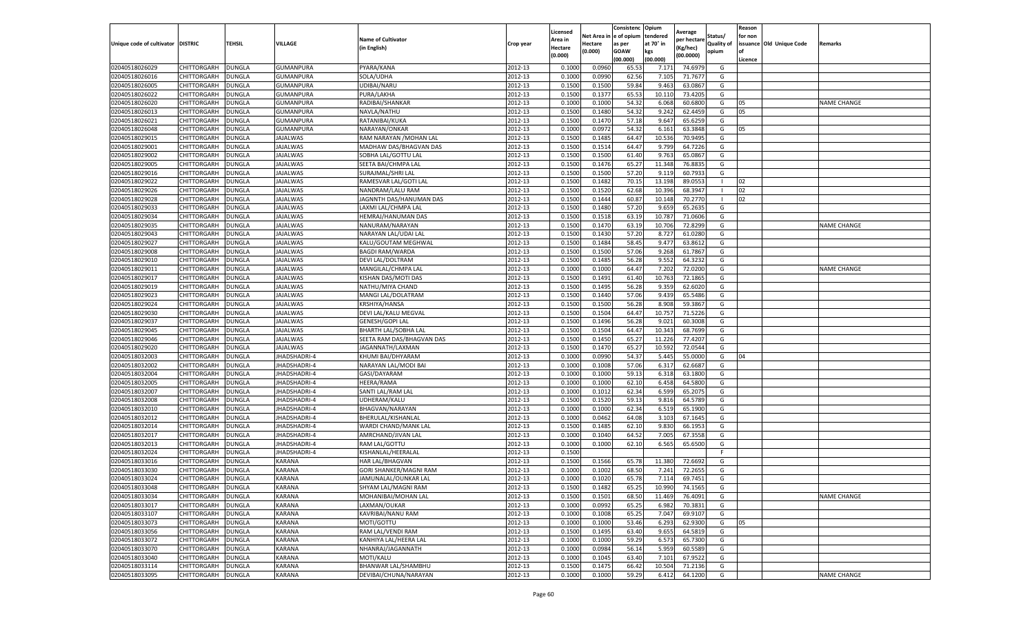| Unique code of cultivator | DISTRIC | TEHSIL | VILLAGE | Name of Cultivator (in English) | Crop year | Licensed Area in Hectare (0.000) | Net Area in Hectare (0.000) | Consistence of opium as per GOAW (00.000) | Opium tendered at 70° in kgs (00.000) | Average per hectare (Kg/hec) (00.0000) | Status/ Quality of opium | Reason for non issuance of Licence | Old Unique Code | Remarks |
|---|---|---|---|---|---|---|---|---|---|---|---|---|---|---|
| 02040518026029 | CHITTORGARH | DUNGLA | GUMANPURA | PYARA/KANA | 2012-13 | 0.1000 | 0.0960 | 65.53 | 7.171 | 74.6979 | G | | | |
| 02040518026016 | CHITTORGARH | DUNGLA | GUMANPURA | SOLA/UDHA | 2012-13 | 0.1000 | 0.0990 | 62.56 | 7.105 | 71.7677 | G | | | |
| 02040518026005 | CHITTORGARH | DUNGLA | GUMANPURA | UDIBAI/NARU | 2012-13 | 0.1500 | 0.1500 | 59.84 | 9.463 | 63.0867 | G | | | |
| 02040518026022 | CHITTORGARH | DUNGLA | GUMANPURA | PURA/LAKHA | 2012-13 | 0.1500 | 0.1377 | 65.53 | 10.110 | 73.4205 | G | | | |
| 02040518026020 | CHITTORGARH | DUNGLA | GUMANPURA | RADIBAI/SHANKAR | 2012-13 | 0.1000 | 0.1000 | 54.32 | 6.068 | 60.6800 | G | 05 | | NAME CHANGE |
| 02040518026013 | CHITTORGARH | DUNGLA | GUMANPURA | NAVLA/NATHU | 2012-13 | 0.1500 | 0.1480 | 54.32 | 9.242 | 62.4459 | G | 05 | | |
| 02040518026021 | CHITTORGARH | DUNGLA | GUMANPURA | RATANIBAI/KUKA | 2012-13 | 0.1500 | 0.1470 | 57.18 | 9.647 | 65.6259 | G | | | |
| 02040518026048 | CHITTORGARH | DUNGLA | GUMANPURA | NARAYAN/ONKAR | 2012-13 | 0.1000 | 0.0972 | 54.32 | 6.161 | 63.3848 | G | 05 | | |
| 02040518029015 | CHITTORGARH | DUNGLA | JAJALWAS | RAM NARAYAN /MOHAN LAL | 2012-13 | 0.1500 | 0.1485 | 64.47 | 10.536 | 70.9495 | G | | | |
| 02040518029001 | CHITTORGARH | DUNGLA | JAJALWAS | MADHAW DAS/BHAGVAN DAS | 2012-13 | 0.1500 | 0.1514 | 64.47 | 9.799 | 64.7226 | G | | | |
| 02040518029002 | CHITTORGARH | DUNGLA | JAJALWAS | SOBHA LAL/GOTTU LAL | 2012-13 | 0.1500 | 0.1500 | 61.40 | 9.763 | 65.0867 | G | | | |
| 02040518029005 | CHITTORGARH | DUNGLA | JAJALWAS | SEETA BAI/CHMPA LAL | 2012-13 | 0.1500 | 0.1476 | 65.27 | 11.348 | 76.8835 | G | | | |
| 02040518029016 | CHITTORGARH | DUNGLA | JAJALWAS | SURAJMAL/SHRI LAL | 2012-13 | 0.1500 | 0.1500 | 57.20 | 9.119 | 60.7933 | G | | | |
| 02040518029022 | CHITTORGARH | DUNGLA | JAJALWAS | RAMESVAR LAL/GOTI LAL | 2012-13 | 0.1500 | 0.1482 | 70.15 | 13.198 | 89.0553 | I | 02 | | |
| 02040518029026 | CHITTORGARH | DUNGLA | JAJALWAS | NANDRAM/LALU RAM | 2012-13 | 0.1500 | 0.1520 | 62.68 | 10.396 | 68.3947 | I | 02 | | |
| 02040518029028 | CHITTORGARH | DUNGLA | JAJALWAS | JAGNNTH DAS/HANUMAN DAS | 2012-13 | 0.1500 | 0.1444 | 60.87 | 10.148 | 70.2770 | I | 02 | | |
| 02040518029033 | CHITTORGARH | DUNGLA | JAJALWAS | LAXMI LAL/CHMPA LAL | 2012-13 | 0.1500 | 0.1480 | 57.20 | 9.659 | 65.2635 | G | | | |
| 02040518029034 | CHITTORGARH | DUNGLA | JAJALWAS | HEMRAJ/HANUMAN DAS | 2012-13 | 0.1500 | 0.1518 | 63.19 | 10.787 | 71.0606 | G | | | |
| 02040518029035 | CHITTORGARH | DUNGLA | JAJALWAS | NANURAM/NARAYAN | 2012-13 | 0.1500 | 0.1470 | 63.19 | 10.706 | 72.8299 | G | | | NAME CHANGE |
| 02040518029043 | CHITTORGARH | DUNGLA | JAJALWAS | NARAYAN LAL/UDAI LAL | 2012-13 | 0.1500 | 0.1430 | 57.20 | 8.727 | 61.0280 | G | | | |
| 02040518029027 | CHITTORGARH | DUNGLA | JAJALWAS | KALU/GOUTAM MEGHWAL | 2012-13 | 0.1500 | 0.1484 | 58.45 | 9.477 | 63.8612 | G | | | |
| 02040518029008 | CHITTORGARH | DUNGLA | JAJALWAS | BAGDI RAM/WARDA | 2012-13 | 0.1500 | 0.1500 | 57.06 | 9.268 | 61.7867 | G | | | |
| 02040518029010 | CHITTORGARH | DUNGLA | JAJALWAS | DEVI LAL/DOLTRAM | 2012-13 | 0.1500 | 0.1485 | 56.28 | 9.552 | 64.3232 | G | | | |
| 02040518029011 | CHITTORGARH | DUNGLA | JAJALWAS | MANGILAL/CHMPA LAL | 2012-13 | 0.1000 | 0.1000 | 64.47 | 7.202 | 72.0200 | G | | | NAME CHANGE |
| 02040518029017 | CHITTORGARH | DUNGLA | JAJALWAS | KISHAN DAS/MOTI DAS | 2012-13 | 0.1500 | 0.1491 | 61.40 | 10.763 | 72.1865 | G | | | |
| 02040518029019 | CHITTORGARH | DUNGLA | JAJALWAS | NATHU/MIYA CHAND | 2012-13 | 0.1500 | 0.1495 | 56.28 | 9.359 | 62.6020 | G | | | |
| 02040518029023 | CHITTORGARH | DUNGLA | JAJALWAS | MANGI LAL/DOLATRAM | 2012-13 | 0.1500 | 0.1440 | 57.06 | 9.439 | 65.5486 | G | | | |
| 02040518029024 | CHITTORGARH | DUNGLA | JAJALWAS | KRSHIYA/HANSA | 2012-13 | 0.1500 | 0.1500 | 56.28 | 8.908 | 59.3867 | G | | | |
| 02040518029030 | CHITTORGARH | DUNGLA | JAJALWAS | DEVI LAL/KALU MEGVAL | 2012-13 | 0.1500 | 0.1504 | 64.47 | 10.757 | 71.5226 | G | | | |
| 02040518029037 | CHITTORGARH | DUNGLA | JAJALWAS | GENESH/GOPI LAL | 2012-13 | 0.1500 | 0.1496 | 56.28 | 9.021 | 60.3008 | G | | | |
| 02040518029045 | CHITTORGARH | DUNGLA | JAJALWAS | BHARTH LAL/SOBHA LAL | 2012-13 | 0.1500 | 0.1504 | 64.47 | 10.343 | 68.7699 | G | | | |
| 02040518029046 | CHITTORGARH | DUNGLA | JAJALWAS | SEETA RAM DAS/BHAGVAN DAS | 2012-13 | 0.1500 | 0.1450 | 65.27 | 11.226 | 77.4207 | G | | | |
| 02040518029020 | CHITTORGARH | DUNGLA | JAJALWAS | JAGANNATH/LAXMAN | 2012-13 | 0.1500 | 0.1470 | 65.27 | 10.592 | 72.0544 | G | | | |
| 02040518032003 | CHITTORGARH | DUNGLA | JHADSHADRI-4 | KHUMI BAI/DHYARAM | 2012-13 | 0.1000 | 0.0990 | 54.37 | 5.445 | 55.0000 | G | 04 | | |
| 02040518032002 | CHITTORGARH | DUNGLA | JHADSHADRI-4 | NARAYAN LAL/MODI BAI | 2012-13 | 0.1000 | 0.1008 | 57.06 | 6.317 | 62.6687 | G | | | |
| 02040518032004 | CHITTORGARH | DUNGLA | JHADSHADRI-4 | GASI/DAYARAM | 2012-13 | 0.1000 | 0.1000 | 59.13 | 6.318 | 63.1800 | G | | | |
| 02040518032005 | CHITTORGARH | DUNGLA | JHADSHADRI-4 | HEERA/RAMA | 2012-13 | 0.1000 | 0.1000 | 62.10 | 6.458 | 64.5800 | G | | | |
| 02040518032007 | CHITTORGARH | DUNGLA | JHADSHADRI-4 | SANTI LAL/RAM LAL | 2012-13 | 0.1000 | 0.1012 | 62.34 | 6.599 | 65.2075 | G | | | |
| 02040518032008 | CHITTORGARH | DUNGLA | JHADSHADRI-4 | UDHERAM/KALU | 2012-13 | 0.1500 | 0.1520 | 59.13 | 9.816 | 64.5789 | G | | | |
| 02040518032010 | CHITTORGARH | DUNGLA | JHADSHADRI-4 | BHAGVAN/NARAYAN | 2012-13 | 0.1000 | 0.1000 | 62.34 | 6.519 | 65.1900 | G | | | |
| 02040518032012 | CHITTORGARH | DUNGLA | JHADSHADRI-4 | BHERULAL/KISHANLAL | 2012-13 | 0.1000 | 0.0462 | 64.08 | 3.103 | 67.1645 | G | | | |
| 02040518032014 | CHITTORGARH | DUNGLA | JHADSHADRI-4 | WARDI CHAND/MANK LAL | 2012-13 | 0.1500 | 0.1485 | 62.10 | 9.830 | 66.1953 | G | | | |
| 02040518032017 | CHITTORGARH | DUNGLA | JHADSHADRI-4 | AMRCHAND/JIVAN LAL | 2012-13 | 0.1000 | 0.1040 | 64.52 | 7.005 | 67.3558 | G | | | |
| 02040518032013 | CHITTORGARH | DUNGLA | JHADSHADRI-4 | RAM LAL/GOTTU | 2012-13 | 0.1000 | 0.1000 | 62.10 | 6.565 | 65.6500 | G | | | |
| 02040518032024 | CHITTORGARH | DUNGLA | JHADSHADRI-4 | KISHANLAL/HEERALAL | 2012-13 | 0.1500 | | | | | F | | | |
| 02040518033016 | CHITTORGARH | DUNGLA | KARANA | HAR LAL/BHAGVAN | 2012-13 | 0.1500 | 0.1566 | 65.78 | 11.380 | 72.6692 | G | | | |
| 02040518033030 | CHITTORGARH | DUNGLA | KARANA | GORI SHANKER/MAGNI RAM | 2012-13 | 0.1000 | 0.1002 | 68.50 | 7.241 | 72.2655 | G | | | |
| 02040518033024 | CHITTORGARH | DUNGLA | KARANA | JAMUNALAL/OUNKAR LAL | 2012-13 | 0.1000 | 0.1020 | 65.78 | 7.114 | 69.7451 | G | | | |
| 02040518033048 | CHITTORGARH | DUNGLA | KARANA | SHYAM LAL/MAGNI RAM | 2012-13 | 0.1500 | 0.1482 | 65.25 | 10.990 | 74.1565 | G | | | |
| 02040518033034 | CHITTORGARH | DUNGLA | KARANA | MOHANIBAI/MOHAN LAL | 2012-13 | 0.1500 | 0.1501 | 68.50 | 11.469 | 76.4091 | G | | | NAME CHANGE |
| 02040518033017 | CHITTORGARH | DUNGLA | KARANA | LAXMAN/OUKAR | 2012-13 | 0.1000 | 0.0992 | 65.25 | 6.982 | 70.3831 | G | | | |
| 02040518033107 | CHITTORGARH | DUNGLA | KARANA | KAVRIBAI/NANU RAM | 2012-13 | 0.1000 | 0.1008 | 65.25 | 7.047 | 69.9107 | G | | | |
| 02040518033073 | CHITTORGARH | DUNGLA | KARANA | MOTI/GOTTU | 2012-13 | 0.1000 | 0.1000 | 53.46 | 6.293 | 62.9300 | G | 05 | | |
| 02040518033056 | CHITTORGARH | DUNGLA | KARANA | RAM LAL/VENDI RAM | 2012-13 | 0.1500 | 0.1495 | 63.40 | 9.655 | 64.5819 | G | | | |
| 02040518033072 | CHITTORGARH | DUNGLA | KARANA | KANHIYA LAL/HEERA LAL | 2012-13 | 0.1000 | 0.1000 | 59.29 | 6.573 | 65.7300 | G | | | |
| 02040518033070 | CHITTORGARH | DUNGLA | KARANA | NHANRAJ/JAGANNATH | 2012-13 | 0.1000 | 0.0984 | 56.14 | 5.959 | 60.5589 | G | | | |
| 02040518033040 | CHITTORGARH | DUNGLA | KARANA | MOTI/KALU | 2012-13 | 0.1000 | 0.1045 | 63.40 | 7.101 | 67.9522 | G | | | |
| 02040518033114 | CHITTORGARH | DUNGLA | KARANA | BHANWAR LAL/SHAMBHU | 2012-13 | 0.1500 | 0.1475 | 66.42 | 10.504 | 71.2136 | G | | | |
| 02040518033095 | CHITTORGARH | DUNGLA | KARANA | DEVIBAI/CHUNA/NARAYAN | 2012-13 | 0.1000 | 0.1000 | 59.29 | 6.412 | 64.1200 | G | | | NAME CHANGE |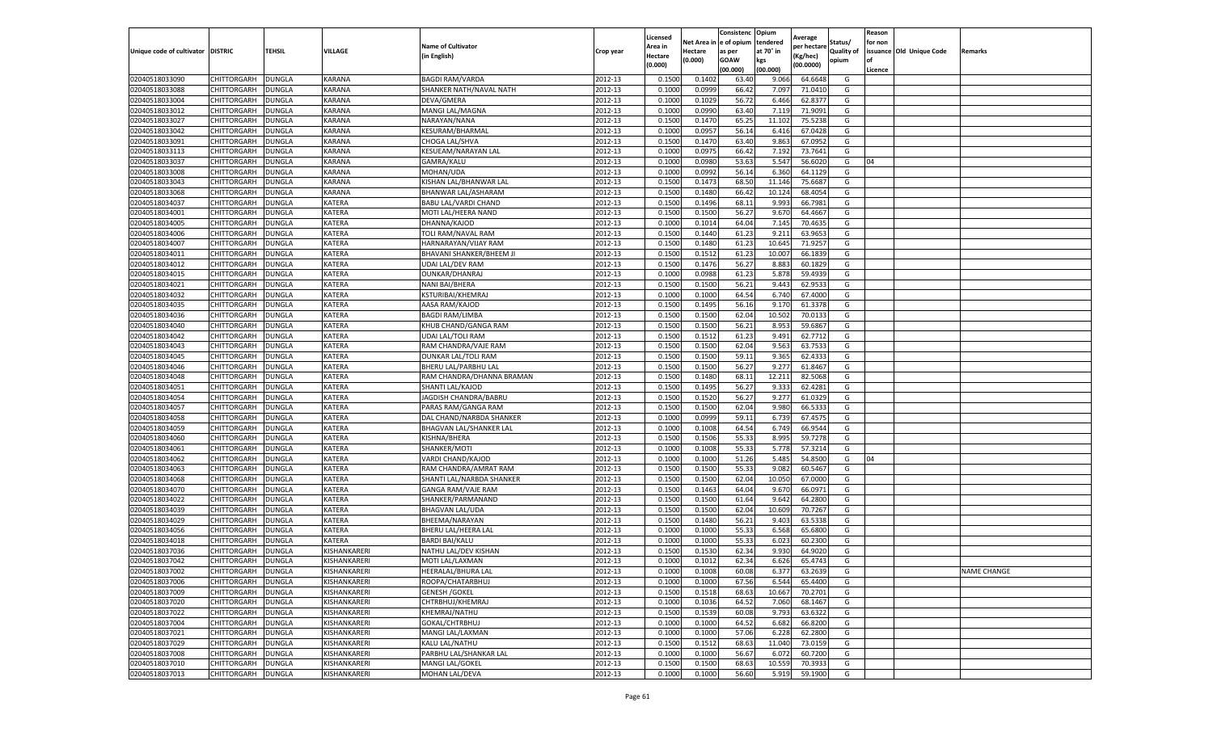| Unique code of cultivator | DISTRIC | TEHSIL | VILLAGE | Name of Cultivator (in English) | Crop year | Licensed Area in Hectare (0.000) | Net Area in Hectare (0.000) | Consistence of opium as per GOAW (00.000) | Opium tendered at 70° in kgs (00.000) | Average per hectare (Kg/hec) (00.0000) | Status/ Quality of opium | Reason for non issuance of Licence | Old Unique Code | Remarks |
|---|---|---|---|---|---|---|---|---|---|---|---|---|---|---|
| 02040518033090 | CHITTORGARH | DUNGLA | KARANA | BAGDI RAM/VARDA | 2012-13 | 0.1500 | 0.1402 | 63.40 | 9.066 | 64.6648 | G | | | |
| 02040518033088 | CHITTORGARH | DUNGLA | KARANA | SHANKER NATH/NAVAL NATH | 2012-13 | 0.1000 | 0.0999 | 66.42 | 7.097 | 71.0410 | G | | | |
| 02040518033004 | CHITTORGARH | DUNGLA | KARANA | DEVA/GMERA | 2012-13 | 0.1000 | 0.1029 | 56.72 | 6.466 | 62.8377 | G | | | |
| 02040518033012 | CHITTORGARH | DUNGLA | KARANA | MANGI LAL/MAGNA | 2012-13 | 0.1000 | 0.0990 | 63.40 | 7.119 | 71.9091 | G | | | |
| 02040518033027 | CHITTORGARH | DUNGLA | KARANA | NARAYAN/NANA | 2012-13 | 0.1500 | 0.1470 | 65.25 | 11.102 | 75.5238 | G | | | |
| 02040518033042 | CHITTORGARH | DUNGLA | KARANA | KESURAM/BHARMAL | 2012-13 | 0.1000 | 0.0957 | 56.14 | 6.416 | 67.0428 | G | | | |
| 02040518033091 | CHITTORGARH | DUNGLA | KARANA | CHOGA LAL/SHVA | 2012-13 | 0.1500 | 0.1470 | 63.40 | 9.863 | 67.0952 | G | | | |
| 02040518033113 | CHITTORGARH | DUNGLA | KARANA | KESUEAM/NARAYAN LAL | 2012-13 | 0.1000 | 0.0975 | 66.42 | 7.192 | 73.7641 | G | | | |
| 02040518033037 | CHITTORGARH | DUNGLA | KARANA | GAMRA/KALU | 2012-13 | 0.1000 | 0.0980 | 53.63 | 5.547 | 56.6020 | G | 04 | | |
| 02040518033008 | CHITTORGARH | DUNGLA | KARANA | MOHAN/UDA | 2012-13 | 0.1000 | 0.0992 | 56.14 | 6.360 | 64.1129 | G | | | |
| 02040518033043 | CHITTORGARH | DUNGLA | KARANA | KISHAN LAL/BHANWAR LAL | 2012-13 | 0.1500 | 0.1473 | 68.50 | 11.146 | 75.6687 | G | | | |
| 02040518033068 | CHITTORGARH | DUNGLA | KARANA | BHANWAR LAL/ASHARAM | 2012-13 | 0.1500 | 0.1480 | 66.42 | 10.124 | 68.4054 | G | | | |
| 02040518034037 | CHITTORGARH | DUNGLA | KATERA | BABU LAL/VARDI CHAND | 2012-13 | 0.1500 | 0.1496 | 68.11 | 9.993 | 66.7981 | G | | | |
| 02040518034001 | CHITTORGARH | DUNGLA | KATERA | MOTI LAL/HEERA NAND | 2012-13 | 0.1500 | 0.1500 | 56.27 | 9.670 | 64.4667 | G | | | |
| 02040518034005 | CHITTORGARH | DUNGLA | KATERA | DHANNA/KAJOD | 2012-13 | 0.1000 | 0.1014 | 64.04 | 7.145 | 70.4635 | G | | | |
| 02040518034006 | CHITTORGARH | DUNGLA | KATERA | TOLI RAM/NAVAL RAM | 2012-13 | 0.1500 | 0.1440 | 61.23 | 9.211 | 63.9653 | G | | | |
| 02040518034007 | CHITTORGARH | DUNGLA | KATERA | HARNARAYAN/VIJAY RAM | 2012-13 | 0.1500 | 0.1480 | 61.23 | 10.645 | 71.9257 | G | | | |
| 02040518034011 | CHITTORGARH | DUNGLA | KATERA | BHAVANI SHANKER/BHEEM JI | 2012-13 | 0.1500 | 0.1512 | 61.23 | 10.007 | 66.1839 | G | | | |
| 02040518034012 | CHITTORGARH | DUNGLA | KATERA | UDAI LAL/DEV RAM | 2012-13 | 0.1500 | 0.1476 | 56.27 | 8.883 | 60.1829 | G | | | |
| 02040518034015 | CHITTORGARH | DUNGLA | KATERA | OUNKAR/DHANRAJ | 2012-13 | 0.1000 | 0.0988 | 61.23 | 5.878 | 59.4939 | G | | | |
| 02040518034021 | CHITTORGARH | DUNGLA | KATERA | NANI BAI/BHERA | 2012-13 | 0.1500 | 0.1500 | 56.21 | 9.443 | 62.9533 | G | | | |
| 02040518034032 | CHITTORGARH | DUNGLA | KATERA | KSTURIBAI/KHEMRAJ | 2012-13 | 0.1000 | 0.1000 | 64.54 | 6.740 | 67.4000 | G | | | |
| 02040518034035 | CHITTORGARH | DUNGLA | KATERA | AASA RAM/KAJOD | 2012-13 | 0.1500 | 0.1495 | 56.16 | 9.170 | 61.3378 | G | | | |
| 02040518034036 | CHITTORGARH | DUNGLA | KATERA | BAGDI RAM/LIMBA | 2012-13 | 0.1500 | 0.1500 | 62.04 | 10.502 | 70.0133 | G | | | |
| 02040518034040 | CHITTORGARH | DUNGLA | KATERA | KHUB CHAND/GANGA RAM | 2012-13 | 0.1500 | 0.1500 | 56.21 | 8.953 | 59.6867 | G | | | |
| 02040518034042 | CHITTORGARH | DUNGLA | KATERA | UDAI LAL/TOLI RAM | 2012-13 | 0.1500 | 0.1512 | 61.23 | 9.491 | 62.7712 | G | | | |
| 02040518034043 | CHITTORGARH | DUNGLA | KATERA | RAM CHANDRA/VAJE RAM | 2012-13 | 0.1500 | 0.1500 | 62.04 | 9.563 | 63.7533 | G | | | |
| 02040518034045 | CHITTORGARH | DUNGLA | KATERA | OUNKAR LAL/TOLI RAM | 2012-13 | 0.1500 | 0.1500 | 59.11 | 9.365 | 62.4333 | G | | | |
| 02040518034046 | CHITTORGARH | DUNGLA | KATERA | BHERU LAL/PARBHU LAL | 2012-13 | 0.1500 | 0.1500 | 56.27 | 9.277 | 61.8467 | G | | | |
| 02040518034048 | CHITTORGARH | DUNGLA | KATERA | RAM CHANDRA/DHANNA BRAMAN | 2012-13 | 0.1500 | 0.1480 | 68.11 | 12.211 | 82.5068 | G | | | |
| 02040518034051 | CHITTORGARH | DUNGLA | KATERA | SHANTI LAL/KAJOD | 2012-13 | 0.1500 | 0.1495 | 56.27 | 9.333 | 62.4281 | G | | | |
| 02040518034054 | CHITTORGARH | DUNGLA | KATERA | JAGDISH CHANDRA/BABRU | 2012-13 | 0.1500 | 0.1520 | 56.27 | 9.277 | 61.0329 | G | | | |
| 02040518034057 | CHITTORGARH | DUNGLA | KATERA | PARAS RAM/GANGA RAM | 2012-13 | 0.1500 | 0.1500 | 62.04 | 9.980 | 66.5333 | G | | | |
| 02040518034058 | CHITTORGARH | DUNGLA | KATERA | DAL CHAND/NARBDA SHANKER | 2012-13 | 0.1000 | 0.0999 | 59.11 | 6.739 | 67.4575 | G | | | |
| 02040518034059 | CHITTORGARH | DUNGLA | KATERA | BHAGVAN LAL/SHANKER LAL | 2012-13 | 0.1000 | 0.1008 | 64.54 | 6.749 | 66.9544 | G | | | |
| 02040518034060 | CHITTORGARH | DUNGLA | KATERA | KISHNA/BHERA | 2012-13 | 0.1500 | 0.1506 | 55.33 | 8.995 | 59.7278 | G | | | |
| 02040518034061 | CHITTORGARH | DUNGLA | KATERA | SHANKER/MOTI | 2012-13 | 0.1000 | 0.1008 | 55.33 | 5.778 | 57.3214 | G | | | |
| 02040518034062 | CHITTORGARH | DUNGLA | KATERA | VARDI CHAND/KAJOD | 2012-13 | 0.1000 | 0.1000 | 51.26 | 5.485 | 54.8500 | G | 04 | | |
| 02040518034063 | CHITTORGARH | DUNGLA | KATERA | RAM CHANDRA/AMRAT RAM | 2012-13 | 0.1500 | 0.1500 | 55.33 | 9.082 | 60.5467 | G | | | |
| 02040518034068 | CHITTORGARH | DUNGLA | KATERA | SHANTI LAL/NARBDA SHANKER | 2012-13 | 0.1500 | 0.1500 | 62.04 | 10.050 | 67.0000 | G | | | |
| 02040518034070 | CHITTORGARH | DUNGLA | KATERA | GANGA RAM/VAJE RAM | 2012-13 | 0.1500 | 0.1463 | 64.04 | 9.670 | 66.0971 | G | | | |
| 02040518034022 | CHITTORGARH | DUNGLA | KATERA | SHANKER/PARMANAND | 2012-13 | 0.1500 | 0.1500 | 61.64 | 9.642 | 64.2800 | G | | | |
| 02040518034039 | CHITTORGARH | DUNGLA | KATERA | BHAGVAN LAL/UDA | 2012-13 | 0.1500 | 0.1500 | 62.04 | 10.609 | 70.7267 | G | | | |
| 02040518034029 | CHITTORGARH | DUNGLA | KATERA | BHEEMA/NARAYAN | 2012-13 | 0.1500 | 0.1480 | 56.21 | 9.403 | 63.5338 | G | | | |
| 02040518034056 | CHITTORGARH | DUNGLA | KATERA | BHERU LAL/HEERA LAL | 2012-13 | 0.1000 | 0.1000 | 55.33 | 6.568 | 65.6800 | G | | | |
| 02040518034018 | CHITTORGARH | DUNGLA | KATERA | BARDI BAI/KALU | 2012-13 | 0.1000 | 0.1000 | 55.33 | 6.023 | 60.2300 | G | | | |
| 02040518037036 | CHITTORGARH | DUNGLA | KISHANKARERI | NATHU LAL/DEV KISHAN | 2012-13 | 0.1500 | 0.1530 | 62.34 | 9.930 | 64.9020 | G | | | |
| 02040518037042 | CHITTORGARH | DUNGLA | KISHANKARERI | MOTI LAL/LAXMAN | 2012-13 | 0.1000 | 0.1012 | 62.34 | 6.626 | 65.4743 | G | | | |
| 02040518037002 | CHITTORGARH | DUNGLA | KISHANKARERI | HEERALAL/BHURA LAL | 2012-13 | 0.1000 | 0.1008 | 60.08 | 6.377 | 63.2639 | G | | | NAME CHANGE |
| 02040518037006 | CHITTORGARH | DUNGLA | KISHANKARERI | ROOPA/CHATARBHUJ | 2012-13 | 0.1000 | 0.1000 | 67.56 | 6.544 | 65.4400 | G | | | |
| 02040518037009 | CHITTORGARH | DUNGLA | KISHANKARERI | GENESH /GOKEL | 2012-13 | 0.1500 | 0.1518 | 68.63 | 10.667 | 70.2701 | G | | | |
| 02040518037020 | CHITTORGARH | DUNGLA | KISHANKARERI | CHTRBHUJ/KHEMRAJ | 2012-13 | 0.1000 | 0.1036 | 64.52 | 7.060 | 68.1467 | G | | | |
| 02040518037022 | CHITTORGARH | DUNGLA | KISHANKARERI | KHEMRAJ/NATHU | 2012-13 | 0.1500 | 0.1539 | 60.08 | 9.793 | 63.6322 | G | | | |
| 02040518037004 | CHITTORGARH | DUNGLA | KISHANKARERI | GOKAL/CHTRBHUJ | 2012-13 | 0.1000 | 0.1000 | 64.52 | 6.682 | 66.8200 | G | | | |
| 02040518037021 | CHITTORGARH | DUNGLA | KISHANKARERI | MANGI LAL/LAXMAN | 2012-13 | 0.1000 | 0.1000 | 57.06 | 6.228 | 62.2800 | G | | | |
| 02040518037029 | CHITTORGARH | DUNGLA | KISHANKARERI | KALU LAL/NATHU | 2012-13 | 0.1500 | 0.1512 | 68.63 | 11.040 | 73.0159 | G | | | |
| 02040518037008 | CHITTORGARH | DUNGLA | KISHANKARERI | PARBHU LAL/SHANKAR LAL | 2012-13 | 0.1000 | 0.1000 | 56.67 | 6.072 | 60.7200 | G | | | |
| 02040518037010 | CHITTORGARH | DUNGLA | KISHANKARERI | MANGI LAL/GOKEL | 2012-13 | 0.1500 | 0.1500 | 68.63 | 10.559 | 70.3933 | G | | | |
| 02040518037013 | CHITTORGARH | DUNGLA | KISHANKARERI | MOHAN LAL/DEVA | 2012-13 | 0.1000 | 0.1000 | 56.60 | 5.919 | 59.1900 | G | | | |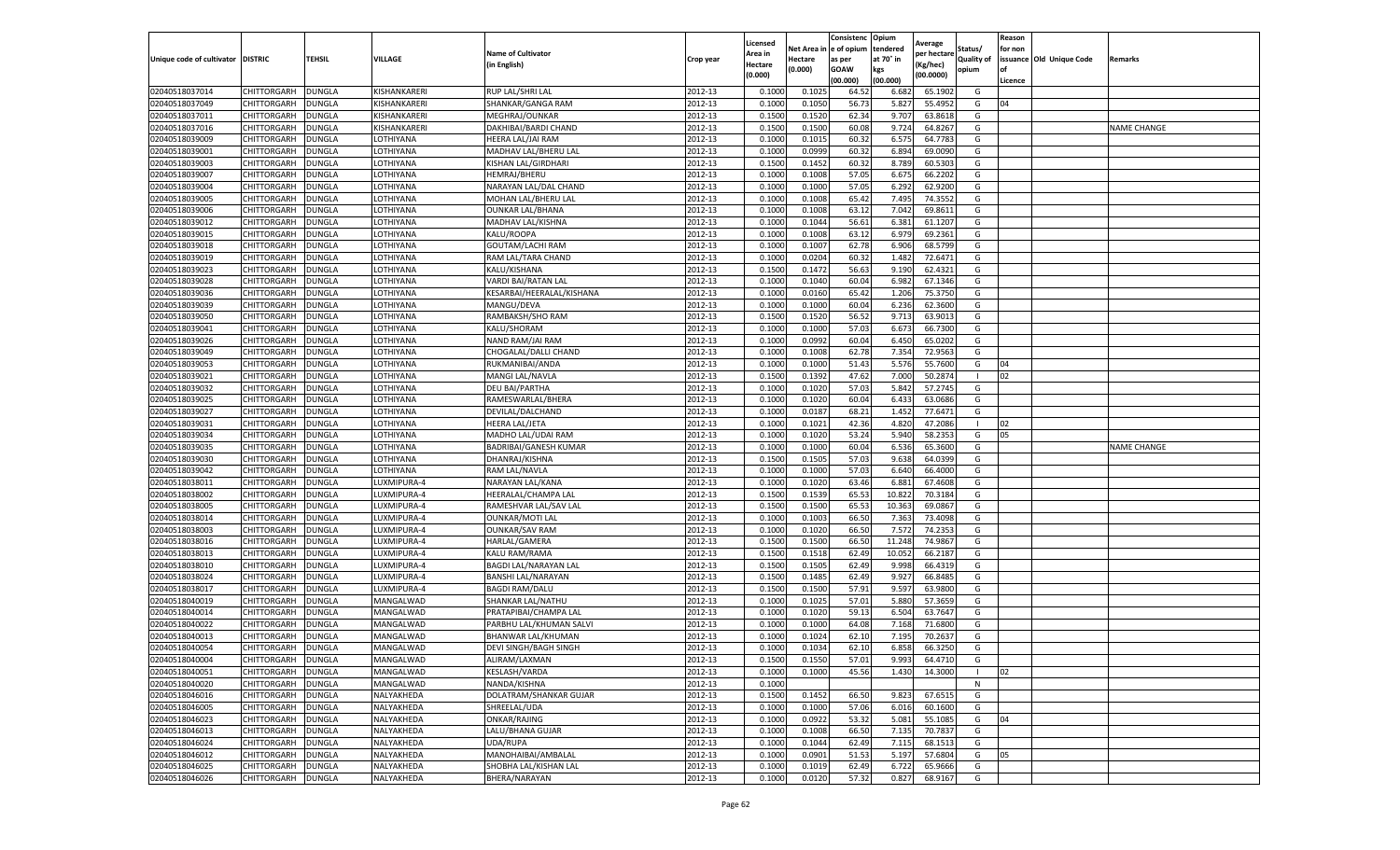| Unique code of cultivator | DISTRIC | TEHSIL | VILLAGE | Name of Cultivator (in English) | Crop year | Licensed Area in Hectare (0.000) | Net Area in Hectare (0.000) | Consistenc e of opium as per GOAW (00.000) | Opium tendered at 70° in kgs (00.000) | Average per hectare (Kg/hec) (00.0000) | Status/ Quality of opium | Reason for non issuance of Licence | Old Unique Code | Remarks |
|---|---|---|---|---|---|---|---|---|---|---|---|---|---|---|
| 02040518037014 | CHITTORGARH | DUNGLA | KISHANKARERI | RUP LAL/SHRI LAL | 2012-13 | 0.1000 | 0.1025 | 64.52 | 6.682 | 65.1902 | G | | | |
| 02040518037049 | CHITTORGARH | DUNGLA | KISHANKARERI | SHANKAR/GANGA RAM | 2012-13 | 0.1000 | 0.1050 | 56.73 | 5.827 | 55.4952 | G | 04 | | |
| 02040518037011 | CHITTORGARH | DUNGLA | KISHANKARERI | MEGHRAJ/OUNKAR | 2012-13 | 0.1500 | 0.1520 | 62.34 | 9.707 | 63.8618 | G | | | |
| 02040518037016 | CHITTORGARH | DUNGLA | KISHANKARERI | DAKHIBAI/BARDI CHAND | 2012-13 | 0.1500 | 0.1500 | 60.08 | 9.724 | 64.8267 | G | | | NAME CHANGE |
| 02040518039009 | CHITTORGARH | DUNGLA | LOTHIYANA | HEERA LAL/JAI RAM | 2012-13 | 0.1000 | 0.1015 | 60.32 | 6.575 | 64.7783 | G | | | |
| 02040518039001 | CHITTORGARH | DUNGLA | LOTHIYANA | MADHAV LAL/BHERU LAL | 2012-13 | 0.1000 | 0.0999 | 60.32 | 6.894 | 69.0090 | G | | | |
| 02040518039003 | CHITTORGARH | DUNGLA | LOTHIYANA | KISHAN LAL/GIRDHARI | 2012-13 | 0.1500 | 0.1452 | 60.32 | 8.789 | 60.5303 | G | | | |
| 02040518039007 | CHITTORGARH | DUNGLA | LOTHIYANA | HEMRAJ/BHERU | 2012-13 | 0.1000 | 0.1008 | 57.05 | 6.675 | 66.2202 | G | | | |
| 02040518039004 | CHITTORGARH | DUNGLA | LOTHIYANA | NARAYAN LAL/DAL CHAND | 2012-13 | 0.1000 | 0.1000 | 57.05 | 6.292 | 62.9200 | G | | | |
| 02040518039005 | CHITTORGARH | DUNGLA | LOTHIYANA | MOHAN LAL/BHERU LAL | 2012-13 | 0.1000 | 0.1008 | 65.42 | 7.495 | 74.3552 | G | | | |
| 02040518039006 | CHITTORGARH | DUNGLA | LOTHIYANA | OUNKAR LAL/BHANA | 2012-13 | 0.1000 | 0.1008 | 63.12 | 7.042 | 69.8611 | G | | | |
| 02040518039012 | CHITTORGARH | DUNGLA | LOTHIYANA | MADHAV LAL/KISHNA | 2012-13 | 0.1000 | 0.1044 | 56.61 | 6.381 | 61.1207 | G | | | |
| 02040518039015 | CHITTORGARH | DUNGLA | LOTHIYANA | KALU/ROOPA | 2012-13 | 0.1000 | 0.1008 | 63.12 | 6.979 | 69.2361 | G | | | |
| 02040518039018 | CHITTORGARH | DUNGLA | LOTHIYANA | GOUTAM/LACHI RAM | 2012-13 | 0.1000 | 0.1007 | 62.78 | 6.906 | 68.5799 | G | | | |
| 02040518039019 | CHITTORGARH | DUNGLA | LOTHIYANA | RAM LAL/TARA CHAND | 2012-13 | 0.1000 | 0.0204 | 60.32 | 1.482 | 72.6471 | G | | | |
| 02040518039023 | CHITTORGARH | DUNGLA | LOTHIYANA | KALU/KISHANA | 2012-13 | 0.1500 | 0.1472 | 56.63 | 9.190 | 62.4321 | G | | | |
| 02040518039028 | CHITTORGARH | DUNGLA | LOTHIYANA | VARDI BAI/RATAN LAL | 2012-13 | 0.1000 | 0.1040 | 60.04 | 6.982 | 67.1346 | G | | | |
| 02040518039036 | CHITTORGARH | DUNGLA | LOTHIYANA | KESARBAI/HEERALAL/KISHANA | 2012-13 | 0.1000 | 0.0160 | 65.42 | 1.206 | 75.3750 | G | | | |
| 02040518039039 | CHITTORGARH | DUNGLA | LOTHIYANA | MANGU/DEVA | 2012-13 | 0.1000 | 0.1000 | 60.04 | 6.236 | 62.3600 | G | | | |
| 02040518039050 | CHITTORGARH | DUNGLA | LOTHIYANA | RAMBAKSH/SHO RAM | 2012-13 | 0.1500 | 0.1520 | 56.52 | 9.713 | 63.9013 | G | | | |
| 02040518039041 | CHITTORGARH | DUNGLA | LOTHIYANA | KALU/SHORAM | 2012-13 | 0.1000 | 0.1000 | 57.03 | 6.673 | 66.7300 | G | | | |
| 02040518039026 | CHITTORGARH | DUNGLA | LOTHIYANA | NAND RAM/JAI RAM | 2012-13 | 0.1000 | 0.0992 | 60.04 | 6.450 | 65.0202 | G | | | |
| 02040518039049 | CHITTORGARH | DUNGLA | LOTHIYANA | CHOGALAL/DALLI CHAND | 2012-13 | 0.1000 | 0.1008 | 62.78 | 7.354 | 72.9563 | G | | | |
| 02040518039053 | CHITTORGARH | DUNGLA | LOTHIYANA | RUKMANIBAI/ANDA | 2012-13 | 0.1000 | 0.1000 | 51.43 | 5.576 | 55.7600 | G | 04 | | |
| 02040518039021 | CHITTORGARH | DUNGLA | LOTHIYANA | MANGI LAL/NAVLA | 2012-13 | 0.1500 | 0.1392 | 47.62 | 7.000 | 50.2874 | I | 02 | | |
| 02040518039032 | CHITTORGARH | DUNGLA | LOTHIYANA | DEU BAI/PARTHA | 2012-13 | 0.1000 | 0.1020 | 57.03 | 5.842 | 57.2745 | G | | | |
| 02040518039025 | CHITTORGARH | DUNGLA | LOTHIYANA | RAMESWARLAL/BHERA | 2012-13 | 0.1000 | 0.1020 | 60.04 | 6.433 | 63.0686 | G | | | |
| 02040518039027 | CHITTORGARH | DUNGLA | LOTHIYANA | DEVILAL/DALCHAND | 2012-13 | 0.1000 | 0.0187 | 68.21 | 1.452 | 77.6471 | G | | | |
| 02040518039031 | CHITTORGARH | DUNGLA | LOTHIYANA | HEERA LAL/JETA | 2012-13 | 0.1000 | 0.1021 | 42.36 | 4.820 | 47.2086 | I | 02 | | |
| 02040518039034 | CHITTORGARH | DUNGLA | LOTHIYANA | MADHO LAL/UDAI RAM | 2012-13 | 0.1000 | 0.1020 | 53.24 | 5.940 | 58.2353 | G | 05 | | |
| 02040518039035 | CHITTORGARH | DUNGLA | LOTHIYANA | BADRIBAI/GANESH KUMAR | 2012-13 | 0.1000 | 0.1000 | 60.04 | 6.536 | 65.3600 | G | | | NAME CHANGE |
| 02040518039030 | CHITTORGARH | DUNGLA | LOTHIYANA | DHANRAJ/KISHNA | 2012-13 | 0.1500 | 0.1505 | 57.03 | 9.638 | 64.0399 | G | | | |
| 02040518039042 | CHITTORGARH | DUNGLA | LOTHIYANA | RAM LAL/NAVLA | 2012-13 | 0.1000 | 0.1000 | 57.03 | 6.640 | 66.4000 | G | | | |
| 02040518038011 | CHITTORGARH | DUNGLA | LUXMIPURA-4 | NARAYAN LAL/KANA | 2012-13 | 0.1000 | 0.1020 | 63.46 | 6.881 | 67.4608 | G | | | |
| 02040518038002 | CHITTORGARH | DUNGLA | LUXMIPURA-4 | HEERALAL/CHAMPA LAL | 2012-13 | 0.1500 | 0.1539 | 65.53 | 10.822 | 70.3184 | G | | | |
| 02040518038005 | CHITTORGARH | DUNGLA | LUXMIPURA-4 | RAMESHVAR LAL/SAV LAL | 2012-13 | 0.1500 | 0.1500 | 65.53 | 10.363 | 69.0867 | G | | | |
| 02040518038014 | CHITTORGARH | DUNGLA | LUXMIPURA-4 | OUNKAR/MOTI LAL | 2012-13 | 0.1000 | 0.1003 | 66.50 | 7.363 | 73.4098 | G | | | |
| 02040518038003 | CHITTORGARH | DUNGLA | LUXMIPURA-4 | OUNKAR/SAV RAM | 2012-13 | 0.1000 | 0.1020 | 66.50 | 7.572 | 74.2353 | G | | | |
| 02040518038016 | CHITTORGARH | DUNGLA | LUXMIPURA-4 | HARLAL/GAMERA | 2012-13 | 0.1500 | 0.1500 | 66.50 | 11.248 | 74.9867 | G | | | |
| 02040518038013 | CHITTORGARH | DUNGLA | LUXMIPURA-4 | KALU RAM/RAMA | 2012-13 | 0.1500 | 0.1518 | 62.49 | 10.052 | 66.2187 | G | | | |
| 02040518038010 | CHITTORGARH | DUNGLA | LUXMIPURA-4 | BAGDI LAL/NARAYAN LAL | 2012-13 | 0.1500 | 0.1505 | 62.49 | 9.998 | 66.4319 | G | | | |
| 02040518038024 | CHITTORGARH | DUNGLA | LUXMIPURA-4 | BANSHI LAL/NARAYAN | 2012-13 | 0.1500 | 0.1485 | 62.49 | 9.927 | 66.8485 | G | | | |
| 02040518038017 | CHITTORGARH | DUNGLA | LUXMIPURA-4 | BAGDI RAM/DALU | 2012-13 | 0.1500 | 0.1500 | 57.91 | 9.597 | 63.9800 | G | | | |
| 02040518040019 | CHITTORGARH | DUNGLA | MANGALWAD | SHANKAR LAL/NATHU | 2012-13 | 0.1000 | 0.1025 | 57.01 | 5.880 | 57.3659 | G | | | |
| 02040518040014 | CHITTORGARH | DUNGLA | MANGALWAD | PRATAPIBAI/CHAMPA LAL | 2012-13 | 0.1000 | 0.1020 | 59.13 | 6.504 | 63.7647 | G | | | |
| 02040518040022 | CHITTORGARH | DUNGLA | MANGALWAD | PARBHU LAL/KHUMAN SALVI | 2012-13 | 0.1000 | 0.1000 | 64.08 | 7.168 | 71.6800 | G | | | |
| 02040518040013 | CHITTORGARH | DUNGLA | MANGALWAD | BHANWAR LAL/KHUMAN | 2012-13 | 0.1000 | 0.1024 | 62.10 | 7.195 | 70.2637 | G | | | |
| 02040518040054 | CHITTORGARH | DUNGLA | MANGALWAD | DEVI SINGH/BAGH SINGH | 2012-13 | 0.1000 | 0.1034 | 62.10 | 6.858 | 66.3250 | G | | | |
| 02040518040004 | CHITTORGARH | DUNGLA | MANGALWAD | ALIRAM/LAXMAN | 2012-13 | 0.1500 | 0.1550 | 57.01 | 9.993 | 64.4710 | G | | | |
| 02040518040051 | CHITTORGARH | DUNGLA | MANGALWAD | KESLASH/VARDA | 2012-13 | 0.1000 | 0.1000 | 45.56 | 1.430 | 14.3000 | I | 02 | | |
| 02040518040020 | CHITTORGARH | DUNGLA | MANGALWAD | NANDA/KISHNA | 2012-13 | 0.1000 | | | | | N | | | |
| 02040518046016 | CHITTORGARH | DUNGLA | NALYAKHEDA | DOLATRAM/SHANKAR GUJAR | 2012-13 | 0.1500 | 0.1452 | 66.50 | 9.823 | 67.6515 | G | | | |
| 02040518046005 | CHITTORGARH | DUNGLA | NALYAKHEDA | SHREELAL/UDA | 2012-13 | 0.1000 | 0.1000 | 57.06 | 6.016 | 60.1600 | G | | | |
| 02040518046023 | CHITTORGARH | DUNGLA | NALYAKHEDA | ONKAR/RAJING | 2012-13 | 0.1000 | 0.0922 | 53.32 | 5.081 | 55.1085 | G | 04 | | |
| 02040518046013 | CHITTORGARH | DUNGLA | NALYAKHEDA | LALU/BHANA GUJAR | 2012-13 | 0.1000 | 0.1008 | 66.50 | 7.135 | 70.7837 | G | | | |
| 02040518046024 | CHITTORGARH | DUNGLA | NALYAKHEDA | UDA/RUPA | 2012-13 | 0.1000 | 0.1044 | 62.49 | 7.115 | 68.1513 | G | | | |
| 02040518046012 | CHITTORGARH | DUNGLA | NALYAKHEDA | MANOHAIBAI/AMBALAL | 2012-13 | 0.1000 | 0.0901 | 51.53 | 5.197 | 57.6804 | G | 05 | | |
| 02040518046025 | CHITTORGARH | DUNGLA | NALYAKHEDA | SHOBHA LAL/KISHAN LAL | 2012-13 | 0.1000 | 0.1019 | 62.49 | 6.722 | 65.9666 | G | | | |
| 02040518046026 | CHITTORGARH | DUNGLA | NALYAKHEDA | BHERA/NARAYAN | 2012-13 | 0.1000 | 0.0120 | 57.32 | 0.827 | 68.9167 | G | | | |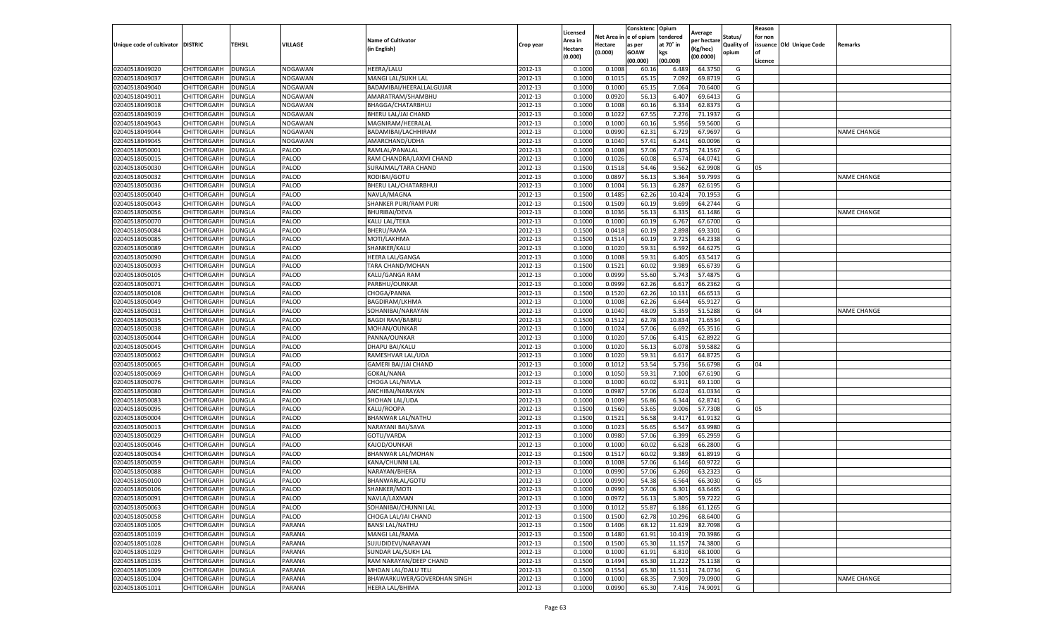| Unique code of cultivator | DISTRIC | TEHSIL | VILLAGE | Name of Cultivator (in English) | Crop year | Licensed Area in Hectare (0.000) | Net Area in Hectare (0.000) | Consistence of opium as per GOAW (00.000) | Opium tendered at 70˚ in kgs (00.000) | Average per hectare (Kg/hec) (00.0000) | Status/ Quality of opium | Reason for non issuance of Licence | Old Unique Code | Remarks |
|---|---|---|---|---|---|---|---|---|---|---|---|---|---|---|
| 02040518049020 | CHITTORGARH | DUNGLA | NOGAWAN | HEERA/LALU | 2012-13 | 0.1000 | 0.1008 | 60.16 | 6.489 | 64.3750 | G | | | |
| 02040518049037 | CHITTORGARH | DUNGLA | NOGAWAN | MANGI LAL/SUKH LAL | 2012-13 | 0.1000 | 0.1015 | 65.15 | 7.092 | 69.8719 | G | | | |
| 02040518049040 | CHITTORGARH | DUNGLA | NOGAWAN | BADAMIBAI/HEERALLALGUJAR | 2012-13 | 0.1000 | 0.1000 | 65.15 | 7.064 | 70.6400 | G | | | |
| 02040518049011 | CHITTORGARH | DUNGLA | NOGAWAN | AMARATRAM/SHAMBHU | 2012-13 | 0.1000 | 0.0920 | 56.13 | 6.407 | 69.6413 | G | | | |
| 02040518049018 | CHITTORGARH | DUNGLA | NOGAWAN | BHAGGA/CHATARBHUJ | 2012-13 | 0.1000 | 0.1008 | 60.16 | 6.334 | 62.8373 | G | | | |
| 02040518049019 | CHITTORGARH | DUNGLA | NOGAWAN | BHERU LAL/JAI CHAND | 2012-13 | 0.1000 | 0.1022 | 67.55 | 7.276 | 71.1937 | G | | | |
| 02040518049043 | CHITTORGARH | DUNGLA | NOGAWAN | MAGNIRAM/HEERALAL | 2012-13 | 0.1000 | 0.1000 | 60.16 | 5.956 | 59.5600 | G | | | |
| 02040518049044 | CHITTORGARH | DUNGLA | NOGAWAN | BADAMIBAI/LACHHIRAM | 2012-13 | 0.1000 | 0.0990 | 62.31 | 6.729 | 67.9697 | G | | | NAME CHANGE |
| 02040518049045 | CHITTORGARH | DUNGLA | NOGAWAN | AMARCHAND/UDHA | 2012-13 | 0.1000 | 0.1040 | 57.41 | 6.241 | 60.0096 | G | | | |
| 02040518050001 | CHITTORGARH | DUNGLA | PALOD | RAMLAL/PANALAL | 2012-13 | 0.1000 | 0.1008 | 57.06 | 7.475 | 74.1567 | G | | | |
| 02040518050015 | CHITTORGARH | DUNGLA | PALOD | RAM CHANDRA/LAXMI CHAND | 2012-13 | 0.1000 | 0.1026 | 60.08 | 6.574 | 64.0741 | G | | | |
| 02040518050030 | CHITTORGARH | DUNGLA | PALOD | SURAJMAL/TARA CHAND | 2012-13 | 0.1500 | 0.1518 | 54.46 | 9.562 | 62.9908 | G | 05 | | |
| 02040518050032 | CHITTORGARH | DUNGLA | PALOD | RODIBAI/GOTU | 2012-13 | 0.1000 | 0.0897 | 56.13 | 5.364 | 59.7993 | G | | | NAME CHANGE |
| 02040518050036 | CHITTORGARH | DUNGLA | PALOD | BHERU LAL/CHATARBHUJ | 2012-13 | 0.1000 | 0.1004 | 56.13 | 6.287 | 62.6195 | G | | | |
| 02040518050040 | CHITTORGARH | DUNGLA | PALOD | NAVLA/MAGNA | 2012-13 | 0.1500 | 0.1485 | 62.26 | 10.424 | 70.1953 | G | | | |
| 02040518050043 | CHITTORGARH | DUNGLA | PALOD | SHANKER PURI/RAM PURI | 2012-13 | 0.1500 | 0.1509 | 60.19 | 9.699 | 64.2744 | G | | | |
| 02040518050056 | CHITTORGARH | DUNGLA | PALOD | BHURIBAI/DEVA | 2012-13 | 0.1000 | 0.1036 | 56.13 | 6.335 | 61.1486 | G | | | NAME CHANGE |
| 02040518050070 | CHITTORGARH | DUNGLA | PALOD | KALU LAL/TEKA | 2012-13 | 0.1000 | 0.1000 | 60.19 | 6.767 | 67.6700 | G | | | |
| 02040518050084 | CHITTORGARH | DUNGLA | PALOD | BHERU/RAMA | 2012-13 | 0.1500 | 0.0418 | 60.19 | 2.898 | 69.3301 | G | | | |
| 02040518050085 | CHITTORGARH | DUNGLA | PALOD | MOTI/LAKHMA | 2012-13 | 0.1500 | 0.1514 | 60.19 | 9.725 | 64.2338 | G | | | |
| 02040518050089 | CHITTORGARH | DUNGLA | PALOD | SHANKER/KALU | 2012-13 | 0.1000 | 0.1020 | 59.31 | 6.592 | 64.6275 | G | | | |
| 02040518050090 | CHITTORGARH | DUNGLA | PALOD | HEERA LAL/GANGA | 2012-13 | 0.1000 | 0.1008 | 59.31 | 6.405 | 63.5417 | G | | | |
| 02040518050093 | CHITTORGARH | DUNGLA | PALOD | TARA CHAND/MOHAN | 2012-13 | 0.1500 | 0.1521 | 60.02 | 9.989 | 65.6739 | G | | | |
| 02040518050105 | CHITTORGARH | DUNGLA | PALOD | KALU/GANGA RAM | 2012-13 | 0.1000 | 0.0999 | 55.60 | 5.743 | 57.4875 | G | | | |
| 02040518050071 | CHITTORGARH | DUNGLA | PALOD | PARBHU/OUNKAR | 2012-13 | 0.1000 | 0.0999 | 62.26 | 6.617 | 66.2362 | G | | | |
| 02040518050108 | CHITTORGARH | DUNGLA | PALOD | CHOGA/PANNA | 2012-13 | 0.1500 | 0.1520 | 62.26 | 10.131 | 66.6513 | G | | | |
| 02040518050049 | CHITTORGARH | DUNGLA | PALOD | BAGDIRAM/LKHMA | 2012-13 | 0.1000 | 0.1008 | 62.26 | 6.644 | 65.9127 | G | | | |
| 02040518050031 | CHITTORGARH | DUNGLA | PALOD | SOHANIBAI/NARAYAN | 2012-13 | 0.1000 | 0.1040 | 48.09 | 5.359 | 51.5288 | G | 04 | | NAME CHANGE |
| 02040518050035 | CHITTORGARH | DUNGLA | PALOD | BAGDI RAM/BABRU | 2012-13 | 0.1500 | 0.1512 | 62.78 | 10.834 | 71.6534 | G | | | |
| 02040518050038 | CHITTORGARH | DUNGLA | PALOD | MOHAN/OUNKAR | 2012-13 | 0.1000 | 0.1024 | 57.06 | 6.692 | 65.3516 | G | | | |
| 02040518050044 | CHITTORGARH | DUNGLA | PALOD | PANNA/OUNKAR | 2012-13 | 0.1000 | 0.1020 | 57.06 | 6.415 | 62.8922 | G | | | |
| 02040518050045 | CHITTORGARH | DUNGLA | PALOD | DHAPU BAI/KALU | 2012-13 | 0.1000 | 0.1020 | 56.13 | 6.078 | 59.5882 | G | | | |
| 02040518050062 | CHITTORGARH | DUNGLA | PALOD | RAMESHVAR LAL/UDA | 2012-13 | 0.1000 | 0.1020 | 59.31 | 6.617 | 64.8725 | G | | | |
| 02040518050065 | CHITTORGARH | DUNGLA | PALOD | GAMERI BAI/JAI CHAND | 2012-13 | 0.1000 | 0.1012 | 53.54 | 5.736 | 56.6798 | G | 04 | | |
| 02040518050069 | CHITTORGARH | DUNGLA | PALOD | GOKAL/NANA | 2012-13 | 0.1000 | 0.1050 | 59.31 | 7.100 | 67.6190 | G | | | |
| 02040518050076 | CHITTORGARH | DUNGLA | PALOD | CHOGA LAL/NAVLA | 2012-13 | 0.1000 | 0.1000 | 60.02 | 6.911 | 69.1100 | G | | | |
| 02040518050080 | CHITTORGARH | DUNGLA | PALOD | ANCHIBAI/NARAYAN | 2012-13 | 0.1000 | 0.0987 | 57.06 | 6.024 | 61.0334 | G | | | |
| 02040518050083 | CHITTORGARH | DUNGLA | PALOD | SHOHAN LAL/UDA | 2012-13 | 0.1000 | 0.1009 | 56.86 | 6.344 | 62.8741 | G | | | |
| 02040518050095 | CHITTORGARH | DUNGLA | PALOD | KALU/ROOPA | 2012-13 | 0.1500 | 0.1560 | 53.65 | 9.006 | 57.7308 | G | 05 | | |
| 02040518050004 | CHITTORGARH | DUNGLA | PALOD | BHANWAR LAL/NATHU | 2012-13 | 0.1500 | 0.1521 | 56.58 | 9.417 | 61.9132 | G | | | |
| 02040518050013 | CHITTORGARH | DUNGLA | PALOD | NARAYANI BAI/SAVA | 2012-13 | 0.1000 | 0.1023 | 56.65 | 6.547 | 63.9980 | G | | | |
| 02040518050029 | CHITTORGARH | DUNGLA | PALOD | GOTU/VARDA | 2012-13 | 0.1000 | 0.0980 | 57.06 | 6.399 | 65.2959 | G | | | |
| 02040518050046 | CHITTORGARH | DUNGLA | PALOD | KAJOD/OUNKAR | 2012-13 | 0.1000 | 0.1000 | 60.02 | 6.628 | 66.2800 | G | | | |
| 02040518050054 | CHITTORGARH | DUNGLA | PALOD | BHANWAR LAL/MOHAN | 2012-13 | 0.1500 | 0.1517 | 60.02 | 9.389 | 61.8919 | G | | | |
| 02040518050059 | CHITTORGARH | DUNGLA | PALOD | KANA/CHUNNI LAL | 2012-13 | 0.1000 | 0.1008 | 57.06 | 6.146 | 60.9722 | G | | | |
| 02040518050088 | CHITTORGARH | DUNGLA | PALOD | NARAYAN/BHERA | 2012-13 | 0.1000 | 0.0990 | 57.06 | 6.260 | 63.2323 | G | | | |
| 02040518050100 | CHITTORGARH | DUNGLA | PALOD | BHANWARLAL/GOTU | 2012-13 | 0.1000 | 0.0990 | 54.38 | 6.564 | 66.3030 | G | 05 | | |
| 02040518050106 | CHITTORGARH | DUNGLA | PALOD | SHANKER/MOTI | 2012-13 | 0.1000 | 0.0990 | 57.06 | 6.301 | 63.6465 | G | | | |
| 02040518050091 | CHITTORGARH | DUNGLA | PALOD | NAVLA/LAXMAN | 2012-13 | 0.1000 | 0.0972 | 56.13 | 5.805 | 59.7222 | G | | | |
| 02040518050063 | CHITTORGARH | DUNGLA | PALOD | SOHANIBAI/CHUNNI LAL | 2012-13 | 0.1000 | 0.1012 | 55.87 | 6.186 | 61.1265 | G | | | |
| 02040518050058 | CHITTORGARH | DUNGLA | PALOD | CHOGA LAL/JAI CHAND | 2012-13 | 0.1500 | 0.1500 | 62.78 | 10.296 | 68.6400 | G | | | |
| 02040518051005 | CHITTORGARH | DUNGLA | PARANA | BANSI LAL/NATHU | 2012-13 | 0.1500 | 0.1406 | 68.12 | 11.629 | 82.7098 | G | | | |
| 02040518051019 | CHITTORGARH | DUNGLA | PARANA | MANGI LAL/RAMA | 2012-13 | 0.1500 | 0.1480 | 61.91 | 10.419 | 70.3986 | G | | | |
| 02040518051028 | CHITTORGARH | DUNGLA | PARANA | SUJUDIDEVI/NARAYAN | 2012-13 | 0.1500 | 0.1500 | 65.30 | 11.157 | 74.3800 | G | | | |
| 02040518051029 | CHITTORGARH | DUNGLA | PARANA | SUNDAR LAL/SUKH LAL | 2012-13 | 0.1000 | 0.1000 | 61.91 | 6.810 | 68.1000 | G | | | |
| 02040518051035 | CHITTORGARH | DUNGLA | PARANA | RAM NARAYAN/DEEP CHAND | 2012-13 | 0.1500 | 0.1494 | 65.30 | 11.222 | 75.1138 | G | | | |
| 02040518051009 | CHITTORGARH | DUNGLA | PARANA | MHDAN LAL/DALU TELI | 2012-13 | 0.1500 | 0.1554 | 65.30 | 11.511 | 74.0734 | G | | | |
| 02040518051004 | CHITTORGARH | DUNGLA | PARANA | BHAWARKUWER/GOVERDHAN SINGH | 2012-13 | 0.1000 | 0.1000 | 68.35 | 7.909 | 79.0900 | G | | | NAME CHANGE |
| 02040518051011 | CHITTORGARH | DUNGLA | PARANA | HEERA LAL/BHIMA | 2012-13 | 0.1000 | 0.0990 | 65.30 | 7.416 | 74.9091 | G | | | |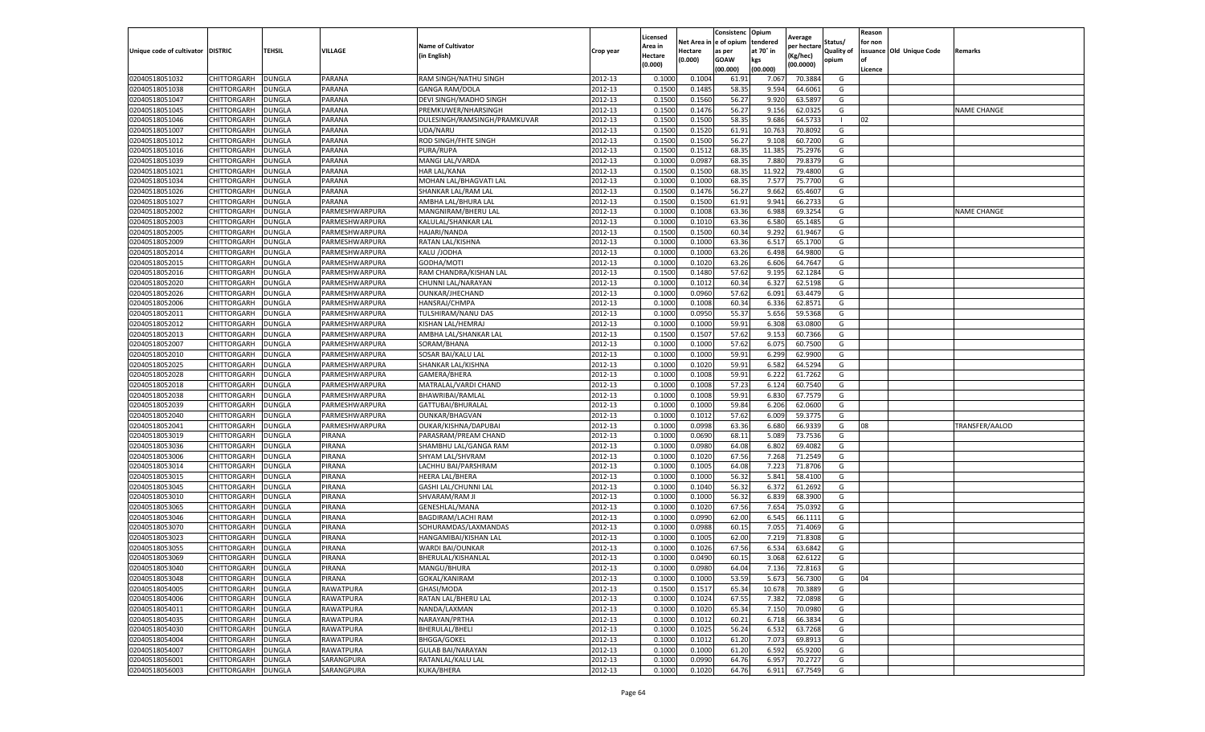| Unique code of cultivator | DISTRIC | TEHSIL | VILLAGE | Name of Cultivator (in English) | Crop year | Licensed Area in Hectare (0.000) | Net Area in Hectare (0.000) | Consistenc e of opium as per GOAW (00.000) | Opium tendered at 70° in kgs (00.000) | Average per hectare (Kg/hec) (00.0000) | Status/ Quality of opium | Reason for non issuance of Licence | Old Unique Code | Remarks |
|---|---|---|---|---|---|---|---|---|---|---|---|---|---|---|
| 02040518051032 | CHITTORGARH | DUNGLA | PARANA | RAM SINGH/NATHU SINGH | 2012-13 | 0.1000 | 0.1004 | 61.91 | 7.067 | 70.3884 | G | | | |
| 02040518051038 | CHITTORGARH | DUNGLA | PARANA | GANGA RAM/DOLA | 2012-13 | 0.1500 | 0.1485 | 58.35 | 9.594 | 64.6061 | G | | | |
| 02040518051047 | CHITTORGARH | DUNGLA | PARANA | DEVI SINGH/MADHO SINGH | 2012-13 | 0.1500 | 0.1560 | 56.27 | 9.920 | 63.5897 | G | | | |
| 02040518051045 | CHITTORGARH | DUNGLA | PARANA | PREMKUWER/NHARSINGH | 2012-13 | 0.1500 | 0.1476 | 56.27 | 9.156 | 62.0325 | G | | | NAME CHANGE |
| 02040518051046 | CHITTORGARH | DUNGLA | PARANA | DULESINGH/RAMSINGH/PRAMKUVAR | 2012-13 | 0.1500 | 0.1500 | 58.35 | 9.686 | 64.5733 | I | 02 | | |
| 02040518051007 | CHITTORGARH | DUNGLA | PARANA | UDA/NARU | 2012-13 | 0.1500 | 0.1520 | 61.91 | 10.763 | 70.8092 | G | | | |
| 02040518051012 | CHITTORGARH | DUNGLA | PARANA | ROD SINGH/FHTE SINGH | 2012-13 | 0.1500 | 0.1500 | 56.27 | 9.108 | 60.7200 | G | | | |
| 02040518051016 | CHITTORGARH | DUNGLA | PARANA | PURA/RUPA | 2012-13 | 0.1500 | 0.1512 | 68.35 | 11.385 | 75.2976 | G | | | |
| 02040518051039 | CHITTORGARH | DUNGLA | PARANA | MANGI LAL/VARDA | 2012-13 | 0.1000 | 0.0987 | 68.35 | 7.880 | 79.8379 | G | | | |
| 02040518051021 | CHITTORGARH | DUNGLA | PARANA | HAR LAL/KANA | 2012-13 | 0.1500 | 0.1500 | 68.35 | 11.922 | 79.4800 | G | | | |
| 02040518051034 | CHITTORGARH | DUNGLA | PARANA | MOHAN LAL/BHAGVATI LAL | 2012-13 | 0.1000 | 0.1000 | 68.35 | 7.577 | 75.7700 | G | | | |
| 02040518051026 | CHITTORGARH | DUNGLA | PARANA | SHANKAR LAL/RAM LAL | 2012-13 | 0.1500 | 0.1476 | 56.27 | 9.662 | 65.4607 | G | | | |
| 02040518051027 | CHITTORGARH | DUNGLA | PARANA | AMBHA LAL/BHURA LAL | 2012-13 | 0.1500 | 0.1500 | 61.91 | 9.941 | 66.2733 | G | | | |
| 02040518052002 | CHITTORGARH | DUNGLA | PARMESHWARPURA | MANGNIRAM/BHERU LAL | 2012-13 | 0.1000 | 0.1008 | 63.36 | 6.988 | 69.3254 | G | | | NAME CHANGE |
| 02040518052003 | CHITTORGARH | DUNGLA | PARMESHWARPURA | KALULAL/SHANKAR LAL | 2012-13 | 0.1000 | 0.1010 | 63.36 | 6.580 | 65.1485 | G | | | |
| 02040518052005 | CHITTORGARH | DUNGLA | PARMESHWARPURA | HAJARI/NANDA | 2012-13 | 0.1500 | 0.1500 | 60.34 | 9.292 | 61.9467 | G | | | |
| 02040518052009 | CHITTORGARH | DUNGLA | PARMESHWARPURA | RATAN LAL/KISHNA | 2012-13 | 0.1000 | 0.1000 | 63.36 | 6.517 | 65.1700 | G | | | |
| 02040518052014 | CHITTORGARH | DUNGLA | PARMESHWARPURA | KALU /JODHA | 2012-13 | 0.1000 | 0.1000 | 63.26 | 6.498 | 64.9800 | G | | | |
| 02040518052015 | CHITTORGARH | DUNGLA | PARMESHWARPURA | GODHA/MOTI | 2012-13 | 0.1000 | 0.1020 | 63.26 | 6.606 | 64.7647 | G | | | |
| 02040518052016 | CHITTORGARH | DUNGLA | PARMESHWARPURA | RAM CHANDRA/KISHAN LAL | 2012-13 | 0.1500 | 0.1480 | 57.62 | 9.195 | 62.1284 | G | | | |
| 02040518052020 | CHITTORGARH | DUNGLA | PARMESHWARPURA | CHUNNI LAL/NARAYAN | 2012-13 | 0.1000 | 0.1012 | 60.34 | 6.327 | 62.5198 | G | | | |
| 02040518052026 | CHITTORGARH | DUNGLA | PARMESHWARPURA | OUNKAR/JHECHAND | 2012-13 | 0.1000 | 0.0960 | 57.62 | 6.091 | 63.4479 | G | | | |
| 02040518052006 | CHITTORGARH | DUNGLA | PARMESHWARPURA | HANSRAJ/CHMPA | 2012-13 | 0.1000 | 0.1008 | 60.34 | 6.336 | 62.8571 | G | | | |
| 02040518052011 | CHITTORGARH | DUNGLA | PARMESHWARPURA | TULSHIRAM/NANU DAS | 2012-13 | 0.1000 | 0.0950 | 55.37 | 5.656 | 59.5368 | G | | | |
| 02040518052012 | CHITTORGARH | DUNGLA | PARMESHWARPURA | KISHAN LAL/HEMRAJ | 2012-13 | 0.1000 | 0.1000 | 59.91 | 6.308 | 63.0800 | G | | | |
| 02040518052013 | CHITTORGARH | DUNGLA | PARMESHWARPURA | AMBHA LAL/SHANKAR LAL | 2012-13 | 0.1500 | 0.1507 | 57.62 | 9.153 | 60.7366 | G | | | |
| 02040518052007 | CHITTORGARH | DUNGLA | PARMESHWARPURA | SORAM/BHANA | 2012-13 | 0.1000 | 0.1000 | 57.62 | 6.075 | 60.7500 | G | | | |
| 02040518052010 | CHITTORGARH | DUNGLA | PARMESHWARPURA | SOSAR BAI/KALU LAL | 2012-13 | 0.1000 | 0.1000 | 59.91 | 6.299 | 62.9900 | G | | | |
| 02040518052025 | CHITTORGARH | DUNGLA | PARMESHWARPURA | SHANKAR LAL/KISHNA | 2012-13 | 0.1000 | 0.1020 | 59.91 | 6.582 | 64.5294 | G | | | |
| 02040518052028 | CHITTORGARH | DUNGLA | PARMESHWARPURA | GAMERA/BHERA | 2012-13 | 0.1000 | 0.1008 | 59.91 | 6.222 | 61.7262 | G | | | |
| 02040518052018 | CHITTORGARH | DUNGLA | PARMESHWARPURA | MATRALAL/VARDI CHAND | 2012-13 | 0.1000 | 0.1008 | 57.23 | 6.124 | 60.7540 | G | | | |
| 02040518052038 | CHITTORGARH | DUNGLA | PARMESHWARPURA | BHAWRIBAI/RAMLAL | 2012-13 | 0.1000 | 0.1008 | 59.91 | 6.830 | 67.7579 | G | | | |
| 02040518052039 | CHITTORGARH | DUNGLA | PARMESHWARPURA | GATTUBAI/BHURALAL | 2012-13 | 0.1000 | 0.1000 | 59.84 | 6.206 | 62.0600 | G | | | |
| 02040518052040 | CHITTORGARH | DUNGLA | PARMESHWARPURA | OUNKAR/BHAGVAN | 2012-13 | 0.1000 | 0.1012 | 57.62 | 6.009 | 59.3775 | G | | | |
| 02040518052041 | CHITTORGARH | DUNGLA | PARMESHWARPURA | OUKAR/KISHNA/DAPUBAI | 2012-13 | 0.1000 | 0.0998 | 63.36 | 6.680 | 66.9339 | G | 08 | | TRANSFER/AALOD |
| 02040518053019 | CHITTORGARH | DUNGLA | PIRANA | PARASRAM/PREAM CHAND | 2012-13 | 0.1000 | 0.0690 | 68.11 | 5.089 | 73.7536 | G | | | |
| 02040518053036 | CHITTORGARH | DUNGLA | PIRANA | SHAMBHU LAL/GANGA RAM | 2012-13 | 0.1000 | 0.0980 | 64.08 | 6.802 | 69.4082 | G | | | |
| 02040518053006 | CHITTORGARH | DUNGLA | PIRANA | SHYAM LAL/SHVRAM | 2012-13 | 0.1000 | 0.1020 | 67.56 | 7.268 | 71.2549 | G | | | |
| 02040518053014 | CHITTORGARH | DUNGLA | PIRANA | LACHHU BAI/PARSHRAM | 2012-13 | 0.1000 | 0.1005 | 64.08 | 7.223 | 71.8706 | G | | | |
| 02040518053015 | CHITTORGARH | DUNGLA | PIRANA | HEERA LAL/BHERA | 2012-13 | 0.1000 | 0.1000 | 56.32 | 5.841 | 58.4100 | G | | | |
| 02040518053045 | CHITTORGARH | DUNGLA | PIRANA | GASHI LAL/CHUNNI LAL | 2012-13 | 0.1000 | 0.1040 | 56.32 | 6.372 | 61.2692 | G | | | |
| 02040518053010 | CHITTORGARH | DUNGLA | PIRANA | SHVARAM/RAM JI | 2012-13 | 0.1000 | 0.1000 | 56.32 | 6.839 | 68.3900 | G | | | |
| 02040518053065 | CHITTORGARH | DUNGLA | PIRANA | GENESHLAL/MANA | 2012-13 | 0.1000 | 0.1020 | 67.56 | 7.654 | 75.0392 | G | | | |
| 02040518053046 | CHITTORGARH | DUNGLA | PIRANA | BAGDIRAM/LACHI RAM | 2012-13 | 0.1000 | 0.0990 | 62.00 | 6.545 | 66.1111 | G | | | |
| 02040518053070 | CHITTORGARH | DUNGLA | PIRANA | SOHURAMDAS/LAXMANDAS | 2012-13 | 0.1000 | 0.0988 | 60.15 | 7.055 | 71.4069 | G | | | |
| 02040518053023 | CHITTORGARH | DUNGLA | PIRANA | HANGAMIBAI/KISHAN LAL | 2012-13 | 0.1000 | 0.1005 | 62.00 | 7.219 | 71.8308 | G | | | |
| 02040518053055 | CHITTORGARH | DUNGLA | PIRANA | WARDI BAI/OUNKAR | 2012-13 | 0.1000 | 0.1026 | 67.56 | 6.534 | 63.6842 | G | | | |
| 02040518053069 | CHITTORGARH | DUNGLA | PIRANA | BHERULAL/KISHANLAL | 2012-13 | 0.1000 | 0.0490 | 60.15 | 3.068 | 62.6122 | G | | | |
| 02040518053040 | CHITTORGARH | DUNGLA | PIRANA | MANGU/BHURA | 2012-13 | 0.1000 | 0.0980 | 64.04 | 7.136 | 72.8163 | G | | | |
| 02040518053048 | CHITTORGARH | DUNGLA | PIRANA | GOKAL/KANIRAM | 2012-13 | 0.1000 | 0.1000 | 53.59 | 5.673 | 56.7300 | G | 04 | | |
| 02040518054005 | CHITTORGARH | DUNGLA | RAWATPURA | GHASI/MODA | 2012-13 | 0.1500 | 0.1517 | 65.34 | 10.678 | 70.3889 | G | | | |
| 02040518054006 | CHITTORGARH | DUNGLA | RAWATPURA | RATAN LAL/BHERU LAL | 2012-13 | 0.1000 | 0.1024 | 67.55 | 7.382 | 72.0898 | G | | | |
| 02040518054011 | CHITTORGARH | DUNGLA | RAWATPURA | NANDA/LAXMAN | 2012-13 | 0.1000 | 0.1020 | 65.34 | 7.150 | 70.0980 | G | | | |
| 02040518054035 | CHITTORGARH | DUNGLA | RAWATPURA | NARAYAN/PRTHA | 2012-13 | 0.1000 | 0.1012 | 60.21 | 6.718 | 66.3834 | G | | | |
| 02040518054030 | CHITTORGARH | DUNGLA | RAWATPURA | BHERULAL/BHELI | 2012-13 | 0.1000 | 0.1025 | 56.24 | 6.532 | 63.7268 | G | | | |
| 02040518054004 | CHITTORGARH | DUNGLA | RAWATPURA | BHGGA/GOKEL | 2012-13 | 0.1000 | 0.1012 | 61.20 | 7.073 | 69.8913 | G | | | |
| 02040518054007 | CHITTORGARH | DUNGLA | RAWATPURA | GULAB BAI/NARAYAN | 2012-13 | 0.1000 | 0.1000 | 61.20 | 6.592 | 65.9200 | G | | | |
| 02040518056001 | CHITTORGARH | DUNGLA | SARANGPURA | RATANLAL/KALU LAL | 2012-13 | 0.1000 | 0.0990 | 64.76 | 6.957 | 70.2727 | G | | | |
| 02040518056003 | CHITTORGARH | DUNGLA | SARANGPURA | KUKA/BHERA | 2012-13 | 0.1000 | 0.1020 | 64.76 | 6.911 | 67.7549 | G | | | |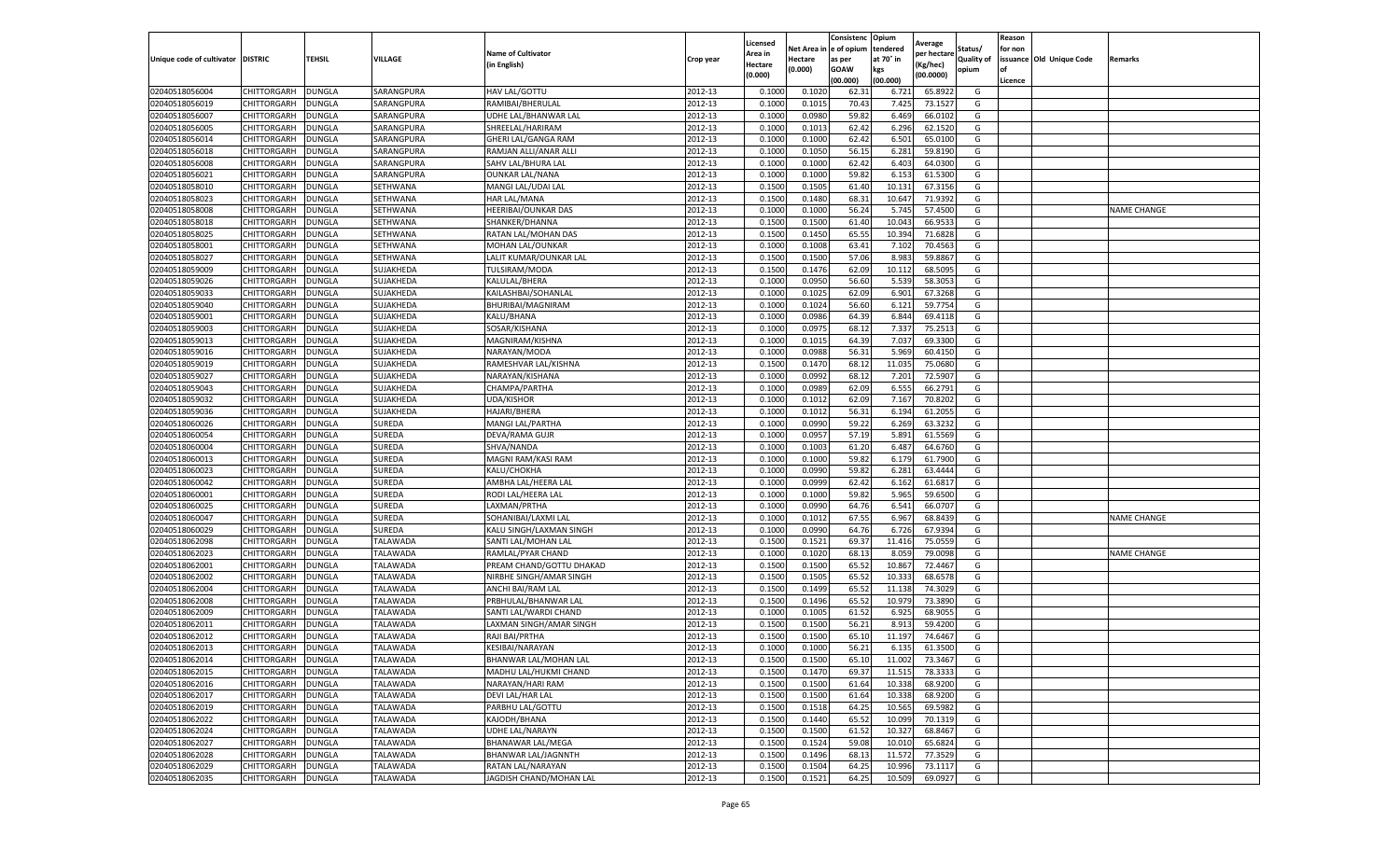| Unique code of cultivator | DISTRIC | TEHSIL | VILLAGE | Name of Cultivator (in English) | Crop year | Licensed Area in Hectare (0.000) | Net Area in Hectare (0.000) | Consistenc e of opium as per GOAW (00.000) | Opium tendered at 70° in kgs (00.000) | Average per hectare (Kg/hec) (00.0000) | Status/ Quality of opium | Reason for non issuance of Licence | Old Unique Code | Remarks |
|---|---|---|---|---|---|---|---|---|---|---|---|---|---|---|
| 02040518056004 | CHITTORGARH | DUNGLA | SARANGPURA | HAV LAL/GOTTU | 2012-13 | 0.1000 | 0.1020 | 62.31 | 6.721 | 65.8922 | G | | | |
| 02040518056019 | CHITTORGARH | DUNGLA | SARANGPURA | RAMIBAI/BHERULAL | 2012-13 | 0.1000 | 0.1015 | 70.43 | 7.425 | 73.1527 | G | | | |
| 02040518056007 | CHITTORGARH | DUNGLA | SARANGPURA | UDHE LAL/BHANWAR LAL | 2012-13 | 0.1000 | 0.0980 | 59.82 | 6.469 | 66.0102 | G | | | |
| 02040518056005 | CHITTORGARH | DUNGLA | SARANGPURA | SHREELAL/HARIRAM | 2012-13 | 0.1000 | 0.1013 | 62.42 | 6.296 | 62.1520 | G | | | |
| 02040518056014 | CHITTORGARH | DUNGLA | SARANGPURA | GHERI LAL/GANGA RAM | 2012-13 | 0.1000 | 0.1000 | 62.42 | 6.501 | 65.0100 | G | | | |
| 02040518056018 | CHITTORGARH | DUNGLA | SARANGPURA | RAMJAN ALLI/ANAR ALLI | 2012-13 | 0.1000 | 0.1050 | 56.15 | 6.281 | 59.8190 | G | | | |
| 02040518056008 | CHITTORGARH | DUNGLA | SARANGPURA | SAHV LAL/BHURA LAL | 2012-13 | 0.1000 | 0.1000 | 62.42 | 6.403 | 64.0300 | G | | | |
| 02040518056021 | CHITTORGARH | DUNGLA | SARANGPURA | OUNKAR LAL/NANA | 2012-13 | 0.1000 | 0.1000 | 59.82 | 6.153 | 61.5300 | G | | | |
| 02040518058010 | CHITTORGARH | DUNGLA | SETHWANA | MANGI LAL/UDAI LAL | 2012-13 | 0.1500 | 0.1505 | 61.40 | 10.131 | 67.3156 | G | | | |
| 02040518058023 | CHITTORGARH | DUNGLA | SETHWANA | HAR LAL/MANA | 2012-13 | 0.1500 | 0.1480 | 68.31 | 10.647 | 71.9392 | G | | | |
| 02040518058008 | CHITTORGARH | DUNGLA | SETHWANA | HEERIBAI/OUNKAR DAS | 2012-13 | 0.1000 | 0.1000 | 56.24 | 5.745 | 57.4500 | G | | | NAME CHANGE |
| 02040518058018 | CHITTORGARH | DUNGLA | SETHWANA | SHANKER/DHANNA | 2012-13 | 0.1500 | 0.1500 | 61.40 | 10.043 | 66.9533 | G | | | |
| 02040518058025 | CHITTORGARH | DUNGLA | SETHWANA | RATAN LAL/MOHAN DAS | 2012-13 | 0.1500 | 0.1450 | 65.55 | 10.394 | 71.6828 | G | | | |
| 02040518058001 | CHITTORGARH | DUNGLA | SETHWANA | MOHAN LAL/OUNKAR | 2012-13 | 0.1000 | 0.1008 | 63.41 | 7.102 | 70.4563 | G | | | |
| 02040518058027 | CHITTORGARH | DUNGLA | SETHWANA | LALIT KUMAR/OUNKAR LAL | 2012-13 | 0.1500 | 0.1500 | 57.06 | 8.983 | 59.8867 | G | | | |
| 02040518059009 | CHITTORGARH | DUNGLA | SUJAKHEDA | TULSIRAM/MODA | 2012-13 | 0.1500 | 0.1476 | 62.09 | 10.112 | 68.5095 | G | | | |
| 02040518059026 | CHITTORGARH | DUNGLA | SUJAKHEDA | KALULAL/BHERA | 2012-13 | 0.1000 | 0.0950 | 56.60 | 5.539 | 58.3053 | G | | | |
| 02040518059033 | CHITTORGARH | DUNGLA | SUJAKHEDA | KAILASHBAI/SOHANLAL | 2012-13 | 0.1000 | 0.1025 | 62.09 | 6.901 | 67.3268 | G | | | |
| 02040518059040 | CHITTORGARH | DUNGLA | SUJAKHEDA | BHURIBAI/MAGNIRAM | 2012-13 | 0.1000 | 0.1024 | 56.60 | 6.121 | 59.7754 | G | | | |
| 02040518059001 | CHITTORGARH | DUNGLA | SUJAKHEDA | KALU/BHANA | 2012-13 | 0.1000 | 0.0986 | 64.39 | 6.844 | 69.4118 | G | | | |
| 02040518059003 | CHITTORGARH | DUNGLA | SUJAKHEDA | SOSAR/KISHANA | 2012-13 | 0.1000 | 0.0975 | 68.12 | 7.337 | 75.2513 | G | | | |
| 02040518059013 | CHITTORGARH | DUNGLA | SUJAKHEDA | MAGNIRAM/KISHNA | 2012-13 | 0.1000 | 0.1015 | 64.39 | 7.037 | 69.3300 | G | | | |
| 02040518059016 | CHITTORGARH | DUNGLA | SUJAKHEDA | NARAYAN/MODA | 2012-13 | 0.1000 | 0.0988 | 56.31 | 5.969 | 60.4150 | G | | | |
| 02040518059019 | CHITTORGARH | DUNGLA | SUJAKHEDA | RAMESHVAR LAL/KISHNA | 2012-13 | 0.1500 | 0.1470 | 68.12 | 11.035 | 75.0680 | G | | | |
| 02040518059027 | CHITTORGARH | DUNGLA | SUJAKHEDA | NARAYAN/KISHANA | 2012-13 | 0.1000 | 0.0992 | 68.12 | 7.201 | 72.5907 | G | | | |
| 02040518059043 | CHITTORGARH | DUNGLA | SUJAKHEDA | CHAMPA/PARTHA | 2012-13 | 0.1000 | 0.0989 | 62.09 | 6.555 | 66.2791 | G | | | |
| 02040518059032 | CHITTORGARH | DUNGLA | SUJAKHEDA | UDA/KISHOR | 2012-13 | 0.1000 | 0.1012 | 62.09 | 7.167 | 70.8202 | G | | | |
| 02040518059036 | CHITTORGARH | DUNGLA | SUJAKHEDA | HAJARI/BHERA | 2012-13 | 0.1000 | 0.1012 | 56.31 | 6.194 | 61.2055 | G | | | |
| 02040518060026 | CHITTORGARH | DUNGLA | SUREDA | MANGI LAL/PARTHA | 2012-13 | 0.1000 | 0.0990 | 59.22 | 6.269 | 63.3232 | G | | | |
| 02040518060054 | CHITTORGARH | DUNGLA | SUREDA | DEVA/RAMA GUJR | 2012-13 | 0.1000 | 0.0957 | 57.19 | 5.891 | 61.5569 | G | | | |
| 02040518060004 | CHITTORGARH | DUNGLA | SUREDA | SHVA/NANDA | 2012-13 | 0.1000 | 0.1003 | 61.20 | 6.487 | 64.6760 | G | | | |
| 02040518060013 | CHITTORGARH | DUNGLA | SUREDA | MAGNI RAM/KASI RAM | 2012-13 | 0.1000 | 0.1000 | 59.82 | 6.179 | 61.7900 | G | | | |
| 02040518060023 | CHITTORGARH | DUNGLA | SUREDA | KALU/CHOKHA | 2012-13 | 0.1000 | 0.0990 | 59.82 | 6.281 | 63.4444 | G | | | |
| 02040518060042 | CHITTORGARH | DUNGLA | SUREDA | AMBHA LAL/HEERA LAL | 2012-13 | 0.1000 | 0.0999 | 62.42 | 6.162 | 61.6817 | G | | | |
| 02040518060001 | CHITTORGARH | DUNGLA | SUREDA | RODI LAL/HEERA LAL | 2012-13 | 0.1000 | 0.1000 | 59.82 | 5.965 | 59.6500 | G | | | |
| 02040518060025 | CHITTORGARH | DUNGLA | SUREDA | LAXMAN/PRTHA | 2012-13 | 0.1000 | 0.0990 | 64.76 | 6.541 | 66.0707 | G | | | |
| 02040518060047 | CHITTORGARH | DUNGLA | SUREDA | SOHANIBAI/LAXMI LAL | 2012-13 | 0.1000 | 0.1012 | 67.55 | 6.967 | 68.8439 | G | | | NAME CHANGE |
| 02040518060029 | CHITTORGARH | DUNGLA | SUREDA | KALU SINGH/LAXMAN SINGH | 2012-13 | 0.1000 | 0.0990 | 64.76 | 6.726 | 67.9394 | G | | | |
| 02040518062098 | CHITTORGARH | DUNGLA | TALAWADA | SANTI LAL/MOHAN LAL | 2012-13 | 0.1500 | 0.1521 | 69.37 | 11.416 | 75.0559 | G | | | |
| 02040518062023 | CHITTORGARH | DUNGLA | TALAWADA | RAMLAL/PYAR CHAND | 2012-13 | 0.1000 | 0.1020 | 68.13 | 8.059 | 79.0098 | G | | | NAME CHANGE |
| 02040518062001 | CHITTORGARH | DUNGLA | TALAWADA | PREAM CHAND/GOTTU DHAKAD | 2012-13 | 0.1500 | 0.1500 | 65.52 | 10.867 | 72.4467 | G | | | |
| 02040518062002 | CHITTORGARH | DUNGLA | TALAWADA | NIRBHE SINGH/AMAR SINGH | 2012-13 | 0.1500 | 0.1505 | 65.52 | 10.333 | 68.6578 | G | | | |
| 02040518062004 | CHITTORGARH | DUNGLA | TALAWADA | ANCHI BAI/RAM LAL | 2012-13 | 0.1500 | 0.1499 | 65.52 | 11.138 | 74.3029 | G | | | |
| 02040518062008 | CHITTORGARH | DUNGLA | TALAWADA | PRBHULAL/BHANWAR LAL | 2012-13 | 0.1500 | 0.1496 | 65.52 | 10.979 | 73.3890 | G | | | |
| 02040518062009 | CHITTORGARH | DUNGLA | TALAWADA | SANTI LAL/WARDI CHAND | 2012-13 | 0.1000 | 0.1005 | 61.52 | 6.925 | 68.9055 | G | | | |
| 02040518062011 | CHITTORGARH | DUNGLA | TALAWADA | LAXMAN SINGH/AMAR SINGH | 2012-13 | 0.1500 | 0.1500 | 56.21 | 8.913 | 59.4200 | G | | | |
| 02040518062012 | CHITTORGARH | DUNGLA | TALAWADA | RAJI BAI/PRTHA | 2012-13 | 0.1500 | 0.1500 | 65.10 | 11.197 | 74.6467 | G | | | |
| 02040518062013 | CHITTORGARH | DUNGLA | TALAWADA | KESIBAI/NARAYAN | 2012-13 | 0.1000 | 0.1000 | 56.21 | 6.135 | 61.3500 | G | | | |
| 02040518062014 | CHITTORGARH | DUNGLA | TALAWADA | BHANWAR LAL/MOHAN LAL | 2012-13 | 0.1500 | 0.1500 | 65.10 | 11.002 | 73.3467 | G | | | |
| 02040518062015 | CHITTORGARH | DUNGLA | TALAWADA | MADHU LAL/HUKMI CHAND | 2012-13 | 0.1500 | 0.1470 | 69.37 | 11.515 | 78.3333 | G | | | |
| 02040518062016 | CHITTORGARH | DUNGLA | TALAWADA | NARAYAN/HARI RAM | 2012-13 | 0.1500 | 0.1500 | 61.64 | 10.338 | 68.9200 | G | | | |
| 02040518062017 | CHITTORGARH | DUNGLA | TALAWADA | DEVI LAL/HAR LAL | 2012-13 | 0.1500 | 0.1500 | 61.64 | 10.338 | 68.9200 | G | | | |
| 02040518062019 | CHITTORGARH | DUNGLA | TALAWADA | PARBHU LAL/GOTTU | 2012-13 | 0.1500 | 0.1518 | 64.25 | 10.565 | 69.5982 | G | | | |
| 02040518062022 | CHITTORGARH | DUNGLA | TALAWADA | KAJODH/BHANA | 2012-13 | 0.1500 | 0.1440 | 65.52 | 10.099 | 70.1319 | G | | | |
| 02040518062024 | CHITTORGARH | DUNGLA | TALAWADA | UDHE LAL/NARAYN | 2012-13 | 0.1500 | 0.1500 | 61.52 | 10.327 | 68.8467 | G | | | |
| 02040518062027 | CHITTORGARH | DUNGLA | TALAWADA | BHANAWAR LAL/MEGA | 2012-13 | 0.1500 | 0.1524 | 59.08 | 10.010 | 65.6824 | G | | | |
| 02040518062028 | CHITTORGARH | DUNGLA | TALAWADA | BHANWAR LAL/JAGNNTH | 2012-13 | 0.1500 | 0.1496 | 68.13 | 11.572 | 77.3529 | G | | | |
| 02040518062029 | CHITTORGARH | DUNGLA | TALAWADA | RATAN LAL/NARAYAN | 2012-13 | 0.1500 | 0.1504 | 64.25 | 10.996 | 73.1117 | G | | | |
| 02040518062035 | CHITTORGARH | DUNGLA | TALAWADA | JAGDISH CHAND/MOHAN LAL | 2012-13 | 0.1500 | 0.1521 | 64.25 | 10.509 | 69.0927 | G | | | |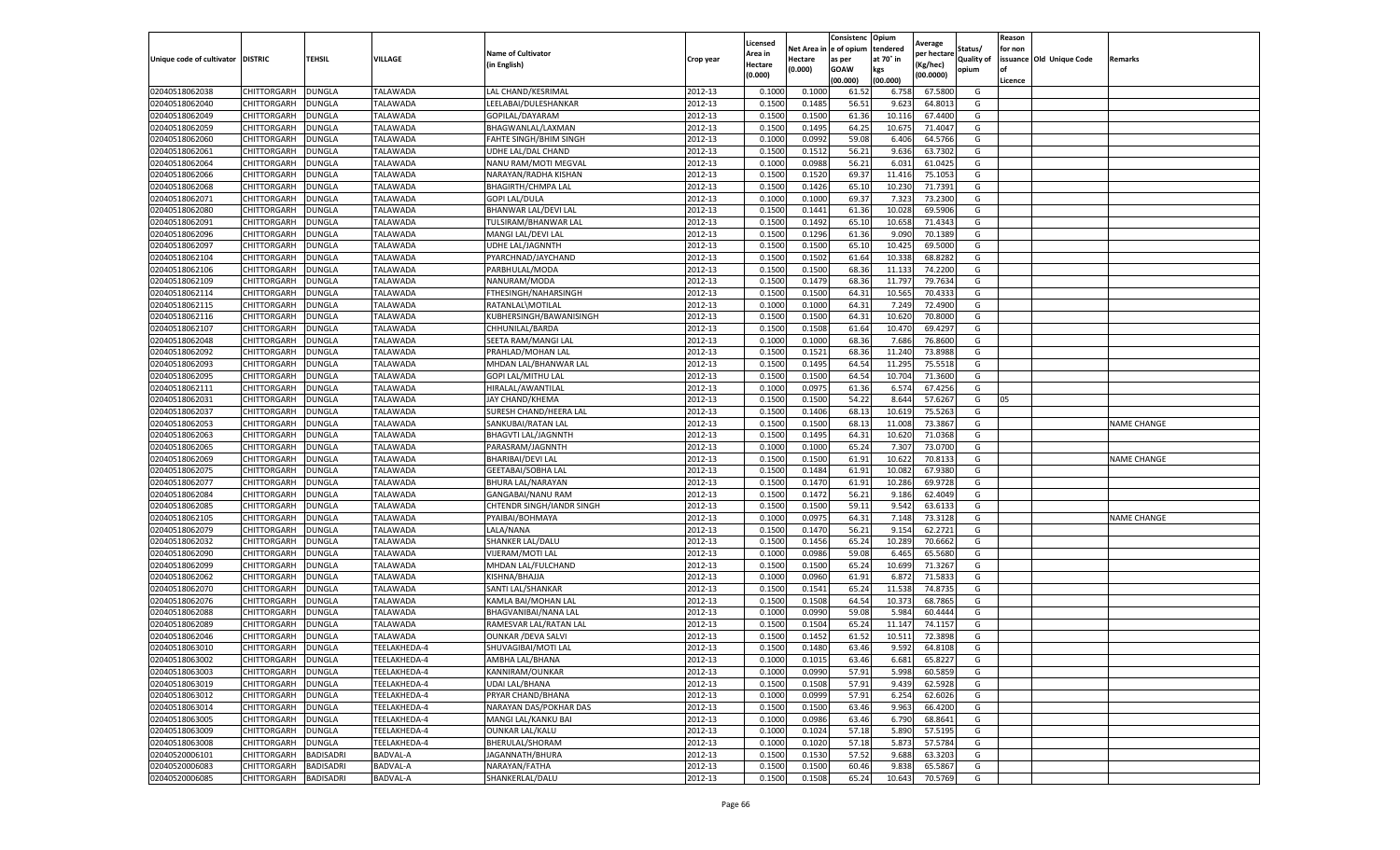| Unique code of cultivator | DISTRIC | TEHSIL | VILLAGE | Name of Cultivator (in English) | Crop year | Licensed Area in Hectare (0.000) | Net Area in Hectare (0.000) | Consistence of opium as per GOAW (00.000) | Opium tendered at 70° in kgs (00.000) | Average per hectare (Kg/hec) (00.0000) | Status/ Quality of opium | Reason for non issuance of Licence | Old Unique Code | Remarks |
|---|---|---|---|---|---|---|---|---|---|---|---|---|---|---|
| 02040518062038 | CHITTORGARH | DUNGLA | TALAWADA | LAL CHAND/KESRIMAL | 2012-13 | 0.1000 | 0.1000 | 61.52 | 6.758 | 67.5800 | G | | | |
| 02040518062040 | CHITTORGARH | DUNGLA | TALAWADA | LEELABAI/DULESHANKAR | 2012-13 | 0.1500 | 0.1485 | 56.51 | 9.623 | 64.8013 | G | | | |
| 02040518062049 | CHITTORGARH | DUNGLA | TALAWADA | GOPILAL/DAYARAM | 2012-13 | 0.1500 | 0.1500 | 61.36 | 10.116 | 67.4400 | G | | | |
| 02040518062059 | CHITTORGARH | DUNGLA | TALAWADA | BHAGWANLAL/LAXMAN | 2012-13 | 0.1500 | 0.1495 | 64.25 | 10.675 | 71.4047 | G | | | |
| 02040518062060 | CHITTORGARH | DUNGLA | TALAWADA | FAHTE SINGH/BHIM SINGH | 2012-13 | 0.1000 | 0.0992 | 59.08 | 6.406 | 64.5766 | G | | | |
| 02040518062061 | CHITTORGARH | DUNGLA | TALAWADA | UDHE LAL/DAL CHAND | 2012-13 | 0.1500 | 0.1512 | 56.21 | 9.636 | 63.7302 | G | | | |
| 02040518062064 | CHITTORGARH | DUNGLA | TALAWADA | NANU RAM/MOTI MEGVAL | 2012-13 | 0.1000 | 0.0988 | 56.21 | 6.031 | 61.0425 | G | | | |
| 02040518062066 | CHITTORGARH | DUNGLA | TALAWADA | NARAYAN/RADHA KISHAN | 2012-13 | 0.1500 | 0.1520 | 69.37 | 11.416 | 75.1053 | G | | | |
| 02040518062068 | CHITTORGARH | DUNGLA | TALAWADA | BHAGIRTH/CHMPA LAL | 2012-13 | 0.1500 | 0.1426 | 65.10 | 10.230 | 71.7391 | G | | | |
| 02040518062071 | CHITTORGARH | DUNGLA | TALAWADA | GOPI LAL/DULA | 2012-13 | 0.1000 | 0.1000 | 69.37 | 7.323 | 73.2300 | G | | | |
| 02040518062080 | CHITTORGARH | DUNGLA | TALAWADA | BHANWAR LAL/DEVI LAL | 2012-13 | 0.1500 | 0.1441 | 61.36 | 10.028 | 69.5906 | G | | | |
| 02040518062091 | CHITTORGARH | DUNGLA | TALAWADA | TULSIRAM/BHANWAR LAL | 2012-13 | 0.1500 | 0.1492 | 65.10 | 10.658 | 71.4343 | G | | | |
| 02040518062096 | CHITTORGARH | DUNGLA | TALAWADA | MANGI LAL/DEVI LAL | 2012-13 | 0.1500 | 0.1296 | 61.36 | 9.090 | 70.1389 | G | | | |
| 02040518062097 | CHITTORGARH | DUNGLA | TALAWADA | UDHE LAL/JAGNNTH | 2012-13 | 0.1500 | 0.1500 | 65.10 | 10.425 | 69.5000 | G | | | |
| 02040518062104 | CHITTORGARH | DUNGLA | TALAWADA | PYARCHNAD/JAYCHAND | 2012-13 | 0.1500 | 0.1502 | 61.64 | 10.338 | 68.8282 | G | | | |
| 02040518062106 | CHITTORGARH | DUNGLA | TALAWADA | PARBHULAL/MODA | 2012-13 | 0.1500 | 0.1500 | 68.36 | 11.133 | 74.2200 | G | | | |
| 02040518062109 | CHITTORGARH | DUNGLA | TALAWADA | NANURAM/MODA | 2012-13 | 0.1500 | 0.1479 | 68.36 | 11.797 | 79.7634 | G | | | |
| 02040518062114 | CHITTORGARH | DUNGLA | TALAWADA | FTHESINGH/NAHARSINGH | 2012-13 | 0.1500 | 0.1500 | 64.31 | 10.565 | 70.4333 | G | | | |
| 02040518062115 | CHITTORGARH | DUNGLA | TALAWADA | RATANLAL\MOTILAL | 2012-13 | 0.1000 | 0.1000 | 64.31 | 7.249 | 72.4900 | G | | | |
| 02040518062116 | CHITTORGARH | DUNGLA | TALAWADA | KUBHERSINGH/BAWANISINGH | 2012-13 | 0.1500 | 0.1500 | 64.31 | 10.620 | 70.8000 | G | | | |
| 02040518062107 | CHITTORGARH | DUNGLA | TALAWADA | CHHUNILAL/BARDA | 2012-13 | 0.1500 | 0.1508 | 61.64 | 10.470 | 69.4297 | G | | | |
| 02040518062048 | CHITTORGARH | DUNGLA | TALAWADA | SEETA RAM/MANGI LAL | 2012-13 | 0.1000 | 0.1000 | 68.36 | 7.686 | 76.8600 | G | | | |
| 02040518062092 | CHITTORGARH | DUNGLA | TALAWADA | PRAHLAD/MOHAN LAL | 2012-13 | 0.1500 | 0.1521 | 68.36 | 11.240 | 73.8988 | G | | | |
| 02040518062093 | CHITTORGARH | DUNGLA | TALAWADA | MHDAN LAL/BHANWAR LAL | 2012-13 | 0.1500 | 0.1495 | 64.54 | 11.295 | 75.5518 | G | | | |
| 02040518062095 | CHITTORGARH | DUNGLA | TALAWADA | GOPI LAL/MITHU LAL | 2012-13 | 0.1500 | 0.1500 | 64.54 | 10.704 | 71.3600 | G | | | |
| 02040518062111 | CHITTORGARH | DUNGLA | TALAWADA | HIRALAL/AWANTILAL | 2012-13 | 0.1000 | 0.0975 | 61.36 | 6.574 | 67.4256 | G | | | |
| 02040518062031 | CHITTORGARH | DUNGLA | TALAWADA | JAY CHAND/KHEMA | 2012-13 | 0.1500 | 0.1500 | 54.22 | 8.644 | 57.6267 | G | 05 | | |
| 02040518062037 | CHITTORGARH | DUNGLA | TALAWADA | SURESH CHAND/HEERA LAL | 2012-13 | 0.1500 | 0.1406 | 68.13 | 10.619 | 75.5263 | G | | | |
| 02040518062053 | CHITTORGARH | DUNGLA | TALAWADA | SANKUBAI/RATAN LAL | 2012-13 | 0.1500 | 0.1500 | 68.13 | 11.008 | 73.3867 | G | | | NAME CHANGE |
| 02040518062063 | CHITTORGARH | DUNGLA | TALAWADA | BHAGVTI LAL/JAGNNTH | 2012-13 | 0.1500 | 0.1495 | 64.31 | 10.620 | 71.0368 | G | | | |
| 02040518062065 | CHITTORGARH | DUNGLA | TALAWADA | PARASRAM/JAGNNTH | 2012-13 | 0.1000 | 0.1000 | 65.24 | 7.307 | 73.0700 | G | | | |
| 02040518062069 | CHITTORGARH | DUNGLA | TALAWADA | BHARIBAI/DEVI LAL | 2012-13 | 0.1500 | 0.1500 | 61.91 | 10.622 | 70.8133 | G | | | NAME CHANGE |
| 02040518062075 | CHITTORGARH | DUNGLA | TALAWADA | GEETABAI/SOBHA LAL | 2012-13 | 0.1500 | 0.1484 | 61.91 | 10.082 | 67.9380 | G | | | |
| 02040518062077 | CHITTORGARH | DUNGLA | TALAWADA | BHURA LAL/NARAYAN | 2012-13 | 0.1500 | 0.1470 | 61.91 | 10.286 | 69.9728 | G | | | |
| 02040518062084 | CHITTORGARH | DUNGLA | TALAWADA | GANGABAI/NANU RAM | 2012-13 | 0.1500 | 0.1472 | 56.21 | 9.186 | 62.4049 | G | | | |
| 02040518062085 | CHITTORGARH | DUNGLA | TALAWADA | CHTENDR SINGH/IANDR SINGH | 2012-13 | 0.1500 | 0.1500 | 59.11 | 9.542 | 63.6133 | G | | | |
| 02040518062105 | CHITTORGARH | DUNGLA | TALAWADA | PYAIBAI/BOHMAYA | 2012-13 | 0.1000 | 0.0975 | 64.31 | 7.148 | 73.3128 | G | | | NAME CHANGE |
| 02040518062079 | CHITTORGARH | DUNGLA | TALAWADA | LALA/NANA | 2012-13 | 0.1500 | 0.1470 | 56.21 | 9.154 | 62.2721 | G | | | |
| 02040518062032 | CHITTORGARH | DUNGLA | TALAWADA | SHANKER LAL/DALU | 2012-13 | 0.1500 | 0.1456 | 65.24 | 10.289 | 70.6662 | G | | | |
| 02040518062090 | CHITTORGARH | DUNGLA | TALAWADA | VIJERAM/MOTI LAL | 2012-13 | 0.1000 | 0.0986 | 59.08 | 6.465 | 65.5680 | G | | | |
| 02040518062099 | CHITTORGARH | DUNGLA | TALAWADA | MHDAN LAL/FULCHAND | 2012-13 | 0.1500 | 0.1500 | 65.24 | 10.699 | 71.3267 | G | | | |
| 02040518062062 | CHITTORGARH | DUNGLA | TALAWADA | KISHNA/BHAJJA | 2012-13 | 0.1000 | 0.0960 | 61.91 | 6.872 | 71.5833 | G | | | |
| 02040518062070 | CHITTORGARH | DUNGLA | TALAWADA | SANTI LAL/SHANKAR | 2012-13 | 0.1500 | 0.1541 | 65.24 | 11.538 | 74.8735 | G | | | |
| 02040518062076 | CHITTORGARH | DUNGLA | TALAWADA | KAMLA BAI/MOHAN LAL | 2012-13 | 0.1500 | 0.1508 | 64.54 | 10.373 | 68.7865 | G | | | |
| 02040518062088 | CHITTORGARH | DUNGLA | TALAWADA | BHAGVANIBAI/NANA LAL | 2012-13 | 0.1000 | 0.0990 | 59.08 | 5.984 | 60.4444 | G | | | |
| 02040518062089 | CHITTORGARH | DUNGLA | TALAWADA | RAMESVAR LAL/RATAN LAL | 2012-13 | 0.1500 | 0.1504 | 65.24 | 11.147 | 74.1157 | G | | | |
| 02040518062046 | CHITTORGARH | DUNGLA | TALAWADA | OUNKAR /DEVA SALVI | 2012-13 | 0.1500 | 0.1452 | 61.52 | 10.511 | 72.3898 | G | | | |
| 02040518063010 | CHITTORGARH | DUNGLA | TEELAKHEDA-4 | SHUVAGIBAI/MOTI LAL | 2012-13 | 0.1500 | 0.1480 | 63.46 | 9.592 | 64.8108 | G | | | |
| 02040518063002 | CHITTORGARH | DUNGLA | TEELAKHEDA-4 | AMBHA LAL/BHANA | 2012-13 | 0.1000 | 0.1015 | 63.46 | 6.681 | 65.8227 | G | | | |
| 02040518063003 | CHITTORGARH | DUNGLA | TEELAKHEDA-4 | KANNIRAM/OUNKAR | 2012-13 | 0.1000 | 0.0990 | 57.91 | 5.998 | 60.5859 | G | | | |
| 02040518063019 | CHITTORGARH | DUNGLA | TEELAKHEDA-4 | UDAI LAL/BHANA | 2012-13 | 0.1500 | 0.1508 | 57.91 | 9.439 | 62.5928 | G | | | |
| 02040518063012 | CHITTORGARH | DUNGLA | TEELAKHEDA-4 | PRYAR CHAND/BHANA | 2012-13 | 0.1000 | 0.0999 | 57.91 | 6.254 | 62.6026 | G | | | |
| 02040518063014 | CHITTORGARH | DUNGLA | TEELAKHEDA-4 | NARAYAN DAS/POKHAR DAS | 2012-13 | 0.1500 | 0.1500 | 63.46 | 9.963 | 66.4200 | G | | | |
| 02040518063005 | CHITTORGARH | DUNGLA | TEELAKHEDA-4 | MANGI LAL/KANKU BAI | 2012-13 | 0.1000 | 0.0986 | 63.46 | 6.790 | 68.8641 | G | | | |
| 02040518063009 | CHITTORGARH | DUNGLA | TEELAKHEDA-4 | OUNKAR LAL/KALU | 2012-13 | 0.1000 | 0.1024 | 57.18 | 5.890 | 57.5195 | G | | | |
| 02040518063008 | CHITTORGARH | DUNGLA | TEELAKHEDA-4 | BHERULAL/SHORAM | 2012-13 | 0.1000 | 0.1020 | 57.18 | 5.873 | 57.5784 | G | | | |
| 02040520006101 | CHITTORGARH | BADISADRI | BADVAL-A | JAGANNATH/BHURA | 2012-13 | 0.1500 | 0.1530 | 57.52 | 9.688 | 63.3203 | G | | | |
| 02040520006083 | CHITTORGARH | BADISADRI | BADVAL-A | NARAYAN/FATHA | 2012-13 | 0.1500 | 0.1500 | 60.46 | 9.838 | 65.5867 | G | | | |
| 02040520006085 | CHITTORGARH | BADISADRI | BADVAL-A | SHANKERLAL/DALU | 2012-13 | 0.1500 | 0.1508 | 65.24 | 10.643 | 70.5769 | G | | | |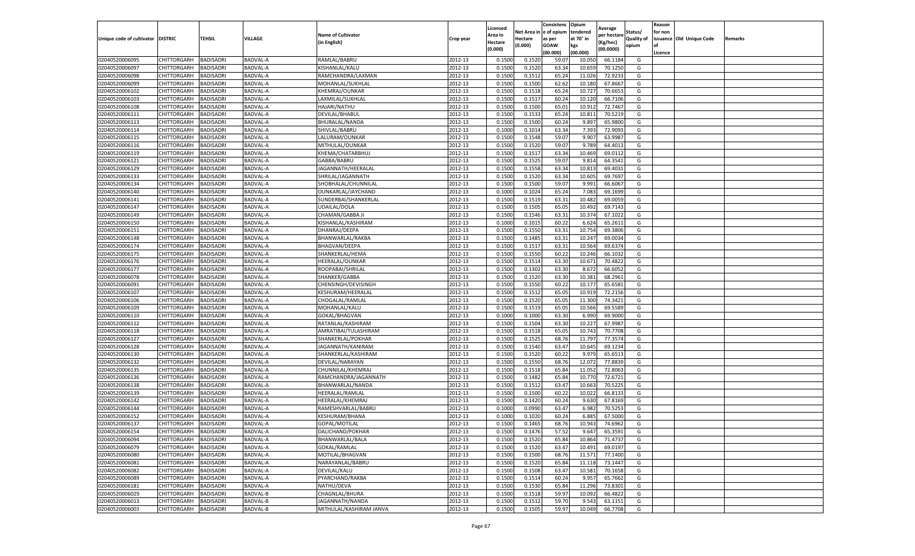| Unique code of cultivator | DISTRIC | TEHSIL | VILLAGE | Name of Cultivator (in English) | Crop year | Licensed Area in Hectare (0.000) | Net Area in Hectare (0.000) | Consistence of opium as per GOAW (00.000) | Opium tendered at 70° in kgs (00.000) | Average per hectare (Kg/hec) (00.0000) | Status/ Quality of opium | Reason for non issuance of Licence | Old Unique Code | Remarks |
|---|---|---|---|---|---|---|---|---|---|---|---|---|---|---|
| 02040520006095 | CHITTORGARH | BADISADRI | BADVAL-A | RAMLAL/BABRU | 2012-13 | 0.1500 | 0.1520 | 59.07 | 10.050 | 66.1184 | G | | | |
| 02040520006097 | CHITTORGARH | BADISADRI | BADVAL-A | KISHANLAL/KALU | 2012-13 | 0.1500 | 0.1520 | 63.34 | 10.659 | 70.1250 | G | | | |
| 02040520006098 | CHITTORGARH | BADISADRI | BADVAL-A | RAMCHANDRA/LAXMAN | 2012-13 | 0.1500 | 0.1512 | 65.24 | 11.026 | 72.9233 | G | | | |
| 02040520006099 | CHITTORGARH | BADISADRI | BADVAL-A | MOHANLAL/SUKHLAL | 2012-13 | 0.1500 | 0.1500 | 62.62 | 10.180 | 67.8667 | G | | | |
| 02040520006102 | CHITTORGARH | BADISADRI | BADVAL-A | KHEMRAJ/OUNKAR | 2012-13 | 0.1500 | 0.1518 | 65.24 | 10.727 | 70.6653 | G | | | |
| 02040520006103 | CHITTORGARH | BADISADRI | BADVAL-A | LAXMILAL/SUKHLAL | 2012-13 | 0.1500 | 0.1517 | 60.24 | 10.120 | 66.7106 | G | | | |
| 02040520006108 | CHITTORGARH | BADISADRI | BADVAL-A | HAJARI/NATHU | 2012-13 | 0.1500 | 0.1500 | 65.01 | 10.912 | 72.7467 | G | | | |
| 02040520006111 | CHITTORGARH | BADISADRI | BADVAL-A | DEVILAL/BHABUL | 2012-13 | 0.1500 | 0.1533 | 65.24 | 10.811 | 70.5219 | G | | | |
| 02040520006113 | CHITTORGARH | BADISADRI | BADVAL-A | BHURALAL/NANDA | 2012-13 | 0.1500 | 0.1500 | 60.24 | 9.897 | 65.9800 | G | | | |
| 02040520006114 | CHITTORGARH | BADISADRI | BADVAL-A | SHIVLAL/BABRU | 2012-13 | 0.1000 | 0.1014 | 63.34 | 7.393 | 72.9093 | G | | | |
| 02040520006115 | CHITTORGARH | BADISADRI | BADVAL-A | LALURAM/OUNKAR | 2012-13 | 0.1500 | 0.1548 | 59.07 | 9.907 | 63.9987 | G | | | |
| 02040520006116 | CHITTORGARH | BADISADRI | BADVAL-A | MITHULAL/OUNKAR | 2012-13 | 0.1500 | 0.1520 | 59.07 | 9.789 | 64.4013 | G | | | |
| 02040520006119 | CHITTORGARH | BADISADRI | BADVAL-A | KHEMA/CHATARBHUJ | 2012-13 | 0.1500 | 0.1517 | 63.34 | 10.469 | 69.0112 | G | | | |
| 02040520006121 | CHITTORGARH | BADISADRI | BADVAL-A | GABBA/BABRU | 2012-13 | 0.1500 | 0.1525 | 59.07 | 9.814 | 64.3541 | G | | | |
| 02040520006129 | CHITTORGARH | BADISADRI | BADVAL-A | JAGANNATH/HEERALAL | 2012-13 | 0.1500 | 0.1558 | 63.34 | 10.813 | 69.4031 | G | | | |
| 02040520006133 | CHITTORGARH | BADISADRI | BADVAL-A | SHRILAL/JAGANNATH | 2012-13 | 0.1500 | 0.1520 | 63.34 | 10.605 | 69.7697 | G | | | |
| 02040520006134 | CHITTORGARH | BADISADRI | BADVAL-A | SHOBHALAL/CHUNNILAL | 2012-13 | 0.1500 | 0.1500 | 59.07 | 9.991 | 66.6067 | G | | | |
| 02040520006140 | CHITTORGARH | BADISADRI | BADVAL-A | OUNKARLAL/JAYCHAND | 2012-13 | 0.1000 | 0.1024 | 65.24 | 7.083 | 69.1699 | G | | | |
| 02040520006141 | CHITTORGARH | BADISADRI | BADVAL-A | SUNDERBAI/SHANKERLAL | 2012-13 | 0.1500 | 0.1519 | 63.31 | 10.482 | 69.0059 | G | | | |
| 02040520006147 | CHITTORGARH | BADISADRI | BADVAL-A | UDAILAL/DOLA | 2012-13 | 0.1500 | 0.1505 | 65.05 | 10.492 | 69.7143 | G | | | |
| 02040520006149 | CHITTORGARH | BADISADRI | BADVAL-A | CHAMAN/GABBA JI | 2012-13 | 0.1500 | 0.1546 | 63.31 | 10.374 | 67.1022 | G | | | |
| 02040520006150 | CHITTORGARH | BADISADRI | BADVAL-A | KISHANLAL/KASHIRAM | 2012-13 | 0.1000 | 0.1015 | 60.22 | 6.624 | 65.2611 | G | | | |
| 02040520006151 | CHITTORGARH | BADISADRI | BADVAL-A | DHANRAJ/DEEPA | 2012-13 | 0.1500 | 0.1550 | 63.31 | 10.754 | 69.3806 | G | | | |
| 02040520006148 | CHITTORGARH | BADISADRI | BADVAL-A | BHANWARLAL/RAKBA | 2012-13 | 0.1500 | 0.1485 | 63.31 | 10.247 | 69.0034 | G | | | |
| 02040520006174 | CHITTORGARH | BADISADRI | BADVAL-A | BHAGVAN/DEEPA | 2012-13 | 0.1500 | 0.1517 | 63.31 | 10.564 | 69.6374 | G | | | |
| 02040520006175 | CHITTORGARH | BADISADRI | BADVAL-A | SHANKERLAL/HEMA | 2012-13 | 0.1500 | 0.1550 | 60.22 | 10.246 | 66.1032 | G | | | |
| 02040520006176 | CHITTORGARH | BADISADRI | BADVAL-A | HEERALAL/OUNKAR | 2012-13 | 0.1500 | 0.1514 | 63.30 | 10.671 | 70.4822 | G | | | |
| 02040520006177 | CHITTORGARH | BADISADRI | BADVAL-A | ROOPABAI/SHRILAL | 2012-13 | 0.1500 | 0.1302 | 63.30 | 8.672 | 66.6052 | G | | | |
| 02040520006078 | CHITTORGARH | BADISADRI | BADVAL-A | SHANKER/GABBA | 2012-13 | 0.1500 | 0.1520 | 63.30 | 10.381 | 68.2961 | G | | | |
| 02040520006091 | CHITTORGARH | BADISADRI | BADVAL-A | CHENSINGH/DEVISINGH | 2012-13 | 0.1500 | 0.1550 | 60.22 | 10.177 | 65.6581 | G | | | |
| 02040520006107 | CHITTORGARH | BADISADRI | BADVAL-A | KESHURAM/HEERALAL | 2012-13 | 0.1500 | 0.1512 | 65.05 | 10.919 | 72.2156 | G | | | |
| 02040520006106 | CHITTORGARH | BADISADRI | BADVAL-A | CHOGALAL/RAMLAL | 2012-13 | 0.1500 | 0.1520 | 65.05 | 11.300 | 74.3421 | G | | | |
| 02040520006109 | CHITTORGARH | BADISADRI | BADVAL-A | MOHANLAL/KALU | 2012-13 | 0.1500 | 0.1519 | 65.05 | 10.566 | 69.5589 | G | | | |
| 02040520006110 | CHITTORGARH | BADISADRI | BADVAL-A | GOKAL/BHAGVAN | 2012-13 | 0.1000 | 0.1000 | 63.30 | 6.990 | 69.9000 | G | | | |
| 02040520006112 | CHITTORGARH | BADISADRI | BADVAL-A | RATANLAL/KASHIRAM | 2012-13 | 0.1500 | 0.1504 | 63.30 | 10.227 | 67.9987 | G | | | |
| 02040520006118 | CHITTORGARH | BADISADRI | BADVAL-A | AMRATIBAI/TULASHIRAM | 2012-13 | 0.1500 | 0.1518 | 65.05 | 10.743 | 70.7708 | G | | | |
| 02040520006127 | CHITTORGARH | BADISADRI | BADVAL-A | SHANKERLAL/POKHAR | 2012-13 | 0.1500 | 0.1525 | 68.76 | 11.797 | 77.3574 | G | | | |
| 02040520006128 | CHITTORGARH | BADISADRI | BADVAL-A | JAGANNATH/KANIRAM | 2012-13 | 0.1500 | 0.1540 | 63.47 | 10.645 | 69.1234 | G | | | |
| 02040520006130 | CHITTORGARH | BADISADRI | BADVAL-A | SHANKERLAL/KASHIRAM | 2012-13 | 0.1500 | 0.1520 | 60.22 | 9.979 | 65.6513 | G | | | |
| 02040520006132 | CHITTORGARH | BADISADRI | BADVAL-A | DEVILAL/NARAYAN | 2012-13 | 0.1500 | 0.1550 | 68.76 | 12.072 | 77.8839 | G | | | |
| 02040520006135 | CHITTORGARH | BADISADRI | BADVAL-A | CHUNNILAL/KHEMRAJ | 2012-13 | 0.1500 | 0.1518 | 65.84 | 11.052 | 72.8063 | G | | | |
| 02040520006136 | CHITTORGARH | BADISADRI | BADVAL-A | RAMCHANDRA/JAGANNATH | 2012-13 | 0.1500 | 0.1482 | 65.84 | 10.770 | 72.6721 | G | | | |
| 02040520006138 | CHITTORGARH | BADISADRI | BADVAL-A | BHANWARLAL/NANDA | 2012-13 | 0.1500 | 0.1512 | 63.47 | 10.663 | 70.5225 | G | | | |
| 02040520006139 | CHITTORGARH | BADISADRI | BADVAL-A | HEERALAL/RAMLAL | 2012-13 | 0.1500 | 0.1500 | 60.22 | 10.022 | 66.8133 | G | | | |
| 02040520006142 | CHITTORGARH | BADISADRI | BADVAL-A | HEERALAL/KHEMRAJ | 2012-13 | 0.1500 | 0.1420 | 60.24 | 9.630 | 67.8169 | G | | | |
| 02040520006144 | CHITTORGARH | BADISADRI | BADVAL-A | RAMESHVARLAL/BABRU | 2012-13 | 0.1000 | 0.0990 | 63.47 | 6.982 | 70.5253 | G | | | |
| 02040520006152 | CHITTORGARH | BADISADRI | BADVAL-A | KESHURAM/BHANA | 2012-13 | 0.1000 | 0.1020 | 60.24 | 6.885 | 67.5000 | G | | | |
| 02040520006137 | CHITTORGARH | BADISADRI | BADVAL-A | GOPAL/MOTILAL | 2012-13 | 0.1500 | 0.1465 | 68.76 | 10.943 | 74.6962 | G | | | |
| 02040520006154 | CHITTORGARH | BADISADRI | BADVAL-A | DALICHAND/POKHAR | 2012-13 | 0.1500 | 0.1476 | 57.52 | 9.647 | 65.3591 | G | | | |
| 02040520006094 | CHITTORGARH | BADISADRI | BADVAL-A | BHANWARLAL/BALA | 2012-13 | 0.1500 | 0.1520 | 65.84 | 10.864 | 71.4737 | G | | | |
| 02040520006079 | CHITTORGARH | BADISADRI | BADVAL-A | GOKAL/RAMLAL | 2012-13 | 0.1500 | 0.1520 | 63.47 | 10.491 | 69.0197 | G | | | |
| 02040520006080 | CHITTORGARH | BADISADRI | BADVAL-A | MOTILAL/BHAGVAN | 2012-13 | 0.1500 | 0.1500 | 68.76 | 11.571 | 77.1400 | G | | | |
| 02040520006081 | CHITTORGARH | BADISADRI | BADVAL-A | NARAYANLAL/BABRU | 2012-13 | 0.1500 | 0.1520 | 65.84 | 11.118 | 73.1447 | G | | | |
| 02040520006082 | CHITTORGARH | BADISADRI | BADVAL-A | DEVILAL/KALU | 2012-13 | 0.1500 | 0.1508 | 63.47 | 10.581 | 70.1658 | G | | | |
| 02040520006089 | CHITTORGARH | BADISADRI | BADVAL-A | PYARCHAND/RAKBA | 2012-13 | 0.1500 | 0.1514 | 60.24 | 9.957 | 65.7662 | G | | | |
| 02040520006181 | CHITTORGARH | BADISADRI | BADVAL-A | NATHU/DEVA | 2012-13 | 0.1500 | 0.1530 | 65.84 | 11.296 | 73.8301 | G | | | |
| 02040520006029 | CHITTORGARH | BADISADRI | BADVAL-B | CHAGNLAL/BHURA | 2012-13 | 0.1500 | 0.1518 | 59.97 | 10.092 | 66.4822 | G | | | |
| 02040520006013 | CHITTORGARH | BADISADRI | BADVAL-B | JAGANNATH/NANDA | 2012-13 | 0.1500 | 0.1512 | 59.70 | 9.543 | 63.1151 | G | | | |
| 02040520006003 | CHITTORGARH | BADISADRI | BADVAL-B | MITHULAL/KASHIRAM JANVA | 2012-13 | 0.1500 | 0.1505 | 59.97 | 10.049 | 66.7708 | G | | | |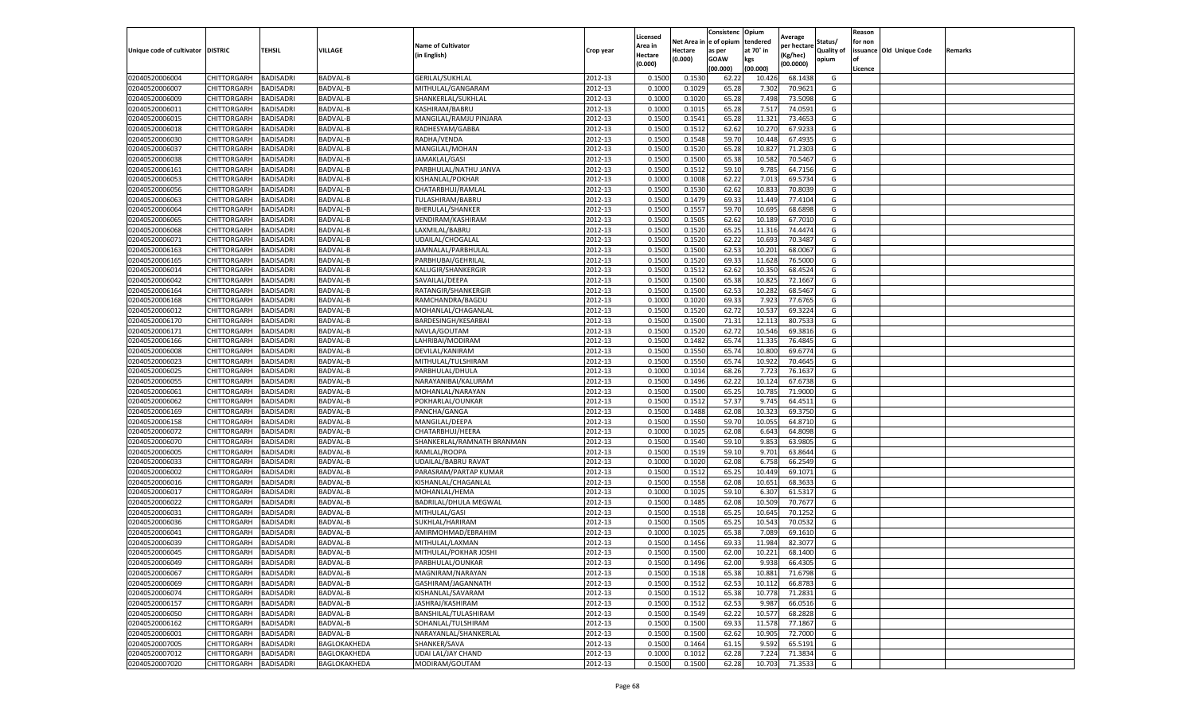| Unique code of cultivator | DISTRIC | TEHSIL | VILLAGE | Name of Cultivator (in English) | Crop year | Licensed Area in Hectare (0.000) | Net Area in Hectare (0.000) | Consistence of opium as per GOAW (00.000) | Opium tendered at 70° in kgs (00.000) | Average per hectare (Kg/hec) (00.0000) | Status/ Quality of opium | Reason for non issuance of Licence | Old Unique Code | Remarks |
|---|---|---|---|---|---|---|---|---|---|---|---|---|---|---|
| 02040520006004 | CHITTORGARH | BADISADRI | BADVAL-B | GERILAL/SUKHLAL | 2012-13 | 0.1500 | 0.1530 | 62.22 | 10.426 | 68.1438 | G | | | |
| 02040520006007 | CHITTORGARH | BADISADRI | BADVAL-B | MITHULAL/GANGARAM | 2012-13 | 0.1000 | 0.1029 | 65.28 | 7.302 | 70.9621 | G | | | |
| 02040520006009 | CHITTORGARH | BADISADRI | BADVAL-B | SHANKERLAL/SUKHLAL | 2012-13 | 0.1000 | 0.1020 | 65.28 | 7.498 | 73.5098 | G | | | |
| 02040520006011 | CHITTORGARH | BADISADRI | BADVAL-B | KASHIRAM/BABRU | 2012-13 | 0.1000 | 0.1015 | 65.28 | 7.517 | 74.0591 | G | | | |
| 02040520006015 | CHITTORGARH | BADISADRI | BADVAL-B | MANGILAL/RAMJU PINJARA | 2012-13 | 0.1500 | 0.1541 | 65.28 | 11.321 | 73.4653 | G | | | |
| 02040520006018 | CHITTORGARH | BADISADRI | BADVAL-B | RADHESYAM/GABBA | 2012-13 | 0.1500 | 0.1512 | 62.62 | 10.270 | 67.9233 | G | | | |
| 02040520006030 | CHITTORGARH | BADISADRI | BADVAL-B | RADHA/VENDA | 2012-13 | 0.1500 | 0.1548 | 59.70 | 10.448 | 67.4935 | G | | | |
| 02040520006037 | CHITTORGARH | BADISADRI | BADVAL-B | MANGILAL/MOHAN | 2012-13 | 0.1500 | 0.1520 | 65.28 | 10.827 | 71.2303 | G | | | |
| 02040520006038 | CHITTORGARH | BADISADRI | BADVAL-B | JAMAKLAL/GASI | 2012-13 | 0.1500 | 0.1500 | 65.38 | 10.582 | 70.5467 | G | | | |
| 02040520006161 | CHITTORGARH | BADISADRI | BADVAL-B | PARBHULAL/NATHU JANVA | 2012-13 | 0.1500 | 0.1512 | 59.10 | 9.785 | 64.7156 | G | | | |
| 02040520006053 | CHITTORGARH | BADISADRI | BADVAL-B | KISHANLAL/POKHAR | 2012-13 | 0.1000 | 0.1008 | 62.22 | 7.013 | 69.5734 | G | | | |
| 02040520006056 | CHITTORGARH | BADISADRI | BADVAL-B | CHATARBHUJ/RAMLAL | 2012-13 | 0.1500 | 0.1530 | 62.62 | 10.833 | 70.8039 | G | | | |
| 02040520006063 | CHITTORGARH | BADISADRI | BADVAL-B | TULASHIRAM/BABRU | 2012-13 | 0.1500 | 0.1479 | 69.33 | 11.449 | 77.4104 | G | | | |
| 02040520006064 | CHITTORGARH | BADISADRI | BADVAL-B | BHERULAL/SHANKER | 2012-13 | 0.1500 | 0.1557 | 59.70 | 10.695 | 68.6898 | G | | | |
| 02040520006065 | CHITTORGARH | BADISADRI | BADVAL-B | VENDIRAM/KASHIRAM | 2012-13 | 0.1500 | 0.1505 | 62.62 | 10.189 | 67.7010 | G | | | |
| 02040520006068 | CHITTORGARH | BADISADRI | BADVAL-B | LAXMILAL/BABRU | 2012-13 | 0.1500 | 0.1520 | 65.25 | 11.316 | 74.4474 | G | | | |
| 02040520006071 | CHITTORGARH | BADISADRI | BADVAL-B | UDAILAL/CHOGALAL | 2012-13 | 0.1500 | 0.1520 | 62.22 | 10.693 | 70.3487 | G | | | |
| 02040520006163 | CHITTORGARH | BADISADRI | BADVAL-B | JAMNALAL/PARBHULAL | 2012-13 | 0.1500 | 0.1500 | 62.53 | 10.201 | 68.0067 | G | | | |
| 02040520006165 | CHITTORGARH | BADISADRI | BADVAL-B | PARBHUBAI/GEHRILAL | 2012-13 | 0.1500 | 0.1520 | 69.33 | 11.628 | 76.5000 | G | | | |
| 02040520006014 | CHITTORGARH | BADISADRI | BADVAL-B | KALUGIR/SHANKERGIR | 2012-13 | 0.1500 | 0.1512 | 62.62 | 10.350 | 68.4524 | G | | | |
| 02040520006042 | CHITTORGARH | BADISADRI | BADVAL-B | SAVAILAL/DEEPA | 2012-13 | 0.1500 | 0.1500 | 65.38 | 10.825 | 72.1667 | G | | | |
| 02040520006164 | CHITTORGARH | BADISADRI | BADVAL-B | RATANGIR/SHANKERGIR | 2012-13 | 0.1500 | 0.1500 | 62.53 | 10.282 | 68.5467 | G | | | |
| 02040520006168 | CHITTORGARH | BADISADRI | BADVAL-B | RAMCHANDRA/BAGDU | 2012-13 | 0.1000 | 0.1020 | 69.33 | 7.923 | 77.6765 | G | | | |
| 02040520006012 | CHITTORGARH | BADISADRI | BADVAL-B | MOHANLAL/CHAGANLAL | 2012-13 | 0.1500 | 0.1520 | 62.72 | 10.537 | 69.3224 | G | | | |
| 02040520006170 | CHITTORGARH | BADISADRI | BADVAL-B | BARDESINGH/KESARBAI | 2012-13 | 0.1500 | 0.1500 | 71.31 | 12.113 | 80.7533 | G | | | |
| 02040520006171 | CHITTORGARH | BADISADRI | BADVAL-B | NAVLA/GOUTAM | 2012-13 | 0.1500 | 0.1520 | 62.72 | 10.546 | 69.3816 | G | | | |
| 02040520006166 | CHITTORGARH | BADISADRI | BADVAL-B | LAHRIBAI/MODIRAM | 2012-13 | 0.1500 | 0.1482 | 65.74 | 11.335 | 76.4845 | G | | | |
| 02040520006008 | CHITTORGARH | BADISADRI | BADVAL-B | DEVILAL/KANIRAM | 2012-13 | 0.1500 | 0.1550 | 65.74 | 10.800 | 69.6774 | G | | | |
| 02040520006023 | CHITTORGARH | BADISADRI | BADVAL-B | MITHULAL/TULSHIRAM | 2012-13 | 0.1500 | 0.1550 | 65.74 | 10.922 | 70.4645 | G | | | |
| 02040520006025 | CHITTORGARH | BADISADRI | BADVAL-B | PARBHULAL/DHULA | 2012-13 | 0.1000 | 0.1014 | 68.26 | 7.723 | 76.1637 | G | | | |
| 02040520006055 | CHITTORGARH | BADISADRI | BADVAL-B | NARAYANIBAI/KALURAM | 2012-13 | 0.1500 | 0.1496 | 62.22 | 10.124 | 67.6738 | G | | | |
| 02040520006061 | CHITTORGARH | BADISADRI | BADVAL-B | MOHANLAL/NARAYAN | 2012-13 | 0.1500 | 0.1500 | 65.25 | 10.785 | 71.9000 | G | | | |
| 02040520006062 | CHITTORGARH | BADISADRI | BADVAL-B | POKHARLAL/OUNKAR | 2012-13 | 0.1500 | 0.1512 | 57.37 | 9.745 | 64.4511 | G | | | |
| 02040520006169 | CHITTORGARH | BADISADRI | BADVAL-B | PANCHA/GANGA | 2012-13 | 0.1500 | 0.1488 | 62.08 | 10.323 | 69.3750 | G | | | |
| 02040520006158 | CHITTORGARH | BADISADRI | BADVAL-B | MANGILAL/DEEPA | 2012-13 | 0.1500 | 0.1550 | 59.70 | 10.055 | 64.8710 | G | | | |
| 02040520006072 | CHITTORGARH | BADISADRI | BADVAL-B | CHATARBHUJ/HEERA | 2012-13 | 0.1000 | 0.1025 | 62.08 | 6.643 | 64.8098 | G | | | |
| 02040520006070 | CHITTORGARH | BADISADRI | BADVAL-B | SHANKERLAL/RAMNATH BRANMAN | 2012-13 | 0.1500 | 0.1540 | 59.10 | 9.853 | 63.9805 | G | | | |
| 02040520006005 | CHITTORGARH | BADISADRI | BADVAL-B | RAMLAL/ROOPA | 2012-13 | 0.1500 | 0.1519 | 59.10 | 9.701 | 63.8644 | G | | | |
| 02040520006033 | CHITTORGARH | BADISADRI | BADVAL-B | UDAILAL/BABRU RAVAT | 2012-13 | 0.1000 | 0.1020 | 62.08 | 6.758 | 66.2549 | G | | | |
| 02040520006002 | CHITTORGARH | BADISADRI | BADVAL-B | PARASRAM/PARTAP KUMAR | 2012-13 | 0.1500 | 0.1512 | 65.25 | 10.449 | 69.1071 | G | | | |
| 02040520006016 | CHITTORGARH | BADISADRI | BADVAL-B | KISHANLAL/CHAGANLAL | 2012-13 | 0.1500 | 0.1558 | 62.08 | 10.651 | 68.3633 | G | | | |
| 02040520006017 | CHITTORGARH | BADISADRI | BADVAL-B | MOHANLAL/HEMA | 2012-13 | 0.1000 | 0.1025 | 59.10 | 6.307 | 61.5317 | G | | | |
| 02040520006022 | CHITTORGARH | BADISADRI | BADVAL-B | BADRILAL/DHULA MEGWAL | 2012-13 | 0.1500 | 0.1485 | 62.08 | 10.509 | 70.7677 | G | | | |
| 02040520006031 | CHITTORGARH | BADISADRI | BADVAL-B | MITHULAL/GASI | 2012-13 | 0.1500 | 0.1518 | 65.25 | 10.645 | 70.1252 | G | | | |
| 02040520006036 | CHITTORGARH | BADISADRI | BADVAL-B | SUKHLAL/HARIRAM | 2012-13 | 0.1500 | 0.1505 | 65.25 | 10.543 | 70.0532 | G | | | |
| 02040520006041 | CHITTORGARH | BADISADRI | BADVAL-B | AMIRMOHMAD/EBRAHIM | 2012-13 | 0.1000 | 0.1025 | 65.38 | 7.089 | 69.1610 | G | | | |
| 02040520006039 | CHITTORGARH | BADISADRI | BADVAL-B | MITHULAL/LAXMAN | 2012-13 | 0.1500 | 0.1456 | 69.33 | 11.984 | 82.3077 | G | | | |
| 02040520006045 | CHITTORGARH | BADISADRI | BADVAL-B | MITHULAL/POKHAR JOSHI | 2012-13 | 0.1500 | 0.1500 | 62.00 | 10.221 | 68.1400 | G | | | |
| 02040520006049 | CHITTORGARH | BADISADRI | BADVAL-B | PARBHULAL/OUNKAR | 2012-13 | 0.1500 | 0.1496 | 62.00 | 9.938 | 66.4305 | G | | | |
| 02040520006067 | CHITTORGARH | BADISADRI | BADVAL-B | MAGNIRAM/NARAYAN | 2012-13 | 0.1500 | 0.1518 | 65.38 | 10.881 | 71.6798 | G | | | |
| 02040520006069 | CHITTORGARH | BADISADRI | BADVAL-B | GASHIRAM/JAGANNATH | 2012-13 | 0.1500 | 0.1512 | 62.53 | 10.112 | 66.8783 | G | | | |
| 02040520006074 | CHITTORGARH | BADISADRI | BADVAL-B | KISHANLAL/SAVARAM | 2012-13 | 0.1500 | 0.1512 | 65.38 | 10.778 | 71.2831 | G | | | |
| 02040520006157 | CHITTORGARH | BADISADRI | BADVAL-B | JASHRAJ/KASHIRAM | 2012-13 | 0.1500 | 0.1512 | 62.53 | 9.987 | 66.0516 | G | | | |
| 02040520006050 | CHITTORGARH | BADISADRI | BADVAL-B | BANSHILAL/TULASHIRAM | 2012-13 | 0.1500 | 0.1549 | 62.22 | 10.577 | 68.2828 | G | | | |
| 02040520006162 | CHITTORGARH | BADISADRI | BADVAL-B | SOHANLAL/TULSHIRAM | 2012-13 | 0.1500 | 0.1500 | 69.33 | 11.578 | 77.1867 | G | | | |
| 02040520006001 | CHITTORGARH | BADISADRI | BADVAL-B | NARAYANLAL/SHANKERLAL | 2012-13 | 0.1500 | 0.1500 | 62.62 | 10.905 | 72.7000 | G | | | |
| 02040520007005 | CHITTORGARH | BADISADRI | BAGLOKAKHEDA | SHANKER/SAVA | 2012-13 | 0.1500 | 0.1464 | 61.15 | 9.592 | 65.5191 | G | | | |
| 02040520007012 | CHITTORGARH | BADISADRI | BAGLOKAKHEDA | UDAI LAL/JAY CHAND | 2012-13 | 0.1000 | 0.1012 | 62.28 | 7.224 | 71.3834 | G | | | |
| 02040520007020 | CHITTORGARH | BADISADRI | BAGLOKAKHEDA | MODIRAM/GOUTAM | 2012-13 | 0.1500 | 0.1500 | 62.28 | 10.703 | 71.3533 | G | | | |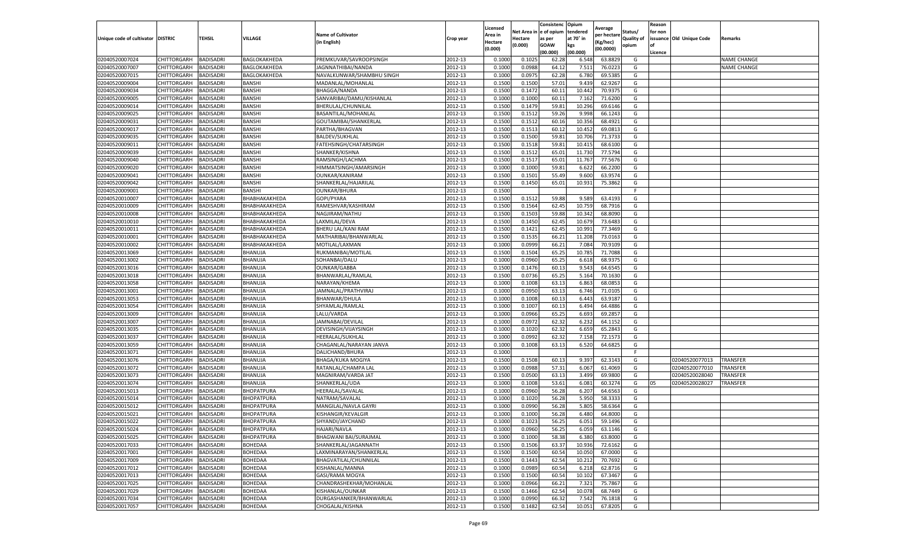| Unique code of cultivator | DISTRIC | TEHSIL | VILLAGE | Name of Cultivator (in English) | Crop year | Licensed Area in Hectare (0.000) | Net Area in Hectare (0.000) | Consistenc e of opium as per GOAW (00.000) | Opium tendered at 70° in kgs (00.000) | Average per hectare (Kg/hec) (00.0000) | Status/ Quality of opium | Reason for non issuance of Licence | Old Unique Code | Remarks |
|---|---|---|---|---|---|---|---|---|---|---|---|---|---|---|
| 02040520007024 | CHITTORGARH | BADISADRI | BAGLOKAKHEDA | PREMKUVAR/SAVROOPSINGH | 2012-13 | 0.1000 | 0.1025 | 62.28 | 6.548 | 63.8829 | G | | | NAME CHANGE |
| 02040520007007 | CHITTORGARH | BADISADRI | BAGLOKAKHEDA | JAGNNATHIBAI/NANDA | 2012-13 | 0.1000 | 0.0988 | 64.12 | 7.511 | 76.0223 | G | | | NAME CHANGE |
| 02040520007015 | CHITTORGARH | BADISADRI | BAGLOKAKHEDA | NAVALKUNWAR/SHAMBHU SINGH | 2012-13 | 0.1000 | 0.0975 | 62.28 | 6.780 | 69.5385 | G | | | |
| 02040520009004 | CHITTORGARH | BADISADRI | BANSHI | MADANLAL/MOHANLAL | 2012-13 | 0.1500 | 0.1500 | 57.01 | 9.439 | 62.9267 | G | | | |
| 02040520009034 | CHITTORGARH | BADISADRI | BANSHI | BHAGGA/NANDA | 2012-13 | 0.1500 | 0.1472 | 60.11 | 10.442 | 70.9375 | G | | | |
| 02040520009005 | CHITTORGARH | BADISADRI | BANSHI | SANVARIBAI/DAMU/KISHANLAL | 2012-13 | 0.1000 | 0.1000 | 60.11 | 7.162 | 71.6200 | G | | | |
| 02040520009014 | CHITTORGARH | BADISADRI | BANSHI | BHERULAL/CHUNNILAL | 2012-13 | 0.1500 | 0.1479 | 59.81 | 10.296 | 69.6146 | G | | | |
| 02040520009025 | CHITTORGARH | BADISADRI | BANSHI | BASANTILAL/MOHANLAL | 2012-13 | 0.1500 | 0.1512 | 59.26 | 9.998 | 66.1243 | G | | | |
| 02040520009031 | CHITTORGARH | BADISADRI | BANSHI | GOUTAMIBAI/SHANKERLAL | 2012-13 | 0.1500 | 0.1512 | 60.16 | 10.356 | 68.4921 | G | | | |
| 02040520009017 | CHITTORGARH | BADISADRI | BANSHI | PARTHA/BHAGVAN | 2012-13 | 0.1500 | 0.1513 | 60.12 | 10.452 | 69.0813 | G | | | |
| 02040520009035 | CHITTORGARH | BADISADRI | BANSHI | BALDEV/SUKHLAL | 2012-13 | 0.1500 | 0.1500 | 59.81 | 10.706 | 71.3733 | G | | | |
| 02040520009011 | CHITTORGARH | BADISADRI | BANSHI | FATEHSINGH/CHATARSINGH | 2012-13 | 0.1500 | 0.1518 | 59.81 | 10.415 | 68.6100 | G | | | |
| 02040520009039 | CHITTORGARH | BADISADRI | BANSHI | SHANKER/KISHNA | 2012-13 | 0.1500 | 0.1512 | 65.01 | 11.730 | 77.5794 | G | | | |
| 02040520009040 | CHITTORGARH | BADISADRI | BANSHI | RAMSINGH/LACHMA | 2012-13 | 0.1500 | 0.1517 | 65.01 | 11.767 | 77.5676 | G | | | |
| 02040520009020 | CHITTORGARH | BADISADRI | BANSHI | HIMMATSINGH/AMARSINGH | 2012-13 | 0.1000 | 0.1000 | 59.81 | 6.622 | 66.2200 | G | | | |
| 02040520009041 | CHITTORGARH | BADISADRI | BANSHI | OUNKAR/KANIRAM | 2012-13 | 0.1500 | 0.1501 | 55.49 | 9.600 | 63.9574 | G | | | |
| 02040520009042 | CHITTORGARH | BADISADRI | BANSHI | SHANKERLAL/HAJARILAL | 2012-13 | 0.1500 | 0.1450 | 65.01 | 10.931 | 75.3862 | G | | | |
| 02040520009001 | CHITTORGARH | BADISADRI | BANSHI | OUNKAR/BHURA | 2012-13 | 0.1500 | | | | | F | | | |
| 02040520010007 | CHITTORGARH | BADISADRI | BHABHAKAKHEDA | GOPI/PYARA | 2012-13 | 0.1500 | 0.1512 | 59.88 | 9.589 | 63.4193 | G | | | |
| 02040520010009 | CHITTORGARH | BADISADRI | BHABHAKAKHEDA | RAMESHVAR/KASHIRAM | 2012-13 | 0.1500 | 0.1564 | 62.45 | 10.759 | 68.7916 | G | | | |
| 02040520010008 | CHITTORGARH | BADISADRI | BHABHAKAKHEDA | NAGJIRAM/NATHU | 2012-13 | 0.1500 | 0.1503 | 59.88 | 10.342 | 68.8090 | G | | | |
| 02040520010010 | CHITTORGARH | BADISADRI | BHABHAKAKHEDA | LAXMILAL/DEVA | 2012-13 | 0.1500 | 0.1450 | 62.45 | 10.679 | 73.6483 | G | | | |
| 02040520010011 | CHITTORGARH | BADISADRI | BHABHAKAKHEDA | BHERU LAL/KANI RAM | 2012-13 | 0.1500 | 0.1421 | 62.45 | 10.991 | 77.3469 | G | | | |
| 02040520010001 | CHITTORGARH | BADISADRI | BHABHAKAKHEDA | MATHARIBAI/BHANWARLAL | 2012-13 | 0.1500 | 0.1535 | 66.21 | 11.208 | 73.0163 | G | | | |
| 02040520010002 | CHITTORGARH | BADISADRI | BHABHAKAKHEDA | MOTILAL/LAXMAN | 2012-13 | 0.1000 | 0.0999 | 66.21 | 7.084 | 70.9109 | G | | | |
| 02040520013069 | CHITTORGARH | BADISADRI | BHANUJA | RUKMANIBAI/MOTILAL | 2012-13 | 0.1500 | 0.1504 | 65.25 | 10.785 | 71.7088 | G | | | |
| 02040520013002 | CHITTORGARH | BADISADRI | BHANUJA | SOHANBAI/DALU | 2012-13 | 0.1000 | 0.0960 | 65.25 | 6.618 | 68.9375 | G | | | |
| 02040520013016 | CHITTORGARH | BADISADRI | BHANUJA | OUNKAR/GABBA | 2012-13 | 0.1500 | 0.1476 | 60.13 | 9.543 | 64.6545 | G | | | |
| 02040520013018 | CHITTORGARH | BADISADRI | BHANUJA | BHANWARLAL/RAMLAL | 2012-13 | 0.1500 | 0.0736 | 65.25 | 5.164 | 70.1630 | G | | | |
| 02040520013058 | CHITTORGARH | BADISADRI | BHANUJA | NARAYAN/KHEMA | 2012-13 | 0.1000 | 0.1008 | 63.13 | 6.863 | 68.0853 | G | | | |
| 02040520013001 | CHITTORGARH | BADISADRI | BHANUJA | JAMNALAL/PRATHVIRAJ | 2012-13 | 0.1000 | 0.0950 | 63.13 | 6.746 | 71.0105 | G | | | |
| 02040520013053 | CHITTORGARH | BADISADRI | BHANUJA | BHANWAR/DHULA | 2012-13 | 0.1000 | 0.1008 | 60.13 | 6.443 | 63.9187 | G | | | |
| 02040520013054 | CHITTORGARH | BADISADRI | BHANUJA | SHYAMLAL/RAMLAL | 2012-13 | 0.1000 | 0.1007 | 60.13 | 6.494 | 64.4886 | G | | | |
| 02040520013009 | CHITTORGARH | BADISADRI | BHANUJA | LALU/VARDA | 2012-13 | 0.1000 | 0.0966 | 65.25 | 6.693 | 69.2857 | G | | | |
| 02040520013007 | CHITTORGARH | BADISADRI | BHANUJA | JAMNABAI/DEVILAL | 2012-13 | 0.1000 | 0.0972 | 62.32 | 6.232 | 64.1152 | G | | | |
| 02040520013035 | CHITTORGARH | BADISADRI | BHANUJA | DEVISINGH/VIJAYSINGH | 2012-13 | 0.1000 | 0.1020 | 62.32 | 6.659 | 65.2843 | G | | | |
| 02040520013037 | CHITTORGARH | BADISADRI | BHANUJA | HEERALAL/SUKHLAL | 2012-13 | 0.1000 | 0.0992 | 62.32 | 7.158 | 72.1573 | G | | | |
| 02040520013059 | CHITTORGARH | BADISADRI | BHANUJA | CHAGANLAL/NARAYAN JANVA | 2012-13 | 0.1000 | 0.1008 | 63.13 | 6.520 | 64.6825 | G | | | |
| 02040520013071 | CHITTORGARH | BADISADRI | BHANUJA | DALICHAND/BHURA | 2012-13 | 0.1000 | | | | | F | | | |
| 02040520013076 | CHITTORGARH | BADISADRI | BHANUJA | BHAGA/KUKA MOGIYA | 2012-13 | 0.1500 | 0.1508 | 60.13 | 9.397 | 62.3143 | G | | 02040520077013 | TRANSFER |
| 02040520013072 | CHITTORGARH | BADISADRI | BHANUJA | RATANLAL/CHAMPA LAL | 2012-13 | 0.1000 | 0.0988 | 57.31 | 6.067 | 61.4069 | G | | 02040520077010 | TRANSFER |
| 02040520013073 | CHITTORGARH | BADISADRI | BHANUJA | MAGNIRAM/VARDA JAT | 2012-13 | 0.1500 | 0.0500 | 63.13 | 3.499 | 69.9800 | G | | 02040520028040 | TRANSFER |
| 02040520013074 | CHITTORGARH | BADISADRI | BHANUJA | SHANKERLAL/UDA | 2012-13 | 0.1000 | 0.1008 | 53.61 | 6.081 | 60.3274 | G | 05 | 02040520028027 | TRANSFER |
| 02040520015013 | CHITTORGARH | BADISADRI | BHOPATPURA | HEERALAL/SAVALAL | 2012-13 | 0.1000 | 0.0960 | 56.28 | 6.207 | 64.6563 | G | | | |
| 02040520015014 | CHITTORGARH | BADISADRI | BHOPATPURA | NATRAM/SAVALAL | 2012-13 | 0.1000 | 0.1020 | 56.28 | 5.950 | 58.3333 | G | | | |
| 02040520015012 | CHITTORGARH | BADISADRI | BHOPATPURA | MANGILAL/NAVLA GAYRI | 2012-13 | 0.1000 | 0.0990 | 56.28 | 5.805 | 58.6364 | G | | | |
| 02040520015021 | CHITTORGARH | BADISADRI | BHOPATPURA | KISHANGIR/KEVALGIR | 2012-13 | 0.1000 | 0.1000 | 56.28 | 6.480 | 64.8000 | G | | | |
| 02040520015022 | CHITTORGARH | BADISADRI | BHOPATPURA | SHYANDI/JAYCHAND | 2012-13 | 0.1000 | 0.1023 | 56.25 | 6.051 | 59.1496 | G | | | |
| 02040520015024 | CHITTORGARH | BADISADRI | BHOPATPURA | HAJARI/NAVLA | 2012-13 | 0.1000 | 0.0960 | 56.25 | 6.059 | 63.1146 | G | | | |
| 02040520015025 | CHITTORGARH | BADISADRI | BHOPATPURA | BHAGWANI BAI/SURAJMAL | 2012-13 | 0.1000 | 0.1000 | 58.38 | 6.380 | 63.8000 | G | | | |
| 02040520017033 | CHITTORGARH | BADISADRI | BOHEDAA | SHANKERLAL/JAGANNATH | 2012-13 | 0.1500 | 0.1506 | 63.37 | 10.936 | 72.6162 | G | | | |
| 02040520017001 | CHITTORGARH | BADISADRI | BOHEDAA | LAXMINARAYAN/SHANKERLAL | 2012-13 | 0.1500 | 0.1500 | 60.54 | 10.050 | 67.0000 | G | | | |
| 02040520017009 | CHITTORGARH | BADISADRI | BOHEDAA | BHAGVATILAL/CHUNNILAL | 2012-13 | 0.1500 | 0.1443 | 62.54 | 10.212 | 70.7692 | G | | | |
| 02040520017012 | CHITTORGARH | BADISADRI | BOHEDAA | KISHANLAL/MANNA | 2012-13 | 0.1000 | 0.0989 | 60.54 | 6.218 | 62.8716 | G | | | |
| 02040520017013 | CHITTORGARH | BADISADRI | BOHEDAA | GASI/RAMA MOGYA | 2012-13 | 0.1500 | 0.1500 | 60.54 | 10.102 | 67.3467 | G | | | |
| 02040520017025 | CHITTORGARH | BADISADRI | BOHEDAA | CHANDRASHEKHAR/MOHANLAL | 2012-13 | 0.1000 | 0.0966 | 66.21 | 7.321 | 75.7867 | G | | | |
| 02040520017029 | CHITTORGARH | BADISADRI | BOHEDAA | KISHANLAL/OUNKAR | 2012-13 | 0.1500 | 0.1466 | 62.54 | 10.078 | 68.7449 | G | | | |
| 02040520017034 | CHITTORGARH | BADISADRI | BOHEDAA | DURGASHANKER/BHANWARLAL | 2012-13 | 0.1000 | 0.0990 | 66.32 | 7.542 | 76.1818 | G | | | |
| 02040520017057 | CHITTORGARH | BADISADRI | BOHEDAA | CHOGALAL/KISHNA | 2012-13 | 0.1500 | 0.1482 | 62.54 | 10.051 | 67.8205 | G | | | |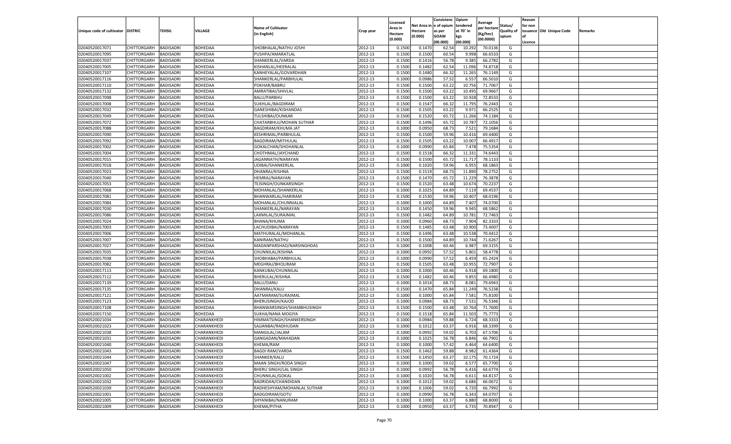| Unique code of cultivator | DISTRIC | TEHSIL | VILLAGE | Name of Cultivator (in English) | Crop year | Licensed Area in Hectare (0.000) | Net Area in Hectare (0.000) | Consistence of opium as per GOAW (00.000) | Opium tendered at 70˚ in kgs (00.000) | Average per hectare (Kg/hec) (00.0000) | Status/ Quality of opium | Reason for non issuance of Licence | Old Unique Code | Remarks |
|---|---|---|---|---|---|---|---|---|---|---|---|---|---|---|
| 02040520017071 | CHITTORGARH | BADISADRI | BOHEDAA | SHOBHALAL/NATHU JOSHI | 2012-13 | 0.1500 | 0.1470 | 62.54 | 10.292 | 70.0136 | G | | | |
| 02040520017095 | CHITTORGARH | BADISADRI | BOHEDAA | PUSHPA/AMARATLAL | 2012-13 | 0.1500 | 0.1500 | 60.54 | 9.998 | 66.6533 | G | | | |
| 02040520017037 | CHITTORGARH | BADISADRI | BOHEDAA | SHANKERLAL/VARDA | 2012-13 | 0.1500 | 0.1416 | 56.78 | 9.385 | 66.2782 | G | | | |
| 02040520017005 | CHITTORGARH | BADISADRI | BOHEDAA | KISHANLAL/HEERALAL | 2012-13 | 0.1500 | 0.1482 | 62.54 | 11.096 | 74.8718 | G | | | |
| 02040520017107 | CHITTORGARH | BADISADRI | BOHEDAA | KANHEYALAL/GOVARDHAN | 2012-13 | 0.1500 | 0.1480 | 66.32 | 11.265 | 76.1149 | G | | | |
| 02040520017116 | CHITTORGARH | BADISADRI | BOHEDAA | SHANKERLAL/PARBHULAL | 2012-13 | 0.1000 | 0.0986 | 57.52 | 6.557 | 66.5010 | G | | | |
| 02040520017110 | CHITTORGARH | BADISADRI | BOHEDAA | POKHAR/BABRU | 2012-13 | 0.1500 | 0.1500 | 63.22 | 10.756 | 71.7067 | G | | | |
| 02040520017132 | CHITTORGARH | BADISADRI | BOHEDAA | AMRATIBAI/SHIVLAL | 2012-13 | 0.1500 | 0.1500 | 63.22 | 10.495 | 69.9667 | G | | | |
| 02040520017098 | CHITTORGARH | BADISADRI | BOHEDAA | BALU/PARBHU | 2012-13 | 0.1500 | 0.1500 | 63.22 | 10.928 | 72.8533 | G | | | |
| 02040520017008 | CHITTORGARH | BADISADRI | BOHEDAA | SUKHLAL/BAGDIRAM | 2012-13 | 0.1500 | 0.1547 | 66.32 | 11.795 | 76.2443 | G | | | |
| 02040520017032 | CHITTORGARH | BADISADRI | BOHEDAA | GANESHIBAI/KISHANDAS | 2012-13 | 0.1500 | 0.1505 | 63.22 | 9.971 | 66.2525 | G | | | |
| 02040520017049 | CHITTORGARH | BADISADRI | BOHEDAA | TULSHIBAI/OUNKAR | 2012-13 | 0.1500 | 0.1520 | 65.72 | 11.266 | 74.1184 | G | | | |
| 02040520017072 | CHITTORGARH | BADISADRI | BOHEDAA | CHATARBHUJ/MOHAN SUTHAR | 2012-13 | 0.1500 | 0.1496 | 65.72 | 10.787 | 72.1056 | G | | | |
| 02040520017088 | CHITTORGARH | BADISADRI | BOHEDAA | BAGDIRAM/KHUMA JAT | 2012-13 | 0.1000 | 0.0950 | 68.73 | 7.521 | 79.1684 | G | | | |
| 02040520017090 | CHITTORGARH | BADISADRI | BOHEDAA | KESHRIMAL/PARBHULAL | 2012-13 | 0.1500 | 0.1500 | 59.96 | 10.416 | 69.4400 | G | | | |
| 02040520017092 | CHITTORGARH | BADISADRI | BOHEDAA | BAGDIRAM/MITHULAL | 2012-13 | 0.1500 | 0.1505 | 63.22 | 10.007 | 66.4917 | G | | | |
| 02040520017002 | CHITTORGARH | BADISADRI | BOHEDAA | GOKALCHAN/SHOHANLAL | 2012-13 | 0.1000 | 0.0990 | 65.84 | 7.478 | 75.5354 | G | | | |
| 02040520017004 | CHITTORGARH | BADISADRI | BOHEDAA | CHOTHMAL/JAYCHAND | 2012-13 | 0.1500 | 0.1518 | 66.32 | 11.331 | 74.6443 | G | | | |
| 02040520017015 | CHITTORGARH | BADISADRI | BOHEDAA | JAGANNATH/NARAYAN | 2012-13 | 0.1500 | 0.1500 | 65.72 | 11.717 | 78.1133 | G | | | |
| 02040520017018 | CHITTORGARH | BADISADRI | BOHEDAA | UDIBAI/SHANKERLAL | 2012-13 | 0.1000 | 0.1020 | 59.96 | 6.955 | 68.1863 | G | | | |
| 02040520017023 | CHITTORGARH | BADISADRI | BOHEDAA | DHANRAJ/KISHNA | 2012-13 | 0.1500 | 0.1519 | 68.73 | 11.890 | 78.2752 | G | | | |
| 02040520017040 | CHITTORGARH | BADISADRI | BOHEDAA | HEMRAJ/NARAYAN | 2012-13 | 0.1500 | 0.1470 | 65.72 | 11.229 | 76.3878 | G | | | |
| 02040520017053 | CHITTORGARH | BADISADRI | BOHEDAA | TEJSINGH/OUNKARSINGH | 2012-13 | 0.1500 | 0.1520 | 63.48 | 10.674 | 70.2237 | G | | | |
| 02040520017068 | CHITTORGARH | BADISADRI | BOHEDAA | MOHANLAL/SHANKERLAL | 2012-13 | 0.1000 | 0.1025 | 64.89 | 7.119 | 69.4537 | G | | | |
| 02040520017081 | CHITTORGARH | BADISADRI | BOHEDAA | BHANWARLAL/HARIRAM | 2012-13 | 0.1500 | 0.1530 | 59.96 | 10.407 | 68.0196 | G | | | |
| 02040520017084 | CHITTORGARH | BADISADRI | BOHEDAA | MOHANLAL/CHUNNIALAL | 2012-13 | 0.1000 | 0.1000 | 64.89 | 7.407 | 74.0700 | G | | | |
| 02040520017030 | CHITTORGARH | BADISADRI | BOHEDAA | SHANKERLAL/NARAYAN | 2012-13 | 0.1500 | 0.1450 | 59.96 | 9.945 | 68.5862 | G | | | |
| 02040520017086 | CHITTORGARH | BADISADRI | BOHEDAA | LAXMILAL/SURAJMAL | 2012-13 | 0.1500 | 0.1482 | 64.89 | 10.781 | 72.7463 | G | | | |
| 02040520017024 | CHITTORGARH | BADISADRI | BOHEDAA | BHANA/KHUMA | 2012-13 | 0.1000 | 0.0960 | 68.73 | 7.904 | 82.3333 | G | | | |
| 02040520017003 | CHITTORGARH | BADISADRI | BOHEDAA | LACHUDIBAI/NARAYAN | 2012-13 | 0.1500 | 0.1485 | 63.48 | 10.900 | 73.4007 | G | | | |
| 02040520017006 | CHITTORGARH | BADISADRI | BOHEDAA | MATHURALAL/MOHANLAL | 2012-13 | 0.1500 | 0.1496 | 63.48 | 10.538 | 70.4412 | G | | | |
| 02040520017007 | CHITTORGARH | BADISADRI | BOHEDAA | KANIRAM/NATHU | 2012-13 | 0.1500 | 0.1500 | 64.89 | 10.744 | 71.6267 | G | | | |
| 02040520017027 | CHITTORGARH | BADISADRI | BOHEDAA | MADANPARSHAD/NARSINGHDAS | 2012-13 | 0.1000 | 0.1008 | 60.46 | 6.987 | 69.3155 | G | | | |
| 02040520017035 | CHITTORGARH | BADISADRI | BOHEDAA | CHUNNILAL/KISHNA | 2012-13 | 0.1000 | 0.0992 | 57.52 | 5.801 | 58.4778 | G | | | |
| 02040520017038 | CHITTORGARH | BADISADRI | BOHEDAA | SHOBHABAI/PARBHULAL | 2012-13 | 0.1000 | 0.0990 | 57.52 | 6.459 | 65.2424 | G | | | |
| 02040520017082 | CHITTORGARH | BADISADRI | BOHEDAA | MEGHRAJ/BHOLIRAM | 2012-13 | 0.1500 | 0.1505 | 63.48 | 10.955 | 72.7907 | G | | | |
| 02040520017113 | CHITTORGARH | BADISADRI | BOHEDAA | KANKUBAI/CHUNNILAL | 2012-13 | 0.1000 | 0.1000 | 60.46 | 6.918 | 69.1800 | G | | | |
| 02040520017112 | CHITTORGARH | BADISADRI | BOHEDAA | BHERULAL/KISHNA | 2012-13 | 0.1500 | 0.1482 | 60.46 | 9.855 | 66.4980 | G | | | |
| 02040520017139 | CHITTORGARH | BADISADRI | BOHEDAA | BALU/DANU | 2012-13 | 0.1000 | 0.1014 | 68.73 | 8.081 | 79.6943 | G | | | |
| 02040520017135 | CHITTORGARH | BADISADRI | BOHEDAA | DHANRAJ/KALU | 2012-13 | 0.1500 | 0.1470 | 65.84 | 11.249 | 76.5238 | G | | | |
| 02040520017121 | CHITTORGARH | BADISADRI | BOHEDAA | AATMARAM/SURAJMAL | 2012-13 | 0.1000 | 0.1000 | 65.84 | 7.581 | 75.8100 | G | | | |
| 02040520017123 | CHITTORGARH | BADISADRI | BOHEDAA | BHERUSINGH/KAJOD | 2012-13 | 0.1000 | 0.0984 | 68.73 | 7.531 | 76.5346 | G | | | |
| 02040520017108 | CHITTORGARH | BADISADRI | BOHEDAA | BHANWARSINGH/SHAMBHUSINGH | 2012-13 | 0.1500 | 0.1500 | 63.48 | 10.764 | 71.7600 | G | | | |
| 02040520017150 | CHITTORGARH | BADISADRI | BOHEDAA | SUKHA/NANA MOGIYA | 2012-13 | 0.1500 | 0.1518 | 65.84 | 11.503 | 75.7773 | G | | | |
| 02040520021034 | CHITTORGARH | BADISADRI | CHARANKHEDI | HIMMATSINGH/SHANKERSINGH | 2012-13 | 0.1000 | 0.0984 | 59.88 | 6.724 | 68.3333 | G | | | |
| 02040520021023 | CHITTORGARH | BADISADRI | CHARANKHEDI | SAJJANBAI/RADHUDAN | 2012-13 | 0.1000 | 0.1012 | 63.37 | 6.916 | 68.3399 | G | | | |
| 02040520021038 | CHITTORGARH | BADISADRI | CHARANKHEDI | MANGILAL/JALAM | 2012-13 | 0.1000 | 0.0992 | 59.02 | 6.703 | 67.5706 | G | | | |
| 02040520021031 | CHITTORGARH | BADISADRI | CHARANKHEDI | GANGADAN/MAHADAN | 2012-13 | 0.1000 | 0.1025 | 56.78 | 6.846 | 66.7902 | G | | | |
| 02040520021040 | CHITTORGARH | BADISADRI | CHARANKHEDI | KHEMA/RAM | 2012-13 | 0.1000 | 0.1000 | 57.42 | 6.464 | 64.6400 | G | | | |
| 02040520021043 | CHITTORGARH | BADISADRI | CHARANKHEDI | BAGDI RAM/VARDA | 2012-13 | 0.1500 | 0.1462 | 59.88 | 8.982 | 61.4364 | G | | | |
| 02040520021044 | CHITTORGARH | BADISADRI | CHARANKHEDI | SHANKER/KALU | 2012-13 | 0.1500 | 0.1450 | 63.37 | 10.175 | 70.1724 | G | | | |
| 02040520021047 | CHITTORGARH | BADISADRI | CHARANKHEDI | MAAN SINGH/RODA SINGH | 2012-13 | 0.1000 | 0.1000 | 59.02 | 6.577 | 65.7700 | G | | | |
| 02040520021050 | CHITTORGARH | BADISADRI | CHARANKHEDI | BHERU SINGH/LAL SINGH | 2012-13 | 0.1000 | 0.0992 | 56.78 | 6.416 | 64.6774 | G | | | |
| 02040520021002 | CHITTORGARH | BADISADRI | CHARANKHEDI | CHUNNILAL/GOKAL | 2012-13 | 0.1000 | 0.1020 | 56.78 | 6.611 | 64.8137 | G | | | |
| 02040520021032 | CHITTORGARH | BADISADRI | CHARANKHEDI | BADRIDAN/CHANDIDAN | 2012-13 | 0.1000 | 0.1012 | 59.02 | 6.686 | 66.0672 | G | | | |
| 02040520021039 | CHITTORGARH | BADISADRI | CHARANKHEDI | RADHESHYAM/MOHANLAL SUTHAR | 2012-13 | 0.1000 | 0.1006 | 59.02 | 6.720 | 66.7992 | G | | | |
| 02040520021001 | CHITTORGARH | BADISADRI | CHARANKHEDI | BADGDIRAM/GOTU | 2012-13 | 0.1000 | 0.0990 | 56.78 | 6.343 | 64.0707 | G | | | |
| 02040520021005 | CHITTORGARH | BADISADRI | CHARANKHEDI | SHYANIBAI/NANURAM | 2012-13 | 0.1000 | 0.1000 | 63.37 | 6.880 | 68.8000 | G | | | |
| 02040520021009 | CHITTORGARH | BADISADRI | CHARANKHEDI | KHEMA/PITHA | 2012-13 | 0.1000 | 0.0950 | 63.37 | 6.735 | 70.8947 | G | | | |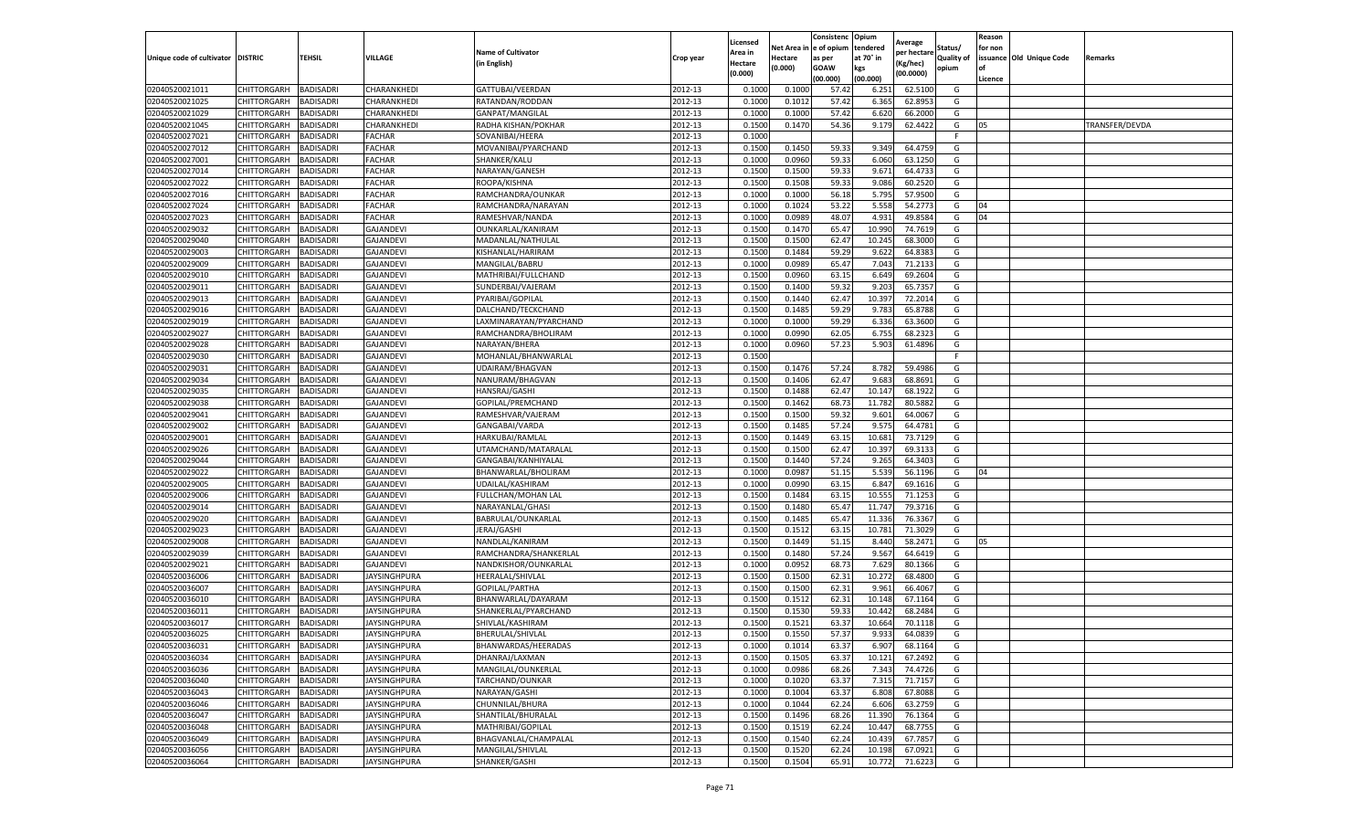| Unique code of cultivator | DISTRIC | TEHSIL | VILLAGE | Name of Cultivator (in English) | Crop year | Licensed Area in Hectare (0.000) | Net Area in Hectare (0.000) | Consistenc e of opium as per GOAW (00.000) | Opium tendered at 70° in kgs (00.000) | Average per hectare (Kg/hec) (00.0000) | Status/ Quality of opium | Reason for non issuance of Licence | Old Unique Code | Remarks |
|---|---|---|---|---|---|---|---|---|---|---|---|---|---|---|
| 02040520021011 | CHITTORGARH | BADISADRI | CHARANKHEDI | GATTUBAI/VEERDAN | 2012-13 | 0.1000 | 0.1000 | 57.42 | 6.251 | 62.5100 | G | | | |
| 02040520021025 | CHITTORGARH | BADISADRI | CHARANKHEDI | RATANDAN/RODDAN | 2012-13 | 0.1000 | 0.1012 | 57.42 | 6.365 | 62.8953 | G | | | |
| 02040520021029 | CHITTORGARH | BADISADRI | CHARANKHEDI | GANPAT/MANGILAL | 2012-13 | 0.1000 | 0.1000 | 57.42 | 6.620 | 66.2000 | G | | | |
| 02040520021045 | CHITTORGARH | BADISADRI | CHARANKHEDI | RADHA KISHAN/POKHAR | 2012-13 | 0.1500 | 0.1470 | 54.36 | 9.179 | 62.4422 | G | 05 | | TRANSFER/DEVDA |
| 02040520027021 | CHITTORGARH | BADISADRI | FACHAR | SOVANIBAI/HEERA | 2012-13 | 0.1000 | | | | | F | | | |
| 02040520027012 | CHITTORGARH | BADISADRI | FACHAR | MOVANIBAI/PYARCHAND | 2012-13 | 0.1500 | 0.1450 | 59.33 | 9.349 | 64.4759 | G | | | |
| 02040520027001 | CHITTORGARH | BADISADRI | FACHAR | SHANKER/KALU | 2012-13 | 0.1000 | 0.0960 | 59.33 | 6.060 | 63.1250 | G | | | |
| 02040520027014 | CHITTORGARH | BADISADRI | FACHAR | NARAYAN/GANESH | 2012-13 | 0.1500 | 0.1500 | 59.33 | 9.671 | 64.4733 | G | | | |
| 02040520027022 | CHITTORGARH | BADISADRI | FACHAR | ROOPA/KISHNA | 2012-13 | 0.1500 | 0.1508 | 59.33 | 9.086 | 60.2520 | G | | | |
| 02040520027016 | CHITTORGARH | BADISADRI | FACHAR | RAMCHANDRA/OUNKAR | 2012-13 | 0.1000 | 0.1000 | 56.18 | 5.795 | 57.9500 | G | | | |
| 02040520027024 | CHITTORGARH | BADISADRI | FACHAR | RAMCHANDRA/NARAYAN | 2012-13 | 0.1000 | 0.1024 | 53.22 | 5.558 | 54.2773 | G | 04 | | |
| 02040520027023 | CHITTORGARH | BADISADRI | FACHAR | RAMESHVAR/NANDA | 2012-13 | 0.1000 | 0.0989 | 48.07 | 4.931 | 49.8584 | G | 04 | | |
| 02040520029032 | CHITTORGARH | BADISADRI | GAJANDEVI | OUNKARLAL/KANIRAM | 2012-13 | 0.1500 | 0.1470 | 65.47 | 10.990 | 74.7619 | G | | | |
| 02040520029040 | CHITTORGARH | BADISADRI | GAJANDEVI | MADANLAL/NATHULAL | 2012-13 | 0.1500 | 0.1500 | 62.47 | 10.245 | 68.3000 | G | | | |
| 02040520029003 | CHITTORGARH | BADISADRI | GAJANDEVI | KISHANLAL/HARIRAM | 2012-13 | 0.1500 | 0.1484 | 59.29 | 9.622 | 64.8383 | G | | | |
| 02040520029009 | CHITTORGARH | BADISADRI | GAJANDEVI | MANGILAL/BABRU | 2012-13 | 0.1000 | 0.0989 | 65.47 | 7.043 | 71.2133 | G | | | |
| 02040520029010 | CHITTORGARH | BADISADRI | GAJANDEVI | MATHRIBAI/FULLCHAND | 2012-13 | 0.1500 | 0.0960 | 63.15 | 6.649 | 69.2604 | G | | | |
| 02040520029011 | CHITTORGARH | BADISADRI | GAJANDEVI | SUNDERBAI/VAJERAM | 2012-13 | 0.1500 | 0.1400 | 59.32 | 9.203 | 65.7357 | G | | | |
| 02040520029013 | CHITTORGARH | BADISADRI | GAJANDEVI | PYARIBAI/GOPILAL | 2012-13 | 0.1500 | 0.1440 | 62.47 | 10.397 | 72.2014 | G | | | |
| 02040520029016 | CHITTORGARH | BADISADRI | GAJANDEVI | DALCHAND/TECKCHAND | 2012-13 | 0.1500 | 0.1485 | 59.29 | 9.783 | 65.8788 | G | | | |
| 02040520029019 | CHITTORGARH | BADISADRI | GAJANDEVI | LAXMINARAYAN/PYARCHAND | 2012-13 | 0.1000 | 0.1000 | 59.29 | 6.336 | 63.3600 | G | | | |
| 02040520029027 | CHITTORGARH | BADISADRI | GAJANDEVI | RAMCHANDRA/BHOLIRAM | 2012-13 | 0.1000 | 0.0990 | 62.05 | 6.755 | 68.2323 | G | | | |
| 02040520029028 | CHITTORGARH | BADISADRI | GAJANDEVI | NARAYAN/BHERA | 2012-13 | 0.1000 | 0.0960 | 57.23 | 5.903 | 61.4896 | G | | | |
| 02040520029030 | CHITTORGARH | BADISADRI | GAJANDEVI | MOHANLAL/BHANWARLAL | 2012-13 | 0.1500 | | | | | F | | | |
| 02040520029031 | CHITTORGARH | BADISADRI | GAJANDEVI | UDAIRAM/BHAGVAN | 2012-13 | 0.1500 | 0.1476 | 57.24 | 8.782 | 59.4986 | G | | | |
| 02040520029034 | CHITTORGARH | BADISADRI | GAJANDEVI | NANURAM/BHAGVAN | 2012-13 | 0.1500 | 0.1406 | 62.47 | 9.683 | 68.8691 | G | | | |
| 02040520029035 | CHITTORGARH | BADISADRI | GAJANDEVI | HANSRAJ/GASHI | 2012-13 | 0.1500 | 0.1488 | 62.47 | 10.147 | 68.1922 | G | | | |
| 02040520029038 | CHITTORGARH | BADISADRI | GAJANDEVI | GOPILAL/PREMCHAND | 2012-13 | 0.1500 | 0.1462 | 68.73 | 11.782 | 80.5882 | G | | | |
| 02040520029041 | CHITTORGARH | BADISADRI | GAJANDEVI | RAMESHVAR/VAJERAM | 2012-13 | 0.1500 | 0.1500 | 59.32 | 9.601 | 64.0067 | G | | | |
| 02040520029002 | CHITTORGARH | BADISADRI | GAJANDEVI | GANGABAI/VARDA | 2012-13 | 0.1500 | 0.1485 | 57.24 | 9.575 | 64.4781 | G | | | |
| 02040520029001 | CHITTORGARH | BADISADRI | GAJANDEVI | HARKUBAI/RAMLAL | 2012-13 | 0.1500 | 0.1449 | 63.15 | 10.681 | 73.7129 | G | | | |
| 02040520029026 | CHITTORGARH | BADISADRI | GAJANDEVI | UTAMCHAND/MATARALAL | 2012-13 | 0.1500 | 0.1500 | 62.47 | 10.397 | 69.3133 | G | | | |
| 02040520029044 | CHITTORGARH | BADISADRI | GAJANDEVI | GANGABAI/KANHIYALAL | 2012-13 | 0.1500 | 0.1440 | 57.24 | 9.265 | 64.3403 | G | | | |
| 02040520029022 | CHITTORGARH | BADISADRI | GAJANDEVI | BHANWARLAL/BHOLIRAM | 2012-13 | 0.1000 | 0.0987 | 51.15 | 5.539 | 56.1196 | G | 04 | | |
| 02040520029005 | CHITTORGARH | BADISADRI | GAJANDEVI | UDAILAL/KASHIRAM | 2012-13 | 0.1000 | 0.0990 | 63.15 | 6.847 | 69.1616 | G | | | |
| 02040520029006 | CHITTORGARH | BADISADRI | GAJANDEVI | FULLCHAN/MOHAN LAL | 2012-13 | 0.1500 | 0.1484 | 63.15 | 10.555 | 71.1253 | G | | | |
| 02040520029014 | CHITTORGARH | BADISADRI | GAJANDEVI | NARAYANLAL/GHASI | 2012-13 | 0.1500 | 0.1480 | 65.47 | 11.747 | 79.3716 | G | | | |
| 02040520029020 | CHITTORGARH | BADISADRI | GAJANDEVI | BABRULAL/OUNKARLAL | 2012-13 | 0.1500 | 0.1485 | 65.47 | 11.336 | 76.3367 | G | | | |
| 02040520029023 | CHITTORGARH | BADISADRI | GAJANDEVI | JERAJ/GASHI | 2012-13 | 0.1500 | 0.1512 | 63.15 | 10.781 | 71.3029 | G | | | |
| 02040520029008 | CHITTORGARH | BADISADRI | GAJANDEVI | NANDLAL/KANIRAM | 2012-13 | 0.1500 | 0.1449 | 51.15 | 8.440 | 58.2471 | G | 05 | | |
| 02040520029039 | CHITTORGARH | BADISADRI | GAJANDEVI | RAMCHANDRA/SHANKERLAL | 2012-13 | 0.1500 | 0.1480 | 57.24 | 9.567 | 64.6419 | G | | | |
| 02040520029021 | CHITTORGARH | BADISADRI | GAJANDEVI | NANDKISHOR/OUNKARLAL | 2012-13 | 0.1000 | 0.0952 | 68.73 | 7.629 | 80.1366 | G | | | |
| 02040520036006 | CHITTORGARH | BADISADRI | JAYSINGHPURA | HEERALAL/SHIVLAL | 2012-13 | 0.1500 | 0.1500 | 62.31 | 10.272 | 68.4800 | G | | | |
| 02040520036007 | CHITTORGARH | BADISADRI | JAYSINGHPURA | GOPILAL/PARTHA | 2012-13 | 0.1500 | 0.1500 | 62.31 | 9.961 | 66.4067 | G | | | |
| 02040520036010 | CHITTORGARH | BADISADRI | JAYSINGHPURA | BHANWARLAL/DAYARAM | 2012-13 | 0.1500 | 0.1512 | 62.31 | 10.148 | 67.1164 | G | | | |
| 02040520036011 | CHITTORGARH | BADISADRI | JAYSINGHPURA | SHANKERLAL/PYARCHAND | 2012-13 | 0.1500 | 0.1530 | 59.33 | 10.442 | 68.2484 | G | | | |
| 02040520036017 | CHITTORGARH | BADISADRI | JAYSINGHPURA | SHIVLAL/KASHIRAM | 2012-13 | 0.1500 | 0.1521 | 63.37 | 10.664 | 70.1118 | G | | | |
| 02040520036025 | CHITTORGARH | BADISADRI | JAYSINGHPURA | BHERULAL/SHIVLAL | 2012-13 | 0.1500 | 0.1550 | 57.37 | 9.933 | 64.0839 | G | | | |
| 02040520036031 | CHITTORGARH | BADISADRI | JAYSINGHPURA | BHANWARDAS/HEERADAS | 2012-13 | 0.1000 | 0.1014 | 63.37 | 6.907 | 68.1164 | G | | | |
| 02040520036034 | CHITTORGARH | BADISADRI | JAYSINGHPURA | DHANRAJ/LAXMAN | 2012-13 | 0.1500 | 0.1505 | 63.37 | 10.121 | 67.2492 | G | | | |
| 02040520036036 | CHITTORGARH | BADISADRI | JAYSINGHPURA | MANGILAL/OUNKERLAL | 2012-13 | 0.1000 | 0.0986 | 68.26 | 7.343 | 74.4726 | G | | | |
| 02040520036040 | CHITTORGARH | BADISADRI | JAYSINGHPURA | TARCHAND/OUNKAR | 2012-13 | 0.1000 | 0.1020 | 63.37 | 7.315 | 71.7157 | G | | | |
| 02040520036043 | CHITTORGARH | BADISADRI | JAYSINGHPURA | NARAYAN/GASHI | 2012-13 | 0.1000 | 0.1004 | 63.37 | 6.808 | 67.8088 | G | | | |
| 02040520036046 | CHITTORGARH | BADISADRI | JAYSINGHPURA | CHUNNILAL/BHURA | 2012-13 | 0.1000 | 0.1044 | 62.24 | 6.606 | 63.2759 | G | | | |
| 02040520036047 | CHITTORGARH | BADISADRI | JAYSINGHPURA | SHANTILAL/BHURALAL | 2012-13 | 0.1500 | 0.1496 | 68.26 | 11.390 | 76.1364 | G | | | |
| 02040520036048 | CHITTORGARH | BADISADRI | JAYSINGHPURA | MATHRIBAI/GOPILAL | 2012-13 | 0.1500 | 0.1519 | 62.24 | 10.447 | 68.7755 | G | | | |
| 02040520036049 | CHITTORGARH | BADISADRI | JAYSINGHPURA | BHAGVANLAL/CHAMPALAL | 2012-13 | 0.1500 | 0.1540 | 62.24 | 10.439 | 67.7857 | G | | | |
| 02040520036056 | CHITTORGARH | BADISADRI | JAYSINGHPURA | MANGILAL/SHIVLAL | 2012-13 | 0.1500 | 0.1520 | 62.24 | 10.198 | 67.0921 | G | | | |
| 02040520036064 | CHITTORGARH | BADISADRI | JAYSINGHPURA | SHANKER/GASHI | 2012-13 | 0.1500 | 0.1504 | 65.91 | 10.772 | 71.6223 | G | | | |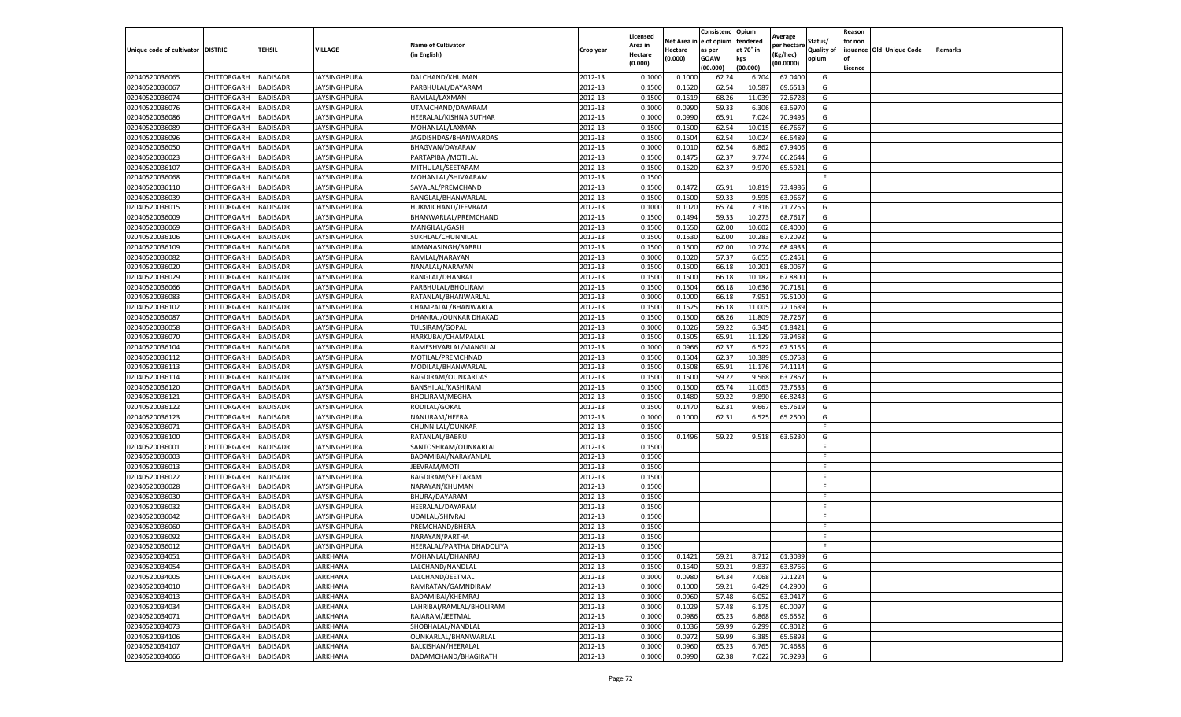| Unique code of cultivator | DISTRIC | TEHSIL | VILLAGE | Name of Cultivator (in English) | Crop year | Licensed Area in Hectare (0.000) | Net Area in Hectare (0.000) | Consistenc e of opium as per GOAW (00.000) | Opium tendered at 70° in kgs (00.000) | Average per hectare (Kg/hec) (00.0000) | Status/ Quality of opium | Reason for non issuance of Licence | Old Unique Code | Remarks |
|---|---|---|---|---|---|---|---|---|---|---|---|---|---|---|
| 02040520036065 | CHITTORGARH | BADISADRI | JAYSINGHPURA | DALCHAND/KHUMAN | 2012-13 | 0.1000 | 0.1000 | 62.24 | 6.704 | 67.0400 | G | | | |
| 02040520036067 | CHITTORGARH | BADISADRI | JAYSINGHPURA | PARBHULAL/DAYARAM | 2012-13 | 0.1500 | 0.1520 | 62.54 | 10.587 | 69.6513 | G | | | |
| 02040520036074 | CHITTORGARH | BADISADRI | JAYSINGHPURA | RAMLAL/LAXMAN | 2012-13 | 0.1500 | 0.1519 | 68.26 | 11.039 | 72.6728 | G | | | |
| 02040520036076 | CHITTORGARH | BADISADRI | JAYSINGHPURA | UTAMCHAND/DAYARAM | 2012-13 | 0.1000 | 0.0990 | 59.33 | 6.306 | 63.6970 | G | | | |
| 02040520036086 | CHITTORGARH | BADISADRI | JAYSINGHPURA | HEERALAL/KISHNA SUTHAR | 2012-13 | 0.1000 | 0.0990 | 65.91 | 7.024 | 70.9495 | G | | | |
| 02040520036089 | CHITTORGARH | BADISADRI | JAYSINGHPURA | MOHANLAL/LAXMAN | 2012-13 | 0.1500 | 0.1500 | 62.54 | 10.015 | 66.7667 | G | | | |
| 02040520036096 | CHITTORGARH | BADISADRI | JAYSINGHPURA | JAGDISHDAS/BHANWARDAS | 2012-13 | 0.1500 | 0.1504 | 62.54 | 10.024 | 66.6489 | G | | | |
| 02040520036050 | CHITTORGARH | BADISADRI | JAYSINGHPURA | BHAGVAN/DAYARAM | 2012-13 | 0.1000 | 0.1010 | 62.54 | 6.862 | 67.9406 | G | | | |
| 02040520036023 | CHITTORGARH | BADISADRI | JAYSINGHPURA | PARTAPIBAI/MOTILAL | 2012-13 | 0.1500 | 0.1475 | 62.37 | 9.774 | 66.2644 | G | | | |
| 02040520036107 | CHITTORGARH | BADISADRI | JAYSINGHPURA | MITHULAL/SEETARAM | 2012-13 | 0.1500 | 0.1520 | 62.37 | 9.970 | 65.5921 | G | | | |
| 02040520036068 | CHITTORGARH | BADISADRI | JAYSINGHPURA | MOHANLAL/SHIVAARAM | 2012-13 | 0.1500 | | | | | F | | | |
| 02040520036110 | CHITTORGARH | BADISADRI | JAYSINGHPURA | SAVALAL/PREMCHAND | 2012-13 | 0.1500 | 0.1472 | 65.91 | 10.819 | 73.4986 | G | | | |
| 02040520036039 | CHITTORGARH | BADISADRI | JAYSINGHPURA | RANGLAL/BHANWARLAL | 2012-13 | 0.1500 | 0.1500 | 59.33 | 9.595 | 63.9667 | G | | | |
| 02040520036015 | CHITTORGARH | BADISADRI | JAYSINGHPURA | HUKMICHAND/JEEVRAM | 2012-13 | 0.1000 | 0.1020 | 65.74 | 7.316 | 71.7255 | G | | | |
| 02040520036009 | CHITTORGARH | BADISADRI | JAYSINGHPURA | BHANWARLAL/PREMCHAND | 2012-13 | 0.1500 | 0.1494 | 59.33 | 10.273 | 68.7617 | G | | | |
| 02040520036069 | CHITTORGARH | BADISADRI | JAYSINGHPURA | MANGILAL/GASHI | 2012-13 | 0.1500 | 0.1550 | 62.00 | 10.602 | 68.4000 | G | | | |
| 02040520036106 | CHITTORGARH | BADISADRI | JAYSINGHPURA | SUKHLAL/CHUNNILAL | 2012-13 | 0.1500 | 0.1530 | 62.00 | 10.283 | 67.2092 | G | | | |
| 02040520036109 | CHITTORGARH | BADISADRI | JAYSINGHPURA | JAMANASINGH/BABRU | 2012-13 | 0.1500 | 0.1500 | 62.00 | 10.274 | 68.4933 | G | | | |
| 02040520036082 | CHITTORGARH | BADISADRI | JAYSINGHPURA | RAMLAL/NARAYAN | 2012-13 | 0.1000 | 0.1020 | 57.37 | 6.655 | 65.2451 | G | | | |
| 02040520036020 | CHITTORGARH | BADISADRI | JAYSINGHPURA | NANALAL/NARAYAN | 2012-13 | 0.1500 | 0.1500 | 66.18 | 10.201 | 68.0067 | G | | | |
| 02040520036029 | CHITTORGARH | BADISADRI | JAYSINGHPURA | RANGLAL/DHANRAJ | 2012-13 | 0.1500 | 0.1500 | 66.18 | 10.182 | 67.8800 | G | | | |
| 02040520036066 | CHITTORGARH | BADISADRI | JAYSINGHPURA | PARBHULAL/BHOLIRAM | 2012-13 | 0.1500 | 0.1504 | 66.18 | 10.636 | 70.7181 | G | | | |
| 02040520036083 | CHITTORGARH | BADISADRI | JAYSINGHPURA | RATANLAL/BHANWARLAL | 2012-13 | 0.1000 | 0.1000 | 66.18 | 7.951 | 79.5100 | G | | | |
| 02040520036102 | CHITTORGARH | BADISADRI | JAYSINGHPURA | CHAMPALAL/BHANWARLAL | 2012-13 | 0.1500 | 0.1525 | 66.18 | 11.005 | 72.1639 | G | | | |
| 02040520036087 | CHITTORGARH | BADISADRI | JAYSINGHPURA | DHANRAJ/OUNKAR DHAKAD | 2012-13 | 0.1500 | 0.1500 | 68.26 | 11.809 | 78.7267 | G | | | |
| 02040520036058 | CHITTORGARH | BADISADRI | JAYSINGHPURA | TULSIRAM/GOPAL | 2012-13 | 0.1000 | 0.1026 | 59.22 | 6.345 | 61.8421 | G | | | |
| 02040520036070 | CHITTORGARH | BADISADRI | JAYSINGHPURA | HARKUBAI/CHAMPALAL | 2012-13 | 0.1500 | 0.1505 | 65.91 | 11.129 | 73.9468 | G | | | |
| 02040520036104 | CHITTORGARH | BADISADRI | JAYSINGHPURA | RAMESHVARLAL/MANGILAL | 2012-13 | 0.1000 | 0.0966 | 62.37 | 6.522 | 67.5155 | G | | | |
| 02040520036112 | CHITTORGARH | BADISADRI | JAYSINGHPURA | MOTILAL/PREMCHNAD | 2012-13 | 0.1500 | 0.1504 | 62.37 | 10.389 | 69.0758 | G | | | |
| 02040520036113 | CHITTORGARH | BADISADRI | JAYSINGHPURA | MODILAL/BHANWARLAL | 2012-13 | 0.1500 | 0.1508 | 65.91 | 11.176 | 74.1114 | G | | | |
| 02040520036114 | CHITTORGARH | BADISADRI | JAYSINGHPURA | BAGDIRAM/OUNKARDAS | 2012-13 | 0.1500 | 0.1500 | 59.22 | 9.568 | 63.7867 | G | | | |
| 02040520036120 | CHITTORGARH | BADISADRI | JAYSINGHPURA | BANSHILAL/KASHIRAM | 2012-13 | 0.1500 | 0.1500 | 65.74 | 11.063 | 73.7533 | G | | | |
| 02040520036121 | CHITTORGARH | BADISADRI | JAYSINGHPURA | BHOLIRAM/MEGHA | 2012-13 | 0.1500 | 0.1480 | 59.22 | 9.890 | 66.8243 | G | | | |
| 02040520036122 | CHITTORGARH | BADISADRI | JAYSINGHPURA | RODILAL/GOKAL | 2012-13 | 0.1500 | 0.1470 | 62.31 | 9.667 | 65.7619 | G | | | |
| 02040520036123 | CHITTORGARH | BADISADRI | JAYSINGHPURA | NANURAM/HEERA | 2012-13 | 0.1000 | 0.1000 | 62.31 | 6.525 | 65.2500 | G | | | |
| 02040520036071 | CHITTORGARH | BADISADRI | JAYSINGHPURA | CHUNNILAL/OUNKAR | 2012-13 | 0.1500 | | | | | F | | | |
| 02040520036100 | CHITTORGARH | BADISADRI | JAYSINGHPURA | RATANLAL/BABRU | 2012-13 | 0.1500 | 0.1496 | 59.22 | 9.518 | 63.6230 | G | | | |
| 02040520036001 | CHITTORGARH | BADISADRI | JAYSINGHPURA | SANTOSHRAM/OUNKARLAL | 2012-13 | 0.1500 | | | | | F | | | |
| 02040520036003 | CHITTORGARH | BADISADRI | JAYSINGHPURA | BADAMIBAI/NARAYANLAL | 2012-13 | 0.1500 | | | | | F | | | |
| 02040520036013 | CHITTORGARH | BADISADRI | JAYSINGHPURA | JEEVRAM/MOTI | 2012-13 | 0.1500 | | | | | F | | | |
| 02040520036022 | CHITTORGARH | BADISADRI | JAYSINGHPURA | BAGDIRAM/SEETARAM | 2012-13 | 0.1500 | | | | | F | | | |
| 02040520036028 | CHITTORGARH | BADISADRI | JAYSINGHPURA | NARAYAN/KHUMAN | 2012-13 | 0.1500 | | | | | F | | | |
| 02040520036030 | CHITTORGARH | BADISADRI | JAYSINGHPURA | BHURA/DAYARAM | 2012-13 | 0.1500 | | | | | F | | | |
| 02040520036032 | CHITTORGARH | BADISADRI | JAYSINGHPURA | HEERALAL/DAYARAM | 2012-13 | 0.1500 | | | | | F | | | |
| 02040520036042 | CHITTORGARH | BADISADRI | JAYSINGHPURA | UDAILAL/SHIVRAJ | 2012-13 | 0.1500 | | | | | F | | | |
| 02040520036060 | CHITTORGARH | BADISADRI | JAYSINGHPURA | PREMCHAND/BHERA | 2012-13 | 0.1500 | | | | | F | | | |
| 02040520036092 | CHITTORGARH | BADISADRI | JAYSINGHPURA | NARAYAN/PARTHA | 2012-13 | 0.1500 | | | | | F | | | |
| 02040520036012 | CHITTORGARH | BADISADRI | JAYSINGHPURA | HEERALAL/PARTHA DHADOLIYA | 2012-13 | 0.1500 | | | | | F | | | |
| 02040520034051 | CHITTORGARH | BADISADRI | JARKHANA | MOHANLAL/DHANRAJ | 2012-13 | 0.1500 | 0.1421 | 59.21 | 8.712 | 61.3089 | G | | | |
| 02040520034054 | CHITTORGARH | BADISADRI | JARKHANA | LALCHAND/NANDLAL | 2012-13 | 0.1500 | 0.1540 | 59.21 | 9.837 | 63.8766 | G | | | |
| 02040520034005 | CHITTORGARH | BADISADRI | JARKHANA | LALCHAND/JEETMAL | 2012-13 | 0.1000 | 0.0980 | 64.34 | 7.068 | 72.1224 | G | | | |
| 02040520034010 | CHITTORGARH | BADISADRI | JARKHANA | RAMRATAN/GAMNDIRAM | 2012-13 | 0.1000 | 0.1000 | 59.21 | 6.429 | 64.2900 | G | | | |
| 02040520034013 | CHITTORGARH | BADISADRI | JARKHANA | BADAMIBAI/KHEMRAJ | 2012-13 | 0.1000 | 0.0960 | 57.48 | 6.052 | 63.0417 | G | | | |
| 02040520034034 | CHITTORGARH | BADISADRI | JARKHANA | LAHRIBAI/RAMLAL/BHOLIRAM | 2012-13 | 0.1000 | 0.1029 | 57.48 | 6.175 | 60.0097 | G | | | |
| 02040520034071 | CHITTORGARH | BADISADRI | JARKHANA | RAJARAM/JEETMAL | 2012-13 | 0.1000 | 0.0986 | 65.23 | 6.868 | 69.6552 | G | | | |
| 02040520034073 | CHITTORGARH | BADISADRI | JARKHANA | SHOBHALAL/NANDLAL | 2012-13 | 0.1000 | 0.1036 | 59.99 | 6.299 | 60.8012 | G | | | |
| 02040520034106 | CHITTORGARH | BADISADRI | JARKHANA | OUNKARLAL/BHANWARLAL | 2012-13 | 0.1000 | 0.0972 | 59.99 | 6.385 | 65.6893 | G | | | |
| 02040520034107 | CHITTORGARH | BADISADRI | JARKHANA | BALKISHAN/HEERALAL | 2012-13 | 0.1000 | 0.0960 | 65.23 | 6.765 | 70.4688 | G | | | |
| 02040520034066 | CHITTORGARH | BADISADRI | JARKHANA | DADAMCHAND/BHAGIRATH | 2012-13 | 0.1000 | 0.0990 | 62.38 | 7.022 | 70.9293 | G | | | |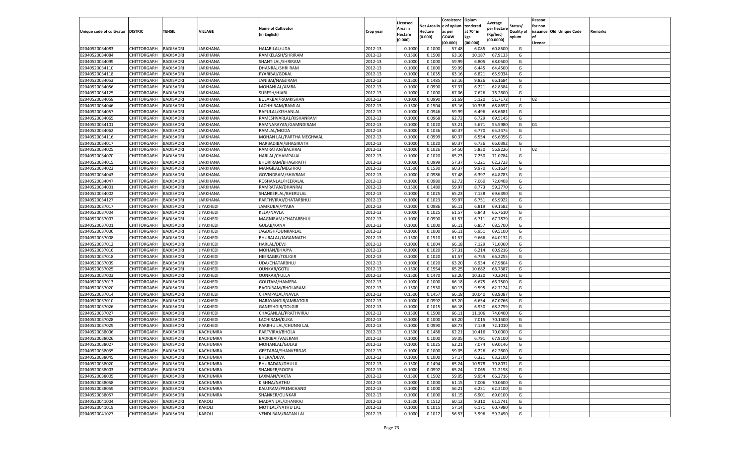| Unique code of cultivator | DISTRIC | TEHSIL | VILLAGE | Name of Cultivator (in English) | Crop year | Licensed Area in Hectare (0.000) | Net Area in Hectare (0.000) | Consistence of opium as per GOAW (00.000) | Opium tendered at 70° in kgs (00.000) | Average per hectare (Kg/hec) (00.0000) | Status/ Quality of opium | Reason for non issuance of Licence | Old Unique Code | Remarks |
|---|---|---|---|---|---|---|---|---|---|---|---|---|---|---|
| 02040520034083 | CHITTORGARH | BADISADRI | JARKHANA | HAJARILAL/UDA | 2012-13 | 0.1000 | 0.1000 | 57.48 | 6.085 | 60.8500 | G | | | |
| 02040520034084 | CHITTORGARH | BADISADRI | JARKHANA | RAMKELASH/SHRIRAM | 2012-13 | 0.1500 | 0.1500 | 63.16 | 10.187 | 67.9133 | G | | | |
| 02040520034099 | CHITTORGARH | BADISADRI | JARKHANA | SHANTILAL/SHRIRAM | 2012-13 | 0.1000 | 0.1000 | 59.99 | 6.805 | 68.0500 | G | | | |
| 02040520034110 | CHITTORGARH | BADISADRI | JARKHANA | DHANRAJ/SHRI RAM | 2012-13 | 0.1000 | 0.1000 | 59.99 | 6.445 | 64.4500 | G | | | |
| 02040520034118 | CHITTORGARH | BADISADRI | JARKHANA | PYARIBAI/GOKAL | 2012-13 | 0.1000 | 0.1035 | 63.16 | 6.821 | 65.9034 | G | | | |
| 02040520034053 | CHITTORGARH | BADISADRI | JARKHANA | JANIBAI/NAGJIRAM | 2012-13 | 0.1500 | 0.1485 | 63.16 | 9.826 | 66.1684 | G | | | |
| 02040520034056 | CHITTORGARH | BADISADRI | JARKHANA | MOHANLAL/AMRA | 2012-13 | 0.1000 | 0.0990 | 57.37 | 6.221 | 62.8384 | G | | | |
| 02040520034125 | CHITTORGARH | BADISADRI | JARKHANA | SURESH/HJARI | 2012-13 | 0.1000 | 0.1000 | 67.06 | 7.626 | 76.2600 | G | | | |
| 02040520034059 | CHITTORGARH | BADISADRI | JARKHANA | BULAKBAI/RAMKISHAN | 2012-13 | 0.1000 | 0.0990 | 51.69 | 5.120 | 51.7172 | I | 02 | | |
| 02040520034046 | CHITTORGARH | BADISADRI | JARKHANA | LACHHIRAM/RAMLAL | 2012-13 | 0.1500 | 0.1504 | 63.16 | 10.358 | 68.8697 | G | | | |
| 02040520034057 | CHITTORGARH | BADISADRI | JARKHANA | BAPULAL/KISHANLAL | 2012-13 | 0.1000 | 0.0946 | 59.99 | 6.496 | 68.6681 | G | | | |
| 02040520034065 | CHITTORGARH | BADISADRI | JARKHANA | RAMESHVARLAL/KISHANRAM | 2012-13 | 0.1000 | 0.0968 | 62.72 | 6.729 | 69.5145 | G | | | |
| 02040520034101 | CHITTORGARH | BADISADRI | JARKHANA | RAMNARAYAN/GAMNDIRAM | 2012-13 | 0.1000 | 0.1020 | 53.21 | 5.671 | 55.5980 | G | 04 | | |
| 02040520034062 | CHITTORGARH | BADISADRI | JARKHANA | RAMLAL/MODA | 2012-13 | 0.1000 | 0.1036 | 60.37 | 6.770 | 65.3475 | G | | | |
| 02040520034116 | CHITTORGARH | BADISADRI | JARKHANA | MOHAN LAL/PARTHA MEGHWAL | 2012-13 | 0.1000 | 0.0999 | 60.37 | 6.554 | 65.6056 | G | | | |
| 02040520034017 | CHITTORGARH | BADISADRI | JARKHANA | NARBADIBAI/BHAGIRATH | 2012-13 | 0.1000 | 0.1020 | 60.37 | 6.736 | 66.0392 | G | | | |
| 02040520034025 | CHITTORGARH | BADISADRI | JARKHANA | RAMRATAN/BACHRAJ | 2012-13 | 0.1000 | 0.1026 | 54.50 | 5.830 | 56.8226 | I | 02 | | |
| 02040520034070 | CHITTORGARH | BADISADRI | JARKHANA | HARLAL/CHAMPALAL | 2012-13 | 0.1000 | 0.1020 | 65.23 | 7.250 | 71.0784 | G | | | |
| 02040520034015 | CHITTORGARH | BADISADRI | JARKHANA | BHORIRAM/BHAGIRATH | 2012-13 | 0.1000 | 0.0999 | 57.37 | 6.221 | 62.2723 | G | | | |
| 02040520034023 | CHITTORGARH | BADISADRI | JARKHANA | MANGILAL/MEGHRAJ | 2012-13 | 0.1500 | 0.1530 | 60.37 | 9.970 | 65.1634 | G | | | |
| 02040520034043 | CHITTORGARH | BADISADRI | JARKHANA | GOVINDRAM/SHIVRAM | 2012-13 | 0.1000 | 0.0986 | 57.48 | 6.397 | 64.8783 | G | | | |
| 02040520034047 | CHITTORGARH | BADISADRI | JARKHANA | ROSHANLAL/HEERALAL | 2012-13 | 0.1000 | 0.0980 | 62.72 | 7.060 | 72.0408 | G | | | |
| 02040520034001 | CHITTORGARH | BADISADRI | JARKHANA | RAMRATAN/DHANRAJ | 2012-13 | 0.1500 | 0.1480 | 59.97 | 8.773 | 59.2770 | G | | | |
| 02040520034002 | CHITTORGARH | BADISADRI | JARKHANA | SHANKERLAL/BHERULAL | 2012-13 | 0.1000 | 0.1025 | 65.23 | 7.138 | 69.6390 | G | | | |
| 02040520034127 | CHITTORGARH | BADISADRI | JARKHANA | PARTHVIRAJ/CHATARBHUJ | 2012-13 | 0.1000 | 0.1023 | 59.97 | 6.751 | 65.9922 | G | | | |
| 02040520037017 | CHITTORGARH | BADISADRI | JIYAKHEDI | JAMKUBAI/PYARA | 2012-13 | 0.1000 | 0.0986 | 66.11 | 6.819 | 69.1582 | G | | | |
| 02040520037004 | CHITTORGARH | BADISADRI | JIYAKHEDI | KELA/NAVLA | 2012-13 | 0.1000 | 0.1025 | 61.57 | 6.843 | 66.7610 | G | | | |
| 02040520037007 | CHITTORGARH | BADISADRI | JIYAKHEDI | MAGNIRAM/CHATARBHUJ | 2012-13 | 0.1000 | 0.0990 | 61.57 | 6.711 | 67.7879 | G | | | |
| 02040520037001 | CHITTORGARH | BADISADRI | JIYAKHEDI | GULAB/KANA | 2012-13 | 0.1000 | 0.1000 | 66.11 | 6.857 | 68.5700 | G | | | |
| 02040520037006 | CHITTORGARH | BADISADRI | JIYAKHEDI | JAGDISH/OUNKARLAL | 2012-13 | 0.1000 | 0.1000 | 66.11 | 6.951 | 69.5100 | G | | | |
| 02040520037008 | CHITTORGARH | BADISADRI | JIYAKHEDI | BHURALAL/JAGANNATH | 2012-13 | 0.1500 | 0.1510 | 61.57 | 9.666 | 64.0132 | G | | | |
| 02040520037012 | CHITTORGARH | BADISADRI | JIYAKHEDI | HARLAL/DEVJI | 2012-13 | 0.1000 | 0.1004 | 66.18 | 7.129 | 71.0060 | G | | | |
| 02040520037016 | CHITTORGARH | BADISADRI | JIYAKHEDI | MOHAN/BHAJYA | 2012-13 | 0.1000 | 0.1020 | 57.31 | 6.214 | 60.9216 | G | | | |
| 02040520037018 | CHITTORGARH | BADISADRI | JIYAKHEDI | HEERAGIR/TOLGIR | 2012-13 | 0.1000 | 0.1020 | 61.57 | 6.755 | 66.2255 | G | | | |
| 02040520037009 | CHITTORGARH | BADISADRI | JIYAKHEDI | UDA/CHATARBHUJ | 2012-13 | 0.1000 | 0.1020 | 63.20 | 6.934 | 67.9804 | G | | | |
| 02040520037025 | CHITTORGARH | BADISADRI | JIYAKHEDI | OUNKAR/GOTU | 2012-13 | 0.1500 | 0.1554 | 65.25 | 10.682 | 68.7387 | G | | | |
| 02040520037003 | CHITTORGARH | BADISADRI | JIYAKHEDI | OUNKAR/FULLA | 2012-13 | 0.1500 | 0.1470 | 63.20 | 10.320 | 70.2041 | G | | | |
| 02040520037013 | CHITTORGARH | BADISADRI | JIYAKHEDI | GOUTAM/HAMERA | 2012-13 | 0.1000 | 0.1000 | 66.18 | 6.675 | 66.7500 | G | | | |
| 02040520037020 | CHITTORGARH | BADISADRI | JIYAKHEDI | BAGDIRAM/BHOLARAM | 2012-13 | 0.1500 | 0.1530 | 60.13 | 9.595 | 62.7124 | G | | | |
| 02040520037014 | CHITTORGARH | BADISADRI | JIYAKHEDI | CHAMPALAL/NAVLA | 2012-13 | 0.1500 | 0.1457 | 66.18 | 10.040 | 68.9087 | G | | | |
| 02040520037010 | CHITTORGARH | BADISADRI | JIYAKHEDI | NARAYANGIR/AMRATGIR | 2012-13 | 0.1000 | 0.0992 | 63.20 | 6.654 | 67.0766 | G | | | |
| 02040520037026 | CHITTORGARH | BADISADRI | JIYAKHEDI | GANESHGIR/TOLGIR | 2012-13 | 0.1000 | 0.1015 | 66.18 | 6.930 | 68.2759 | G | | | |
| 02040520037027 | CHITTORGARH | BADISADRI | JIYAKHEDI | CHAGANLAL/PRATHVIRAJ | 2012-13 | 0.1500 | 0.1500 | 66.11 | 11.106 | 74.0400 | G | | | |
| 02040520037028 | CHITTORGARH | BADISADRI | JIYAKHEDI | LACHIRAM/KUKA | 2012-13 | 0.1000 | 0.1000 | 63.20 | 7.015 | 70.1500 | G | | | |
| 02040520037029 | CHITTORGARH | BADISADRI | JIYAKHEDI | PARBHU LAL/CHUNNI LAL | 2012-13 | 0.1000 | 0.0990 | 68.73 | 7.138 | 72.1010 | G | | | |
| 02040520038006 | CHITTORGARH | BADISADRI | KACHUMRA | PARTVIRAJ/BHOLA | 2012-13 | 0.1500 | 0.1488 | 62.21 | 10.416 | 70.0000 | G | | | |
| 02040520038026 | CHITTORGARH | BADISADRI | KACHUMRA | BADRIBAI/VAJERAM | 2012-13 | 0.1000 | 0.1000 | 59.05 | 6.791 | 67.9100 | G | | | |
| 02040520038027 | CHITTORGARH | BADISADRI | KACHUMRA | MOHANLAL/GULAB | 2012-13 | 0.1000 | 0.1025 | 62.21 | 7.074 | 69.0146 | G | | | |
| 02040520038035 | CHITTORGARH | BADISADRI | KACHUMRA | GEETABAI/SHANKERDAS | 2012-13 | 0.1000 | 0.1000 | 59.05 | 6.226 | 62.2600 | G | | | |
| 02040520038045 | CHITTORGARH | BADISADRI | KACHUMRA | BHERA/DEVA | 2012-13 | 0.1000 | 0.1000 | 57.17 | 6.321 | 63.2100 | G | | | |
| 02040520038020 | CHITTORGARH | BADISADRI | KACHUMRA | BHURADAN/DHULJI | 2012-13 | 0.1500 | 0.1494 | 65.24 | 10.578 | 70.8032 | G | | | |
| 02040520038003 | CHITTORGARH | BADISADRI | KACHUMRA | SHANKER/ROOPA | 2012-13 | 0.1000 | 0.0992 | 65.24 | 7.065 | 71.2198 | G | | | |
| 02040520038005 | CHITTORGARH | BADISADRI | KACHUMRA | LAXMAN/VAKTA | 2012-13 | 0.1500 | 0.1502 | 59.05 | 9.954 | 66.2716 | G | | | |
| 02040520038058 | CHITTORGARH | BADISADRI | KACHUMRA | KISHNA/NATHU | 2012-13 | 0.1000 | 0.1000 | 61.15 | 7.006 | 70.0600 | G | | | |
| 02040520038059 | CHITTORGARH | BADISADRI | KACHUMRA | KALURAM/PREMCHAND | 2012-13 | 0.1000 | 0.1000 | 56.21 | 6.231 | 62.3100 | G | | | |
| 02040520038057 | CHITTORGARH | BADISADRI | KACHUMRA | SHANKER/OUNKAR | 2012-13 | 0.1000 | 0.1000 | 61.15 | 6.901 | 69.0100 | G | | | |
| 02040520041004 | CHITTORGARH | BADISADRI | KAROLI | MADAN LAL/DHANRAJ | 2012-13 | 0.1500 | 0.1512 | 60.12 | 9.310 | 61.5741 | G | | | |
| 02040520041019 | CHITTORGARH | BADISADRI | KAROLI | MOTILAL/NATHU LAL | 2012-13 | 0.1000 | 0.1015 | 57.14 | 6.171 | 60.7980 | G | | | |
| 02040520041027 | CHITTORGARH | BADISADRI | KAROLI | VENDI RAM/RATAN LAL | 2012-13 | 0.1000 | 0.1012 | 56.57 | 5.996 | 59.2490 | G | | | |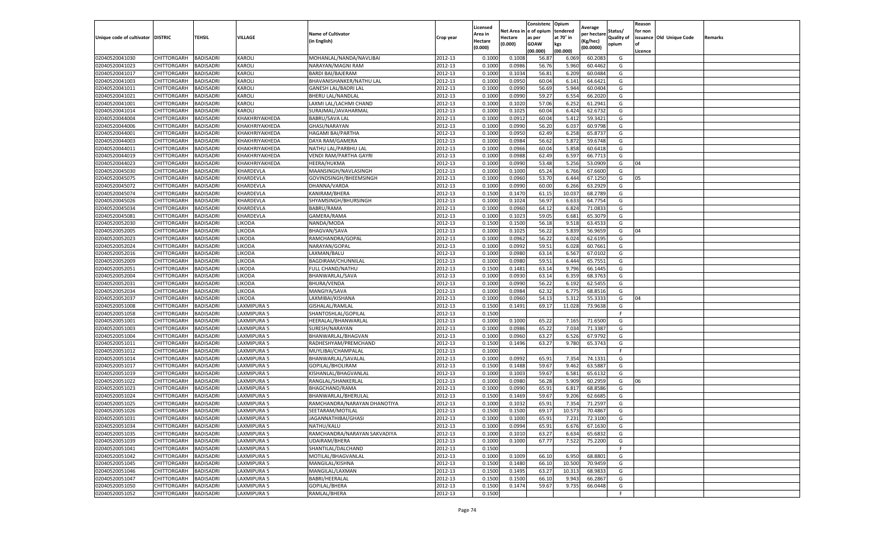| Unique code of cultivator | DISTRIC | TEHSIL | VILLAGE | Name of Cultivator (in English) | Crop year | Licensed Area in Hectare (0.000) | Net Area in Hectare (0.000) | Consistenc e of opium as per GOAW (00.000) | Opium tendered at 70° in kgs (00.000) | Average per hectare (Kg/hec) (00.0000) | Status/ Quality of opium | Reason for non issuance of Licence | Old Unique Code | Remarks |
|---|---|---|---|---|---|---|---|---|---|---|---|---|---|---|
| 02040520041030 | CHITTORGARH | BADISADRI | KAROLI | MOHANLAL/NANDA/NAVLIBAI | 2012-13 | 0.1000 | 0.1008 | 56.87 | 6.069 | 60.2083 | G | | | |
| 02040520041023 | CHITTORGARH | BADISADRI | KAROLI | NARAYAN/MAGNI RAM | 2012-13 | 0.1000 | 0.0986 | 56.76 | 5.960 | 60.4462 | G | | | |
| 02040520041017 | CHITTORGARH | BADISADRI | KAROLI | BARDI BAI/BAJERAM | 2012-13 | 0.1000 | 0.1034 | 56.81 | 6.209 | 60.0484 | G | | | |
| 02040520041003 | CHITTORGARH | BADISADRI | KAROLI | BHAVANISHANKER/NATHU LAL | 2012-13 | 0.1000 | 0.0950 | 60.04 | 6.141 | 64.6421 | G | | | |
| 02040520041011 | CHITTORGARH | BADISADRI | KAROLI | GANESH LAL/BADRI LAL | 2012-13 | 0.1000 | 0.0990 | 56.69 | 5.944 | 60.0404 | G | | | |
| 02040520041021 | CHITTORGARH | BADISADRI | KAROLI | BHERU LAL/NANDLAL | 2012-13 | 0.1000 | 0.0990 | 59.27 | 6.554 | 66.2020 | G | | | |
| 02040520041001 | CHITTORGARH | BADISADRI | KAROLI | LAXMI LAL/LACHMI CHAND | 2012-13 | 0.1000 | 0.1020 | 57.06 | 6.252 | 61.2941 | G | | | |
| 02040520041014 | CHITTORGARH | BADISADRI | KAROLI | SURAJMAL/JAVAHARMAL | 2012-13 | 0.1000 | 0.1025 | 60.04 | 6.424 | 62.6732 | G | | | |
| 02040520044004 | CHITTORGARH | BADISADRI | KHAKHRIYAKHEDA | BABRU/SAVA LAL | 2012-13 | 0.1000 | 0.0912 | 60.04 | 5.412 | 59.3421 | G | | | |
| 02040520044006 | CHITTORGARH | BADISADRI | KHAKHRIYAKHEDA | GHASI/NARAYAN | 2012-13 | 0.1000 | 0.0990 | 56.20 | 6.037 | 60.9798 | G | | | |
| 02040520044001 | CHITTORGARH | BADISADRI | KHAKHRIYAKHEDA | HAGAMI BAI/PARTHA | 2012-13 | 0.1000 | 0.0950 | 62.49 | 6.258 | 65.8737 | G | | | |
| 02040520044003 | CHITTORGARH | BADISADRI | KHAKHRIYAKHEDA | DAYA RAM/GAMERA | 2012-13 | 0.1000 | 0.0984 | 56.62 | 5.872 | 59.6748 | G | | | |
| 02040520044011 | CHITTORGARH | BADISADRI | KHAKHRIYAKHEDA | NATHU LAL/PARBHU LAL | 2012-13 | 0.1000 | 0.0966 | 60.04 | 5.858 | 60.6418 | G | | | |
| 02040520044019 | CHITTORGARH | BADISADRI | KHAKHRIYAKHEDA | VENDI RAM/PARTHA GAYRI | 2012-13 | 0.1000 | 0.0988 | 62.49 | 6.597 | 66.7713 | G | | | |
| 02040520044023 | CHITTORGARH | BADISADRI | KHAKHRIYAKHEDA | HEERA/HUKMA | 2012-13 | 0.1000 | 0.0990 | 53.48 | 5.256 | 53.0909 | G | 04 | | |
| 02040520045030 | CHITTORGARH | BADISADRI | KHARDEVLA | MAANSINGH/NAVLASINGH | 2012-13 | 0.1000 | 0.1000 | 65.24 | 6.766 | 67.6600 | G | | | |
| 02040520045075 | CHITTORGARH | BADISADRI | KHARDEVLA | GOVINDSINGH/BHEEMSINGH | 2012-13 | 0.1000 | 0.0960 | 53.70 | 6.444 | 67.1250 | G | 05 | | |
| 02040520045072 | CHITTORGARH | BADISADRI | KHARDEVLA | DHANNA/VARDA | 2012-13 | 0.1000 | 0.0990 | 60.00 | 6.266 | 63.2929 | G | | | |
| 02040520045074 | CHITTORGARH | BADISADRI | KHARDEVLA | KANIRAM/BHERA | 2012-13 | 0.1500 | 0.1470 | 61.15 | 10.037 | 68.2789 | G | | | |
| 02040520045026 | CHITTORGARH | BADISADRI | KHARDEVLA | SHYAMSINGH/BHURSINGH | 2012-13 | 0.1000 | 0.1024 | 56.97 | 6.633 | 64.7754 | G | | | |
| 02040520045034 | CHITTORGARH | BADISADRI | KHARDEVLA | BABRU/RAMA | 2012-13 | 0.1000 | 0.0960 | 64.12 | 6.824 | 71.0833 | G | | | |
| 02040520045081 | CHITTORGARH | BADISADRI | KHARDEVLA | GAMERA/RAMA | 2012-13 | 0.1000 | 0.1023 | 59.05 | 6.681 | 65.3079 | G | | | |
| 02040520052030 | CHITTORGARH | BADISADRI | LIKODA | NANDA/MODA | 2012-13 | 0.1500 | 0.1500 | 56.18 | 9.518 | 63.4533 | G | | | |
| 02040520052005 | CHITTORGARH | BADISADRI | LIKODA | BHAGVAN/SAVA | 2012-13 | 0.1000 | 0.1025 | 56.22 | 5.839 | 56.9659 | G | 04 | | |
| 02040520052023 | CHITTORGARH | BADISADRI | LIKODA | RAMCHANDRA/GOPAL | 2012-13 | 0.1000 | 0.0962 | 56.22 | 6.024 | 62.6195 | G | | | |
| 02040520052024 | CHITTORGARH | BADISADRI | LIKODA | NARAYAN/GOPAL | 2012-13 | 0.1000 | 0.0992 | 59.51 | 6.028 | 60.7661 | G | | | |
| 02040520052016 | CHITTORGARH | BADISADRI | LIKODA | LAXMAN/BALU | 2012-13 | 0.1000 | 0.0980 | 63.14 | 6.567 | 67.0102 | G | | | |
| 02040520052009 | CHITTORGARH | BADISADRI | LIKODA | BAGDIRAM/CHUNNILAL | 2012-13 | 0.1000 | 0.0980 | 59.51 | 6.444 | 65.7551 | G | | | |
| 02040520052051 | CHITTORGARH | BADISADRI | LIKODA | FULL CHAND/NATHU | 2012-13 | 0.1500 | 0.1481 | 63.14 | 9.796 | 66.1445 | G | | | |
| 02040520052004 | CHITTORGARH | BADISADRI | LIKODA | BHANWARLAL/SAVA | 2012-13 | 0.1000 | 0.0930 | 63.14 | 6.359 | 68.3763 | G | | | |
| 02040520052031 | CHITTORGARH | BADISADRI | LIKODA | BHURA/VENDA | 2012-13 | 0.1000 | 0.0990 | 56.22 | 6.192 | 62.5455 | G | | | |
| 02040520052034 | CHITTORGARH | BADISADRI | LIKODA | MANGIYA/SAVA | 2012-13 | 0.1000 | 0.0984 | 62.32 | 6.775 | 68.8516 | G | | | |
| 02040520052037 | CHITTORGARH | BADISADRI | LIKODA | LAXMIBAI/KISHANA | 2012-13 | 0.1000 | 0.0960 | 54.13 | 5.312 | 55.3333 | G | 04 | | |
| 02040520051008 | CHITTORGARH | BADISADRI | LAXMIPURA 5 | GISHALAL/RAMLAL | 2012-13 | 0.1500 | 0.1491 | 69.17 | 11.028 | 73.9638 | G | | | |
| 02040520051058 | CHITTORGARH | BADISADRI | LAXMIPURA 5 | SHANTOSHLAL/GOPILAL | 2012-13 | 0.1500 | | | | | F | | | |
| 02040520051001 | CHITTORGARH | BADISADRI | LAXMIPURA 5 | HEERALAL/BHANWARLAL | 2012-13 | 0.1000 | 0.1000 | 65.22 | 7.165 | 71.6500 | G | | | |
| 02040520051003 | CHITTORGARH | BADISADRI | LAXMIPURA 5 | SURESH/NARAYAN | 2012-13 | 0.1000 | 0.0986 | 65.22 | 7.034 | 71.3387 | G | | | |
| 02040520051004 | CHITTORGARH | BADISADRI | LAXMIPURA 5 | BHANWARLAL/BHAGVAN | 2012-13 | 0.1000 | 0.0960 | 63.27 | 6.526 | 67.9792 | G | | | |
| 02040520051011 | CHITTORGARH | BADISADRI | LAXMIPURA 5 | RADHESHYAM/PREMCHAND | 2012-13 | 0.1500 | 0.1496 | 63.27 | 9.780 | 65.3743 | G | | | |
| 02040520051012 | CHITTORGARH | BADISADRI | LAXMIPURA 5 | MUYLIBAI/CHAMPALAL | 2012-13 | 0.1000 | | | | | F | | | |
| 02040520051014 | CHITTORGARH | BADISADRI | LAXMIPURA 5 | BHANWARLAL/SAVALAL | 2012-13 | 0.1000 | 0.0992 | 65.91 | 7.354 | 74.1331 | G | | | |
| 02040520051017 | CHITTORGARH | BADISADRI | LAXMIPURA 5 | GOPILAL/BHOLIRAM | 2012-13 | 0.1500 | 0.1488 | 59.67 | 9.462 | 63.5887 | G | | | |
| 02040520051019 | CHITTORGARH | BADISADRI | LAXMIPURA 5 | KISHANLAL/BHAGVANLAL | 2012-13 | 0.1000 | 0.1003 | 59.67 | 6.581 | 65.6132 | G | | | |
| 02040520051022 | CHITTORGARH | BADISADRI | LAXMIPURA 5 | RANGLAL/SHANKERLAL | 2012-13 | 0.1000 | 0.0980 | 56.28 | 5.909 | 60.2959 | G | 06 | | |
| 02040520051023 | CHITTORGARH | BADISADRI | LAXMIPURA 5 | BHAGCHAND/RAMA | 2012-13 | 0.1000 | 0.0990 | 65.91 | 6.817 | 68.8586 | G | | | |
| 02040520051024 | CHITTORGARH | BADISADRI | LAXMIPURA 5 | BHANWARLAL/BHERULAL | 2012-13 | 0.1500 | 0.1469 | 59.67 | 9.206 | 62.6685 | G | | | |
| 02040520051025 | CHITTORGARH | BADISADRI | LAXMIPURA 5 | RAMCHANDRA/NARAYAN DHANOTIYA | 2012-13 | 0.1000 | 0.1032 | 65.91 | 7.354 | 71.2597 | G | | | |
| 02040520051026 | CHITTORGARH | BADISADRI | LAXMIPURA 5 | SEETARAM/MOTILAL | 2012-13 | 0.1500 | 0.1500 | 69.17 | 10.573 | 70.4867 | G | | | |
| 02040520051031 | CHITTORGARH | BADISADRI | LAXMIPURA 5 | JAGANNATHIBAI/GHASI | 2012-13 | 0.1000 | 0.1000 | 65.91 | 7.231 | 72.3100 | G | | | |
| 02040520051034 | CHITTORGARH | BADISADRI | LAXMIPURA 5 | NATHU/KALU | 2012-13 | 0.1000 | 0.0994 | 65.91 | 6.676 | 67.1630 | G | | | |
| 02040520051035 | CHITTORGARH | BADISADRI | LAXMIPURA 5 | RAMCHANDRA/NARAYAN SAKVADIYA | 2012-13 | 0.1000 | 0.1010 | 63.27 | 6.634 | 65.6832 | G | | | |
| 02040520051039 | CHITTORGARH | BADISADRI | LAXMIPURA 5 | UDAIRAM/BHERA | 2012-13 | 0.1000 | 0.1000 | 67.77 | 7.522 | 75.2200 | G | | | |
| 02040520051041 | CHITTORGARH | BADISADRI | LAXMIPURA 5 | SHANTILAL/DALCHAND | 2012-13 | 0.1500 | | | | | F | | | |
| 02040520051042 | CHITTORGARH | BADISADRI | LAXMIPURA 5 | MOTILAL/BHAGVANLAL | 2012-13 | 0.1000 | 0.1009 | 66.10 | 6.950 | 68.8801 | G | | | |
| 02040520051045 | CHITTORGARH | BADISADRI | LAXMIPURA 5 | MANGILAL/KISHNA | 2012-13 | 0.1500 | 0.1480 | 66.10 | 10.500 | 70.9459 | G | | | |
| 02040520051046 | CHITTORGARH | BADISADRI | LAXMIPURA 5 | MANGILAL/LAXMAN | 2012-13 | 0.1500 | 0.1495 | 63.27 | 10.313 | 68.9833 | G | | | |
| 02040520051047 | CHITTORGARH | BADISADRI | LAXMIPURA 5 | BABRI/HEERALAL | 2012-13 | 0.1500 | 0.1500 | 66.10 | 9.943 | 66.2867 | G | | | |
| 02040520051050 | CHITTORGARH | BADISADRI | LAXMIPURA 5 | GOPILAL/BHERA | 2012-13 | 0.1500 | 0.1474 | 59.67 | 9.735 | 66.0448 | G | | | |
| 02040520051052 | CHITTORGARH | BADISADRI | LAXMIPURA 5 | RAMLAL/BHERA | 2012-13 | 0.1500 | | | | | F | | | |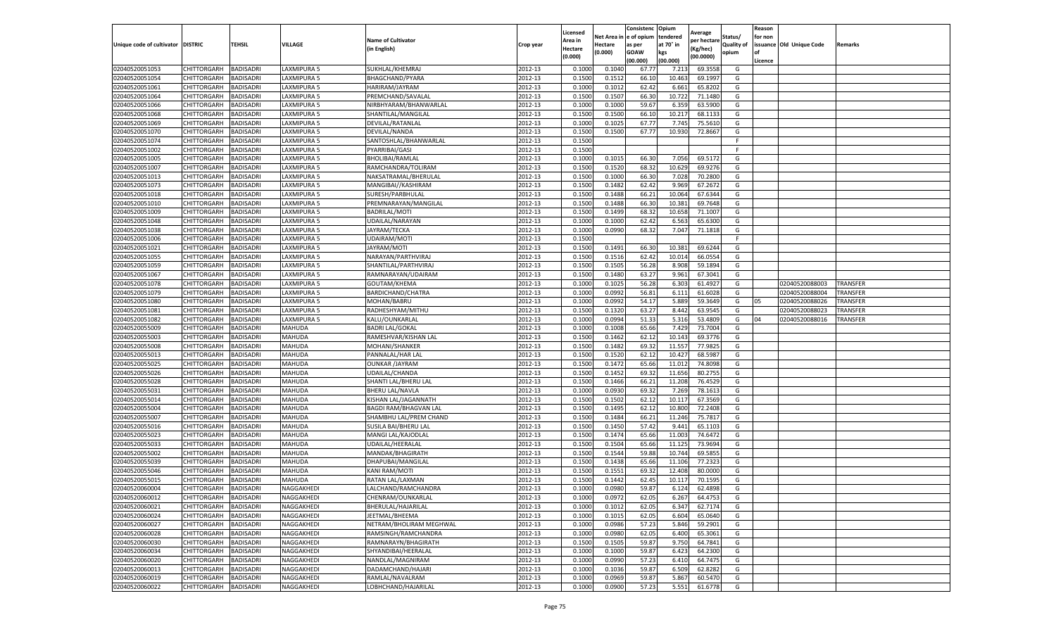| Unique code of cultivator | DISTRIC | TEHSIL | VILLAGE | Name of Cultivator (in English) | Crop year | Licensed Area in Hectare (0.000) | Net Area in Hectare (0.000) | Consistenc e of opium as per GOAW (00.000) | Opium tendered at 70° in kgs (00.000) | Average per hectare (Kg/hec) (00.0000) | Status/ Quality of opium | Reason for non issuance of Licence | Old Unique Code | Remarks |
|---|---|---|---|---|---|---|---|---|---|---|---|---|---|---|
| 02040520051053 | CHITTORGARH | BADISADRI | LAXMIPURA 5 | SUKHLAL/KHEMRAJ | 2012-13 | 0.1000 | 0.1040 | 67.77 | 7.213 | 69.3558 | G | | | |
| 02040520051054 | CHITTORGARH | BADISADRI | LAXMIPURA 5 | BHAGCHAND/PYARA | 2012-13 | 0.1500 | 0.1512 | 66.10 | 10.463 | 69.1997 | G | | | |
| 02040520051061 | CHITTORGARH | BADISADRI | LAXMIPURA 5 | HARIRAM/JAYRAM | 2012-13 | 0.1000 | 0.1012 | 62.42 | 6.661 | 65.8202 | G | | | |
| 02040520051064 | CHITTORGARH | BADISADRI | LAXMIPURA 5 | PREMCHAND/SAVALAL | 2012-13 | 0.1500 | 0.1507 | 66.30 | 10.722 | 71.1480 | G | | | |
| 02040520051066 | CHITTORGARH | BADISADRI | LAXMIPURA 5 | NIRBHYARAM/BHANWARLAL | 2012-13 | 0.1000 | 0.1000 | 59.67 | 6.359 | 63.5900 | G | | | |
| 02040520051068 | CHITTORGARH | BADISADRI | LAXMIPURA 5 | SHANTILAL/MANGILAL | 2012-13 | 0.1500 | 0.1500 | 66.10 | 10.217 | 68.1133 | G | | | |
| 02040520051069 | CHITTORGARH | BADISADRI | LAXMIPURA 5 | DEVILAL/RATANLAL | 2012-13 | 0.1000 | 0.1025 | 67.77 | 7.745 | 75.5610 | G | | | |
| 02040520051070 | CHITTORGARH | BADISADRI | LAXMIPURA 5 | DEVILAL/NANDA | 2012-13 | 0.1500 | 0.1500 | 67.77 | 10.930 | 72.8667 | G | | | |
| 02040520051074 | CHITTORGARH | BADISADRI | LAXMIPURA 5 | SANTOSHLAL/BHANWARLAL | 2012-13 | 0.1500 | | | | | F | | | |
| 02040520051002 | CHITTORGARH | BADISADRI | LAXMIPURA 5 | PYARRIBAI/GASI | 2012-13 | 0.1500 | | | | | F | | | |
| 02040520051005 | CHITTORGARH | BADISADRI | LAXMIPURA 5 | BHOLIBAI/RAMLAL | 2012-13 | 0.1000 | 0.1015 | 66.30 | 7.056 | 69.5172 | G | | | |
| 02040520051007 | CHITTORGARH | BADISADRI | LAXMIPURA 5 | RAMCHANDRA/TOLIRAM | 2012-13 | 0.1500 | 0.1520 | 68.32 | 10.629 | 69.9276 | G | | | |
| 02040520051013 | CHITTORGARH | BADISADRI | LAXMIPURA 5 | NAKSATRAMAL/BHERULAL | 2012-13 | 0.1500 | 0.1000 | 66.30 | 7.028 | 70.2800 | G | | | |
| 02040520051073 | CHITTORGARH | BADISADRI | LAXMIPURA 5 | MANGIBAI//KASHIRAM | 2012-13 | 0.1500 | 0.1482 | 62.42 | 9.969 | 67.2672 | G | | | |
| 02040520051018 | CHITTORGARH | BADISADRI | LAXMIPURA 5 | SURESH/PARBHULAL | 2012-13 | 0.1500 | 0.1488 | 66.21 | 10.064 | 67.6344 | G | | | |
| 02040520051010 | CHITTORGARH | BADISADRI | LAXMIPURA 5 | PREMNARAYAN/MANGILAL | 2012-13 | 0.1500 | 0.1488 | 66.30 | 10.381 | 69.7648 | G | | | |
| 02040520051009 | CHITTORGARH | BADISADRI | LAXMIPURA 5 | BADRILAL/MOTI | 2012-13 | 0.1500 | 0.1499 | 68.32 | 10.658 | 71.1007 | G | | | |
| 02040520051048 | CHITTORGARH | BADISADRI | LAXMIPURA 5 | UDAILAL/NARAYAN | 2012-13 | 0.1000 | 0.1000 | 62.42 | 6.563 | 65.6300 | G | | | |
| 02040520051038 | CHITTORGARH | BADISADRI | LAXMIPURA 5 | JAYRAM/TECKA | 2012-13 | 0.1000 | 0.0990 | 68.32 | 7.047 | 71.1818 | G | | | |
| 02040520051006 | CHITTORGARH | BADISADRI | LAXMIPURA 5 | UDAIRAM/MOTI | 2012-13 | 0.1500 | | | | | F | | | |
| 02040520051021 | CHITTORGARH | BADISADRI | LAXMIPURA 5 | JAYRAM/MOTI | 2012-13 | 0.1500 | 0.1491 | 66.30 | 10.381 | 69.6244 | G | | | |
| 02040520051055 | CHITTORGARH | BADISADRI | LAXMIPURA 5 | NARAYAN/PARTHVIRAJ | 2012-13 | 0.1500 | 0.1516 | 62.42 | 10.014 | 66.0554 | G | | | |
| 02040520051059 | CHITTORGARH | BADISADRI | LAXMIPURA 5 | SHANTILAL/PARTHVIRAJ | 2012-13 | 0.1500 | 0.1505 | 56.28 | 8.908 | 59.1894 | G | | | |
| 02040520051067 | CHITTORGARH | BADISADRI | LAXMIPURA 5 | RAMNARAYAN/UDAIRAM | 2012-13 | 0.1500 | 0.1480 | 63.27 | 9.961 | 67.3041 | G | | | |
| 02040520051078 | CHITTORGARH | BADISADRI | LAXMIPURA 5 | GOUTAM/KHEMA | 2012-13 | 0.1000 | 0.1025 | 56.28 | 6.303 | 61.4927 | G | | 02040520088003 | TRANSFER |
| 02040520051079 | CHITTORGARH | BADISADRI | LAXMIPURA 5 | BARDICHAND/CHATRA | 2012-13 | 0.1000 | 0.0992 | 56.81 | 6.111 | 61.6028 | G | | 02040520088004 | TRANSFER |
| 02040520051080 | CHITTORGARH | BADISADRI | LAXMIPURA 5 | MOHAN/BABRU | 2012-13 | 0.1000 | 0.0992 | 54.17 | 5.889 | 59.3649 | G | 05 | 02040520088026 | TRANSFER |
| 02040520051081 | CHITTORGARH | BADISADRI | LAXMIPURA 5 | RADHESHYAM/MITHU | 2012-13 | 0.1500 | 0.1320 | 63.27 | 8.442 | 63.9545 | G | | 02040520088023 | TRANSFER |
| 02040520051082 | CHITTORGARH | BADISADRI | LAXMIPURA 5 | KALU/OUNKARLAL | 2012-13 | 0.1000 | 0.0994 | 51.33 | 5.316 | 53.4809 | G | 04 | 02040520088016 | TRANSFER |
| 02040520055009 | CHITTORGARH | BADISADRI | MAHUDA | BADRI LAL/GOKAL | 2012-13 | 0.1000 | 0.1008 | 65.66 | 7.429 | 73.7004 | G | | | |
| 02040520055003 | CHITTORGARH | BADISADRI | MAHUDA | RAMESHVAR/KISHAN LAL | 2012-13 | 0.1500 | 0.1462 | 62.12 | 10.143 | 69.3776 | G | | | |
| 02040520055008 | CHITTORGARH | BADISADRI | MAHUDA | MOHANI/SHANKER | 2012-13 | 0.1500 | 0.1482 | 69.32 | 11.557 | 77.9825 | G | | | |
| 02040520055013 | CHITTORGARH | BADISADRI | MAHUDA | PANNALAL/HAR LAL | 2012-13 | 0.1500 | 0.1520 | 62.12 | 10.427 | 68.5987 | G | | | |
| 02040520055025 | CHITTORGARH | BADISADRI | MAHUDA | OUNKAR /JAYRAM | 2012-13 | 0.1500 | 0.1472 | 65.66 | 11.012 | 74.8098 | G | | | |
| 02040520055026 | CHITTORGARH | BADISADRI | MAHUDA | UDAILAL/CHANDA | 2012-13 | 0.1500 | 0.1452 | 69.32 | 11.656 | 80.2755 | G | | | |
| 02040520055028 | CHITTORGARH | BADISADRI | MAHUDA | SHANTI LAL/BHERU LAL | 2012-13 | 0.1500 | 0.1466 | 66.21 | 11.208 | 76.4529 | G | | | |
| 02040520055031 | CHITTORGARH | BADISADRI | MAHUDA | BHERU LAL/NAVLA | 2012-13 | 0.1000 | 0.0930 | 69.32 | 7.269 | 78.1613 | G | | | |
| 02040520055014 | CHITTORGARH | BADISADRI | MAHUDA | KISHAN LAL/JAGANNATH | 2012-13 | 0.1500 | 0.1502 | 62.12 | 10.117 | 67.3569 | G | | | |
| 02040520055004 | CHITTORGARH | BADISADRI | MAHUDA | BAGDI RAM/BHAGVAN LAL | 2012-13 | 0.1500 | 0.1495 | 62.12 | 10.800 | 72.2408 | G | | | |
| 02040520055007 | CHITTORGARH | BADISADRI | MAHUDA | SHAMBHU LAL/PREM CHAND | 2012-13 | 0.1500 | 0.1484 | 66.21 | 11.246 | 75.7817 | G | | | |
| 02040520055016 | CHITTORGARH | BADISADRI | MAHUDA | SUSILA BAI/BHERU LAL | 2012-13 | 0.1500 | 0.1450 | 57.42 | 9.441 | 65.1103 | G | | | |
| 02040520055023 | CHITTORGARH | BADISADRI | MAHUDA | MANGI LAL/KAJODLAL | 2012-13 | 0.1500 | 0.1474 | 65.66 | 11.003 | 74.6472 | G | | | |
| 02040520055033 | CHITTORGARH | BADISADRI | MAHUDA | UDAILAL/HEERALAL | 2012-13 | 0.1500 | 0.1504 | 65.66 | 11.125 | 73.9694 | G | | | |
| 02040520055002 | CHITTORGARH | BADISADRI | MAHUDA | MANDAK/BHAGIRATH | 2012-13 | 0.1500 | 0.1544 | 59.88 | 10.744 | 69.5855 | G | | | |
| 02040520055039 | CHITTORGARH | BADISADRI | MAHUDA | DHAPUBAI/MANGILAL | 2012-13 | 0.1500 | 0.1438 | 65.66 | 11.106 | 77.2323 | G | | | |
| 02040520055046 | CHITTORGARH | BADISADRI | MAHUDA | KANI RAM/MOTI | 2012-13 | 0.1500 | 0.1551 | 69.32 | 12.408 | 80.0000 | G | | | |
| 02040520055015 | CHITTORGARH | BADISADRI | MAHUDA | RATAN LAL/LAXMAN | 2012-13 | 0.1500 | 0.1442 | 62.45 | 10.117 | 70.1595 | G | | | |
| 02040520060004 | CHITTORGARH | BADISADRI | NAGGAKHEDI | LALCHAND/RAMCHANDRA | 2012-13 | 0.1000 | 0.0980 | 59.87 | 6.124 | 62.4898 | G | | | |
| 02040520060012 | CHITTORGARH | BADISADRI | NAGGAKHEDI | CHENRAM/OUNKARLAL | 2012-13 | 0.1000 | 0.0972 | 62.05 | 6.267 | 64.4753 | G | | | |
| 02040520060021 | CHITTORGARH | BADISADRI | NAGGAKHEDI | BHERULAL/HAJARILAL | 2012-13 | 0.1000 | 0.1012 | 62.05 | 6.347 | 62.7174 | G | | | |
| 02040520060024 | CHITTORGARH | BADISADRI | NAGGAKHEDI | JEETMAL/BHEEMA | 2012-13 | 0.1000 | 0.1015 | 62.05 | 6.604 | 65.0640 | G | | | |
| 02040520060027 | CHITTORGARH | BADISADRI | NAGGAKHEDI | NETRAM/BHOLIRAM MEGHWAL | 2012-13 | 0.1000 | 0.0986 | 57.23 | 5.846 | 59.2901 | G | | | |
| 02040520060028 | CHITTORGARH | BADISADRI | NAGGAKHEDI | RAMSINGH/RAMCHANDRA | 2012-13 | 0.1000 | 0.0980 | 62.05 | 6.400 | 65.3061 | G | | | |
| 02040520060030 | CHITTORGARH | BADISADRI | NAGGAKHEDI | RAMNARAYN/BHAGIRATH | 2012-13 | 0.1500 | 0.1505 | 59.87 | 9.750 | 64.7841 | G | | | |
| 02040520060034 | CHITTORGARH | BADISADRI | NAGGAKHEDI | SHYANDIBAI/HEERALAL | 2012-13 | 0.1000 | 0.1000 | 59.87 | 6.423 | 64.2300 | G | | | |
| 02040520060020 | CHITTORGARH | BADISADRI | NAGGAKHEDI | NANDLAL/MAGNIRAM | 2012-13 | 0.1000 | 0.0990 | 57.23 | 6.410 | 64.7475 | G | | | |
| 02040520060013 | CHITTORGARH | BADISADRI | NAGGAKHEDI | DADAMCHAND/HAJARI | 2012-13 | 0.1000 | 0.1036 | 59.87 | 6.509 | 62.8282 | G | | | |
| 02040520060019 | CHITTORGARH | BADISADRI | NAGGAKHEDI | RAMLAL/NAVALRAM | 2012-13 | 0.1000 | 0.0969 | 59.87 | 5.867 | 60.5470 | G | | | |
| 02040520060022 | CHITTORGARH | BADISADRI | NAGGAKHEDI | LOBHCHAND/HAJARILAL | 2012-13 | 0.1000 | 0.0900 | 57.23 | 5.551 | 61.6778 | G | | | |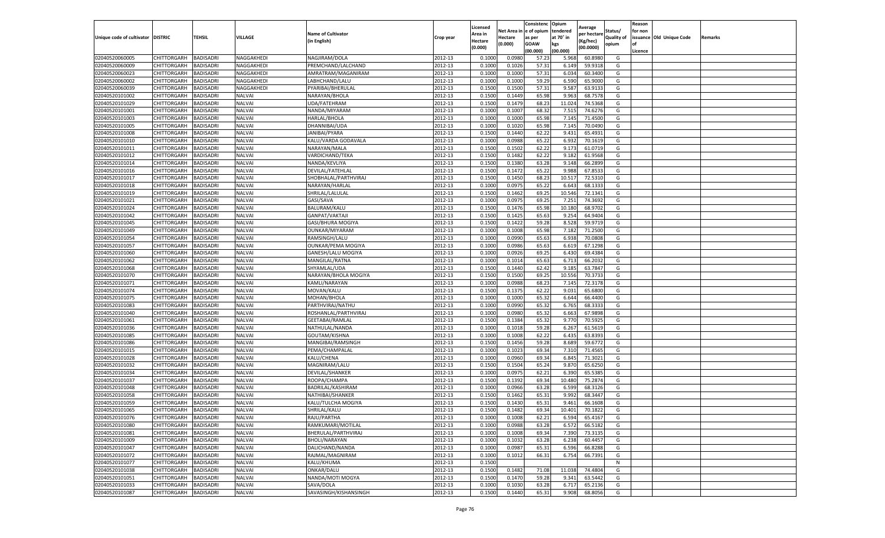| Unique code of cultivator | DISTRIC | TEHSIL | VILLAGE | Name of Cultivator (in English) | Crop year | Licensed Area in Hectare (0.000) | Net Area in Hectare (0.000) | Consistence of opium as per GOAW (00.000) | Opium tendered at 70° in kgs (00.000) | Average per hectare (Kg/hec) (00.0000) | Status/ Quality of opium | Reason for non issuance of Licence | Old Unique Code | Remarks |
|---|---|---|---|---|---|---|---|---|---|---|---|---|---|---|
| 02040520060005 | CHITTORGARH | BADISADRI | NAGGAKHEDI | NAGJIRAM/DOLA | 2012-13 | 0.1000 | 0.0980 | 57.23 | 5.968 | 60.8980 | G | | | |
| 02040520060009 | CHITTORGARH | BADISADRI | NAGGAKHEDI | PREMCHAND/LALCHAND | 2012-13 | 0.1000 | 0.1026 | 57.31 | 6.149 | 59.9318 | G | | | |
| 02040520060023 | CHITTORGARH | BADISADRI | NAGGAKHEDI | AMRATRAM/MAGANIRAM | 2012-13 | 0.1000 | 0.1000 | 57.31 | 6.034 | 60.3400 | G | | | |
| 02040520060002 | CHITTORGARH | BADISADRI | NAGGAKHEDI | LABHCHAND/LALU | 2012-13 | 0.1000 | 0.1000 | 59.29 | 6.590 | 65.9000 | G | | | |
| 02040520060039 | CHITTORGARH | BADISADRI | NAGGAKHEDI | PYARIBAI/BHERULAL | 2012-13 | 0.1500 | 0.1500 | 57.31 | 9.587 | 63.9133 | G | | | |
| 02040520101002 | CHITTORGARH | BADISADRI | NALVAI | NARAYAN/BHOLA | 2012-13 | 0.1500 | 0.1449 | 65.98 | 9.963 | 68.7578 | G | | | |
| 02040520101029 | CHITTORGARH | BADISADRI | NALVAI | UDA/FATEHRAM | 2012-13 | 0.1500 | 0.1479 | 68.23 | 11.024 | 74.5368 | G | | | |
| 02040520101001 | CHITTORGARH | BADISADRI | NALVAI | NANDA/MIYARAM | 2012-13 | 0.1000 | 0.1007 | 68.32 | 7.515 | 74.6276 | G | | | |
| 02040520101003 | CHITTORGARH | BADISADRI | NALVAI | HARLAL/BHOLA | 2012-13 | 0.1000 | 0.1000 | 65.98 | 7.145 | 71.4500 | G | | | |
| 02040520101005 | CHITTORGARH | BADISADRI | NALVAI | DHANNIBAI/UDA | 2012-13 | 0.1000 | 0.1020 | 65.98 | 7.145 | 70.0490 | G | | | |
| 02040520101008 | CHITTORGARH | BADISADRI | NALVAI | JANIBAI/PYARA | 2012-13 | 0.1500 | 0.1440 | 62.22 | 9.431 | 65.4931 | G | | | |
| 02040520101010 | CHITTORGARH | BADISADRI | NALVAI | KALU/VARDA GODAVALA | 2012-13 | 0.1000 | 0.0988 | 65.22 | 6.932 | 70.1619 | G | | | |
| 02040520101011 | CHITTORGARH | BADISADRI | NALVAI | NARAYAN/MALA | 2012-13 | 0.1500 | 0.1502 | 62.22 | 9.173 | 61.0719 | G | | | |
| 02040520101012 | CHITTORGARH | BADISADRI | NALVAI | VARDICHAND/TEKA | 2012-13 | 0.1500 | 0.1482 | 62.22 | 9.182 | 61.9568 | G | | | |
| 02040520101014 | CHITTORGARH | BADISADRI | NALVAI | NANDA/KEVLIYA | 2012-13 | 0.1500 | 0.1380 | 63.28 | 9.148 | 66.2899 | G | | | |
| 02040520101016 | CHITTORGARH | BADISADRI | NALVAI | DEVILAL/FATEHLAL | 2012-13 | 0.1500 | 0.1472 | 65.22 | 9.988 | 67.8533 | G | | | |
| 02040520101017 | CHITTORGARH | BADISADRI | NALVAI | SHOBHALAL/PARTHVIRAJ | 2012-13 | 0.1500 | 0.1450 | 68.23 | 10.517 | 72.5310 | G | | | |
| 02040520101018 | CHITTORGARH | BADISADRI | NALVAI | NARAYAN/HARLAL | 2012-13 | 0.1000 | 0.0975 | 65.22 | 6.643 | 68.1333 | G | | | |
| 02040520101019 | CHITTORGARH | BADISADRI | NALVAI | SHRILAL/LALULAL | 2012-13 | 0.1500 | 0.1462 | 69.25 | 10.546 | 72.1341 | G | | | |
| 02040520101021 | CHITTORGARH | BADISADRI | NALVAI | GASI/SAVA | 2012-13 | 0.1000 | 0.0975 | 69.25 | 7.251 | 74.3692 | G | | | |
| 02040520101024 | CHITTORGARH | BADISADRI | NALVAI | BALURAM/KALU | 2012-13 | 0.1500 | 0.1476 | 65.98 | 10.180 | 68.9702 | G | | | |
| 02040520101042 | CHITTORGARH | BADISADRI | NALVAI | GANPAT/VAKTAJI | 2012-13 | 0.1500 | 0.1425 | 65.63 | 9.254 | 64.9404 | G | | | |
| 02040520101045 | CHITTORGARH | BADISADRI | NALVAI | GASI/BHURA MOGIYA | 2012-13 | 0.1500 | 0.1422 | 59.28 | 8.528 | 59.9719 | G | | | |
| 02040520101049 | CHITTORGARH | BADISADRI | NALVAI | OUNKAR/MIYARAM | 2012-13 | 0.1000 | 0.1008 | 65.98 | 7.182 | 71.2500 | G | | | |
| 02040520101054 | CHITTORGARH | BADISADRI | NALVAI | RAMSINGH/LALU | 2012-13 | 0.1000 | 0.0990 | 65.63 | 6.938 | 70.0808 | G | | | |
| 02040520101057 | CHITTORGARH | BADISADRI | NALVAI | OUNKAR/PEMA MOGIYA | 2012-13 | 0.1000 | 0.0986 | 65.63 | 6.619 | 67.1298 | G | | | |
| 02040520101060 | CHITTORGARH | BADISADRI | NALVAI | GANESH/LALU MOGIYA | 2012-13 | 0.1000 | 0.0926 | 69.25 | 6.430 | 69.4384 | G | | | |
| 02040520101062 | CHITTORGARH | BADISADRI | NALVAI | MANGILAL/RATNA | 2012-13 | 0.1000 | 0.1014 | 65.63 | 6.713 | 66.2032 | G | | | |
| 02040520101068 | CHITTORGARH | BADISADRI | NALVAI | SHYAMLAL/UDA | 2012-13 | 0.1500 | 0.1440 | 62.42 | 9.185 | 63.7847 | G | | | |
| 02040520101070 | CHITTORGARH | BADISADRI | NALVAI | NARAYAN/BHOLA MOGIYA | 2012-13 | 0.1500 | 0.1500 | 69.25 | 10.556 | 70.3733 | G | | | |
| 02040520101071 | CHITTORGARH | BADISADRI | NALVAI | KAMLI/NARAYAN | 2012-13 | 0.1000 | 0.0988 | 68.23 | 7.145 | 72.3178 | G | | | |
| 02040520101074 | CHITTORGARH | BADISADRI | NALVAI | MOVAN/KALU | 2012-13 | 0.1500 | 0.1375 | 62.22 | 9.031 | 65.6800 | G | | | |
| 02040520101075 | CHITTORGARH | BADISADRI | NALVAI | MOHAN/BHOLA | 2012-13 | 0.1000 | 0.1000 | 65.32 | 6.644 | 66.4400 | G | | | |
| 02040520101083 | CHITTORGARH | BADISADRI | NALVAI | PARTHVIRAJ/NATHU | 2012-13 | 0.1000 | 0.0990 | 65.32 | 6.765 | 68.3333 | G | | | |
| 02040520101040 | CHITTORGARH | BADISADRI | NALVAI | ROSHANLAL/PARTHVIRAJ | 2012-13 | 0.1000 | 0.0980 | 65.32 | 6.663 | 67.9898 | G | | | |
| 02040520101061 | CHITTORGARH | BADISADRI | NALVAI | GEETABAI/RAMLAL | 2012-13 | 0.1500 | 0.1384 | 65.32 | 9.770 | 70.5925 | G | | | |
| 02040520101036 | CHITTORGARH | BADISADRI | NALVAI | NATHULAL/NANDA | 2012-13 | 0.1000 | 0.1018 | 59.28 | 6.267 | 61.5619 | G | | | |
| 02040520101085 | CHITTORGARH | BADISADRI | NALVAI | GOUTAM/KISHNA | 2012-13 | 0.1000 | 0.1008 | 62.22 | 6.435 | 63.8393 | G | | | |
| 02040520101086 | CHITTORGARH | BADISADRI | NALVAI | MANGIBAI/RAMSINGH | 2012-13 | 0.1500 | 0.1456 | 59.28 | 8.689 | 59.6772 | G | | | |
| 02040520101015 | CHITTORGARH | BADISADRI | NALVAI | PEMA/CHAMPALAL | 2012-13 | 0.1000 | 0.1023 | 69.34 | 7.310 | 71.4565 | G | | | |
| 02040520101028 | CHITTORGARH | BADISADRI | NALVAI | KALU/CHENA | 2012-13 | 0.1000 | 0.0960 | 69.34 | 6.845 | 71.3021 | G | | | |
| 02040520101032 | CHITTORGARH | BADISADRI | NALVAI | MAGNIRAM/LALU | 2012-13 | 0.1500 | 0.1504 | 65.24 | 9.870 | 65.6250 | G | | | |
| 02040520101034 | CHITTORGARH | BADISADRI | NALVAI | DEVILAL/SHANKER | 2012-13 | 0.1000 | 0.0975 | 62.21 | 6.390 | 65.5385 | G | | | |
| 02040520101037 | CHITTORGARH | BADISADRI | NALVAI | ROOPA/CHAMPA | 2012-13 | 0.1500 | 0.1392 | 69.34 | 10.480 | 75.2874 | G | | | |
| 02040520101048 | CHITTORGARH | BADISADRI | NALVAI | BADRILAL/KASHIRAM | 2012-13 | 0.1000 | 0.0966 | 63.28 | 6.599 | 68.3126 | G | | | |
| 02040520101058 | CHITTORGARH | BADISADRI | NALVAI | NATHIBAI/SHANKER | 2012-13 | 0.1500 | 0.1462 | 65.31 | 9.992 | 68.3447 | G | | | |
| 02040520101059 | CHITTORGARH | BADISADRI | NALVAI | KALU/TULCHA MOGIYA | 2012-13 | 0.1500 | 0.1430 | 65.31 | 9.461 | 66.1608 | G | | | |
| 02040520101065 | CHITTORGARH | BADISADRI | NALVAI | SHRILAL/KALU | 2012-13 | 0.1500 | 0.1482 | 69.34 | 10.401 | 70.1822 | G | | | |
| 02040520101076 | CHITTORGARH | BADISADRI | NALVAI | RAJU/PARTHA | 2012-13 | 0.1000 | 0.1008 | 62.21 | 6.594 | 65.4167 | G | | | |
| 02040520101080 | CHITTORGARH | BADISADRI | NALVAI | RAMKUMARI/MOTILAL | 2012-13 | 0.1000 | 0.0988 | 63.28 | 6.572 | 66.5182 | G | | | |
| 02040520101081 | CHITTORGARH | BADISADRI | NALVAI | BHERULAL/PARTHVIRAJ | 2012-13 | 0.1000 | 0.1008 | 69.34 | 7.390 | 73.3135 | G | | | |
| 02040520101009 | CHITTORGARH | BADISADRI | NALVAI | BHOLI/NARAYAN | 2012-13 | 0.1000 | 0.1032 | 63.28 | 6.238 | 60.4457 | G | | | |
| 02040520101047 | CHITTORGARH | BADISADRI | NALVAI | DALICHAND/NANDA | 2012-13 | 0.1000 | 0.0987 | 65.31 | 6.596 | 66.8288 | G | | | |
| 02040520101072 | CHITTORGARH | BADISADRI | NALVAI | RAJMAL/MAGNIRAM | 2012-13 | 0.1000 | 0.1012 | 66.31 | 6.754 | 66.7391 | G | | | |
| 02040520101077 | CHITTORGARH | BADISADRI | NALVAI | KALU/KHUMA | 2012-13 | 0.1500 | | | | | N | | | |
| 02040520101038 | CHITTORGARH | BADISADRI | NALVAI | ONKAR/DALU | 2012-13 | 0.1500 | 0.1482 | 71.08 | 11.038 | 74.4804 | G | | | |
| 02040520101051 | CHITTORGARH | BADISADRI | NALVAI | NANDA/MOTI MOGYA | 2012-13 | 0.1500 | 0.1470 | 59.28 | 9.341 | 63.5442 | G | | | |
| 02040520101033 | CHITTORGARH | BADISADRI | NALVAI | SAVA/DOLA | 2012-13 | 0.1000 | 0.1030 | 63.28 | 6.717 | 65.2136 | G | | | |
| 02040520101087 | CHITTORGARH | BADISADRI | NALVAI | SAVASINGH/KISHANSINGH | 2012-13 | 0.1500 | 0.1440 | 65.31 | 9.908 | 68.8056 | G | | | |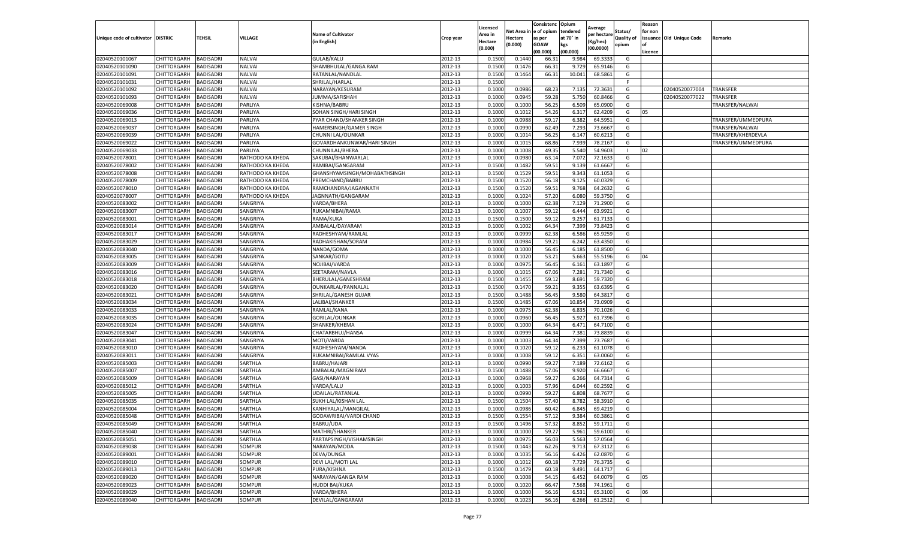| Unique code of cultivator | DISTRIC | TEHSIL | VILLAGE | Name of Cultivator (in English) | Crop year | Licensed Area in Hectare (0.000) | Net Area in Hectare (0.000) | Consistenc e of opium as per GOAW (00.000) | Opium tendered at 70° in kgs (00.000) | Average per hectare (Kg/hec) (00.0000) | Status/ Quality of opium | Reason for non issuance of Licence | Old Unique Code | Remarks |
|---|---|---|---|---|---|---|---|---|---|---|---|---|---|---|
| 02040520101067 | CHITTORGARH | BADISADRI | NALVAI | GULAB/KALU | 2012-13 | 0.1500 | 0.1440 | 66.31 | 9.984 | 69.3333 | G | | | |
| 02040520101090 | CHITTORGARH | BADISADRI | NALVAI | SHAMBHULAL/GANGA RAM | 2012-13 | 0.1500 | 0.1476 | 66.31 | 9.729 | 65.9146 | G | | | |
| 02040520101091 | CHITTORGARH | BADISADRI | NALVAI | RATANLAL/NANDLAL | 2012-13 | 0.1500 | 0.1464 | 66.31 | 10.041 | 68.5861 | G | | | |
| 02040520101031 | CHITTORGARH | BADISADRI | NALVAI | SHRILAL/HARLAL | 2012-13 | 0.1500 | | | | | F | | | |
| 02040520101092 | CHITTORGARH | BADISADRI | NALVAI | NARAYAN/KESURAM | 2012-13 | 0.1000 | 0.0986 | 68.23 | 7.135 | 72.3631 | G | | 02040520077004 | TRANSFER |
| 02040520101093 | CHITTORGARH | BADISADRI | NALVAI | JUMMA/SAFISHAH | 2012-13 | 0.1000 | 0.0945 | 59.28 | 5.750 | 60.8466 | G | | 02040520077022 | TRANSFER |
| 02040520069008 | CHITTORGARH | BADISADRI | PARLIYA | KISHNA/BABRU | 2012-13 | 0.1000 | 0.1000 | 56.25 | 6.509 | 65.0900 | G | | | TRANSFER/NALWAI |
| 02040520069036 | CHITTORGARH | BADISADRI | PARLIYA | SOHAN SINGH/HARI SINGH | 2012-13 | 0.1000 | 0.1012 | 54.26 | 6.317 | 62.4209 | G | 05 | | |
| 02040520069013 | CHITTORGARH | BADISADRI | PARLIYA | PYAR CHAND/SHANKER SINGH | 2012-13 | 0.1000 | 0.0988 | 59.17 | 6.382 | 64.5951 | G | | | TRANSFER/UMMEDPURA |
| 02040520069037 | CHITTORGARH | BADISADRI | PARLIYA | HAMERSINGH/GAMER SINGH | 2012-13 | 0.1000 | 0.0990 | 62.49 | 7.293 | 73.6667 | G | | | TRANSFER/NALWAI |
| 02040520069039 | CHITTORGARH | BADISADRI | PARLIYA | CHUNNI LAL/OUNKAR | 2012-13 | 0.1000 | 0.1014 | 56.25 | 6.147 | 60.6213 | G | | | TRANSFER/KHERDEVLA |
| 02040520069022 | CHITTORGARH | BADISADRI | PARLIYA | GOVARDHANKUNWAR/HARI SINGH | 2012-13 | 0.1000 | 0.1015 | 68.86 | 7.939 | 78.2167 | G | | | TRANSFER/UMMEDPURA |
| 02040520069033 | CHITTORGARH | BADISADRI | PARLIYA | CHUNNILAL/BHERA | 2012-13 | 0.1000 | 0.1008 | 49.35 | 5.540 | 54.9603 | I | 02 | | |
| 02040520078001 | CHITTORGARH | BADISADRI | RATHODO KA KHEDA | SAKUBAI/BHANWARLAL | 2012-13 | 0.1000 | 0.0980 | 63.14 | 7.072 | 72.1633 | G | | | |
| 02040520078002 | CHITTORGARH | BADISADRI | RATHODO KA KHEDA | RAMIBAI/GANGARAM | 2012-13 | 0.1500 | 0.1482 | 59.51 | 9.139 | 61.6667 | G | | | |
| 02040520078008 | CHITTORGARH | BADISADRI | RATHODO KA KHEDA | GHANSHYAMSINGH/MOHABATHSINGH | 2012-13 | 0.1500 | 0.1529 | 59.51 | 9.343 | 61.1053 | G | | | |
| 02040520078009 | CHITTORGARH | BADISADRI | RATHODO KA KHEDA | PREMCHAND/BABRU | 2012-13 | 0.1500 | 0.1520 | 56.18 | 9.125 | 60.0329 | G | | | |
| 02040520078010 | CHITTORGARH | BADISADRI | RATHODO KA KHEDA | RAMCHANDRA/JAGANNATH | 2012-13 | 0.1500 | 0.1520 | 59.51 | 9.768 | 64.2632 | G | | | |
| 02040520078007 | CHITTORGARH | BADISADRI | RATHODO KA KHEDA | JAGNNATH/GANGARAM | 2012-13 | 0.1000 | 0.1024 | 57.20 | 6.080 | 59.3750 | G | | | |
| 02040520083002 | CHITTORGARH | BADISADRI | SANGRIYA | VARDA/BHERA | 2012-13 | 0.1000 | 0.1000 | 62.38 | 7.129 | 71.2900 | G | | | |
| 02040520083007 | CHITTORGARH | BADISADRI | SANGRIYA | RUKAMNIBAI/RAMA | 2012-13 | 0.1000 | 0.1007 | 59.12 | 6.444 | 63.9921 | G | | | |
| 02040520083001 | CHITTORGARH | BADISADRI | SANGRIYA | RAMA/KUKA | 2012-13 | 0.1500 | 0.1500 | 59.12 | 9.257 | 61.7133 | G | | | |
| 02040520083014 | CHITTORGARH | BADISADRI | SANGRIYA | AMBALAL/DAYARAM | 2012-13 | 0.1000 | 0.1002 | 64.34 | 7.399 | 73.8423 | G | | | |
| 02040520083017 | CHITTORGARH | BADISADRI | SANGRIYA | RADHESHYAM/RAMLAL | 2012-13 | 0.1000 | 0.0999 | 62.38 | 6.586 | 65.9259 | G | | | |
| 02040520083029 | CHITTORGARH | BADISADRI | SANGRIYA | RADHAKISHAN/SORAM | 2012-13 | 0.1000 | 0.0984 | 59.21 | 6.242 | 63.4350 | G | | | |
| 02040520083040 | CHITTORGARH | BADISADRI | SANGRIYA | NANDA/GOMA | 2012-13 | 0.1000 | 0.1000 | 56.45 | 6.185 | 61.8500 | G | | | |
| 02040520083005 | CHITTORGARH | BADISADRI | SANGRIYA | SANKAR/GOTU | 2012-13 | 0.1000 | 0.1020 | 53.21 | 5.663 | 55.5196 | G | 04 | | |
| 02040520083009 | CHITTORGARH | BADISADRI | SANGRIYA | NOJIBAI/VARDA | 2012-13 | 0.1000 | 0.0975 | 56.45 | 6.161 | 63.1897 | G | | | |
| 02040520083016 | CHITTORGARH | BADISADRI | SANGRIYA | SEETARAM/NAVLA | 2012-13 | 0.1000 | 0.1015 | 67.06 | 7.281 | 71.7340 | G | | | |
| 02040520083018 | CHITTORGARH | BADISADRI | SANGRIYA | BHERULAL/GANESHRAM | 2012-13 | 0.1500 | 0.1455 | 59.12 | 8.691 | 59.7320 | G | | | |
| 02040520083020 | CHITTORGARH | BADISADRI | SANGRIYA | OUNKARLAL/PANNALAL | 2012-13 | 0.1500 | 0.1470 | 59.21 | 9.355 | 63.6395 | G | | | |
| 02040520083021 | CHITTORGARH | BADISADRI | SANGRIYA | SHRILAL/GANESH GUJAR | 2012-13 | 0.1500 | 0.1488 | 56.45 | 9.580 | 64.3817 | G | | | |
| 02040520083034 | CHITTORGARH | BADISADRI | SANGRIYA | LALIBAI/SHANKER | 2012-13 | 0.1500 | 0.1485 | 67.06 | 10.854 | 73.0909 | G | | | |
| 02040520083033 | CHITTORGARH | BADISADRI | SANGRIYA | RAMLAL/KANA | 2012-13 | 0.1000 | 0.0975 | 62.38 | 6.835 | 70.1026 | G | | | |
| 02040520083035 | CHITTORGARH | BADISADRI | SANGRIYA | GORILAL/OUNKAR | 2012-13 | 0.1000 | 0.0960 | 56.45 | 5.927 | 61.7396 | G | | | |
| 02040520083024 | CHITTORGARH | BADISADRI | SANGRIYA | SHANKER/KHEMA | 2012-13 | 0.1000 | 0.1000 | 64.34 | 6.471 | 64.7100 | G | | | |
| 02040520083047 | CHITTORGARH | BADISADRI | SANGRIYA | CHATARBHUJ/HANSA | 2012-13 | 0.1000 | 0.0999 | 64.34 | 7.381 | 73.8839 | G | | | |
| 02040520083041 | CHITTORGARH | BADISADRI | SANGRIYA | MOTI/VARDA | 2012-13 | 0.1000 | 0.1003 | 64.34 | 7.399 | 73.7687 | G | | | |
| 02040520083010 | CHITTORGARH | BADISADRI | SANGRIYA | RADHESHYAM/NANDA | 2012-13 | 0.1000 | 0.1020 | 59.12 | 6.233 | 61.1078 | G | | | |
| 02040520083011 | CHITTORGARH | BADISADRI | SANGRIYA | RUKAMNIBAI/RAMLAL VYAS | 2012-13 | 0.1000 | 0.1008 | 59.12 | 6.351 | 63.0060 | G | | | |
| 02040520085003 | CHITTORGARH | BADISADRI | SARTHLA | BABRU/HAJARI | 2012-13 | 0.1000 | 0.0990 | 59.27 | 7.189 | 72.6162 | G | | | |
| 02040520085007 | CHITTORGARH | BADISADRI | SARTHLA | AMBALAL/MAGNIRAM | 2012-13 | 0.1500 | 0.1488 | 57.06 | 9.920 | 66.6667 | G | | | |
| 02040520085009 | CHITTORGARH | BADISADRI | SARTHLA | GASI/NARAYAN | 2012-13 | 0.1000 | 0.0968 | 59.27 | 6.266 | 64.7314 | G | | | |
| 02040520085012 | CHITTORGARH | BADISADRI | SARTHLA | VARDA/LALU | 2012-13 | 0.1000 | 0.1003 | 57.96 | 6.044 | 60.2592 | G | | | |
| 02040520085005 | CHITTORGARH | BADISADRI | SARTHLA | UDAILAL/RATANLAL | 2012-13 | 0.1000 | 0.0990 | 59.27 | 6.808 | 68.7677 | G | | | |
| 02040520085035 | CHITTORGARH | BADISADRI | SARTHLA | SUKH LAL/KISHAN LAL | 2012-13 | 0.1500 | 0.1504 | 57.40 | 8.782 | 58.3910 | G | | | |
| 02040520085004 | CHITTORGARH | BADISADRI | SARTHLA | KANHIYALAL/MANGILAL | 2012-13 | 0.1000 | 0.0986 | 60.42 | 6.845 | 69.4219 | G | | | |
| 02040520085048 | CHITTORGARH | BADISADRI | SARTHLA | GODAWRIBAI/VARDI CHAND | 2012-13 | 0.1500 | 0.1554 | 57.12 | 9.384 | 60.3861 | G | | | |
| 02040520085049 | CHITTORGARH | BADISADRI | SARTHLA | BABRU/UDA | 2012-13 | 0.1500 | 0.1496 | 57.32 | 8.852 | 59.1711 | G | | | |
| 02040520085040 | CHITTORGARH | BADISADRI | SARTHLA | MATHRI/SHANKER | 2012-13 | 0.1000 | 0.1000 | 59.27 | 5.961 | 59.6100 | G | | | |
| 02040520085051 | CHITTORGARH | BADISADRI | SARTHLA | PARTAPSINGH/VISHAMSINGH | 2012-13 | 0.1000 | 0.0975 | 56.03 | 5.563 | 57.0564 | G | | | |
| 02040520089038 | CHITTORGARH | BADISADRI | SOMPUR | NARAYAN/MODA | 2012-13 | 0.1500 | 0.1443 | 62.26 | 9.713 | 67.3112 | G | | | |
| 02040520089001 | CHITTORGARH | BADISADRI | SOMPUR | DEVA/DUNGA | 2012-13 | 0.1000 | 0.1035 | 56.16 | 6.426 | 62.0870 | G | | | |
| 02040520089010 | CHITTORGARH | BADISADRI | SOMPUR | DEVI LAL/MOTI LAL | 2012-13 | 0.1000 | 0.1012 | 60.18 | 7.729 | 76.3735 | G | | | |
| 02040520089013 | CHITTORGARH | BADISADRI | SOMPUR | PURA/KISHNA | 2012-13 | 0.1500 | 0.1479 | 60.18 | 9.491 | 64.1717 | G | | | |
| 02040520089020 | CHITTORGARH | BADISADRI | SOMPUR | NARAYAN/GANGA RAM | 2012-13 | 0.1000 | 0.1008 | 54.15 | 6.452 | 64.0079 | G | 05 | | |
| 02040520089023 | CHITTORGARH | BADISADRI | SOMPUR | HUDDI BAI/KUKA | 2012-13 | 0.1000 | 0.1020 | 66.47 | 7.568 | 74.1961 | G | | | |
| 02040520089029 | CHITTORGARH | BADISADRI | SOMPUR | VARDA/BHERA | 2012-13 | 0.1000 | 0.1000 | 56.16 | 6.531 | 65.3100 | G | 06 | | |
| 02040520089040 | CHITTORGARH | BADISADRI | SOMPUR | DEVILAL/GANGARAM | 2012-13 | 0.1000 | 0.1023 | 56.16 | 6.266 | 61.2512 | G | | | |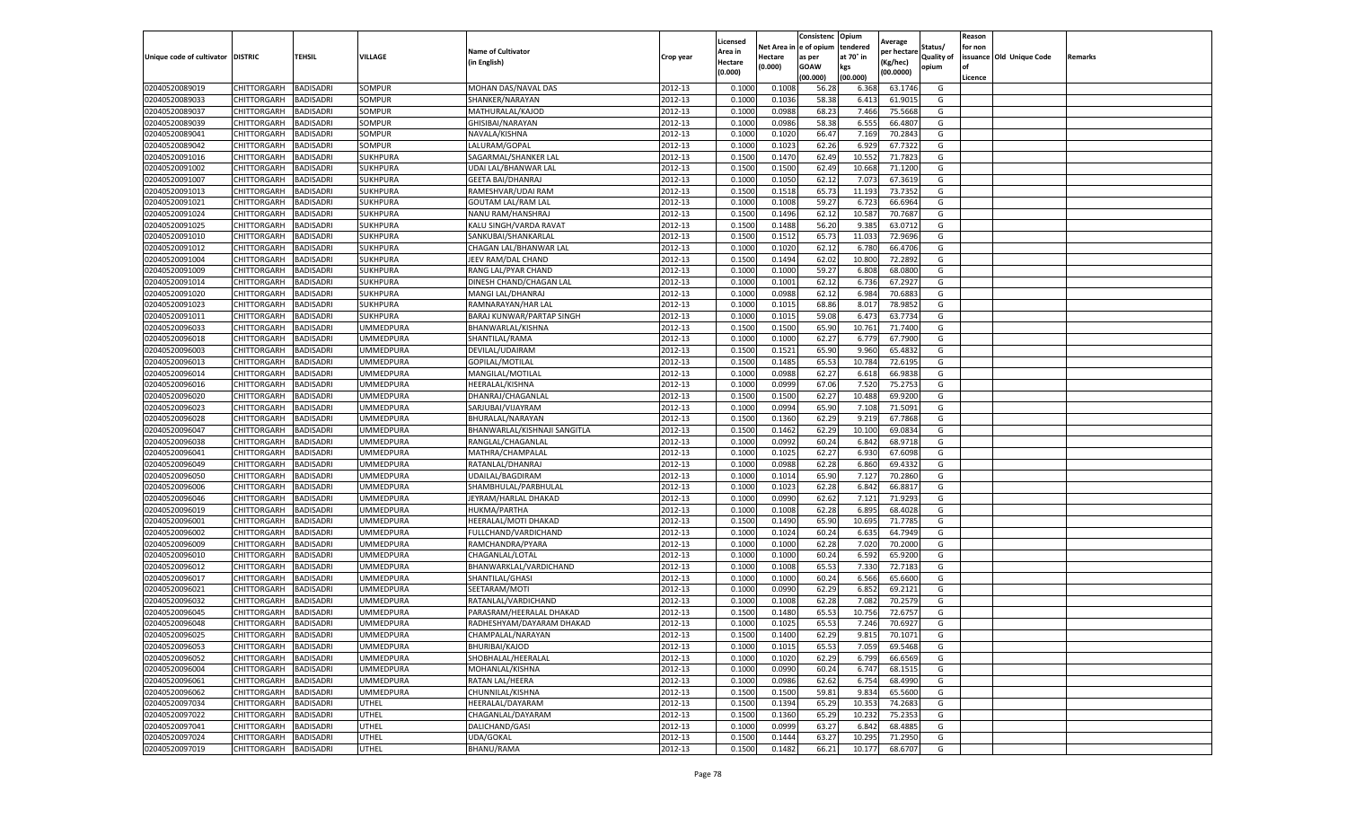| Unique code of cultivator | DISTRIC | TEHSIL | VILLAGE | Name of Cultivator (in English) | Crop year | Licensed Area in Hectare (0.000) | Net Area in Hectare (0.000) | Consistenc e of opium as per GOAW (00.000) | Opium tendered at 70° in kgs (00.000) | Average per hectare (Kg/hec) (00.0000) | Status/ Quality of opium | Reason for non issuance of Licence | Old Unique Code | Remarks |
|---|---|---|---|---|---|---|---|---|---|---|---|---|---|---|
| 02040520089019 | CHITTORGARH | BADISADRI | SOMPUR | MOHAN DAS/NAVAL DAS | 2012-13 | 0.1000 | 0.1008 | 56.28 | 6.368 | 63.1746 | G | | | |
| 02040520089033 | CHITTORGARH | BADISADRI | SOMPUR | SHANKER/NARAYAN | 2012-13 | 0.1000 | 0.1036 | 58.38 | 6.413 | 61.9015 | G | | | |
| 02040520089037 | CHITTORGARH | BADISADRI | SOMPUR | MATHURALAL/KAJOD | 2012-13 | 0.1000 | 0.0988 | 68.23 | 7.466 | 75.5668 | G | | | |
| 02040520089039 | CHITTORGARH | BADISADRI | SOMPUR | GHISIBAI/NARAYAN | 2012-13 | 0.1000 | 0.0986 | 58.38 | 6.555 | 66.4807 | G | | | |
| 02040520089041 | CHITTORGARH | BADISADRI | SOMPUR | NAVALA/KISHNA | 2012-13 | 0.1000 | 0.1020 | 66.47 | 7.169 | 70.2843 | G | | | |
| 02040520089042 | CHITTORGARH | BADISADRI | SOMPUR | LALURAM/GOPAL | 2012-13 | 0.1000 | 0.1023 | 62.26 | 6.929 | 67.7322 | G | | | |
| 02040520091016 | CHITTORGARH | BADISADRI | SUKHPURA | SAGARMAL/SHANKER LAL | 2012-13 | 0.1500 | 0.1470 | 62.49 | 10.552 | 71.7823 | G | | | |
| 02040520091002 | CHITTORGARH | BADISADRI | SUKHPURA | UDAI LAL/BHANWAR LAL | 2012-13 | 0.1500 | 0.1500 | 62.49 | 10.668 | 71.1200 | G | | | |
| 02040520091007 | CHITTORGARH | BADISADRI | SUKHPURA | GEETA BAI/DHANRAJ | 2012-13 | 0.1000 | 0.1050 | 62.12 | 7.073 | 67.3619 | G | | | |
| 02040520091013 | CHITTORGARH | BADISADRI | SUKHPURA | RAMESHVAR/UDAI RAM | 2012-13 | 0.1500 | 0.1518 | 65.73 | 11.193 | 73.7352 | G | | | |
| 02040520091021 | CHITTORGARH | BADISADRI | SUKHPURA | GOUTAM LAL/RAM LAL | 2012-13 | 0.1000 | 0.1008 | 59.27 | 6.723 | 66.6964 | G | | | |
| 02040520091024 | CHITTORGARH | BADISADRI | SUKHPURA | NANU RAM/HANSHRAJ | 2012-13 | 0.1500 | 0.1496 | 62.12 | 10.587 | 70.7687 | G | | | |
| 02040520091025 | CHITTORGARH | BADISADRI | SUKHPURA | KALU SINGH/VARDA RAVAT | 2012-13 | 0.1500 | 0.1488 | 56.20 | 9.385 | 63.0712 | G | | | |
| 02040520091010 | CHITTORGARH | BADISADRI | SUKHPURA | SANKUBAI/SHANKARLAL | 2012-13 | 0.1500 | 0.1512 | 65.73 | 11.033 | 72.9696 | G | | | |
| 02040520091012 | CHITTORGARH | BADISADRI | SUKHPURA | CHAGAN LAL/BHANWAR LAL | 2012-13 | 0.1000 | 0.1020 | 62.12 | 6.780 | 66.4706 | G | | | |
| 02040520091004 | CHITTORGARH | BADISADRI | SUKHPURA | JEEV RAM/DAL CHAND | 2012-13 | 0.1500 | 0.1494 | 62.02 | 10.800 | 72.2892 | G | | | |
| 02040520091009 | CHITTORGARH | BADISADRI | SUKHPURA | RANG LAL/PYAR CHAND | 2012-13 | 0.1000 | 0.1000 | 59.27 | 6.808 | 68.0800 | G | | | |
| 02040520091014 | CHITTORGARH | BADISADRI | SUKHPURA | DINESH CHAND/CHAGAN LAL | 2012-13 | 0.1000 | 0.1001 | 62.12 | 6.736 | 67.2927 | G | | | |
| 02040520091020 | CHITTORGARH | BADISADRI | SUKHPURA | MANGI LAL/DHANRAJ | 2012-13 | 0.1000 | 0.0988 | 62.12 | 6.984 | 70.6883 | G | | | |
| 02040520091023 | CHITTORGARH | BADISADRI | SUKHPURA | RAMNARAYAN/HAR LAL | 2012-13 | 0.1000 | 0.1015 | 68.86 | 8.017 | 78.9852 | G | | | |
| 02040520091011 | CHITTORGARH | BADISADRI | SUKHPURA | BARAJ KUNWAR/PARTAP SINGH | 2012-13 | 0.1000 | 0.1015 | 59.08 | 6.473 | 63.7734 | G | | | |
| 02040520096033 | CHITTORGARH | BADISADRI | UMMEDPURA | BHANWARLAL/KISHNA | 2012-13 | 0.1500 | 0.1500 | 65.90 | 10.761 | 71.7400 | G | | | |
| 02040520096018 | CHITTORGARH | BADISADRI | UMMEDPURA | SHANTILAL/RAMA | 2012-13 | 0.1000 | 0.1000 | 62.27 | 6.779 | 67.7900 | G | | | |
| 02040520096003 | CHITTORGARH | BADISADRI | UMMEDPURA | DEVILAL/UDAIRAM | 2012-13 | 0.1500 | 0.1521 | 65.90 | 9.960 | 65.4832 | G | | | |
| 02040520096013 | CHITTORGARH | BADISADRI | UMMEDPURA | GOPILAL/MOTILAL | 2012-13 | 0.1500 | 0.1485 | 65.53 | 10.784 | 72.6195 | G | | | |
| 02040520096014 | CHITTORGARH | BADISADRI | UMMEDPURA | MANGILAL/MOTILAL | 2012-13 | 0.1000 | 0.0988 | 62.27 | 6.618 | 66.9838 | G | | | |
| 02040520096016 | CHITTORGARH | BADISADRI | UMMEDPURA | HEERALAL/KISHNA | 2012-13 | 0.1000 | 0.0999 | 67.06 | 7.520 | 75.2753 | G | | | |
| 02040520096020 | CHITTORGARH | BADISADRI | UMMEDPURA | DHANRAJ/CHAGANLAL | 2012-13 | 0.1500 | 0.1500 | 62.27 | 10.488 | 69.9200 | G | | | |
| 02040520096023 | CHITTORGARH | BADISADRI | UMMEDPURA | SARJUBAI/VIJAYRAM | 2012-13 | 0.1000 | 0.0994 | 65.90 | 7.108 | 71.5091 | G | | | |
| 02040520096028 | CHITTORGARH | BADISADRI | UMMEDPURA | BHURALAL/NARAYAN | 2012-13 | 0.1500 | 0.1360 | 62.29 | 9.219 | 67.7868 | G | | | |
| 02040520096047 | CHITTORGARH | BADISADRI | UMMEDPURA | BHANWARLAL/KISHNAJI SANGITLA | 2012-13 | 0.1500 | 0.1462 | 62.29 | 10.100 | 69.0834 | G | | | |
| 02040520096038 | CHITTORGARH | BADISADRI | UMMEDPURA | RANGLAL/CHAGANLAL | 2012-13 | 0.1000 | 0.0992 | 60.24 | 6.842 | 68.9718 | G | | | |
| 02040520096041 | CHITTORGARH | BADISADRI | UMMEDPURA | MATHRA/CHAMPALAL | 2012-13 | 0.1000 | 0.1025 | 62.27 | 6.930 | 67.6098 | G | | | |
| 02040520096049 | CHITTORGARH | BADISADRI | UMMEDPURA | RATANLAL/DHANRAJ | 2012-13 | 0.1000 | 0.0988 | 62.28 | 6.860 | 69.4332 | G | | | |
| 02040520096050 | CHITTORGARH | BADISADRI | UMMEDPURA | UDAILAL/BAGDIRAM | 2012-13 | 0.1000 | 0.1014 | 65.90 | 7.127 | 70.2860 | G | | | |
| 02040520096006 | CHITTORGARH | BADISADRI | UMMEDPURA | SHAMBHULAL/PARBHULAL | 2012-13 | 0.1000 | 0.1023 | 62.28 | 6.842 | 66.8817 | G | | | |
| 02040520096046 | CHITTORGARH | BADISADRI | UMMEDPURA | JEYRAM/HARLAL DHAKAD | 2012-13 | 0.1000 | 0.0990 | 62.62 | 7.121 | 71.9293 | G | | | |
| 02040520096019 | CHITTORGARH | BADISADRI | UMMEDPURA | HUKMA/PARTHA | 2012-13 | 0.1000 | 0.1008 | 62.28 | 6.895 | 68.4028 | G | | | |
| 02040520096001 | CHITTORGARH | BADISADRI | UMMEDPURA | HEERALAL/MOTI DHAKAD | 2012-13 | 0.1500 | 0.1490 | 65.90 | 10.695 | 71.7785 | G | | | |
| 02040520096002 | CHITTORGARH | BADISADRI | UMMEDPURA | FULLCHAND/VARDICHAND | 2012-13 | 0.1000 | 0.1024 | 60.24 | 6.635 | 64.7949 | G | | | |
| 02040520096009 | CHITTORGARH | BADISADRI | UMMEDPURA | RAMCHANDRA/PYARA | 2012-13 | 0.1000 | 0.1000 | 62.28 | 7.020 | 70.2000 | G | | | |
| 02040520096010 | CHITTORGARH | BADISADRI | UMMEDPURA | CHAGANLAL/LOTAL | 2012-13 | 0.1000 | 0.1000 | 60.24 | 6.592 | 65.9200 | G | | | |
| 02040520096012 | CHITTORGARH | BADISADRI | UMMEDPURA | BHANWARKLAL/VARDICHAND | 2012-13 | 0.1000 | 0.1008 | 65.53 | 7.330 | 72.7183 | G | | | |
| 02040520096017 | CHITTORGARH | BADISADRI | UMMEDPURA | SHANTILAL/GHASI | 2012-13 | 0.1000 | 0.1000 | 60.24 | 6.566 | 65.6600 | G | | | |
| 02040520096021 | CHITTORGARH | BADISADRI | UMMEDPURA | SEETARAM/MOTI | 2012-13 | 0.1000 | 0.0990 | 62.29 | 6.852 | 69.2121 | G | | | |
| 02040520096032 | CHITTORGARH | BADISADRI | UMMEDPURA | RATANLAL/VARDICHAND | 2012-13 | 0.1000 | 0.1008 | 62.28 | 7.082 | 70.2579 | G | | | |
| 02040520096045 | CHITTORGARH | BADISADRI | UMMEDPURA | PARASRAM/HEERALAL DHAKAD | 2012-13 | 0.1500 | 0.1480 | 65.53 | 10.756 | 72.6757 | G | | | |
| 02040520096048 | CHITTORGARH | BADISADRI | UMMEDPURA | RADHESHYAM/DAYARAM DHAKAD | 2012-13 | 0.1000 | 0.1025 | 65.53 | 7.246 | 70.6927 | G | | | |
| 02040520096025 | CHITTORGARH | BADISADRI | UMMEDPURA | CHAMPALAL/NARAYAN | 2012-13 | 0.1500 | 0.1400 | 62.29 | 9.815 | 70.1071 | G | | | |
| 02040520096053 | CHITTORGARH | BADISADRI | UMMEDPURA | BHURIBAI/KAJOD | 2012-13 | 0.1000 | 0.1015 | 65.53 | 7.059 | 69.5468 | G | | | |
| 02040520096052 | CHITTORGARH | BADISADRI | UMMEDPURA | SHOBHALAL/HEERALAL | 2012-13 | 0.1000 | 0.1020 | 62.29 | 6.799 | 66.6569 | G | | | |
| 02040520096004 | CHITTORGARH | BADISADRI | UMMEDPURA | MOHANLAL/KISHNA | 2012-13 | 0.1000 | 0.0990 | 60.24 | 6.747 | 68.1515 | G | | | |
| 02040520096061 | CHITTORGARH | BADISADRI | UMMEDPURA | RATAN LAL/HEERA | 2012-13 | 0.1000 | 0.0986 | 62.62 | 6.754 | 68.4990 | G | | | |
| 02040520096062 | CHITTORGARH | BADISADRI | UMMEDPURA | CHUNNILAL/KISHNA | 2012-13 | 0.1500 | 0.1500 | 59.81 | 9.834 | 65.5600 | G | | | |
| 02040520097034 | CHITTORGARH | BADISADRI | UTHEL | HEERALAL/DAYARAM | 2012-13 | 0.1500 | 0.1394 | 65.29 | 10.353 | 74.2683 | G | | | |
| 02040520097022 | CHITTORGARH | BADISADRI | UTHEL | CHAGANLAL/DAYARAM | 2012-13 | 0.1500 | 0.1360 | 65.29 | 10.232 | 75.2353 | G | | | |
| 02040520097041 | CHITTORGARH | BADISADRI | UTHEL | DALICHAND/GASI | 2012-13 | 0.1000 | 0.0999 | 63.27 | 6.842 | 68.4885 | G | | | |
| 02040520097024 | CHITTORGARH | BADISADRI | UTHEL | UDA/GOKAL | 2012-13 | 0.1500 | 0.1444 | 63.27 | 10.295 | 71.2950 | G | | | |
| 02040520097019 | CHITTORGARH | BADISADRI | UTHEL | BHANU/RAMA | 2012-13 | 0.1500 | 0.1482 | 66.21 | 10.177 | 68.6707 | G | | | |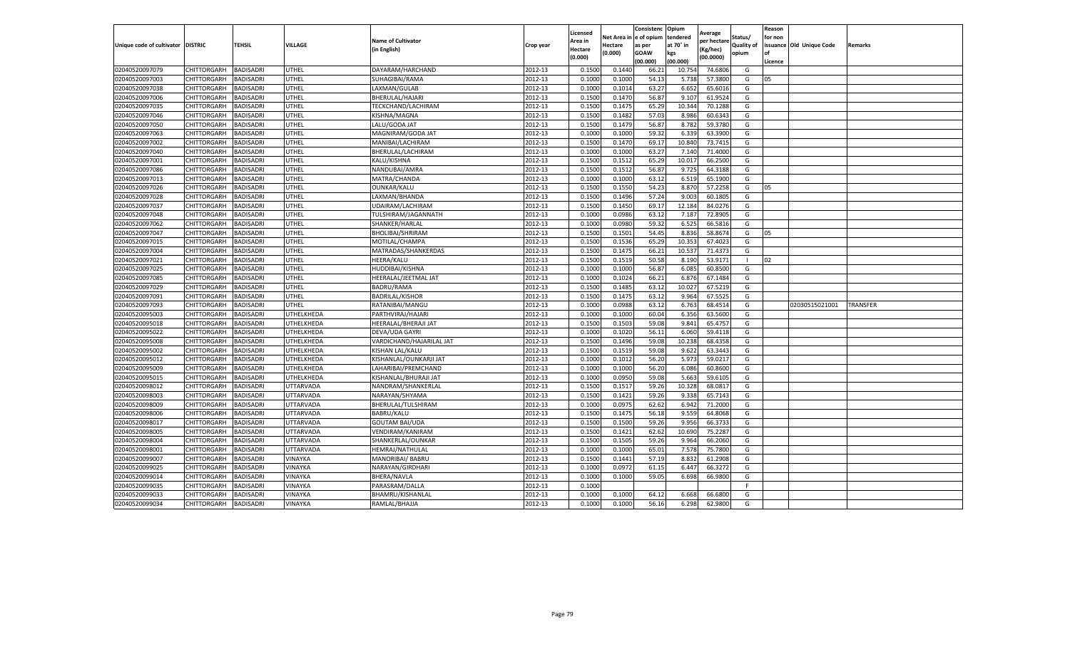| Unique code of cultivator | DISTRIC | TEHSIL | VILLAGE | Name of Cultivator (in English) | Crop year | Licensed Area in Hectare (0.000) | Net Area in Hectare (0.000) | Consistenc e of opium as per GOAW (00.000) | Opium tendered at 70° in kgs (00.000) | Average per hectare (Kg/hec) (00.0000) | Status/ Quality of opium | Reason for non issuance of Licence | Old Unique Code | Remarks |
|---|---|---|---|---|---|---|---|---|---|---|---|---|---|---|
| 02040520097079 | CHITTORGARH | BADISADRI | UTHEL | DAYARAM/HARCHAND | 2012-13 | 0.1500 | 0.1440 | 66.21 | 10.754 | 74.6806 | G | | | |
| 02040520097003 | CHITTORGARH | BADISADRI | UTHEL | SUHAGIBAI/RAMA | 2012-13 | 0.1000 | 0.1000 | 54.13 | 5.738 | 57.3800 | G | 05 | | |
| 02040520097038 | CHITTORGARH | BADISADRI | UTHEL | LAXMAN/GULAB | 2012-13 | 0.1000 | 0.1014 | 63.27 | 6.652 | 65.6016 | G | | | |
| 02040520097006 | CHITTORGARH | BADISADRI | UTHEL | BHERULAL/HAJARI | 2012-13 | 0.1500 | 0.1470 | 56.87 | 9.107 | 61.9524 | G | | | |
| 02040520097035 | CHITTORGARH | BADISADRI | UTHEL | TECKCHAND/LACHIRAM | 2012-13 | 0.1500 | 0.1475 | 65.29 | 10.344 | 70.1288 | G | | | |
| 02040520097046 | CHITTORGARH | BADISADRI | UTHEL | KISHNA/MAGNA | 2012-13 | 0.1500 | 0.1482 | 57.03 | 8.986 | 60.6343 | G | | | |
| 02040520097050 | CHITTORGARH | BADISADRI | UTHEL | LALU/GODA JAT | 2012-13 | 0.1500 | 0.1479 | 56.87 | 8.782 | 59.3780 | G | | | |
| 02040520097063 | CHITTORGARH | BADISADRI | UTHEL | MAGNIRAM/GODA JAT | 2012-13 | 0.1000 | 0.1000 | 59.32 | 6.339 | 63.3900 | G | | | |
| 02040520097002 | CHITTORGARH | BADISADRI | UTHEL | MANIBAI/LACHIRAM | 2012-13 | 0.1500 | 0.1470 | 69.17 | 10.840 | 73.7415 | G | | | |
| 02040520097040 | CHITTORGARH | BADISADRI | UTHEL | BHERULAL/LACHIRAM | 2012-13 | 0.1000 | 0.1000 | 63.27 | 7.140 | 71.4000 | G | | | |
| 02040520097001 | CHITTORGARH | BADISADRI | UTHEL | KALU/KISHNA | 2012-13 | 0.1500 | 0.1512 | 65.29 | 10.017 | 66.2500 | G | | | |
| 02040520097086 | CHITTORGARH | BADISADRI | UTHEL | NANDUBAI/AMRA | 2012-13 | 0.1500 | 0.1512 | 56.87 | 9.725 | 64.3188 | G | | | |
| 02040520097013 | CHITTORGARH | BADISADRI | UTHEL | MATRA/CHANDA | 2012-13 | 0.1000 | 0.1000 | 63.12 | 6.519 | 65.1900 | G | | | |
| 02040520097026 | CHITTORGARH | BADISADRI | UTHEL | OUNKAR/KALU | 2012-13 | 0.1500 | 0.1550 | 54.23 | 8.870 | 57.2258 | G | 05 | | |
| 02040520097028 | CHITTORGARH | BADISADRI | UTHEL | LAXMAN/BHANDA | 2012-13 | 0.1500 | 0.1496 | 57.24 | 9.003 | 60.1805 | G | | | |
| 02040520097037 | CHITTORGARH | BADISADRI | UTHEL | UDAIRAM/LACHIRAM | 2012-13 | 0.1500 | 0.1450 | 69.17 | 12.184 | 84.0276 | G | | | |
| 02040520097048 | CHITTORGARH | BADISADRI | UTHEL | TULSHIRAM/JAGANNATH | 2012-13 | 0.1000 | 0.0986 | 63.12 | 7.187 | 72.8905 | G | | | |
| 02040520097062 | CHITTORGARH | BADISADRI | UTHEL | SHANKER/HARLAL | 2012-13 | 0.1000 | 0.0980 | 59.32 | 6.525 | 66.5816 | G | | | |
| 02040520097047 | CHITTORGARH | BADISADRI | UTHEL | BHOLIBAI/SHRIRAM | 2012-13 | 0.1500 | 0.1501 | 54.45 | 8.836 | 58.8674 | G | 05 | | |
| 02040520097015 | CHITTORGARH | BADISADRI | UTHEL | MOTILAL/CHAMPA | 2012-13 | 0.1500 | 0.1536 | 65.29 | 10.353 | 67.4023 | G | | | |
| 02040520097004 | CHITTORGARH | BADISADRI | UTHEL | MATRADAS/SHANKERDAS | 2012-13 | 0.1500 | 0.1475 | 66.21 | 10.537 | 71.4373 | G | | | |
| 02040520097021 | CHITTORGARH | BADISADRI | UTHEL | HEERA/KALU | 2012-13 | 0.1500 | 0.1519 | 50.58 | 8.190 | 53.9171 | I | 02 | | |
| 02040520097025 | CHITTORGARH | BADISADRI | UTHEL | HUDDIBAI/KISHNA | 2012-13 | 0.1000 | 0.1000 | 56.87 | 6.085 | 60.8500 | G | | | |
| 02040520097085 | CHITTORGARH | BADISADRI | UTHEL | HEERALAL/JEETMAL JAT | 2012-13 | 0.1000 | 0.1024 | 66.21 | 6.876 | 67.1484 | G | | | |
| 02040520097029 | CHITTORGARH | BADISADRI | UTHEL | BADRU/RAMA | 2012-13 | 0.1500 | 0.1485 | 63.12 | 10.027 | 67.5219 | G | | | |
| 02040520097091 | CHITTORGARH | BADISADRI | UTHEL | BADRILAL/KISHOR | 2012-13 | 0.1500 | 0.1475 | 63.12 | 9.964 | 67.5525 | G | | | |
| 02040520097093 | CHITTORGARH | BADISADRI | UTHEL | RATANIBAI/MANGU | 2012-13 | 0.1000 | 0.0988 | 63.12 | 6.763 | 68.4514 | G | | 02030515021001 | TRANSFER |
| 02040520095003 | CHITTORGARH | BADISADRI | UTHELKHEDA | PARTHVIRAJ/HAJARI | 2012-13 | 0.1000 | 0.1000 | 60.04 | 6.356 | 63.5600 | G | | | |
| 02040520095018 | CHITTORGARH | BADISADRI | UTHELKHEDA | HEERALAL/BHERAJI JAT | 2012-13 | 0.1500 | 0.1503 | 59.08 | 9.841 | 65.4757 | G | | | |
| 02040520095022 | CHITTORGARH | BADISADRI | UTHELKHEDA | DEVA/UDA GAYRI | 2012-13 | 0.1000 | 0.1020 | 56.11 | 6.060 | 59.4118 | G | | | |
| 02040520095008 | CHITTORGARH | BADISADRI | UTHELKHEDA | VARDICHAND/HAJARILAL JAT | 2012-13 | 0.1500 | 0.1496 | 59.08 | 10.238 | 68.4358 | G | | | |
| 02040520095002 | CHITTORGARH | BADISADRI | UTHELKHEDA | KISHAN LAL/KALU | 2012-13 | 0.1500 | 0.1519 | 59.08 | 9.622 | 63.3443 | G | | | |
| 02040520095012 | CHITTORGARH | BADISADRI | UTHELKHEDA | KISHANLAL/OUNKARJI JAT | 2012-13 | 0.1000 | 0.1012 | 56.20 | 5.973 | 59.0217 | G | | | |
| 02040520095009 | CHITTORGARH | BADISADRI | UTHELKHEDA | LAHARIBAI/PREMCHAND | 2012-13 | 0.1000 | 0.1000 | 56.20 | 6.086 | 60.8600 | G | | | |
| 02040520095015 | CHITTORGARH | BADISADRI | UTHELKHEDA | KISHANLAL/BHURAJI JAT | 2012-13 | 0.1000 | 0.0950 | 59.08 | 5.663 | 59.6105 | G | | | |
| 02040520098012 | CHITTORGARH | BADISADRI | UTTARVADA | NANDRAM/SHANKERLAL | 2012-13 | 0.1500 | 0.1517 | 59.26 | 10.328 | 68.0817 | G | | | |
| 02040520098003 | CHITTORGARH | BADISADRI | UTTARVADA | NARAYAN/SHYAMA | 2012-13 | 0.1500 | 0.1421 | 59.26 | 9.338 | 65.7143 | G | | | |
| 02040520098009 | CHITTORGARH | BADISADRI | UTTARVADA | BHERULAL/TULSHIRAM | 2012-13 | 0.1000 | 0.0975 | 62.62 | 6.942 | 71.2000 | G | | | |
| 02040520098006 | CHITTORGARH | BADISADRI | UTTARVADA | BABRU/KALU | 2012-13 | 0.1500 | 0.1475 | 56.18 | 9.559 | 64.8068 | G | | | |
| 02040520098017 | CHITTORGARH | BADISADRI | UTTARVADA | GOUTAM BAI/UDA | 2012-13 | 0.1500 | 0.1500 | 59.26 | 9.956 | 66.3733 | G | | | |
| 02040520098005 | CHITTORGARH | BADISADRI | UTTARVADA | VENDIRAM/KANIRAM | 2012-13 | 0.1500 | 0.1421 | 62.62 | 10.690 | 75.2287 | G | | | |
| 02040520098004 | CHITTORGARH | BADISADRI | UTTARVADA | SHANKERLAL/OUNKAR | 2012-13 | 0.1500 | 0.1505 | 59.26 | 9.964 | 66.2060 | G | | | |
| 02040520098001 | CHITTORGARH | BADISADRI | UTTARVADA | HEMRAJ/NATHULAL | 2012-13 | 0.1000 | 0.1000 | 65.01 | 7.578 | 75.7800 | G | | | |
| 02040520099007 | CHITTORGARH | BADISADRI | VINAYKA | MANORIBAI/ BABRU | 2012-13 | 0.1500 | 0.1441 | 57.19 | 8.832 | 61.2908 | G | | | |
| 02040520099025 | CHITTORGARH | BADISADRI | VINAYKA | NARAYAN/GIRDHARI | 2012-13 | 0.1000 | 0.0972 | 61.15 | 6.447 | 66.3272 | G | | | |
| 02040520099014 | CHITTORGARH | BADISADRI | VINAYKA | BHERA/NAVLA | 2012-13 | 0.1000 | 0.1000 | 59.05 | 6.698 | 66.9800 | G | | | |
| 02040520099035 | CHITTORGARH | BADISADRI | VINAYKA | PARASRAM/DALLA | 2012-13 | 0.1000 | | | | | F | | | |
| 02040520099033 | CHITTORGARH | BADISADRI | VINAYKA | BHAMRU/KISHANLAL | 2012-13 | 0.1000 | 0.1000 | 64.12 | 6.668 | 66.6800 | G | | | |
| 02040520099034 | CHITTORGARH | BADISADRI | VINAYKA | RAMLAL/BHAJJA | 2012-13 | 0.1000 | 0.1000 | 56.16 | 6.298 | 62.9800 | G | | | |